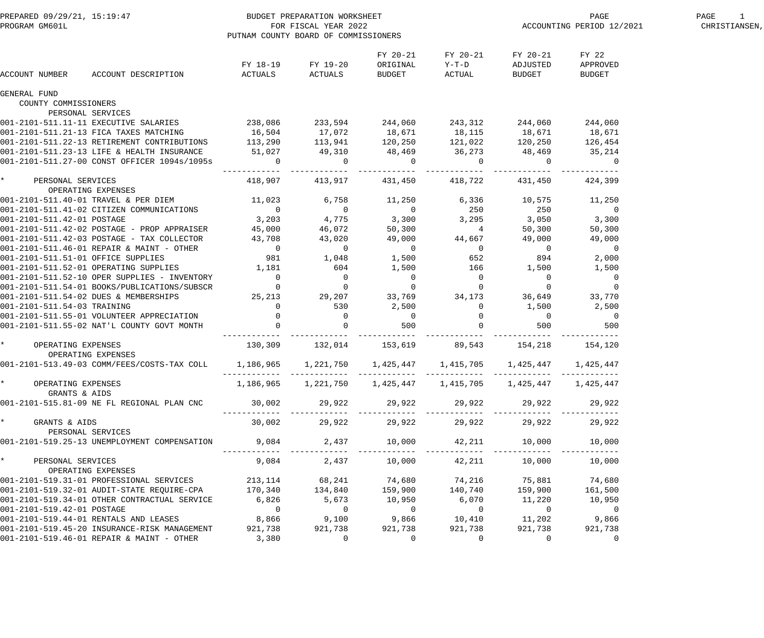PREPARED 09/29/21, 15:19:47
PROGRAM GM601L

BUDGET PREPARATION WORKSHEET
FOR FISCAL YEAR 2022
PUTNAM COUNTY BOARD OF COMMISSIONERS

ACCOUNTING PERIOD 12/2021

CHRISTIANSEN,

| ACCOUNT NUMBER | ACCOUNT DESCRIPTION | FY 18-19 ACTUALS | FY 19-20 ACTUALS | FY 20-21 ORIGINAL BUDGET | FY 20-21 Y-T-D ACTUAL | FY 20-21 ADJUSTED BUDGET | FY 22 APPROVED BUDGET |
|---|---|---|---|---|---|---|---|
| GENERAL FUND | | | | | | | |
| COUNTY COMMISSIONERS | | | | | | | |
| PERSONAL SERVICES | | | | | | | |
| 001-2101-511.11-11 | EXECUTIVE SALARIES | 238,086 | 233,594 | 244,060 | 243,312 | 244,060 | 244,060 |
| 001-2101-511.21-13 | FICA TAXES MATCHING | 16,504 | 17,072 | 18,671 | 18,115 | 18,671 | 18,671 |
| 001-2101-511.22-13 | RETIREMENT CONTRIBUTIONS | 113,290 | 113,941 | 120,250 | 121,022 | 120,250 | 126,454 |
| 001-2101-511.23-13 | LIFE & HEALTH INSURANCE | 51,027 | 49,310 | 48,469 | 36,273 | 48,469 | 35,214 |
| 001-2101-511.27-00 | CONST OFFICER 1094s/1095s | 0 | 0 | 0 | 0 | 0 | 0 |
| * | PERSONAL SERVICES | 418,907 | 413,917 | 431,450 | 418,722 | 431,450 | 424,399 |
| OPERATING EXPENSES | | | | | | | |
| 001-2101-511.40-01 | TRAVEL & PER DIEM | 11,023 | 6,758 | 11,250 | 6,336 | 10,575 | 11,250 |
| 001-2101-511.41-02 | CITIZEN COMMUNICATIONS | 0 | 0 | 0 | 250 | 250 | 0 |
| 001-2101-511.42-01 | POSTAGE | 3,203 | 4,775 | 3,300 | 3,295 | 3,050 | 3,300 |
| 001-2101-511.42-02 | POSTAGE - PROP APPRAISER | 45,000 | 46,072 | 50,300 | 4 | 50,300 | 50,300 |
| 001-2101-511.42-03 | POSTAGE - TAX COLLECTOR | 43,708 | 43,020 | 49,000 | 44,667 | 49,000 | 49,000 |
| 001-2101-511.46-01 | REPAIR & MAINT - OTHER | 0 | 0 | 0 | 0 | 0 | 0 |
| 001-2101-511.51-01 | OFFICE SUPPLIES | 981 | 1,048 | 1,500 | 652 | 894 | 2,000 |
| 001-2101-511.52-01 | OPERATING SUPPLIES | 1,181 | 604 | 1,500 | 166 | 1,500 | 1,500 |
| 001-2101-511.52-10 | OPER SUPPLIES - INVENTORY | 0 | 0 | 0 | 0 | 0 | 0 |
| 001-2101-511.54-01 | BOOKS/PUBLICATIONS/SUBSCR | 0 | 0 | 0 | 0 | 0 | 0 |
| 001-2101-511.54-02 | DUES & MEMBERSHIPS | 25,213 | 29,207 | 33,769 | 34,173 | 36,649 | 33,770 |
| 001-2101-511.54-03 | TRAINING | 0 | 530 | 2,500 | 0 | 1,500 | 2,500 |
| 001-2101-511.55-01 | VOLUNTEER APPRECIATION | 0 | 0 | 0 | 0 | 0 | 0 |
| 001-2101-511.55-02 | NAT'L COUNTY GOVT MONTH | 0 | 0 | 500 | 0 | 500 | 500 |
| * | OPERATING EXPENSES | 130,309 | 132,014 | 153,619 | 89,543 | 154,218 | 154,120 |
| OPERATING EXPENSES | | | | | | | |
| 001-2101-513.49-03 | COMM/FEES/COSTS-TAX COLL | 1,186,965 | 1,221,750 | 1,425,447 | 1,415,705 | 1,425,447 | 1,425,447 |
| * | OPERATING EXPENSES | 1,186,965 | 1,221,750 | 1,425,447 | 1,415,705 | 1,425,447 | 1,425,447 |
| GRANTS & AIDS | | | | | | | |
| 001-2101-515.81-09 | NE FL REGIONAL PLAN CNC | 30,002 | 29,922 | 29,922 | 29,922 | 29,922 | 29,922 |
| * | GRANTS & AIDS | 30,002 | 29,922 | 29,922 | 29,922 | 29,922 | 29,922 |
| PERSONAL SERVICES | | | | | | | |
| 001-2101-519.25-13 | UNEMPLOYMENT COMPENSATION | 9,084 | 2,437 | 10,000 | 42,211 | 10,000 | 10,000 |
| * | PERSONAL SERVICES | 9,084 | 2,437 | 10,000 | 42,211 | 10,000 | 10,000 |
| OPERATING EXPENSES | | | | | | | |
| 001-2101-519.31-01 | PROFESSIONAL SERVICES | 213,114 | 68,241 | 74,680 | 74,216 | 75,881 | 74,680 |
| 001-2101-519.32-01 | AUDIT-STATE REQUIRE-CPA | 170,340 | 134,840 | 159,900 | 140,740 | 159,900 | 161,500 |
| 001-2101-519.34-01 | OTHER CONTRACTUAL SERVICE | 6,826 | 5,673 | 10,950 | 6,070 | 11,220 | 10,950 |
| 001-2101-519.42-01 | POSTAGE | 0 | 0 | 0 | 0 | 0 | 0 |
| 001-2101-519.44-01 | RENTALS AND LEASES | 8,866 | 9,100 | 9,866 | 10,410 | 11,202 | 9,866 |
| 001-2101-519.45-20 | INSURANCE-RISK MANAGEMENT | 921,738 | 921,738 | 921,738 | 921,738 | 921,738 | 921,738 |
| 001-2101-519.46-01 | REPAIR & MAINT - OTHER | 3,380 | 0 | 0 | 0 | 0 | 0 |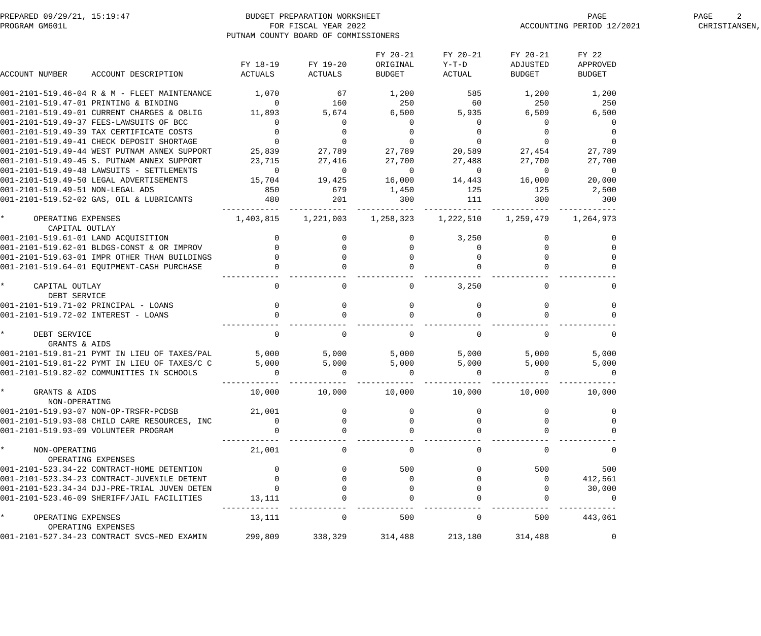BUDGET PREPARATION WORKSHEET
FOR FISCAL YEAR 2022
PUTNAM COUNTY BOARD OF COMMISSIONERS

PREPARED 09/29/21, 15:19:47
PROGRAM GM601L
ACCOUNTING PERIOD 12/2021

| ACCOUNT NUMBER | ACCOUNT DESCRIPTION | FY 18-19 ACTUALS | FY 19-20 ACTUALS | FY 20-21 ORIGINAL BUDGET | FY 20-21 Y-T-D ACTUAL | FY 20-21 ADJUSTED BUDGET | FY 22 APPROVED BUDGET |
|---|---|---|---|---|---|---|---|
| 001-2101-519.46-04 | R & M - FLEET MAINTENANCE | 1,070 | 67 | 1,200 | 585 | 1,200 | 1,200 |
| 001-2101-519.47-01 | PRINTING & BINDING | 0 | 160 | 250 | 60 | 250 | 250 |
| 001-2101-519.49-01 | CURRENT CHARGES & OBLIG | 11,893 | 5,674 | 6,500 | 5,935 | 6,509 | 6,500 |
| 001-2101-519.49-37 | FEES-LAWSUITS OF BCC | 0 | 0 | 0 | 0 | 0 | 0 |
| 001-2101-519.49-39 | TAX CERTIFICATE COSTS | 0 | 0 | 0 | 0 | 0 | 0 |
| 001-2101-519.49-41 | CHECK DEPOSIT SHORTAGE | 0 | 0 | 0 | 0 | 0 | 0 |
| 001-2101-519.49-44 | WEST PUTNAM ANNEX SUPPORT | 25,839 | 27,789 | 27,789 | 20,589 | 27,454 | 27,789 |
| 001-2101-519.49-45 | S. PUTNAM ANNEX SUPPORT | 23,715 | 27,416 | 27,700 | 27,488 | 27,700 | 27,700 |
| 001-2101-519.49-48 | LAWSUITS - SETTLEMENTS | 0 | 0 | 0 | 0 | 0 | 0 |
| 001-2101-519.49-50 | LEGAL ADVERTISEMENTS | 15,704 | 19,425 | 16,000 | 14,443 | 16,000 | 20,000 |
| 001-2101-519.49-51 | NON-LEGAL ADS | 850 | 679 | 1,450 | 125 | 125 | 2,500 |
| 001-2101-519.52-02 | GAS, OIL & LUBRICANTS | 480 | 201 | 300 | 111 | 300 | 300 |
| * | OPERATING EXPENSES | 1,403,815 | 1,221,003 | 1,258,323 | 1,222,510 | 1,259,479 | 1,264,973 |
| | CAPITAL OUTLAY | | | | | | |
| 001-2101-519.61-01 | LAND ACQUISITION | 0 | 0 | 0 | 3,250 | 0 | 0 |
| 001-2101-519.62-01 | BLDGS-CONST & OR IMPROV | 0 | 0 | 0 | 0 | 0 | 0 |
| 001-2101-519.63-01 | IMPR OTHER THAN BUILDINGS | 0 | 0 | 0 | 0 | 0 | 0 |
| 001-2101-519.64-01 | EQUIPMENT-CASH PURCHASE | 0 | 0 | 0 | 0 | 0 | 0 |
| * | CAPITAL OUTLAY | 0 | 0 | 0 | 3,250 | 0 | 0 |
| | DEBT SERVICE | | | | | | |
| 001-2101-519.71-02 | PRINCIPAL - LOANS | 0 | 0 | 0 | 0 | 0 | 0 |
| 001-2101-519.72-02 | INTEREST - LOANS | 0 | 0 | 0 | 0 | 0 | 0 |
| * | DEBT SERVICE | 0 | 0 | 0 | 0 | 0 | 0 |
| | GRANTS & AIDS | | | | | | |
| 001-2101-519.81-21 | PYMT IN LIEU OF TAXES/PAL | 5,000 | 5,000 | 5,000 | 5,000 | 5,000 | 5,000 |
| 001-2101-519.81-22 | PYMT IN LIEU OF TAXES/C C | 5,000 | 5,000 | 5,000 | 5,000 | 5,000 | 5,000 |
| 001-2101-519.82-02 | COMMUNITIES IN SCHOOLS | 0 | 0 | 0 | 0 | 0 | 0 |
| * | GRANTS & AIDS | 10,000 | 10,000 | 10,000 | 10,000 | 10,000 | 10,000 |
| | NON-OPERATING | | | | | | |
| 001-2101-519.93-07 | NON-OP-TRSFR-PCDSB | 21,001 | 0 | 0 | 0 | 0 | 0 |
| 001-2101-519.93-08 | CHILD CARE RESOURCES, INC | 0 | 0 | 0 | 0 | 0 | 0 |
| 001-2101-519.93-09 | VOLUNTEER PROGRAM | 0 | 0 | 0 | 0 | 0 | 0 |
| * | NON-OPERATING | 21,001 | 0 | 0 | 0 | 0 | 0 |
| | OPERATING EXPENSES | | | | | | |
| 001-2101-523.34-22 | CONTRACT-HOME DETENTION | 0 | 0 | 500 | 0 | 500 | 500 |
| 001-2101-523.34-23 | CONTRACT-JUVENILE DETENT | 0 | 0 | 0 | 0 | 0 | 412,561 |
| 001-2101-523.34-34 | DJJ-PRE-TRIAL JUVEN DETEN | 0 | 0 | 0 | 0 | 0 | 30,000 |
| 001-2101-523.46-09 | SHERIFF/JAIL FACILITIES | 13,111 | 0 | 0 | 0 | 0 | 0 |
| * | OPERATING EXPENSES | 13,111 | 0 | 500 | 0 | 500 | 443,061 |
| | OPERATING EXPENSES | | | | | | |
| 001-2101-527.34-23 | CONTRACT SVCS-MED EXAMIN | 299,809 | 338,329 | 314,488 | 213,180 | 314,488 | 0 |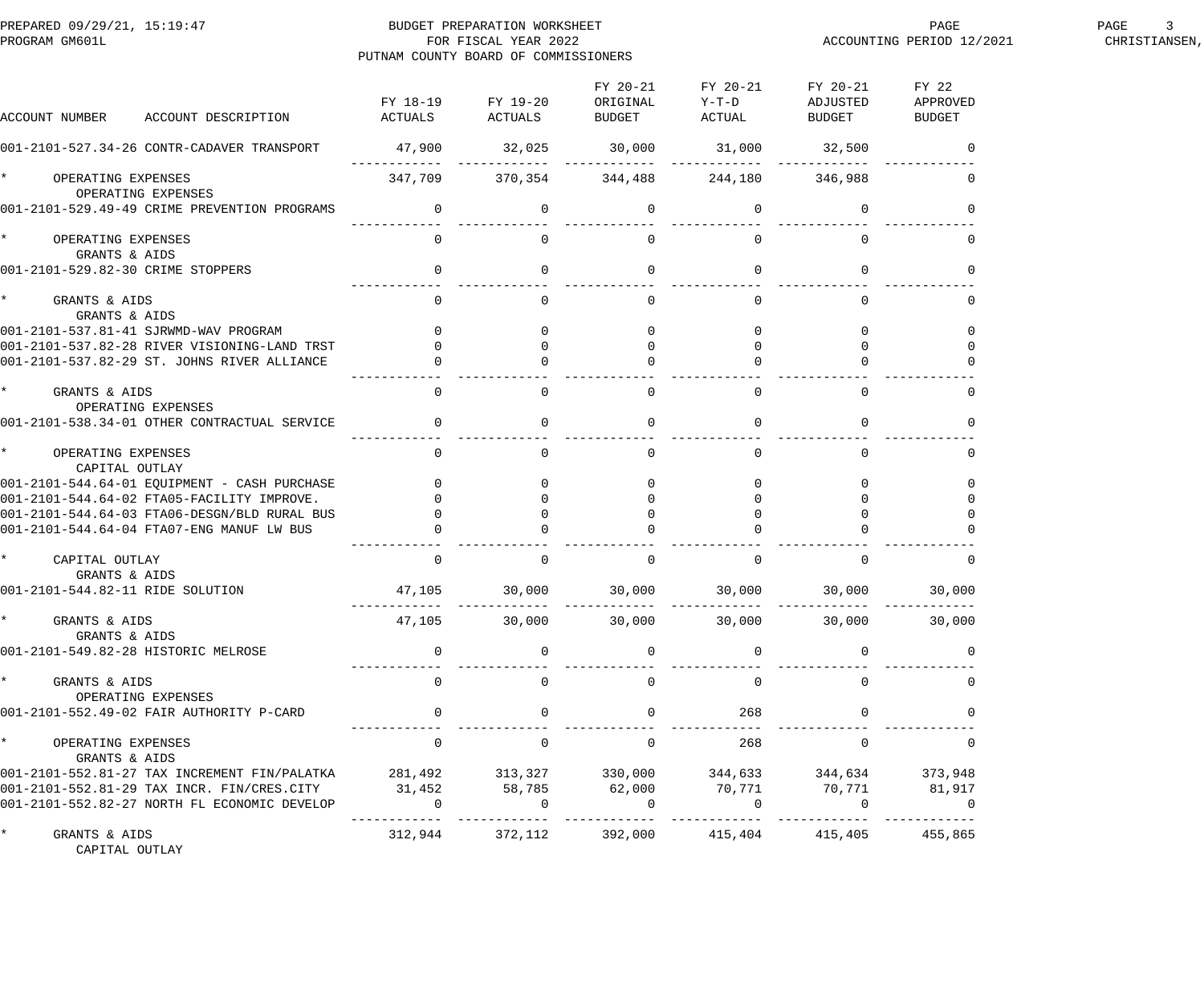BUDGET PREPARATION WORKSHEET
FOR FISCAL YEAR 2022
PUTNAM COUNTY BOARD OF COMMISSIONERS

| ACCOUNT NUMBER ACCOUNT DESCRIPTION | FY 18-19 ACTUALS | FY 19-20 ACTUALS | FY 20-21 ORIGINAL BUDGET | FY 20-21 Y-T-D ACTUAL | FY 20-21 ADJUSTED BUDGET | FY 22 APPROVED BUDGET |
|---|---|---|---|---|---|---|
| 001-2101-527.34-26 CONTR-CADAVER TRANSPORT | 47,900 | 32,025 | 30,000 | 31,000 | 32,500 | 0 |
| * OPERATING EXPENSES | 347,709 | 370,354 | 344,488 | 244,180 | 346,988 | 0 |
| OPERATING EXPENSES | | | | | | |
| 001-2101-529.49-49 CRIME PREVENTION PROGRAMS | 0 | 0 | 0 | 0 | 0 | 0 |
| * OPERATING EXPENSES | 0 | 0 | 0 | 0 | 0 | 0 |
| GRANTS & AIDS | | | | | | |
| 001-2101-529.82-30 CRIME STOPPERS | 0 | 0 | 0 | 0 | 0 | 0 |
| * GRANTS & AIDS | 0 | 0 | 0 | 0 | 0 | 0 |
| GRANTS & AIDS | | | | | | |
| 001-2101-537.81-41 SJRWMD-WAV PROGRAM | 0 | 0 | 0 | 0 | 0 | 0 |
| 001-2101-537.82-28 RIVER VISIONING-LAND TRST | 0 | 0 | 0 | 0 | 0 | 0 |
| 001-2101-537.82-29 ST. JOHNS RIVER ALLIANCE | 0 | 0 | 0 | 0 | 0 | 0 |
| * GRANTS & AIDS | 0 | 0 | 0 | 0 | 0 | 0 |
| OPERATING EXPENSES | | | | | | |
| 001-2101-538.34-01 OTHER CONTRACTUAL SERVICE | 0 | 0 | 0 | 0 | 0 | 0 |
| * OPERATING EXPENSES | 0 | 0 | 0 | 0 | 0 | 0 |
| CAPITAL OUTLAY | | | | | | |
| 001-2101-544.64-01 EQUIPMENT - CASH PURCHASE | 0 | 0 | 0 | 0 | 0 | 0 |
| 001-2101-544.64-02 FTA05-FACILITY IMPROVE. | 0 | 0 | 0 | 0 | 0 | 0 |
| 001-2101-544.64-03 FTA06-DESGN/BLD RURAL BUS | 0 | 0 | 0 | 0 | 0 | 0 |
| 001-2101-544.64-04 FTA07-ENG MANUF LW BUS | 0 | 0 | 0 | 0 | 0 | 0 |
| * CAPITAL OUTLAY | 0 | 0 | 0 | 0 | 0 | 0 |
| GRANTS & AIDS | | | | | | |
| 001-2101-544.82-11 RIDE SOLUTION | 47,105 | 30,000 | 30,000 | 30,000 | 30,000 | 30,000 |
| * GRANTS & AIDS | 47,105 | 30,000 | 30,000 | 30,000 | 30,000 | 30,000 |
| GRANTS & AIDS | | | | | | |
| 001-2101-549.82-28 HISTORIC MELROSE | 0 | 0 | 0 | 0 | 0 | 0 |
| * GRANTS & AIDS | 0 | 0 | 0 | 0 | 0 | 0 |
| OPERATING EXPENSES | | | | | | |
| 001-2101-552.49-02 FAIR AUTHORITY P-CARD | 0 | 0 | 0 | 268 | 0 | 0 |
| * OPERATING EXPENSES | 0 | 0 | 0 | 268 | 0 | 0 |
| GRANTS & AIDS | | | | | | |
| 001-2101-552.81-27 TAX INCREMENT FIN/PALATKA | 281,492 | 313,327 | 330,000 | 344,633 | 344,634 | 373,948 |
| 001-2101-552.81-29 TAX INCR. FIN/CRES.CITY | 31,452 | 58,785 | 62,000 | 70,771 | 70,771 | 81,917 |
| 001-2101-552.82-27 NORTH FL ECONOMIC DEVELOP | 0 | 0 | 0 | 0 | 0 | 0 |
| * GRANTS & AIDS | 312,944 | 372,112 | 392,000 | 415,404 | 415,405 | 455,865 |
| CAPITAL OUTLAY | | | | | | |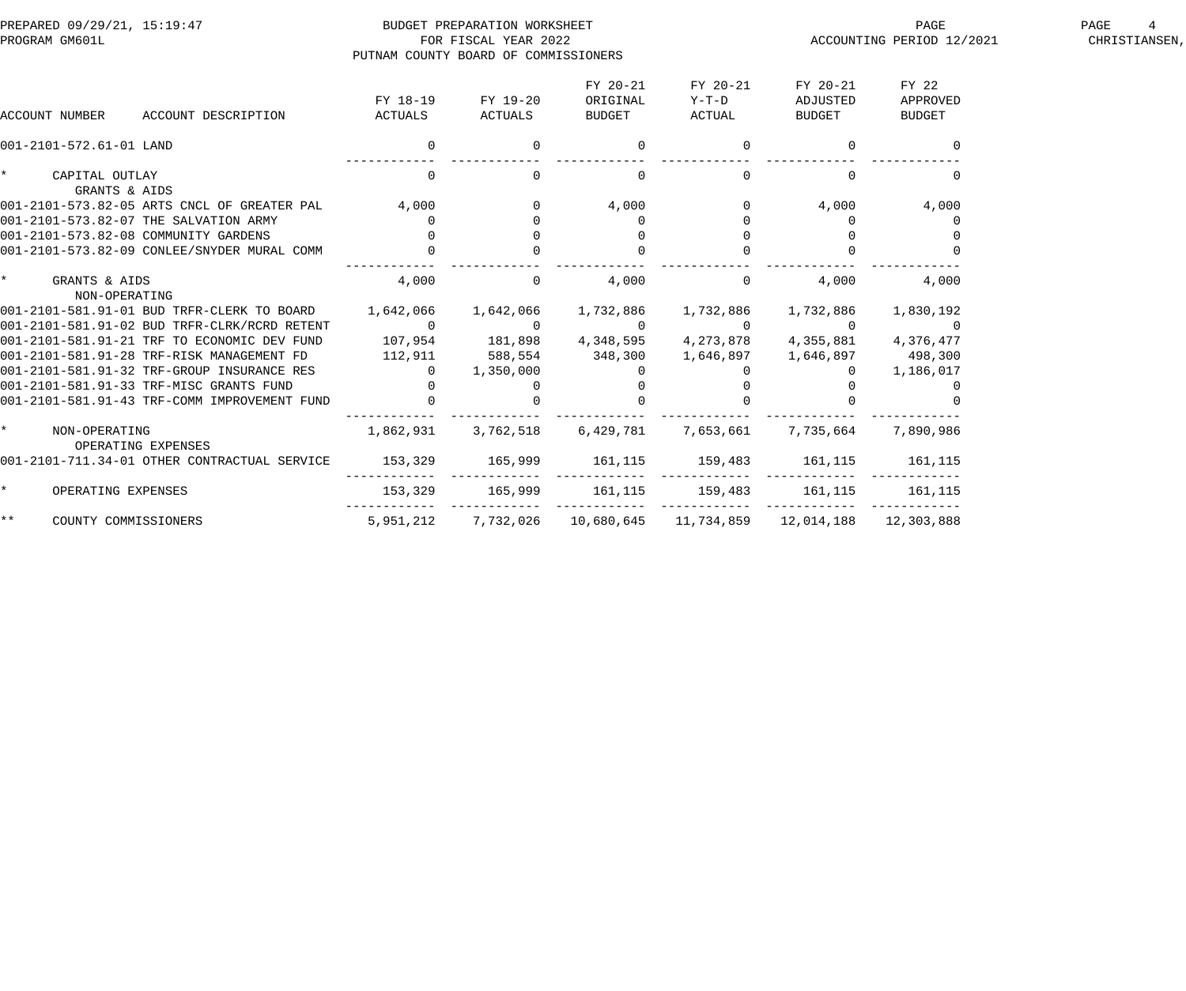PREPARED 09/29/21, 15:19:47 — BUDGET PREPARATION WORKSHEET — PROGRAM GM601L

FOR FISCAL YEAR 2022

PUTNAM COUNTY BOARD OF COMMISSIONERS

ACCOUNTING PERIOD 12/2021 — CHRISTIANSEN,

| ACCOUNT NUMBER | ACCOUNT DESCRIPTION | FY 18-19 ACTUALS | FY 19-20 ACTUALS | FY 20-21 ORIGINAL BUDGET | FY 20-21 Y-T-D ACTUAL | FY 20-21 ADJUSTED BUDGET | FY 22 APPROVED BUDGET |
|---|---|---|---|---|---|---|---|
| 001-2101-572.61-01 | LAND | 0 | 0 | 0 | 0 | 0 | 0 |
| * | CAPITAL OUTLAY | 0 | 0 | 0 | 0 | 0 | 0 |
| | GRANTS & AIDS | | | | | | |
| 001-2101-573.82-05 | ARTS CNCL OF GREATER PAL | 4,000 | 0 | 4,000 | 0 | 4,000 | 4,000 |
| 001-2101-573.82-07 | THE SALVATION ARMY | 0 | 0 | 0 | 0 | 0 | 0 |
| 001-2101-573.82-08 | COMMUNITY GARDENS | 0 | 0 | 0 | 0 | 0 | 0 |
| 001-2101-573.82-09 | CONLEE/SNYDER MURAL COMM | 0 | 0 | 0 | 0 | 0 | 0 |
| * | GRANTS & AIDS | 4,000 | 0 | 4,000 | 0 | 4,000 | 4,000 |
| | NON-OPERATING | | | | | | |
| 001-2101-581.91-01 | BUD TRFR-CLERK TO BOARD | 1,642,066 | 1,642,066 | 1,732,886 | 1,732,886 | 1,732,886 | 1,830,192 |
| 001-2101-581.91-02 | BUD TRFR-CLRK/RCRD RETENT | 0 | 0 | 0 | 0 | 0 | 0 |
| 001-2101-581.91-21 | TRF TO ECONOMIC DEV FUND | 107,954 | 181,898 | 4,348,595 | 4,273,878 | 4,355,881 | 4,376,477 |
| 001-2101-581.91-28 | TRF-RISK MANAGEMENT FD | 112,911 | 588,554 | 348,300 | 1,646,897 | 1,646,897 | 498,300 |
| 001-2101-581.91-32 | TRF-GROUP INSURANCE RES | 0 | 1,350,000 | 0 | 0 | 0 | 1,186,017 |
| 001-2101-581.91-33 | TRF-MISC GRANTS FUND | 0 | 0 | 0 | 0 | 0 | 0 |
| 001-2101-581.91-43 | TRF-COMM IMPROVEMENT FUND | 0 | 0 | 0 | 0 | 0 | 0 |
| * | NON-OPERATING | 1,862,931 | 3,762,518 | 6,429,781 | 7,653,661 | 7,735,664 | 7,890,986 |
| | OPERATING EXPENSES | | | | | | |
| 001-2101-711.34-01 | OTHER CONTRACTUAL SERVICE | 153,329 | 165,999 | 161,115 | 159,483 | 161,115 | 161,115 |
| * | OPERATING EXPENSES | 153,329 | 165,999 | 161,115 | 159,483 | 161,115 | 161,115 |
| ** | COUNTY COMMISSIONERS | 5,951,212 | 7,732,026 | 10,680,645 | 11,734,859 | 12,014,188 | 12,303,888 |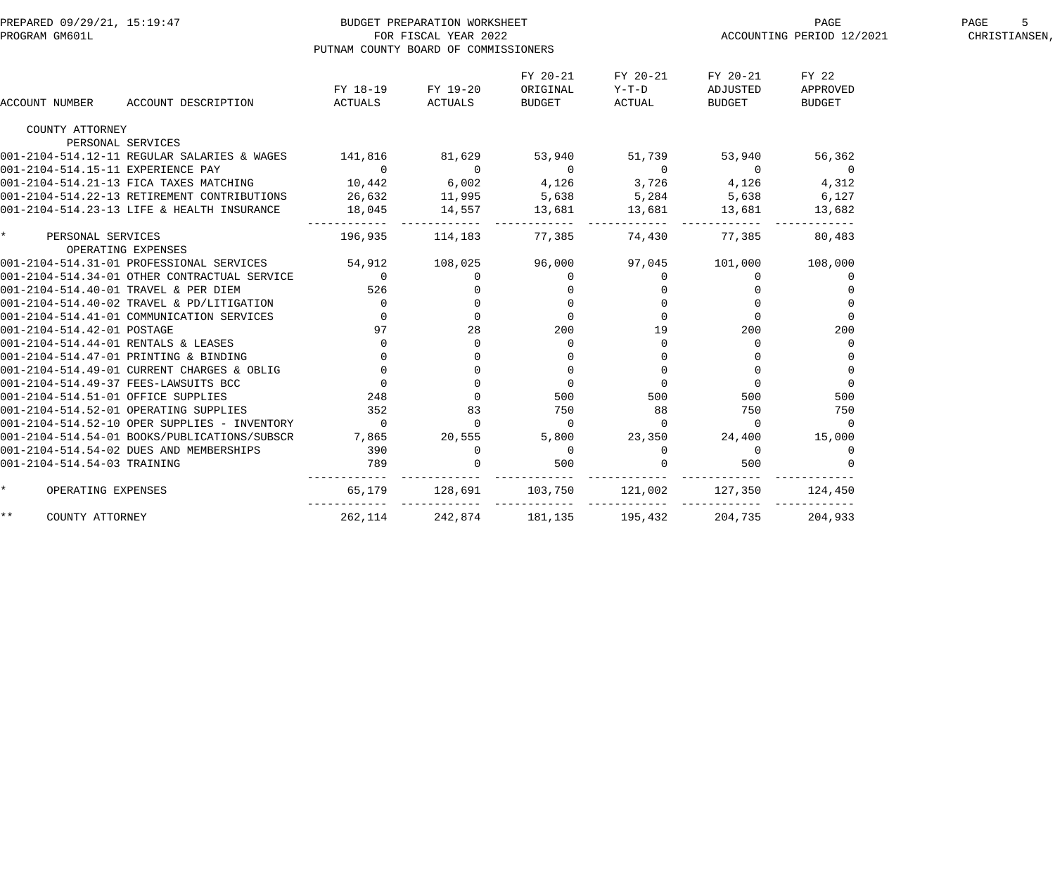PREPARED 09/29/21, 15:19:47 BUDGET PREPARATION WORKSHEET
PROGRAM GM601L FOR FISCAL YEAR 2022 ACCOUNTING PERIOD 12/2021 CHRISTIANSEN,
PUTNAM COUNTY BOARD OF COMMISSIONERS

| ACCOUNT NUMBER | ACCOUNT DESCRIPTION | FY 18-19 ACTUALS | FY 19-20 ACTUALS | FY 20-21 ORIGINAL BUDGET | FY 20-21 Y-T-D ACTUAL | FY 20-21 ADJUSTED BUDGET | FY 22 APPROVED BUDGET |
|---|---|---|---|---|---|---|---|
| COUNTY ATTORNEY | | | | | | | |
| | PERSONAL SERVICES | | | | | | |
| 001-2104-514.12-11 | REGULAR SALARIES & WAGES | 141,816 | 81,629 | 53,940 | 51,739 | 53,940 | 56,362 |
| 001-2104-514.15-11 | EXPERIENCE PAY | 0 | 0 | 0 | 0 | 0 | 0 |
| 001-2104-514.21-13 | FICA TAXES MATCHING | 10,442 | 6,002 | 4,126 | 3,726 | 4,126 | 4,312 |
| 001-2104-514.22-13 | RETIREMENT CONTRIBUTIONS | 26,632 | 11,995 | 5,638 | 5,284 | 5,638 | 6,127 |
| 001-2104-514.23-13 | LIFE & HEALTH INSURANCE | 18,045 | 14,557 | 13,681 | 13,681 | 13,681 | 13,682 |
| * | PERSONAL SERVICES | 196,935 | 114,183 | 77,385 | 74,430 | 77,385 | 80,483 |
| | OPERATING EXPENSES | | | | | | |
| 001-2104-514.31-01 | PROFESSIONAL SERVICES | 54,912 | 108,025 | 96,000 | 97,045 | 101,000 | 108,000 |
| 001-2104-514.34-01 | OTHER CONTRACTUAL SERVICE | 0 | 0 | 0 | 0 | 0 | 0 |
| 001-2104-514.40-01 | TRAVEL & PER DIEM | 526 | 0 | 0 | 0 | 0 | 0 |
| 001-2104-514.40-02 | TRAVEL & PD/LITIGATION | 0 | 0 | 0 | 0 | 0 | 0 |
| 001-2104-514.41-01 | COMMUNICATION SERVICES | 0 | 0 | 0 | 0 | 0 | 0 |
| 001-2104-514.42-01 | POSTAGE | 97 | 28 | 200 | 19 | 200 | 200 |
| 001-2104-514.44-01 | RENTALS & LEASES | 0 | 0 | 0 | 0 | 0 | 0 |
| 001-2104-514.47-01 | PRINTING & BINDING | 0 | 0 | 0 | 0 | 0 | 0 |
| 001-2104-514.49-01 | CURRENT CHARGES & OBLIG | 0 | 0 | 0 | 0 | 0 | 0 |
| 001-2104-514.49-37 | FEES-LAWSUITS BCC | 0 | 0 | 0 | 0 | 0 | 0 |
| 001-2104-514.51-01 | OFFICE SUPPLIES | 248 | 0 | 500 | 500 | 500 | 500 |
| 001-2104-514.52-01 | OPERATING SUPPLIES | 352 | 83 | 750 | 88 | 750 | 750 |
| 001-2104-514.52-10 | OPER SUPPLIES - INVENTORY | 0 | 0 | 0 | 0 | 0 | 0 |
| 001-2104-514.54-01 | BOOKS/PUBLICATIONS/SUBSCR | 7,865 | 20,555 | 5,800 | 23,350 | 24,400 | 15,000 |
| 001-2104-514.54-02 | DUES AND MEMBERSHIPS | 390 | 0 | 0 | 0 | 0 | 0 |
| 001-2104-514.54-03 | TRAINING | 789 | 0 | 500 | 0 | 500 | 0 |
| * | OPERATING EXPENSES | 65,179 | 128,691 | 103,750 | 121,002 | 127,350 | 124,450 |
| ** | COUNTY ATTORNEY | 262,114 | 242,874 | 181,135 | 195,432 | 204,735 | 204,933 |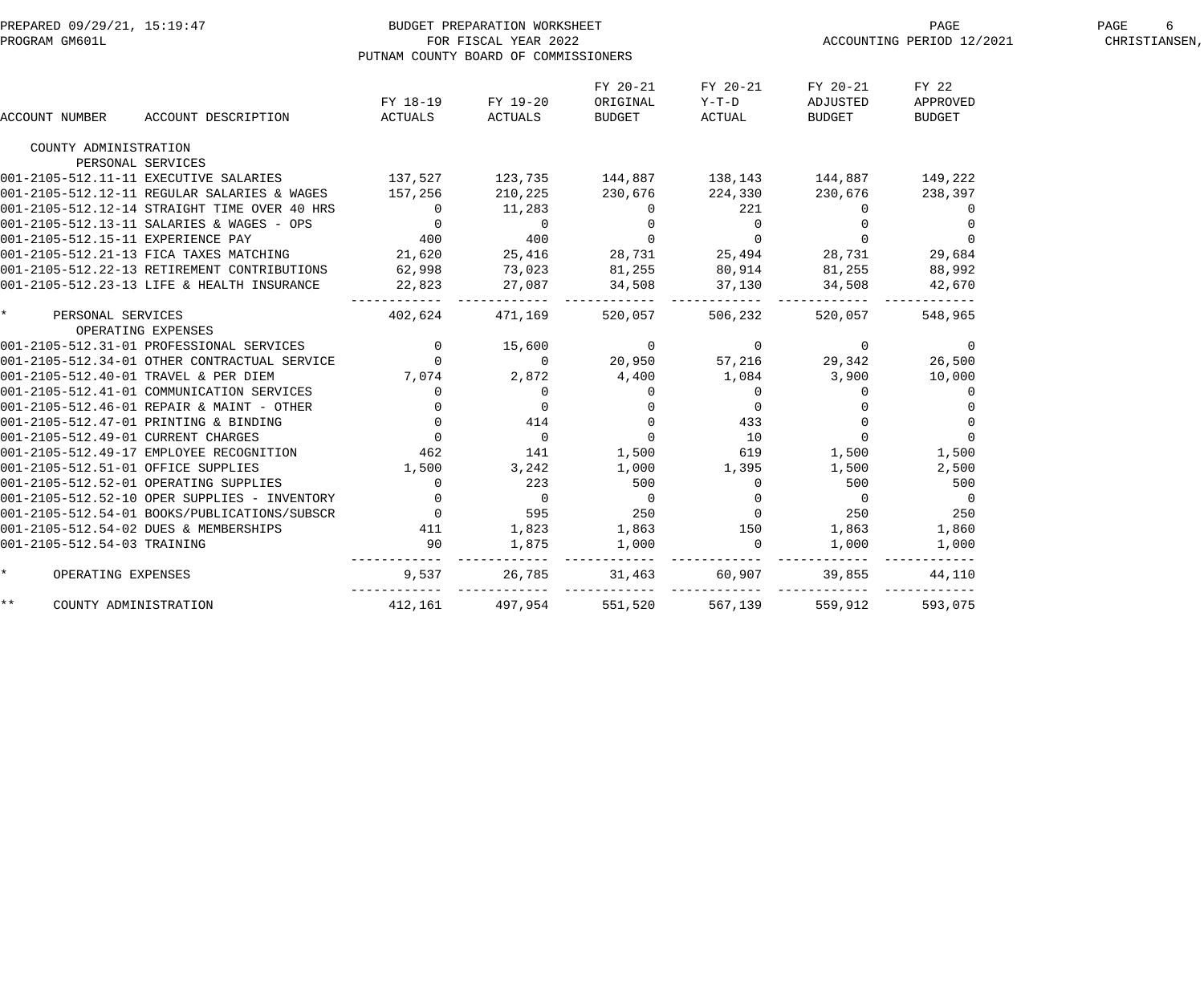BUDGET PREPARATION WORKSHEET
FOR FISCAL YEAR 2022
PUTNAM COUNTY BOARD OF COMMISSIONERS

PREPARED 09/29/21, 15:19:47
PROGRAM GM601L
ACCOUNTING PERIOD 12/2021
CHRISTIANSEN,

| ACCOUNT NUMBER | ACCOUNT DESCRIPTION | FY 18-19 ACTUALS | FY 19-20 ACTUALS | FY 20-21 ORIGINAL BUDGET | FY 20-21 Y-T-D ACTUAL | FY 20-21 ADJUSTED BUDGET | FY 22 APPROVED BUDGET |
|---|---|---|---|---|---|---|---|
| COUNTY ADMINISTRATION | | | | | | | |
| | PERSONAL SERVICES | | | | | | |
| 001-2105-512.11-11 | EXECUTIVE SALARIES | 137,527 | 123,735 | 144,887 | 138,143 | 144,887 | 149,222 |
| 001-2105-512.12-11 | REGULAR SALARIES & WAGES | 157,256 | 210,225 | 230,676 | 224,330 | 230,676 | 238,397 |
| 001-2105-512.12-14 | STRAIGHT TIME OVER 40 HRS | 0 | 11,283 | 0 | 221 | 0 | 0 |
| 001-2105-512.13-11 | SALARIES & WAGES - OPS | 0 | 0 | 0 | 0 | 0 | 0 |
| 001-2105-512.15-11 | EXPERIENCE PAY | 400 | 400 | 0 | 0 | 0 | 0 |
| 001-2105-512.21-13 | FICA TAXES MATCHING | 21,620 | 25,416 | 28,731 | 25,494 | 28,731 | 29,684 |
| 001-2105-512.22-13 | RETIREMENT CONTRIBUTIONS | 62,998 | 73,023 | 81,255 | 80,914 | 81,255 | 88,992 |
| 001-2105-512.23-13 | LIFE & HEALTH INSURANCE | 22,823 | 27,087 | 34,508 | 37,130 | 34,508 | 42,670 |
| * | PERSONAL SERVICES | 402,624 | 471,169 | 520,057 | 506,232 | 520,057 | 548,965 |
| | OPERATING EXPENSES | | | | | | |
| 001-2105-512.31-01 | PROFESSIONAL SERVICES | 0 | 15,600 | 0 | 0 | 0 | 0 |
| 001-2105-512.34-01 | OTHER CONTRACTUAL SERVICE | 0 | 0 | 20,950 | 57,216 | 29,342 | 26,500 |
| 001-2105-512.40-01 | TRAVEL & PER DIEM | 7,074 | 2,872 | 4,400 | 1,084 | 3,900 | 10,000 |
| 001-2105-512.41-01 | COMMUNICATION SERVICES | 0 | 0 | 0 | 0 | 0 | 0 |
| 001-2105-512.46-01 | REPAIR & MAINT - OTHER | 0 | 0 | 0 | 0 | 0 | 0 |
| 001-2105-512.47-01 | PRINTING & BINDING | 0 | 414 | 0 | 433 | 0 | 0 |
| 001-2105-512.49-01 | CURRENT CHARGES | 0 | 0 | 0 | 10 | 0 | 0 |
| 001-2105-512.49-17 | EMPLOYEE RECOGNITION | 462 | 141 | 1,500 | 619 | 1,500 | 1,500 |
| 001-2105-512.51-01 | OFFICE SUPPLIES | 1,500 | 3,242 | 1,000 | 1,395 | 1,500 | 2,500 |
| 001-2105-512.52-01 | OPERATING SUPPLIES | 0 | 223 | 500 | 0 | 500 | 500 |
| 001-2105-512.52-10 | OPER SUPPLIES - INVENTORY | 0 | 0 | 0 | 0 | 0 | 0 |
| 001-2105-512.54-01 | BOOKS/PUBLICATIONS/SUBSCR | 0 | 595 | 250 | 0 | 250 | 250 |
| 001-2105-512.54-02 | DUES & MEMBERSHIPS | 411 | 1,823 | 1,863 | 150 | 1,863 | 1,860 |
| 001-2105-512.54-03 | TRAINING | 90 | 1,875 | 1,000 | 0 | 1,000 | 1,000 |
| * | OPERATING EXPENSES | 9,537 | 26,785 | 31,463 | 60,907 | 39,855 | 44,110 |
| ** | COUNTY ADMINISTRATION | 412,161 | 497,954 | 551,520 | 567,139 | 559,912 | 593,075 |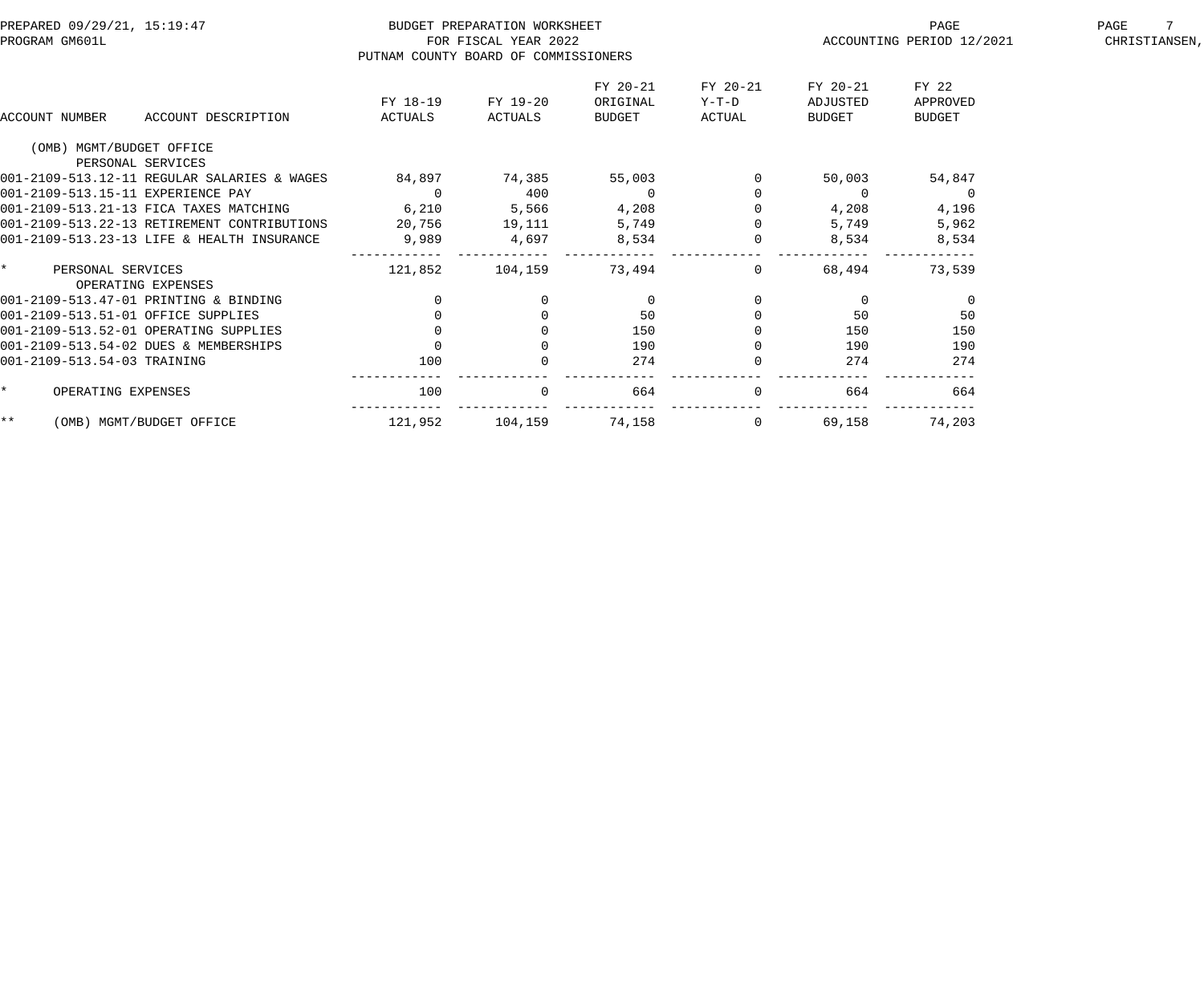BUDGET PREPARATION WORKSHEET
FOR FISCAL YEAR 2022
PUTNAM COUNTY BOARD OF COMMISSIONERS

PREPARED 09/29/21, 15:19:47
PROGRAM GM601L
ACCOUNTING PERIOD 12/2021
CHRISTIANSEN,

| ACCOUNT NUMBER | ACCOUNT DESCRIPTION | FY 18-19 ACTUALS | FY 19-20 ACTUALS | FY 20-21 ORIGINAL BUDGET | FY 20-21 Y-T-D ACTUAL | FY 20-21 ADJUSTED BUDGET | FY 22 APPROVED BUDGET |
|---|---|---|---|---|---|---|---|
| (OMB) MGMT/BUDGET OFFICE | | | | | | | |
| PERSONAL SERVICES | | | | | | | |
| 001-2109-513.12-11 | REGULAR SALARIES & WAGES | 84,897 | 74,385 | 55,003 | 0 | 50,003 | 54,847 |
| 001-2109-513.15-11 | EXPERIENCE PAY | 0 | 400 | 0 | 0 | 0 | 0 |
| 001-2109-513.21-13 | FICA TAXES MATCHING | 6,210 | 5,566 | 4,208 | 0 | 4,208 | 4,196 |
| 001-2109-513.22-13 | RETIREMENT CONTRIBUTIONS | 20,756 | 19,111 | 5,749 | 0 | 5,749 | 5,962 |
| 001-2109-513.23-13 | LIFE & HEALTH INSURANCE | 9,989 | 4,697 | 8,534 | 0 | 8,534 | 8,534 |
| * | PERSONAL SERVICES | 121,852 | 104,159 | 73,494 | 0 | 68,494 | 73,539 |
| OPERATING EXPENSES | | | | | | | |
| 001-2109-513.47-01 | PRINTING & BINDING | 0 | 0 | 0 | 0 | 0 | 0 |
| 001-2109-513.51-01 | OFFICE SUPPLIES | 0 | 0 | 50 | 0 | 50 | 50 |
| 001-2109-513.52-01 | OPERATING SUPPLIES | 0 | 0 | 150 | 0 | 150 | 150 |
| 001-2109-513.54-02 | DUES & MEMBERSHIPS | 0 | 0 | 190 | 0 | 190 | 190 |
| 001-2109-513.54-03 | TRAINING | 100 | 0 | 274 | 0 | 274 | 274 |
| * | OPERATING EXPENSES | 100 | 0 | 664 | 0 | 664 | 664 |
| ** | (OMB) MGMT/BUDGET OFFICE | 121,952 | 104,159 | 74,158 | 0 | 69,158 | 74,203 |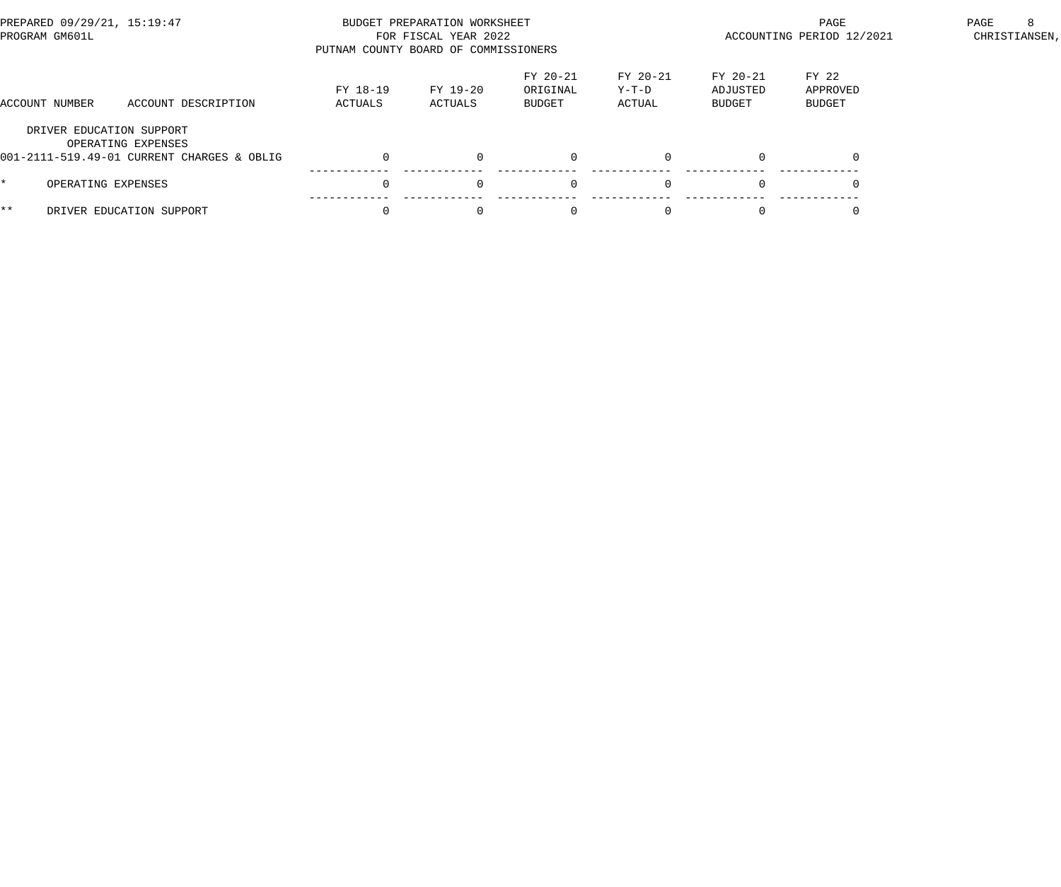BUDGET PREPARATION WORKSHEET
FOR FISCAL YEAR 2022
PUTNAM COUNTY BOARD OF COMMISSIONERS

PREPARED 09/29/21, 15:19:47
PROGRAM GM601L

ACCOUNTING PERIOD 12/2021

| ACCOUNT NUMBER | ACCOUNT DESCRIPTION | FY 18-19 ACTUALS | FY 19-20 ACTUALS | FY 20-21 ORIGINAL BUDGET | FY 20-21 Y-T-D ACTUAL | FY 20-21 ADJUSTED BUDGET | FY 22 APPROVED BUDGET |
|---|---|---|---|---|---|---|---|
| DRIVER EDUCATION SUPPORT | | | | | | | |
| OPERATING EXPENSES | | | | | | | |
| 001-2111-519.49-01 | CURRENT CHARGES & OBLIG | 0 | 0 | 0 | 0 | 0 | 0 |
| * | OPERATING EXPENSES | 0 | 0 | 0 | 0 | 0 | 0 |
| ** | DRIVER EDUCATION SUPPORT | 0 | 0 | 0 | 0 | 0 | 0 |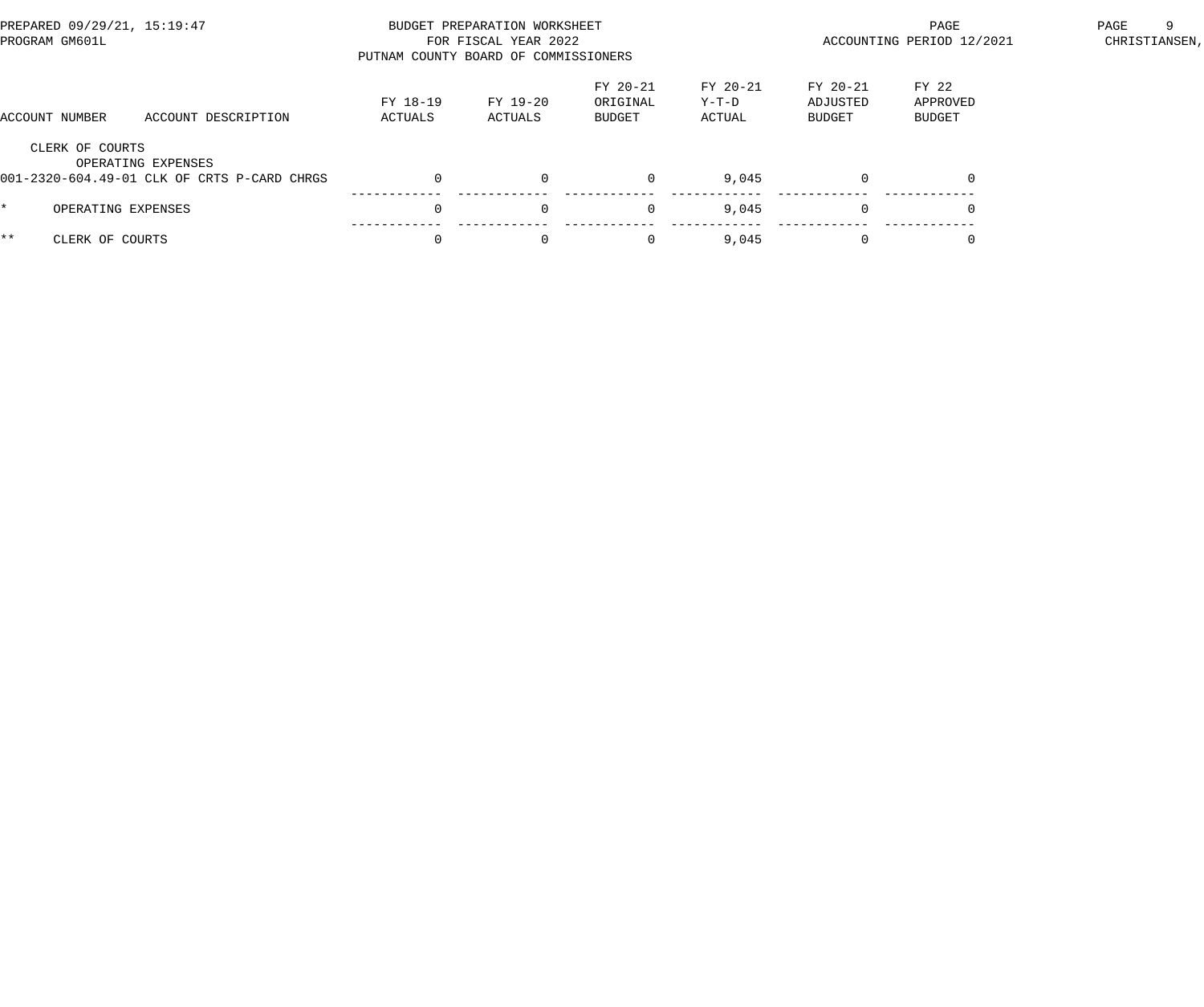BUDGET PREPARATION WORKSHEET
FOR FISCAL YEAR 2022
PUTNAM COUNTY BOARD OF COMMISSIONERS

PREPARED 09/29/21, 15:19:47
PROGRAM GM601L
ACCOUNTING PERIOD 12/2021

| ACCOUNT NUMBER | ACCOUNT DESCRIPTION | FY 18-19 ACTUALS | FY 19-20 ACTUALS | FY 20-21 ORIGINAL BUDGET | FY 20-21 Y-T-D ACTUAL | FY 20-21 ADJUSTED BUDGET | FY 22 APPROVED BUDGET |
|---|---|---|---|---|---|---|---|
| CLERK OF COURTS | | | | | | | |
| OPERATING EXPENSES | | | | | | | |
| 001-2320-604.49-01 | CLK OF CRTS P-CARD CHRGS | 0 | 0 | 0 | 9,045 | 0 | 0 |
| * | OPERATING EXPENSES | 0 | 0 | 0 | 9,045 | 0 | 0 |
| ** | CLERK OF COURTS | 0 | 0 | 0 | 9,045 | 0 | 0 |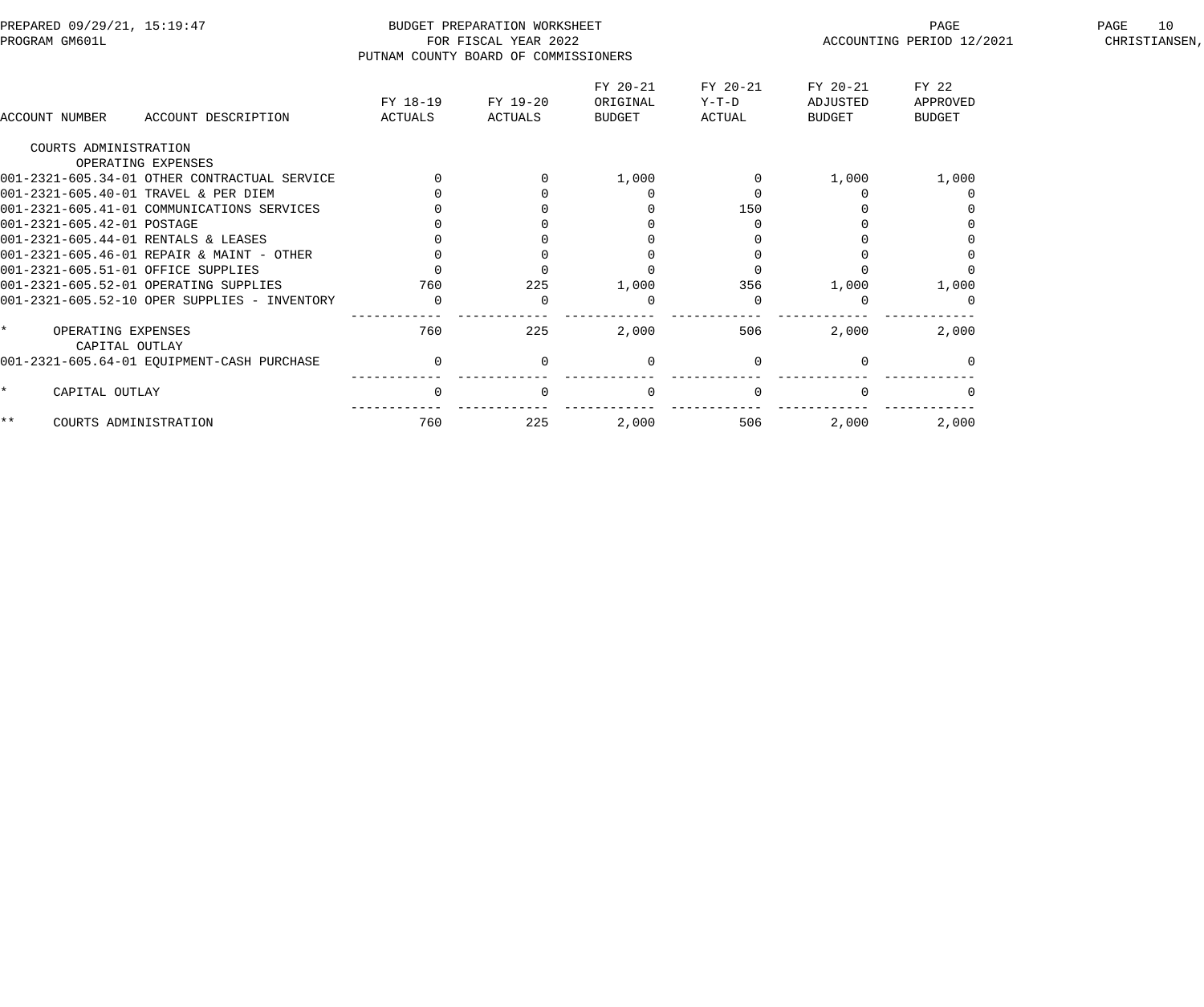BUDGET PREPARATION WORKSHEET
FOR FISCAL YEAR 2022
PUTNAM COUNTY BOARD OF COMMISSIONERS

PREPARED 09/29/21, 15:19:47
PROGRAM GM601L

ACCOUNTING PERIOD 12/2021

| ACCOUNT NUMBER | ACCOUNT DESCRIPTION | FY 18-19 ACTUALS | FY 19-20 ACTUALS | FY 20-21 ORIGINAL BUDGET | FY 20-21 Y-T-D ACTUAL | FY 20-21 ADJUSTED BUDGET | FY 22 APPROVED BUDGET |
|---|---|---|---|---|---|---|---|
| COURTS ADMINISTRATION | | | | | | | |
| | OPERATING EXPENSES | | | | | | |
| 001-2321-605.34-01 | OTHER CONTRACTUAL SERVICE | 0 | 0 | 1,000 | 0 | 1,000 | 1,000 |
| 001-2321-605.40-01 | TRAVEL & PER DIEM | 0 | 0 | 0 | 0 | 0 | 0 |
| 001-2321-605.41-01 | COMMUNICATIONS SERVICES | 0 | 0 | 0 | 150 | 0 | 0 |
| 001-2321-605.42-01 | POSTAGE | 0 | 0 | 0 | 0 | 0 | 0 |
| 001-2321-605.44-01 | RENTALS & LEASES | 0 | 0 | 0 | 0 | 0 | 0 |
| 001-2321-605.46-01 | REPAIR & MAINT - OTHER | 0 | 0 | 0 | 0 | 0 | 0 |
| 001-2321-605.51-01 | OFFICE SUPPLIES | 0 | 0 | 0 | 0 | 0 | 0 |
| 001-2321-605.52-01 | OPERATING SUPPLIES | 760 | 225 | 1,000 | 356 | 1,000 | 1,000 |
| 001-2321-605.52-10 | OPER SUPPLIES - INVENTORY | 0 | 0 | 0 | 0 | 0 | 0 |
| * | OPERATING EXPENSES | 760 | 225 | 2,000 | 506 | 2,000 | 2,000 |
| | CAPITAL OUTLAY | | | | | | |
| 001-2321-605.64-01 | EQUIPMENT-CASH PURCHASE | 0 | 0 | 0 | 0 | 0 | 0 |
| * | CAPITAL OUTLAY | 0 | 0 | 0 | 0 | 0 | 0 |
| ** | COURTS ADMINISTRATION | 760 | 225 | 2,000 | 506 | 2,000 | 2,000 |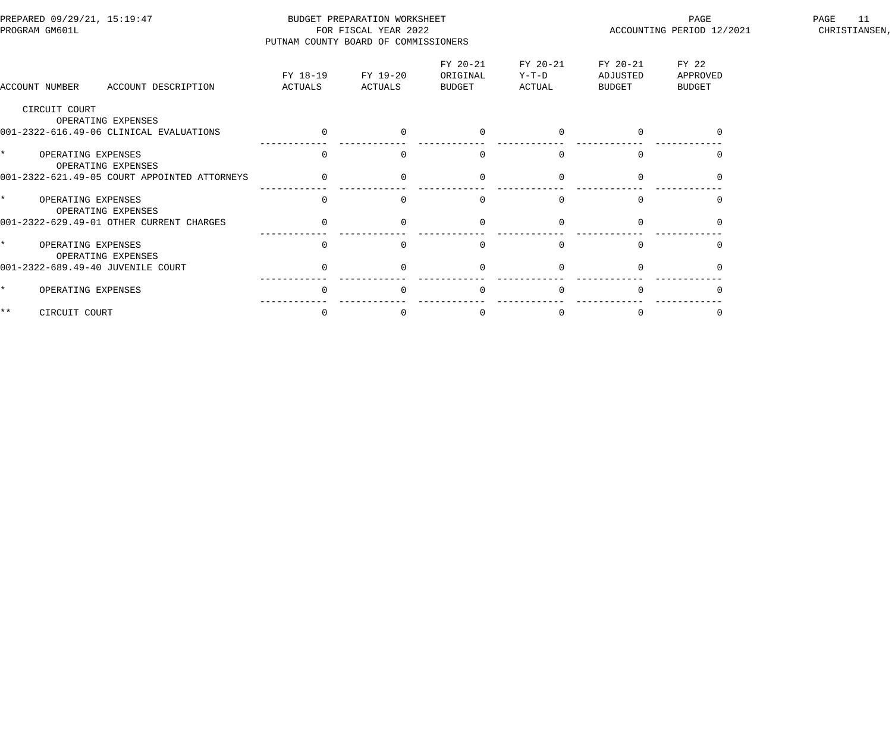BUDGET PREPARATION WORKSHEET
FOR FISCAL YEAR 2022
PUTNAM COUNTY BOARD OF COMMISSIONERS

PREPARED 09/29/21, 15:19:47
PROGRAM GM601L

ACCOUNTING PERIOD 12/2021

| ACCOUNT NUMBER ACCOUNT DESCRIPTION | FY 18-19 ACTUALS | FY 19-20 ACTUALS | FY 20-21 ORIGINAL BUDGET | FY 20-21 Y-T-D ACTUAL | FY 20-21 ADJUSTED BUDGET | FY 22 APPROVED BUDGET |
|---|---|---|---|---|---|---|
| CIRCUIT COURT | | | | | | |
| OPERATING EXPENSES | | | | | | |
| 001-2322-616.49-06 CLINICAL EVALUATIONS | 0 | 0 | 0 | 0 | 0 | 0 |
| * OPERATING EXPENSES | 0 | 0 | 0 | 0 | 0 | 0 |
| OPERATING EXPENSES | | | | | | |
| 001-2322-621.49-05 COURT APPOINTED ATTORNEYS | 0 | 0 | 0 | 0 | 0 | 0 |
| * OPERATING EXPENSES | 0 | 0 | 0 | 0 | 0 | 0 |
| OPERATING EXPENSES | | | | | | |
| 001-2322-629.49-01 OTHER CURRENT CHARGES | 0 | 0 | 0 | 0 | 0 | 0 |
| * OPERATING EXPENSES | 0 | 0 | 0 | 0 | 0 | 0 |
| OPERATING EXPENSES | | | | | | |
| 001-2322-689.49-40 JUVENILE COURT | 0 | 0 | 0 | 0 | 0 | 0 |
| * OPERATING EXPENSES | 0 | 0 | 0 | 0 | 0 | 0 |
| ** CIRCUIT COURT | 0 | 0 | 0 | 0 | 0 | 0 |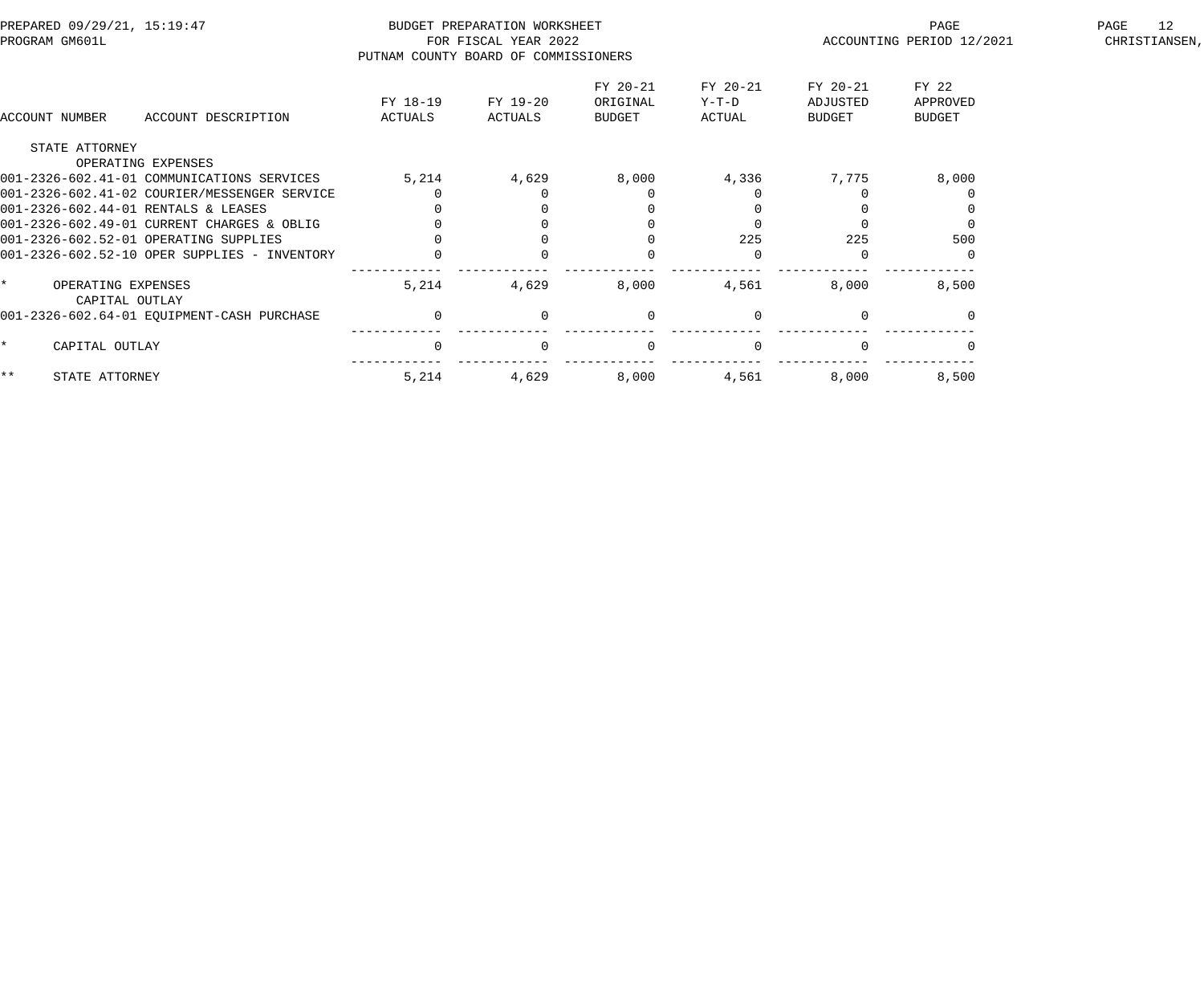BUDGET PREPARATION WORKSHEET
FOR FISCAL YEAR 2022
PUTNAM COUNTY BOARD OF COMMISSIONERS

PREPARED 09/29/21, 15:19:47
PROGRAM GM601L

ACCOUNTING PERIOD 12/2021

| ACCOUNT NUMBER ACCOUNT DESCRIPTION | FY 18-19 ACTUALS | FY 19-20 ACTUALS | FY 20-21 ORIGINAL BUDGET | FY 20-21 Y-T-D ACTUAL | FY 20-21 ADJUSTED BUDGET | FY 22 APPROVED BUDGET |
|---|---|---|---|---|---|---|
| STATE ATTORNEY | | | | | | |
| OPERATING EXPENSES | | | | | | |
| 001-2326-602.41-01 COMMUNICATIONS SERVICES | 5,214 | 4,629 | 8,000 | 4,336 | 7,775 | 8,000 |
| 001-2326-602.41-02 COURIER/MESSENGER SERVICE | 0 | 0 | 0 | 0 | 0 | 0 |
| 001-2326-602.44-01 RENTALS & LEASES | 0 | 0 | 0 | 0 | 0 | 0 |
| 001-2326-602.49-01 CURRENT CHARGES & OBLIG | 0 | 0 | 0 | 0 | 0 | 0 |
| 001-2326-602.52-01 OPERATING SUPPLIES | 0 | 0 | 0 | 225 | 225 | 500 |
| 001-2326-602.52-10 OPER SUPPLIES - INVENTORY | 0 | 0 | 0 | 0 | 0 | 0 |
| * OPERATING EXPENSES | 5,214 | 4,629 | 8,000 | 4,561 | 8,000 | 8,500 |
| CAPITAL OUTLAY | | | | | | |
| 001-2326-602.64-01 EQUIPMENT-CASH PURCHASE | 0 | 0 | 0 | 0 | 0 | 0 |
| * CAPITAL OUTLAY | 0 | 0 | 0 | 0 | 0 | 0 |
| ** STATE ATTORNEY | 5,214 | 4,629 | 8,000 | 4,561 | 8,000 | 8,500 |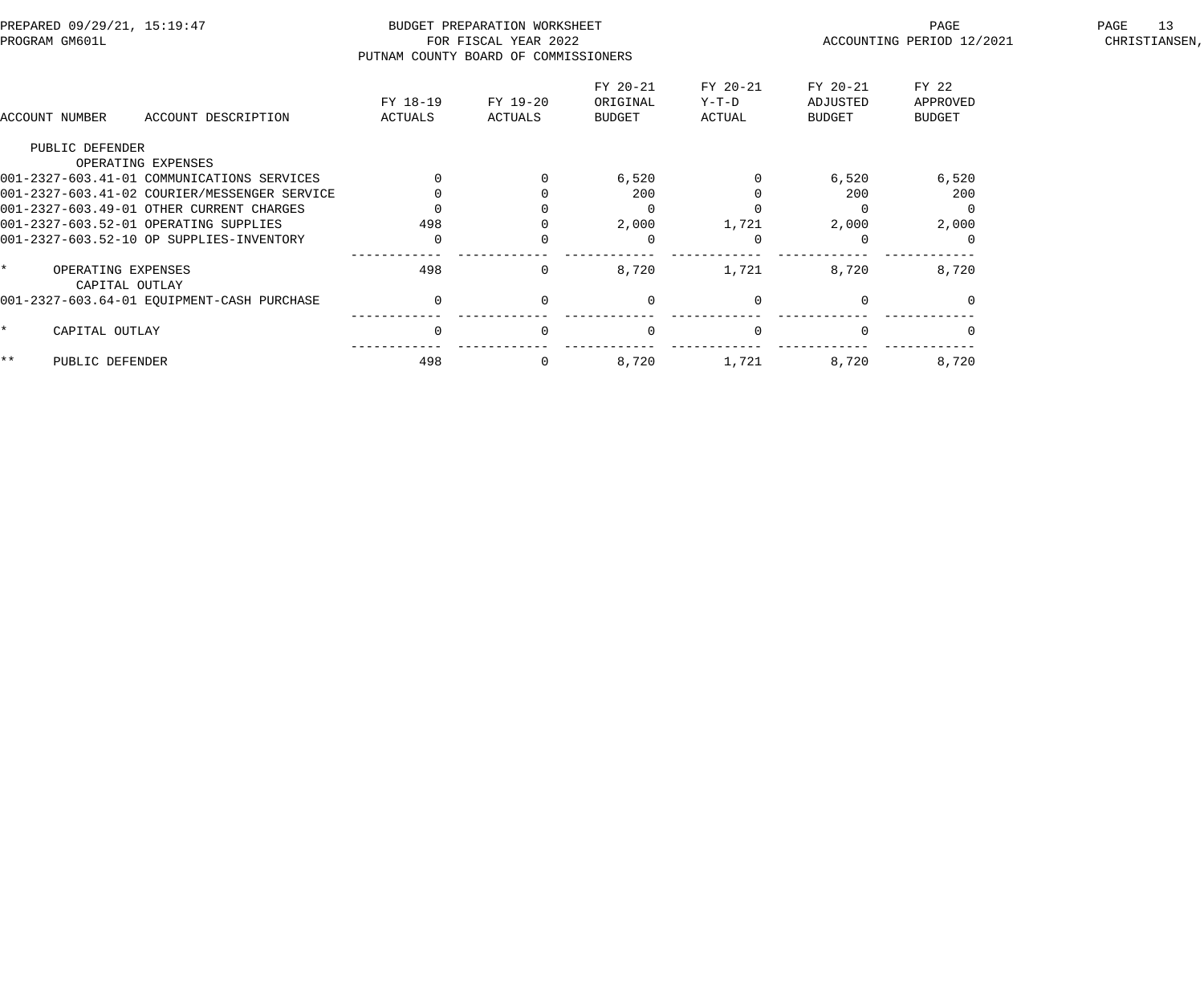BUDGET PREPARATION WORKSHEET
FOR FISCAL YEAR 2022
PUTNAM COUNTY BOARD OF COMMISSIONERS

PREPARED 09/29/21, 15:19:47
PROGRAM GM601L
ACCOUNTING PERIOD 12/2021

| ACCOUNT NUMBER | ACCOUNT DESCRIPTION | FY 18-19 ACTUALS | FY 19-20 ACTUALS | FY 20-21 ORIGINAL BUDGET | FY 20-21 Y-T-D ACTUAL | FY 20-21 ADJUSTED BUDGET | FY 22 APPROVED BUDGET |
|---|---|---|---|---|---|---|---|
| PUBLIC DEFENDER | | | | | | | |
| | OPERATING EXPENSES | | | | | | |
| 001-2327-603.41-01 | COMMUNICATIONS SERVICES | 0 | 0 | 6,520 | 0 | 6,520 | 6,520 |
| 001-2327-603.41-02 | COURIER/MESSENGER SERVICE | 0 | 0 | 200 | 0 | 200 | 200 |
| 001-2327-603.49-01 | OTHER CURRENT CHARGES | 0 | 0 | 0 | 0 | 0 | 0 |
| 001-2327-603.52-01 | OPERATING SUPPLIES | 498 | 0 | 2,000 | 1,721 | 2,000 | 2,000 |
| 001-2327-603.52-10 | OP SUPPLIES-INVENTORY | 0 | 0 | 0 | 0 | 0 | 0 |
| * | OPERATING EXPENSES | 498 | 0 | 8,720 | 1,721 | 8,720 | 8,720 |
| | CAPITAL OUTLAY | | | | | | |
| 001-2327-603.64-01 | EQUIPMENT-CASH PURCHASE | 0 | 0 | 0 | 0 | 0 | 0 |
| * | CAPITAL OUTLAY | 0 | 0 | 0 | 0 | 0 | 0 |
| ** | PUBLIC DEFENDER | 498 | 0 | 8,720 | 1,721 | 8,720 | 8,720 |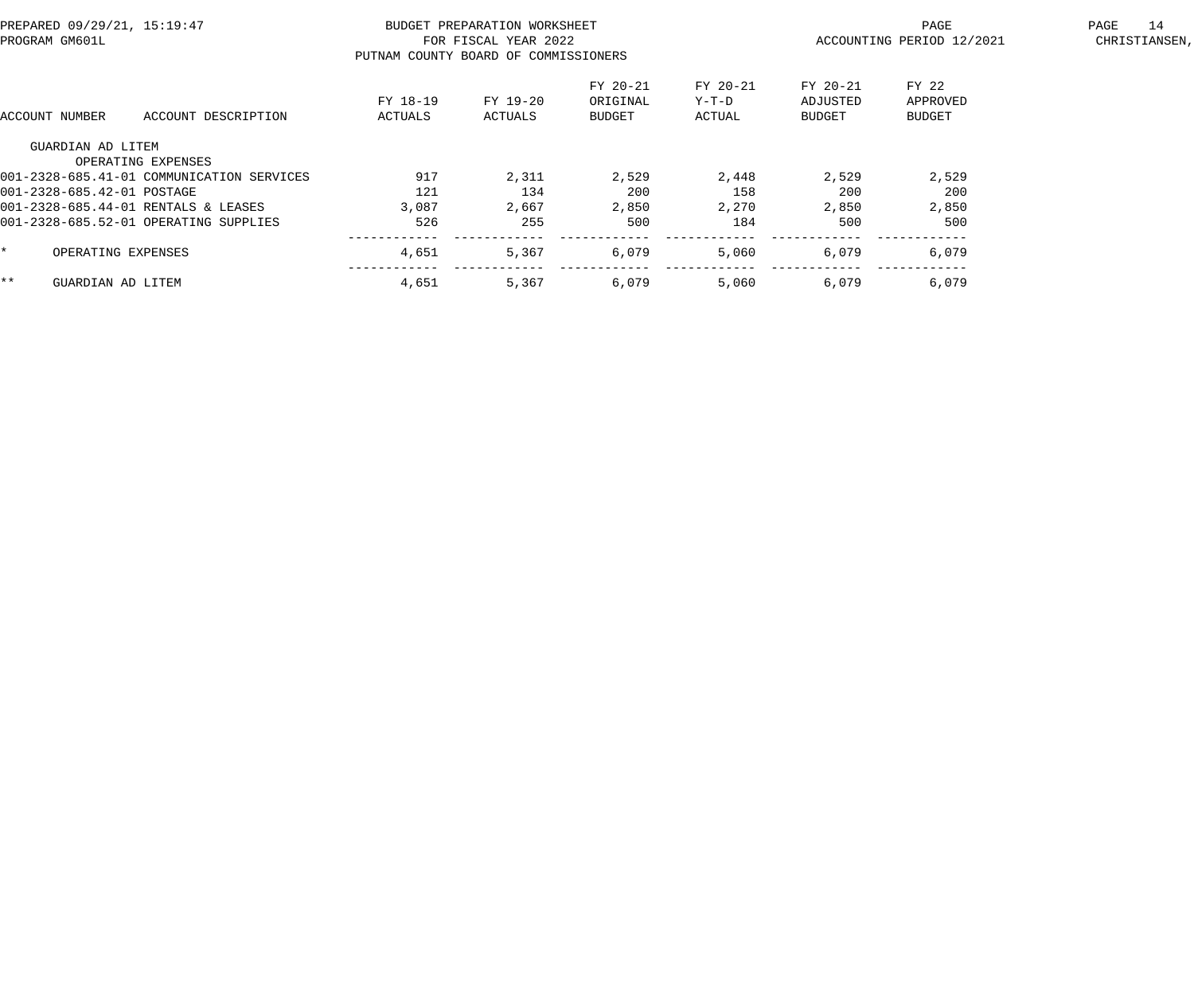BUDGET PREPARATION WORKSHEET
FOR FISCAL YEAR 2022
PUTNAM COUNTY BOARD OF COMMISSIONERS

PREPARED 09/29/21, 15:19:47
PROGRAM GM601L

ACCOUNTING PERIOD 12/2021

| ACCOUNT NUMBER | ACCOUNT DESCRIPTION | FY 18-19 ACTUALS | FY 19-20 ACTUALS | FY 20-21 ORIGINAL BUDGET | FY 20-21 Y-T-D ACTUAL | FY 20-21 ADJUSTED BUDGET | FY 22 APPROVED BUDGET |
|---|---|---|---|---|---|---|---|
| GUARDIAN AD LITEM | | | | | | | |
| | OPERATING EXPENSES | | | | | | |
| 001-2328-685.41-01 | COMMUNICATION SERVICES | 917 | 2,311 | 2,529 | 2,448 | 2,529 | 2,529 |
| 001-2328-685.42-01 | POSTAGE | 121 | 134 | 200 | 158 | 200 | 200 |
| 001-2328-685.44-01 | RENTALS & LEASES | 3,087 | 2,667 | 2,850 | 2,270 | 2,850 | 2,850 |
| 001-2328-685.52-01 | OPERATING SUPPLIES | 526 | 255 | 500 | 184 | 500 | 500 |
| * | OPERATING EXPENSES | 4,651 | 5,367 | 6,079 | 5,060 | 6,079 | 6,079 |
| ** | GUARDIAN AD LITEM | 4,651 | 5,367 | 6,079 | 5,060 | 6,079 | 6,079 |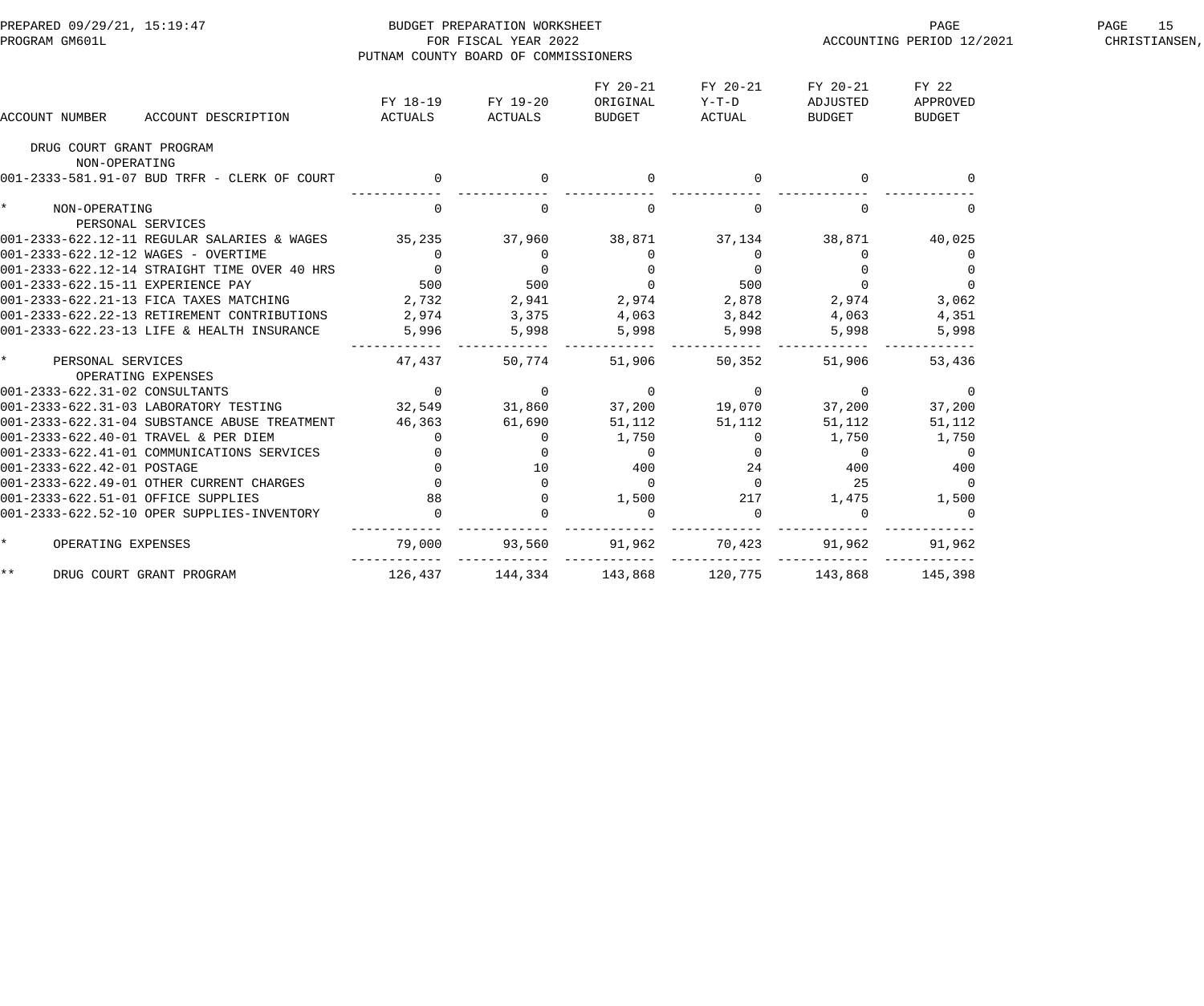BUDGET PREPARATION WORKSHEET
FOR FISCAL YEAR 2022
PUTNAM COUNTY BOARD OF COMMISSIONERS

PREPARED 09/29/21, 15:19:47
PROGRAM GM601L

ACCOUNTING PERIOD 12/2021

| ACCOUNT NUMBER | ACCOUNT DESCRIPTION | FY 18-19 ACTUALS | FY 19-20 ACTUALS | FY 20-21 ORIGINAL BUDGET | FY 20-21 Y-T-D ACTUAL | FY 20-21 ADJUSTED BUDGET | FY 22 APPROVED BUDGET |
|---|---|---|---|---|---|---|---|
| DRUG COURT GRANT PROGRAM | | | | | | | |
| NON-OPERATING | | | | | | | |
| 001-2333-581.91-07 | BUD TRFR - CLERK OF COURT | 0 | 0 | 0 | 0 | 0 | 0 |
| * | NON-OPERATING | 0 | 0 | 0 | 0 | 0 | 0 |
| PERSONAL SERVICES | | | | | | | |
| 001-2333-622.12-11 | REGULAR SALARIES & WAGES | 35,235 | 37,960 | 38,871 | 37,134 | 38,871 | 40,025 |
| 001-2333-622.12-12 | WAGES - OVERTIME | 0 | 0 | 0 | 0 | 0 | 0 |
| 001-2333-622.12-14 | STRAIGHT TIME OVER 40 HRS | 0 | 0 | 0 | 0 | 0 | 0 |
| 001-2333-622.15-11 | EXPERIENCE PAY | 500 | 500 | 0 | 500 | 0 | 0 |
| 001-2333-622.21-13 | FICA TAXES MATCHING | 2,732 | 2,941 | 2,974 | 2,878 | 2,974 | 3,062 |
| 001-2333-622.22-13 | RETIREMENT CONTRIBUTIONS | 2,974 | 3,375 | 4,063 | 3,842 | 4,063 | 4,351 |
| 001-2333-622.23-13 | LIFE & HEALTH INSURANCE | 5,996 | 5,998 | 5,998 | 5,998 | 5,998 | 5,998 |
| * | PERSONAL SERVICES | 47,437 | 50,774 | 51,906 | 50,352 | 51,906 | 53,436 |
| OPERATING EXPENSES | | | | | | | |
| 001-2333-622.31-02 | CONSULTANTS | 0 | 0 | 0 | 0 | 0 | 0 |
| 001-2333-622.31-03 | LABORATORY TESTING | 32,549 | 31,860 | 37,200 | 19,070 | 37,200 | 37,200 |
| 001-2333-622.31-04 | SUBSTANCE ABUSE TREATMENT | 46,363 | 61,690 | 51,112 | 51,112 | 51,112 | 51,112 |
| 001-2333-622.40-01 | TRAVEL & PER DIEM | 0 | 0 | 1,750 | 0 | 1,750 | 1,750 |
| 001-2333-622.41-01 | COMMUNICATIONS SERVICES | 0 | 0 | 0 | 0 | 0 | 0 |
| 001-2333-622.42-01 | POSTAGE | 0 | 10 | 400 | 24 | 400 | 400 |
| 001-2333-622.49-01 | OTHER CURRENT CHARGES | 0 | 0 | 0 | 0 | 25 | 0 |
| 001-2333-622.51-01 | OFFICE SUPPLIES | 88 | 0 | 1,500 | 217 | 1,475 | 1,500 |
| 001-2333-622.52-10 | OPER SUPPLIES-INVENTORY | 0 | 0 | 0 | 0 | 0 | 0 |
| * | OPERATING EXPENSES | 79,000 | 93,560 | 91,962 | 70,423 | 91,962 | 91,962 |
| ** | DRUG COURT GRANT PROGRAM | 126,437 | 144,334 | 143,868 | 120,775 | 143,868 | 145,398 |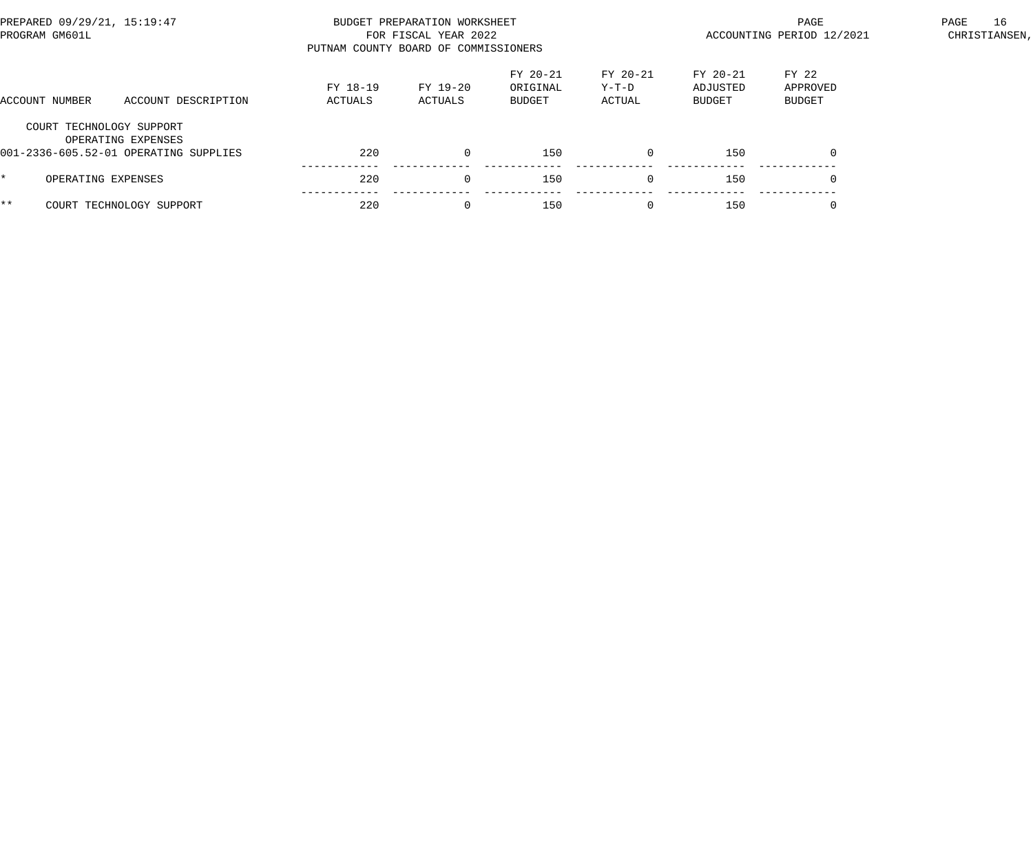PREPARED 09/29/21, 15:19:47
PROGRAM GM601L

BUDGET PREPARATION WORKSHEET
FOR FISCAL YEAR 2022
PUTNAM COUNTY BOARD OF COMMISSIONERS

ACCOUNTING PERIOD 12/2021

CHRISTIANSEN,

| ACCOUNT NUMBER | ACCOUNT DESCRIPTION | FY 18-19 ACTUALS | FY 19-20 ACTUALS | FY 20-21 ORIGINAL BUDGET | FY 20-21 Y-T-D ACTUAL | FY 20-21 ADJUSTED BUDGET | FY 22 APPROVED BUDGET |
|---|---|---|---|---|---|---|---|
| COURT TECHNOLOGY SUPPORT | | | | | | | |
| | OPERATING EXPENSES | | | | | | |
| 001-2336-605.52-01 | OPERATING SUPPLIES | 220 | 0 | 150 | 0 | 150 | 0 |
| * | OPERATING EXPENSES | 220 | 0 | 150 | 0 | 150 | 0 |
| ** | COURT TECHNOLOGY SUPPORT | 220 | 0 | 150 | 0 | 150 | 0 |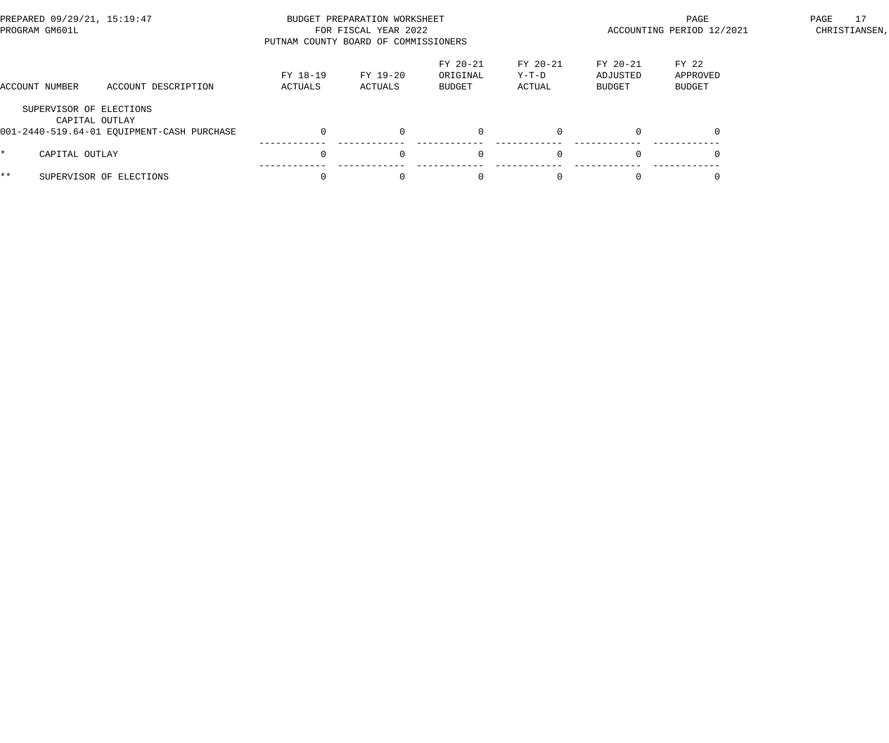BUDGET PREPARATION WORKSHEET
FOR FISCAL YEAR 2022
PUTNAM COUNTY BOARD OF COMMISSIONERS

PREPARED 09/29/21, 15:19:47
PROGRAM GM601L

ACCOUNTING PERIOD 12/2021

| ACCOUNT NUMBER | ACCOUNT DESCRIPTION | FY 18-19 ACTUALS | FY 19-20 ACTUALS | FY 20-21 ORIGINAL BUDGET | FY 20-21 Y-T-D ACTUAL | FY 20-21 ADJUSTED BUDGET | FY 22 APPROVED BUDGET |
|---|---|---|---|---|---|---|---|
| SUPERVISOR OF ELECTIONS | | | | | | | |
| CAPITAL OUTLAY | | | | | | | |
| 001-2440-519.64-01 | EQUIPMENT-CASH PURCHASE | 0 | 0 | 0 | 0 | 0 | 0 |
| * | CAPITAL OUTLAY | 0 | 0 | 0 | 0 | 0 | 0 |
| ** | SUPERVISOR OF ELECTIONS | 0 | 0 | 0 | 0 | 0 | 0 |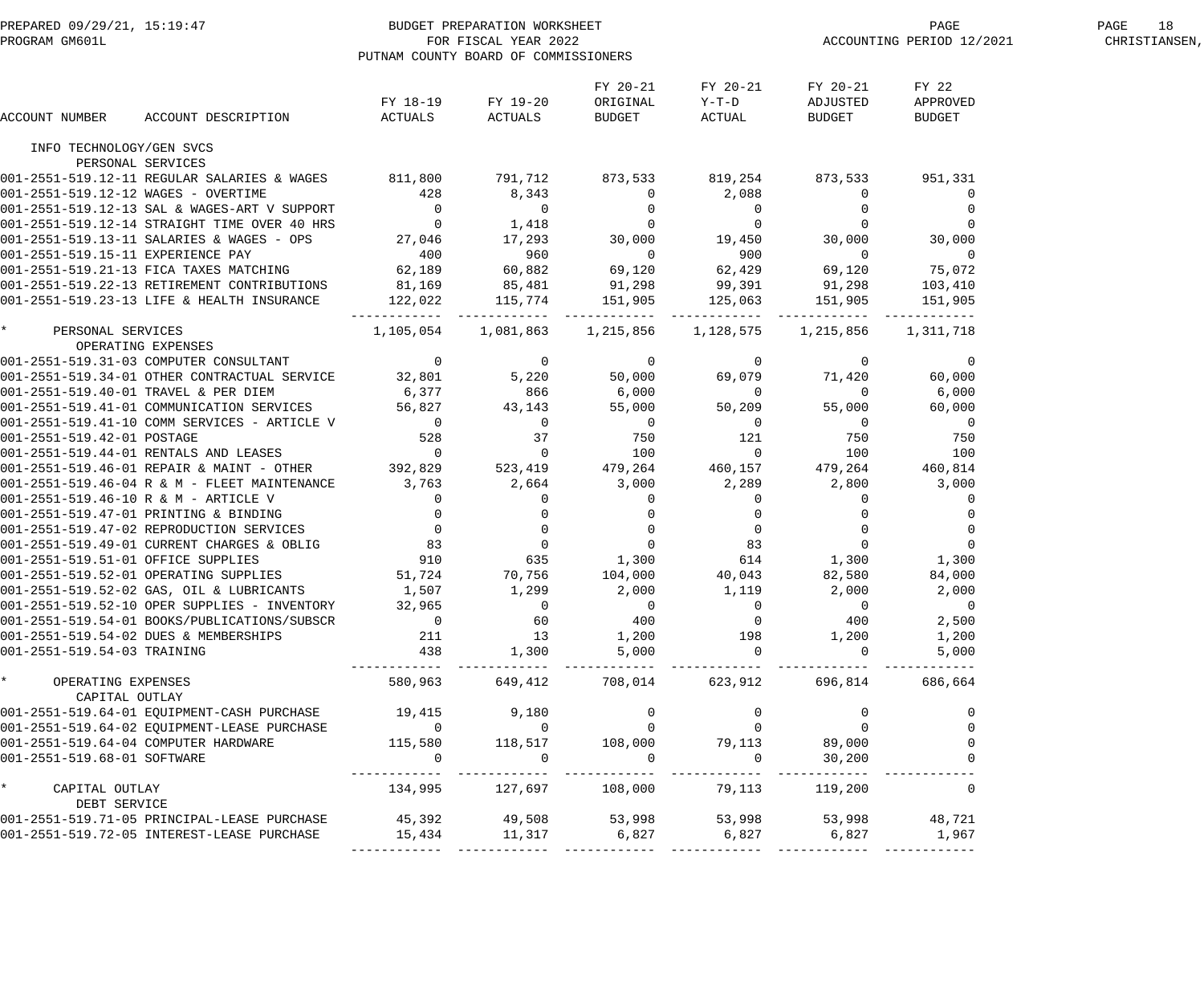BUDGET PREPARATION WORKSHEET
FOR FISCAL YEAR 2022
PUTNAM COUNTY BOARD OF COMMISSIONERS

PREPARED 09/29/21, 15:19:47
PROGRAM GM601L
ACCOUNTING PERIOD 12/2021

| ACCOUNT NUMBER | ACCOUNT DESCRIPTION | FY 18-19 ACTUALS | FY 19-20 ACTUALS | FY 20-21 ORIGINAL BUDGET | FY 20-21 Y-T-D ACTUAL | FY 20-21 ADJUSTED BUDGET | FY 22 APPROVED BUDGET |
|---|---|---|---|---|---|---|---|
| INFO TECHNOLOGY/GEN SVCS | | | | | | | |
| PERSONAL SERVICES | | | | | | | |
| 001-2551-519.12-11 | REGULAR SALARIES & WAGES | 811,800 | 791,712 | 873,533 | 819,254 | 873,533 | 951,331 |
| 001-2551-519.12-12 | WAGES - OVERTIME | 428 | 8,343 | 0 | 2,088 | 0 | 0 |
| 001-2551-519.12-13 | SAL & WAGES-ART V SUPPORT | 0 | 0 | 0 | 0 | 0 | 0 |
| 001-2551-519.12-14 | STRAIGHT TIME OVER 40 HRS | 0 | 1,418 | 0 | 0 | 0 | 0 |
| 001-2551-519.13-11 | SALARIES & WAGES - OPS | 27,046 | 17,293 | 30,000 | 19,450 | 30,000 | 30,000 |
| 001-2551-519.15-11 | EXPERIENCE PAY | 400 | 960 | 0 | 900 | 0 | 0 |
| 001-2551-519.21-13 | FICA TAXES MATCHING | 62,189 | 60,882 | 69,120 | 62,429 | 69,120 | 75,072 |
| 001-2551-519.22-13 | RETIREMENT CONTRIBUTIONS | 81,169 | 85,481 | 91,298 | 99,391 | 91,298 | 103,410 |
| 001-2551-519.23-13 | LIFE & HEALTH INSURANCE | 122,022 | 115,774 | 151,905 | 125,063 | 151,905 | 151,905 |
| * | PERSONAL SERVICES | 1,105,054 | 1,081,863 | 1,215,856 | 1,128,575 | 1,215,856 | 1,311,718 |
| OPERATING EXPENSES | | | | | | | |
| 001-2551-519.31-03 | COMPUTER CONSULTANT | 0 | 0 | 0 | 0 | 0 | 0 |
| 001-2551-519.34-01 | OTHER CONTRACTUAL SERVICE | 32,801 | 5,220 | 50,000 | 69,079 | 71,420 | 60,000 |
| 001-2551-519.40-01 | TRAVEL & PER DIEM | 6,377 | 866 | 6,000 | 0 | 0 | 6,000 |
| 001-2551-519.41-01 | COMMUNICATION SERVICES | 56,827 | 43,143 | 55,000 | 50,209 | 55,000 | 60,000 |
| 001-2551-519.41-10 | COMM SERVICES - ARTICLE V | 0 | 0 | 0 | 0 | 0 | 0 |
| 001-2551-519.42-01 | POSTAGE | 528 | 37 | 750 | 121 | 750 | 750 |
| 001-2551-519.44-01 | RENTALS AND LEASES | 0 | 0 | 100 | 0 | 100 | 100 |
| 001-2551-519.46-01 | REPAIR & MAINT - OTHER | 392,829 | 523,419 | 479,264 | 460,157 | 479,264 | 460,814 |
| 001-2551-519.46-04 | R & M - FLEET MAINTENANCE | 3,763 | 2,664 | 3,000 | 2,289 | 2,800 | 3,000 |
| 001-2551-519.46-10 | R & M - ARTICLE V | 0 | 0 | 0 | 0 | 0 | 0 |
| 001-2551-519.47-01 | PRINTING & BINDING | 0 | 0 | 0 | 0 | 0 | 0 |
| 001-2551-519.47-02 | REPRODUCTION SERVICES | 0 | 0 | 0 | 0 | 0 | 0 |
| 001-2551-519.49-01 | CURRENT CHARGES & OBLIG | 83 | 0 | 0 | 83 | 0 | 0 |
| 001-2551-519.51-01 | OFFICE SUPPLIES | 910 | 635 | 1,300 | 614 | 1,300 | 1,300 |
| 001-2551-519.52-01 | OPERATING SUPPLIES | 51,724 | 70,756 | 104,000 | 40,043 | 82,580 | 84,000 |
| 001-2551-519.52-02 | GAS, OIL & LUBRICANTS | 1,507 | 1,299 | 2,000 | 1,119 | 2,000 | 2,000 |
| 001-2551-519.52-10 | OPER SUPPLIES - INVENTORY | 32,965 | 0 | 0 | 0 | 0 | 0 |
| 001-2551-519.54-01 | BOOKS/PUBLICATIONS/SUBSCR | 0 | 60 | 400 | 0 | 400 | 2,500 |
| 001-2551-519.54-02 | DUES & MEMBERSHIPS | 211 | 13 | 1,200 | 198 | 1,200 | 1,200 |
| 001-2551-519.54-03 | TRAINING | 438 | 1,300 | 5,000 | 0 | 0 | 5,000 |
| * | OPERATING EXPENSES | 580,963 | 649,412 | 708,014 | 623,912 | 696,814 | 686,664 |
| CAPITAL OUTLAY | | | | | | | |
| 001-2551-519.64-01 | EQUIPMENT-CASH PURCHASE | 19,415 | 9,180 | 0 | 0 | 0 | 0 |
| 001-2551-519.64-02 | EQUIPMENT-LEASE PURCHASE | 0 | 0 | 0 | 0 | 0 | 0 |
| 001-2551-519.64-04 | COMPUTER HARDWARE | 115,580 | 118,517 | 108,000 | 79,113 | 89,000 | 0 |
| 001-2551-519.68-01 | SOFTWARE | 0 | 0 | 0 | 0 | 30,200 | 0 |
| * | CAPITAL OUTLAY | 134,995 | 127,697 | 108,000 | 79,113 | 119,200 | 0 |
| DEBT SERVICE | | | | | | | |
| 001-2551-519.71-05 | PRINCIPAL-LEASE PURCHASE | 45,392 | 49,508 | 53,998 | 53,998 | 53,998 | 48,721 |
| 001-2551-519.72-05 | INTEREST-LEASE PURCHASE | 15,434 | 11,317 | 6,827 | 6,827 | 6,827 | 1,967 |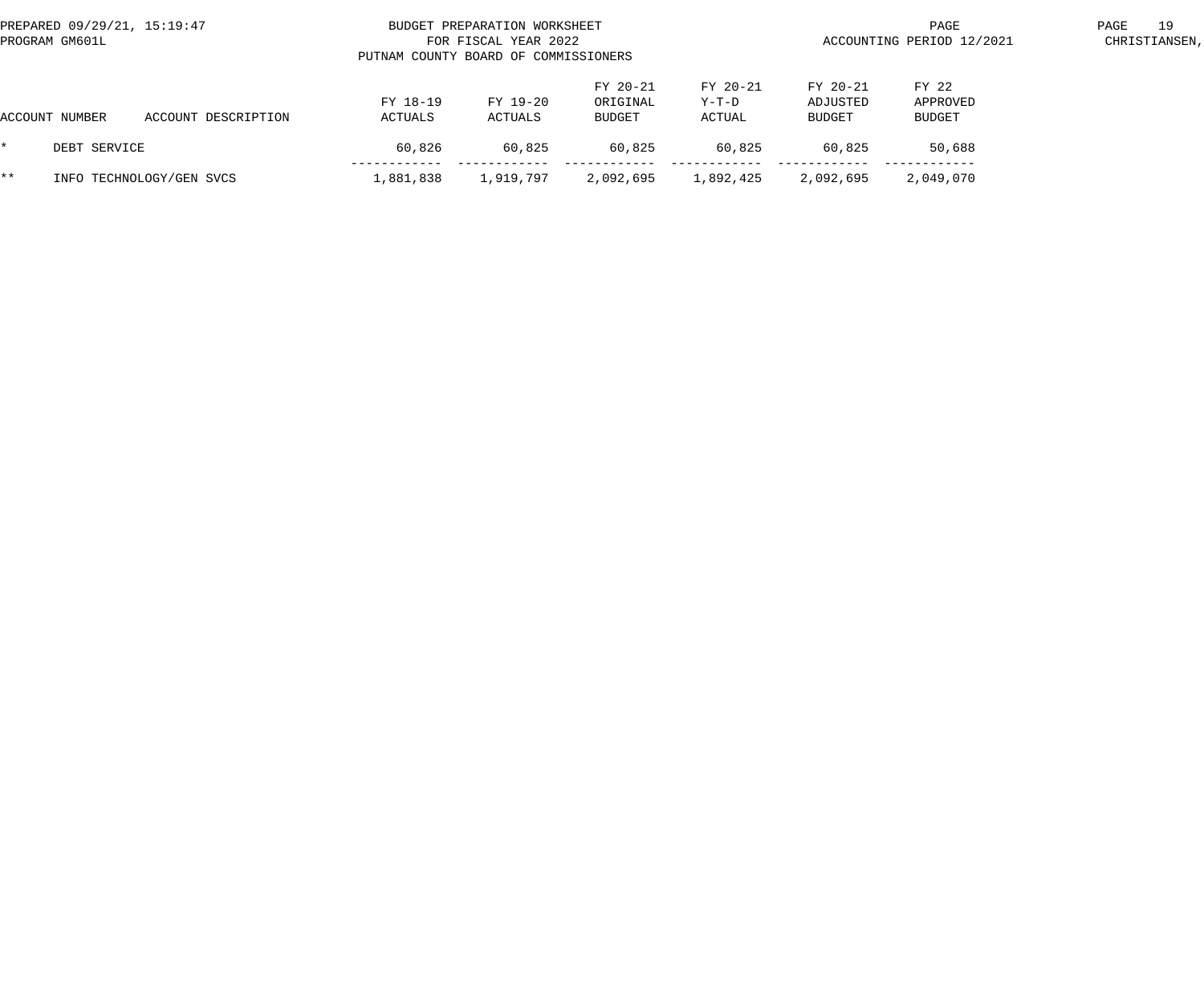BUDGET PREPARATION WORKSHEET
FOR FISCAL YEAR 2022
PUTNAM COUNTY BOARD OF COMMISSIONERS

PREPARED 09/29/21, 15:19:47
PROGRAM GM601L

ACCOUNTING PERIOD 12/2021

| ACCOUNT NUMBER | ACCOUNT DESCRIPTION | FY 18-19 ACTUALS | FY 19-20 ACTUALS | FY 20-21 ORIGINAL BUDGET | FY 20-21 Y-T-D ACTUAL | FY 20-21 ADJUSTED BUDGET | FY 22 APPROVED BUDGET |
|---|---|---|---|---|---|---|---|
| * | DEBT SERVICE | 60,826 | 60,825 | 60,825 | 60,825 | 60,825 | 50,688 |
| ** | INFO TECHNOLOGY/GEN SVCS | 1,881,838 | 1,919,797 | 2,092,695 | 1,892,425 | 2,092,695 | 2,049,070 |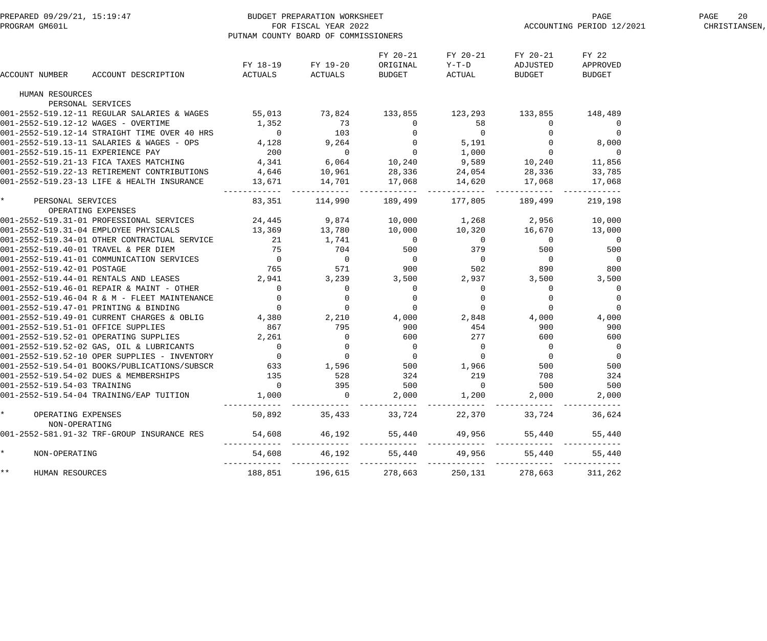PREPARED 09/29/21, 15:19:47
PROGRAM GM601L

BUDGET PREPARATION WORKSHEET
FOR FISCAL YEAR 2022
PUTNAM COUNTY BOARD OF COMMISSIONERS

ACCOUNTING PERIOD 12/2021
CHRISTIANSEN,

| ACCOUNT NUMBER | ACCOUNT DESCRIPTION | FY 18-19 ACTUALS | FY 19-20 ACTUALS | FY 20-21 ORIGINAL BUDGET | FY 20-21 Y-T-D ACTUAL | FY 20-21 ADJUSTED BUDGET | FY 22 APPROVED BUDGET |
|---|---|---|---|---|---|---|---|
| HUMAN RESOURCES | | | | | | | |
| | PERSONAL SERVICES | | | | | | |
| 001-2552-519.12-11 | REGULAR SALARIES & WAGES | 55,013 | 73,824 | 133,855 | 123,293 | 133,855 | 148,489 |
| 001-2552-519.12-12 | WAGES - OVERTIME | 1,352 | 73 | 0 | 58 | 0 | 0 |
| 001-2552-519.12-14 | STRAIGHT TIME OVER 40 HRS | 0 | 103 | 0 | 0 | 0 | 0 |
| 001-2552-519.13-11 | SALARIES & WAGES - OPS | 4,128 | 9,264 | 0 | 5,191 | 0 | 8,000 |
| 001-2552-519.15-11 | EXPERIENCE PAY | 200 | 0 | 0 | 1,000 | 0 | 0 |
| 001-2552-519.21-13 | FICA TAXES MATCHING | 4,341 | 6,064 | 10,240 | 9,589 | 10,240 | 11,856 |
| 001-2552-519.22-13 | RETIREMENT CONTRIBUTIONS | 4,646 | 10,961 | 28,336 | 24,054 | 28,336 | 33,785 |
| 001-2552-519.23-13 | LIFE & HEALTH INSURANCE | 13,671 | 14,701 | 17,068 | 14,620 | 17,068 | 17,068 |
| * | PERSONAL SERVICES | 83,351 | 114,990 | 189,499 | 177,805 | 189,499 | 219,198 |
| | OPERATING EXPENSES | | | | | | |
| 001-2552-519.31-01 | PROFESSIONAL SERVICES | 24,445 | 9,874 | 10,000 | 1,268 | 2,956 | 10,000 |
| 001-2552-519.31-04 | EMPLOYEE PHYSICALS | 13,369 | 13,780 | 10,000 | 10,320 | 16,670 | 13,000 |
| 001-2552-519.34-01 | OTHER CONTRACTUAL SERVICE | 21 | 1,741 | 0 | 0 | 0 | 0 |
| 001-2552-519.40-01 | TRAVEL & PER DIEM | 75 | 704 | 500 | 379 | 500 | 500 |
| 001-2552-519.41-01 | COMMUNICATION SERVICES | 0 | 0 | 0 | 0 | 0 | 0 |
| 001-2552-519.42-01 | POSTAGE | 765 | 571 | 900 | 502 | 890 | 800 |
| 001-2552-519.44-01 | RENTALS AND LEASES | 2,941 | 3,239 | 3,500 | 2,937 | 3,500 | 3,500 |
| 001-2552-519.46-01 | REPAIR & MAINT - OTHER | 0 | 0 | 0 | 0 | 0 | 0 |
| 001-2552-519.46-04 | R & M - FLEET MAINTENANCE | 0 | 0 | 0 | 0 | 0 | 0 |
| 001-2552-519.47-01 | PRINTING & BINDING | 0 | 0 | 0 | 0 | 0 | 0 |
| 001-2552-519.49-01 | CURRENT CHARGES & OBLIG | 4,380 | 2,210 | 4,000 | 2,848 | 4,000 | 4,000 |
| 001-2552-519.51-01 | OFFICE SUPPLIES | 867 | 795 | 900 | 454 | 900 | 900 |
| 001-2552-519.52-01 | OPERATING SUPPLIES | 2,261 | 0 | 600 | 277 | 600 | 600 |
| 001-2552-519.52-02 | GAS, OIL & LUBRICANTS | 0 | 0 | 0 | 0 | 0 | 0 |
| 001-2552-519.52-10 | OPER SUPPLIES - INVENTORY | 0 | 0 | 0 | 0 | 0 | 0 |
| 001-2552-519.54-01 | BOOKS/PUBLICATIONS/SUBSCR | 633 | 1,596 | 500 | 1,966 | 500 | 500 |
| 001-2552-519.54-02 | DUES & MEMBERSHIPS | 135 | 528 | 324 | 219 | 708 | 324 |
| 001-2552-519.54-03 | TRAINING | 0 | 395 | 500 | 0 | 500 | 500 |
| 001-2552-519.54-04 | TRAINING/EAP TUITION | 1,000 | 0 | 2,000 | 1,200 | 2,000 | 2,000 |
| * | OPERATING EXPENSES | 50,892 | 35,433 | 33,724 | 22,370 | 33,724 | 36,624 |
| | NON-OPERATING | | | | | | |
| 001-2552-581.91-32 | TRF-GROUP INSURANCE RES | 54,608 | 46,192 | 55,440 | 49,956 | 55,440 | 55,440 |
| * | NON-OPERATING | 54,608 | 46,192 | 55,440 | 49,956 | 55,440 | 55,440 |
| ** | HUMAN RESOURCES | 188,851 | 196,615 | 278,663 | 250,131 | 278,663 | 311,262 |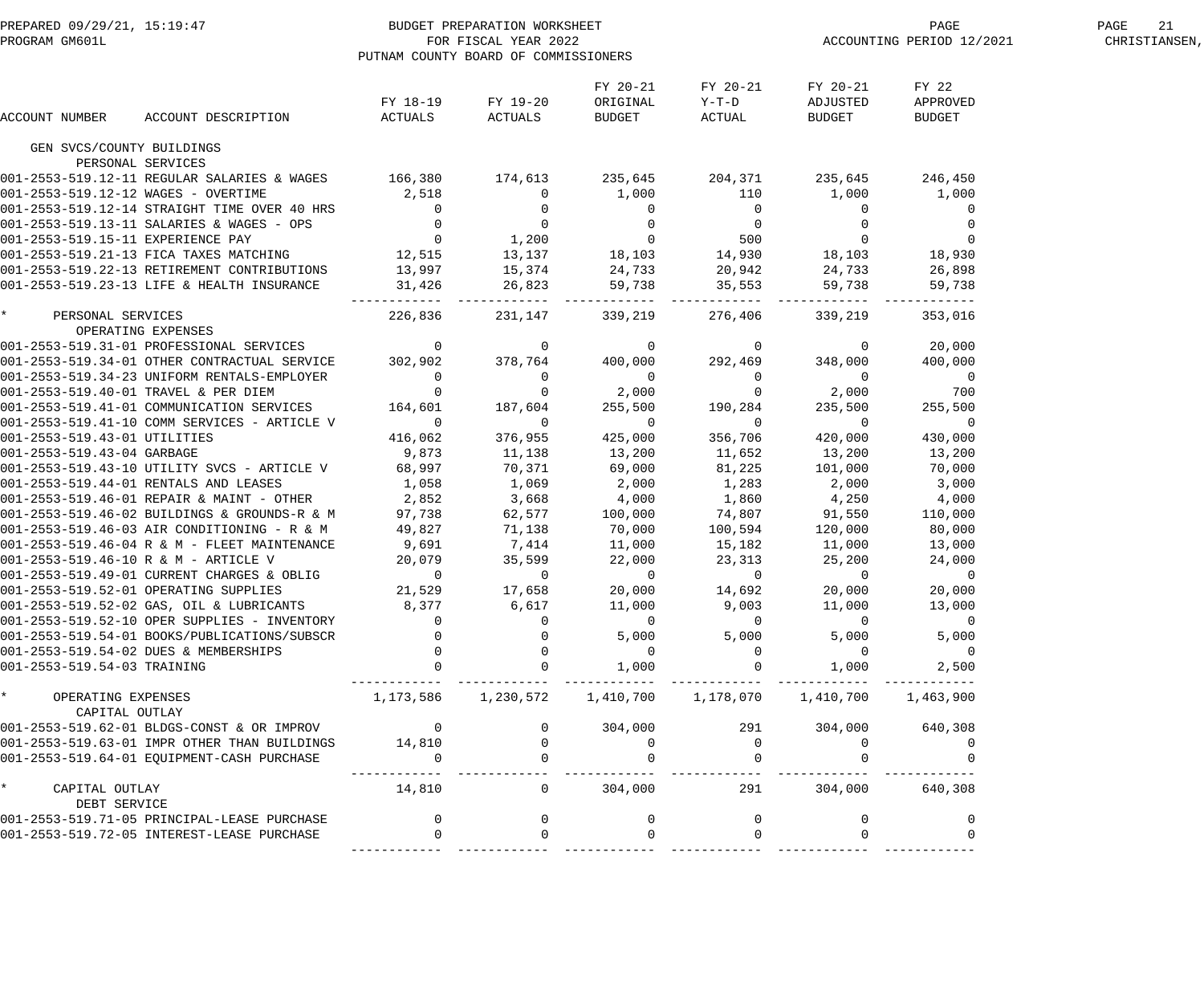PREPARED 09/29/21, 15:19:47 — BUDGET PREPARATION WORKSHEET — PROGRAM GM601L — FOR FISCAL YEAR 2022 — PUTNAM COUNTY BOARD OF COMMISSIONERS — ACCOUNTING PERIOD 12/2021

| ACCOUNT NUMBER | ACCOUNT DESCRIPTION | FY 18-19 ACTUALS | FY 19-20 ACTUALS | FY 20-21 ORIGINAL BUDGET | FY 20-21 Y-T-D ACTUAL | FY 20-21 ADJUSTED BUDGET | FY 22 APPROVED BUDGET |
|---|---|---|---|---|---|---|---|
| GEN SVCS/COUNTY BUILDINGS | | | | | | | |
| PERSONAL SERVICES | | | | | | | |
| 001-2553-519.12-11 | REGULAR SALARIES & WAGES | 166,380 | 174,613 | 235,645 | 204,371 | 235,645 | 246,450 |
| 001-2553-519.12-12 | WAGES - OVERTIME | 2,518 | 0 | 1,000 | 110 | 1,000 | 1,000 |
| 001-2553-519.12-14 | STRAIGHT TIME OVER 40 HRS | 0 | 0 | 0 | 0 | 0 | 0 |
| 001-2553-519.13-11 | SALARIES & WAGES - OPS | 0 | 0 | 0 | 0 | 0 | 0 |
| 001-2553-519.15-11 | EXPERIENCE PAY | 0 | 1,200 | 0 | 500 | 0 | 0 |
| 001-2553-519.21-13 | FICA TAXES MATCHING | 12,515 | 13,137 | 18,103 | 14,930 | 18,103 | 18,930 |
| 001-2553-519.22-13 | RETIREMENT CONTRIBUTIONS | 13,997 | 15,374 | 24,733 | 20,942 | 24,733 | 26,898 |
| 001-2553-519.23-13 | LIFE & HEALTH INSURANCE | 31,426 | 26,823 | 59,738 | 35,553 | 59,738 | 59,738 |
| * | PERSONAL SERVICES | 226,836 | 231,147 | 339,219 | 276,406 | 339,219 | 353,016 |
| OPERATING EXPENSES | | | | | | | |
| 001-2553-519.31-01 | PROFESSIONAL SERVICES | 0 | 0 | 0 | 0 | 0 | 20,000 |
| 001-2553-519.34-01 | OTHER CONTRACTUAL SERVICE | 302,902 | 378,764 | 400,000 | 292,469 | 348,000 | 400,000 |
| 001-2553-519.34-23 | UNIFORM RENTALS-EMPLOYER | 0 | 0 | 0 | 0 | 0 | 0 |
| 001-2553-519.40-01 | TRAVEL & PER DIEM | 0 | 0 | 2,000 | 0 | 2,000 | 700 |
| 001-2553-519.41-01 | COMMUNICATION SERVICES | 164,601 | 187,604 | 255,500 | 190,284 | 235,500 | 255,500 |
| 001-2553-519.41-10 | COMM SERVICES - ARTICLE V | 0 | 0 | 0 | 0 | 0 | 0 |
| 001-2553-519.43-01 | UTILITIES | 416,062 | 376,955 | 425,000 | 356,706 | 420,000 | 430,000 |
| 001-2553-519.43-04 | GARBAGE | 9,873 | 11,138 | 13,200 | 11,652 | 13,200 | 13,200 |
| 001-2553-519.43-10 | UTILITY SVCS - ARTICLE V | 68,997 | 70,371 | 69,000 | 81,225 | 101,000 | 70,000 |
| 001-2553-519.44-01 | RENTALS AND LEASES | 1,058 | 1,069 | 2,000 | 1,283 | 2,000 | 3,000 |
| 001-2553-519.46-01 | REPAIR & MAINT - OTHER | 2,852 | 3,668 | 4,000 | 1,860 | 4,250 | 4,000 |
| 001-2553-519.46-02 | BUILDINGS & GROUNDS-R & M | 97,738 | 62,577 | 100,000 | 74,807 | 91,550 | 110,000 |
| 001-2553-519.46-03 | AIR CONDITIONING - R & M | 49,827 | 71,138 | 70,000 | 100,594 | 120,000 | 80,000 |
| 001-2553-519.46-04 | R & M - FLEET MAINTENANCE | 9,691 | 7,414 | 11,000 | 15,182 | 11,000 | 13,000 |
| 001-2553-519.46-10 | R & M - ARTICLE V | 20,079 | 35,599 | 22,000 | 23,313 | 25,200 | 24,000 |
| 001-2553-519.49-01 | CURRENT CHARGES & OBLIG | 0 | 0 | 0 | 0 | 0 | 0 |
| 001-2553-519.52-01 | OPERATING SUPPLIES | 21,529 | 17,658 | 20,000 | 14,692 | 20,000 | 20,000 |
| 001-2553-519.52-02 | GAS, OIL & LUBRICANTS | 8,377 | 6,617 | 11,000 | 9,003 | 11,000 | 13,000 |
| 001-2553-519.52-10 | OPER SUPPLIES - INVENTORY | 0 | 0 | 0 | 0 | 0 | 0 |
| 001-2553-519.54-01 | BOOKS/PUBLICATIONS/SUBSCR | 0 | 0 | 5,000 | 5,000 | 5,000 | 5,000 |
| 001-2553-519.54-02 | DUES & MEMBERSHIPS | 0 | 0 | 0 | 0 | 0 | 0 |
| 001-2553-519.54-03 | TRAINING | 0 | 0 | 1,000 | 0 | 1,000 | 2,500 |
| * | OPERATING EXPENSES | 1,173,586 | 1,230,572 | 1,410,700 | 1,178,070 | 1,410,700 | 1,463,900 |
| CAPITAL OUTLAY | | | | | | | |
| 001-2553-519.62-01 | BLDGS-CONST & OR IMPROV | 0 | 0 | 304,000 | 291 | 304,000 | 640,308 |
| 001-2553-519.63-01 | IMPR OTHER THAN BUILDINGS | 14,810 | 0 | 0 | 0 | 0 | 0 |
| 001-2553-519.64-01 | EQUIPMENT-CASH PURCHASE | 0 | 0 | 0 | 0 | 0 | 0 |
| * | CAPITAL OUTLAY | 14,810 | 0 | 304,000 | 291 | 304,000 | 640,308 |
| DEBT SERVICE | | | | | | | |
| 001-2553-519.71-05 | PRINCIPAL-LEASE PURCHASE | 0 | 0 | 0 | 0 | 0 | 0 |
| 001-2553-519.72-05 | INTEREST-LEASE PURCHASE | 0 | 0 | 0 | 0 | 0 | 0 |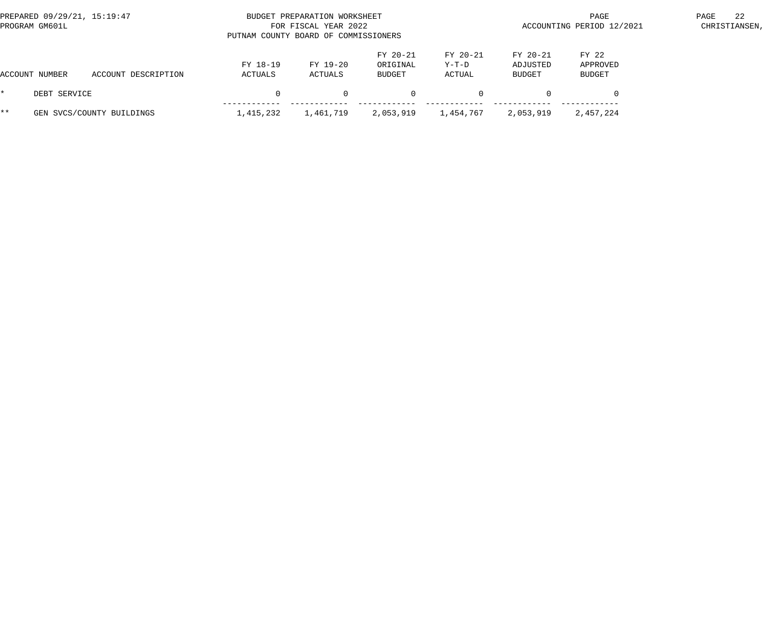BUDGET PREPARATION WORKSHEET
FOR FISCAL YEAR 2022
PUTNAM COUNTY BOARD OF COMMISSIONERS

PREPARED 09/29/21, 15:19:47
PROGRAM GM601L

ACCOUNTING PERIOD 12/2021

| ACCOUNT NUMBER | ACCOUNT DESCRIPTION | FY 18-19 ACTUALS | FY 19-20 ACTUALS | FY 20-21 ORIGINAL BUDGET | FY 20-21 Y-T-D ACTUAL | FY 20-21 ADJUSTED BUDGET | FY 22 APPROVED BUDGET |
|---|---|---|---|---|---|---|---|
| * | DEBT SERVICE | 0 | 0 | 0 | 0 | 0 | 0 |
| ** | GEN SVCS/COUNTY BUILDINGS | 1,415,232 | 1,461,719 | 2,053,919 | 1,454,767 | 2,053,919 | 2,457,224 |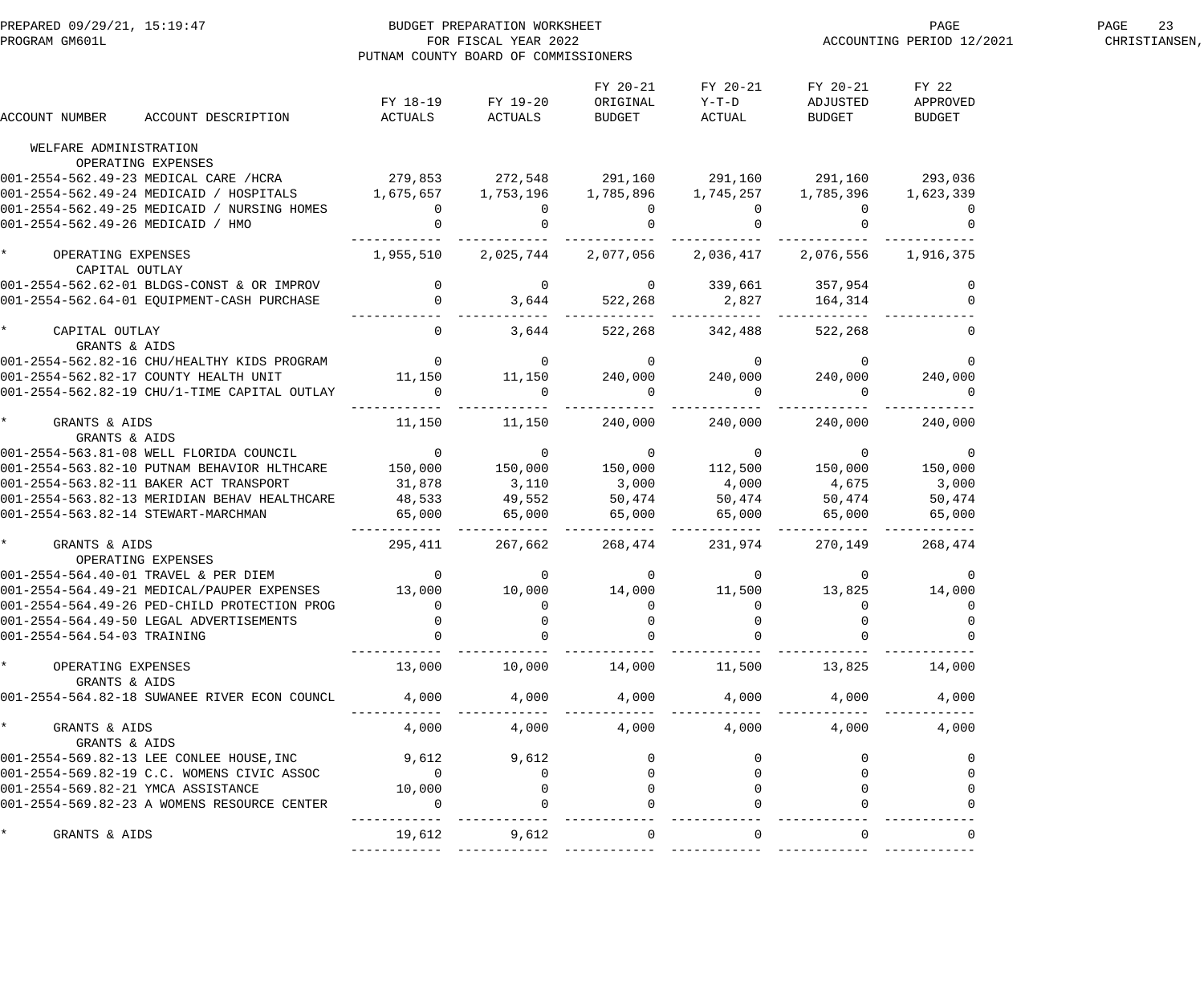PREPARED 09/29/21, 15:19:47
PROGRAM GM601L

BUDGET PREPARATION WORKSHEET
FOR FISCAL YEAR 2022
PUTNAM COUNTY BOARD OF COMMISSIONERS

ACCOUNTING PERIOD 12/2021

CHRISTIANSEN,

| ACCOUNT NUMBER ACCOUNT DESCRIPTION | FY 18-19 ACTUALS | FY 19-20 ACTUALS | FY 20-21 ORIGINAL BUDGET | FY 20-21 Y-T-D ACTUAL | FY 20-21 ADJUSTED BUDGET | FY 22 APPROVED BUDGET |
|---|---|---|---|---|---|---|
| WELFARE ADMINISTRATION | | | | | | |
| OPERATING EXPENSES | | | | | | |
| 001-2554-562.49-23 MEDICAL CARE /HCRA | 279,853 | 272,548 | 291,160 | 291,160 | 291,160 | 293,036 |
| 001-2554-562.49-24 MEDICAID / HOSPITALS | 1,675,657 | 1,753,196 | 1,785,896 | 1,745,257 | 1,785,396 | 1,623,339 |
| 001-2554-562.49-25 MEDICAID / NURSING HOMES | 0 | 0 | 0 | 0 | 0 | 0 |
| 001-2554-562.49-26 MEDICAID / HMO | 0 | 0 | 0 | 0 | 0 | 0 |
| * OPERATING EXPENSES | 1,955,510 | 2,025,744 | 2,077,056 | 2,036,417 | 2,076,556 | 1,916,375 |
| CAPITAL OUTLAY | | | | | | |
| 001-2554-562.62-01 BLDGS-CONST & OR IMPROV | 0 | 0 | 0 | 339,661 | 357,954 | 0 |
| 001-2554-562.64-01 EQUIPMENT-CASH PURCHASE | 0 | 3,644 | 522,268 | 2,827 | 164,314 | 0 |
| * CAPITAL OUTLAY | 0 | 3,644 | 522,268 | 342,488 | 522,268 | 0 |
| GRANTS & AIDS | | | | | | |
| 001-2554-562.82-16 CHU/HEALTHY KIDS PROGRAM | 0 | 0 | 0 | 0 | 0 | 0 |
| 001-2554-562.82-17 COUNTY HEALTH UNIT | 11,150 | 11,150 | 240,000 | 240,000 | 240,000 | 240,000 |
| 001-2554-562.82-19 CHU/1-TIME CAPITAL OUTLAY | 0 | 0 | 0 | 0 | 0 | 0 |
| * GRANTS & AIDS | 11,150 | 11,150 | 240,000 | 240,000 | 240,000 | 240,000 |
| GRANTS & AIDS | | | | | | |
| 001-2554-563.81-08 WELL FLORIDA COUNCIL | 0 | 0 | 0 | 0 | 0 | 0 |
| 001-2554-563.82-10 PUTNAM BEHAVIOR HLTHCARE | 150,000 | 150,000 | 150,000 | 112,500 | 150,000 | 150,000 |
| 001-2554-563.82-11 BAKER ACT TRANSPORT | 31,878 | 3,110 | 3,000 | 4,000 | 4,675 | 3,000 |
| 001-2554-563.82-13 MERIDIAN BEHAV HEALTHCARE | 48,533 | 49,552 | 50,474 | 50,474 | 50,474 | 50,474 |
| 001-2554-563.82-14 STEWART-MARCHMAN | 65,000 | 65,000 | 65,000 | 65,000 | 65,000 | 65,000 |
| * GRANTS & AIDS | 295,411 | 267,662 | 268,474 | 231,974 | 270,149 | 268,474 |
| OPERATING EXPENSES | | | | | | |
| 001-2554-564.40-01 TRAVEL & PER DIEM | 0 | 0 | 0 | 0 | 0 | 0 |
| 001-2554-564.49-21 MEDICAL/PAUPER EXPENSES | 13,000 | 10,000 | 14,000 | 11,500 | 13,825 | 14,000 |
| 001-2554-564.49-26 PED-CHILD PROTECTION PROG | 0 | 0 | 0 | 0 | 0 | 0 |
| 001-2554-564.49-50 LEGAL ADVERTISEMENTS | 0 | 0 | 0 | 0 | 0 | 0 |
| 001-2554-564.54-03 TRAINING | 0 | 0 | 0 | 0 | 0 | 0 |
| * OPERATING EXPENSES | 13,000 | 10,000 | 14,000 | 11,500 | 13,825 | 14,000 |
| GRANTS & AIDS | | | | | | |
| 001-2554-564.82-18 SUWANEE RIVER ECON COUNCL | 4,000 | 4,000 | 4,000 | 4,000 | 4,000 | 4,000 |
| * GRANTS & AIDS | 4,000 | 4,000 | 4,000 | 4,000 | 4,000 | 4,000 |
| GRANTS & AIDS | | | | | | |
| 001-2554-569.82-13 LEE CONLEE HOUSE,INC | 9,612 | 9,612 | 0 | 0 | 0 | 0 |
| 001-2554-569.82-19 C.C. WOMENS CIVIC ASSOC | 0 | 0 | 0 | 0 | 0 | 0 |
| 001-2554-569.82-21 YMCA ASSISTANCE | 10,000 | 0 | 0 | 0 | 0 | 0 |
| 001-2554-569.82-23 A WOMENS RESOURCE CENTER | 0 | 0 | 0 | 0 | 0 | 0 |
| * GRANTS & AIDS | 19,612 | 9,612 | 0 | 0 | 0 | 0 |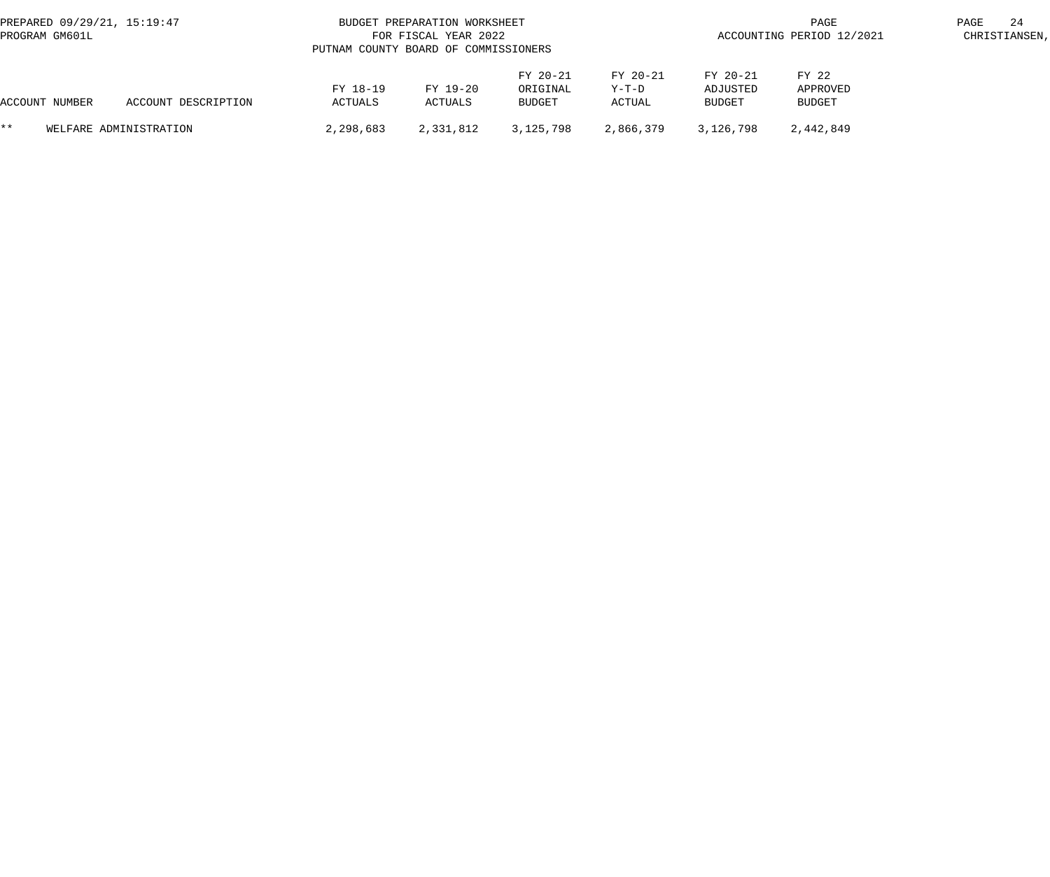BUDGET PREPARATION WORKSHEET
FOR FISCAL YEAR 2022
PUTNAM COUNTY BOARD OF COMMISSIONERS

PREPARED 09/29/21, 15:19:47
PROGRAM GM601L

ACCOUNTING PERIOD 12/2021

CHRISTIANSEN,

| ACCOUNT NUMBER | ACCOUNT DESCRIPTION | FY 18-19 ACTUALS | FY 19-20 ACTUALS | FY 20-21 ORIGINAL BUDGET | FY 20-21 Y-T-D ACTUAL | FY 20-21 ADJUSTED BUDGET | FY 22 APPROVED BUDGET |
|---|---|---|---|---|---|---|---|
| ** | WELFARE ADMINISTRATION | 2,298,683 | 2,331,812 | 3,125,798 | 2,866,379 | 3,126,798 | 2,442,849 |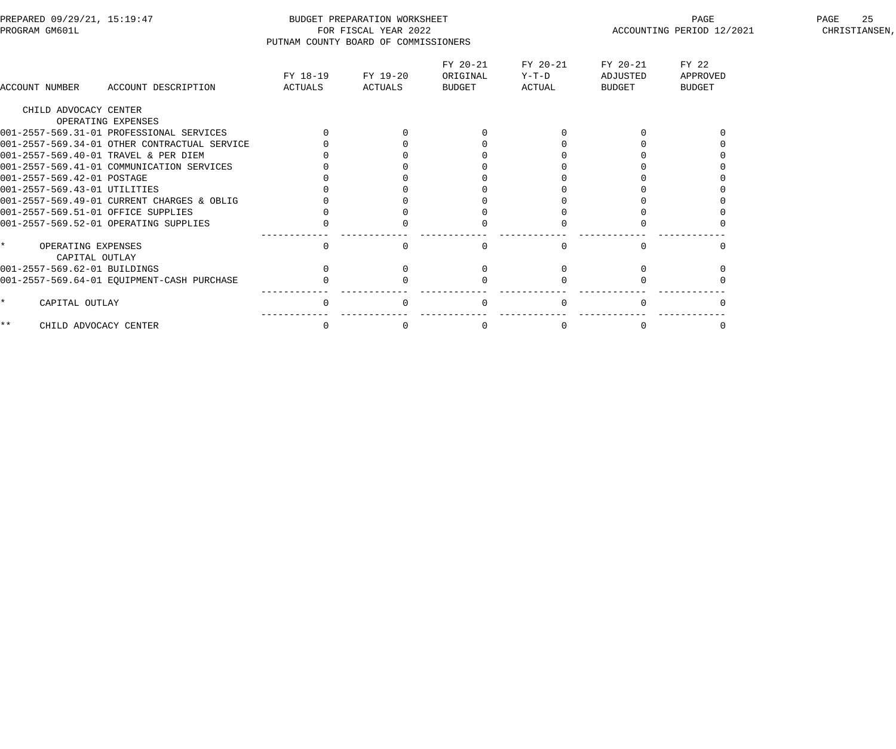PREPARED 09/29/21, 15:19:47 BUDGET PREPARATION WORKSHEET
PROGRAM GM601L FOR FISCAL YEAR 2022 ACCOUNTING PERIOD 12/2021 CHRISTIANSEN,
PUTNAM COUNTY BOARD OF COMMISSIONERS

| ACCOUNT NUMBER | ACCOUNT DESCRIPTION | FY 18-19 ACTUALS | FY 19-20 ACTUALS | FY 20-21 ORIGINAL BUDGET | FY 20-21 Y-T-D ACTUAL | FY 20-21 ADJUSTED BUDGET | FY 22 APPROVED BUDGET |
|---|---|---|---|---|---|---|---|
| CHILD ADVOCACY CENTER | | | | | | | |
| | OPERATING EXPENSES | | | | | | |
| 001-2557-569.31-01 | PROFESSIONAL SERVICES | 0 | 0 | 0 | 0 | 0 | 0 |
| 001-2557-569.34-01 | OTHER CONTRACTUAL SERVICE | 0 | 0 | 0 | 0 | 0 | 0 |
| 001-2557-569.40-01 | TRAVEL & PER DIEM | 0 | 0 | 0 | 0 | 0 | 0 |
| 001-2557-569.41-01 | COMMUNICATION SERVICES | 0 | 0 | 0 | 0 | 0 | 0 |
| 001-2557-569.42-01 | POSTAGE | 0 | 0 | 0 | 0 | 0 | 0 |
| 001-2557-569.43-01 | UTILITIES | 0 | 0 | 0 | 0 | 0 | 0 |
| 001-2557-569.49-01 | CURRENT CHARGES & OBLIG | 0 | 0 | 0 | 0 | 0 | 0 |
| 001-2557-569.51-01 | OFFICE SUPPLIES | 0 | 0 | 0 | 0 | 0 | 0 |
| 001-2557-569.52-01 | OPERATING SUPPLIES | 0 | 0 | 0 | 0 | 0 | 0 |
| * | OPERATING EXPENSES | 0 | 0 | 0 | 0 | 0 | 0 |
| | CAPITAL OUTLAY | | | | | | |
| 001-2557-569.62-01 | BUILDINGS | 0 | 0 | 0 | 0 | 0 | 0 |
| 001-2557-569.64-01 | EQUIPMENT-CASH PURCHASE | 0 | 0 | 0 | 0 | 0 | 0 |
| * | CAPITAL OUTLAY | 0 | 0 | 0 | 0 | 0 | 0 |
| ** | CHILD ADVOCACY CENTER | 0 | 0 | 0 | 0 | 0 | 0 |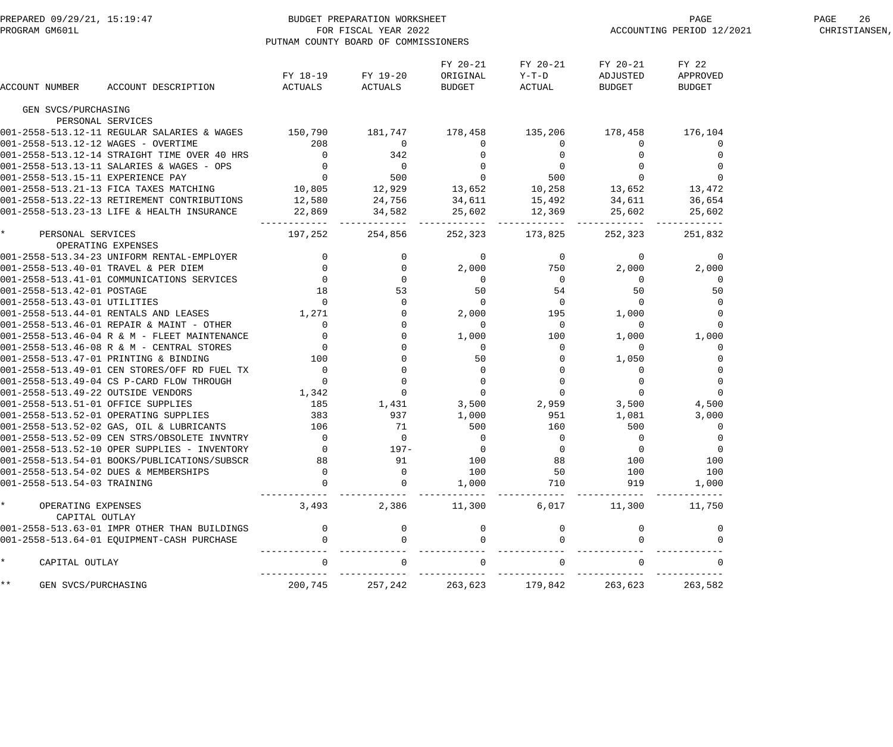BUDGET PREPARATION WORKSHEET
FOR FISCAL YEAR 2022
PUTNAM COUNTY BOARD OF COMMISSIONERS

PREPARED 09/29/21, 15:19:47
PROGRAM GM601L
ACCOUNTING PERIOD 12/2021

| ACCOUNT NUMBER | ACCOUNT DESCRIPTION | FY 18-19 ACTUALS | FY 19-20 ACTUALS | FY 20-21 ORIGINAL BUDGET | FY 20-21 Y-T-D ACTUAL | FY 20-21 ADJUSTED BUDGET | FY 22 APPROVED BUDGET |
|---|---|---|---|---|---|---|---|
| GEN SVCS/PURCHASING | | | | | | | |
| PERSONAL SERVICES | | | | | | | |
| 001-2558-513.12-11 | REGULAR SALARIES & WAGES | 150,790 | 181,747 | 178,458 | 135,206 | 178,458 | 176,104 |
| 001-2558-513.12-12 | WAGES - OVERTIME | 208 | 0 | 0 | 0 | 0 | 0 |
| 001-2558-513.12-14 | STRAIGHT TIME OVER 40 HRS | 0 | 342 | 0 | 0 | 0 | 0 |
| 001-2558-513.13-11 | SALARIES & WAGES - OPS | 0 | 0 | 0 | 0 | 0 | 0 |
| 001-2558-513.15-11 | EXPERIENCE PAY | 0 | 500 | 0 | 500 | 0 | 0 |
| 001-2558-513.21-13 | FICA TAXES MATCHING | 10,805 | 12,929 | 13,652 | 10,258 | 13,652 | 13,472 |
| 001-2558-513.22-13 | RETIREMENT CONTRIBUTIONS | 12,580 | 24,756 | 34,611 | 15,492 | 34,611 | 36,654 |
| 001-2558-513.23-13 | LIFE & HEALTH INSURANCE | 22,869 | 34,582 | 25,602 | 12,369 | 25,602 | 25,602 |
| * PERSONAL SERVICES | | 197,252 | 254,856 | 252,323 | 173,825 | 252,323 | 251,832 |
| OPERATING EXPENSES | | | | | | | |
| 001-2558-513.34-23 | UNIFORM RENTAL-EMPLOYER | 0 | 0 | 0 | 0 | 0 | 0 |
| 001-2558-513.40-01 | TRAVEL & PER DIEM | 0 | 0 | 2,000 | 750 | 2,000 | 2,000 |
| 001-2558-513.41-01 | COMMUNICATIONS SERVICES | 0 | 0 | 0 | 0 | 0 | 0 |
| 001-2558-513.42-01 | POSTAGE | 18 | 53 | 50 | 54 | 50 | 50 |
| 001-2558-513.43-01 | UTILITIES | 0 | 0 | 0 | 0 | 0 | 0 |
| 001-2558-513.44-01 | RENTALS AND LEASES | 1,271 | 0 | 2,000 | 195 | 1,000 | 0 |
| 001-2558-513.46-01 | REPAIR & MAINT - OTHER | 0 | 0 | 0 | 0 | 0 | 0 |
| 001-2558-513.46-04 | R & M - FLEET MAINTENANCE | 0 | 0 | 1,000 | 100 | 1,000 | 1,000 |
| 001-2558-513.46-08 | R & M - CENTRAL STORES | 0 | 0 | 0 | 0 | 0 | 0 |
| 001-2558-513.47-01 | PRINTING & BINDING | 100 | 0 | 50 | 0 | 1,050 | 0 |
| 001-2558-513.49-01 | CEN STORES/OFF RD FUEL TX | 0 | 0 | 0 | 0 | 0 | 0 |
| 001-2558-513.49-04 | CS P-CARD FLOW THROUGH | 0 | 0 | 0 | 0 | 0 | 0 |
| 001-2558-513.49-22 | OUTSIDE VENDORS | 1,342 | 0 | 0 | 0 | 0 | 0 |
| 001-2558-513.51-01 | OFFICE SUPPLIES | 185 | 1,431 | 3,500 | 2,959 | 3,500 | 4,500 |
| 001-2558-513.52-01 | OPERATING SUPPLIES | 383 | 937 | 1,000 | 951 | 1,081 | 3,000 |
| 001-2558-513.52-02 | GAS, OIL & LUBRICANTS | 106 | 71 | 500 | 160 | 500 | 0 |
| 001-2558-513.52-09 | CEN STRS/OBSOLETE INVNTRY | 0 | 0 | 0 | 0 | 0 | 0 |
| 001-2558-513.52-10 | OPER SUPPLIES - INVENTORY | 0 | 197- | 0 | 0 | 0 | 0 |
| 001-2558-513.54-01 | BOOKS/PUBLICATIONS/SUBSCR | 88 | 91 | 100 | 88 | 100 | 100 |
| 001-2558-513.54-02 | DUES & MEMBERSHIPS | 0 | 0 | 100 | 50 | 100 | 100 |
| 001-2558-513.54-03 | TRAINING | 0 | 0 | 1,000 | 710 | 919 | 1,000 |
| * OPERATING EXPENSES | | 3,493 | 2,386 | 11,300 | 6,017 | 11,300 | 11,750 |
| CAPITAL OUTLAY | | | | | | | |
| 001-2558-513.63-01 | IMPR OTHER THAN BUILDINGS | 0 | 0 | 0 | 0 | 0 | 0 |
| 001-2558-513.64-01 | EQUIPMENT-CASH PURCHASE | 0 | 0 | 0 | 0 | 0 | 0 |
| * CAPITAL OUTLAY | | 0 | 0 | 0 | 0 | 0 | 0 |
| ** GEN SVCS/PURCHASING | | 200,745 | 257,242 | 263,623 | 179,842 | 263,623 | 263,582 |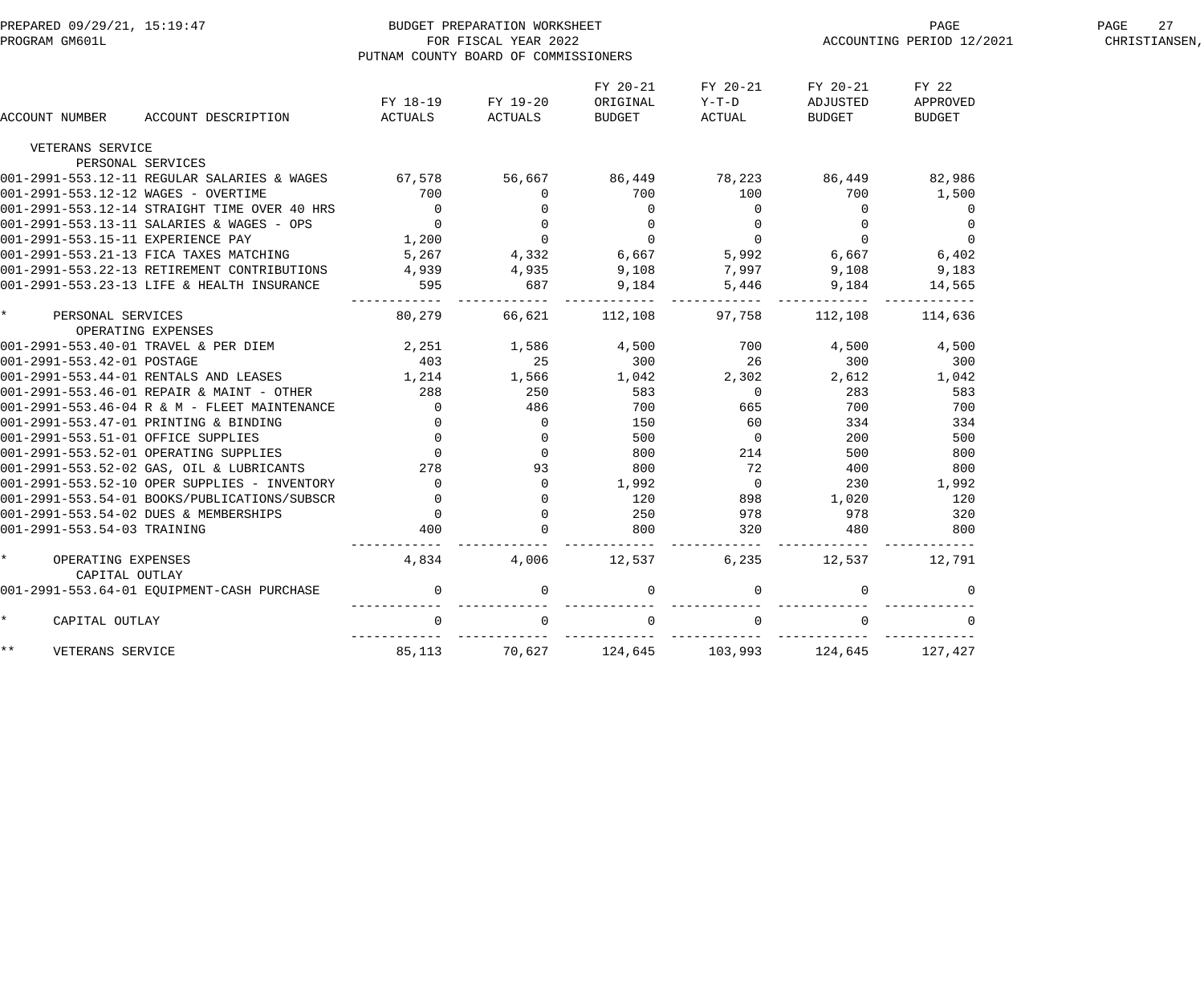BUDGET PREPARATION WORKSHEET
FOR FISCAL YEAR 2022
PUTNAM COUNTY BOARD OF COMMISSIONERS

PREPARED 09/29/21, 15:19:47
PROGRAM GM601L
ACCOUNTING PERIOD 12/2021
CHRISTIANSEN,

| ACCOUNT NUMBER | ACCOUNT DESCRIPTION | FY 18-19 ACTUALS | FY 19-20 ACTUALS | FY 20-21 ORIGINAL BUDGET | FY 20-21 Y-T-D ACTUAL | FY 20-21 ADJUSTED BUDGET | FY 22 APPROVED BUDGET |
|---|---|---|---|---|---|---|---|
| VETERANS SERVICE | | | | | | | |
| | PERSONAL SERVICES | | | | | | |
| 001-2991-553.12-11 | REGULAR SALARIES & WAGES | 67,578 | 56,667 | 86,449 | 78,223 | 86,449 | 82,986 |
| 001-2991-553.12-12 | WAGES - OVERTIME | 700 | 0 | 700 | 100 | 700 | 1,500 |
| 001-2991-553.12-14 | STRAIGHT TIME OVER 40 HRS | 0 | 0 | 0 | 0 | 0 | 0 |
| 001-2991-553.13-11 | SALARIES & WAGES - OPS | 0 | 0 | 0 | 0 | 0 | 0 |
| 001-2991-553.15-11 | EXPERIENCE PAY | 1,200 | 0 | 0 | 0 | 0 | 0 |
| 001-2991-553.21-13 | FICA TAXES MATCHING | 5,267 | 4,332 | 6,667 | 5,992 | 6,667 | 6,402 |
| 001-2991-553.22-13 | RETIREMENT CONTRIBUTIONS | 4,939 | 4,935 | 9,108 | 7,997 | 9,108 | 9,183 |
| 001-2991-553.23-13 | LIFE & HEALTH INSURANCE | 595 | 687 | 9,184 | 5,446 | 9,184 | 14,565 |
| * | PERSONAL SERVICES | 80,279 | 66,621 | 112,108 | 97,758 | 112,108 | 114,636 |
| | OPERATING EXPENSES | | | | | | |
| 001-2991-553.40-01 | TRAVEL & PER DIEM | 2,251 | 1,586 | 4,500 | 700 | 4,500 | 4,500 |
| 001-2991-553.42-01 | POSTAGE | 403 | 25 | 300 | 26 | 300 | 300 |
| 001-2991-553.44-01 | RENTALS AND LEASES | 1,214 | 1,566 | 1,042 | 2,302 | 2,612 | 1,042 |
| 001-2991-553.46-01 | REPAIR & MAINT - OTHER | 288 | 250 | 583 | 0 | 283 | 583 |
| 001-2991-553.46-04 | R & M - FLEET MAINTENANCE | 0 | 486 | 700 | 665 | 700 | 700 |
| 001-2991-553.47-01 | PRINTING & BINDING | 0 | 0 | 150 | 60 | 334 | 334 |
| 001-2991-553.51-01 | OFFICE SUPPLIES | 0 | 0 | 500 | 0 | 200 | 500 |
| 001-2991-553.52-01 | OPERATING SUPPLIES | 0 | 0 | 800 | 214 | 500 | 800 |
| 001-2991-553.52-02 | GAS, OIL & LUBRICANTS | 278 | 93 | 800 | 72 | 400 | 800 |
| 001-2991-553.52-10 | OPER SUPPLIES - INVENTORY | 0 | 0 | 1,992 | 0 | 230 | 1,992 |
| 001-2991-553.54-01 | BOOKS/PUBLICATIONS/SUBSCR | 0 | 0 | 120 | 898 | 1,020 | 120 |
| 001-2991-553.54-02 | DUES & MEMBERSHIPS | 0 | 0 | 250 | 978 | 978 | 320 |
| 001-2991-553.54-03 | TRAINING | 400 | 0 | 800 | 320 | 480 | 800 |
| * | OPERATING EXPENSES | 4,834 | 4,006 | 12,537 | 6,235 | 12,537 | 12,791 |
| | CAPITAL OUTLAY | | | | | | |
| 001-2991-553.64-01 | EQUIPMENT-CASH PURCHASE | 0 | 0 | 0 | 0 | 0 | 0 |
| * | CAPITAL OUTLAY | 0 | 0 | 0 | 0 | 0 | 0 |
| ** | VETERANS SERVICE | 85,113 | 70,627 | 124,645 | 103,993 | 124,645 | 127,427 |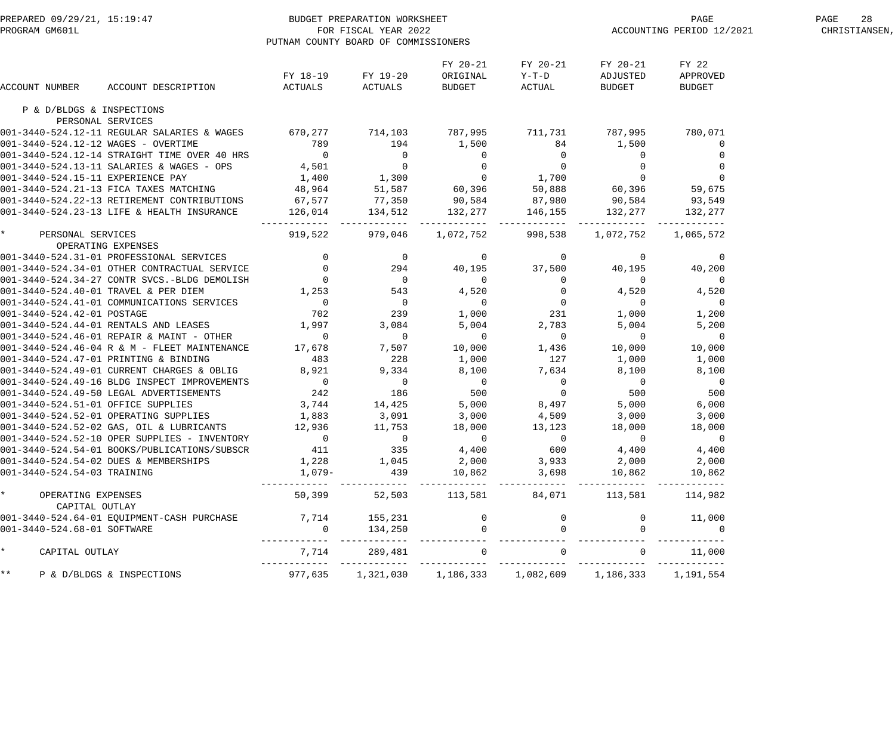BUDGET PREPARATION WORKSHEET
FOR FISCAL YEAR 2022
PUTNAM COUNTY BOARD OF COMMISSIONERS

PREPARED 09/29/21, 15:19:47
PROGRAM GM601L

ACCOUNTING PERIOD 12/2021

| ACCOUNT NUMBER | ACCOUNT DESCRIPTION | FY 18-19 ACTUALS | FY 19-20 ACTUALS | FY 20-21 ORIGINAL BUDGET | FY 20-21 Y-T-D ACTUAL | FY 20-21 ADJUSTED BUDGET | FY 22 APPROVED BUDGET |
|---|---|---|---|---|---|---|---|
| P & D/BLDGS & INSPECTIONS | | | | | | | |
| PERSONAL SERVICES | | | | | | | |
| 001-3440-524.12-11 | REGULAR SALARIES & WAGES | 670,277 | 714,103 | 787,995 | 711,731 | 787,995 | 780,071 |
| 001-3440-524.12-12 | WAGES - OVERTIME | 789 | 194 | 1,500 | 84 | 1,500 | 0 |
| 001-3440-524.12-14 | STRAIGHT TIME OVER 40 HRS | 0 | 0 | 0 | 0 | 0 | 0 |
| 001-3440-524.13-11 | SALARIES & WAGES - OPS | 4,501 | 0 | 0 | 0 | 0 | 0 |
| 001-3440-524.15-11 | EXPERIENCE PAY | 1,400 | 1,300 | 0 | 1,700 | 0 | 0 |
| 001-3440-524.21-13 | FICA TAXES MATCHING | 48,964 | 51,587 | 60,396 | 50,888 | 60,396 | 59,675 |
| 001-3440-524.22-13 | RETIREMENT CONTRIBUTIONS | 67,577 | 77,350 | 90,584 | 87,980 | 90,584 | 93,549 |
| 001-3440-524.23-13 | LIFE & HEALTH INSURANCE | 126,014 | 134,512 | 132,277 | 146,155 | 132,277 | 132,277 |
| * | PERSONAL SERVICES | 919,522 | 979,046 | 1,072,752 | 998,538 | 1,072,752 | 1,065,572 |
| OPERATING EXPENSES | | | | | | | |
| 001-3440-524.31-01 | PROFESSIONAL SERVICES | 0 | 0 | 0 | 0 | 0 | 0 |
| 001-3440-524.34-01 | OTHER CONTRACTUAL SERVICE | 0 | 294 | 40,195 | 37,500 | 40,195 | 40,200 |
| 001-3440-524.34-27 | CONTR SVCS.-BLDG DEMOLISH | 0 | 0 | 0 | 0 | 0 | 0 |
| 001-3440-524.40-01 | TRAVEL & PER DIEM | 1,253 | 543 | 4,520 | 0 | 4,520 | 4,520 |
| 001-3440-524.41-01 | COMMUNICATIONS SERVICES | 0 | 0 | 0 | 0 | 0 | 0 |
| 001-3440-524.42-01 | POSTAGE | 702 | 239 | 1,000 | 231 | 1,000 | 1,200 |
| 001-3440-524.44-01 | RENTALS AND LEASES | 1,997 | 3,084 | 5,004 | 2,783 | 5,004 | 5,200 |
| 001-3440-524.46-01 | REPAIR & MAINT - OTHER | 0 | 0 | 0 | 0 | 0 | 0 |
| 001-3440-524.46-04 | R & M - FLEET MAINTENANCE | 17,678 | 7,507 | 10,000 | 1,436 | 10,000 | 10,000 |
| 001-3440-524.47-01 | PRINTING & BINDING | 483 | 228 | 1,000 | 127 | 1,000 | 1,000 |
| 001-3440-524.49-01 | CURRENT CHARGES & OBLIG | 8,921 | 9,334 | 8,100 | 7,634 | 8,100 | 8,100 |
| 001-3440-524.49-16 | BLDG INSPECT IMPROVEMENTS | 0 | 0 | 0 | 0 | 0 | 0 |
| 001-3440-524.49-50 | LEGAL ADVERTISEMENTS | 242 | 186 | 500 | 0 | 500 | 500 |
| 001-3440-524.51-01 | OFFICE SUPPLIES | 3,744 | 14,425 | 5,000 | 8,497 | 5,000 | 6,000 |
| 001-3440-524.52-01 | OPERATING SUPPLIES | 1,883 | 3,091 | 3,000 | 4,509 | 3,000 | 3,000 |
| 001-3440-524.52-02 | GAS, OIL & LUBRICANTS | 12,936 | 11,753 | 18,000 | 13,123 | 18,000 | 18,000 |
| 001-3440-524.52-10 | OPER SUPPLIES - INVENTORY | 0 | 0 | 0 | 0 | 0 | 0 |
| 001-3440-524.54-01 | BOOKS/PUBLICATIONS/SUBSCR | 411 | 335 | 4,400 | 600 | 4,400 | 4,400 |
| 001-3440-524.54-02 | DUES & MEMBERSHIPS | 1,228 | 1,045 | 2,000 | 3,933 | 2,000 | 2,000 |
| 001-3440-524.54-03 | TRAINING | 1,079- | 439 | 10,862 | 3,698 | 10,862 | 10,862 |
| * | OPERATING EXPENSES | 50,399 | 52,503 | 113,581 | 84,071 | 113,581 | 114,982 |
| CAPITAL OUTLAY | | | | | | | |
| 001-3440-524.64-01 | EQUIPMENT-CASH PURCHASE | 7,714 | 155,231 | 0 | 0 | 0 | 11,000 |
| 001-3440-524.68-01 | SOFTWARE | 0 | 134,250 | 0 | 0 | 0 | 0 |
| * | CAPITAL OUTLAY | 7,714 | 289,481 | 0 | 0 | 0 | 11,000 |
| ** | P & D/BLDGS & INSPECTIONS | 977,635 | 1,321,030 | 1,186,333 | 1,082,609 | 1,186,333 | 1,191,554 |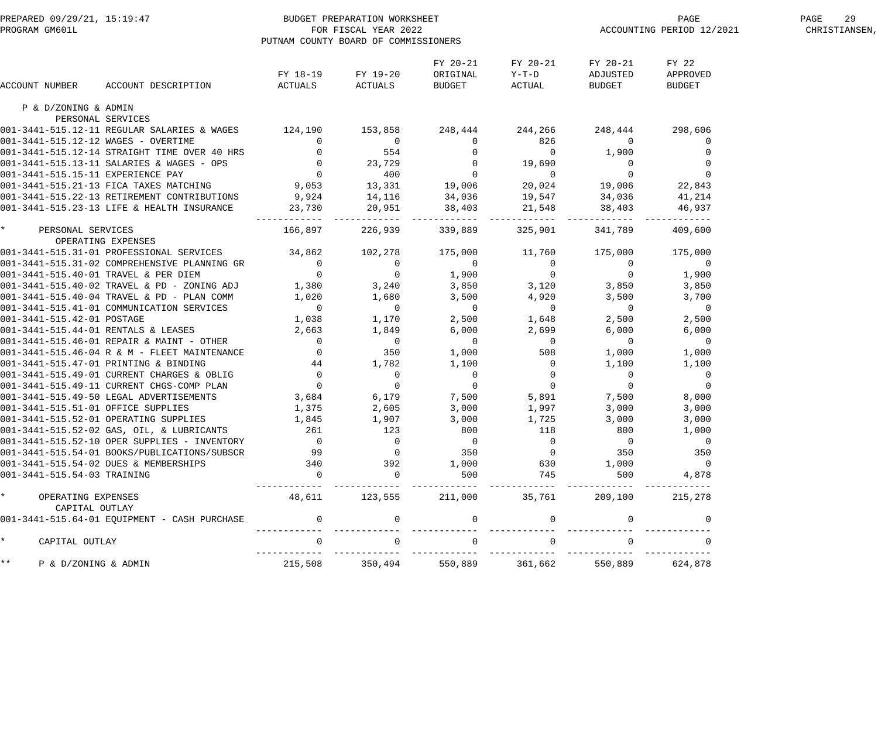BUDGET PREPARATION WORKSHEET
FOR FISCAL YEAR 2022
PUTNAM COUNTY BOARD OF COMMISSIONERS

PREPARED 09/29/21, 15:19:47
PROGRAM GM601L
ACCOUNTING PERIOD 12/2021

| ACCOUNT NUMBER | ACCOUNT DESCRIPTION | FY 18-19 ACTUALS | FY 19-20 ACTUALS | FY 20-21 ORIGINAL BUDGET | FY 20-21 Y-T-D ACTUAL | FY 20-21 ADJUSTED BUDGET | FY 22 APPROVED BUDGET |
|---|---|---|---|---|---|---|---|
| P & D/ZONING & ADMIN | | | | | | | |
| PERSONAL SERVICES | | | | | | | |
| 001-3441-515.12-11 | REGULAR SALARIES & WAGES | 124,190 | 153,858 | 248,444 | 244,266 | 248,444 | 298,606 |
| 001-3441-515.12-12 | WAGES - OVERTIME | 0 | 0 | 0 | 826 | 0 | 0 |
| 001-3441-515.12-14 | STRAIGHT TIME OVER 40 HRS | 0 | 554 | 0 | 0 | 1,900 | 0 |
| 001-3441-515.13-11 | SALARIES & WAGES - OPS | 0 | 23,729 | 0 | 19,690 | 0 | 0 |
| 001-3441-515.15-11 | EXPERIENCE PAY | 0 | 400 | 0 | 0 | 0 | 0 |
| 001-3441-515.21-13 | FICA TAXES MATCHING | 9,053 | 13,331 | 19,006 | 20,024 | 19,006 | 22,843 |
| 001-3441-515.22-13 | RETIREMENT CONTRIBUTIONS | 9,924 | 14,116 | 34,036 | 19,547 | 34,036 | 41,214 |
| 001-3441-515.23-13 | LIFE & HEALTH INSURANCE | 23,730 | 20,951 | 38,403 | 21,548 | 38,403 | 46,937 |
| * | PERSONAL SERVICES | 166,897 | 226,939 | 339,889 | 325,901 | 341,789 | 409,600 |
| OPERATING EXPENSES | | | | | | | |
| 001-3441-515.31-01 | PROFESSIONAL SERVICES | 34,862 | 102,278 | 175,000 | 11,760 | 175,000 | 175,000 |
| 001-3441-515.31-02 | COMPREHENSIVE PLANNING GR | 0 | 0 | 0 | 0 | 0 | 0 |
| 001-3441-515.40-01 | TRAVEL & PER DIEM | 0 | 0 | 1,900 | 0 | 0 | 1,900 |
| 001-3441-515.40-02 | TRAVEL & PD - ZONING ADJ | 1,380 | 3,240 | 3,850 | 3,120 | 3,850 | 3,850 |
| 001-3441-515.40-04 | TRAVEL & PD - PLAN COMM | 1,020 | 1,680 | 3,500 | 4,920 | 3,500 | 3,700 |
| 001-3441-515.41-01 | COMMUNICATION SERVICES | 0 | 0 | 0 | 0 | 0 | 0 |
| 001-3441-515.42-01 | POSTAGE | 1,038 | 1,170 | 2,500 | 1,648 | 2,500 | 2,500 |
| 001-3441-515.44-01 | RENTALS & LEASES | 2,663 | 1,849 | 6,000 | 2,699 | 6,000 | 6,000 |
| 001-3441-515.46-01 | REPAIR & MAINT - OTHER | 0 | 0 | 0 | 0 | 0 | 0 |
| 001-3441-515.46-04 | R & M - FLEET MAINTENANCE | 0 | 350 | 1,000 | 508 | 1,000 | 1,000 |
| 001-3441-515.47-01 | PRINTING & BINDING | 44 | 1,782 | 1,100 | 0 | 1,100 | 1,100 |
| 001-3441-515.49-01 | CURRENT CHARGES & OBLIG | 0 | 0 | 0 | 0 | 0 | 0 |
| 001-3441-515.49-11 | CURRENT CHGS-COMP PLAN | 0 | 0 | 0 | 0 | 0 | 0 |
| 001-3441-515.49-50 | LEGAL ADVERTISEMENTS | 3,684 | 6,179 | 7,500 | 5,891 | 7,500 | 8,000 |
| 001-3441-515.51-01 | OFFICE SUPPLIES | 1,375 | 2,605 | 3,000 | 1,997 | 3,000 | 3,000 |
| 001-3441-515.52-01 | OPERATING SUPPLIES | 1,845 | 1,907 | 3,000 | 1,725 | 3,000 | 3,000 |
| 001-3441-515.52-02 | GAS, OIL, & LUBRICANTS | 261 | 123 | 800 | 118 | 800 | 1,000 |
| 001-3441-515.52-10 | OPER SUPPLIES - INVENTORY | 0 | 0 | 0 | 0 | 0 | 0 |
| 001-3441-515.54-01 | BOOKS/PUBLICATIONS/SUBSCR | 99 | 0 | 350 | 0 | 350 | 350 |
| 001-3441-515.54-02 | DUES & MEMBERSHIPS | 340 | 392 | 1,000 | 630 | 1,000 | 0 |
| 001-3441-515.54-03 | TRAINING | 0 | 0 | 500 | 745 | 500 | 4,878 |
| * | OPERATING EXPENSES | 48,611 | 123,555 | 211,000 | 35,761 | 209,100 | 215,278 |
| CAPITAL OUTLAY | | | | | | | |
| 001-3441-515.64-01 | EQUIPMENT - CASH PURCHASE | 0 | 0 | 0 | 0 | 0 | 0 |
| * | CAPITAL OUTLAY | 0 | 0 | 0 | 0 | 0 | 0 |
| ** | P & D/ZONING & ADMIN | 215,508 | 350,494 | 550,889 | 361,662 | 550,889 | 624,878 |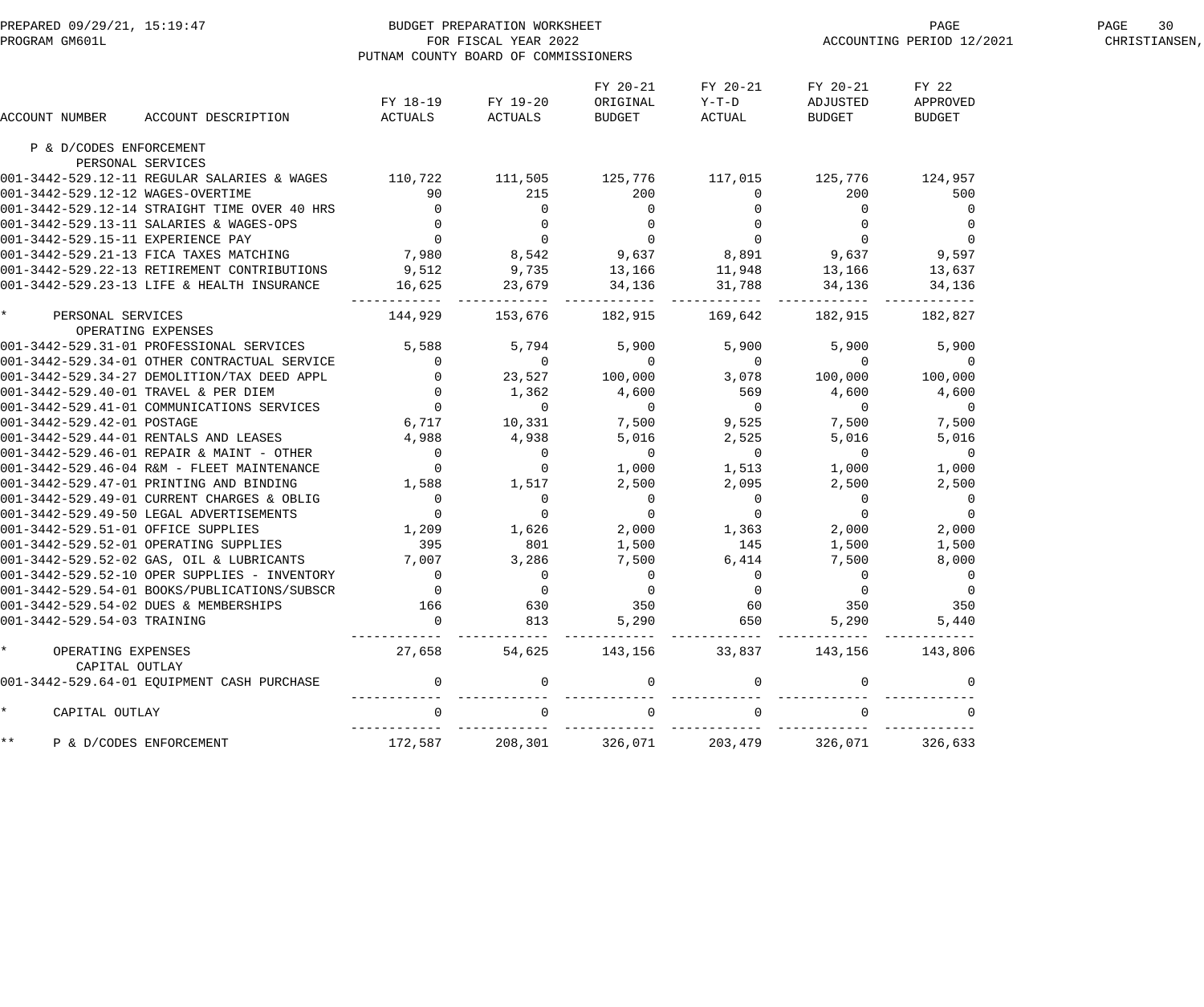BUDGET PREPARATION WORKSHEET
FOR FISCAL YEAR 2022
PUTNAM COUNTY BOARD OF COMMISSIONERS

PREPARED 09/29/21, 15:19:47
PROGRAM GM601L
ACCOUNTING PERIOD 12/2021
CHRISTIANSEN,

| ACCOUNT NUMBER | ACCOUNT DESCRIPTION | FY 18-19 ACTUALS | FY 19-20 ACTUALS | FY 20-21 ORIGINAL BUDGET | FY 20-21 Y-T-D ACTUAL | FY 20-21 ADJUSTED BUDGET | FY 22 APPROVED BUDGET |
|---|---|---|---|---|---|---|---|
| P & D/CODES ENFORCEMENT | | | | | | | |
| | PERSONAL SERVICES | | | | | | |
| 001-3442-529.12-11 | REGULAR SALARIES & WAGES | 110,722 | 111,505 | 125,776 | 117,015 | 125,776 | 124,957 |
| 001-3442-529.12-12 | WAGES-OVERTIME | 90 | 215 | 200 | 0 | 200 | 500 |
| 001-3442-529.12-14 | STRAIGHT TIME OVER 40 HRS | 0 | 0 | 0 | 0 | 0 | 0 |
| 001-3442-529.13-11 | SALARIES & WAGES-OPS | 0 | 0 | 0 | 0 | 0 | 0 |
| 001-3442-529.15-11 | EXPERIENCE PAY | 0 | 0 | 0 | 0 | 0 | 0 |
| 001-3442-529.21-13 | FICA TAXES MATCHING | 7,980 | 8,542 | 9,637 | 8,891 | 9,637 | 9,597 |
| 001-3442-529.22-13 | RETIREMENT CONTRIBUTIONS | 9,512 | 9,735 | 13,166 | 11,948 | 13,166 | 13,637 |
| 001-3442-529.23-13 | LIFE & HEALTH INSURANCE | 16,625 | 23,679 | 34,136 | 31,788 | 34,136 | 34,136 |
| * | PERSONAL SERVICES | 144,929 | 153,676 | 182,915 | 169,642 | 182,915 | 182,827 |
| | OPERATING EXPENSES | | | | | | |
| 001-3442-529.31-01 | PROFESSIONAL SERVICES | 5,588 | 5,794 | 5,900 | 5,900 | 5,900 | 5,900 |
| 001-3442-529.34-01 | OTHER CONTRACTUAL SERVICE | 0 | 0 | 0 | 0 | 0 | 0 |
| 001-3442-529.34-27 | DEMOLITION/TAX DEED APPL | 0 | 23,527 | 100,000 | 3,078 | 100,000 | 100,000 |
| 001-3442-529.40-01 | TRAVEL & PER DIEM | 0 | 1,362 | 4,600 | 569 | 4,600 | 4,600 |
| 001-3442-529.41-01 | COMMUNICATIONS SERVICES | 0 | 0 | 0 | 0 | 0 | 0 |
| 001-3442-529.42-01 | POSTAGE | 6,717 | 10,331 | 7,500 | 9,525 | 7,500 | 7,500 |
| 001-3442-529.44-01 | RENTALS AND LEASES | 4,988 | 4,938 | 5,016 | 2,525 | 5,016 | 5,016 |
| 001-3442-529.46-01 | REPAIR & MAINT - OTHER | 0 | 0 | 0 | 0 | 0 | 0 |
| 001-3442-529.46-04 | R&M - FLEET MAINTENANCE | 0 | 0 | 1,000 | 1,513 | 1,000 | 1,000 |
| 001-3442-529.47-01 | PRINTING AND BINDING | 1,588 | 1,517 | 2,500 | 2,095 | 2,500 | 2,500 |
| 001-3442-529.49-01 | CURRENT CHARGES & OBLIG | 0 | 0 | 0 | 0 | 0 | 0 |
| 001-3442-529.49-50 | LEGAL ADVERTISEMENTS | 0 | 0 | 0 | 0 | 0 | 0 |
| 001-3442-529.51-01 | OFFICE SUPPLIES | 1,209 | 1,626 | 2,000 | 1,363 | 2,000 | 2,000 |
| 001-3442-529.52-01 | OPERATING SUPPLIES | 395 | 801 | 1,500 | 145 | 1,500 | 1,500 |
| 001-3442-529.52-02 | GAS, OIL & LUBRICANTS | 7,007 | 3,286 | 7,500 | 6,414 | 7,500 | 8,000 |
| 001-3442-529.52-10 | OPER SUPPLIES - INVENTORY | 0 | 0 | 0 | 0 | 0 | 0 |
| 001-3442-529.54-01 | BOOKS/PUBLICATIONS/SUBSCR | 0 | 0 | 0 | 0 | 0 | 0 |
| 001-3442-529.54-02 | DUES & MEMBERSHIPS | 166 | 630 | 350 | 60 | 350 | 350 |
| 001-3442-529.54-03 | TRAINING | 0 | 813 | 5,290 | 650 | 5,290 | 5,440 |
| * | OPERATING EXPENSES | 27,658 | 54,625 | 143,156 | 33,837 | 143,156 | 143,806 |
| | CAPITAL OUTLAY | | | | | | |
| 001-3442-529.64-01 | EQUIPMENT CASH PURCHASE | 0 | 0 | 0 | 0 | 0 | 0 |
| * | CAPITAL OUTLAY | 0 | 0 | 0 | 0 | 0 | 0 |
| ** | P & D/CODES ENFORCEMENT | 172,587 | 208,301 | 326,071 | 203,479 | 326,071 | 326,633 |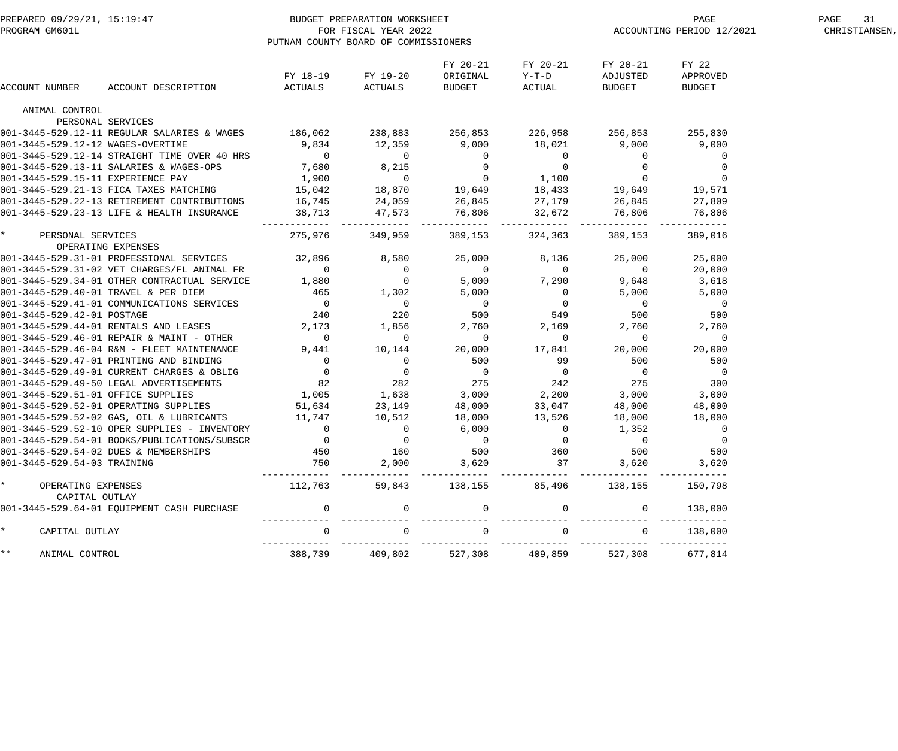PREPARED 09/29/21, 15:19:47
PROGRAM GM601L

BUDGET PREPARATION WORKSHEET
FOR FISCAL YEAR 2022
PUTNAM COUNTY BOARD OF COMMISSIONERS

ACCOUNTING PERIOD 12/2021

| ACCOUNT NUMBER | ACCOUNT DESCRIPTION | FY 18-19 ACTUALS | FY 19-20 ACTUALS | FY 20-21 ORIGINAL BUDGET | FY 20-21 Y-T-D ACTUAL | FY 20-21 ADJUSTED BUDGET | FY 22 APPROVED BUDGET |
|---|---|---|---|---|---|---|---|
| ANIMAL CONTROL | | | | | | | |
| PERSONAL SERVICES | | | | | | | |
| 001-3445-529.12-11 | REGULAR SALARIES & WAGES | 186,062 | 238,883 | 256,853 | 226,958 | 256,853 | 255,830 |
| 001-3445-529.12-12 | WAGES-OVERTIME | 9,834 | 12,359 | 9,000 | 18,021 | 9,000 | 9,000 |
| 001-3445-529.12-14 | STRAIGHT TIME OVER 40 HRS | 0 | 0 | 0 | 0 | 0 | 0 |
| 001-3445-529.13-11 | SALARIES & WAGES-OPS | 7,680 | 8,215 | 0 | 0 | 0 | 0 |
| 001-3445-529.15-11 | EXPERIENCE PAY | 1,900 | 0 | 0 | 1,100 | 0 | 0 |
| 001-3445-529.21-13 | FICA TAXES MATCHING | 15,042 | 18,870 | 19,649 | 18,433 | 19,649 | 19,571 |
| 001-3445-529.22-13 | RETIREMENT CONTRIBUTIONS | 16,745 | 24,059 | 26,845 | 27,179 | 26,845 | 27,809 |
| 001-3445-529.23-13 | LIFE & HEALTH INSURANCE | 38,713 | 47,573 | 76,806 | 32,672 | 76,806 | 76,806 |
| * | PERSONAL SERVICES | 275,976 | 349,959 | 389,153 | 324,363 | 389,153 | 389,016 |
| OPERATING EXPENSES | | | | | | | |
| 001-3445-529.31-01 | PROFESSIONAL SERVICES | 32,896 | 8,580 | 25,000 | 8,136 | 25,000 | 25,000 |
| 001-3445-529.31-02 | VET CHARGES/FL ANIMAL FR | 0 | 0 | 0 | 0 | 0 | 20,000 |
| 001-3445-529.34-01 | OTHER CONTRACTUAL SERVICE | 1,880 | 0 | 5,000 | 7,290 | 9,648 | 3,618 |
| 001-3445-529.40-01 | TRAVEL & PER DIEM | 465 | 1,302 | 5,000 | 0 | 5,000 | 5,000 |
| 001-3445-529.41-01 | COMMUNICATIONS SERVICES | 0 | 0 | 0 | 0 | 0 | 0 |
| 001-3445-529.42-01 | POSTAGE | 240 | 220 | 500 | 549 | 500 | 500 |
| 001-3445-529.44-01 | RENTALS AND LEASES | 2,173 | 1,856 | 2,760 | 2,169 | 2,760 | 2,760 |
| 001-3445-529.46-01 | REPAIR & MAINT - OTHER | 0 | 0 | 0 | 0 | 0 | 0 |
| 001-3445-529.46-04 | R&M - FLEET MAINTENANCE | 9,441 | 10,144 | 20,000 | 17,841 | 20,000 | 20,000 |
| 001-3445-529.47-01 | PRINTING AND BINDING | 0 | 0 | 500 | 99 | 500 | 500 |
| 001-3445-529.49-01 | CURRENT CHARGES & OBLIG | 0 | 0 | 0 | 0 | 0 | 0 |
| 001-3445-529.49-50 | LEGAL ADVERTISEMENTS | 82 | 282 | 275 | 242 | 275 | 300 |
| 001-3445-529.51-01 | OFFICE SUPPLIES | 1,005 | 1,638 | 3,000 | 2,200 | 3,000 | 3,000 |
| 001-3445-529.52-01 | OPERATING SUPPLIES | 51,634 | 23,149 | 48,000 | 33,047 | 48,000 | 48,000 |
| 001-3445-529.52-02 | GAS, OIL & LUBRICANTS | 11,747 | 10,512 | 18,000 | 13,526 | 18,000 | 18,000 |
| 001-3445-529.52-10 | OPER SUPPLIES - INVENTORY | 0 | 0 | 6,000 | 0 | 1,352 | 0 |
| 001-3445-529.54-01 | BOOKS/PUBLICATIONS/SUBSCR | 0 | 0 | 0 | 0 | 0 | 0 |
| 001-3445-529.54-02 | DUES & MEMBERSHIPS | 450 | 160 | 500 | 360 | 500 | 500 |
| 001-3445-529.54-03 | TRAINING | 750 | 2,000 | 3,620 | 37 | 3,620 | 3,620 |
| * | OPERATING EXPENSES | 112,763 | 59,843 | 138,155 | 85,496 | 138,155 | 150,798 |
| CAPITAL OUTLAY | | | | | | | |
| 001-3445-529.64-01 | EQUIPMENT CASH PURCHASE | 0 | 0 | 0 | 0 | 0 | 138,000 |
| * | CAPITAL OUTLAY | 0 | 0 | 0 | 0 | 0 | 138,000 |
| ** | ANIMAL CONTROL | 388,739 | 409,802 | 527,308 | 409,859 | 527,308 | 677,814 |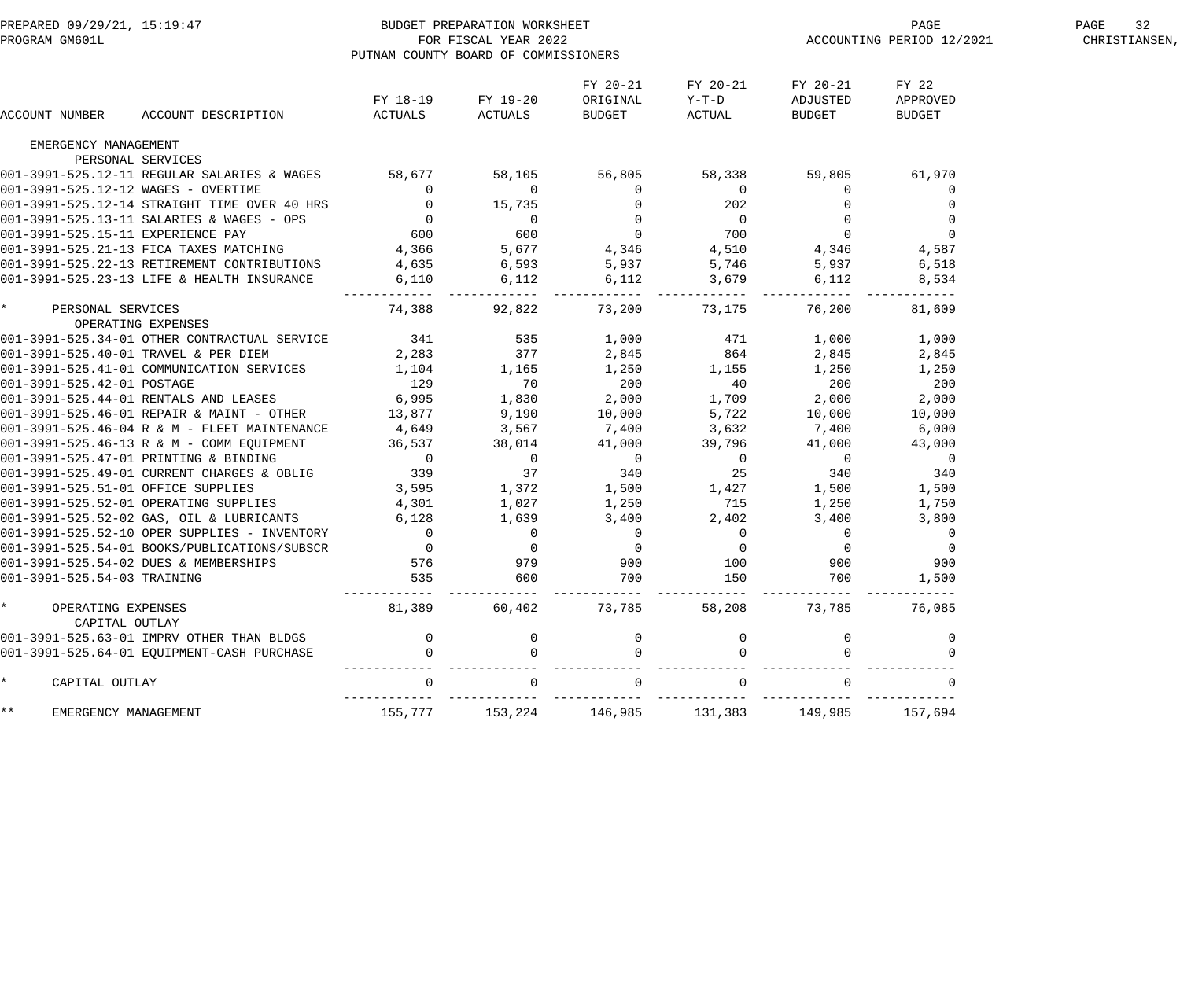BUDGET PREPARATION WORKSHEET
FOR FISCAL YEAR 2022
PUTNAM COUNTY BOARD OF COMMISSIONERS

PREPARED 09/29/21, 15:19:47
PROGRAM GM601L
ACCOUNTING PERIOD 12/2021

| ACCOUNT NUMBER | ACCOUNT DESCRIPTION | FY 18-19 ACTUALS | FY 19-20 ACTUALS | FY 20-21 ORIGINAL BUDGET | FY 20-21 Y-T-D ACTUAL | FY 20-21 ADJUSTED BUDGET | FY 22 APPROVED BUDGET |
|---|---|---|---|---|---|---|---|
| EMERGENCY MANAGEMENT | | | | | | | |
| PERSONAL SERVICES | | | | | | | |
| 001-3991-525.12-11 | REGULAR SALARIES & WAGES | 58,677 | 58,105 | 56,805 | 58,338 | 59,805 | 61,970 |
| 001-3991-525.12-12 | WAGES - OVERTIME | 0 | 0 | 0 | 0 | 0 | 0 |
| 001-3991-525.12-14 | STRAIGHT TIME OVER 40 HRS | 0 | 15,735 | 0 | 202 | 0 | 0 |
| 001-3991-525.13-11 | SALARIES & WAGES - OPS | 0 | 0 | 0 | 0 | 0 | 0 |
| 001-3991-525.15-11 | EXPERIENCE PAY | 600 | 600 | 0 | 700 | 0 | 0 |
| 001-3991-525.21-13 | FICA TAXES MATCHING | 4,366 | 5,677 | 4,346 | 4,510 | 4,346 | 4,587 |
| 001-3991-525.22-13 | RETIREMENT CONTRIBUTIONS | 4,635 | 6,593 | 5,937 | 5,746 | 5,937 | 6,518 |
| 001-3991-525.23-13 | LIFE & HEALTH INSURANCE | 6,110 | 6,112 | 6,112 | 3,679 | 6,112 | 8,534 |
| * | PERSONAL SERVICES | 74,388 | 92,822 | 73,200 | 73,175 | 76,200 | 81,609 |
| OPERATING EXPENSES | | | | | | | |
| 001-3991-525.34-01 | OTHER CONTRACTUAL SERVICE | 341 | 535 | 1,000 | 471 | 1,000 | 1,000 |
| 001-3991-525.40-01 | TRAVEL & PER DIEM | 2,283 | 377 | 2,845 | 864 | 2,845 | 2,845 |
| 001-3991-525.41-01 | COMMUNICATION SERVICES | 1,104 | 1,165 | 1,250 | 1,155 | 1,250 | 1,250 |
| 001-3991-525.42-01 | POSTAGE | 129 | 70 | 200 | 40 | 200 | 200 |
| 001-3991-525.44-01 | RENTALS AND LEASES | 6,995 | 1,830 | 2,000 | 1,709 | 2,000 | 2,000 |
| 001-3991-525.46-01 | REPAIR & MAINT - OTHER | 13,877 | 9,190 | 10,000 | 5,722 | 10,000 | 10,000 |
| 001-3991-525.46-04 | R & M - FLEET MAINTENANCE | 4,649 | 3,567 | 7,400 | 3,632 | 7,400 | 6,000 |
| 001-3991-525.46-13 | R & M - COMM EQUIPMENT | 36,537 | 38,014 | 41,000 | 39,796 | 41,000 | 43,000 |
| 001-3991-525.47-01 | PRINTING & BINDING | 0 | 0 | 0 | 0 | 0 | 0 |
| 001-3991-525.49-01 | CURRENT CHARGES & OBLIG | 339 | 37 | 340 | 25 | 340 | 340 |
| 001-3991-525.51-01 | OFFICE SUPPLIES | 3,595 | 1,372 | 1,500 | 1,427 | 1,500 | 1,500 |
| 001-3991-525.52-01 | OPERATING SUPPLIES | 4,301 | 1,027 | 1,250 | 715 | 1,250 | 1,750 |
| 001-3991-525.52-02 | GAS, OIL & LUBRICANTS | 6,128 | 1,639 | 3,400 | 2,402 | 3,400 | 3,800 |
| 001-3991-525.52-10 | OPER SUPPLIES - INVENTORY | 0 | 0 | 0 | 0 | 0 | 0 |
| 001-3991-525.54-01 | BOOKS/PUBLICATIONS/SUBSCR | 0 | 0 | 0 | 0 | 0 | 0 |
| 001-3991-525.54-02 | DUES & MEMBERSHIPS | 576 | 979 | 900 | 100 | 900 | 900 |
| 001-3991-525.54-03 | TRAINING | 535 | 600 | 700 | 150 | 700 | 1,500 |
| * | OPERATING EXPENSES | 81,389 | 60,402 | 73,785 | 58,208 | 73,785 | 76,085 |
| CAPITAL OUTLAY | | | | | | | |
| 001-3991-525.63-01 | IMPRV OTHER THAN BLDGS | 0 | 0 | 0 | 0 | 0 | 0 |
| 001-3991-525.64-01 | EQUIPMENT-CASH PURCHASE | 0 | 0 | 0 | 0 | 0 | 0 |
| * | CAPITAL OUTLAY | 0 | 0 | 0 | 0 | 0 | 0 |
| ** | EMERGENCY MANAGEMENT | 155,777 | 153,224 | 146,985 | 131,383 | 149,985 | 157,694 |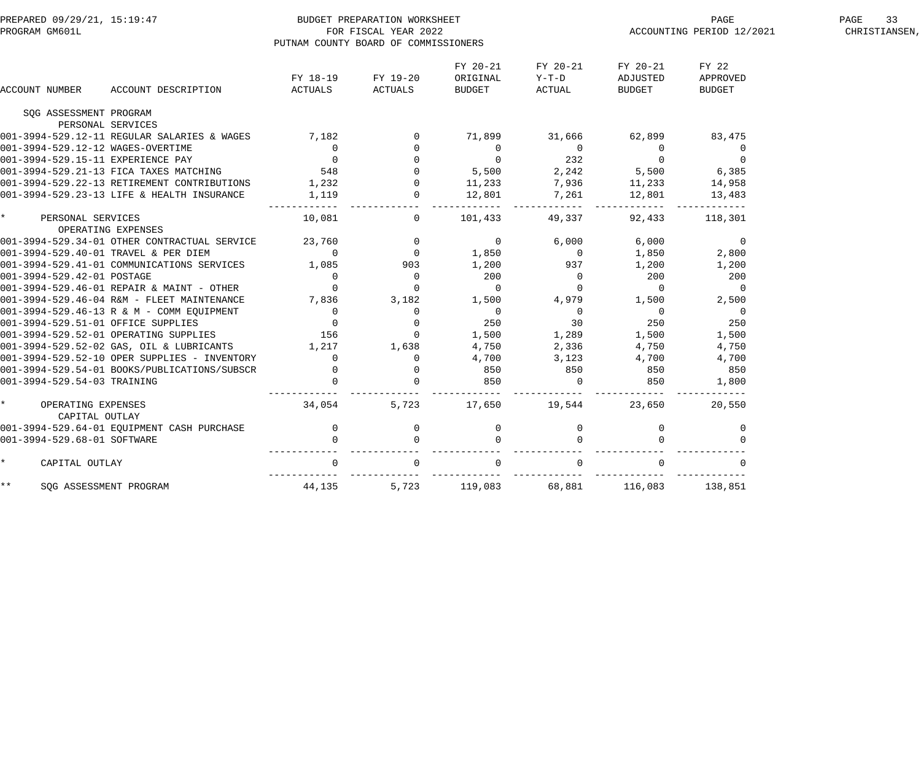BUDGET PREPARATION WORKSHEET
FOR FISCAL YEAR 2022
PUTNAM COUNTY BOARD OF COMMISSIONERS

PREPARED 09/29/21, 15:19:47
PROGRAM GM601L

ACCOUNTING PERIOD 12/2021

| ACCOUNT NUMBER | ACCOUNT DESCRIPTION | FY 18-19 ACTUALS | FY 19-20 ACTUALS | FY 20-21 ORIGINAL BUDGET | FY 20-21 Y-T-D ACTUAL | FY 20-21 ADJUSTED BUDGET | FY 22 APPROVED BUDGET |
|---|---|---|---|---|---|---|---|
| SQG ASSESSMENT PROGRAM | | | | | | | |
| PERSONAL SERVICES | | | | | | | |
| 001-3994-529.12-11 | REGULAR SALARIES & WAGES | 7,182 | 0 | 71,899 | 31,666 | 62,899 | 83,475 |
| 001-3994-529.12-12 | WAGES-OVERTIME | 0 | 0 | 0 | 0 | 0 | 0 |
| 001-3994-529.15-11 | EXPERIENCE PAY | 0 | 0 | 0 | 232 | 0 | 0 |
| 001-3994-529.21-13 | FICA TAXES MATCHING | 548 | 0 | 5,500 | 2,242 | 5,500 | 6,385 |
| 001-3994-529.22-13 | RETIREMENT CONTRIBUTIONS | 1,232 | 0 | 11,233 | 7,936 | 11,233 | 14,958 |
| 001-3994-529.23-13 | LIFE & HEALTH INSURANCE | 1,119 | 0 | 12,801 | 7,261 | 12,801 | 13,483 |
| * | PERSONAL SERVICES | 10,081 | 0 | 101,433 | 49,337 | 92,433 | 118,301 |
| OPERATING EXPENSES | | | | | | | |
| 001-3994-529.34-01 | OTHER CONTRACTUAL SERVICE | 23,760 | 0 | 0 | 6,000 | 6,000 | 0 |
| 001-3994-529.40-01 | TRAVEL & PER DIEM | 0 | 0 | 1,850 | 0 | 1,850 | 2,800 |
| 001-3994-529.41-01 | COMMUNICATIONS SERVICES | 1,085 | 903 | 1,200 | 937 | 1,200 | 1,200 |
| 001-3994-529.42-01 | POSTAGE | 0 | 0 | 200 | 0 | 200 | 200 |
| 001-3994-529.46-01 | REPAIR & MAINT - OTHER | 0 | 0 | 0 | 0 | 0 | 0 |
| 001-3994-529.46-04 | R&M - FLEET MAINTENANCE | 7,836 | 3,182 | 1,500 | 4,979 | 1,500 | 2,500 |
| 001-3994-529.46-13 | R & M - COMM EQUIPMENT | 0 | 0 | 0 | 0 | 0 | 0 |
| 001-3994-529.51-01 | OFFICE SUPPLIES | 0 | 0 | 250 | 30 | 250 | 250 |
| 001-3994-529.52-01 | OPERATING SUPPLIES | 156 | 0 | 1,500 | 1,289 | 1,500 | 1,500 |
| 001-3994-529.52-02 | GAS, OIL & LUBRICANTS | 1,217 | 1,638 | 4,750 | 2,336 | 4,750 | 4,750 |
| 001-3994-529.52-10 | OPER SUPPLIES - INVENTORY | 0 | 0 | 4,700 | 3,123 | 4,700 | 4,700 |
| 001-3994-529.54-01 | BOOKS/PUBLICATIONS/SUBSCR | 0 | 0 | 850 | 850 | 850 | 850 |
| 001-3994-529.54-03 | TRAINING | 0 | 0 | 850 | 0 | 850 | 1,800 |
| * | OPERATING EXPENSES | 34,054 | 5,723 | 17,650 | 19,544 | 23,650 | 20,550 |
| CAPITAL OUTLAY | | | | | | | |
| 001-3994-529.64-01 | EQUIPMENT CASH PURCHASE | 0 | 0 | 0 | 0 | 0 | 0 |
| 001-3994-529.68-01 | SOFTWARE | 0 | 0 | 0 | 0 | 0 | 0 |
| * | CAPITAL OUTLAY | 0 | 0 | 0 | 0 | 0 | 0 |
| ** | SQG ASSESSMENT PROGRAM | 44,135 | 5,723 | 119,083 | 68,881 | 116,083 | 138,851 |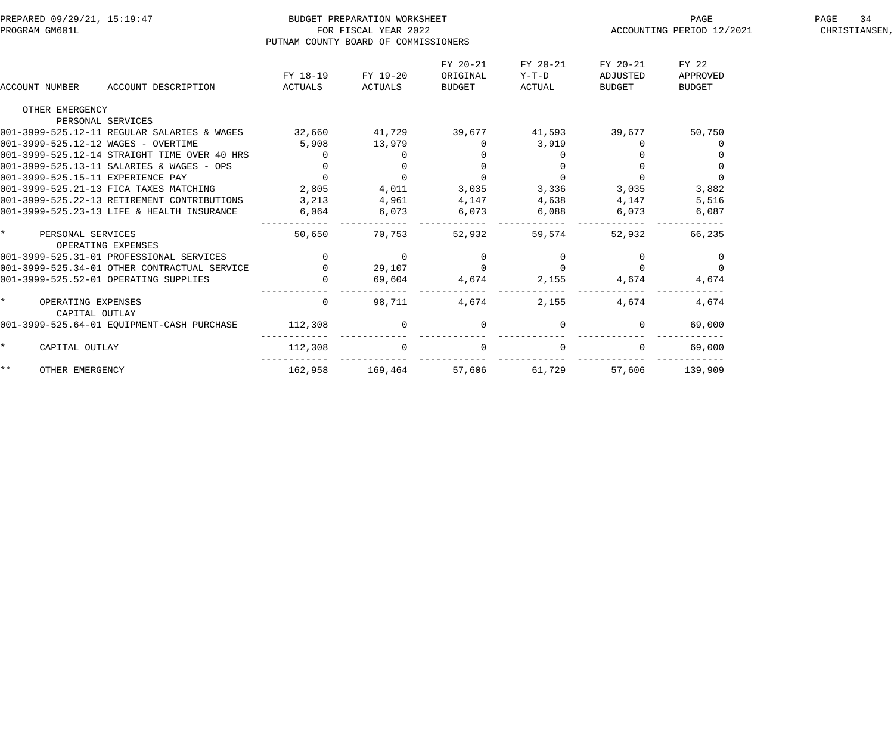BUDGET PREPARATION WORKSHEET
FOR FISCAL YEAR 2022
PUTNAM COUNTY BOARD OF COMMISSIONERS

PREPARED 09/29/21, 15:19:47
PROGRAM GM601L

ACCOUNTING PERIOD 12/2021

| ACCOUNT NUMBER | ACCOUNT DESCRIPTION | FY 18-19 ACTUALS | FY 19-20 ACTUALS | FY 20-21 ORIGINAL BUDGET | FY 20-21 Y-T-D ACTUAL | FY 20-21 ADJUSTED BUDGET | FY 22 APPROVED BUDGET |
|---|---|---|---|---|---|---|---|
| OTHER EMERGENCY | | | | | | | |
| PERSONAL SERVICES | | | | | | | |
| 001-3999-525.12-11 | REGULAR SALARIES & WAGES | 32,660 | 41,729 | 39,677 | 41,593 | 39,677 | 50,750 |
| 001-3999-525.12-12 | WAGES - OVERTIME | 5,908 | 13,979 | 0 | 3,919 | 0 | 0 |
| 001-3999-525.12-14 | STRAIGHT TIME OVER 40 HRS | 0 | 0 | 0 | 0 | 0 | 0 |
| 001-3999-525.13-11 | SALARIES & WAGES - OPS | 0 | 0 | 0 | 0 | 0 | 0 |
| 001-3999-525.15-11 | EXPERIENCE PAY | 0 | 0 | 0 | 0 | 0 | 0 |
| 001-3999-525.21-13 | FICA TAXES MATCHING | 2,805 | 4,011 | 3,035 | 3,336 | 3,035 | 3,882 |
| 001-3999-525.22-13 | RETIREMENT CONTRIBUTIONS | 3,213 | 4,961 | 4,147 | 4,638 | 4,147 | 5,516 |
| 001-3999-525.23-13 | LIFE & HEALTH INSURANCE | 6,064 | 6,073 | 6,073 | 6,088 | 6,073 | 6,087 |
| * | PERSONAL SERVICES | 50,650 | 70,753 | 52,932 | 59,574 | 52,932 | 66,235 |
| OPERATING EXPENSES | | | | | | | |
| 001-3999-525.31-01 | PROFESSIONAL SERVICES | 0 | 0 | 0 | 0 | 0 | 0 |
| 001-3999-525.34-01 | OTHER CONTRACTUAL SERVICE | 0 | 29,107 | 0 | 0 | 0 | 0 |
| 001-3999-525.52-01 | OPERATING SUPPLIES | 0 | 69,604 | 4,674 | 2,155 | 4,674 | 4,674 |
| * | OPERATING EXPENSES | 0 | 98,711 | 4,674 | 2,155 | 4,674 | 4,674 |
| CAPITAL OUTLAY | | | | | | | |
| 001-3999-525.64-01 | EQUIPMENT-CASH PURCHASE | 112,308 | 0 | 0 | 0 | 0 | 69,000 |
| * | CAPITAL OUTLAY | 112,308 | 0 | 0 | 0 | 0 | 69,000 |
| ** | OTHER EMERGENCY | 162,958 | 169,464 | 57,606 | 61,729 | 57,606 | 139,909 |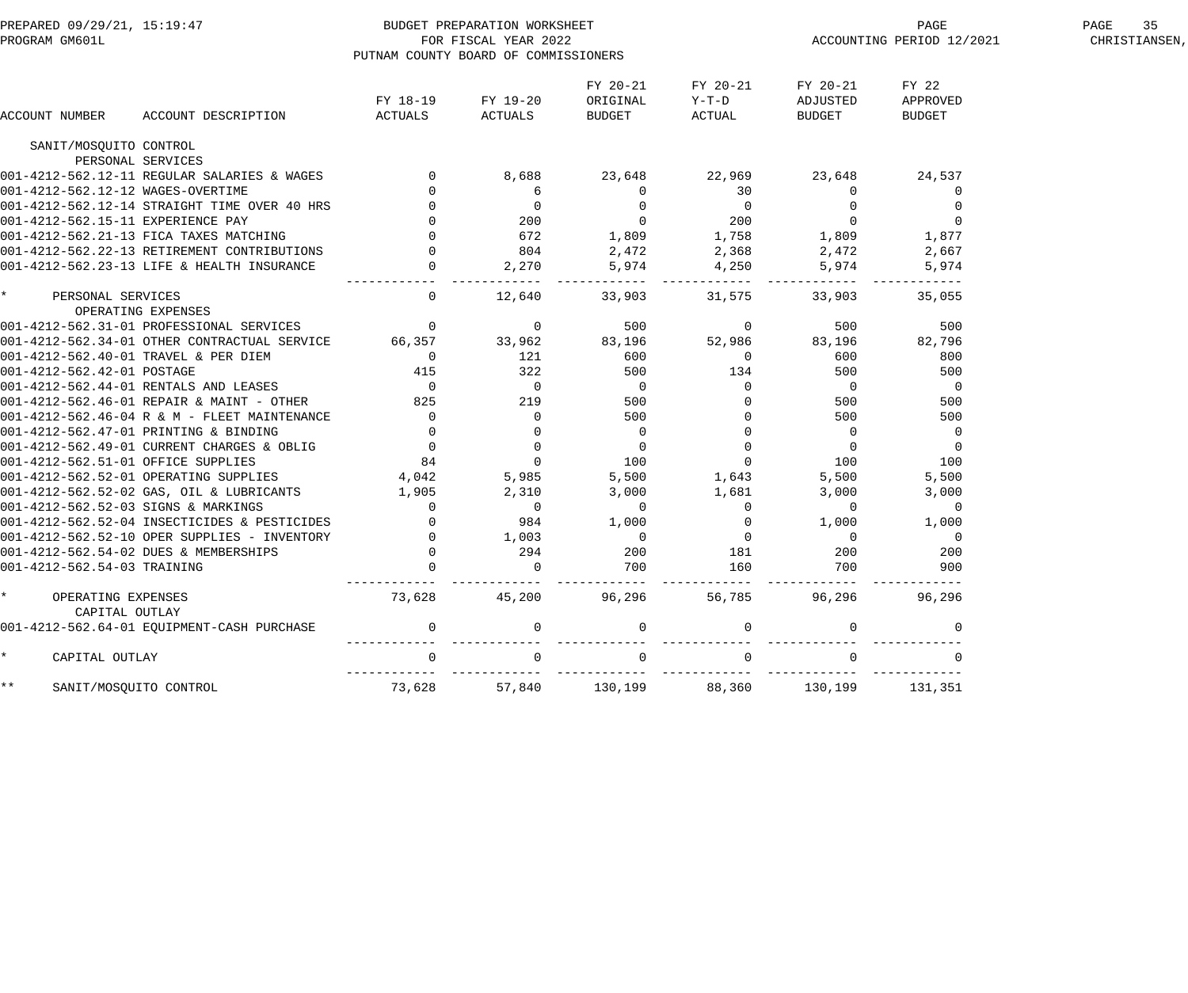BUDGET PREPARATION WORKSHEET
FOR FISCAL YEAR 2022
PUTNAM COUNTY BOARD OF COMMISSIONERS

PREPARED 09/29/21, 15:19:47
PROGRAM GM601L
ACCOUNTING PERIOD 12/2021

| ACCOUNT NUMBER | ACCOUNT DESCRIPTION | FY 18-19 ACTUALS | FY 19-20 ACTUALS | FY 20-21 ORIGINAL BUDGET | FY 20-21 Y-T-D ACTUAL | FY 20-21 ADJUSTED BUDGET | FY 22 APPROVED BUDGET |
|---|---|---|---|---|---|---|---|
| SANIT/MOSQUITO CONTROL | | | | | | | |
| PERSONAL SERVICES | | | | | | | |
| 001-4212-562.12-11 | REGULAR SALARIES & WAGES | 0 | 8,688 | 23,648 | 22,969 | 23,648 | 24,537 |
| 001-4212-562.12-12 | WAGES-OVERTIME | 0 | 6 | 0 | 30 | 0 | 0 |
| 001-4212-562.12-14 | STRAIGHT TIME OVER 40 HRS | 0 | 0 | 0 | 0 | 0 | 0 |
| 001-4212-562.15-11 | EXPERIENCE PAY | 0 | 200 | 0 | 200 | 0 | 0 |
| 001-4212-562.21-13 | FICA TAXES MATCHING | 0 | 672 | 1,809 | 1,758 | 1,809 | 1,877 |
| 001-4212-562.22-13 | RETIREMENT CONTRIBUTIONS | 0 | 804 | 2,472 | 2,368 | 2,472 | 2,667 |
| 001-4212-562.23-13 | LIFE & HEALTH INSURANCE | 0 | 2,270 | 5,974 | 4,250 | 5,974 | 5,974 |
| * PERSONAL SERVICES | | 0 | 12,640 | 33,903 | 31,575 | 33,903 | 35,055 |
| OPERATING EXPENSES | | | | | | | |
| 001-4212-562.31-01 | PROFESSIONAL SERVICES | 0 | 0 | 500 | 0 | 500 | 500 |
| 001-4212-562.34-01 | OTHER CONTRACTUAL SERVICE | 66,357 | 33,962 | 83,196 | 52,986 | 83,196 | 82,796 |
| 001-4212-562.40-01 | TRAVEL & PER DIEM | 0 | 121 | 600 | 0 | 600 | 800 |
| 001-4212-562.42-01 | POSTAGE | 415 | 322 | 500 | 134 | 500 | 500 |
| 001-4212-562.44-01 | RENTALS AND LEASES | 0 | 0 | 0 | 0 | 0 | 0 |
| 001-4212-562.46-01 | REPAIR & MAINT - OTHER | 825 | 219 | 500 | 0 | 500 | 500 |
| 001-4212-562.46-04 | R & M - FLEET MAINTENANCE | 0 | 0 | 500 | 0 | 500 | 500 |
| 001-4212-562.47-01 | PRINTING & BINDING | 0 | 0 | 0 | 0 | 0 | 0 |
| 001-4212-562.49-01 | CURRENT CHARGES & OBLIG | 0 | 0 | 0 | 0 | 0 | 0 |
| 001-4212-562.51-01 | OFFICE SUPPLIES | 84 | 0 | 100 | 0 | 100 | 100 |
| 001-4212-562.52-01 | OPERATING SUPPLIES | 4,042 | 5,985 | 5,500 | 1,643 | 5,500 | 5,500 |
| 001-4212-562.52-02 | GAS, OIL & LUBRICANTS | 1,905 | 2,310 | 3,000 | 1,681 | 3,000 | 3,000 |
| 001-4212-562.52-03 | SIGNS & MARKINGS | 0 | 0 | 0 | 0 | 0 | 0 |
| 001-4212-562.52-04 | INSECTICIDES & PESTICIDES | 0 | 984 | 1,000 | 0 | 1,000 | 1,000 |
| 001-4212-562.52-10 | OPER SUPPLIES - INVENTORY | 0 | 1,003 | 0 | 0 | 0 | 0 |
| 001-4212-562.54-02 | DUES & MEMBERSHIPS | 0 | 294 | 200 | 181 | 200 | 200 |
| 001-4212-562.54-03 | TRAINING | 0 | 0 | 700 | 160 | 700 | 900 |
| * OPERATING EXPENSES | | 73,628 | 45,200 | 96,296 | 56,785 | 96,296 | 96,296 |
| CAPITAL OUTLAY | | | | | | | |
| 001-4212-562.64-01 | EQUIPMENT-CASH PURCHASE | 0 | 0 | 0 | 0 | 0 | 0 |
| * CAPITAL OUTLAY | | 0 | 0 | 0 | 0 | 0 | 0 |
| ** SANIT/MOSQUITO CONTROL | | 73,628 | 57,840 | 130,199 | 88,360 | 130,199 | 131,351 |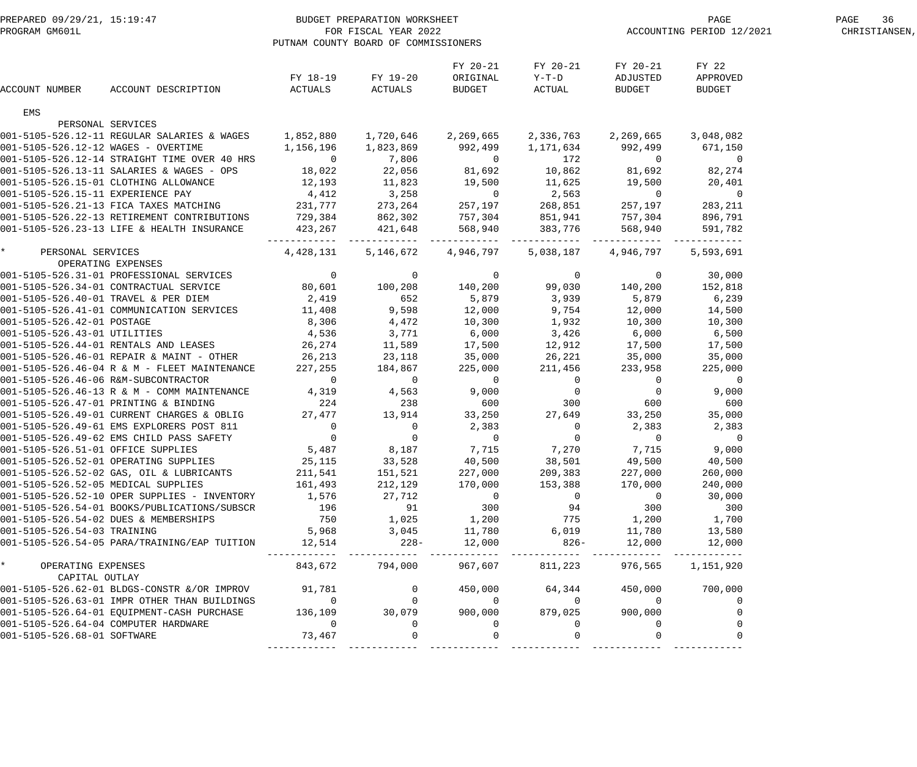PREPARED 09/29/21, 15:19:47 — PROGRAM GM601L

BUDGET PREPARATION WORKSHEET
FOR FISCAL YEAR 2022
PUTNAM COUNTY BOARD OF COMMISSIONERS

ACCOUNTING PERIOD 12/2021 — CHRISTIANSEN,

| ACCOUNT NUMBER | ACCOUNT DESCRIPTION | FY 18-19 ACTUALS | FY 19-20 ACTUALS | FY 20-21 ORIGINAL BUDGET | FY 20-21 Y-T-D ACTUAL | FY 20-21 ADJUSTED BUDGET | FY 22 APPROVED BUDGET |
|---|---|---|---|---|---|---|---|
| EMS | | | | | | | |
| PERSONAL SERVICES | | | | | | | |
| 001-5105-526.12-11 | REGULAR SALARIES & WAGES | 1,852,880 | 1,720,646 | 2,269,665 | 2,336,763 | 2,269,665 | 3,048,082 |
| 001-5105-526.12-12 | WAGES - OVERTIME | 1,156,196 | 1,823,869 | 992,499 | 1,171,634 | 992,499 | 671,150 |
| 001-5105-526.12-14 | STRAIGHT TIME OVER 40 HRS | 0 | 7,806 | 0 | 172 | 0 | 0 |
| 001-5105-526.13-11 | SALARIES & WAGES - OPS | 18,022 | 22,056 | 81,692 | 10,862 | 81,692 | 82,274 |
| 001-5105-526.15-01 | CLOTHING ALLOWANCE | 12,193 | 11,823 | 19,500 | 11,625 | 19,500 | 20,401 |
| 001-5105-526.15-11 | EXPERIENCE PAY | 4,412 | 3,258 | 0 | 2,563 | 0 | 0 |
| 001-5105-526.21-13 | FICA TAXES MATCHING | 231,777 | 273,264 | 257,197 | 268,851 | 257,197 | 283,211 |
| 001-5105-526.22-13 | RETIREMENT CONTRIBUTIONS | 729,384 | 862,302 | 757,304 | 851,941 | 757,304 | 896,791 |
| 001-5105-526.23-13 | LIFE & HEALTH INSURANCE | 423,267 | 421,648 | 568,940 | 383,776 | 568,940 | 591,782 |
| * PERSONAL SERVICES | | 4,428,131 | 5,146,672 | 4,946,797 | 5,038,187 | 4,946,797 | 5,593,691 |
| OPERATING EXPENSES | | | | | | | |
| 001-5105-526.31-01 | PROFESSIONAL SERVICES | 0 | 0 | 0 | 0 | 0 | 30,000 |
| 001-5105-526.34-01 | CONTRACTUAL SERVICE | 80,601 | 100,208 | 140,200 | 99,030 | 140,200 | 152,818 |
| 001-5105-526.40-01 | TRAVEL & PER DIEM | 2,419 | 652 | 5,879 | 3,939 | 5,879 | 6,239 |
| 001-5105-526.41-01 | COMMUNICATION SERVICES | 11,408 | 9,598 | 12,000 | 9,754 | 12,000 | 14,500 |
| 001-5105-526.42-01 | POSTAGE | 8,306 | 4,472 | 10,300 | 1,932 | 10,300 | 10,300 |
| 001-5105-526.43-01 | UTILITIES | 4,536 | 3,771 | 6,000 | 3,426 | 6,000 | 6,500 |
| 001-5105-526.44-01 | RENTALS AND LEASES | 26,274 | 11,589 | 17,500 | 12,912 | 17,500 | 17,500 |
| 001-5105-526.46-01 | REPAIR & MAINT - OTHER | 26,213 | 23,118 | 35,000 | 26,221 | 35,000 | 35,000 |
| 001-5105-526.46-04 | R & M - FLEET MAINTENANCE | 227,255 | 184,867 | 225,000 | 211,456 | 233,958 | 225,000 |
| 001-5105-526.46-06 | R&M-SUBCONTRACTOR | 0 | 0 | 0 | 0 | 0 | 0 |
| 001-5105-526.46-13 | R & M - COMM MAINTENANCE | 4,319 | 4,563 | 9,000 | 0 | 0 | 9,000 |
| 001-5105-526.47-01 | PRINTING & BINDING | 224 | 238 | 600 | 300 | 600 | 600 |
| 001-5105-526.49-01 | CURRENT CHARGES & OBLIG | 27,477 | 13,914 | 33,250 | 27,649 | 33,250 | 35,000 |
| 001-5105-526.49-61 | EMS EXPLORERS POST 811 | 0 | 0 | 2,383 | 0 | 2,383 | 2,383 |
| 001-5105-526.49-62 | EMS CHILD PASS SAFETY | 0 | 0 | 0 | 0 | 0 | 0 |
| 001-5105-526.51-01 | OFFICE SUPPLIES | 5,487 | 8,187 | 7,715 | 7,270 | 7,715 | 9,000 |
| 001-5105-526.52-01 | OPERATING SUPPLIES | 25,115 | 33,528 | 40,500 | 38,501 | 49,500 | 40,500 |
| 001-5105-526.52-02 | GAS, OIL & LUBRICANTS | 211,541 | 151,521 | 227,000 | 209,383 | 227,000 | 260,000 |
| 001-5105-526.52-05 | MEDICAL SUPPLIES | 161,493 | 212,129 | 170,000 | 153,388 | 170,000 | 240,000 |
| 001-5105-526.52-10 | OPER SUPPLIES - INVENTORY | 1,576 | 27,712 | 0 | 0 | 0 | 30,000 |
| 001-5105-526.54-01 | BOOKS/PUBLICATIONS/SUBSCR | 196 | 91 | 300 | 94 | 300 | 300 |
| 001-5105-526.54-02 | DUES & MEMBERSHIPS | 750 | 1,025 | 1,200 | 775 | 1,200 | 1,700 |
| 001-5105-526.54-03 | TRAINING | 5,968 | 3,045 | 11,780 | 6,019 | 11,780 | 13,580 |
| 001-5105-526.54-05 | PARA/TRAINING/EAP TUITION | 12,514 | 228- | 12,000 | 826- | 12,000 | 12,000 |
| * OPERATING EXPENSES | | 843,672 | 794,000 | 967,607 | 811,223 | 976,565 | 1,151,920 |
| CAPITAL OUTLAY | | | | | | | |
| 001-5105-526.62-01 | BLDGS-CONSTR &/OR IMPROV | 91,781 | 0 | 450,000 | 64,344 | 450,000 | 700,000 |
| 001-5105-526.63-01 | IMPR OTHER THAN BUILDINGS | 0 | 0 | 0 | 0 | 0 | 0 |
| 001-5105-526.64-01 | EQUIPMENT-CASH PURCHASE | 136,109 | 30,079 | 900,000 | 879,025 | 900,000 | 0 |
| 001-5105-526.64-04 | COMPUTER HARDWARE | 0 | 0 | 0 | 0 | 0 | 0 |
| 001-5105-526.68-01 | SOFTWARE | 73,467 | 0 | 0 | 0 | 0 | 0 |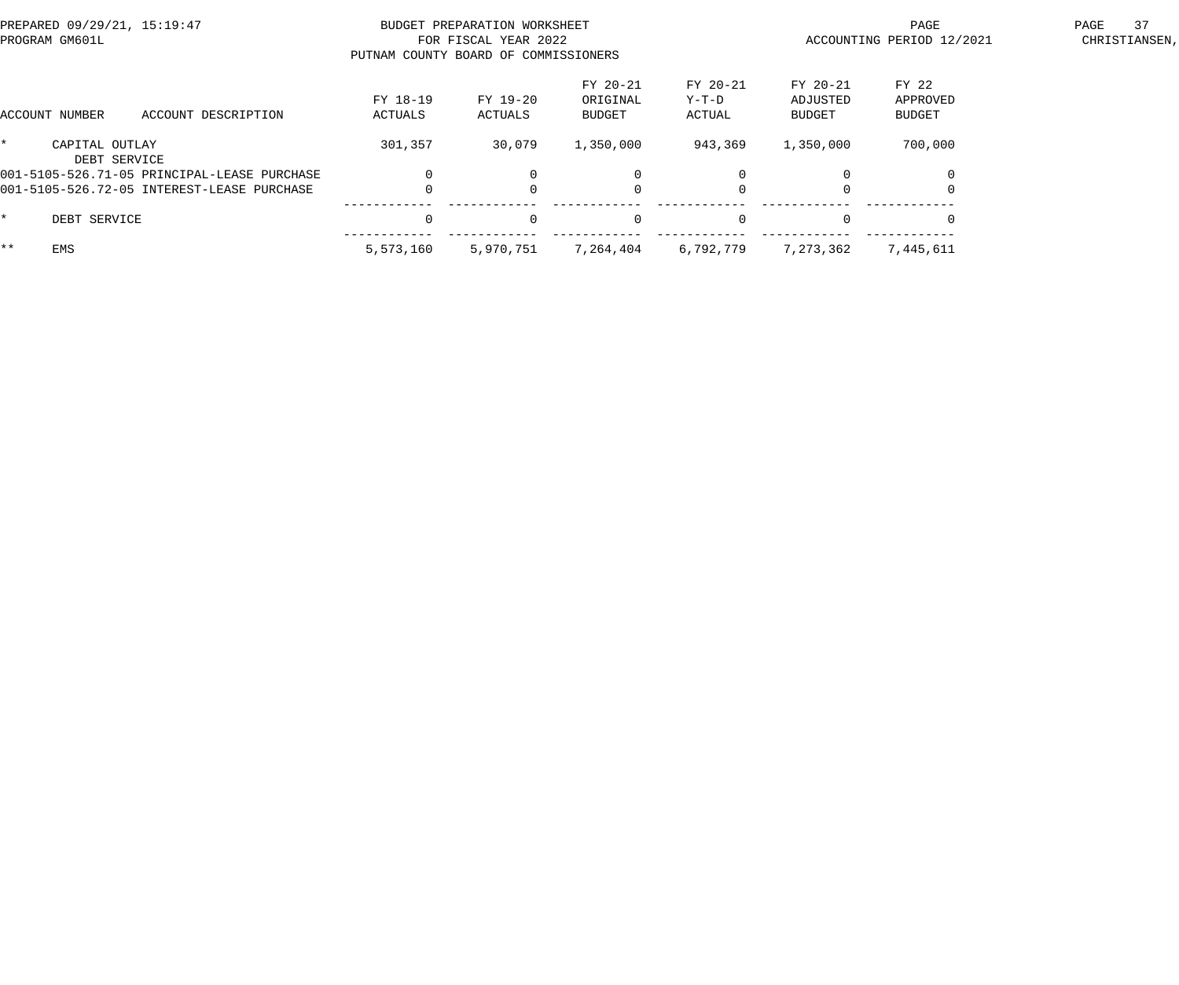PREPARED 09/29/21, 15:19:47 BUDGET PREPARATION WORKSHEET PAGE 37
PROGRAM GM601L FOR FISCAL YEAR 2022 ACCOUNTING PERIOD 12/2021 CHRISTIANSEN,
PUTNAM COUNTY BOARD OF COMMISSIONERS

| ACCOUNT NUMBER | ACCOUNT DESCRIPTION | FY 18-19 ACTUALS | FY 19-20 ACTUALS | FY 20-21 ORIGINAL BUDGET | FY 20-21 Y-T-D ACTUAL | FY 20-21 ADJUSTED BUDGET | FY 22 APPROVED BUDGET |
|---|---|---|---|---|---|---|---|
| * | CAPITAL OUTLAY | 301,357 | 30,079 | 1,350,000 | 943,369 | 1,350,000 | 700,000 |
| | DEBT SERVICE | | | | | | |
| 001-5105-526.71-05 | PRINCIPAL-LEASE PURCHASE | 0 | 0 | 0 | 0 | 0 | 0 |
| 001-5105-526.72-05 | INTEREST-LEASE PURCHASE | 0 | 0 | 0 | 0 | 0 | 0 |
| * | DEBT SERVICE | 0 | 0 | 0 | 0 | 0 | 0 |
| ** | EMS | 5,573,160 | 5,970,751 | 7,264,404 | 6,792,779 | 7,273,362 | 7,445,611 |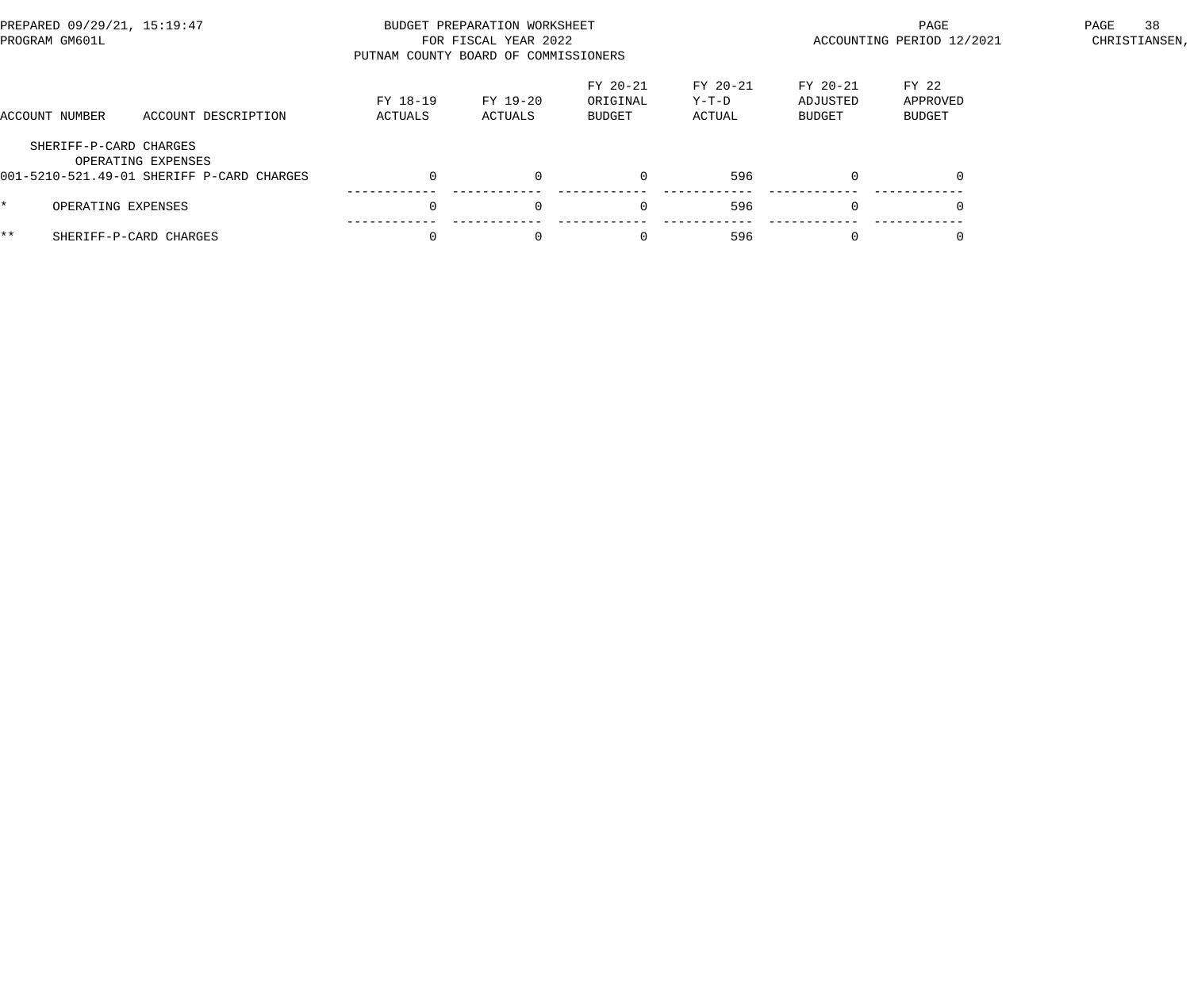BUDGET PREPARATION WORKSHEET
FOR FISCAL YEAR 2022
PUTNAM COUNTY BOARD OF COMMISSIONERS

PREPARED 09/29/21, 15:19:47
PROGRAM GM601L

ACCOUNTING PERIOD 12/2021

CHRISTIANSEN,

| ACCOUNT NUMBER | ACCOUNT DESCRIPTION | FY 18-19 ACTUALS | FY 19-20 ACTUALS | FY 20-21 ORIGINAL BUDGET | FY 20-21 Y-T-D ACTUAL | FY 20-21 ADJUSTED BUDGET | FY 22 APPROVED BUDGET |
|---|---|---|---|---|---|---|---|
| SHERIFF-P-CARD CHARGES | | | | | | | |
| OPERATING EXPENSES | | | | | | | |
| 001-5210-521.49-01 | SHERIFF P-CARD CHARGES | 0 | 0 | 0 | 596 | 0 | 0 |
| * | OPERATING EXPENSES | 0 | 0 | 0 | 596 | 0 | 0 |
| ** | SHERIFF-P-CARD CHARGES | 0 | 0 | 0 | 596 | 0 | 0 |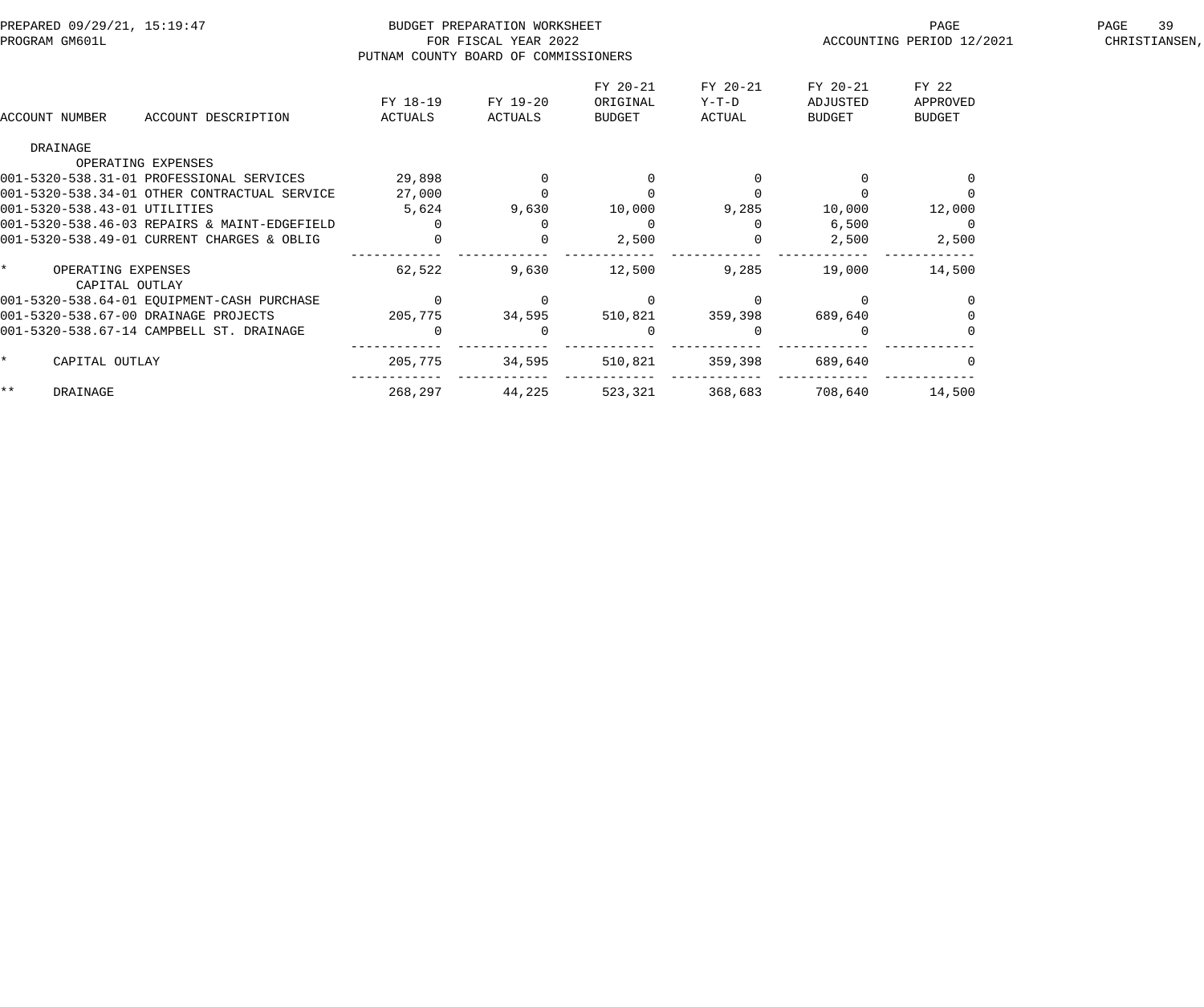BUDGET PREPARATION WORKSHEET
FOR FISCAL YEAR 2022
PUTNAM COUNTY BOARD OF COMMISSIONERS

PREPARED 09/29/21, 15:19:47
PROGRAM GM601L
ACCOUNTING PERIOD 12/2021

| ACCOUNT NUMBER | ACCOUNT DESCRIPTION | FY 18-19 ACTUALS | FY 19-20 ACTUALS | FY 20-21 ORIGINAL BUDGET | FY 20-21 Y-T-D ACTUAL | FY 20-21 ADJUSTED BUDGET | FY 22 APPROVED BUDGET |
|---|---|---|---|---|---|---|---|
| DRAINAGE | | | | | | | |
| | OPERATING EXPENSES | | | | | | |
| 001-5320-538.31-01 | PROFESSIONAL SERVICES | 29,898 | 0 | 0 | 0 | 0 | 0 |
| 001-5320-538.34-01 | OTHER CONTRACTUAL SERVICE | 27,000 | 0 | 0 | 0 | 0 | 0 |
| 001-5320-538.43-01 | UTILITIES | 5,624 | 9,630 | 10,000 | 9,285 | 10,000 | 12,000 |
| 001-5320-538.46-03 | REPAIRS & MAINT-EDGEFIELD | 0 | 0 | 0 | 0 | 6,500 | 0 |
| 001-5320-538.49-01 | CURRENT CHARGES & OBLIG | 0 | 0 | 2,500 | 0 | 2,500 | 2,500 |
| * | OPERATING EXPENSES | 62,522 | 9,630 | 12,500 | 9,285 | 19,000 | 14,500 |
| | CAPITAL OUTLAY | | | | | | |
| 001-5320-538.64-01 | EQUIPMENT-CASH PURCHASE | 0 | 0 | 0 | 0 | 0 | 0 |
| 001-5320-538.67-00 | DRAINAGE PROJECTS | 205,775 | 34,595 | 510,821 | 359,398 | 689,640 | 0 |
| 001-5320-538.67-14 | CAMPBELL ST. DRAINAGE | 0 | 0 | 0 | 0 | 0 | 0 |
| * | CAPITAL OUTLAY | 205,775 | 34,595 | 510,821 | 359,398 | 689,640 | 0 |
| ** | DRAINAGE | 268,297 | 44,225 | 523,321 | 368,683 | 708,640 | 14,500 |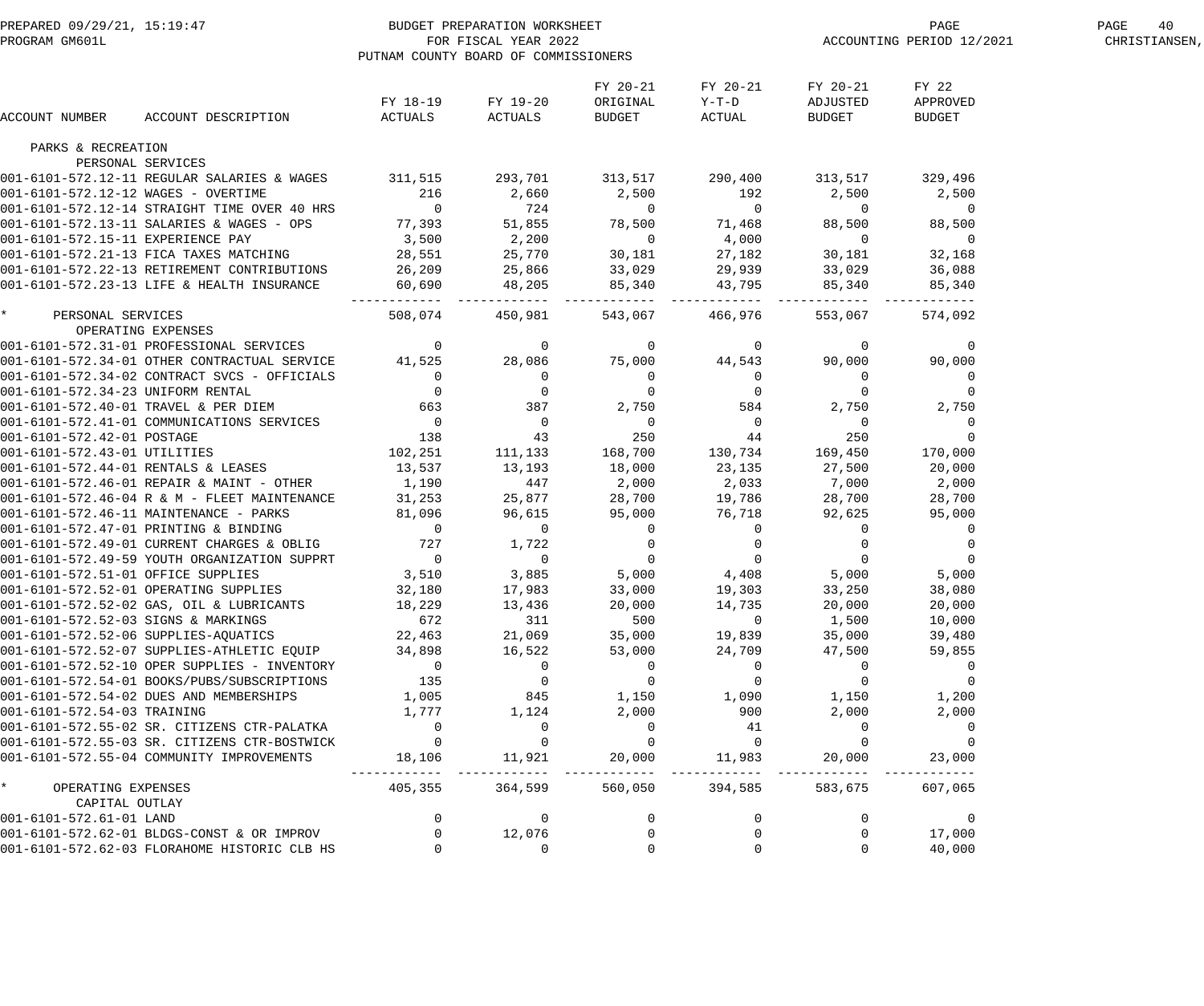BUDGET PREPARATION WORKSHEET
FOR FISCAL YEAR 2022
PUTNAM COUNTY BOARD OF COMMISSIONERS

PREPARED 09/29/21, 15:19:47
PROGRAM GM601L

ACCOUNTING PERIOD 12/2021

| ACCOUNT NUMBER | ACCOUNT DESCRIPTION | FY 18-19 ACTUALS | FY 19-20 ACTUALS | FY 20-21 ORIGINAL BUDGET | FY 20-21 Y-T-D ACTUAL | FY 20-21 ADJUSTED BUDGET | FY 22 APPROVED BUDGET |
|---|---|---|---|---|---|---|---|
| PARKS & RECREATION | | | | | | | |
| PERSONAL SERVICES | | | | | | | |
| 001-6101-572.12-11 | REGULAR SALARIES & WAGES | 311,515 | 293,701 | 313,517 | 290,400 | 313,517 | 329,496 |
| 001-6101-572.12-12 | WAGES - OVERTIME | 216 | 2,660 | 2,500 | 192 | 2,500 | 2,500 |
| 001-6101-572.12-14 | STRAIGHT TIME OVER 40 HRS | 0 | 724 | 0 | 0 | 0 | 0 |
| 001-6101-572.13-11 | SALARIES & WAGES - OPS | 77,393 | 51,855 | 78,500 | 71,468 | 88,500 | 88,500 |
| 001-6101-572.15-11 | EXPERIENCE PAY | 3,500 | 2,200 | 0 | 4,000 | 0 | 0 |
| 001-6101-572.21-13 | FICA TAXES MATCHING | 28,551 | 25,770 | 30,181 | 27,182 | 30,181 | 32,168 |
| 001-6101-572.22-13 | RETIREMENT CONTRIBUTIONS | 26,209 | 25,866 | 33,029 | 29,939 | 33,029 | 36,088 |
| 001-6101-572.23-13 | LIFE & HEALTH INSURANCE | 60,690 | 48,205 | 85,340 | 43,795 | 85,340 | 85,340 |
| * | PERSONAL SERVICES | 508,074 | 450,981 | 543,067 | 466,976 | 553,067 | 574,092 |
| OPERATING EXPENSES | | | | | | | |
| 001-6101-572.31-01 | PROFESSIONAL SERVICES | 0 | 0 | 0 | 0 | 0 | 0 |
| 001-6101-572.34-01 | OTHER CONTRACTUAL SERVICE | 41,525 | 28,086 | 75,000 | 44,543 | 90,000 | 90,000 |
| 001-6101-572.34-02 | CONTRACT SVCS - OFFICIALS | 0 | 0 | 0 | 0 | 0 | 0 |
| 001-6101-572.34-23 | UNIFORM RENTAL | 0 | 0 | 0 | 0 | 0 | 0 |
| 001-6101-572.40-01 | TRAVEL & PER DIEM | 663 | 387 | 2,750 | 584 | 2,750 | 2,750 |
| 001-6101-572.41-01 | COMMUNICATIONS SERVICES | 0 | 0 | 0 | 0 | 0 | 0 |
| 001-6101-572.42-01 | POSTAGE | 138 | 43 | 250 | 44 | 250 | 0 |
| 001-6101-572.43-01 | UTILITIES | 102,251 | 111,133 | 168,700 | 130,734 | 169,450 | 170,000 |
| 001-6101-572.44-01 | RENTALS & LEASES | 13,537 | 13,193 | 18,000 | 23,135 | 27,500 | 20,000 |
| 001-6101-572.46-01 | REPAIR & MAINT - OTHER | 1,190 | 447 | 2,000 | 2,033 | 7,000 | 2,000 |
| 001-6101-572.46-04 | R & M - FLEET MAINTENANCE | 31,253 | 25,877 | 28,700 | 19,786 | 28,700 | 28,700 |
| 001-6101-572.46-11 | MAINTENANCE - PARKS | 81,096 | 96,615 | 95,000 | 76,718 | 92,625 | 95,000 |
| 001-6101-572.47-01 | PRINTING & BINDING | 0 | 0 | 0 | 0 | 0 | 0 |
| 001-6101-572.49-01 | CURRENT CHARGES & OBLIG | 727 | 1,722 | 0 | 0 | 0 | 0 |
| 001-6101-572.49-59 | YOUTH ORGANIZATION SUPPRT | 0 | 0 | 0 | 0 | 0 | 0 |
| 001-6101-572.51-01 | OFFICE SUPPLIES | 3,510 | 3,885 | 5,000 | 4,408 | 5,000 | 5,000 |
| 001-6101-572.52-01 | OPERATING SUPPLIES | 32,180 | 17,983 | 33,000 | 19,303 | 33,250 | 38,080 |
| 001-6101-572.52-02 | GAS, OIL & LUBRICANTS | 18,229 | 13,436 | 20,000 | 14,735 | 20,000 | 20,000 |
| 001-6101-572.52-03 | SIGNS & MARKINGS | 672 | 311 | 500 | 0 | 1,500 | 10,000 |
| 001-6101-572.52-06 | SUPPLIES-AQUATICS | 22,463 | 21,069 | 35,000 | 19,839 | 35,000 | 39,480 |
| 001-6101-572.52-07 | SUPPLIES-ATHLETIC EQUIP | 34,898 | 16,522 | 53,000 | 24,709 | 47,500 | 59,855 |
| 001-6101-572.52-10 | OPER SUPPLIES - INVENTORY | 0 | 0 | 0 | 0 | 0 | 0 |
| 001-6101-572.54-01 | BOOKS/PUBS/SUBSCRIPTIONS | 135 | 0 | 0 | 0 | 0 | 0 |
| 001-6101-572.54-02 | DUES AND MEMBERSHIPS | 1,005 | 845 | 1,150 | 1,090 | 1,150 | 1,200 |
| 001-6101-572.54-03 | TRAINING | 1,777 | 1,124 | 2,000 | 900 | 2,000 | 2,000 |
| 001-6101-572.55-02 | SR. CITIZENS CTR-PALATKA | 0 | 0 | 0 | 41 | 0 | 0 |
| 001-6101-572.55-03 | SR. CITIZENS CTR-BOSTWICK | 0 | 0 | 0 | 0 | 0 | 0 |
| 001-6101-572.55-04 | COMMUNITY IMPROVEMENTS | 18,106 | 11,921 | 20,000 | 11,983 | 20,000 | 23,000 |
| * | OPERATING EXPENSES | 405,355 | 364,599 | 560,050 | 394,585 | 583,675 | 607,065 |
| CAPITAL OUTLAY | | | | | | | |
| 001-6101-572.61-01 | LAND | 0 | 0 | 0 | 0 | 0 | 0 |
| 001-6101-572.62-01 | BLDGS-CONST & OR IMPROV | 0 | 12,076 | 0 | 0 | 0 | 17,000 |
| 001-6101-572.62-03 | FLORAHOME HISTORIC CLB HS | 0 | 0 | 0 | 0 | 0 | 40,000 |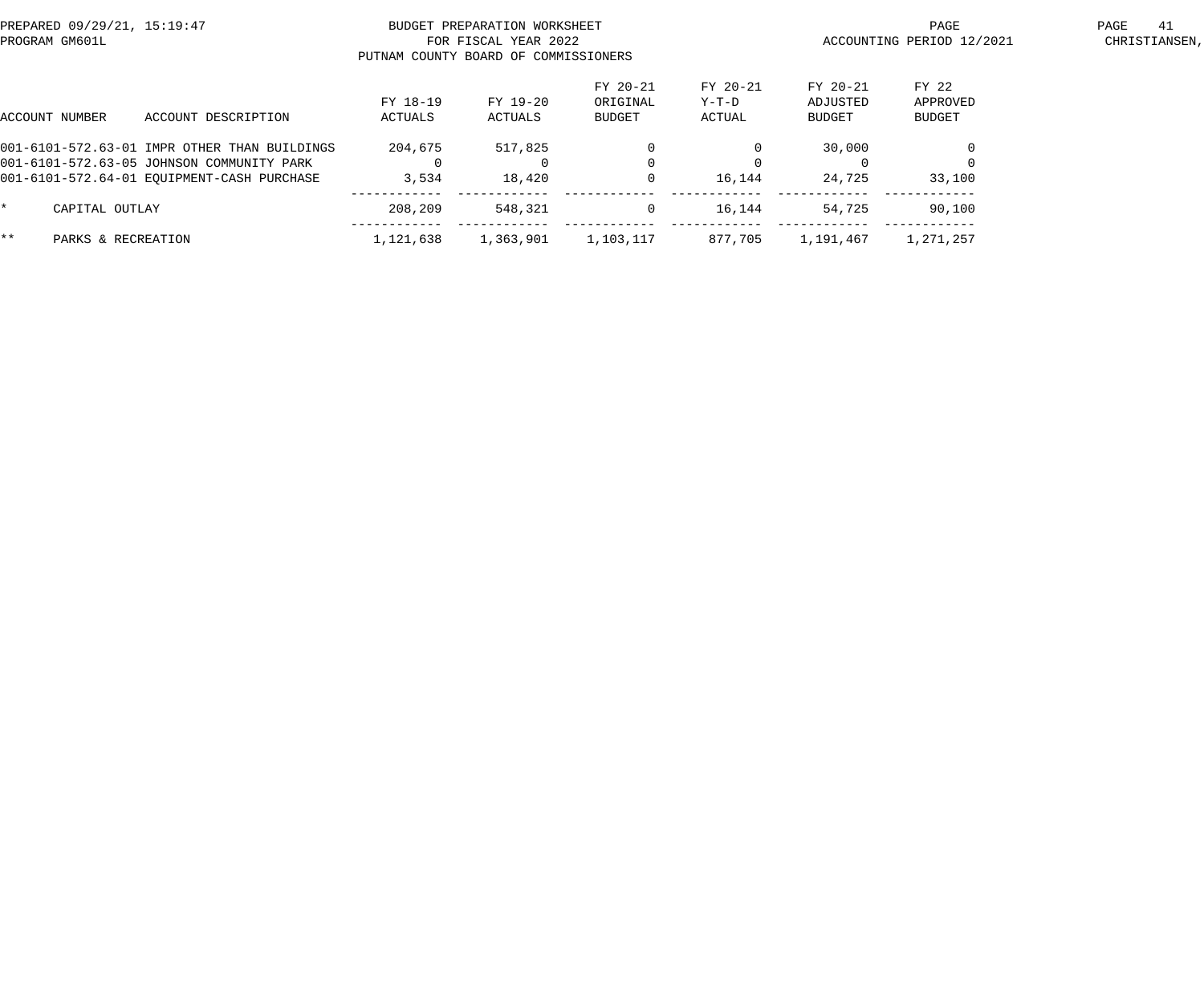| ACCOUNT NUMBER | ACCOUNT DESCRIPTION | FY 18-19 ACTUALS | FY 19-20 ACTUALS | FY 20-21 ORIGINAL BUDGET | FY 20-21 Y-T-D ACTUAL | FY 20-21 ADJUSTED BUDGET | FY 22 APPROVED BUDGET |
|---|---|---|---|---|---|---|---|
| 001-6101-572.63-01 | IMPR OTHER THAN BUILDINGS | 204,675 | 517,825 | 0 | 0 | 30,000 | 0 |
| 001-6101-572.63-05 | JOHNSON COMMUNITY PARK | 0 | 0 | 0 | 0 | 0 | 0 |
| 001-6101-572.64-01 | EQUIPMENT-CASH PURCHASE | 3,534 | 18,420 | 0 | 16,144 | 24,725 | 33,100 |
| * | CAPITAL OUTLAY | 208,209 | 548,321 | 0 | 16,144 | 54,725 | 90,100 |
| ** | PARKS & RECREATION | 1,121,638 | 1,363,901 | 1,103,117 | 877,705 | 1,191,467 | 1,271,257 |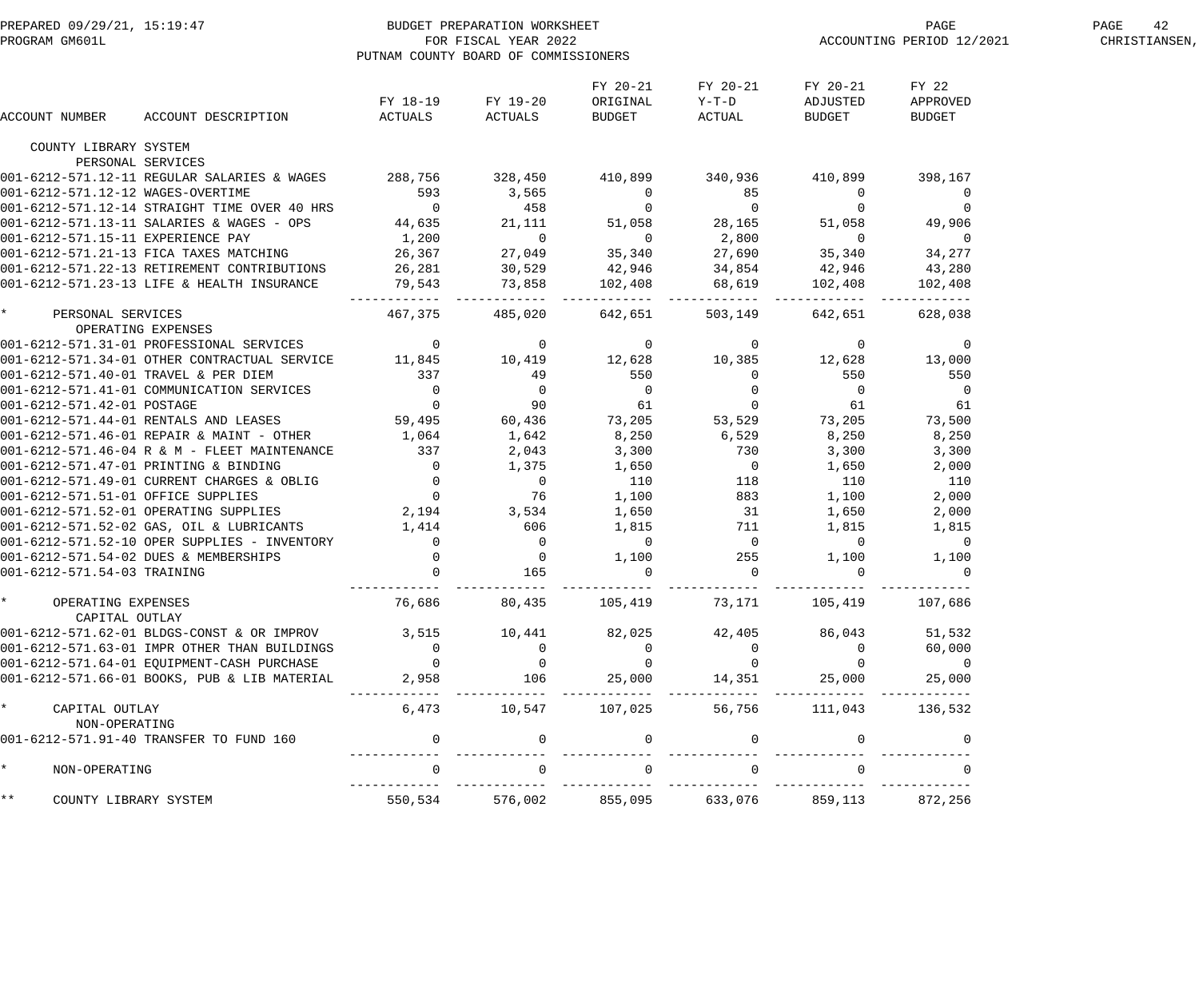BUDGET PREPARATION WORKSHEET
FOR FISCAL YEAR 2022
PUTNAM COUNTY BOARD OF COMMISSIONERS

PREPARED 09/29/21, 15:19:47
PROGRAM GM601L

ACCOUNTING PERIOD 12/2021

| ACCOUNT NUMBER | ACCOUNT DESCRIPTION | FY 18-19 ACTUALS | FY 19-20 ACTUALS | FY 20-21 ORIGINAL BUDGET | FY 20-21 Y-T-D ACTUAL | FY 20-21 ADJUSTED BUDGET | FY 22 APPROVED BUDGET |
|---|---|---|---|---|---|---|---|
| COUNTY LIBRARY SYSTEM | | | | | | | |
| PERSONAL SERVICES | | | | | | | |
| 001-6212-571.12-11 | REGULAR SALARIES & WAGES | 288,756 | 328,450 | 410,899 | 340,936 | 410,899 | 398,167 |
| 001-6212-571.12-12 | WAGES-OVERTIME | 593 | 3,565 | 0 | 85 | 0 | 0 |
| 001-6212-571.12-14 | STRAIGHT TIME OVER 40 HRS | 0 | 458 | 0 | 0 | 0 | 0 |
| 001-6212-571.13-11 | SALARIES & WAGES - OPS | 44,635 | 21,111 | 51,058 | 28,165 | 51,058 | 49,906 |
| 001-6212-571.15-11 | EXPERIENCE PAY | 1,200 | 0 | 0 | 2,800 | 0 | 0 |
| 001-6212-571.21-13 | FICA TAXES MATCHING | 26,367 | 27,049 | 35,340 | 27,690 | 35,340 | 34,277 |
| 001-6212-571.22-13 | RETIREMENT CONTRIBUTIONS | 26,281 | 30,529 | 42,946 | 34,854 | 42,946 | 43,280 |
| 001-6212-571.23-13 | LIFE & HEALTH INSURANCE | 79,543 | 73,858 | 102,408 | 68,619 | 102,408 | 102,408 |
| * | PERSONAL SERVICES | 467,375 | 485,020 | 642,651 | 503,149 | 642,651 | 628,038 |
| OPERATING EXPENSES | | | | | | | |
| 001-6212-571.31-01 | PROFESSIONAL SERVICES | 0 | 0 | 0 | 0 | 0 | 0 |
| 001-6212-571.34-01 | OTHER CONTRACTUAL SERVICE | 11,845 | 10,419 | 12,628 | 10,385 | 12,628 | 13,000 |
| 001-6212-571.40-01 | TRAVEL & PER DIEM | 337 | 49 | 550 | 0 | 550 | 550 |
| 001-6212-571.41-01 | COMMUNICATION SERVICES | 0 | 0 | 0 | 0 | 0 | 0 |
| 001-6212-571.42-01 | POSTAGE | 0 | 90 | 61 | 0 | 61 | 61 |
| 001-6212-571.44-01 | RENTALS AND LEASES | 59,495 | 60,436 | 73,205 | 53,529 | 73,205 | 73,500 |
| 001-6212-571.46-01 | REPAIR & MAINT - OTHER | 1,064 | 1,642 | 8,250 | 6,529 | 8,250 | 8,250 |
| 001-6212-571.46-04 | R & M - FLEET MAINTENANCE | 337 | 2,043 | 3,300 | 730 | 3,300 | 3,300 |
| 001-6212-571.47-01 | PRINTING & BINDING | 0 | 1,375 | 1,650 | 0 | 1,650 | 2,000 |
| 001-6212-571.49-01 | CURRENT CHARGES & OBLIG | 0 | 0 | 110 | 118 | 110 | 110 |
| 001-6212-571.51-01 | OFFICE SUPPLIES | 0 | 76 | 1,100 | 883 | 1,100 | 2,000 |
| 001-6212-571.52-01 | OPERATING SUPPLIES | 2,194 | 3,534 | 1,650 | 31 | 1,650 | 2,000 |
| 001-6212-571.52-02 | GAS, OIL & LUBRICANTS | 1,414 | 606 | 1,815 | 711 | 1,815 | 1,815 |
| 001-6212-571.52-10 | OPER SUPPLIES - INVENTORY | 0 | 0 | 0 | 0 | 0 | 0 |
| 001-6212-571.54-02 | DUES & MEMBERSHIPS | 0 | 0 | 1,100 | 255 | 1,100 | 1,100 |
| 001-6212-571.54-03 | TRAINING | 0 | 165 | 0 | 0 | 0 | 0 |
| * | OPERATING EXPENSES | 76,686 | 80,435 | 105,419 | 73,171 | 105,419 | 107,686 |
| CAPITAL OUTLAY | | | | | | | |
| 001-6212-571.62-01 | BLDGS-CONST & OR IMPROV | 3,515 | 10,441 | 82,025 | 42,405 | 86,043 | 51,532 |
| 001-6212-571.63-01 | IMPR OTHER THAN BUILDINGS | 0 | 0 | 0 | 0 | 0 | 60,000 |
| 001-6212-571.64-01 | EQUIPMENT-CASH PURCHASE | 0 | 0 | 0 | 0 | 0 | 0 |
| 001-6212-571.66-01 | BOOKS, PUB & LIB MATERIAL | 2,958 | 106 | 25,000 | 14,351 | 25,000 | 25,000 |
| * | CAPITAL OUTLAY | 6,473 | 10,547 | 107,025 | 56,756 | 111,043 | 136,532 |
| NON-OPERATING | | | | | | | |
| 001-6212-571.91-40 | TRANSFER TO FUND 160 | 0 | 0 | 0 | 0 | 0 | 0 |
| * | NON-OPERATING | 0 | 0 | 0 | 0 | 0 | 0 |
| ** | COUNTY LIBRARY SYSTEM | 550,534 | 576,002 | 855,095 | 633,076 | 859,113 | 872,256 |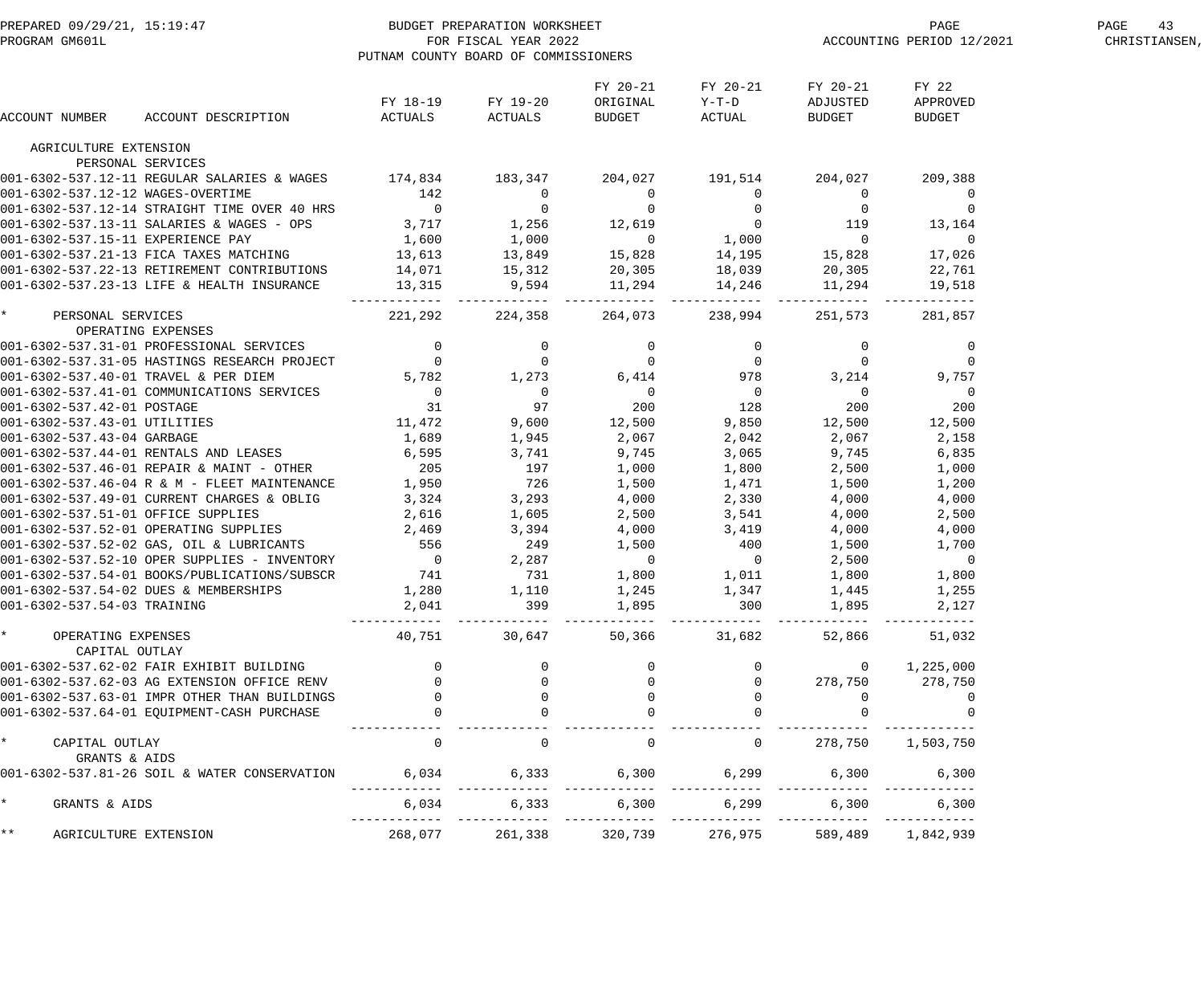PREPARED 09/29/21, 15:19:47 PROGRAM GM601L

BUDGET PREPARATION WORKSHEET
FOR FISCAL YEAR 2022
PUTNAM COUNTY BOARD OF COMMISSIONERS

ACCOUNTING PERIOD 12/2021

| ACCOUNT NUMBER | ACCOUNT DESCRIPTION | FY 18-19 ACTUALS | FY 19-20 ACTUALS | FY 20-21 ORIGINAL BUDGET | FY 20-21 Y-T-D ACTUAL | FY 20-21 ADJUSTED BUDGET | FY 22 APPROVED BUDGET |
|---|---|---|---|---|---|---|---|
| AGRICULTURE EXTENSION | | | | | | | |
| | PERSONAL SERVICES | | | | | | |
| 001-6302-537.12-11 | REGULAR SALARIES & WAGES | 174,834 | 183,347 | 204,027 | 191,514 | 204,027 | 209,388 |
| 001-6302-537.12-12 | WAGES-OVERTIME | 142 | 0 | 0 | 0 | 0 | 0 |
| 001-6302-537.12-14 | STRAIGHT TIME OVER 40 HRS | 0 | 0 | 0 | 0 | 0 | 0 |
| 001-6302-537.13-11 | SALARIES & WAGES - OPS | 3,717 | 1,256 | 12,619 | 0 | 119 | 13,164 |
| 001-6302-537.15-11 | EXPERIENCE PAY | 1,600 | 1,000 | 0 | 1,000 | 0 | 0 |
| 001-6302-537.21-13 | FICA TAXES MATCHING | 13,613 | 13,849 | 15,828 | 14,195 | 15,828 | 17,026 |
| 001-6302-537.22-13 | RETIREMENT CONTRIBUTIONS | 14,071 | 15,312 | 20,305 | 18,039 | 20,305 | 22,761 |
| 001-6302-537.23-13 | LIFE & HEALTH INSURANCE | 13,315 | 9,594 | 11,294 | 14,246 | 11,294 | 19,518 |
| * | PERSONAL SERVICES | 221,292 | 224,358 | 264,073 | 238,994 | 251,573 | 281,857 |
| | OPERATING EXPENSES | | | | | | |
| 001-6302-537.31-01 | PROFESSIONAL SERVICES | 0 | 0 | 0 | 0 | 0 | 0 |
| 001-6302-537.31-05 | HASTINGS RESEARCH PROJECT | 0 | 0 | 0 | 0 | 0 | 0 |
| 001-6302-537.40-01 | TRAVEL & PER DIEM | 5,782 | 1,273 | 6,414 | 978 | 3,214 | 9,757 |
| 001-6302-537.41-01 | COMMUNICATIONS SERVICES | 0 | 0 | 0 | 0 | 0 | 0 |
| 001-6302-537.42-01 | POSTAGE | 31 | 97 | 200 | 128 | 200 | 200 |
| 001-6302-537.43-01 | UTILITIES | 11,472 | 9,600 | 12,500 | 9,850 | 12,500 | 12,500 |
| 001-6302-537.43-04 | GARBAGE | 1,689 | 1,945 | 2,067 | 2,042 | 2,067 | 2,158 |
| 001-6302-537.44-01 | RENTALS AND LEASES | 6,595 | 3,741 | 9,745 | 3,065 | 9,745 | 6,835 |
| 001-6302-537.46-01 | REPAIR & MAINT - OTHER | 205 | 197 | 1,000 | 1,800 | 2,500 | 1,000 |
| 001-6302-537.46-04 | R & M - FLEET MAINTENANCE | 1,950 | 726 | 1,500 | 1,471 | 1,500 | 1,200 |
| 001-6302-537.49-01 | CURRENT CHARGES & OBLIG | 3,324 | 3,293 | 4,000 | 2,330 | 4,000 | 4,000 |
| 001-6302-537.51-01 | OFFICE SUPPLIES | 2,616 | 1,605 | 2,500 | 3,541 | 4,000 | 2,500 |
| 001-6302-537.52-01 | OPERATING SUPPLIES | 2,469 | 3,394 | 4,000 | 3,419 | 4,000 | 4,000 |
| 001-6302-537.52-02 | GAS, OIL & LUBRICANTS | 556 | 249 | 1,500 | 400 | 1,500 | 1,700 |
| 001-6302-537.52-10 | OPER SUPPLIES - INVENTORY | 0 | 2,287 | 0 | 0 | 2,500 | 0 |
| 001-6302-537.54-01 | BOOKS/PUBLICATIONS/SUBSCR | 741 | 731 | 1,800 | 1,011 | 1,800 | 1,800 |
| 001-6302-537.54-02 | DUES & MEMBERSHIPS | 1,280 | 1,110 | 1,245 | 1,347 | 1,445 | 1,255 |
| 001-6302-537.54-03 | TRAINING | 2,041 | 399 | 1,895 | 300 | 1,895 | 2,127 |
| * | OPERATING EXPENSES | 40,751 | 30,647 | 50,366 | 31,682 | 52,866 | 51,032 |
| | CAPITAL OUTLAY | | | | | | |
| 001-6302-537.62-02 | FAIR EXHIBIT BUILDING | 0 | 0 | 0 | 0 | 0 | 1,225,000 |
| 001-6302-537.62-03 | AG EXTENSION OFFICE RENV | 0 | 0 | 0 | 0 | 278,750 | 278,750 |
| 001-6302-537.63-01 | IMPR OTHER THAN BUILDINGS | 0 | 0 | 0 | 0 | 0 | 0 |
| 001-6302-537.64-01 | EQUIPMENT-CASH PURCHASE | 0 | 0 | 0 | 0 | 0 | 0 |
| * | CAPITAL OUTLAY | 0 | 0 | 0 | 0 | 278,750 | 1,503,750 |
| | GRANTS & AIDS | | | | | | |
| 001-6302-537.81-26 | SOIL & WATER CONSERVATION | 6,034 | 6,333 | 6,300 | 6,299 | 6,300 | 6,300 |
| * | GRANTS & AIDS | 6,034 | 6,333 | 6,300 | 6,299 | 6,300 | 6,300 |
| ** | AGRICULTURE EXTENSION | 268,077 | 261,338 | 320,739 | 276,975 | 589,489 | 1,842,939 |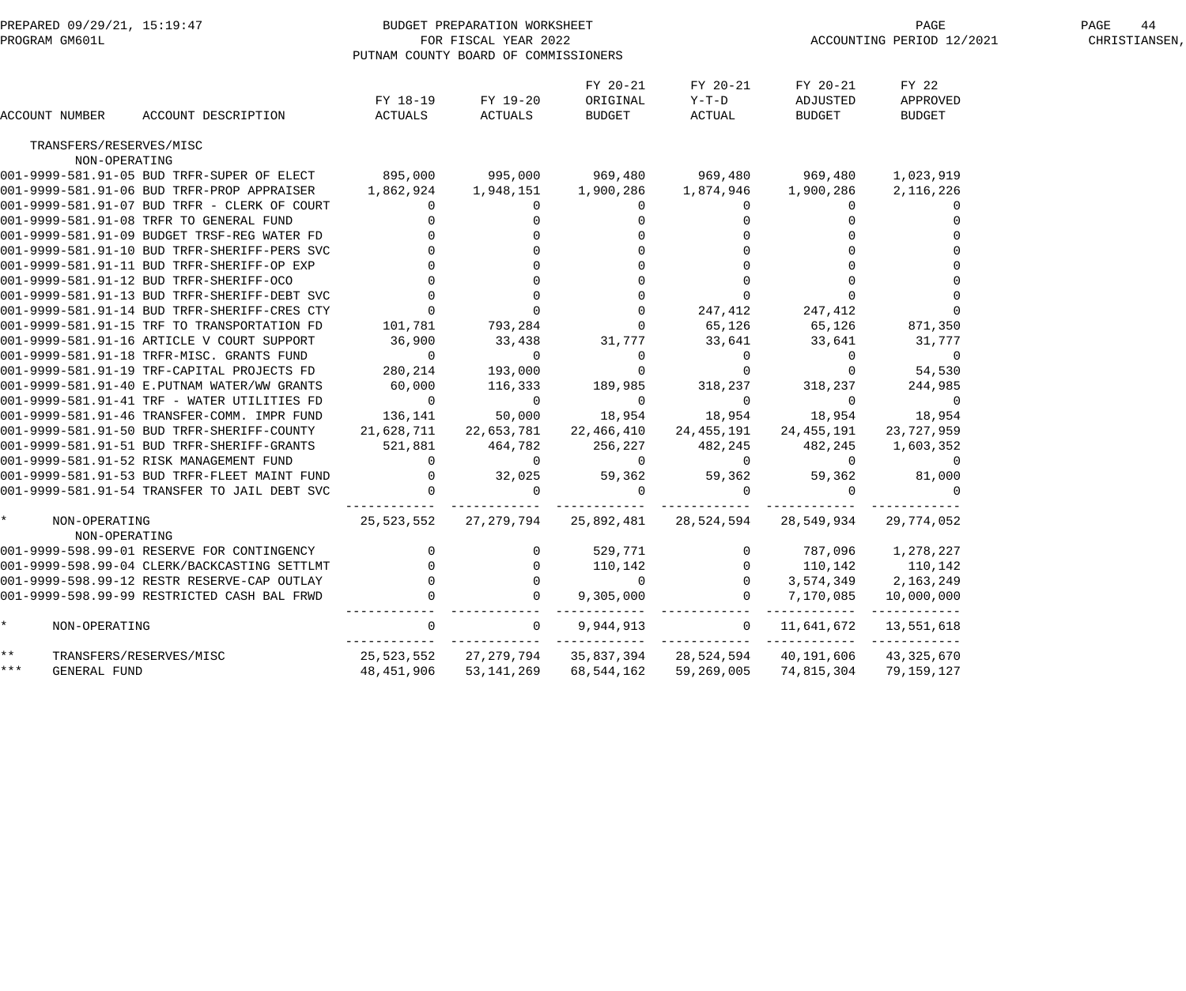BUDGET PREPARATION WORKSHEET
FOR FISCAL YEAR 2022
PUTNAM COUNTY BOARD OF COMMISSIONERS

PREPARED 09/29/21, 15:19:47
PROGRAM GM601L

ACCOUNTING PERIOD 12/2021

| ACCOUNT NUMBER | ACCOUNT DESCRIPTION | FY 18-19 ACTUALS | FY 19-20 ACTUALS | FY 20-21 ORIGINAL BUDGET | FY 20-21 Y-T-D ACTUAL | FY 20-21 ADJUSTED BUDGET | FY 22 APPROVED BUDGET |
|---|---|---|---|---|---|---|---|
| TRANSFERS/RESERVES/MISC | | | | | | | |
| NON-OPERATING | | | | | | | |
| 001-9999-581.91-05 | BUD TRFR-SUPER OF ELECT | 895,000 | 995,000 | 969,480 | 969,480 | 969,480 | 1,023,919 |
| 001-9999-581.91-06 | BUD TRFR-PROP APPRAISER | 1,862,924 | 1,948,151 | 1,900,286 | 1,874,946 | 1,900,286 | 2,116,226 |
| 001-9999-581.91-07 | BUD TRFR - CLERK OF COURT | 0 | 0 | 0 | 0 | 0 | 0 |
| 001-9999-581.91-08 | TRFR TO GENERAL FUND | 0 | 0 | 0 | 0 | 0 | 0 |
| 001-9999-581.91-09 | BUDGET TRSF-REG WATER FD | 0 | 0 | 0 | 0 | 0 | 0 |
| 001-9999-581.91-10 | BUD TRFR-SHERIFF-PERS SVC | 0 | 0 | 0 | 0 | 0 | 0 |
| 001-9999-581.91-11 | BUD TRFR-SHERIFF-OP EXP | 0 | 0 | 0 | 0 | 0 | 0 |
| 001-9999-581.91-12 | BUD TRFR-SHERIFF-OCO | 0 | 0 | 0 | 0 | 0 | 0 |
| 001-9999-581.91-13 | BUD TRFR-SHERIFF-DEBT SVC | 0 | 0 | 0 | 0 | 0 | 0 |
| 001-9999-581.91-14 | BUD TRFR-SHERIFF-CRES CTY | 0 | 0 | 0 | 247,412 | 247,412 | 0 |
| 001-9999-581.91-15 | TRF TO TRANSPORTATION FD | 101,781 | 793,284 | 0 | 65,126 | 65,126 | 871,350 |
| 001-9999-581.91-16 | ARTICLE V COURT SUPPORT | 36,900 | 33,438 | 31,777 | 33,641 | 33,641 | 31,777 |
| 001-9999-581.91-18 | TRFR-MISC. GRANTS FUND | 0 | 0 | 0 | 0 | 0 | 0 |
| 001-9999-581.91-19 | TRF-CAPITAL PROJECTS FD | 280,214 | 193,000 | 0 | 0 | 0 | 54,530 |
| 001-9999-581.91-40 | E.PUTNAM WATER/WW GRANTS | 60,000 | 116,333 | 189,985 | 318,237 | 318,237 | 244,985 |
| 001-9999-581.91-41 | TRF - WATER UTILITIES FD | 0 | 0 | 0 | 0 | 0 | 0 |
| 001-9999-581.91-46 | TRANSFER-COMM. IMPR FUND | 136,141 | 50,000 | 18,954 | 18,954 | 18,954 | 18,954 |
| 001-9999-581.91-50 | BUD TRFR-SHERIFF-COUNTY | 21,628,711 | 22,653,781 | 22,466,410 | 24,455,191 | 24,455,191 | 23,727,959 |
| 001-9999-581.91-51 | BUD TRFR-SHERIFF-GRANTS | 521,881 | 464,782 | 256,227 | 482,245 | 482,245 | 1,603,352 |
| 001-9999-581.91-52 | RISK MANAGEMENT FUND | 0 | 0 | 0 | 0 | 0 | 0 |
| 001-9999-581.91-53 | BUD TRFR-FLEET MAINT FUND | 0 | 32,025 | 59,362 | 59,362 | 59,362 | 81,000 |
| 001-9999-581.91-54 | TRANSFER TO JAIL DEBT SVC | 0 | 0 | 0 | 0 | 0 | 0 |
| * | NON-OPERATING | 25,523,552 | 27,279,794 | 25,892,481 | 28,524,594 | 28,549,934 | 29,774,052 |
| NON-OPERATING | | | | | | | |
| 001-9999-598.99-01 | RESERVE FOR CONTINGENCY | 0 | 0 | 529,771 | 0 | 787,096 | 1,278,227 |
| 001-9999-598.99-04 | CLERK/BACKCASTING SETTLMT | 0 | 0 | 110,142 | 0 | 110,142 | 110,142 |
| 001-9999-598.99-12 | RESTR RESERVE-CAP OUTLAY | 0 | 0 | 0 | 0 | 3,574,349 | 2,163,249 |
| 001-9999-598.99-99 | RESTRICTED CASH BAL FRWD | 0 | 0 | 9,305,000 | 0 | 7,170,085 | 10,000,000 |
| * | NON-OPERATING | 0 | 0 | 9,944,913 | 0 | 11,641,672 | 13,551,618 |
| ** | TRANSFERS/RESERVES/MISC | 25,523,552 | 27,279,794 | 35,837,394 | 28,524,594 | 40,191,606 | 43,325,670 |
| *** | GENERAL FUND | 48,451,906 | 53,141,269 | 68,544,162 | 59,269,005 | 74,815,304 | 79,159,127 |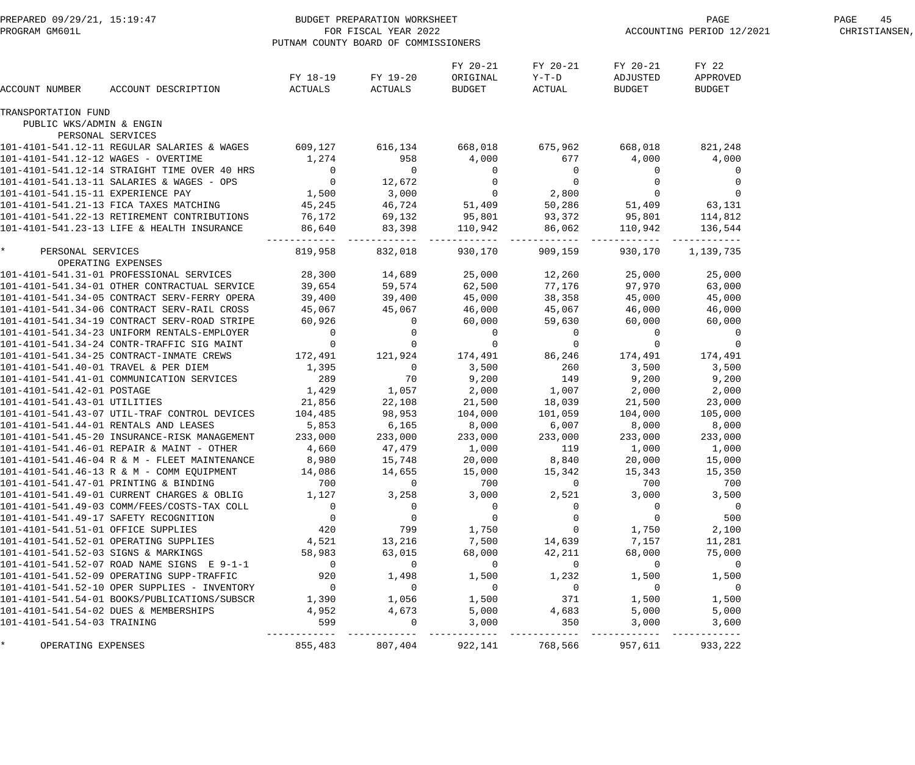PREPARED 09/29/21, 15:19:47 BUDGET PREPARATION WORKSHEET
PROGRAM GM601L FOR FISCAL YEAR 2022 ACCOUNTING PERIOD 12/2021
PUTNAM COUNTY BOARD OF COMMISSIONERS

| ACCOUNT NUMBER | ACCOUNT DESCRIPTION | FY 18-19 ACTUALS | FY 19-20 ACTUALS | FY 20-21 ORIGINAL BUDGET | FY 20-21 Y-T-D ACTUAL | FY 20-21 ADJUSTED BUDGET | FY 22 APPROVED BUDGET |
|---|---|---|---|---|---|---|---|
| TRANSPORTATION FUND | | | | | | | |
| PUBLIC WKS/ADMIN & ENGIN | | | | | | | |
| PERSONAL SERVICES | | | | | | | |
| 101-4101-541.12-11 | REGULAR SALARIES & WAGES | 609,127 | 616,134 | 668,018 | 675,962 | 668,018 | 821,248 |
| 101-4101-541.12-12 | WAGES - OVERTIME | 1,274 | 958 | 4,000 | 677 | 4,000 | 4,000 |
| 101-4101-541.12-14 | STRAIGHT TIME OVER 40 HRS | 0 | 0 | 0 | 0 | 0 | 0 |
| 101-4101-541.13-11 | SALARIES & WAGES - OPS | 0 | 12,672 | 0 | 0 | 0 | 0 |
| 101-4101-541.15-11 | EXPERIENCE PAY | 1,500 | 3,000 | 0 | 2,800 | 0 | 0 |
| 101-4101-541.21-13 | FICA TAXES MATCHING | 45,245 | 46,724 | 51,409 | 50,286 | 51,409 | 63,131 |
| 101-4101-541.22-13 | RETIREMENT CONTRIBUTIONS | 76,172 | 69,132 | 95,801 | 93,372 | 95,801 | 114,812 |
| 101-4101-541.23-13 | LIFE & HEALTH INSURANCE | 86,640 | 83,398 | 110,942 | 86,062 | 110,942 | 136,544 |
| * | PERSONAL SERVICES | 819,958 | 832,018 | 930,170 | 909,159 | 930,170 | 1,139,735 |
| OPERATING EXPENSES | | | | | | | |
| 101-4101-541.31-01 | PROFESSIONAL SERVICES | 28,300 | 14,689 | 25,000 | 12,260 | 25,000 | 25,000 |
| 101-4101-541.34-01 | OTHER CONTRACTUAL SERVICE | 39,654 | 59,574 | 62,500 | 77,176 | 97,970 | 63,000 |
| 101-4101-541.34-05 | CONTRACT SERV-FERRY OPERA | 39,400 | 39,400 | 45,000 | 38,358 | 45,000 | 45,000 |
| 101-4101-541.34-06 | CONTRACT SERV-RAIL CROSS | 45,067 | 45,067 | 46,000 | 45,067 | 46,000 | 46,000 |
| 101-4101-541.34-19 | CONTRACT SERV-ROAD STRIPE | 60,926 | 0 | 60,000 | 59,630 | 60,000 | 60,000 |
| 101-4101-541.34-23 | UNIFORM RENTALS-EMPLOYER | 0 | 0 | 0 | 0 | 0 | 0 |
| 101-4101-541.34-24 | CONTR-TRAFFIC SIG MAINT | 0 | 0 | 0 | 0 | 0 | 0 |
| 101-4101-541.34-25 | CONTRACT-INMATE CREWS | 172,491 | 121,924 | 174,491 | 86,246 | 174,491 | 174,491 |
| 101-4101-541.40-01 | TRAVEL & PER DIEM | 1,395 | 0 | 3,500 | 260 | 3,500 | 3,500 |
| 101-4101-541.41-01 | COMMUNICATION SERVICES | 289 | 70 | 9,200 | 149 | 9,200 | 9,200 |
| 101-4101-541.42-01 | POSTAGE | 1,429 | 1,057 | 2,000 | 1,007 | 2,000 | 2,000 |
| 101-4101-541.43-01 | UTILITIES | 21,856 | 22,108 | 21,500 | 18,039 | 21,500 | 23,000 |
| 101-4101-541.43-07 | UTIL-TRAF CONTROL DEVICES | 104,485 | 98,953 | 104,000 | 101,059 | 104,000 | 105,000 |
| 101-4101-541.44-01 | RENTALS AND LEASES | 5,853 | 6,165 | 8,000 | 6,007 | 8,000 | 8,000 |
| 101-4101-541.45-20 | INSURANCE-RISK MANAGEMENT | 233,000 | 233,000 | 233,000 | 233,000 | 233,000 | 233,000 |
| 101-4101-541.46-01 | REPAIR & MAINT - OTHER | 4,660 | 47,479 | 1,000 | 119 | 1,000 | 1,000 |
| 101-4101-541.46-04 | R & M - FLEET MAINTENANCE | 8,980 | 15,748 | 20,000 | 8,840 | 20,000 | 15,000 |
| 101-4101-541.46-13 | R & M - COMM EQUIPMENT | 14,086 | 14,655 | 15,000 | 15,342 | 15,343 | 15,350 |
| 101-4101-541.47-01 | PRINTING & BINDING | 700 | 0 | 700 | 0 | 700 | 700 |
| 101-4101-541.49-01 | CURRENT CHARGES & OBLIG | 1,127 | 3,258 | 3,000 | 2,521 | 3,000 | 3,500 |
| 101-4101-541.49-03 | COMM/FEES/COSTS-TAX COLL | 0 | 0 | 0 | 0 | 0 | 0 |
| 101-4101-541.49-17 | SAFETY RECOGNITION | 0 | 0 | 0 | 0 | 0 | 500 |
| 101-4101-541.51-01 | OFFICE SUPPLIES | 420 | 799 | 1,750 | 0 | 1,750 | 2,100 |
| 101-4101-541.52-01 | OPERATING SUPPLIES | 4,521 | 13,216 | 7,500 | 14,639 | 7,157 | 11,281 |
| 101-4101-541.52-03 | SIGNS & MARKINGS | 58,983 | 63,015 | 68,000 | 42,211 | 68,000 | 75,000 |
| 101-4101-541.52-07 | ROAD NAME SIGNS E 9-1-1 | 0 | 0 | 0 | 0 | 0 | 0 |
| 101-4101-541.52-09 | OPERATING SUPP-TRAFFIC | 920 | 1,498 | 1,500 | 1,232 | 1,500 | 1,500 |
| 101-4101-541.52-10 | OPER SUPPLIES - INVENTORY | 0 | 0 | 0 | 0 | 0 | 0 |
| 101-4101-541.54-01 | BOOKS/PUBLICATIONS/SUBSCR | 1,390 | 1,056 | 1,500 | 371 | 1,500 | 1,500 |
| 101-4101-541.54-02 | DUES & MEMBERSHIPS | 4,952 | 4,673 | 5,000 | 4,683 | 5,000 | 5,000 |
| 101-4101-541.54-03 | TRAINING | 599 | 0 | 3,000 | 350 | 3,000 | 3,600 |
| * | OPERATING EXPENSES | 855,483 | 807,404 | 922,141 | 768,566 | 957,611 | 933,222 |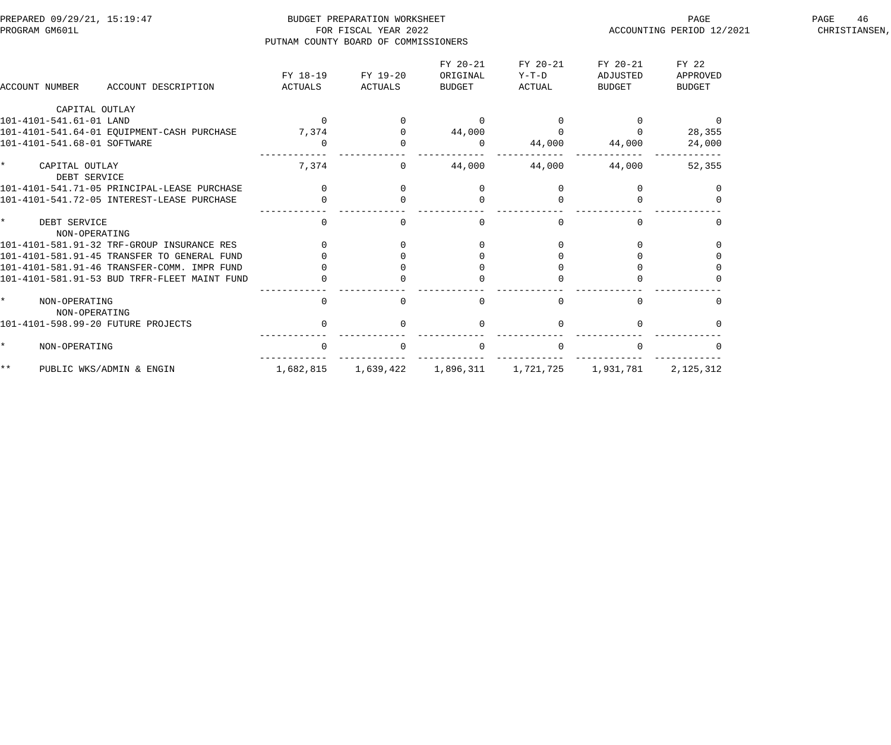BUDGET PREPARATION WORKSHEET
FOR FISCAL YEAR 2022
PUTNAM COUNTY BOARD OF COMMISSIONERS

PREPARED 09/29/21, 15:19:47
PROGRAM GM601L
ACCOUNTING PERIOD 12/2021

| ACCOUNT NUMBER ACCOUNT DESCRIPTION | FY 18-19 ACTUALS | FY 19-20 ACTUALS | FY 20-21 ORIGINAL BUDGET | FY 20-21 Y-T-D ACTUAL | FY 20-21 ADJUSTED BUDGET | FY 22 APPROVED BUDGET |
|---|---|---|---|---|---|---|
| CAPITAL OUTLAY | | | | | | |
| 101-4101-541.61-01 LAND | 0 | 0 | 0 | 0 | 0 | 0 |
| 101-4101-541.64-01 EQUIPMENT-CASH PURCHASE | 7,374 | 0 | 44,000 | 0 | 0 | 28,355 |
| 101-4101-541.68-01 SOFTWARE | 0 | 0 | 0 | 44,000 | 44,000 | 24,000 |
| * CAPITAL OUTLAY | 7,374 | 0 | 44,000 | 44,000 | 44,000 | 52,355 |
| DEBT SERVICE | | | | | | |
| 101-4101-541.71-05 PRINCIPAL-LEASE PURCHASE | 0 | 0 | 0 | 0 | 0 | 0 |
| 101-4101-541.72-05 INTEREST-LEASE PURCHASE | 0 | 0 | 0 | 0 | 0 | 0 |
| * DEBT SERVICE | 0 | 0 | 0 | 0 | 0 | 0 |
| NON-OPERATING | | | | | | |
| 101-4101-581.91-32 TRF-GROUP INSURANCE RES | 0 | 0 | 0 | 0 | 0 | 0 |
| 101-4101-581.91-45 TRANSFER TO GENERAL FUND | 0 | 0 | 0 | 0 | 0 | 0 |
| 101-4101-581.91-46 TRANSFER-COMM. IMPR FUND | 0 | 0 | 0 | 0 | 0 | 0 |
| 101-4101-581.91-53 BUD TRFR-FLEET MAINT FUND | 0 | 0 | 0 | 0 | 0 | 0 |
| * NON-OPERATING | 0 | 0 | 0 | 0 | 0 | 0 |
| NON-OPERATING | | | | | | |
| 101-4101-598.99-20 FUTURE PROJECTS | 0 | 0 | 0 | 0 | 0 | 0 |
| * NON-OPERATING | 0 | 0 | 0 | 0 | 0 | 0 |
| ** PUBLIC WKS/ADMIN & ENGIN | 1,682,815 | 1,639,422 | 1,896,311 | 1,721,725 | 1,931,781 | 2,125,312 |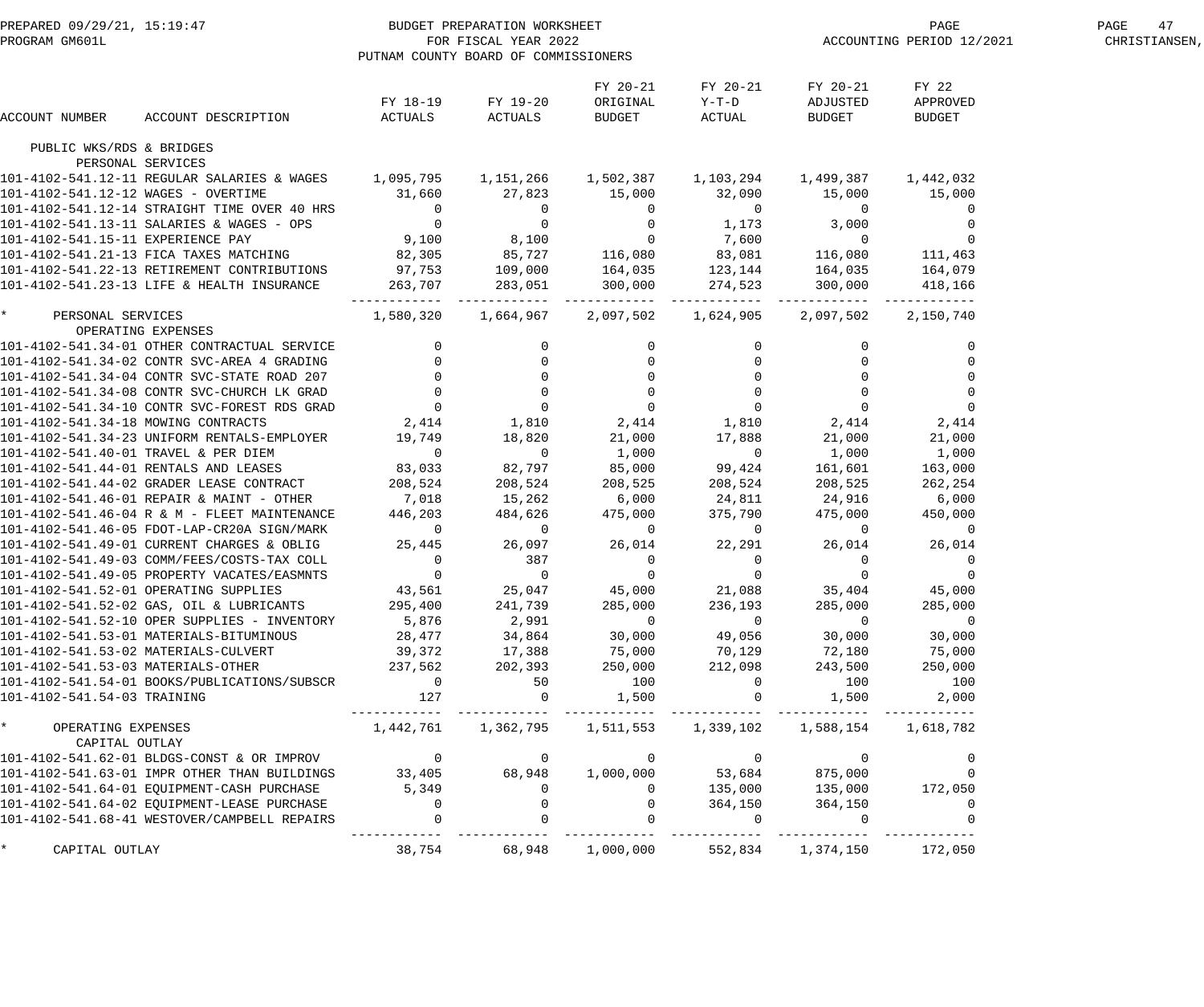PREPARED 09/29/21, 15:19:47
PROGRAM GM601L

BUDGET PREPARATION WORKSHEET
FOR FISCAL YEAR 2022
PUTNAM COUNTY BOARD OF COMMISSIONERS

ACCOUNTING PERIOD 12/2021

CHRISTIANSEN,

| ACCOUNT NUMBER | ACCOUNT DESCRIPTION | FY 18-19 ACTUALS | FY 19-20 ACTUALS | FY 20-21 ORIGINAL BUDGET | FY 20-21 Y-T-D ACTUAL | FY 20-21 ADJUSTED BUDGET | FY 22 APPROVED BUDGET |
|---|---|---|---|---|---|---|---|
| PUBLIC WKS/RDS & BRIDGES | | | | | | | |
| PERSONAL SERVICES | | | | | | | |
| 101-4102-541.12-11 | REGULAR SALARIES & WAGES | 1,095,795 | 1,151,266 | 1,502,387 | 1,103,294 | 1,499,387 | 1,442,032 |
| 101-4102-541.12-12 | WAGES - OVERTIME | 31,660 | 27,823 | 15,000 | 32,090 | 15,000 | 15,000 |
| 101-4102-541.12-14 | STRAIGHT TIME OVER 40 HRS | 0 | 0 | 0 | 0 | 0 | 0 |
| 101-4102-541.13-11 | SALARIES & WAGES - OPS | 0 | 0 | 0 | 1,173 | 3,000 | 0 |
| 101-4102-541.15-11 | EXPERIENCE PAY | 9,100 | 8,100 | 0 | 7,600 | 0 | 0 |
| 101-4102-541.21-13 | FICA TAXES MATCHING | 82,305 | 85,727 | 116,080 | 83,081 | 116,080 | 111,463 |
| 101-4102-541.22-13 | RETIREMENT CONTRIBUTIONS | 97,753 | 109,000 | 164,035 | 123,144 | 164,035 | 164,079 |
| 101-4102-541.23-13 | LIFE & HEALTH INSURANCE | 263,707 | 283,051 | 300,000 | 274,523 | 300,000 | 418,166 |
| * | PERSONAL SERVICES | 1,580,320 | 1,664,967 | 2,097,502 | 1,624,905 | 2,097,502 | 2,150,740 |
| OPERATING EXPENSES | | | | | | | |
| 101-4102-541.34-01 | OTHER CONTRACTUAL SERVICE | 0 | 0 | 0 | 0 | 0 | 0 |
| 101-4102-541.34-02 | CONTR SVC-AREA 4 GRADING | 0 | 0 | 0 | 0 | 0 | 0 |
| 101-4102-541.34-04 | CONTR SVC-STATE ROAD 207 | 0 | 0 | 0 | 0 | 0 | 0 |
| 101-4102-541.34-08 | CONTR SVC-CHURCH LK GRAD | 0 | 0 | 0 | 0 | 0 | 0 |
| 101-4102-541.34-10 | CONTR SVC-FOREST RDS GRAD | 0 | 0 | 0 | 0 | 0 | 0 |
| 101-4102-541.34-18 | MOWING CONTRACTS | 2,414 | 1,810 | 2,414 | 1,810 | 2,414 | 2,414 |
| 101-4102-541.34-23 | UNIFORM RENTALS-EMPLOYER | 19,749 | 18,820 | 21,000 | 17,888 | 21,000 | 21,000 |
| 101-4102-541.40-01 | TRAVEL & PER DIEM | 0 | 0 | 1,000 | 0 | 1,000 | 1,000 |
| 101-4102-541.44-01 | RENTALS AND LEASES | 83,033 | 82,797 | 85,000 | 99,424 | 161,601 | 163,000 |
| 101-4102-541.44-02 | GRADER LEASE CONTRACT | 208,524 | 208,524 | 208,525 | 208,524 | 208,525 | 262,254 |
| 101-4102-541.46-01 | REPAIR & MAINT - OTHER | 7,018 | 15,262 | 6,000 | 24,811 | 24,916 | 6,000 |
| 101-4102-541.46-04 | R & M - FLEET MAINTENANCE | 446,203 | 484,626 | 475,000 | 375,790 | 475,000 | 450,000 |
| 101-4102-541.46-05 | FDOT-LAP-CR20A SIGN/MARK | 0 | 0 | 0 | 0 | 0 | 0 |
| 101-4102-541.49-01 | CURRENT CHARGES & OBLIG | 25,445 | 26,097 | 26,014 | 22,291 | 26,014 | 26,014 |
| 101-4102-541.49-03 | COMM/FEES/COSTS-TAX COLL | 0 | 387 | 0 | 0 | 0 | 0 |
| 101-4102-541.49-05 | PROPERTY VACATES/EASMNTS | 0 | 0 | 0 | 0 | 0 | 0 |
| 101-4102-541.52-01 | OPERATING SUPPLIES | 43,561 | 25,047 | 45,000 | 21,088 | 35,404 | 45,000 |
| 101-4102-541.52-02 | GAS, OIL & LUBRICANTS | 295,400 | 241,739 | 285,000 | 236,193 | 285,000 | 285,000 |
| 101-4102-541.52-10 | OPER SUPPLIES - INVENTORY | 5,876 | 2,991 | 0 | 0 | 0 | 0 |
| 101-4102-541.53-01 | MATERIALS-BITUMINOUS | 28,477 | 34,864 | 30,000 | 49,056 | 30,000 | 30,000 |
| 101-4102-541.53-02 | MATERIALS-CULVERT | 39,372 | 17,388 | 75,000 | 70,129 | 72,180 | 75,000 |
| 101-4102-541.53-03 | MATERIALS-OTHER | 237,562 | 202,393 | 250,000 | 212,098 | 243,500 | 250,000 |
| 101-4102-541.54-01 | BOOKS/PUBLICATIONS/SUBSCR | 0 | 50 | 100 | 0 | 100 | 100 |
| 101-4102-541.54-03 | TRAINING | 127 | 0 | 1,500 | 0 | 1,500 | 2,000 |
| * | OPERATING EXPENSES | 1,442,761 | 1,362,795 | 1,511,553 | 1,339,102 | 1,588,154 | 1,618,782 |
| CAPITAL OUTLAY | | | | | | | |
| 101-4102-541.62-01 | BLDGS-CONST & OR IMPROV | 0 | 0 | 0 | 0 | 0 | 0 |
| 101-4102-541.63-01 | IMPR OTHER THAN BUILDINGS | 33,405 | 68,948 | 1,000,000 | 53,684 | 875,000 | 0 |
| 101-4102-541.64-01 | EQUIPMENT-CASH PURCHASE | 5,349 | 0 | 0 | 135,000 | 135,000 | 172,050 |
| 101-4102-541.64-02 | EQUIPMENT-LEASE PURCHASE | 0 | 0 | 0 | 364,150 | 364,150 | 0 |
| 101-4102-541.68-41 | WESTOVER/CAMPBELL REPAIRS | 0 | 0 | 0 | 0 | 0 | 0 |
| * | CAPITAL OUTLAY | 38,754 | 68,948 | 1,000,000 | 552,834 | 1,374,150 | 172,050 |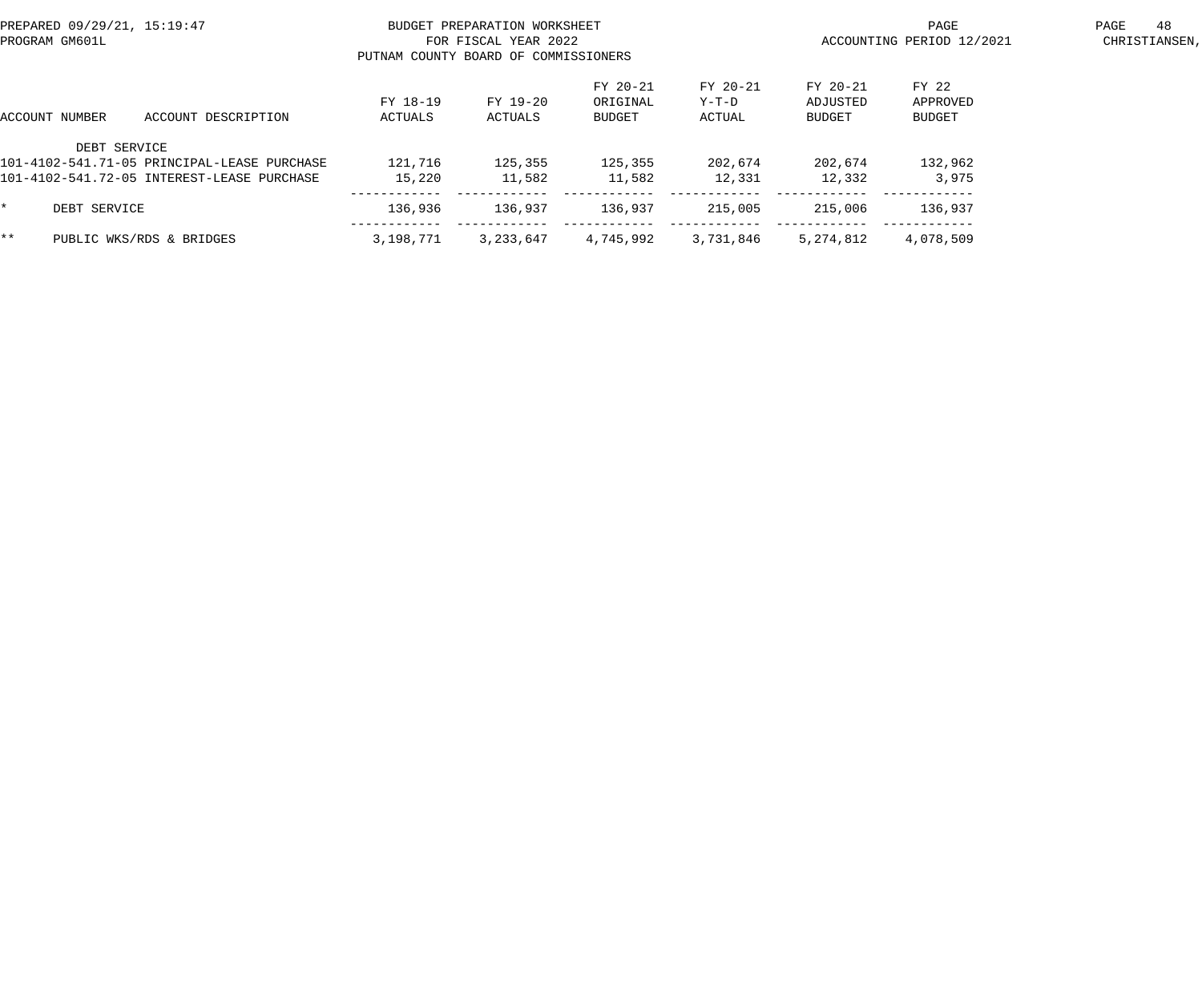BUDGET PREPARATION WORKSHEET
FOR FISCAL YEAR 2022
PUTNAM COUNTY BOARD OF COMMISSIONERS

PREPARED 09/29/21, 15:19:47
PROGRAM GM601L

ACCOUNTING PERIOD 12/2021

| ACCOUNT NUMBER | ACCOUNT DESCRIPTION | FY 18-19 ACTUALS | FY 19-20 ACTUALS | FY 20-21 ORIGINAL BUDGET | FY 20-21 Y-T-D ACTUAL | FY 20-21 ADJUSTED BUDGET | FY 22 APPROVED BUDGET |
|---|---|---|---|---|---|---|---|
| | DEBT SERVICE | | | | | | |
| 101-4102-541.71-05 | PRINCIPAL-LEASE PURCHASE | 121,716 | 125,355 | 125,355 | 202,674 | 202,674 | 132,962 |
| 101-4102-541.72-05 | INTEREST-LEASE PURCHASE | 15,220 | 11,582 | 11,582 | 12,331 | 12,332 | 3,975 |
| * | DEBT SERVICE | 136,936 | 136,937 | 136,937 | 215,005 | 215,006 | 136,937 |
| ** | PUBLIC WKS/RDS & BRIDGES | 3,198,771 | 3,233,647 | 4,745,992 | 3,731,846 | 5,274,812 | 4,078,509 |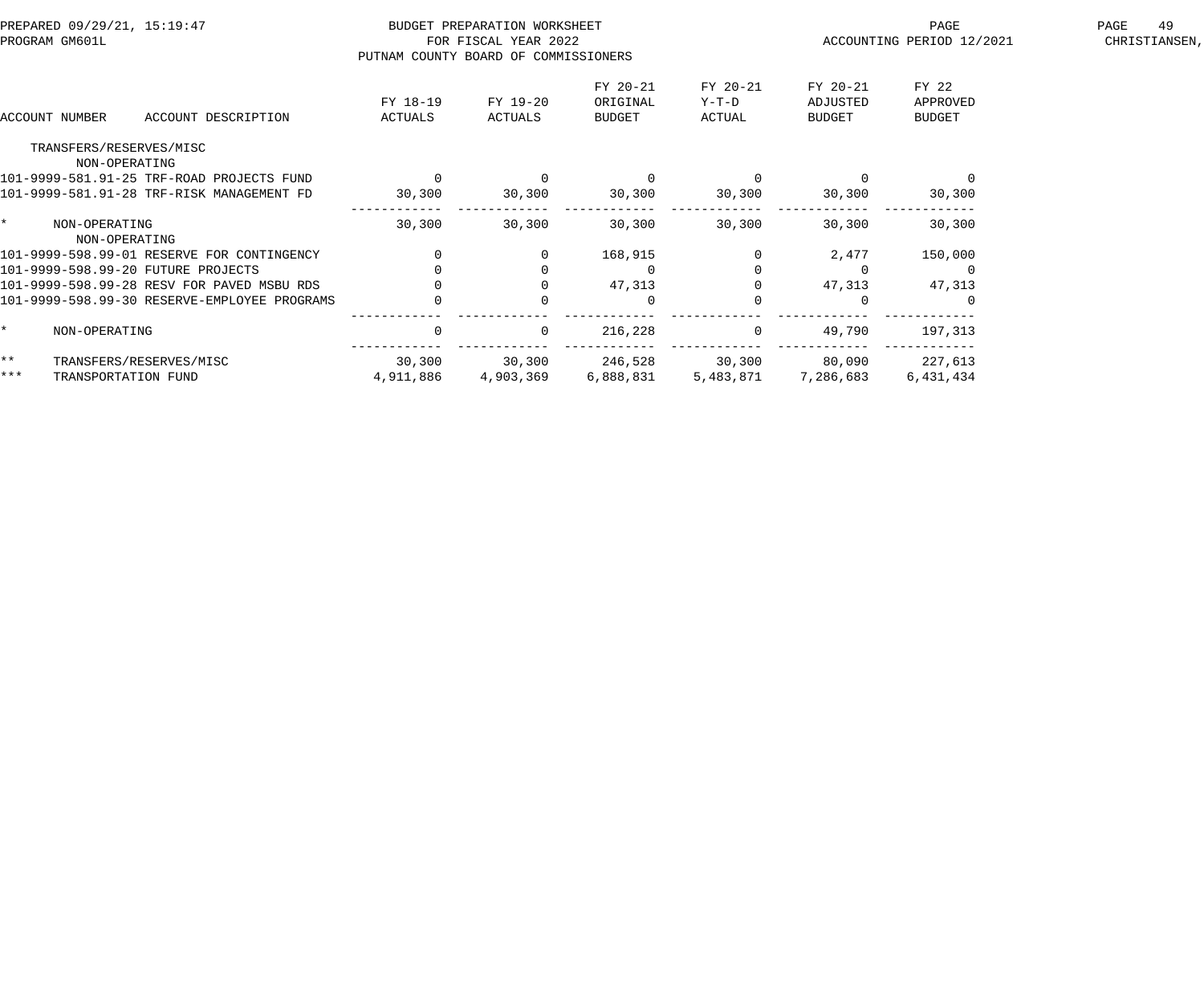BUDGET PREPARATION WORKSHEET
FOR FISCAL YEAR 2022
PUTNAM COUNTY BOARD OF COMMISSIONERS

PREPARED 09/29/21, 15:19:47
PROGRAM GM601L

ACCOUNTING PERIOD 12/2021

| ACCOUNT NUMBER | ACCOUNT DESCRIPTION | FY 18-19 ACTUALS | FY 19-20 ACTUALS | FY 20-21 ORIGINAL BUDGET | FY 20-21 Y-T-D ACTUAL | FY 20-21 ADJUSTED BUDGET | FY 22 APPROVED BUDGET |
|---|---|---|---|---|---|---|---|
| TRANSFERS/RESERVES/MISC | | | | | | | |
| NON-OPERATING | | | | | | | |
| 101-9999-581.91-25 | TRF-ROAD PROJECTS FUND | 0 | 0 | 0 | 0 | 0 | 0 |
| 101-9999-581.91-28 | TRF-RISK MANAGEMENT FD | 30,300 | 30,300 | 30,300 | 30,300 | 30,300 | 30,300 |
| * | NON-OPERATING | 30,300 | 30,300 | 30,300 | 30,300 | 30,300 | 30,300 |
| NON-OPERATING | | | | | | | |
| 101-9999-598.99-01 | RESERVE FOR CONTINGENCY | 0 | 0 | 168,915 | 0 | 2,477 | 150,000 |
| 101-9999-598.99-20 | FUTURE PROJECTS | 0 | 0 | 0 | 0 | 0 | 0 |
| 101-9999-598.99-28 | RESV FOR PAVED MSBU RDS | 0 | 0 | 47,313 | 0 | 47,313 | 47,313 |
| 101-9999-598.99-30 | RESERVE-EMPLOYEE PROGRAMS | 0 | 0 | 0 | 0 | 0 | 0 |
| * | NON-OPERATING | 0 | 0 | 216,228 | 0 | 49,790 | 197,313 |
| ** | TRANSFERS/RESERVES/MISC | 30,300 | 30,300 | 246,528 | 30,300 | 80,090 | 227,613 |
| *** | TRANSPORTATION FUND | 4,911,886 | 4,903,369 | 6,888,831 | 5,483,871 | 7,286,683 | 6,431,434 |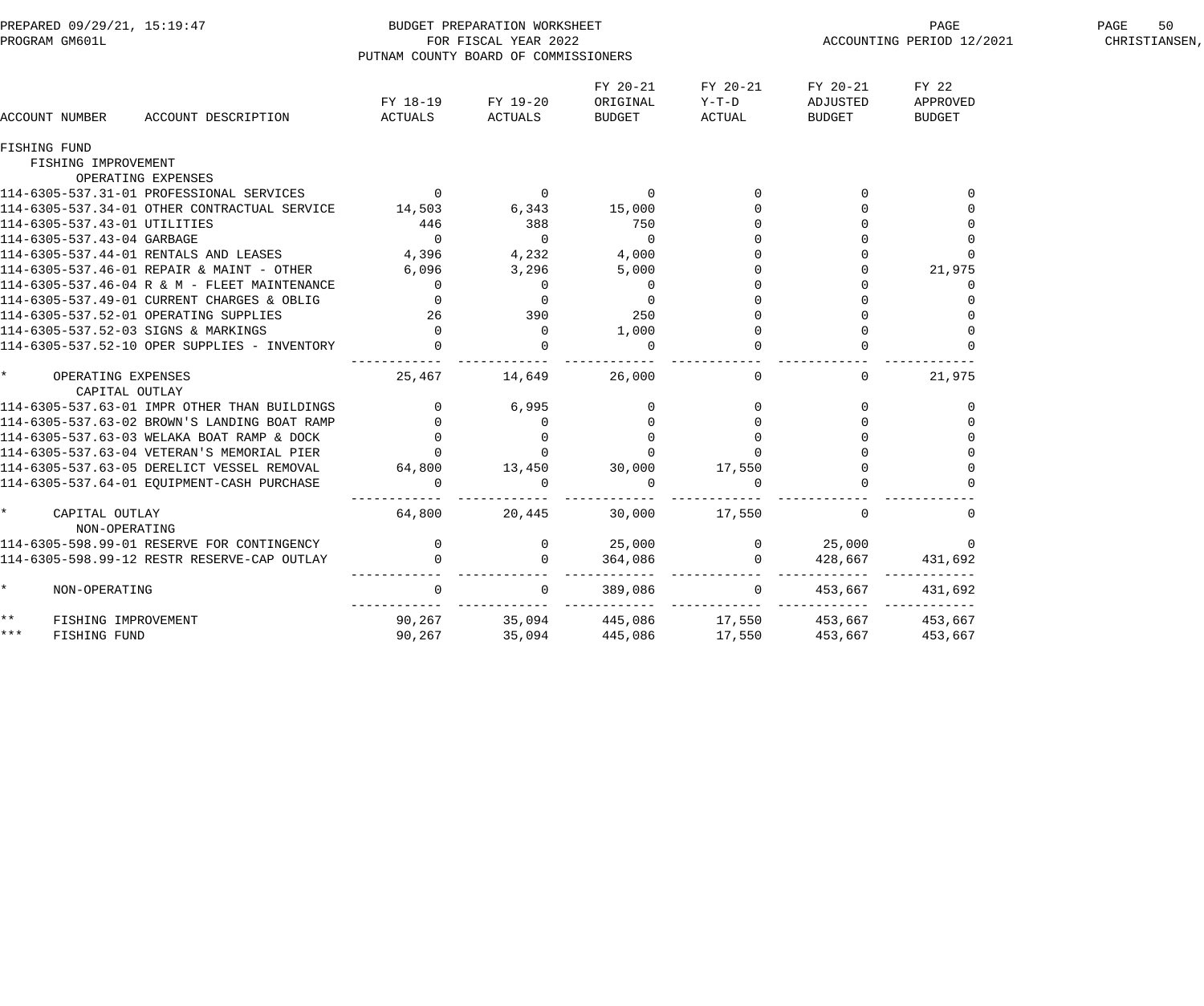BUDGET PREPARATION WORKSHEET
FOR FISCAL YEAR 2022
PUTNAM COUNTY BOARD OF COMMISSIONERS

PREPARED 09/29/21, 15:19:47
PROGRAM GM601L

ACCOUNTING PERIOD 12/2021

| ACCOUNT NUMBER ACCOUNT DESCRIPTION | FY 18-19 ACTUALS | FY 19-20 ACTUALS | FY 20-21 ORIGINAL BUDGET | FY 20-21 Y-T-D ACTUAL | FY 20-21 ADJUSTED BUDGET | FY 22 APPROVED BUDGET |
|---|---|---|---|---|---|---|
| FISHING FUND | | | | | | |
| FISHING IMPROVEMENT | | | | | | |
| OPERATING EXPENSES | | | | | | |
| 114-6305-537.31-01 PROFESSIONAL SERVICES | 0 | 0 | 0 | 0 | 0 | 0 |
| 114-6305-537.34-01 OTHER CONTRACTUAL SERVICE | 14,503 | 6,343 | 15,000 | 0 | 0 | 0 |
| 114-6305-537.43-01 UTILITIES | 446 | 388 | 750 | 0 | 0 | 0 |
| 114-6305-537.43-04 GARBAGE | 0 | 0 | 0 | 0 | 0 | 0 |
| 114-6305-537.44-01 RENTALS AND LEASES | 4,396 | 4,232 | 4,000 | 0 | 0 | 0 |
| 114-6305-537.46-01 REPAIR & MAINT - OTHER | 6,096 | 3,296 | 5,000 | 0 | 0 | 21,975 |
| 114-6305-537.46-04 R & M - FLEET MAINTENANCE | 0 | 0 | 0 | 0 | 0 | 0 |
| 114-6305-537.49-01 CURRENT CHARGES & OBLIG | 0 | 0 | 0 | 0 | 0 | 0 |
| 114-6305-537.52-01 OPERATING SUPPLIES | 26 | 390 | 250 | 0 | 0 | 0 |
| 114-6305-537.52-03 SIGNS & MARKINGS | 0 | 0 | 1,000 | 0 | 0 | 0 |
| 114-6305-537.52-10 OPER SUPPLIES - INVENTORY | 0 | 0 | 0 | 0 | 0 | 0 |
| * OPERATING EXPENSES | 25,467 | 14,649 | 26,000 | 0 | 0 | 21,975 |
| CAPITAL OUTLAY | | | | | | |
| 114-6305-537.63-01 IMPR OTHER THAN BUILDINGS | 0 | 6,995 | 0 | 0 | 0 | 0 |
| 114-6305-537.63-02 BROWN'S LANDING BOAT RAMP | 0 | 0 | 0 | 0 | 0 | 0 |
| 114-6305-537.63-03 WELAKA BOAT RAMP & DOCK | 0 | 0 | 0 | 0 | 0 | 0 |
| 114-6305-537.63-04 VETERAN'S MEMORIAL PIER | 0 | 0 | 0 | 0 | 0 | 0 |
| 114-6305-537.63-05 DERELICT VESSEL REMOVAL | 64,800 | 13,450 | 30,000 | 17,550 | 0 | 0 |
| 114-6305-537.64-01 EQUIPMENT-CASH PURCHASE | 0 | 0 | 0 | 0 | 0 | 0 |
| * CAPITAL OUTLAY | 64,800 | 20,445 | 30,000 | 17,550 | 0 | 0 |
| NON-OPERATING | | | | | | |
| 114-6305-598.99-01 RESERVE FOR CONTINGENCY | 0 | 0 | 25,000 | 0 | 25,000 | 0 |
| 114-6305-598.99-12 RESTR RESERVE-CAP OUTLAY | 0 | 0 | 364,086 | 0 | 428,667 | 431,692 |
| * NON-OPERATING | 0 | 0 | 389,086 | 0 | 453,667 | 431,692 |
| ** FISHING IMPROVEMENT | 90,267 | 35,094 | 445,086 | 17,550 | 453,667 | 453,667 |
| *** FISHING FUND | 90,267 | 35,094 | 445,086 | 17,550 | 453,667 | 453,667 |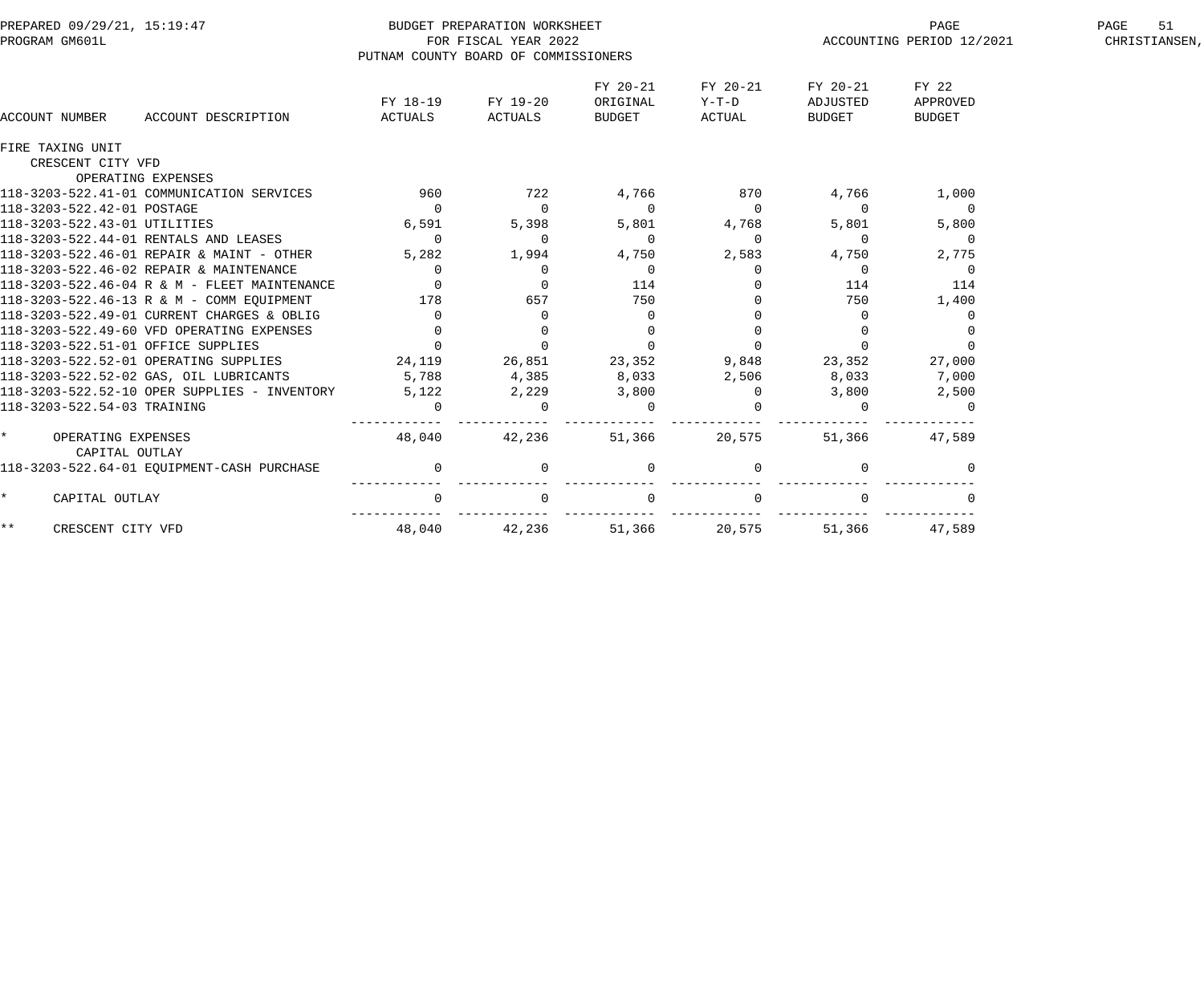BUDGET PREPARATION WORKSHEET
FOR FISCAL YEAR 2022
PUTNAM COUNTY BOARD OF COMMISSIONERS

PREPARED 09/29/21, 15:19:47
PROGRAM GM601L
ACCOUNTING PERIOD 12/2021

| ACCOUNT NUMBER | ACCOUNT DESCRIPTION | FY 18-19 ACTUALS | FY 19-20 ACTUALS | FY 20-21 ORIGINAL BUDGET | FY 20-21 Y-T-D ACTUAL | FY 20-21 ADJUSTED BUDGET | FY 22 APPROVED BUDGET |
|---|---|---|---|---|---|---|---|
| FIRE TAXING UNIT | | | | | | | |
| CRESCENT CITY VFD | | | | | | | |
| OPERATING EXPENSES | | | | | | | |
| 118-3203-522.41-01 | COMMUNICATION SERVICES | 960 | 722 | 4,766 | 870 | 4,766 | 1,000 |
| 118-3203-522.42-01 | POSTAGE | 0 | 0 | 0 | 0 | 0 | 0 |
| 118-3203-522.43-01 | UTILITIES | 6,591 | 5,398 | 5,801 | 4,768 | 5,801 | 5,800 |
| 118-3203-522.44-01 | RENTALS AND LEASES | 0 | 0 | 0 | 0 | 0 | 0 |
| 118-3203-522.46-01 | REPAIR & MAINT - OTHER | 5,282 | 1,994 | 4,750 | 2,583 | 4,750 | 2,775 |
| 118-3203-522.46-02 | REPAIR & MAINTENANCE | 0 | 0 | 0 | 0 | 0 | 0 |
| 118-3203-522.46-04 | R & M - FLEET MAINTENANCE | 0 | 0 | 114 | 0 | 114 | 114 |
| 118-3203-522.46-13 | R & M - COMM EQUIPMENT | 178 | 657 | 750 | 0 | 750 | 1,400 |
| 118-3203-522.49-01 | CURRENT CHARGES & OBLIG | 0 | 0 | 0 | 0 | 0 | 0 |
| 118-3203-522.49-60 | VFD OPERATING EXPENSES | 0 | 0 | 0 | 0 | 0 | 0 |
| 118-3203-522.51-01 | OFFICE SUPPLIES | 0 | 0 | 0 | 0 | 0 | 0 |
| 118-3203-522.52-01 | OPERATING SUPPLIES | 24,119 | 26,851 | 23,352 | 9,848 | 23,352 | 27,000 |
| 118-3203-522.52-02 | GAS, OIL LUBRICANTS | 5,788 | 4,385 | 8,033 | 2,506 | 8,033 | 7,000 |
| 118-3203-522.52-10 | OPER SUPPLIES - INVENTORY | 5,122 | 2,229 | 3,800 | 0 | 3,800 | 2,500 |
| 118-3203-522.54-03 | TRAINING | 0 | 0 | 0 | 0 | 0 | 0 |
| * | OPERATING EXPENSES | 48,040 | 42,236 | 51,366 | 20,575 | 51,366 | 47,589 |
| CAPITAL OUTLAY | | | | | | | |
| 118-3203-522.64-01 | EQUIPMENT-CASH PURCHASE | 0 | 0 | 0 | 0 | 0 | 0 |
| * | CAPITAL OUTLAY | 0 | 0 | 0 | 0 | 0 | 0 |
| ** | CRESCENT CITY VFD | 48,040 | 42,236 | 51,366 | 20,575 | 51,366 | 47,589 |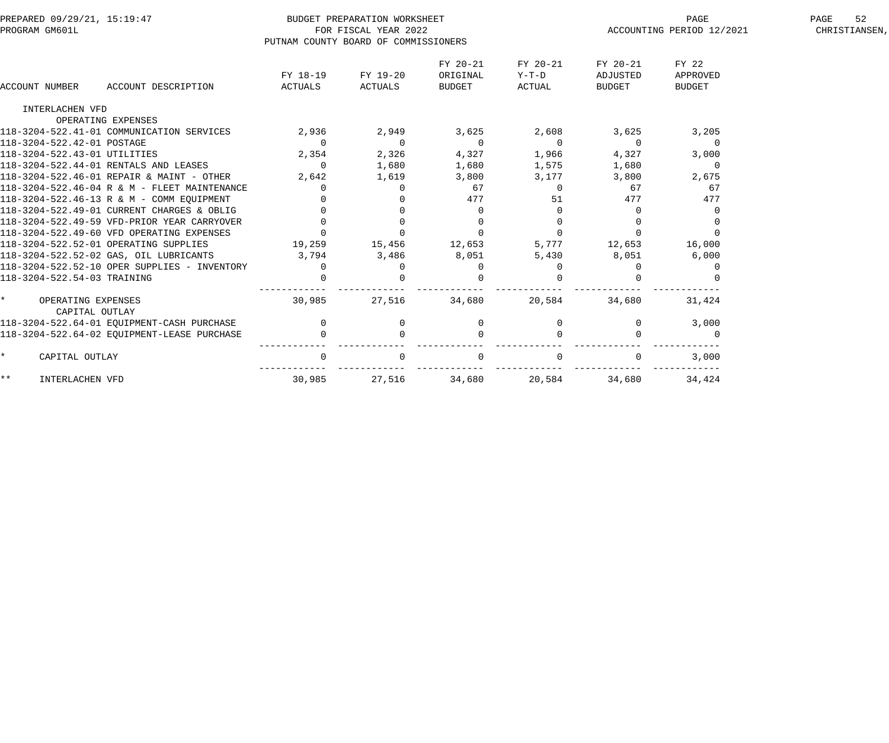BUDGET PREPARATION WORKSHEET
FOR FISCAL YEAR 2022
PUTNAM COUNTY BOARD OF COMMISSIONERS

PREPARED 09/29/21, 15:19:47
PROGRAM GM601L
ACCOUNTING PERIOD 12/2021

| ACCOUNT NUMBER | ACCOUNT DESCRIPTION | FY 18-19 ACTUALS | FY 19-20 ACTUALS | FY 20-21 ORIGINAL BUDGET | FY 20-21 Y-T-D ACTUAL | FY 20-21 ADJUSTED BUDGET | FY 22 APPROVED BUDGET |
|---|---|---|---|---|---|---|---|
| INTERLACHEN VFD | | | | | | | |
| | OPERATING EXPENSES | | | | | | |
| 118-3204-522.41-01 | COMMUNICATION SERVICES | 2,936 | 2,949 | 3,625 | 2,608 | 3,625 | 3,205 |
| 118-3204-522.42-01 | POSTAGE | 0 | 0 | 0 | 0 | 0 | 0 |
| 118-3204-522.43-01 | UTILITIES | 2,354 | 2,326 | 4,327 | 1,966 | 4,327 | 3,000 |
| 118-3204-522.44-01 | RENTALS AND LEASES | 0 | 1,680 | 1,680 | 1,575 | 1,680 | 0 |
| 118-3204-522.46-01 | REPAIR & MAINT - OTHER | 2,642 | 1,619 | 3,800 | 3,177 | 3,800 | 2,675 |
| 118-3204-522.46-04 | R & M - FLEET MAINTENANCE | 0 | 0 | 67 | 0 | 67 | 67 |
| 118-3204-522.46-13 | R & M - COMM EQUIPMENT | 0 | 0 | 477 | 51 | 477 | 477 |
| 118-3204-522.49-01 | CURRENT CHARGES & OBLIG | 0 | 0 | 0 | 0 | 0 | 0 |
| 118-3204-522.49-59 | VFD-PRIOR YEAR CARRYOVER | 0 | 0 | 0 | 0 | 0 | 0 |
| 118-3204-522.49-60 | VFD OPERATING EXPENSES | 0 | 0 | 0 | 0 | 0 | 0 |
| 118-3204-522.52-01 | OPERATING SUPPLIES | 19,259 | 15,456 | 12,653 | 5,777 | 12,653 | 16,000 |
| 118-3204-522.52-02 | GAS, OIL LUBRICANTS | 3,794 | 3,486 | 8,051 | 5,430 | 8,051 | 6,000 |
| 118-3204-522.52-10 | OPER SUPPLIES - INVENTORY | 0 | 0 | 0 | 0 | 0 | 0 |
| 118-3204-522.54-03 | TRAINING | 0 | 0 | 0 | 0 | 0 | 0 |
| * | OPERATING EXPENSES | 30,985 | 27,516 | 34,680 | 20,584 | 34,680 | 31,424 |
| | CAPITAL OUTLAY | | | | | | |
| 118-3204-522.64-01 | EQUIPMENT-CASH PURCHASE | 0 | 0 | 0 | 0 | 0 | 3,000 |
| 118-3204-522.64-02 | EQUIPMENT-LEASE PURCHASE | 0 | 0 | 0 | 0 | 0 | 0 |
| * | CAPITAL OUTLAY | 0 | 0 | 0 | 0 | 0 | 3,000 |
| ** | INTERLACHEN VFD | 30,985 | 27,516 | 34,680 | 20,584 | 34,680 | 34,424 |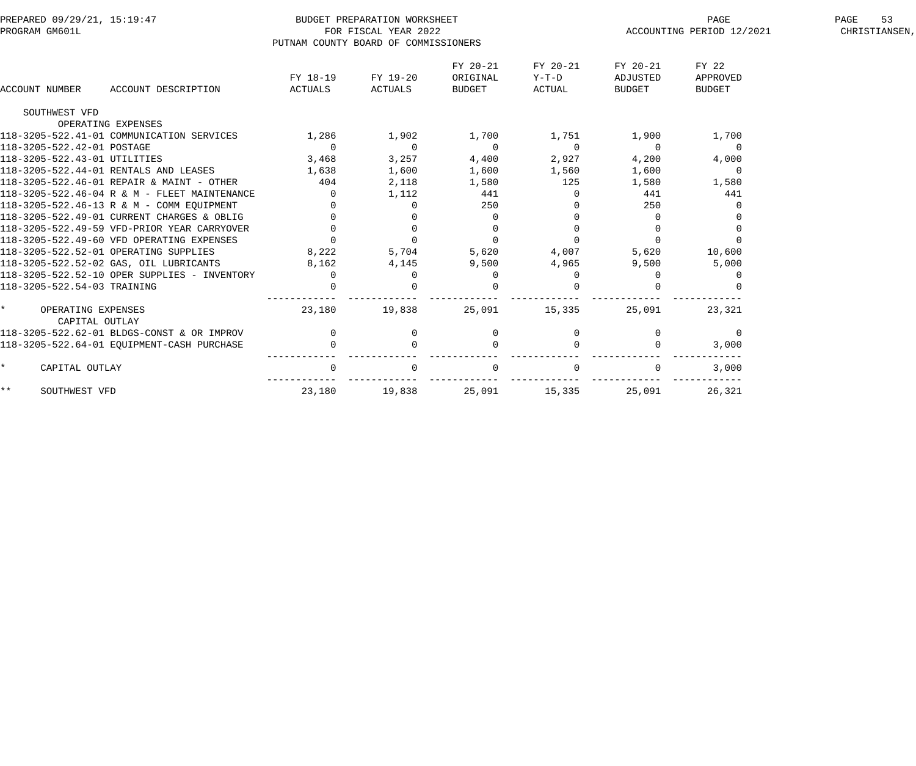BUDGET PREPARATION WORKSHEET
FOR FISCAL YEAR 2022
PUTNAM COUNTY BOARD OF COMMISSIONERS

PREPARED 09/29/21, 15:19:47
PROGRAM GM601L

ACCOUNTING PERIOD 12/2021

| ACCOUNT NUMBER | ACCOUNT DESCRIPTION | FY 18-19 ACTUALS | FY 19-20 ACTUALS | FY 20-21 ORIGINAL BUDGET | FY 20-21 Y-T-D ACTUAL | FY 20-21 ADJUSTED BUDGET | FY 22 APPROVED BUDGET |
|---|---|---|---|---|---|---|---|
| SOUTHWEST VFD | | | | | | | |
| | OPERATING EXPENSES | | | | | | |
| 118-3205-522.41-01 | COMMUNICATION SERVICES | 1,286 | 1,902 | 1,700 | 1,751 | 1,900 | 1,700 |
| 118-3205-522.42-01 | POSTAGE | 0 | 0 | 0 | 0 | 0 | 0 |
| 118-3205-522.43-01 | UTILITIES | 3,468 | 3,257 | 4,400 | 2,927 | 4,200 | 4,000 |
| 118-3205-522.44-01 | RENTALS AND LEASES | 1,638 | 1,600 | 1,600 | 1,560 | 1,600 | 0 |
| 118-3205-522.46-01 | REPAIR & MAINT - OTHER | 404 | 2,118 | 1,580 | 125 | 1,580 | 1,580 |
| 118-3205-522.46-04 | R & M - FLEET MAINTENANCE | 0 | 1,112 | 441 | 0 | 441 | 441 |
| 118-3205-522.46-13 | R & M - COMM EQUIPMENT | 0 | 0 | 250 | 0 | 250 | 0 |
| 118-3205-522.49-01 | CURRENT CHARGES & OBLIG | 0 | 0 | 0 | 0 | 0 | 0 |
| 118-3205-522.49-59 | VFD-PRIOR YEAR CARRYOVER | 0 | 0 | 0 | 0 | 0 | 0 |
| 118-3205-522.49-60 | VFD OPERATING EXPENSES | 0 | 0 | 0 | 0 | 0 | 0 |
| 118-3205-522.52-01 | OPERATING SUPPLIES | 8,222 | 5,704 | 5,620 | 4,007 | 5,620 | 10,600 |
| 118-3205-522.52-02 | GAS, OIL LUBRICANTS | 8,162 | 4,145 | 9,500 | 4,965 | 9,500 | 5,000 |
| 118-3205-522.52-10 | OPER SUPPLIES - INVENTORY | 0 | 0 | 0 | 0 | 0 | 0 |
| 118-3205-522.54-03 | TRAINING | 0 | 0 | 0 | 0 | 0 | 0 |
| * | OPERATING EXPENSES | 23,180 | 19,838 | 25,091 | 15,335 | 25,091 | 23,321 |
| | CAPITAL OUTLAY | | | | | | |
| 118-3205-522.62-01 | BLDGS-CONST & OR IMPROV | 0 | 0 | 0 | 0 | 0 | 0 |
| 118-3205-522.64-01 | EQUIPMENT-CASH PURCHASE | 0 | 0 | 0 | 0 | 0 | 3,000 |
| * | CAPITAL OUTLAY | 0 | 0 | 0 | 0 | 0 | 3,000 |
| ** | SOUTHWEST VFD | 23,180 | 19,838 | 25,091 | 15,335 | 25,091 | 26,321 |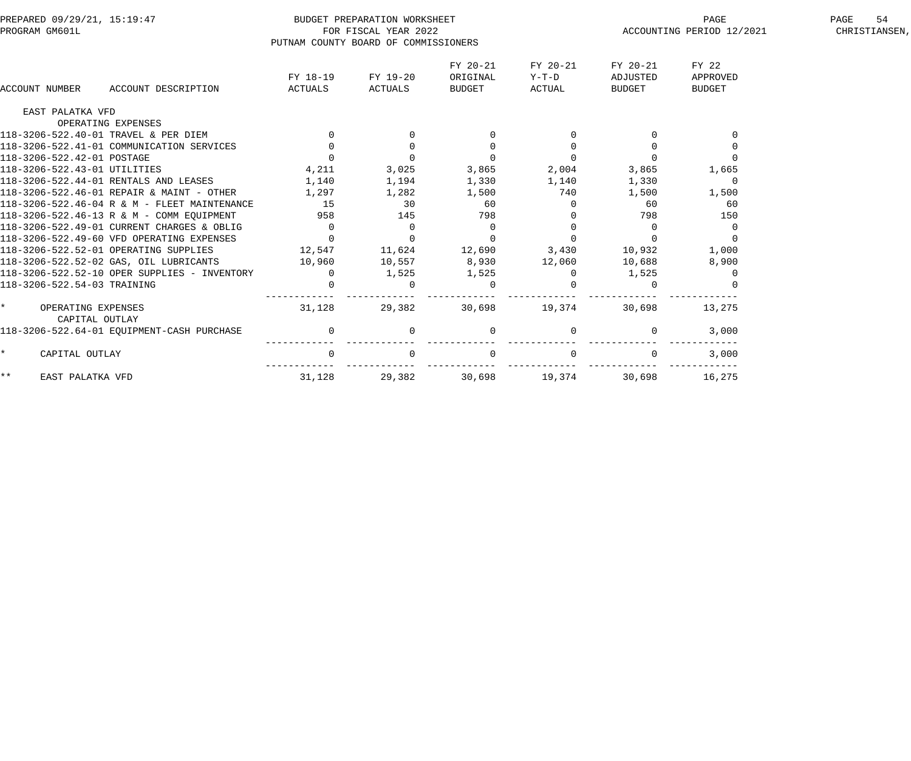BUDGET PREPARATION WORKSHEET
FOR FISCAL YEAR 2022
PUTNAM COUNTY BOARD OF COMMISSIONERS

PREPARED 09/29/21, 15:19:47
PROGRAM GM601L

ACCOUNTING PERIOD 12/2021

| ACCOUNT NUMBER | ACCOUNT DESCRIPTION | FY 18-19 ACTUALS | FY 19-20 ACTUALS | FY 20-21 ORIGINAL BUDGET | FY 20-21 Y-T-D ACTUAL | FY 20-21 ADJUSTED BUDGET | FY 22 APPROVED BUDGET |
|---|---|---|---|---|---|---|---|
| EAST PALATKA VFD | | | | | | | |
| | OPERATING EXPENSES | | | | | | |
| 118-3206-522.40-01 | TRAVEL & PER DIEM | 0 | 0 | 0 | 0 | 0 | 0 |
| 118-3206-522.41-01 | COMMUNICATION SERVICES | 0 | 0 | 0 | 0 | 0 | 0 |
| 118-3206-522.42-01 | POSTAGE | 0 | 0 | 0 | 0 | 0 | 0 |
| 118-3206-522.43-01 | UTILITIES | 4,211 | 3,025 | 3,865 | 2,004 | 3,865 | 1,665 |
| 118-3206-522.44-01 | RENTALS AND LEASES | 1,140 | 1,194 | 1,330 | 1,140 | 1,330 | 0 |
| 118-3206-522.46-01 | REPAIR & MAINT - OTHER | 1,297 | 1,282 | 1,500 | 740 | 1,500 | 1,500 |
| 118-3206-522.46-04 | R & M - FLEET MAINTENANCE | 15 | 30 | 60 | 0 | 60 | 60 |
| 118-3206-522.46-13 | R & M - COMM EQUIPMENT | 958 | 145 | 798 | 0 | 798 | 150 |
| 118-3206-522.49-01 | CURRENT CHARGES & OBLIG | 0 | 0 | 0 | 0 | 0 | 0 |
| 118-3206-522.49-60 | VFD OPERATING EXPENSES | 0 | 0 | 0 | 0 | 0 | 0 |
| 118-3206-522.52-01 | OPERATING SUPPLIES | 12,547 | 11,624 | 12,690 | 3,430 | 10,932 | 1,000 |
| 118-3206-522.52-02 | GAS, OIL LUBRICANTS | 10,960 | 10,557 | 8,930 | 12,060 | 10,688 | 8,900 |
| 118-3206-522.52-10 | OPER SUPPLIES - INVENTORY | 0 | 1,525 | 1,525 | 0 | 1,525 | 0 |
| 118-3206-522.54-03 | TRAINING | 0 | 0 | 0 | 0 | 0 | 0 |
| * | OPERATING EXPENSES | 31,128 | 29,382 | 30,698 | 19,374 | 30,698 | 13,275 |
| | CAPITAL OUTLAY | | | | | | |
| 118-3206-522.64-01 | EQUIPMENT-CASH PURCHASE | 0 | 0 | 0 | 0 | 0 | 3,000 |
| * | CAPITAL OUTLAY | 0 | 0 | 0 | 0 | 0 | 3,000 |
| ** | EAST PALATKA VFD | 31,128 | 29,382 | 30,698 | 19,374 | 30,698 | 16,275 |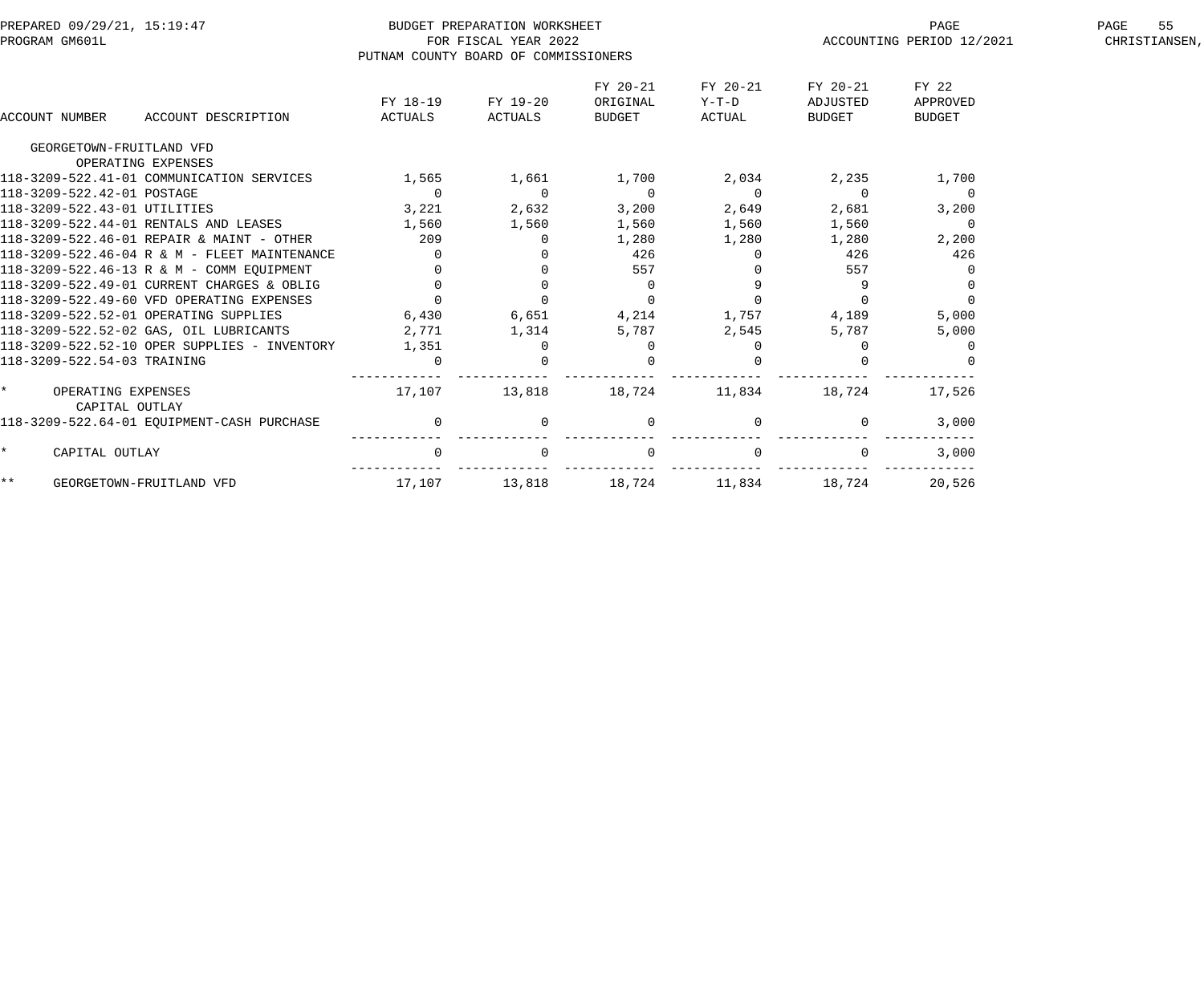BUDGET PREPARATION WORKSHEET
FOR FISCAL YEAR 2022
PUTNAM COUNTY BOARD OF COMMISSIONERS

PREPARED 09/29/21, 15:19:47
PROGRAM GM601L

ACCOUNTING PERIOD 12/2021
CHRISTIANSEN,

| ACCOUNT NUMBER | ACCOUNT DESCRIPTION | FY 18-19 ACTUALS | FY 19-20 ACTUALS | FY 20-21 ORIGINAL BUDGET | FY 20-21 Y-T-D ACTUAL | FY 20-21 ADJUSTED BUDGET | FY 22 APPROVED BUDGET |
|---|---|---|---|---|---|---|---|
| GEORGETOWN-FRUITLAND VFD | | | | | | | |
| | OPERATING EXPENSES | | | | | | |
| 118-3209-522.41-01 | COMMUNICATION SERVICES | 1,565 | 1,661 | 1,700 | 2,034 | 2,235 | 1,700 |
| 118-3209-522.42-01 | POSTAGE | 0 | 0 | 0 | 0 | 0 | 0 |
| 118-3209-522.43-01 | UTILITIES | 3,221 | 2,632 | 3,200 | 2,649 | 2,681 | 3,200 |
| 118-3209-522.44-01 | RENTALS AND LEASES | 1,560 | 1,560 | 1,560 | 1,560 | 1,560 | 0 |
| 118-3209-522.46-01 | REPAIR & MAINT - OTHER | 209 | 0 | 1,280 | 1,280 | 1,280 | 2,200 |
| 118-3209-522.46-04 | R & M - FLEET MAINTENANCE | 0 | 0 | 426 | 0 | 426 | 426 |
| 118-3209-522.46-13 | R & M - COMM EQUIPMENT | 0 | 0 | 557 | 0 | 557 | 0 |
| 118-3209-522.49-01 | CURRENT CHARGES & OBLIG | 0 | 0 | 0 | 9 | 9 | 0 |
| 118-3209-522.49-60 | VFD OPERATING EXPENSES | 0 | 0 | 0 | 0 | 0 | 0 |
| 118-3209-522.52-01 | OPERATING SUPPLIES | 6,430 | 6,651 | 4,214 | 1,757 | 4,189 | 5,000 |
| 118-3209-522.52-02 | GAS, OIL LUBRICANTS | 2,771 | 1,314 | 5,787 | 2,545 | 5,787 | 5,000 |
| 118-3209-522.52-10 | OPER SUPPLIES - INVENTORY | 1,351 | 0 | 0 | 0 | 0 | 0 |
| 118-3209-522.54-03 | TRAINING | 0 | 0 | 0 | 0 | 0 | 0 |
| * | OPERATING EXPENSES | 17,107 | 13,818 | 18,724 | 11,834 | 18,724 | 17,526 |
| | CAPITAL OUTLAY | | | | | | |
| 118-3209-522.64-01 | EQUIPMENT-CASH PURCHASE | 0 | 0 | 0 | 0 | 0 | 3,000 |
| * | CAPITAL OUTLAY | 0 | 0 | 0 | 0 | 0 | 3,000 |
| ** | GEORGETOWN-FRUITLAND VFD | 17,107 | 13,818 | 18,724 | 11,834 | 18,724 | 20,526 |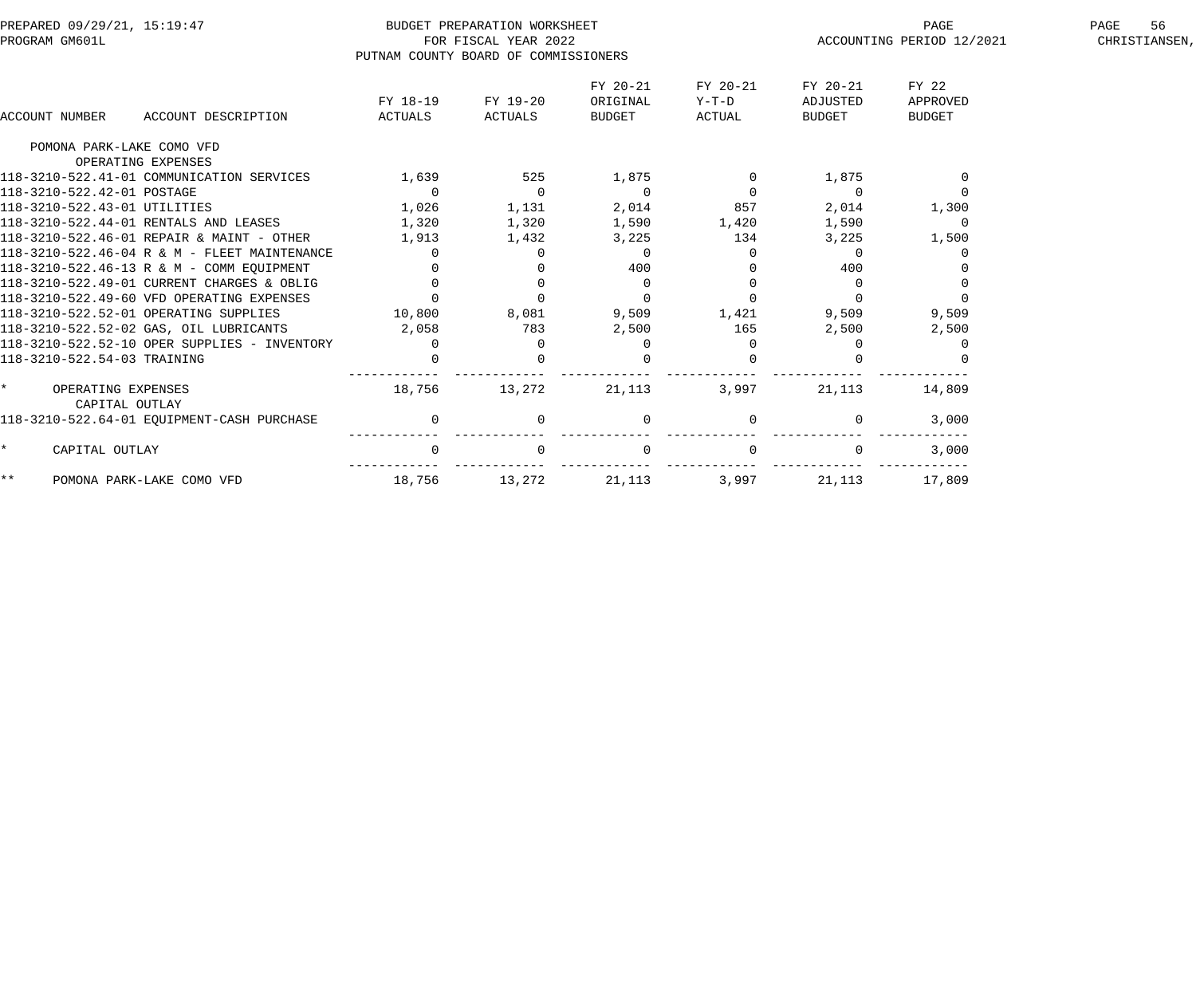PREPARED 09/29/21, 15:19:47
PROGRAM GM601L

BUDGET PREPARATION WORKSHEET
FOR FISCAL YEAR 2022
PUTNAM COUNTY BOARD OF COMMISSIONERS

ACCOUNTING PERIOD 12/2021

| ACCOUNT NUMBER | ACCOUNT DESCRIPTION | FY 18-19 ACTUALS | FY 19-20 ACTUALS | FY 20-21 ORIGINAL BUDGET | FY 20-21 Y-T-D ACTUAL | FY 20-21 ADJUSTED BUDGET | FY 22 APPROVED BUDGET |
|---|---|---|---|---|---|---|---|
| POMONA PARK-LAKE COMO VFD | | | | | | | |
| OPERATING EXPENSES | | | | | | | |
| 118-3210-522.41-01 | COMMUNICATION SERVICES | 1,639 | 525 | 1,875 | 0 | 1,875 | 0 |
| 118-3210-522.42-01 | POSTAGE | 0 | 0 | 0 | 0 | 0 | 0 |
| 118-3210-522.43-01 | UTILITIES | 1,026 | 1,131 | 2,014 | 857 | 2,014 | 1,300 |
| 118-3210-522.44-01 | RENTALS AND LEASES | 1,320 | 1,320 | 1,590 | 1,420 | 1,590 | 0 |
| 118-3210-522.46-01 | REPAIR & MAINT - OTHER | 1,913 | 1,432 | 3,225 | 134 | 3,225 | 1,500 |
| 118-3210-522.46-04 | R & M - FLEET MAINTENANCE | 0 | 0 | 0 | 0 | 0 | 0 |
| 118-3210-522.46-13 | R & M - COMM EQUIPMENT | 0 | 0 | 400 | 0 | 400 | 0 |
| 118-3210-522.49-01 | CURRENT CHARGES & OBLIG | 0 | 0 | 0 | 0 | 0 | 0 |
| 118-3210-522.49-60 | VFD OPERATING EXPENSES | 0 | 0 | 0 | 0 | 0 | 0 |
| 118-3210-522.52-01 | OPERATING SUPPLIES | 10,800 | 8,081 | 9,509 | 1,421 | 9,509 | 9,509 |
| 118-3210-522.52-02 | GAS, OIL LUBRICANTS | 2,058 | 783 | 2,500 | 165 | 2,500 | 2,500 |
| 118-3210-522.52-10 | OPER SUPPLIES - INVENTORY | 0 | 0 | 0 | 0 | 0 | 0 |
| 118-3210-522.54-03 | TRAINING | 0 | 0 | 0 | 0 | 0 | 0 |
| * | OPERATING EXPENSES | 18,756 | 13,272 | 21,113 | 3,997 | 21,113 | 14,809 |
| CAPITAL OUTLAY | | | | | | | |
| 118-3210-522.64-01 | EQUIPMENT-CASH PURCHASE | 0 | 0 | 0 | 0 | 0 | 3,000 |
| * | CAPITAL OUTLAY | 0 | 0 | 0 | 0 | 0 | 3,000 |
| ** | POMONA PARK-LAKE COMO VFD | 18,756 | 13,272 | 21,113 | 3,997 | 21,113 | 17,809 |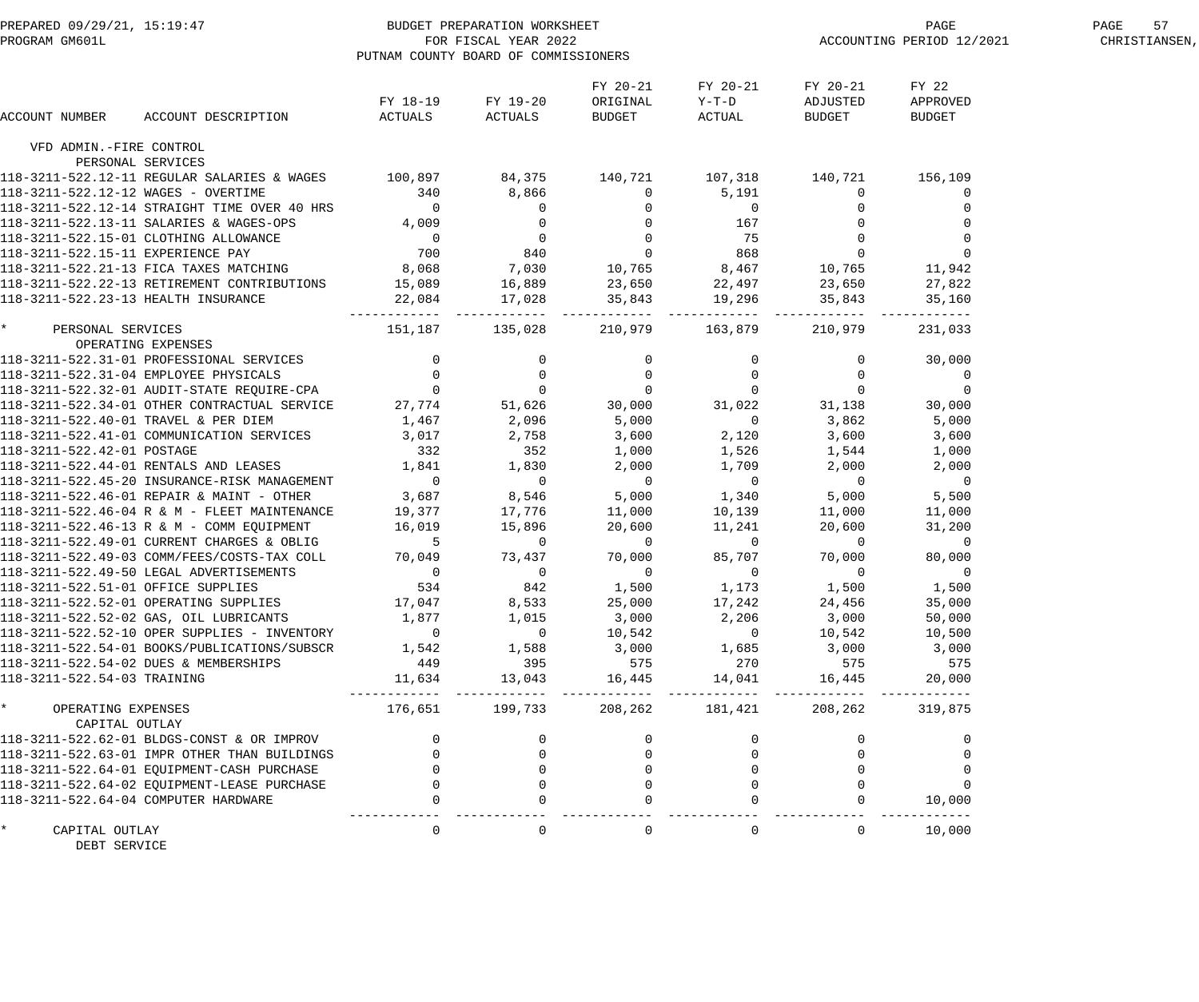BUDGET PREPARATION WORKSHEET
FOR FISCAL YEAR 2022
PUTNAM COUNTY BOARD OF COMMISSIONERS

PREPARED 09/29/21, 15:19:47
PROGRAM GM601L
ACCOUNTING PERIOD 12/2021

| ACCOUNT NUMBER | ACCOUNT DESCRIPTION | FY 18-19 ACTUALS | FY 19-20 ACTUALS | FY 20-21 ORIGINAL BUDGET | FY 20-21 Y-T-D ACTUAL | FY 20-21 ADJUSTED BUDGET | FY 22 APPROVED BUDGET |
|---|---|---|---|---|---|---|---|
| VFD ADMIN.-FIRE CONTROL | | | | | | | |
| PERSONAL SERVICES | | | | | | | |
| 118-3211-522.12-11 | REGULAR SALARIES & WAGES | 100,897 | 84,375 | 140,721 | 107,318 | 140,721 | 156,109 |
| 118-3211-522.12-12 | WAGES - OVERTIME | 340 | 8,866 | 0 | 5,191 | 0 | 0 |
| 118-3211-522.12-14 | STRAIGHT TIME OVER 40 HRS | 0 | 0 | 0 | 0 | 0 | 0 |
| 118-3211-522.13-11 | SALARIES & WAGES-OPS | 4,009 | 0 | 0 | 167 | 0 | 0 |
| 118-3211-522.15-01 | CLOTHING ALLOWANCE | 0 | 0 | 0 | 75 | 0 | 0 |
| 118-3211-522.15-11 | EXPERIENCE PAY | 700 | 840 | 0 | 868 | 0 | 0 |
| 118-3211-522.21-13 | FICA TAXES MATCHING | 8,068 | 7,030 | 10,765 | 8,467 | 10,765 | 11,942 |
| 118-3211-522.22-13 | RETIREMENT CONTRIBUTIONS | 15,089 | 16,889 | 23,650 | 22,497 | 23,650 | 27,822 |
| 118-3211-522.23-13 | HEALTH INSURANCE | 22,084 | 17,028 | 35,843 | 19,296 | 35,843 | 35,160 |
| * | PERSONAL SERVICES | 151,187 | 135,028 | 210,979 | 163,879 | 210,979 | 231,033 |
| OPERATING EXPENSES | | | | | | | |
| 118-3211-522.31-01 | PROFESSIONAL SERVICES | 0 | 0 | 0 | 0 | 0 | 30,000 |
| 118-3211-522.31-04 | EMPLOYEE PHYSICALS | 0 | 0 | 0 | 0 | 0 | 0 |
| 118-3211-522.32-01 | AUDIT-STATE REQUIRE-CPA | 0 | 0 | 0 | 0 | 0 | 0 |
| 118-3211-522.34-01 | OTHER CONTRACTUAL SERVICE | 27,774 | 51,626 | 30,000 | 31,022 | 31,138 | 30,000 |
| 118-3211-522.40-01 | TRAVEL & PER DIEM | 1,467 | 2,096 | 5,000 | 0 | 3,862 | 5,000 |
| 118-3211-522.41-01 | COMMUNICATION SERVICES | 3,017 | 2,758 | 3,600 | 2,120 | 3,600 | 3,600 |
| 118-3211-522.42-01 | POSTAGE | 332 | 352 | 1,000 | 1,526 | 1,544 | 1,000 |
| 118-3211-522.44-01 | RENTALS AND LEASES | 1,841 | 1,830 | 2,000 | 1,709 | 2,000 | 2,000 |
| 118-3211-522.45-20 | INSURANCE-RISK MANAGEMENT | 0 | 0 | 0 | 0 | 0 | 0 |
| 118-3211-522.46-01 | REPAIR & MAINT - OTHER | 3,687 | 8,546 | 5,000 | 1,340 | 5,000 | 5,500 |
| 118-3211-522.46-04 | R & M - FLEET MAINTENANCE | 19,377 | 17,776 | 11,000 | 10,139 | 11,000 | 11,000 |
| 118-3211-522.46-13 | R & M - COMM EQUIPMENT | 16,019 | 15,896 | 20,600 | 11,241 | 20,600 | 31,200 |
| 118-3211-522.49-01 | CURRENT CHARGES & OBLIG | 5 | 0 | 0 | 0 | 0 | 0 |
| 118-3211-522.49-03 | COMM/FEES/COSTS-TAX COLL | 70,049 | 73,437 | 70,000 | 85,707 | 70,000 | 80,000 |
| 118-3211-522.49-50 | LEGAL ADVERTISEMENTS | 0 | 0 | 0 | 0 | 0 | 0 |
| 118-3211-522.51-01 | OFFICE SUPPLIES | 534 | 842 | 1,500 | 1,173 | 1,500 | 1,500 |
| 118-3211-522.52-01 | OPERATING SUPPLIES | 17,047 | 8,533 | 25,000 | 17,242 | 24,456 | 35,000 |
| 118-3211-522.52-02 | GAS, OIL LUBRICANTS | 1,877 | 1,015 | 3,000 | 2,206 | 3,000 | 50,000 |
| 118-3211-522.52-10 | OPER SUPPLIES - INVENTORY | 0 | 0 | 10,542 | 0 | 10,542 | 10,500 |
| 118-3211-522.54-01 | BOOKS/PUBLICATIONS/SUBSCR | 1,542 | 1,588 | 3,000 | 1,685 | 3,000 | 3,000 |
| 118-3211-522.54-02 | DUES & MEMBERSHIPS | 449 | 395 | 575 | 270 | 575 | 575 |
| 118-3211-522.54-03 | TRAINING | 11,634 | 13,043 | 16,445 | 14,041 | 16,445 | 20,000 |
| * | OPERATING EXPENSES | 176,651 | 199,733 | 208,262 | 181,421 | 208,262 | 319,875 |
| CAPITAL OUTLAY | | | | | | | |
| 118-3211-522.62-01 | BLDGS-CONST & OR IMPROV | 0 | 0 | 0 | 0 | 0 | 0 |
| 118-3211-522.63-01 | IMPR OTHER THAN BUILDINGS | 0 | 0 | 0 | 0 | 0 | 0 |
| 118-3211-522.64-01 | EQUIPMENT-CASH PURCHASE | 0 | 0 | 0 | 0 | 0 | 0 |
| 118-3211-522.64-02 | EQUIPMENT-LEASE PURCHASE | 0 | 0 | 0 | 0 | 0 | 0 |
| 118-3211-522.64-04 | COMPUTER HARDWARE | 0 | 0 | 0 | 0 | 0 | 10,000 |
| * | CAPITAL OUTLAY | 0 | 0 | 0 | 0 | 0 | 10,000 |
| DEBT SERVICE | | | | | | | |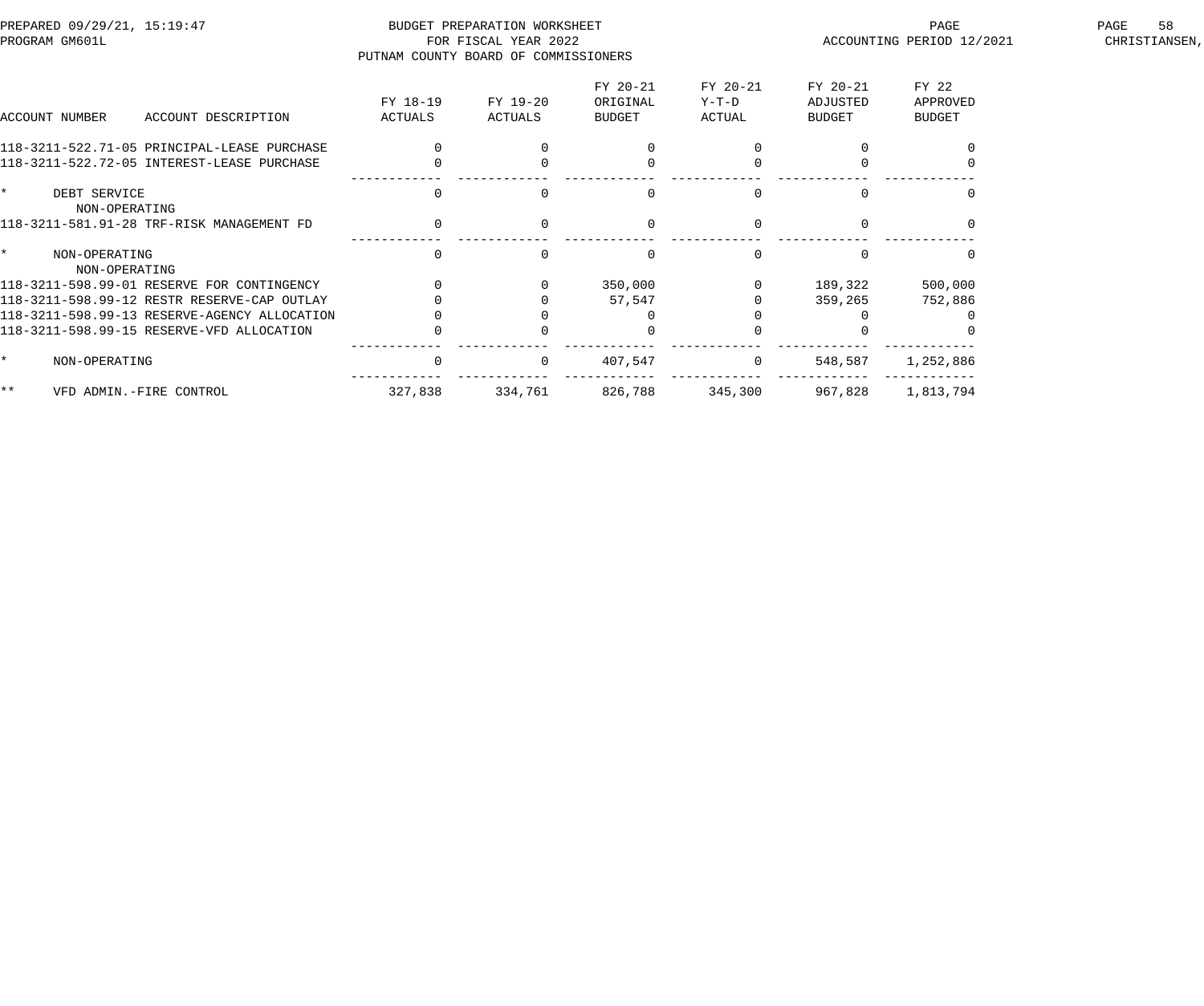PREPARED 09/29/21, 15:19:47
PROGRAM GM601L

BUDGET PREPARATION WORKSHEET
FOR FISCAL YEAR 2022
PUTNAM COUNTY BOARD OF COMMISSIONERS

ACCOUNTING PERIOD 12/2021

CHRISTIANSEN,

| ACCOUNT NUMBER | ACCOUNT DESCRIPTION | FY 18-19 ACTUALS | FY 19-20 ACTUALS | FY 20-21 ORIGINAL BUDGET | FY 20-21 Y-T-D ACTUAL | FY 20-21 ADJUSTED BUDGET | FY 22 APPROVED BUDGET |
|---|---|---|---|---|---|---|---|
| 118-3211-522.71-05 | PRINCIPAL-LEASE PURCHASE | 0 | 0 | 0 | 0 | 0 | 0 |
| 118-3211-522.72-05 | INTEREST-LEASE PURCHASE | 0 | 0 | 0 | 0 | 0 | 0 |
| * | DEBT SERVICE | 0 | 0 | 0 | 0 | 0 | 0 |
| | NON-OPERATING | | | | | | |
| 118-3211-581.91-28 | TRF-RISK MANAGEMENT FD | 0 | 0 | 0 | 0 | 0 | 0 |
| * | NON-OPERATING | 0 | 0 | 0 | 0 | 0 | 0 |
| | NON-OPERATING | | | | | | |
| 118-3211-598.99-01 | RESERVE FOR CONTINGENCY | 0 | 0 | 350,000 | 0 | 189,322 | 500,000 |
| 118-3211-598.99-12 | RESTR RESERVE-CAP OUTLAY | 0 | 0 | 57,547 | 0 | 359,265 | 752,886 |
| 118-3211-598.99-13 | RESERVE-AGENCY ALLOCATION | 0 | 0 | 0 | 0 | 0 | 0 |
| 118-3211-598.99-15 | RESERVE-VFD ALLOCATION | 0 | 0 | 0 | 0 | 0 | 0 |
| * | NON-OPERATING | 0 | 0 | 407,547 | 0 | 548,587 | 1,252,886 |
| ** | VFD ADMIN.-FIRE CONTROL | 327,838 | 334,761 | 826,788 | 345,300 | 967,828 | 1,813,794 |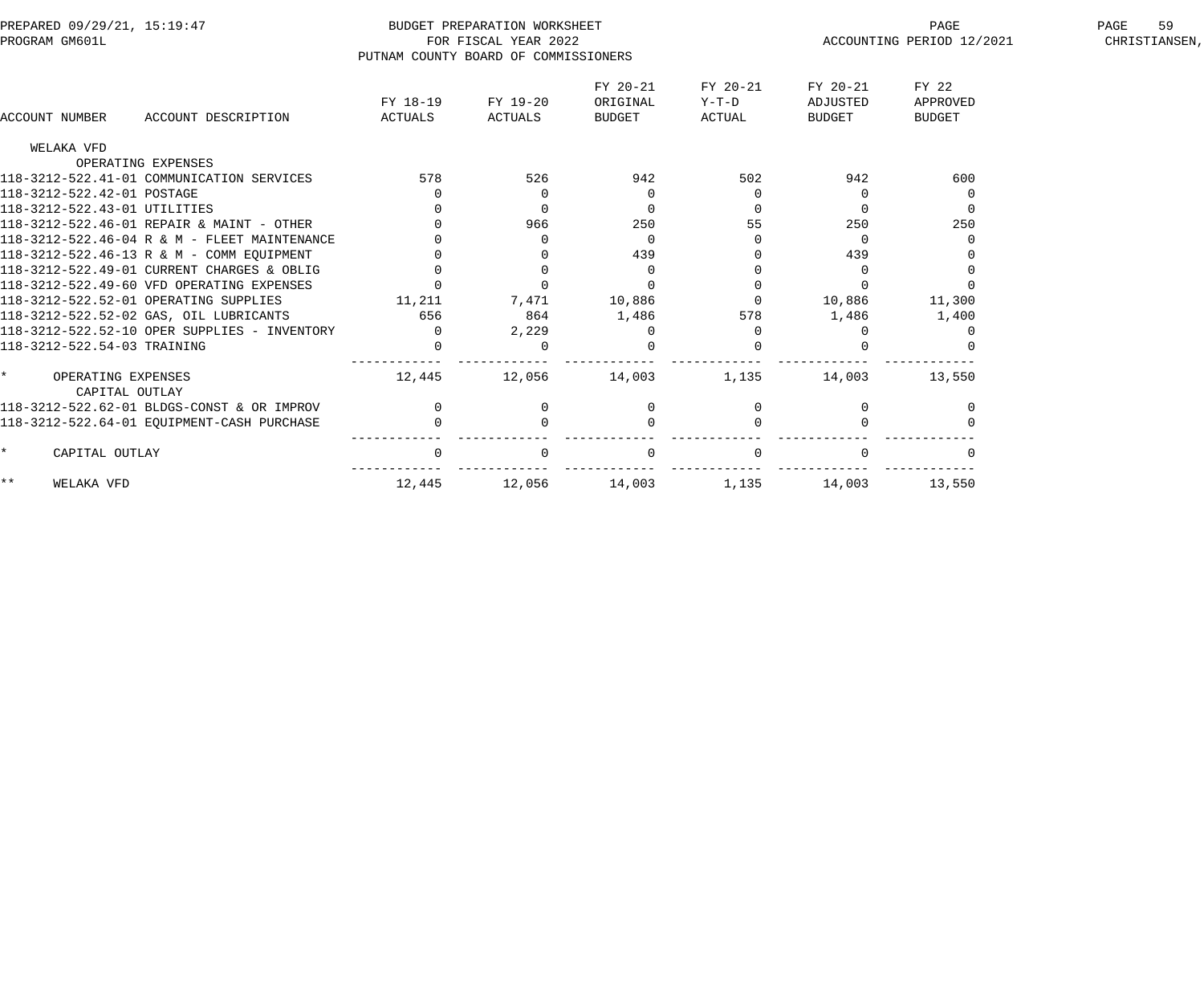BUDGET PREPARATION WORKSHEET
FOR FISCAL YEAR 2022
PUTNAM COUNTY BOARD OF COMMISSIONERS

PREPARED 09/29/21, 15:19:47
PROGRAM GM601L
ACCOUNTING PERIOD 12/2021

| ACCOUNT NUMBER ACCOUNT DESCRIPTION | FY 18-19 ACTUALS | FY 19-20 ACTUALS | FY 20-21 ORIGINAL BUDGET | FY 20-21 Y-T-D ACTUAL | FY 20-21 ADJUSTED BUDGET | FY 22 APPROVED BUDGET |
|---|---|---|---|---|---|---|
| WELAKA VFD | | | | | | |
| OPERATING EXPENSES | | | | | | |
| 118-3212-522.41-01 COMMUNICATION SERVICES | 578 | 526 | 942 | 502 | 942 | 600 |
| 118-3212-522.42-01 POSTAGE | 0 | 0 | 0 | 0 | 0 | 0 |
| 118-3212-522.43-01 UTILITIES | 0 | 0 | 0 | 0 | 0 | 0 |
| 118-3212-522.46-01 REPAIR & MAINT - OTHER | 0 | 966 | 250 | 55 | 250 | 250 |
| 118-3212-522.46-04 R & M - FLEET MAINTENANCE | 0 | 0 | 0 | 0 | 0 | 0 |
| 118-3212-522.46-13 R & M - COMM EQUIPMENT | 0 | 0 | 439 | 0 | 439 | 0 |
| 118-3212-522.49-01 CURRENT CHARGES & OBLIG | 0 | 0 | 0 | 0 | 0 | 0 |
| 118-3212-522.49-60 VFD OPERATING EXPENSES | 0 | 0 | 0 | 0 | 0 | 0 |
| 118-3212-522.52-01 OPERATING SUPPLIES | 11,211 | 7,471 | 10,886 | 0 | 10,886 | 11,300 |
| 118-3212-522.52-02 GAS, OIL LUBRICANTS | 656 | 864 | 1,486 | 578 | 1,486 | 1,400 |
| 118-3212-522.52-10 OPER SUPPLIES - INVENTORY | 0 | 2,229 | 0 | 0 | 0 | 0 |
| 118-3212-522.54-03 TRAINING | 0 | 0 | 0 | 0 | 0 | 0 |
| * OPERATING EXPENSES | 12,445 | 12,056 | 14,003 | 1,135 | 14,003 | 13,550 |
| CAPITAL OUTLAY | | | | | | |
| 118-3212-522.62-01 BLDGS-CONST & OR IMPROV | 0 | 0 | 0 | 0 | 0 | 0 |
| 118-3212-522.64-01 EQUIPMENT-CASH PURCHASE | 0 | 0 | 0 | 0 | 0 | 0 |
| * CAPITAL OUTLAY | 0 | 0 | 0 | 0 | 0 | 0 |
| ** WELAKA VFD | 12,445 | 12,056 | 14,003 | 1,135 | 14,003 | 13,550 |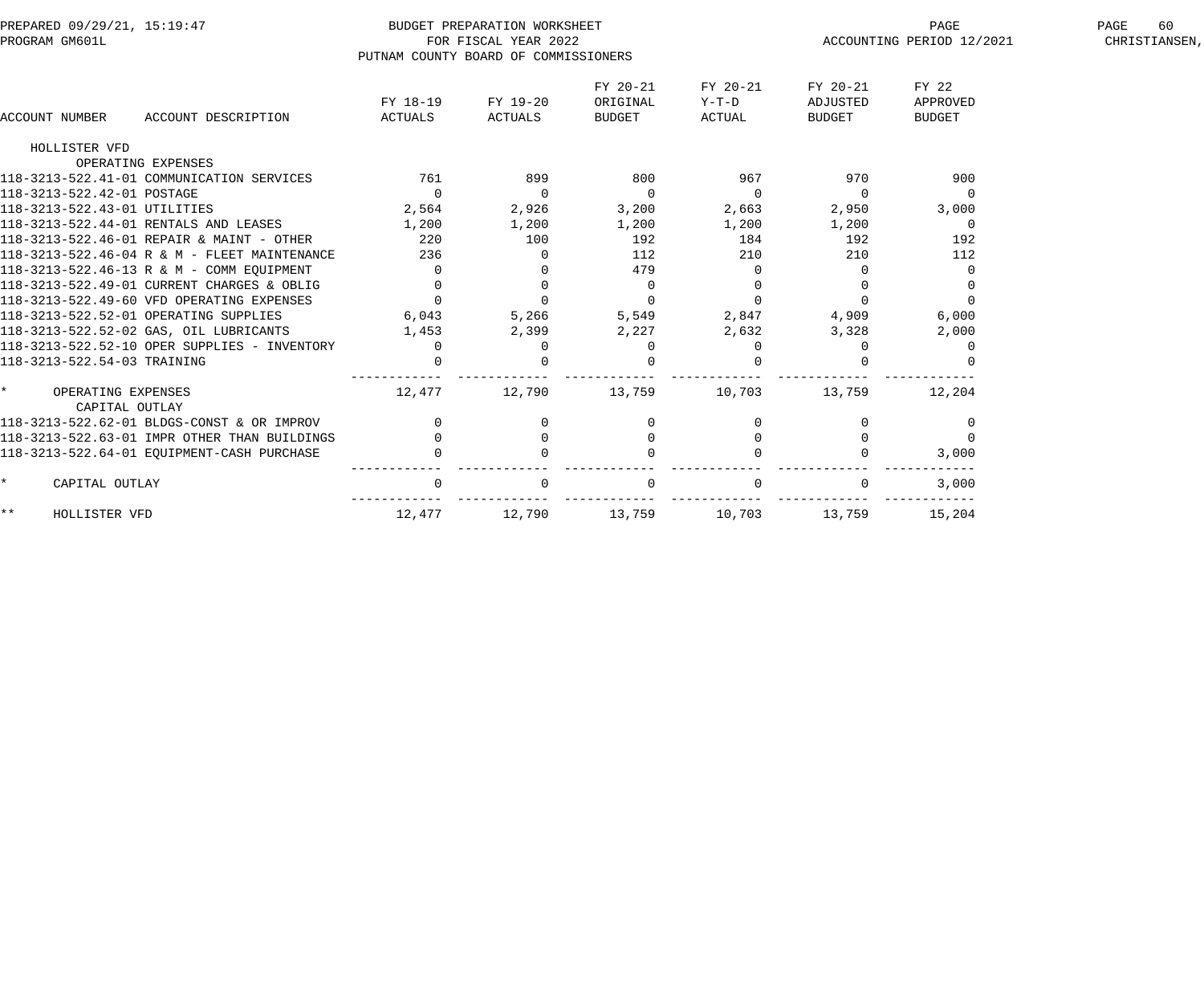PREPARED 09/29/21, 15:19:47 PROGRAM GM601L

BUDGET PREPARATION WORKSHEET
FOR FISCAL YEAR 2022
PUTNAM COUNTY BOARD OF COMMISSIONERS

ACCOUNTING PERIOD 12/2021

CHRISTIANSEN,

| ACCOUNT NUMBER | ACCOUNT DESCRIPTION | FY 18-19 ACTUALS | FY 19-20 ACTUALS | FY 20-21 ORIGINAL BUDGET | FY 20-21 Y-T-D ACTUAL | FY 20-21 ADJUSTED BUDGET | FY 22 APPROVED BUDGET |
|---|---|---|---|---|---|---|---|
| HOLLISTER VFD | | | | | | | |
| | OPERATING EXPENSES | | | | | | |
| 118-3213-522.41-01 | COMMUNICATION SERVICES | 761 | 899 | 800 | 967 | 970 | 900 |
| 118-3213-522.42-01 | POSTAGE | 0 | 0 | 0 | 0 | 0 | 0 |
| 118-3213-522.43-01 | UTILITIES | 2,564 | 2,926 | 3,200 | 2,663 | 2,950 | 3,000 |
| 118-3213-522.44-01 | RENTALS AND LEASES | 1,200 | 1,200 | 1,200 | 1,200 | 1,200 | 0 |
| 118-3213-522.46-01 | REPAIR & MAINT - OTHER | 220 | 100 | 192 | 184 | 192 | 192 |
| 118-3213-522.46-04 | R & M - FLEET MAINTENANCE | 236 | 0 | 112 | 210 | 210 | 112 |
| 118-3213-522.46-13 | R & M - COMM EQUIPMENT | 0 | 0 | 479 | 0 | 0 | 0 |
| 118-3213-522.49-01 | CURRENT CHARGES & OBLIG | 0 | 0 | 0 | 0 | 0 | 0 |
| 118-3213-522.49-60 | VFD OPERATING EXPENSES | 0 | 0 | 0 | 0 | 0 | 0 |
| 118-3213-522.52-01 | OPERATING SUPPLIES | 6,043 | 5,266 | 5,549 | 2,847 | 4,909 | 6,000 |
| 118-3213-522.52-02 | GAS, OIL LUBRICANTS | 1,453 | 2,399 | 2,227 | 2,632 | 3,328 | 2,000 |
| 118-3213-522.52-10 | OPER SUPPLIES - INVENTORY | 0 | 0 | 0 | 0 | 0 | 0 |
| 118-3213-522.54-03 | TRAINING | 0 | 0 | 0 | 0 | 0 | 0 |
| * | OPERATING EXPENSES | 12,477 | 12,790 | 13,759 | 10,703 | 13,759 | 12,204 |
| | CAPITAL OUTLAY | | | | | | |
| 118-3213-522.62-01 | BLDGS-CONST & OR IMPROV | 0 | 0 | 0 | 0 | 0 | 0 |
| 118-3213-522.63-01 | IMPR OTHER THAN BUILDINGS | 0 | 0 | 0 | 0 | 0 | 0 |
| 118-3213-522.64-01 | EQUIPMENT-CASH PURCHASE | 0 | 0 | 0 | 0 | 0 | 3,000 |
| * | CAPITAL OUTLAY | 0 | 0 | 0 | 0 | 0 | 3,000 |
| ** | HOLLISTER VFD | 12,477 | 12,790 | 13,759 | 10,703 | 13,759 | 15,204 |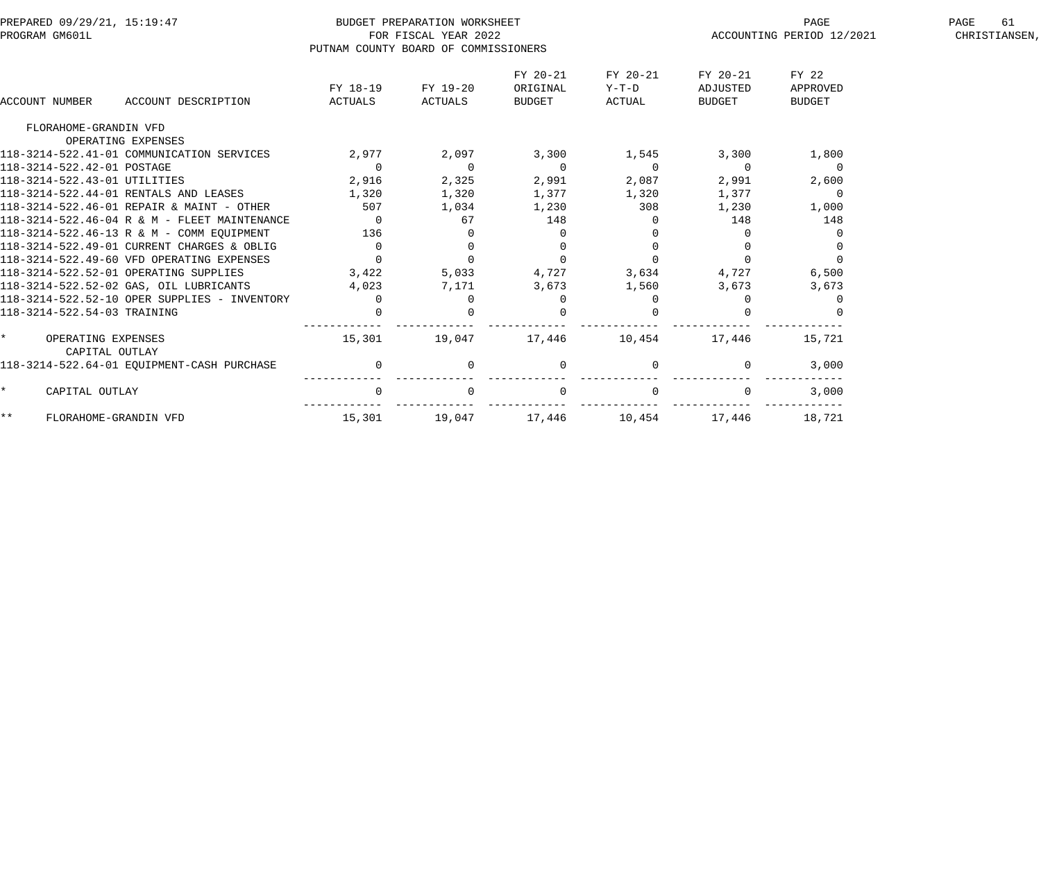BUDGET PREPARATION WORKSHEET
FOR FISCAL YEAR 2022
PUTNAM COUNTY BOARD OF COMMISSIONERS

ACCOUNTING PERIOD 12/2021

| ACCOUNT NUMBER | ACCOUNT DESCRIPTION | FY 18-19 ACTUALS | FY 19-20 ACTUALS | FY 20-21 ORIGINAL BUDGET | FY 20-21 Y-T-D ACTUAL | FY 20-21 ADJUSTED BUDGET | FY 22 APPROVED BUDGET |
|---|---|---|---|---|---|---|---|
| FLORAHOME-GRANDIN VFD | | | | | | | |
| | OPERATING EXPENSES | | | | | | |
| 118-3214-522.41-01 | COMMUNICATION SERVICES | 2,977 | 2,097 | 3,300 | 1,545 | 3,300 | 1,800 |
| 118-3214-522.42-01 | POSTAGE | 0 | 0 | 0 | 0 | 0 | 0 |
| 118-3214-522.43-01 | UTILITIES | 2,916 | 2,325 | 2,991 | 2,087 | 2,991 | 2,600 |
| 118-3214-522.44-01 | RENTALS AND LEASES | 1,320 | 1,320 | 1,377 | 1,320 | 1,377 | 0 |
| 118-3214-522.46-01 | REPAIR & MAINT - OTHER | 507 | 1,034 | 1,230 | 308 | 1,230 | 1,000 |
| 118-3214-522.46-04 | R & M - FLEET MAINTENANCE | 0 | 67 | 148 | 0 | 148 | 148 |
| 118-3214-522.46-13 | R & M - COMM EQUIPMENT | 136 | 0 | 0 | 0 | 0 | 0 |
| 118-3214-522.49-01 | CURRENT CHARGES & OBLIG | 0 | 0 | 0 | 0 | 0 | 0 |
| 118-3214-522.49-60 | VFD OPERATING EXPENSES | 0 | 0 | 0 | 0 | 0 | 0 |
| 118-3214-522.52-01 | OPERATING SUPPLIES | 3,422 | 5,033 | 4,727 | 3,634 | 4,727 | 6,500 |
| 118-3214-522.52-02 | GAS, OIL LUBRICANTS | 4,023 | 7,171 | 3,673 | 1,560 | 3,673 | 3,673 |
| 118-3214-522.52-10 | OPER SUPPLIES - INVENTORY | 0 | 0 | 0 | 0 | 0 | 0 |
| 118-3214-522.54-03 | TRAINING | 0 | 0 | 0 | 0 | 0 | 0 |
| * | OPERATING EXPENSES | 15,301 | 19,047 | 17,446 | 10,454 | 17,446 | 15,721 |
| | CAPITAL OUTLAY | | | | | | |
| 118-3214-522.64-01 | EQUIPMENT-CASH PURCHASE | 0 | 0 | 0 | 0 | 0 | 3,000 |
| * | CAPITAL OUTLAY | 0 | 0 | 0 | 0 | 0 | 3,000 |
| ** | FLORAHOME-GRANDIN VFD | 15,301 | 19,047 | 17,446 | 10,454 | 17,446 | 18,721 |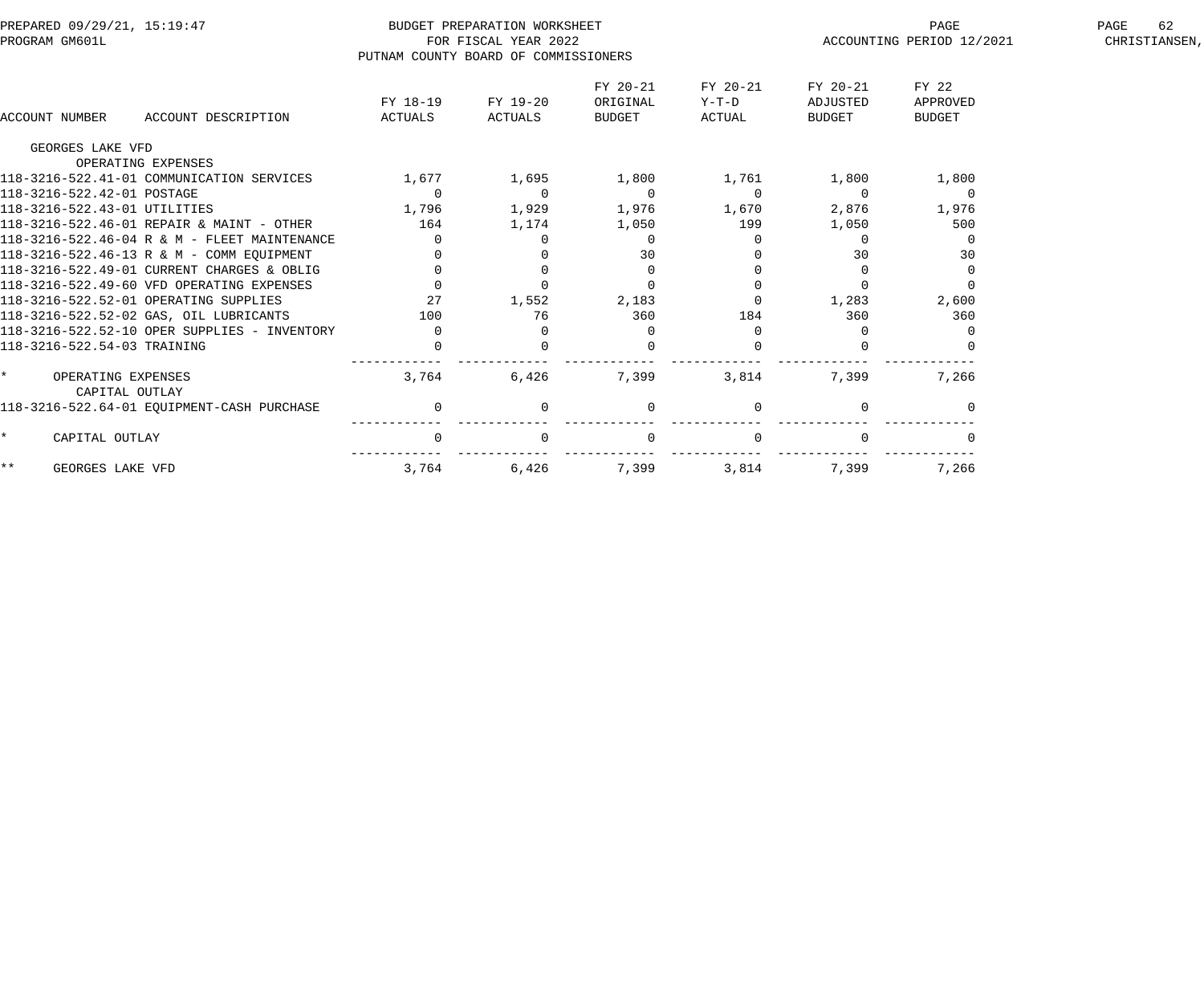BUDGET PREPARATION WORKSHEET
FOR FISCAL YEAR 2022
PUTNAM COUNTY BOARD OF COMMISSIONERS

PREPARED 09/29/21, 15:19:47
PROGRAM GM601L
ACCOUNTING PERIOD 12/2021

| ACCOUNT NUMBER | ACCOUNT DESCRIPTION | FY 18-19 ACTUALS | FY 19-20 ACTUALS | FY 20-21 ORIGINAL BUDGET | FY 20-21 Y-T-D ACTUAL | FY 20-21 ADJUSTED BUDGET | FY 22 APPROVED BUDGET |
|---|---|---|---|---|---|---|---|
| GEORGES LAKE VFD | | | | | | | |
| | OPERATING EXPENSES | | | | | | |
| 118-3216-522.41-01 | COMMUNICATION SERVICES | 1,677 | 1,695 | 1,800 | 1,761 | 1,800 | 1,800 |
| 118-3216-522.42-01 | POSTAGE | 0 | 0 | 0 | 0 | 0 | 0 |
| 118-3216-522.43-01 | UTILITIES | 1,796 | 1,929 | 1,976 | 1,670 | 2,876 | 1,976 |
| 118-3216-522.46-01 | REPAIR & MAINT - OTHER | 164 | 1,174 | 1,050 | 199 | 1,050 | 500 |
| 118-3216-522.46-04 | R & M - FLEET MAINTENANCE | 0 | 0 | 0 | 0 | 0 | 0 |
| 118-3216-522.46-13 | R & M - COMM EQUIPMENT | 0 | 0 | 30 | 0 | 30 | 30 |
| 118-3216-522.49-01 | CURRENT CHARGES & OBLIG | 0 | 0 | 0 | 0 | 0 | 0 |
| 118-3216-522.49-60 | VFD OPERATING EXPENSES | 0 | 0 | 0 | 0 | 0 | 0 |
| 118-3216-522.52-01 | OPERATING SUPPLIES | 27 | 1,552 | 2,183 | 0 | 1,283 | 2,600 |
| 118-3216-522.52-02 | GAS, OIL LUBRICANTS | 100 | 76 | 360 | 184 | 360 | 360 |
| 118-3216-522.52-10 | OPER SUPPLIES - INVENTORY | 0 | 0 | 0 | 0 | 0 | 0 |
| 118-3216-522.54-03 | TRAINING | 0 | 0 | 0 | 0 | 0 | 0 |
| * | OPERATING EXPENSES | 3,764 | 6,426 | 7,399 | 3,814 | 7,399 | 7,266 |
| | CAPITAL OUTLAY | | | | | | |
| 118-3216-522.64-01 | EQUIPMENT-CASH PURCHASE | 0 | 0 | 0 | 0 | 0 | 0 |
| * | CAPITAL OUTLAY | 0 | 0 | 0 | 0 | 0 | 0 |
| ** | GEORGES LAKE VFD | 3,764 | 6,426 | 7,399 | 3,814 | 7,399 | 7,266 |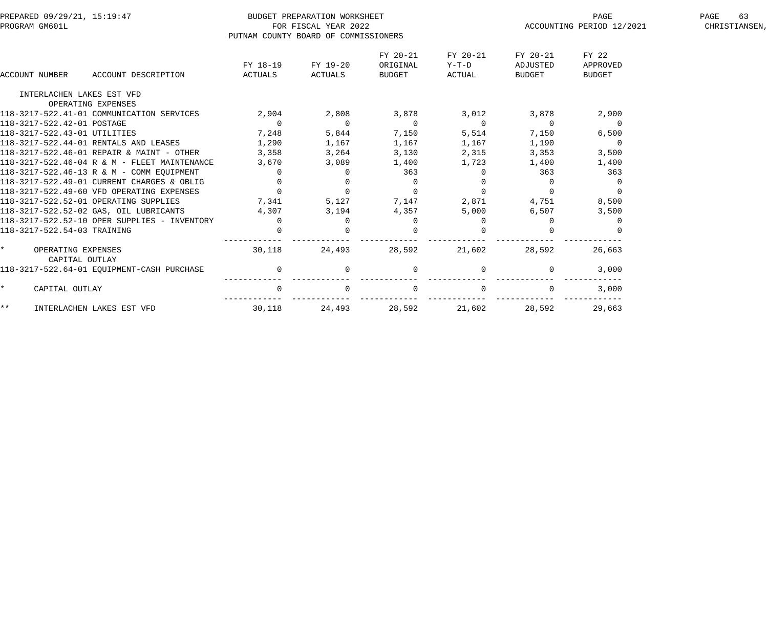BUDGET PREPARATION WORKSHEET
FOR FISCAL YEAR 2022
PUTNAM COUNTY BOARD OF COMMISSIONERS

PREPARED 09/29/21, 15:19:47
PROGRAM GM601L
ACCOUNTING PERIOD 12/2021

| ACCOUNT NUMBER | ACCOUNT DESCRIPTION | FY 18-19 ACTUALS | FY 19-20 ACTUALS | FY 20-21 ORIGINAL BUDGET | FY 20-21 Y-T-D ACTUAL | FY 20-21 ADJUSTED BUDGET | FY 22 APPROVED BUDGET |
|---|---|---|---|---|---|---|---|
| INTERLACHEN LAKES EST VFD | | | | | | | |
| | OPERATING EXPENSES | | | | | | |
| 118-3217-522.41-01 | COMMUNICATION SERVICES | 2,904 | 2,808 | 3,878 | 3,012 | 3,878 | 2,900 |
| 118-3217-522.42-01 | POSTAGE | 0 | 0 | 0 | 0 | 0 | 0 |
| 118-3217-522.43-01 | UTILITIES | 7,248 | 5,844 | 7,150 | 5,514 | 7,150 | 6,500 |
| 118-3217-522.44-01 | RENTALS AND LEASES | 1,290 | 1,167 | 1,167 | 1,167 | 1,190 | 0 |
| 118-3217-522.46-01 | REPAIR & MAINT - OTHER | 3,358 | 3,264 | 3,130 | 2,315 | 3,353 | 3,500 |
| 118-3217-522.46-04 | R & M - FLEET MAINTENANCE | 3,670 | 3,089 | 1,400 | 1,723 | 1,400 | 1,400 |
| 118-3217-522.46-13 | R & M - COMM EQUIPMENT | 0 | 0 | 363 | 0 | 363 | 363 |
| 118-3217-522.49-01 | CURRENT CHARGES & OBLIG | 0 | 0 | 0 | 0 | 0 | 0 |
| 118-3217-522.49-60 | VFD OPERATING EXPENSES | 0 | 0 | 0 | 0 | 0 | 0 |
| 118-3217-522.52-01 | OPERATING SUPPLIES | 7,341 | 5,127 | 7,147 | 2,871 | 4,751 | 8,500 |
| 118-3217-522.52-02 | GAS, OIL LUBRICANTS | 4,307 | 3,194 | 4,357 | 5,000 | 6,507 | 3,500 |
| 118-3217-522.52-10 | OPER SUPPLIES - INVENTORY | 0 | 0 | 0 | 0 | 0 | 0 |
| 118-3217-522.54-03 | TRAINING | 0 | 0 | 0 | 0 | 0 | 0 |
| * | OPERATING EXPENSES | 30,118 | 24,493 | 28,592 | 21,602 | 28,592 | 26,663 |
| | CAPITAL OUTLAY | | | | | | |
| 118-3217-522.64-01 | EQUIPMENT-CASH PURCHASE | 0 | 0 | 0 | 0 | 0 | 3,000 |
| * | CAPITAL OUTLAY | 0 | 0 | 0 | 0 | 0 | 3,000 |
| ** | INTERLACHEN LAKES EST VFD | 30,118 | 24,493 | 28,592 | 21,602 | 28,592 | 29,663 |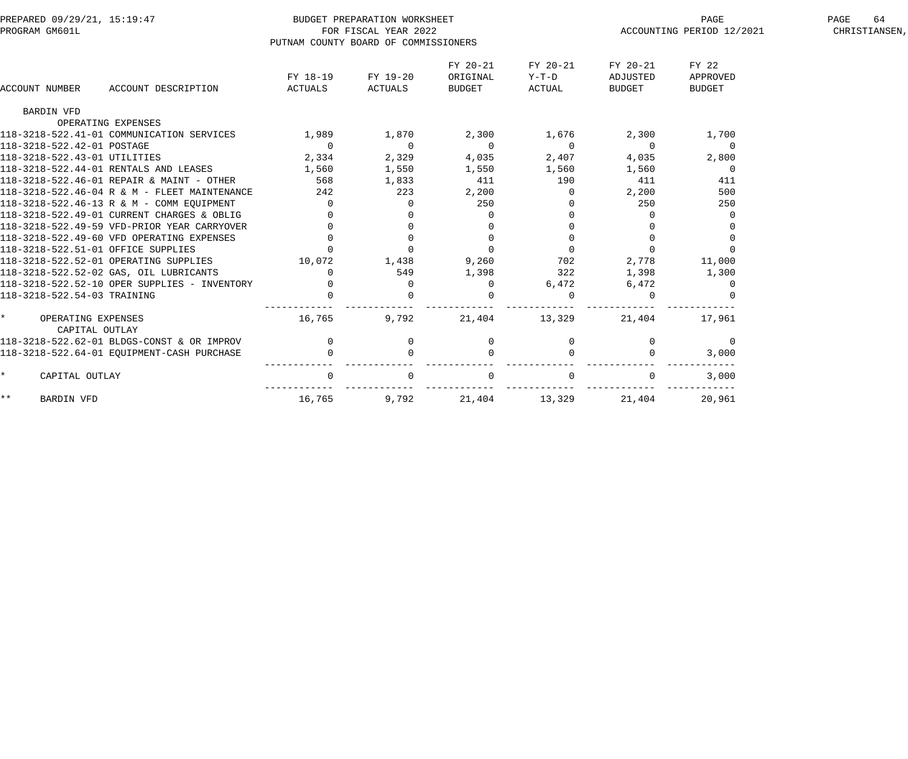BUDGET PREPARATION WORKSHEET
FOR FISCAL YEAR 2022
PUTNAM COUNTY BOARD OF COMMISSIONERS

PREPARED 09/29/21, 15:19:47
PROGRAM GM601L
ACCOUNTING PERIOD 12/2021

| ACCOUNT NUMBER | ACCOUNT DESCRIPTION | FY 18-19 ACTUALS | FY 19-20 ACTUALS | FY 20-21 ORIGINAL BUDGET | FY 20-21 Y-T-D ACTUAL | FY 20-21 ADJUSTED BUDGET | FY 22 APPROVED BUDGET |
|---|---|---|---|---|---|---|---|
| BARDIN VFD | | | | | | | |
| | OPERATING EXPENSES | | | | | | |
| 118-3218-522.41-01 | COMMUNICATION SERVICES | 1,989 | 1,870 | 2,300 | 1,676 | 2,300 | 1,700 |
| 118-3218-522.42-01 | POSTAGE | 0 | 0 | 0 | 0 | 0 | 0 |
| 118-3218-522.43-01 | UTILITIES | 2,334 | 2,329 | 4,035 | 2,407 | 4,035 | 2,800 |
| 118-3218-522.44-01 | RENTALS AND LEASES | 1,560 | 1,550 | 1,550 | 1,560 | 1,560 | 0 |
| 118-3218-522.46-01 | REPAIR & MAINT - OTHER | 568 | 1,833 | 411 | 190 | 411 | 411 |
| 118-3218-522.46-04 | R & M - FLEET MAINTENANCE | 242 | 223 | 2,200 | 0 | 2,200 | 500 |
| 118-3218-522.46-13 | R & M - COMM EQUIPMENT | 0 | 0 | 250 | 0 | 250 | 250 |
| 118-3218-522.49-01 | CURRENT CHARGES & OBLIG | 0 | 0 | 0 | 0 | 0 | 0 |
| 118-3218-522.49-59 | VFD-PRIOR YEAR CARRYOVER | 0 | 0 | 0 | 0 | 0 | 0 |
| 118-3218-522.49-60 | VFD OPERATING EXPENSES | 0 | 0 | 0 | 0 | 0 | 0 |
| 118-3218-522.51-01 | OFFICE SUPPLIES | 0 | 0 | 0 | 0 | 0 | 0 |
| 118-3218-522.52-01 | OPERATING SUPPLIES | 10,072 | 1,438 | 9,260 | 702 | 2,778 | 11,000 |
| 118-3218-522.52-02 | GAS, OIL LUBRICANTS | 0 | 549 | 1,398 | 322 | 1,398 | 1,300 |
| 118-3218-522.52-10 | OPER SUPPLIES - INVENTORY | 0 | 0 | 0 | 6,472 | 6,472 | 0 |
| 118-3218-522.54-03 | TRAINING | 0 | 0 | 0 | 0 | 0 | 0 |
| * | OPERATING EXPENSES | 16,765 | 9,792 | 21,404 | 13,329 | 21,404 | 17,961 |
| | CAPITAL OUTLAY | | | | | | |
| 118-3218-522.62-01 | BLDGS-CONST & OR IMPROV | 0 | 0 | 0 | 0 | 0 | 0 |
| 118-3218-522.64-01 | EQUIPMENT-CASH PURCHASE | 0 | 0 | 0 | 0 | 0 | 3,000 |
| * | CAPITAL OUTLAY | 0 | 0 | 0 | 0 | 0 | 3,000 |
| ** | BARDIN VFD | 16,765 | 9,792 | 21,404 | 13,329 | 21,404 | 20,961 |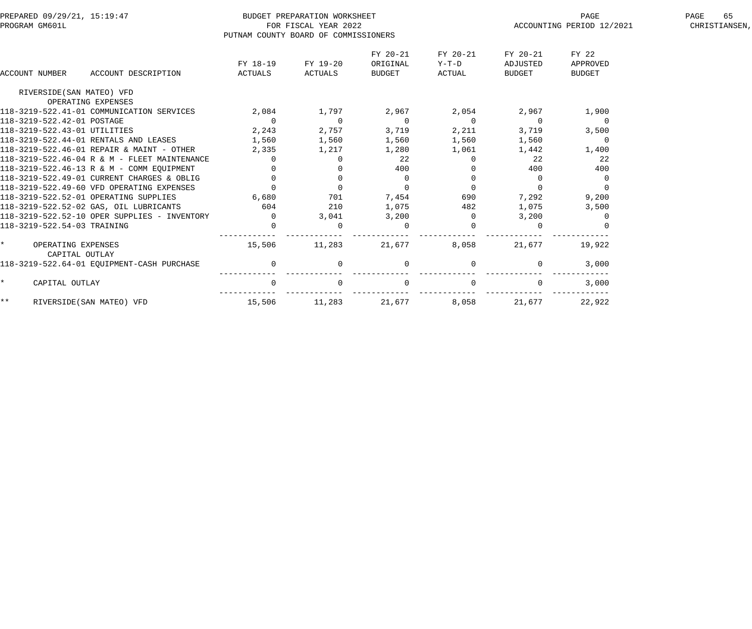BUDGET PREPARATION WORKSHEET
FOR FISCAL YEAR 2022
PUTNAM COUNTY BOARD OF COMMISSIONERS

PREPARED 09/29/21, 15:19:47
PROGRAM GM601L

ACCOUNTING PERIOD 12/2021
CHRISTIANSEN,

| ACCOUNT NUMBER | ACCOUNT DESCRIPTION | FY 18-19 ACTUALS | FY 19-20 ACTUALS | FY 20-21 ORIGINAL BUDGET | FY 20-21 Y-T-D ACTUAL | FY 20-21 ADJUSTED BUDGET | FY 22 APPROVED BUDGET |
|---|---|---|---|---|---|---|---|
| RIVERSIDE(SAN MATEO) VFD | | | | | | | |
| | OPERATING EXPENSES | | | | | | |
| 118-3219-522.41-01 | COMMUNICATION SERVICES | 2,084 | 1,797 | 2,967 | 2,054 | 2,967 | 1,900 |
| 118-3219-522.42-01 | POSTAGE | 0 | 0 | 0 | 0 | 0 | 0 |
| 118-3219-522.43-01 | UTILITIES | 2,243 | 2,757 | 3,719 | 2,211 | 3,719 | 3,500 |
| 118-3219-522.44-01 | RENTALS AND LEASES | 1,560 | 1,560 | 1,560 | 1,560 | 1,560 | 0 |
| 118-3219-522.46-01 | REPAIR & MAINT - OTHER | 2,335 | 1,217 | 1,280 | 1,061 | 1,442 | 1,400 |
| 118-3219-522.46-04 | R & M - FLEET MAINTENANCE | 0 | 0 | 22 | 0 | 22 | 22 |
| 118-3219-522.46-13 | R & M - COMM EQUIPMENT | 0 | 0 | 400 | 0 | 400 | 400 |
| 118-3219-522.49-01 | CURRENT CHARGES & OBLIG | 0 | 0 | 0 | 0 | 0 | 0 |
| 118-3219-522.49-60 | VFD OPERATING EXPENSES | 0 | 0 | 0 | 0 | 0 | 0 |
| 118-3219-522.52-01 | OPERATING SUPPLIES | 6,680 | 701 | 7,454 | 690 | 7,292 | 9,200 |
| 118-3219-522.52-02 | GAS, OIL LUBRICANTS | 604 | 210 | 1,075 | 482 | 1,075 | 3,500 |
| 118-3219-522.52-10 | OPER SUPPLIES - INVENTORY | 0 | 3,041 | 3,200 | 0 | 3,200 | 0 |
| 118-3219-522.54-03 | TRAINING | 0 | 0 | 0 | 0 | 0 | 0 |
| * | OPERATING EXPENSES | 15,506 | 11,283 | 21,677 | 8,058 | 21,677 | 19,922 |
| | CAPITAL OUTLAY | | | | | | |
| 118-3219-522.64-01 | EQUIPMENT-CASH PURCHASE | 0 | 0 | 0 | 0 | 0 | 3,000 |
| * | CAPITAL OUTLAY | 0 | 0 | 0 | 0 | 0 | 3,000 |
| ** | RIVERSIDE(SAN MATEO) VFD | 15,506 | 11,283 | 21,677 | 8,058 | 21,677 | 22,922 |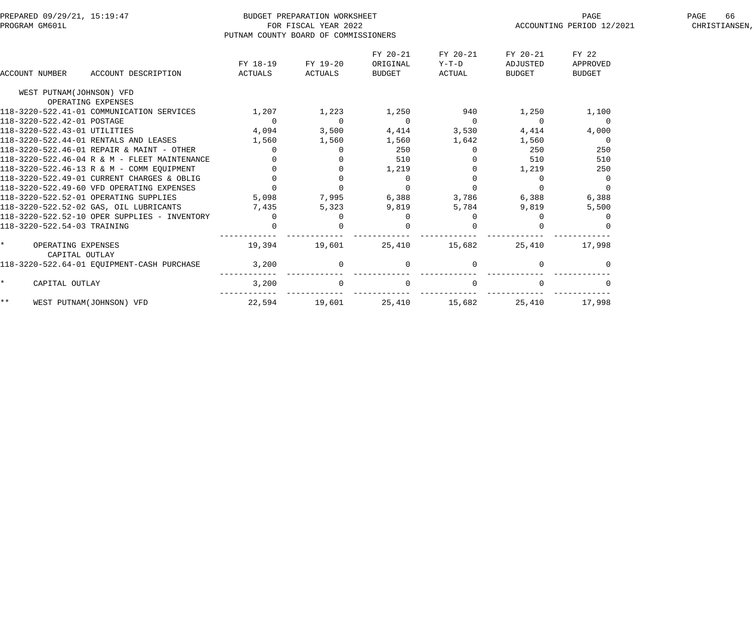BUDGET PREPARATION WORKSHEET
FOR FISCAL YEAR 2022
PUTNAM COUNTY BOARD OF COMMISSIONERS

PREPARED 09/29/21, 15:19:47
PROGRAM GM601L

ACCOUNTING PERIOD 12/2021

| ACCOUNT NUMBER ACCOUNT DESCRIPTION | FY 18-19 ACTUALS | FY 19-20 ACTUALS | FY 20-21 ORIGINAL BUDGET | FY 20-21 Y-T-D ACTUAL | FY 20-21 ADJUSTED BUDGET | FY 22 APPROVED BUDGET |
|---|---|---|---|---|---|---|
| WEST PUTNAM(JOHNSON) VFD | | | | | | |
| OPERATING EXPENSES | | | | | | |
| 118-3220-522.41-01 COMMUNICATION SERVICES | 1,207 | 1,223 | 1,250 | 940 | 1,250 | 1,100 |
| 118-3220-522.42-01 POSTAGE | 0 | 0 | 0 | 0 | 0 | 0 |
| 118-3220-522.43-01 UTILITIES | 4,094 | 3,500 | 4,414 | 3,530 | 4,414 | 4,000 |
| 118-3220-522.44-01 RENTALS AND LEASES | 1,560 | 1,560 | 1,560 | 1,642 | 1,560 | 0 |
| 118-3220-522.46-01 REPAIR & MAINT - OTHER | 0 | 0 | 250 | 0 | 250 | 250 |
| 118-3220-522.46-04 R & M - FLEET MAINTENANCE | 0 | 0 | 510 | 0 | 510 | 510 |
| 118-3220-522.46-13 R & M - COMM EQUIPMENT | 0 | 0 | 1,219 | 0 | 1,219 | 250 |
| 118-3220-522.49-01 CURRENT CHARGES & OBLIG | 0 | 0 | 0 | 0 | 0 | 0 |
| 118-3220-522.49-60 VFD OPERATING EXPENSES | 0 | 0 | 0 | 0 | 0 | 0 |
| 118-3220-522.52-01 OPERATING SUPPLIES | 5,098 | 7,995 | 6,388 | 3,786 | 6,388 | 6,388 |
| 118-3220-522.52-02 GAS, OIL LUBRICANTS | 7,435 | 5,323 | 9,819 | 5,784 | 9,819 | 5,500 |
| 118-3220-522.52-10 OPER SUPPLIES - INVENTORY | 0 | 0 | 0 | 0 | 0 | 0 |
| 118-3220-522.54-03 TRAINING | 0 | 0 | 0 | 0 | 0 | 0 |
| * OPERATING EXPENSES | 19,394 | 19,601 | 25,410 | 15,682 | 25,410 | 17,998 |
| CAPITAL OUTLAY | | | | | | |
| 118-3220-522.64-01 EQUIPMENT-CASH PURCHASE | 3,200 | 0 | 0 | 0 | 0 | 0 |
| * CAPITAL OUTLAY | 3,200 | 0 | 0 | 0 | 0 | 0 |
| ** WEST PUTNAM(JOHNSON) VFD | 22,594 | 19,601 | 25,410 | 15,682 | 25,410 | 17,998 |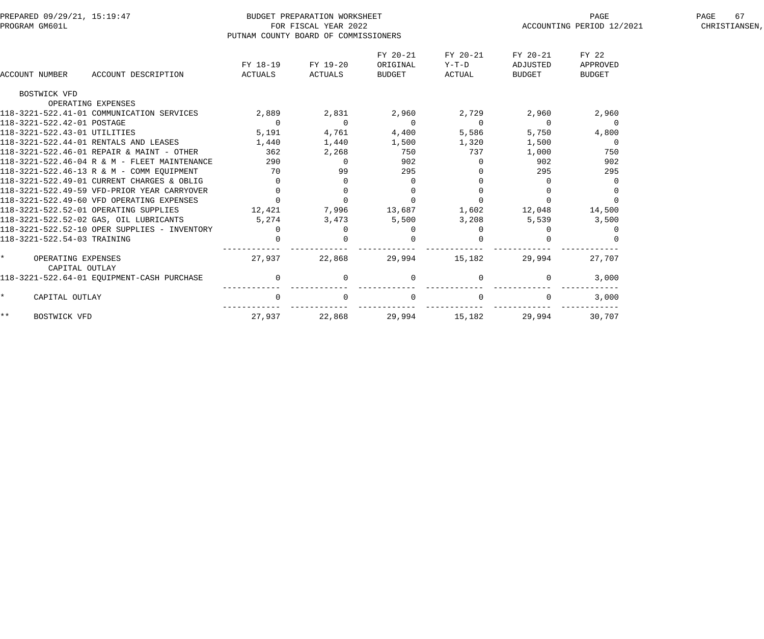BUDGET PREPARATION WORKSHEET
FOR FISCAL YEAR 2022
PUTNAM COUNTY BOARD OF COMMISSIONERS

PREPARED 09/29/21, 15:19:47
PROGRAM GM601L

ACCOUNTING PERIOD 12/2021

CHRISTIANSEN,

| ACCOUNT NUMBER | ACCOUNT DESCRIPTION | FY 18-19 ACTUALS | FY 19-20 ACTUALS | FY 20-21 ORIGINAL BUDGET | FY 20-21 Y-T-D ACTUAL | FY 20-21 ADJUSTED BUDGET | FY 22 APPROVED BUDGET |
|---|---|---|---|---|---|---|---|
| BOSTWICK VFD | | | | | | | |
| | OPERATING EXPENSES | | | | | | |
| 118-3221-522.41-01 | COMMUNICATION SERVICES | 2,889 | 2,831 | 2,960 | 2,729 | 2,960 | 2,960 |
| 118-3221-522.42-01 | POSTAGE | 0 | 0 | 0 | 0 | 0 | 0 |
| 118-3221-522.43-01 | UTILITIES | 5,191 | 4,761 | 4,400 | 5,586 | 5,750 | 4,800 |
| 118-3221-522.44-01 | RENTALS AND LEASES | 1,440 | 1,440 | 1,500 | 1,320 | 1,500 | 0 |
| 118-3221-522.46-01 | REPAIR & MAINT - OTHER | 362 | 2,268 | 750 | 737 | 1,000 | 750 |
| 118-3221-522.46-04 | R & M - FLEET MAINTENANCE | 290 | 0 | 902 | 0 | 902 | 902 |
| 118-3221-522.46-13 | R & M - COMM EQUIPMENT | 70 | 99 | 295 | 0 | 295 | 295 |
| 118-3221-522.49-01 | CURRENT CHARGES & OBLIG | 0 | 0 | 0 | 0 | 0 | 0 |
| 118-3221-522.49-59 | VFD-PRIOR YEAR CARRYOVER | 0 | 0 | 0 | 0 | 0 | 0 |
| 118-3221-522.49-60 | VFD OPERATING EXPENSES | 0 | 0 | 0 | 0 | 0 | 0 |
| 118-3221-522.52-01 | OPERATING SUPPLIES | 12,421 | 7,996 | 13,687 | 1,602 | 12,048 | 14,500 |
| 118-3221-522.52-02 | GAS, OIL LUBRICANTS | 5,274 | 3,473 | 5,500 | 3,208 | 5,539 | 3,500 |
| 118-3221-522.52-10 | OPER SUPPLIES - INVENTORY | 0 | 0 | 0 | 0 | 0 | 0 |
| 118-3221-522.54-03 | TRAINING | 0 | 0 | 0 | 0 | 0 | 0 |
| * | OPERATING EXPENSES | 27,937 | 22,868 | 29,994 | 15,182 | 29,994 | 27,707 |
| | CAPITAL OUTLAY | | | | | | |
| 118-3221-522.64-01 | EQUIPMENT-CASH PURCHASE | 0 | 0 | 0 | 0 | 0 | 3,000 |
| * | CAPITAL OUTLAY | 0 | 0 | 0 | 0 | 0 | 3,000 |
| ** | BOSTWICK VFD | 27,937 | 22,868 | 29,994 | 15,182 | 29,994 | 30,707 |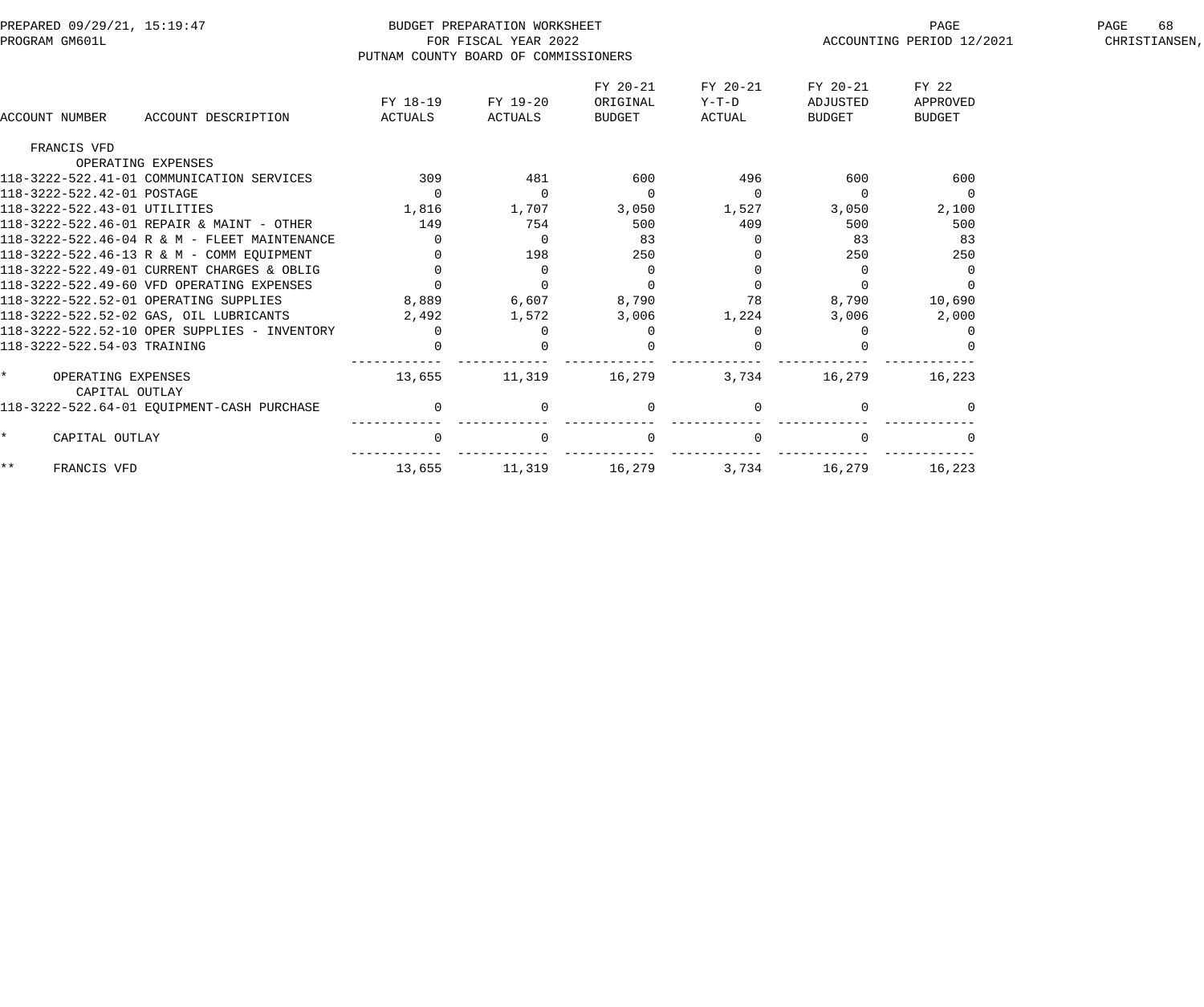PREPARED 09/29/21, 15:19:47
PROGRAM GM601L

BUDGET PREPARATION WORKSHEET
FOR FISCAL YEAR 2022
PUTNAM COUNTY BOARD OF COMMISSIONERS

ACCOUNTING PERIOD 12/2021

CHRISTIANSEN,

| ACCOUNT NUMBER | ACCOUNT DESCRIPTION | FY 18-19 ACTUALS | FY 19-20 ACTUALS | FY 20-21 ORIGINAL BUDGET | FY 20-21 Y-T-D ACTUAL | FY 20-21 ADJUSTED BUDGET | FY 22 APPROVED BUDGET |
|---|---|---|---|---|---|---|---|
| FRANCIS VFD | | | | | | | |
| | OPERATING EXPENSES | | | | | | |
| 118-3222-522.41-01 | COMMUNICATION SERVICES | 309 | 481 | 600 | 496 | 600 | 600 |
| 118-3222-522.42-01 | POSTAGE | 0 | 0 | 0 | 0 | 0 | 0 |
| 118-3222-522.43-01 | UTILITIES | 1,816 | 1,707 | 3,050 | 1,527 | 3,050 | 2,100 |
| 118-3222-522.46-01 | REPAIR & MAINT - OTHER | 149 | 754 | 500 | 409 | 500 | 500 |
| 118-3222-522.46-04 | R & M - FLEET MAINTENANCE | 0 | 0 | 83 | 0 | 83 | 83 |
| 118-3222-522.46-13 | R & M - COMM EQUIPMENT | 0 | 198 | 250 | 0 | 250 | 250 |
| 118-3222-522.49-01 | CURRENT CHARGES & OBLIG | 0 | 0 | 0 | 0 | 0 | 0 |
| 118-3222-522.49-60 | VFD OPERATING EXPENSES | 0 | 0 | 0 | 0 | 0 | 0 |
| 118-3222-522.52-01 | OPERATING SUPPLIES | 8,889 | 6,607 | 8,790 | 78 | 8,790 | 10,690 |
| 118-3222-522.52-02 | GAS, OIL LUBRICANTS | 2,492 | 1,572 | 3,006 | 1,224 | 3,006 | 2,000 |
| 118-3222-522.52-10 | OPER SUPPLIES - INVENTORY | 0 | 0 | 0 | 0 | 0 | 0 |
| 118-3222-522.54-03 | TRAINING | 0 | 0 | 0 | 0 | 0 | 0 |
| * | OPERATING EXPENSES | 13,655 | 11,319 | 16,279 | 3,734 | 16,279 | 16,223 |
| | CAPITAL OUTLAY | | | | | | |
| 118-3222-522.64-01 | EQUIPMENT-CASH PURCHASE | 0 | 0 | 0 | 0 | 0 | 0 |
| * | CAPITAL OUTLAY | 0 | 0 | 0 | 0 | 0 | 0 |
| ** | FRANCIS VFD | 13,655 | 11,319 | 16,279 | 3,734 | 16,279 | 16,223 |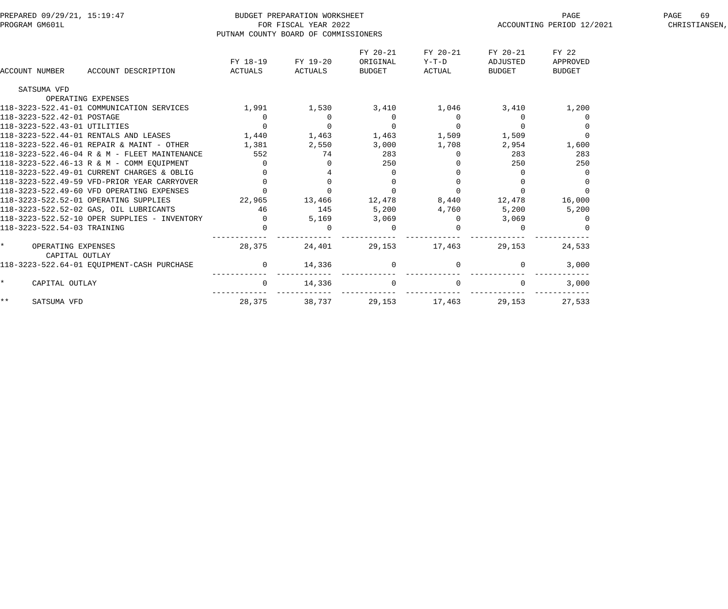BUDGET PREPARATION WORKSHEET
FOR FISCAL YEAR 2022
PUTNAM COUNTY BOARD OF COMMISSIONERS

PREPARED 09/29/21, 15:19:47
PROGRAM GM601L
ACCOUNTING PERIOD 12/2021

| ACCOUNT NUMBER | ACCOUNT DESCRIPTION | FY 18-19 ACTUALS | FY 19-20 ACTUALS | FY 20-21 ORIGINAL BUDGET | FY 20-21 Y-T-D ACTUAL | FY 20-21 ADJUSTED BUDGET | FY 22 APPROVED BUDGET |
|---|---|---|---|---|---|---|---|
| SATSUMA VFD | | | | | | | |
| | OPERATING EXPENSES | | | | | | |
| 118-3223-522.41-01 | COMMUNICATION SERVICES | 1,991 | 1,530 | 3,410 | 1,046 | 3,410 | 1,200 |
| 118-3223-522.42-01 | POSTAGE | 0 | 0 | 0 | 0 | 0 | 0 |
| 118-3223-522.43-01 | UTILITIES | 0 | 0 | 0 | 0 | 0 | 0 |
| 118-3223-522.44-01 | RENTALS AND LEASES | 1,440 | 1,463 | 1,463 | 1,509 | 1,509 | 0 |
| 118-3223-522.46-01 | REPAIR & MAINT - OTHER | 1,381 | 2,550 | 3,000 | 1,708 | 2,954 | 1,600 |
| 118-3223-522.46-04 | R & M - FLEET MAINTENANCE | 552 | 74 | 283 | 0 | 283 | 283 |
| 118-3223-522.46-13 | R & M - COMM EQUIPMENT | 0 | 0 | 250 | 0 | 250 | 250 |
| 118-3223-522.49-01 | CURRENT CHARGES & OBLIG | 0 | 4 | 0 | 0 | 0 | 0 |
| 118-3223-522.49-59 | VFD-PRIOR YEAR CARRYOVER | 0 | 0 | 0 | 0 | 0 | 0 |
| 118-3223-522.49-60 | VFD OPERATING EXPENSES | 0 | 0 | 0 | 0 | 0 | 0 |
| 118-3223-522.52-01 | OPERATING SUPPLIES | 22,965 | 13,466 | 12,478 | 8,440 | 12,478 | 16,000 |
| 118-3223-522.52-02 | GAS, OIL LUBRICANTS | 46 | 145 | 5,200 | 4,760 | 5,200 | 5,200 |
| 118-3223-522.52-10 | OPER SUPPLIES - INVENTORY | 0 | 5,169 | 3,069 | 0 | 3,069 | 0 |
| 118-3223-522.54-03 | TRAINING | 0 | 0 | 0 | 0 | 0 | 0 |
| * | OPERATING EXPENSES | 28,375 | 24,401 | 29,153 | 17,463 | 29,153 | 24,533 |
| | CAPITAL OUTLAY | | | | | | |
| 118-3223-522.64-01 | EQUIPMENT-CASH PURCHASE | 0 | 14,336 | 0 | 0 | 0 | 3,000 |
| * | CAPITAL OUTLAY | 0 | 14,336 | 0 | 0 | 0 | 3,000 |
| ** | SATSUMA VFD | 28,375 | 38,737 | 29,153 | 17,463 | 29,153 | 27,533 |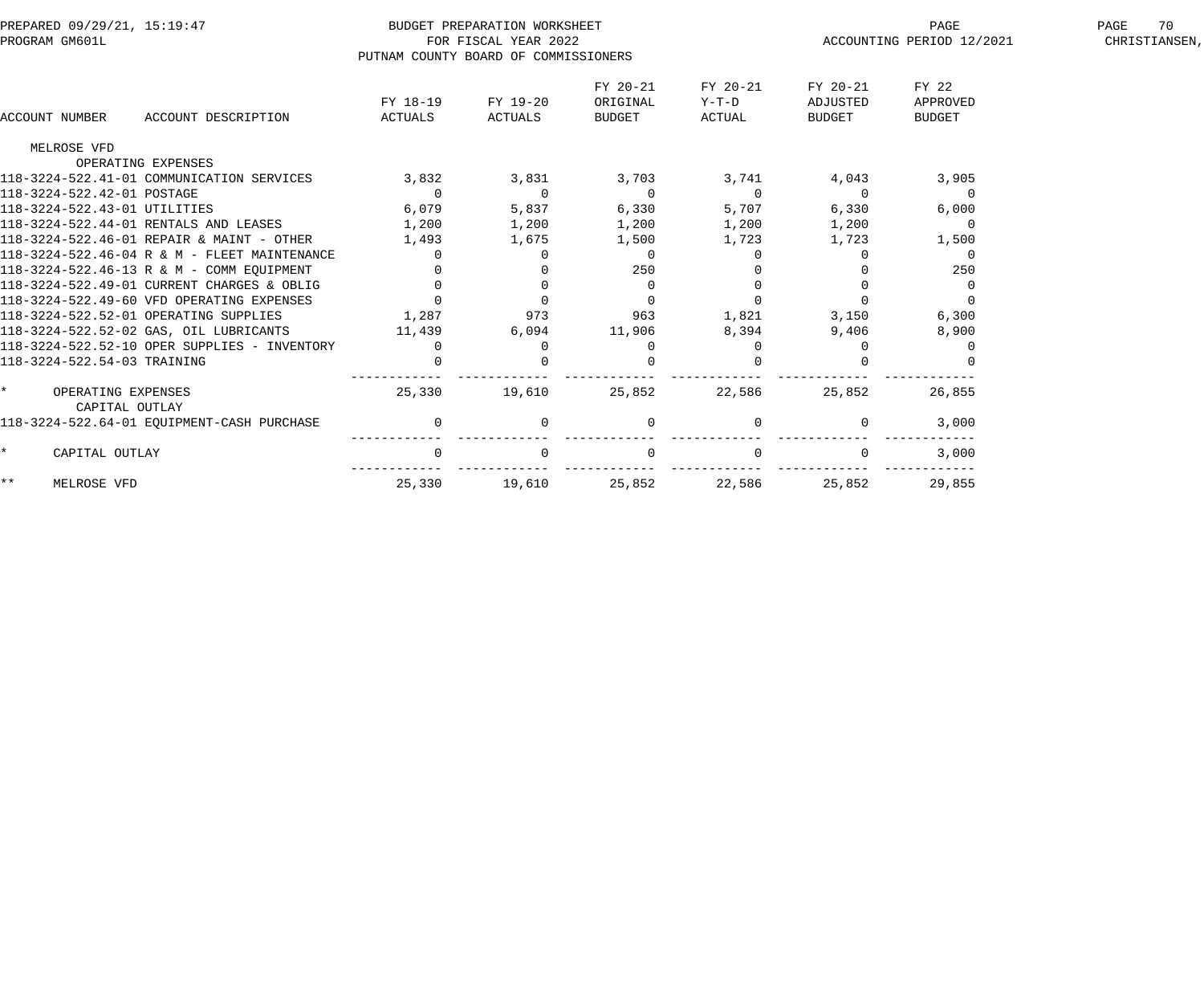BUDGET PREPARATION WORKSHEET
FOR FISCAL YEAR 2022
PUTNAM COUNTY BOARD OF COMMISSIONERS

PREPARED 09/29/21, 15:19:47
PROGRAM GM601L
ACCOUNTING PERIOD 12/2021

| ACCOUNT NUMBER | ACCOUNT DESCRIPTION | FY 18-19 ACTUALS | FY 19-20 ACTUALS | FY 20-21 ORIGINAL BUDGET | FY 20-21 Y-T-D ACTUAL | FY 20-21 ADJUSTED BUDGET | FY 22 APPROVED BUDGET |
|---|---|---|---|---|---|---|---|
| MELROSE VFD | | | | | | | |
| | OPERATING EXPENSES | | | | | | |
| 118-3224-522.41-01 | COMMUNICATION SERVICES | 3,832 | 3,831 | 3,703 | 3,741 | 4,043 | 3,905 |
| 118-3224-522.42-01 | POSTAGE | 0 | 0 | 0 | 0 | 0 | 0 |
| 118-3224-522.43-01 | UTILITIES | 6,079 | 5,837 | 6,330 | 5,707 | 6,330 | 6,000 |
| 118-3224-522.44-01 | RENTALS AND LEASES | 1,200 | 1,200 | 1,200 | 1,200 | 1,200 | 0 |
| 118-3224-522.46-01 | REPAIR & MAINT - OTHER | 1,493 | 1,675 | 1,500 | 1,723 | 1,723 | 1,500 |
| 118-3224-522.46-04 | R & M - FLEET MAINTENANCE | 0 | 0 | 0 | 0 | 0 | 0 |
| 118-3224-522.46-13 | R & M - COMM EQUIPMENT | 0 | 0 | 250 | 0 | 0 | 250 |
| 118-3224-522.49-01 | CURRENT CHARGES & OBLIG | 0 | 0 | 0 | 0 | 0 | 0 |
| 118-3224-522.49-60 | VFD OPERATING EXPENSES | 0 | 0 | 0 | 0 | 0 | 0 |
| 118-3224-522.52-01 | OPERATING SUPPLIES | 1,287 | 973 | 963 | 1,821 | 3,150 | 6,300 |
| 118-3224-522.52-02 | GAS, OIL LUBRICANTS | 11,439 | 6,094 | 11,906 | 8,394 | 9,406 | 8,900 |
| 118-3224-522.52-10 | OPER SUPPLIES - INVENTORY | 0 | 0 | 0 | 0 | 0 | 0 |
| 118-3224-522.54-03 | TRAINING | 0 | 0 | 0 | 0 | 0 | 0 |
| * | OPERATING EXPENSES | 25,330 | 19,610 | 25,852 | 22,586 | 25,852 | 26,855 |
| | CAPITAL OUTLAY | | | | | | |
| 118-3224-522.64-01 | EQUIPMENT-CASH PURCHASE | 0 | 0 | 0 | 0 | 0 | 3,000 |
| * | CAPITAL OUTLAY | 0 | 0 | 0 | 0 | 0 | 3,000 |
| ** | MELROSE VFD | 25,330 | 19,610 | 25,852 | 22,586 | 25,852 | 29,855 |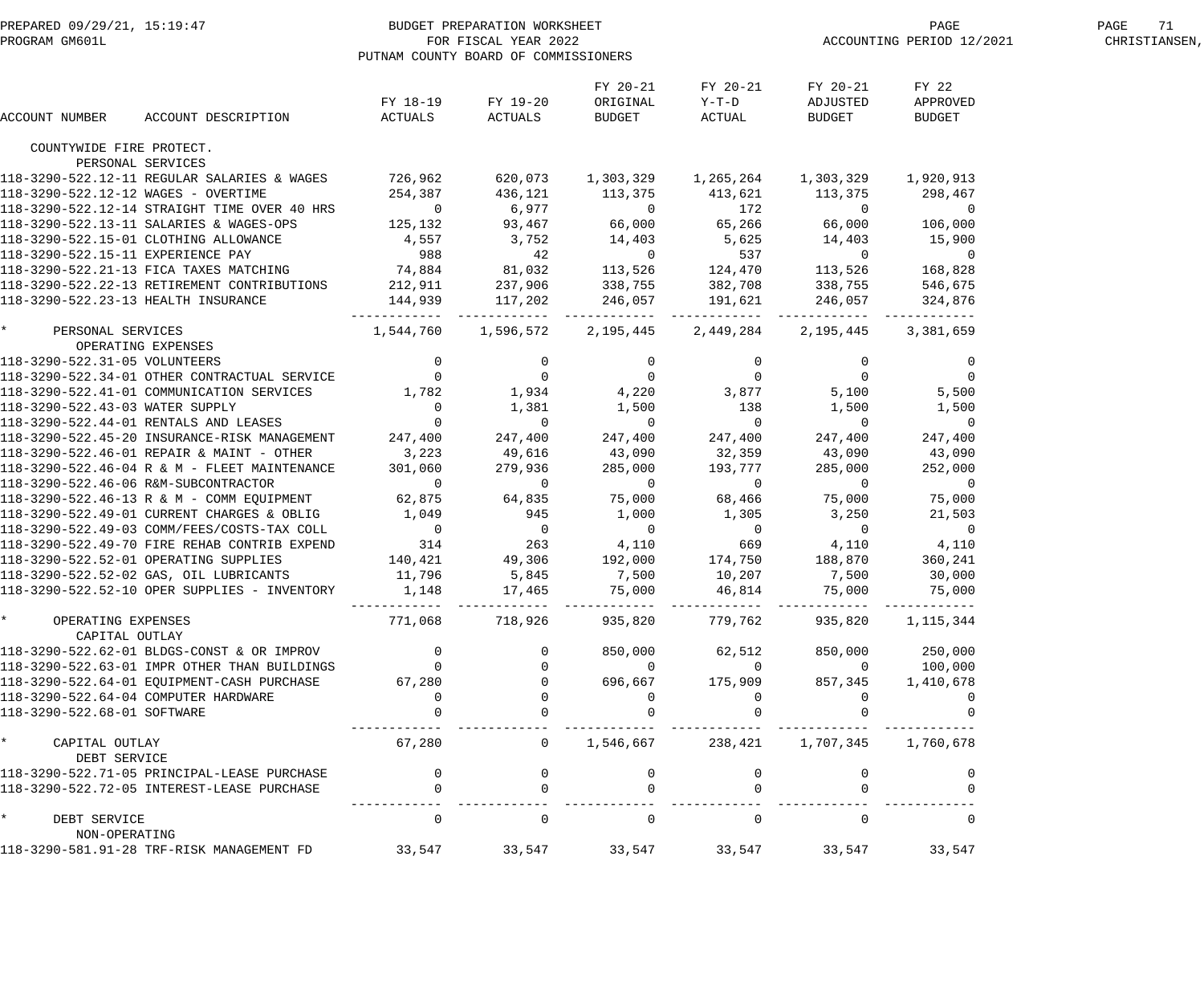BUDGET PREPARATION WORKSHEET
FOR FISCAL YEAR 2022
PUTNAM COUNTY BOARD OF COMMISSIONERS

PREPARED 09/29/21, 15:19:47
PROGRAM GM601L
ACCOUNTING PERIOD 12/2021

| ACCOUNT NUMBER | ACCOUNT DESCRIPTION | FY 18-19 ACTUALS | FY 19-20 ACTUALS | FY 20-21 ORIGINAL BUDGET | FY 20-21 Y-T-D ACTUAL | FY 20-21 ADJUSTED BUDGET | FY 22 APPROVED BUDGET |
|---|---|---|---|---|---|---|---|
| COUNTYWIDE FIRE PROTECT. | | | | | | | |
| PERSONAL SERVICES | | | | | | | |
| 118-3290-522.12-11 | REGULAR SALARIES & WAGES | 726,962 | 620,073 | 1,303,329 | 1,265,264 | 1,303,329 | 1,920,913 |
| 118-3290-522.12-12 | WAGES - OVERTIME | 254,387 | 436,121 | 113,375 | 413,621 | 113,375 | 298,467 |
| 118-3290-522.12-14 | STRAIGHT TIME OVER 40 HRS | 0 | 6,977 | 0 | 172 | 0 | 0 |
| 118-3290-522.13-11 | SALARIES & WAGES-OPS | 125,132 | 93,467 | 66,000 | 65,266 | 66,000 | 106,000 |
| 118-3290-522.15-01 | CLOTHING ALLOWANCE | 4,557 | 3,752 | 14,403 | 5,625 | 14,403 | 15,900 |
| 118-3290-522.15-11 | EXPERIENCE PAY | 988 | 42 | 0 | 537 | 0 | 0 |
| 118-3290-522.21-13 | FICA TAXES MATCHING | 74,884 | 81,032 | 113,526 | 124,470 | 113,526 | 168,828 |
| 118-3290-522.22-13 | RETIREMENT CONTRIBUTIONS | 212,911 | 237,906 | 338,755 | 382,708 | 338,755 | 546,675 |
| 118-3290-522.23-13 | HEALTH INSURANCE | 144,939 | 117,202 | 246,057 | 191,621 | 246,057 | 324,876 |
| * | PERSONAL SERVICES | 1,544,760 | 1,596,572 | 2,195,445 | 2,449,284 | 2,195,445 | 3,381,659 |
| OPERATING EXPENSES | | | | | | | |
| 118-3290-522.31-05 | VOLUNTEERS | 0 | 0 | 0 | 0 | 0 | 0 |
| 118-3290-522.34-01 | OTHER CONTRACTUAL SERVICE | 0 | 0 | 0 | 0 | 0 | 0 |
| 118-3290-522.41-01 | COMMUNICATION SERVICES | 1,782 | 1,934 | 4,220 | 3,877 | 5,100 | 5,500 |
| 118-3290-522.43-03 | WATER SUPPLY | 0 | 1,381 | 1,500 | 138 | 1,500 | 1,500 |
| 118-3290-522.44-01 | RENTALS AND LEASES | 0 | 0 | 0 | 0 | 0 | 0 |
| 118-3290-522.45-20 | INSURANCE-RISK MANAGEMENT | 247,400 | 247,400 | 247,400 | 247,400 | 247,400 | 247,400 |
| 118-3290-522.46-01 | REPAIR & MAINT - OTHER | 3,223 | 49,616 | 43,090 | 32,359 | 43,090 | 43,090 |
| 118-3290-522.46-04 | R & M - FLEET MAINTENANCE | 301,060 | 279,936 | 285,000 | 193,777 | 285,000 | 252,000 |
| 118-3290-522.46-06 | R&M-SUBCONTRACTOR | 0 | 0 | 0 | 0 | 0 | 0 |
| 118-3290-522.46-13 | R & M - COMM EQUIPMENT | 62,875 | 64,835 | 75,000 | 68,466 | 75,000 | 75,000 |
| 118-3290-522.49-01 | CURRENT CHARGES & OBLIG | 1,049 | 945 | 1,000 | 1,305 | 3,250 | 21,503 |
| 118-3290-522.49-03 | COMM/FEES/COSTS-TAX COLL | 0 | 0 | 0 | 0 | 0 | 0 |
| 118-3290-522.49-70 | FIRE REHAB CONTRIB EXPEND | 314 | 263 | 4,110 | 669 | 4,110 | 4,110 |
| 118-3290-522.52-01 | OPERATING SUPPLIES | 140,421 | 49,306 | 192,000 | 174,750 | 188,870 | 360,241 |
| 118-3290-522.52-02 | GAS, OIL LUBRICANTS | 11,796 | 5,845 | 7,500 | 10,207 | 7,500 | 30,000 |
| 118-3290-522.52-10 | OPER SUPPLIES - INVENTORY | 1,148 | 17,465 | 75,000 | 46,814 | 75,000 | 75,000 |
| * | OPERATING EXPENSES | 771,068 | 718,926 | 935,820 | 779,762 | 935,820 | 1,115,344 |
| CAPITAL OUTLAY | | | | | | | |
| 118-3290-522.62-01 | BLDGS-CONST & OR IMPROV | 0 | 0 | 850,000 | 62,512 | 850,000 | 250,000 |
| 118-3290-522.63-01 | IMPR OTHER THAN BUILDINGS | 0 | 0 | 0 | 0 | 0 | 100,000 |
| 118-3290-522.64-01 | EQUIPMENT-CASH PURCHASE | 67,280 | 0 | 696,667 | 175,909 | 857,345 | 1,410,678 |
| 118-3290-522.64-04 | COMPUTER HARDWARE | 0 | 0 | 0 | 0 | 0 | 0 |
| 118-3290-522.68-01 | SOFTWARE | 0 | 0 | 0 | 0 | 0 | 0 |
| * | CAPITAL OUTLAY | 67,280 | 0 | 1,546,667 | 238,421 | 1,707,345 | 1,760,678 |
| DEBT SERVICE | | | | | | | |
| 118-3290-522.71-05 | PRINCIPAL-LEASE PURCHASE | 0 | 0 | 0 | 0 | 0 | 0 |
| 118-3290-522.72-05 | INTEREST-LEASE PURCHASE | 0 | 0 | 0 | 0 | 0 | 0 |
| * | DEBT SERVICE | 0 | 0 | 0 | 0 | 0 | 0 |
| NON-OPERATING | | | | | | | |
| 118-3290-581.91-28 | TRF-RISK MANAGEMENT FD | 33,547 | 33,547 | 33,547 | 33,547 | 33,547 | 33,547 |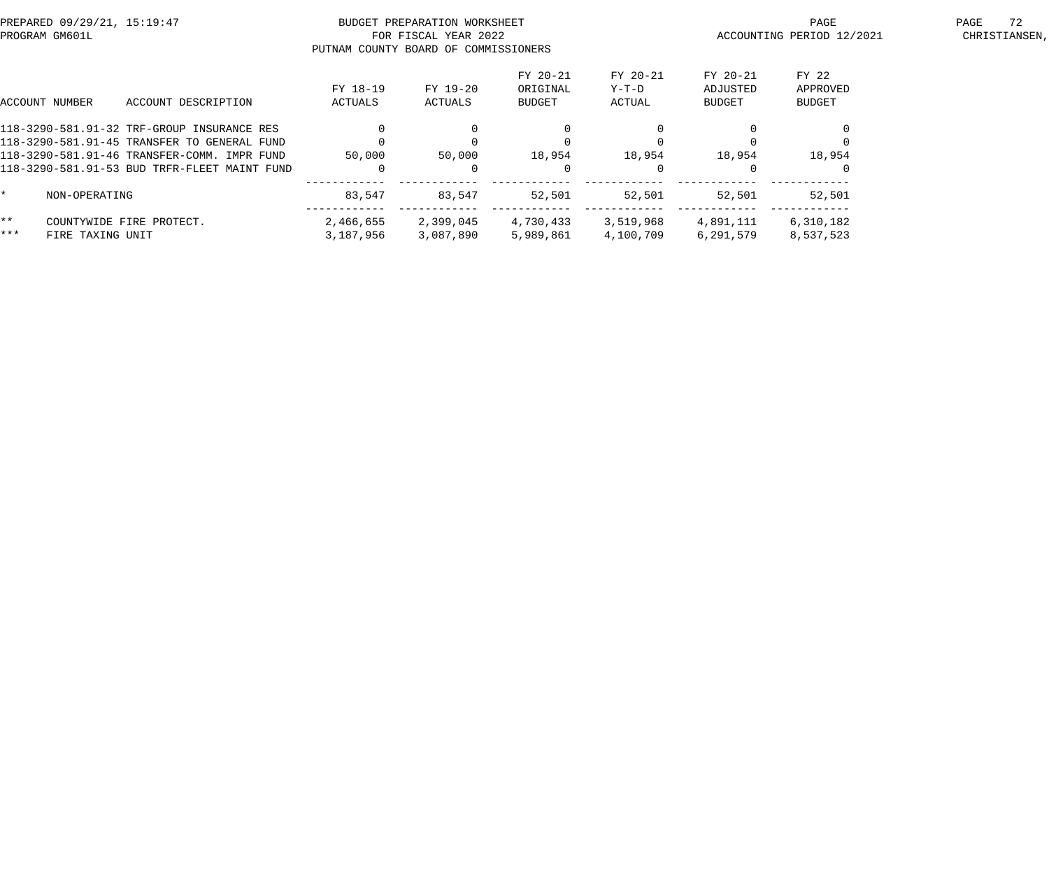BUDGET PREPARATION WORKSHEET
FOR FISCAL YEAR 2022
PUTNAM COUNTY BOARD OF COMMISSIONERS

PREPARED 09/29/21, 15:19:47
PROGRAM GM601L

ACCOUNTING PERIOD 12/2021
CHRISTIANSEN,

| ACCOUNT NUMBER | ACCOUNT DESCRIPTION | FY 18-19 ACTUALS | FY 19-20 ACTUALS | FY 20-21 ORIGINAL BUDGET | FY 20-21 Y-T-D ACTUAL | FY 20-21 ADJUSTED BUDGET | FY 22 APPROVED BUDGET |
|---|---|---|---|---|---|---|---|
| 118-3290-581.91-32 | TRF-GROUP INSURANCE RES | 0 | 0 | 0 | 0 | 0 | 0 |
| 118-3290-581.91-45 | TRANSFER TO GENERAL FUND | 0 | 0 | 0 | 0 | 0 | 0 |
| 118-3290-581.91-46 | TRANSFER-COMM. IMPR FUND | 50,000 | 50,000 | 18,954 | 18,954 | 18,954 | 18,954 |
| 118-3290-581.91-53 | BUD TRFR-FLEET MAINT FUND | 0 | 0 | 0 | 0 | 0 | 0 |
| * | NON-OPERATING | 83,547 | 83,547 | 52,501 | 52,501 | 52,501 | 52,501 |
| ** | COUNTYWIDE FIRE PROTECT. | 2,466,655 | 2,399,045 | 4,730,433 | 3,519,968 | 4,891,111 | 6,310,182 |
| *** | FIRE TAXING UNIT | 3,187,956 | 3,087,890 | 5,989,861 | 4,100,709 | 6,291,579 | 8,537,523 |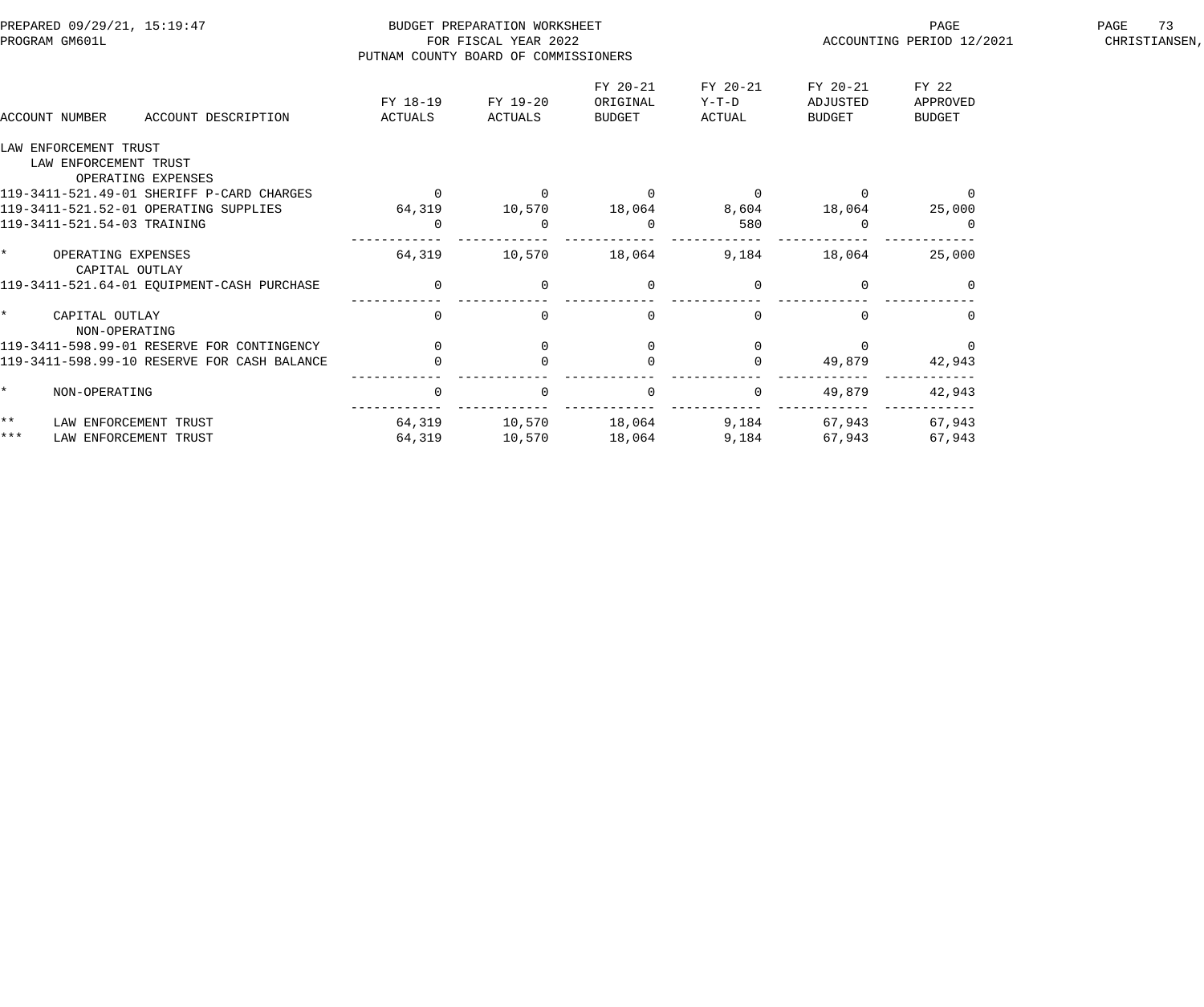BUDGET PREPARATION WORKSHEET
FOR FISCAL YEAR 2022
PUTNAM COUNTY BOARD OF COMMISSIONERS

PREPARED 09/29/21, 15:19:47
PROGRAM GM601L

ACCOUNTING PERIOD 12/2021

CHRISTIANSEN,

| ACCOUNT NUMBER ACCOUNT DESCRIPTION | FY 18-19 ACTUALS | FY 19-20 ACTUALS | FY 20-21 ORIGINAL BUDGET | FY 20-21 Y-T-D ACTUAL | FY 20-21 ADJUSTED BUDGET | FY 22 APPROVED BUDGET |
|---|---|---|---|---|---|---|
| LAW ENFORCEMENT TRUST | | | | | | |
| LAW ENFORCEMENT TRUST | | | | | | |
| OPERATING EXPENSES | | | | | | |
| 119-3411-521.49-01 SHERIFF P-CARD CHARGES | 0 | 0 | 0 | 0 | 0 | 0 |
| 119-3411-521.52-01 OPERATING SUPPLIES | 64,319 | 10,570 | 18,064 | 8,604 | 18,064 | 25,000 |
| 119-3411-521.54-03 TRAINING | 0 | 0 | 0 | 580 | 0 | 0 |
| * OPERATING EXPENSES | 64,319 | 10,570 | 18,064 | 9,184 | 18,064 | 25,000 |
| CAPITAL OUTLAY | | | | | | |
| 119-3411-521.64-01 EQUIPMENT-CASH PURCHASE | 0 | 0 | 0 | 0 | 0 | 0 |
| * CAPITAL OUTLAY | 0 | 0 | 0 | 0 | 0 | 0 |
| NON-OPERATING | | | | | | |
| 119-3411-598.99-01 RESERVE FOR CONTINGENCY | 0 | 0 | 0 | 0 | 0 | 0 |
| 119-3411-598.99-10 RESERVE FOR CASH BALANCE | 0 | 0 | 0 | 0 | 49,879 | 42,943 |
| * NON-OPERATING | 0 | 0 | 0 | 0 | 49,879 | 42,943 |
| ** LAW ENFORCEMENT TRUST | 64,319 | 10,570 | 18,064 | 9,184 | 67,943 | 67,943 |
| *** LAW ENFORCEMENT TRUST | 64,319 | 10,570 | 18,064 | 9,184 | 67,943 | 67,943 |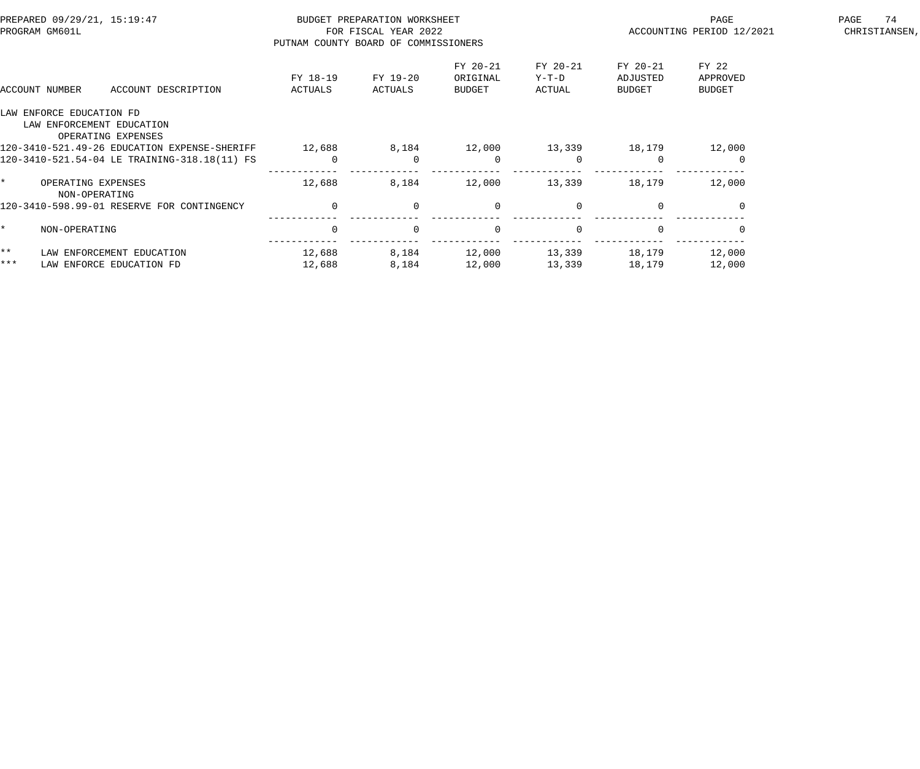# BUDGET PREPARATION WORKSHEET
## FOR FISCAL YEAR 2022
## PUTNAM COUNTY BOARD OF COMMISSIONERS

PREPARED 09/29/21, 15:19:47
PROGRAM GM601L
ACCOUNTING PERIOD 12/2021

| ACCOUNT NUMBER | ACCOUNT DESCRIPTION | FY 18-19 ACTUALS | FY 19-20 ACTUALS | FY 20-21 ORIGINAL BUDGET | FY 20-21 Y-T-D ACTUAL | FY 20-21 ADJUSTED BUDGET | FY 22 APPROVED BUDGET |
|---|---|---|---|---|---|---|---|
| LAW ENFORCE EDUCATION FD | | | | | | | |
| LAW ENFORCEMENT EDUCATION | | | | | | | |
| OPERATING EXPENSES | | | | | | | |
| 120-3410-521.49-26 | EDUCATION EXPENSE-SHERIFF | 12,688 | 8,184 | 12,000 | 13,339 | 18,179 | 12,000 |
| 120-3410-521.54-04 | LE TRAINING-318.18(11) FS | 0 | 0 | 0 | 0 | 0 | 0 |
| * | OPERATING EXPENSES | 12,688 | 8,184 | 12,000 | 13,339 | 18,179 | 12,000 |
| NON-OPERATING | | | | | | | |
| 120-3410-598.99-01 | RESERVE FOR CONTINGENCY | 0 | 0 | 0 | 0 | 0 | 0 |
| * | NON-OPERATING | 0 | 0 | 0 | 0 | 0 | 0 |
| ** | LAW ENFORCEMENT EDUCATION | 12,688 | 8,184 | 12,000 | 13,339 | 18,179 | 12,000 |
| *** | LAW ENFORCE EDUCATION FD | 12,688 | 8,184 | 12,000 | 13,339 | 18,179 | 12,000 |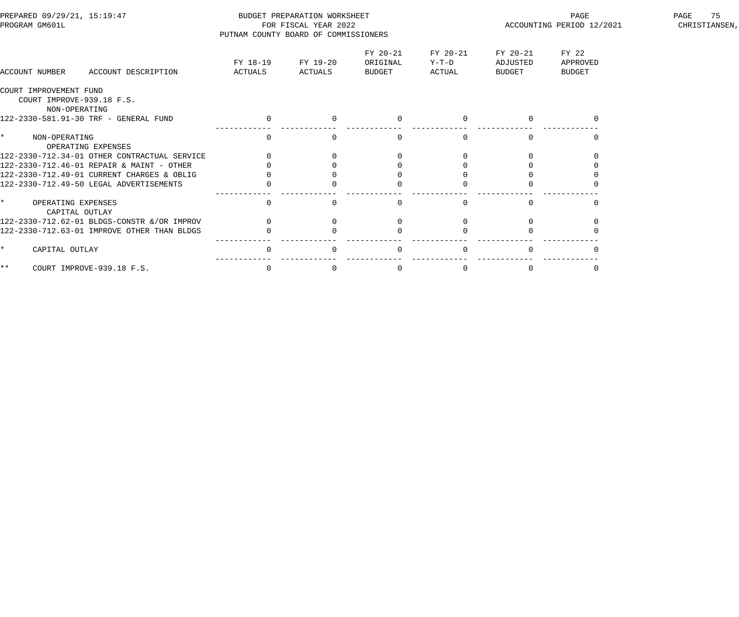PREPARED 09/29/21, 15:19:47
PROGRAM GM601L

BUDGET PREPARATION WORKSHEET
FOR FISCAL YEAR 2022
PUTNAM COUNTY BOARD OF COMMISSIONERS

ACCOUNTING PERIOD 12/2021

CHRISTIANSEN,

| ACCOUNT NUMBER | ACCOUNT DESCRIPTION | FY 18-19 ACTUALS | FY 19-20 ACTUALS | FY 20-21 ORIGINAL BUDGET | FY 20-21 Y-T-D ACTUAL | FY 20-21 ADJUSTED BUDGET | FY 22 APPROVED BUDGET |
|---|---|---|---|---|---|---|---|
| COURT IMPROVEMENT FUND | | | | | | | |
| COURT IMPROVE-939.18 F.S. | | | | | | | |
| NON-OPERATING | | | | | | | |
| 122-2330-581.91-30 | TRF - GENERAL FUND | 0 | 0 | 0 | 0 | 0 | 0 |
| * | NON-OPERATING | 0 | 0 | 0 | 0 | 0 | 0 |
| OPERATING EXPENSES | | | | | | | |
| 122-2330-712.34-01 | OTHER CONTRACTUAL SERVICE | 0 | 0 | 0 | 0 | 0 | 0 |
| 122-2330-712.46-01 | REPAIR & MAINT - OTHER | 0 | 0 | 0 | 0 | 0 | 0 |
| 122-2330-712.49-01 | CURRENT CHARGES & OBLIG | 0 | 0 | 0 | 0 | 0 | 0 |
| 122-2330-712.49-50 | LEGAL ADVERTISEMENTS | 0 | 0 | 0 | 0 | 0 | 0 |
| * | OPERATING EXPENSES | 0 | 0 | 0 | 0 | 0 | 0 |
| CAPITAL OUTLAY | | | | | | | |
| 122-2330-712.62-01 | BLDGS-CONSTR &/OR IMPROV | 0 | 0 | 0 | 0 | 0 | 0 |
| 122-2330-712.63-01 | IMPROVE OTHER THAN BLDGS | 0 | 0 | 0 | 0 | 0 | 0 |
| * | CAPITAL OUTLAY | 0 | 0 | 0 | 0 | 0 | 0 |
| ** | COURT IMPROVE-939.18 F.S. | 0 | 0 | 0 | 0 | 0 | 0 |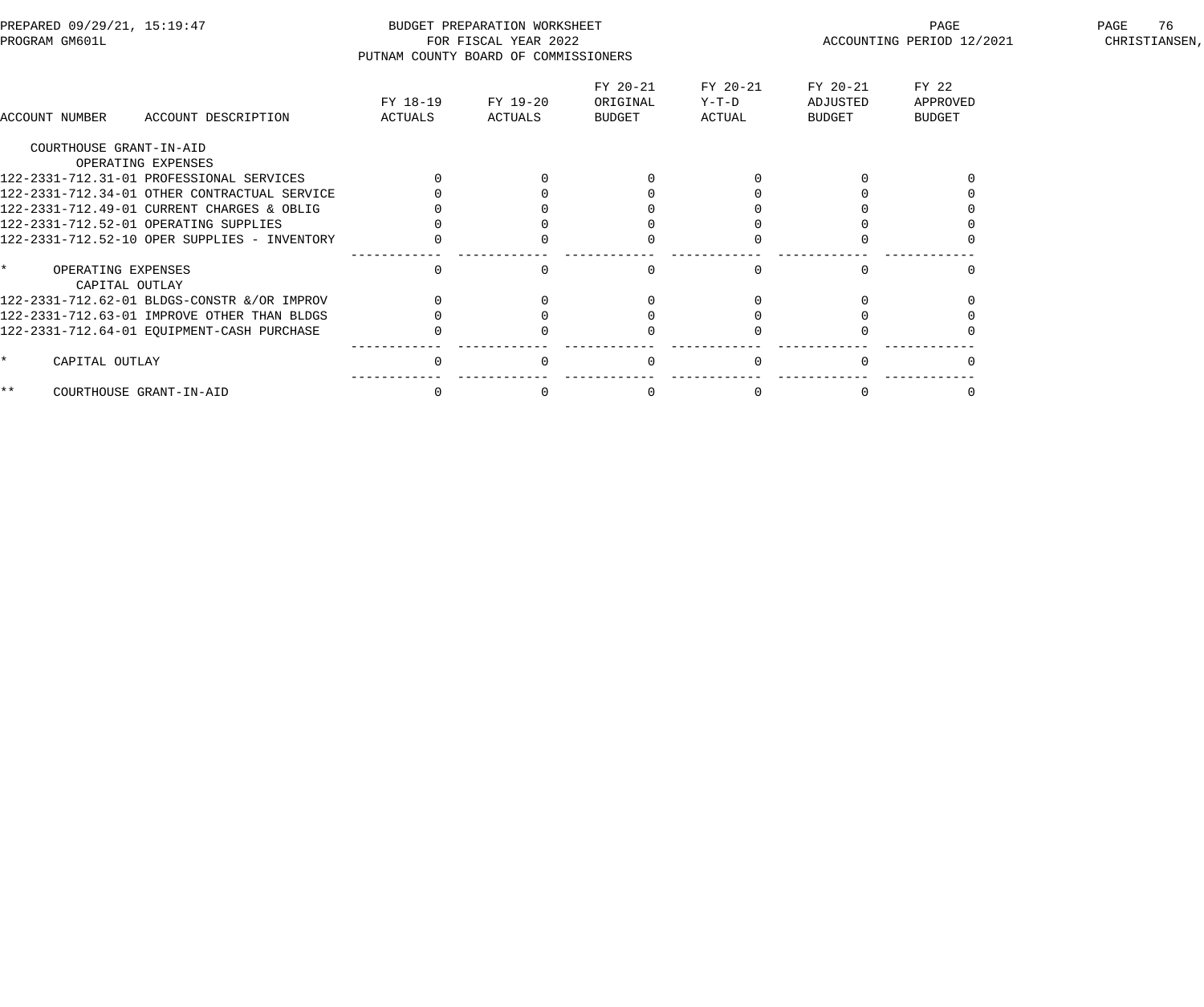BUDGET PREPARATION WORKSHEET
FOR FISCAL YEAR 2022
PUTNAM COUNTY BOARD OF COMMISSIONERS

PREPARED 09/29/21, 15:19:47
PROGRAM GM601L
ACCOUNTING PERIOD 12/2021
CHRISTIANSEN,

| ACCOUNT NUMBER | ACCOUNT DESCRIPTION | FY 18-19 ACTUALS | FY 19-20 ACTUALS | FY 20-21 ORIGINAL BUDGET | FY 20-21 Y-T-D ACTUAL | FY 20-21 ADJUSTED BUDGET | FY 22 APPROVED BUDGET |
|---|---|---|---|---|---|---|---|
| COURTHOUSE GRANT-IN-AID | | | | | | | |
| | OPERATING EXPENSES | | | | | | |
| 122-2331-712.31-01 | PROFESSIONAL SERVICES | 0 | 0 | 0 | 0 | 0 | 0 |
| 122-2331-712.34-01 | OTHER CONTRACTUAL SERVICE | 0 | 0 | 0 | 0 | 0 | 0 |
| 122-2331-712.49-01 | CURRENT CHARGES & OBLIG | 0 | 0 | 0 | 0 | 0 | 0 |
| 122-2331-712.52-01 | OPERATING SUPPLIES | 0 | 0 | 0 | 0 | 0 | 0 |
| 122-2331-712.52-10 | OPER SUPPLIES - INVENTORY | 0 | 0 | 0 | 0 | 0 | 0 |
| * | OPERATING EXPENSES | 0 | 0 | 0 | 0 | 0 | 0 |
| | CAPITAL OUTLAY | | | | | | |
| 122-2331-712.62-01 | BLDGS-CONSTR &/OR IMPROV | 0 | 0 | 0 | 0 | 0 | 0 |
| 122-2331-712.63-01 | IMPROVE OTHER THAN BLDGS | 0 | 0 | 0 | 0 | 0 | 0 |
| 122-2331-712.64-01 | EQUIPMENT-CASH PURCHASE | 0 | 0 | 0 | 0 | 0 | 0 |
| * | CAPITAL OUTLAY | 0 | 0 | 0 | 0 | 0 | 0 |
| ** | COURTHOUSE GRANT-IN-AID | 0 | 0 | 0 | 0 | 0 | 0 |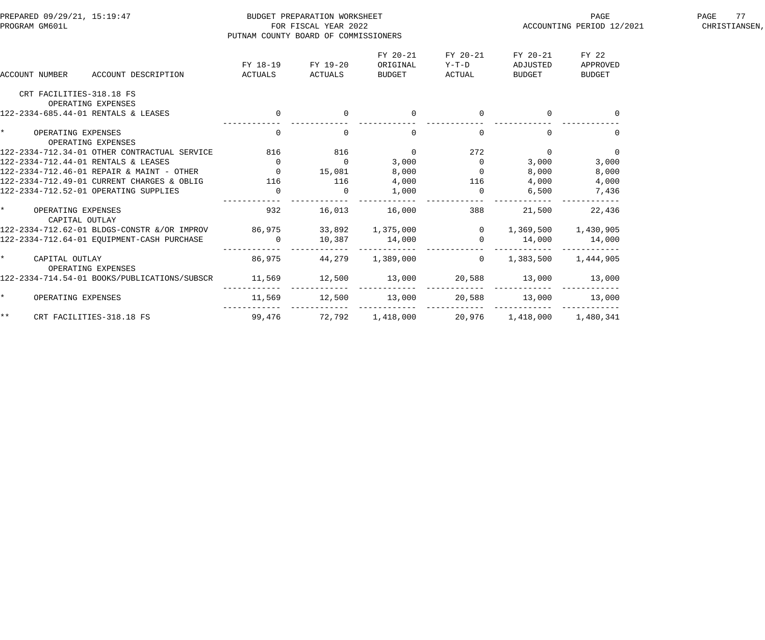BUDGET PREPARATION WORKSHEET
FOR FISCAL YEAR 2022
PUTNAM COUNTY BOARD OF COMMISSIONERS

PREPARED 09/29/21, 15:19:47
PROGRAM GM601L

ACCOUNTING PERIOD 12/2021

| ACCOUNT NUMBER | ACCOUNT DESCRIPTION | FY 18-19 ACTUALS | FY 19-20 ACTUALS | FY 20-21 ORIGINAL BUDGET | FY 20-21 Y-T-D ACTUAL | FY 20-21 ADJUSTED BUDGET | FY 22 APPROVED BUDGET |
|---|---|---|---|---|---|---|---|
| CRT FACILITIES-318.18 FS | | | | | | | |
| | OPERATING EXPENSES | | | | | | |
| 122-2334-685.44-01 | RENTALS & LEASES | 0 | 0 | 0 | 0 | 0 | 0 |
| * | OPERATING EXPENSES | 0 | 0 | 0 | 0 | 0 | 0 |
| | OPERATING EXPENSES | | | | | | |
| 122-2334-712.34-01 | OTHER CONTRACTUAL SERVICE | 816 | 816 | 0 | 272 | 0 | 0 |
| 122-2334-712.44-01 | RENTALS & LEASES | 0 | 0 | 3,000 | 0 | 3,000 | 3,000 |
| 122-2334-712.46-01 | REPAIR & MAINT - OTHER | 0 | 15,081 | 8,000 | 0 | 8,000 | 8,000 |
| 122-2334-712.49-01 | CURRENT CHARGES & OBLIG | 116 | 116 | 4,000 | 116 | 4,000 | 4,000 |
| 122-2334-712.52-01 | OPERATING SUPPLIES | 0 | 0 | 1,000 | 0 | 6,500 | 7,436 |
| * | OPERATING EXPENSES | 932 | 16,013 | 16,000 | 388 | 21,500 | 22,436 |
| | CAPITAL OUTLAY | | | | | | |
| 122-2334-712.62-01 | BLDGS-CONSTR &/OR IMPROV | 86,975 | 33,892 | 1,375,000 | 0 | 1,369,500 | 1,430,905 |
| 122-2334-712.64-01 | EQUIPMENT-CASH PURCHASE | 0 | 10,387 | 14,000 | 0 | 14,000 | 14,000 |
| * | CAPITAL OUTLAY | 86,975 | 44,279 | 1,389,000 | 0 | 1,383,500 | 1,444,905 |
| | OPERATING EXPENSES | | | | | | |
| 122-2334-714.54-01 | BOOKS/PUBLICATIONS/SUBSCR | 11,569 | 12,500 | 13,000 | 20,588 | 13,000 | 13,000 |
| * | OPERATING EXPENSES | 11,569 | 12,500 | 13,000 | 20,588 | 13,000 | 13,000 |
| ** | CRT FACILITIES-318.18 FS | 99,476 | 72,792 | 1,418,000 | 20,976 | 1,418,000 | 1,480,341 |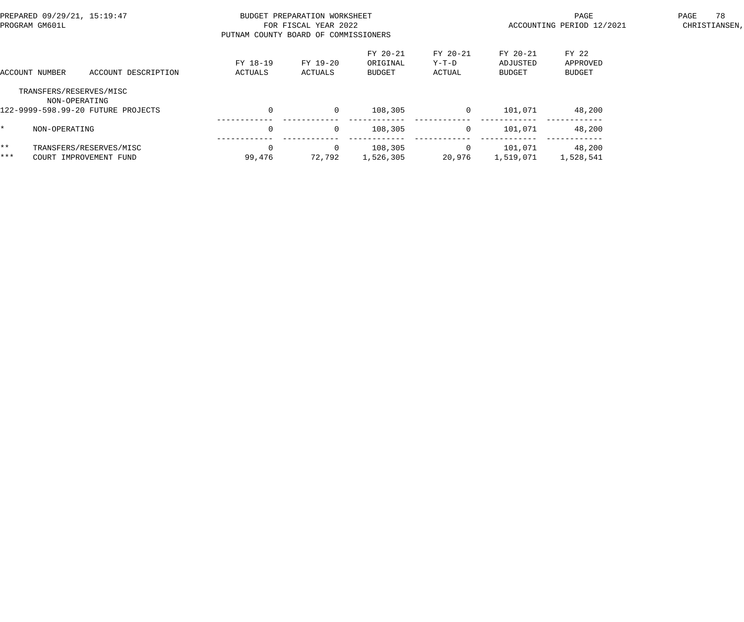PREPARED 09/29/21, 15:19:47 | BUDGET PREPARATION WORKSHEET | ACCOUNTING PERIOD 12/2021
PROGRAM GM601L | FOR FISCAL YEAR 2022 | CHRISTIANSEN,
PUTNAM COUNTY BOARD OF COMMISSIONERS

| ACCOUNT NUMBER | ACCOUNT DESCRIPTION | FY 18-19 ACTUALS | FY 19-20 ACTUALS | FY 20-21 ORIGINAL BUDGET | FY 20-21 Y-T-D ACTUAL | FY 20-21 ADJUSTED BUDGET | FY 22 APPROVED BUDGET |
|---|---|---|---|---|---|---|---|
| TRANSFERS/RESERVES/MISC | | | | | | | |
| NON-OPERATING | | | | | | | |
| 122-9999-598.99-20 | FUTURE PROJECTS | 0 | 0 | 108,305 | 0 | 101,071 | 48,200 |
| * | NON-OPERATING | 0 | 0 | 108,305 | 0 | 101,071 | 48,200 |
| ** | TRANSFERS/RESERVES/MISC | 0 | 0 | 108,305 | 0 | 101,071 | 48,200 |
| *** | COURT IMPROVEMENT FUND | 99,476 | 72,792 | 1,526,305 | 20,976 | 1,519,071 | 1,528,541 |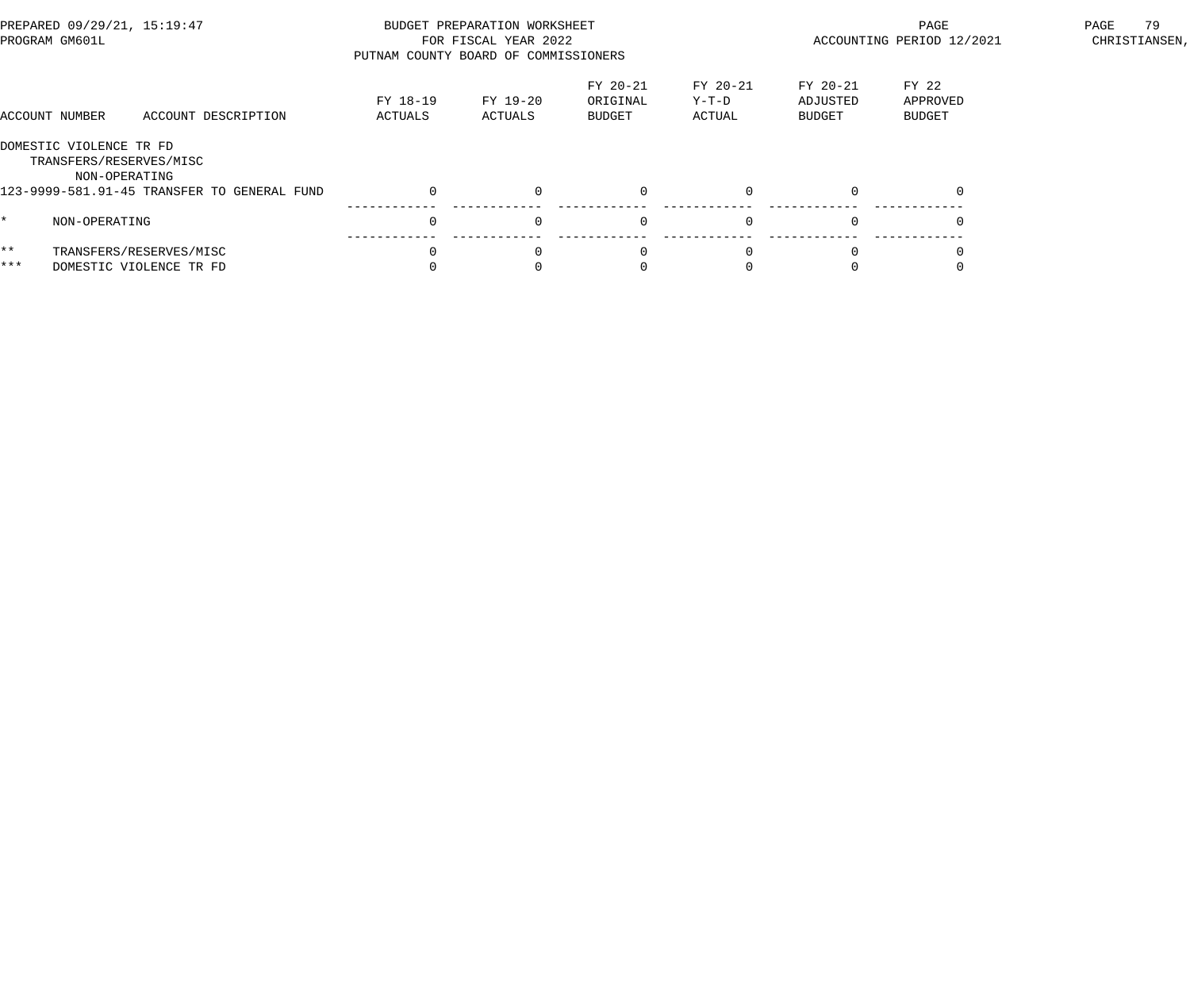PREPARED 09/29/21, 15:19:47
PROGRAM GM601L

BUDGET PREPARATION WORKSHEET
FOR FISCAL YEAR 2022
PUTNAM COUNTY BOARD OF COMMISSIONERS

ACCOUNTING PERIOD 12/2021

CHRISTIANSEN,

| ACCOUNT NUMBER | ACCOUNT DESCRIPTION | FY 18-19 ACTUALS | FY 19-20 ACTUALS | FY 20-21 ORIGINAL BUDGET | FY 20-21 Y-T-D ACTUAL | FY 20-21 ADJUSTED BUDGET | FY 22 APPROVED BUDGET |
|---|---|---|---|---|---|---|---|
| DOMESTIC VIOLENCE TR FD | | | | | | | |
| TRANSFERS/RESERVES/MISC | | | | | | | |
| NON-OPERATING | | | | | | | |
| 123-9999-581.91-45 | TRANSFER TO GENERAL FUND | 0 | 0 | 0 | 0 | 0 | 0 |
| * | NON-OPERATING | 0 | 0 | 0 | 0 | 0 | 0 |
| ** | TRANSFERS/RESERVES/MISC | 0 | 0 | 0 | 0 | 0 | 0 |
| *** | DOMESTIC VIOLENCE TR FD | 0 | 0 | 0 | 0 | 0 | 0 |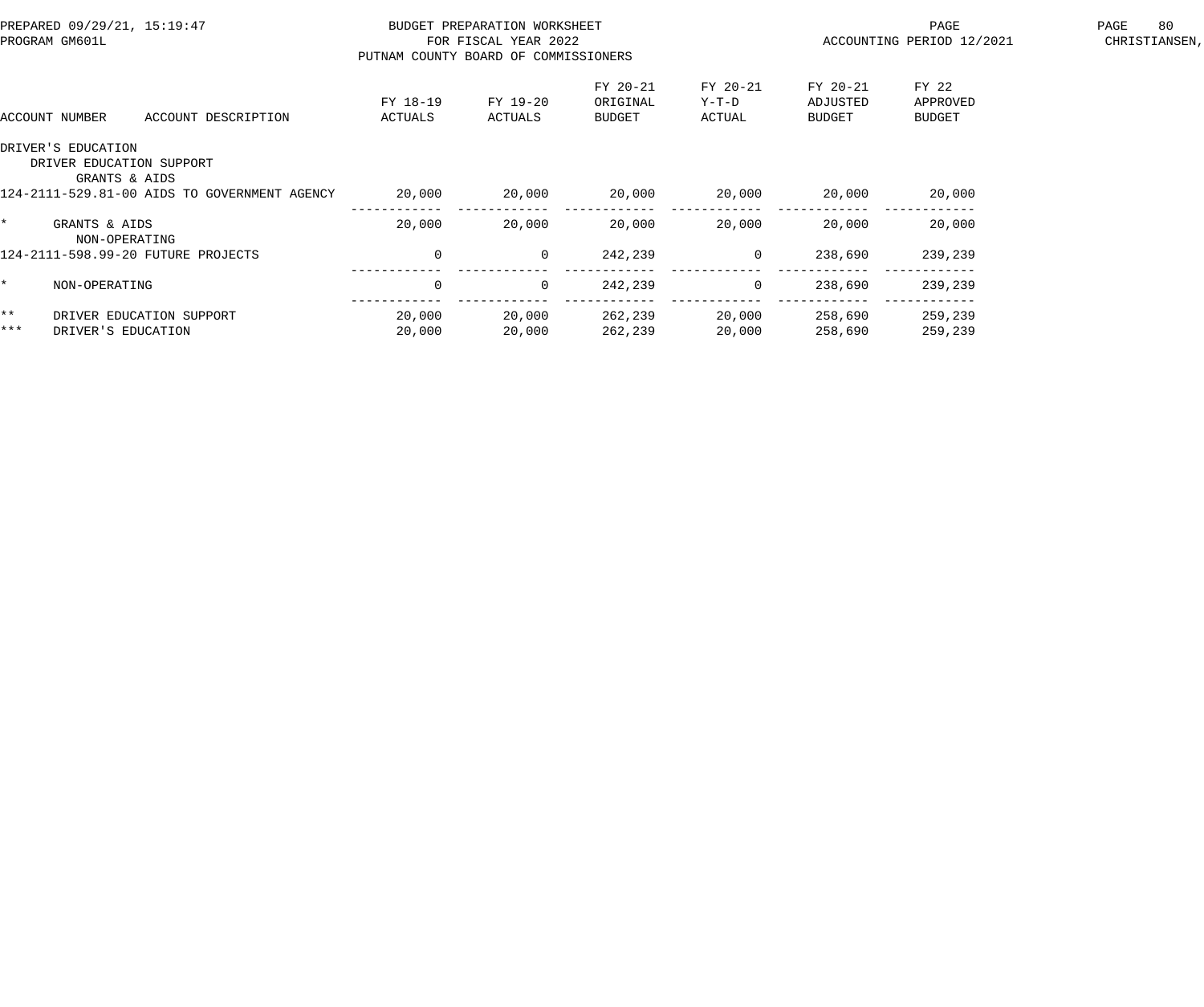BUDGET PREPARATION WORKSHEET
FOR FISCAL YEAR 2022
PUTNAM COUNTY BOARD OF COMMISSIONERS

PREPARED 09/29/21, 15:19:47
PROGRAM GM601L
ACCOUNTING PERIOD 12/2021

| ACCOUNT NUMBER | ACCOUNT DESCRIPTION | FY 18-19 ACTUALS | FY 19-20 ACTUALS | FY 20-21 ORIGINAL BUDGET | FY 20-21 Y-T-D ACTUAL | FY 20-21 ADJUSTED BUDGET | FY 22 APPROVED BUDGET |
|---|---|---|---|---|---|---|---|
| DRIVER'S EDUCATION | | | | | | | |
| DRIVER EDUCATION SUPPORT | | | | | | | |
| GRANTS & AIDS | | | | | | | |
| 124-2111-529.81-00 | AIDS TO GOVERNMENT AGENCY | 20,000 | 20,000 | 20,000 | 20,000 | 20,000 | 20,000 |
| * | GRANTS & AIDS | 20,000 | 20,000 | 20,000 | 20,000 | 20,000 | 20,000 |
| NON-OPERATING | | | | | | | |
| 124-2111-598.99-20 | FUTURE PROJECTS | 0 | 0 | 242,239 | 0 | 238,690 | 239,239 |
| * | NON-OPERATING | 0 | 0 | 242,239 | 0 | 238,690 | 239,239 |
| ** | DRIVER EDUCATION SUPPORT | 20,000 | 20,000 | 262,239 | 20,000 | 258,690 | 259,239 |
| *** | DRIVER'S EDUCATION | 20,000 | 20,000 | 262,239 | 20,000 | 258,690 | 259,239 |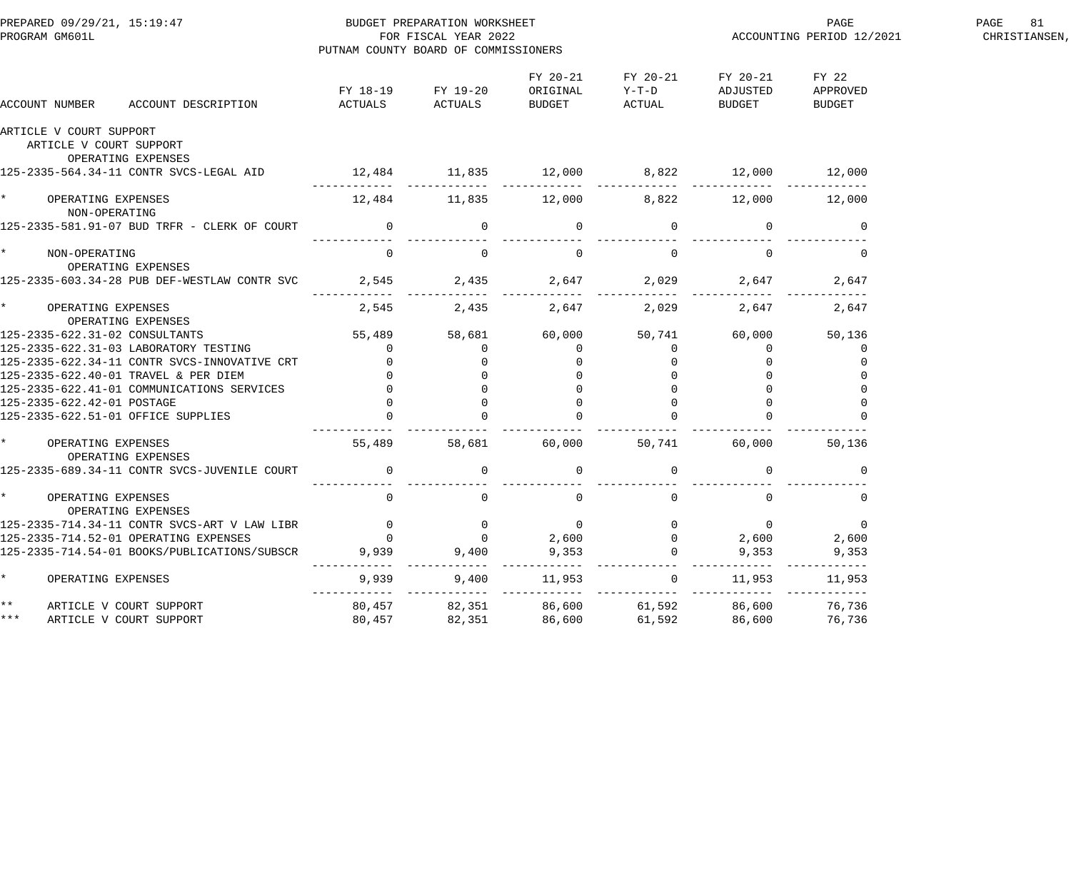PREPARED 09/29/21, 15:19:47 — BUDGET PREPARATION WORKSHEET — FOR FISCAL YEAR 2022 — PUTNAM COUNTY BOARD OF COMMISSIONERS
PROGRAM GM601L — ACCOUNTING PERIOD 12/2021 — CHRISTIANSEN,

| ACCOUNT NUMBER | ACCOUNT DESCRIPTION | FY 18-19 ACTUALS | FY 19-20 ACTUALS | FY 20-21 ORIGINAL BUDGET | FY 20-21 Y-T-D ACTUAL | FY 20-21 ADJUSTED BUDGET | FY 22 APPROVED BUDGET |
|---|---|---|---|---|---|---|---|
| ARTICLE V COURT SUPPORT | | | | | | | |
| ARTICLE V COURT SUPPORT | | | | | | | |
| OPERATING EXPENSES | | | | | | | |
| 125-2335-564.34-11 | CONTR SVCS-LEGAL AID | 12,484 | 11,835 | 12,000 | 8,822 | 12,000 | 12,000 |
| * | OPERATING EXPENSES | 12,484 | 11,835 | 12,000 | 8,822 | 12,000 | 12,000 |
| NON-OPERATING | | | | | | | |
| 125-2335-581.91-07 | BUD TRFR - CLERK OF COURT | 0 | 0 | 0 | 0 | 0 | 0 |
| * | NON-OPERATING | 0 | 0 | 0 | 0 | 0 | 0 |
| OPERATING EXPENSES | | | | | | | |
| 125-2335-603.34-28 | PUB DEF-WESTLAW CONTR SVC | 2,545 | 2,435 | 2,647 | 2,029 | 2,647 | 2,647 |
| * | OPERATING EXPENSES | 2,545 | 2,435 | 2,647 | 2,029 | 2,647 | 2,647 |
| OPERATING EXPENSES | | | | | | | |
| 125-2335-622.31-02 | CONSULTANTS | 55,489 | 58,681 | 60,000 | 50,741 | 60,000 | 50,136 |
| 125-2335-622.31-03 | LABORATORY TESTING | 0 | 0 | 0 | 0 | 0 | 0 |
| 125-2335-622.34-11 | CONTR SVCS-INNOVATIVE CRT | 0 | 0 | 0 | 0 | 0 | 0 |
| 125-2335-622.40-01 | TRAVEL & PER DIEM | 0 | 0 | 0 | 0 | 0 | 0 |
| 125-2335-622.41-01 | COMMUNICATIONS SERVICES | 0 | 0 | 0 | 0 | 0 | 0 |
| 125-2335-622.42-01 | POSTAGE | 0 | 0 | 0 | 0 | 0 | 0 |
| 125-2335-622.51-01 | OFFICE SUPPLIES | 0 | 0 | 0 | 0 | 0 | 0 |
| * | OPERATING EXPENSES | 55,489 | 58,681 | 60,000 | 50,741 | 60,000 | 50,136 |
| OPERATING EXPENSES | | | | | | | |
| 125-2335-689.34-11 | CONTR SVCS-JUVENILE COURT | 0 | 0 | 0 | 0 | 0 | 0 |
| * | OPERATING EXPENSES | 0 | 0 | 0 | 0 | 0 | 0 |
| OPERATING EXPENSES | | | | | | | |
| 125-2335-714.34-11 | CONTR SVCS-ART V LAW LIBR | 0 | 0 | 0 | 0 | 0 | 0 |
| 125-2335-714.52-01 | OPERATING EXPENSES | 0 | 0 | 2,600 | 0 | 2,600 | 2,600 |
| 125-2335-714.54-01 | BOOKS/PUBLICATIONS/SUBSCR | 9,939 | 9,400 | 9,353 | 0 | 9,353 | 9,353 |
| * | OPERATING EXPENSES | 9,939 | 9,400 | 11,953 | 0 | 11,953 | 11,953 |
| ** | ARTICLE V COURT SUPPORT | 80,457 | 82,351 | 86,600 | 61,592 | 86,600 | 76,736 |
| *** | ARTICLE V COURT SUPPORT | 80,457 | 82,351 | 86,600 | 61,592 | 86,600 | 76,736 |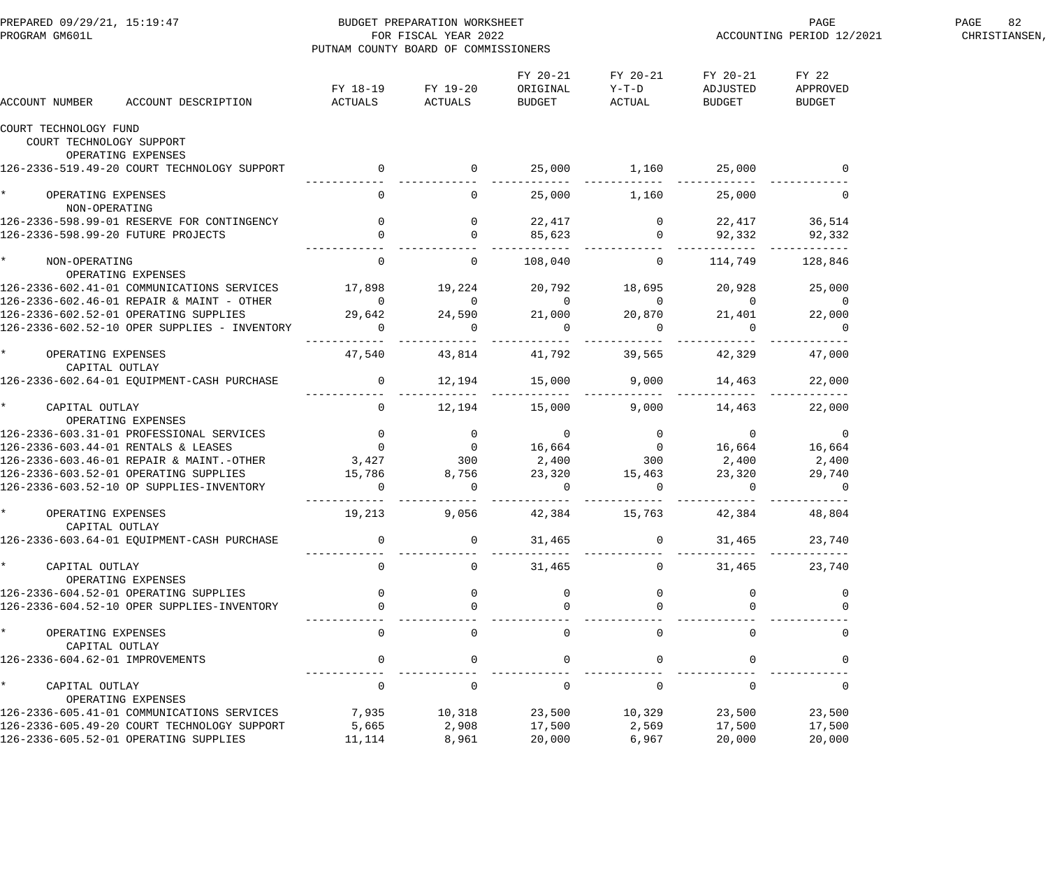BUDGET PREPARATION WORKSHEET
FOR FISCAL YEAR 2022
PUTNAM COUNTY BOARD OF COMMISSIONERS

| ACCOUNT NUMBER | ACCOUNT DESCRIPTION | FY 18-19 ACTUALS | FY 19-20 ACTUALS | FY 20-21 ORIGINAL BUDGET | FY 20-21 Y-T-D ACTUAL | FY 20-21 ADJUSTED BUDGET | FY 22 APPROVED BUDGET |
|---|---|---|---|---|---|---|---|
| COURT TECHNOLOGY FUND | | | | | | | |
| COURT TECHNOLOGY SUPPORT | | | | | | | |
| OPERATING EXPENSES | | | | | | | |
| 126-2336-519.49-20 | COURT TECHNOLOGY SUPPORT | 0 | 0 | 25,000 | 1,160 | 25,000 | 0 |
| * | OPERATING EXPENSES | 0 | 0 | 25,000 | 1,160 | 25,000 | 0 |
| NON-OPERATING | | | | | | | |
| 126-2336-598.99-01 | RESERVE FOR CONTINGENCY | 0 | 0 | 22,417 | 0 | 22,417 | 36,514 |
| 126-2336-598.99-20 | FUTURE PROJECTS | 0 | 0 | 85,623 | 0 | 92,332 | 92,332 |
| * | NON-OPERATING | 0 | 0 | 108,040 | 0 | 114,749 | 128,846 |
| OPERATING EXPENSES | | | | | | | |
| 126-2336-602.41-01 | COMMUNICATIONS SERVICES | 17,898 | 19,224 | 20,792 | 18,695 | 20,928 | 25,000 |
| 126-2336-602.46-01 | REPAIR & MAINT - OTHER | 0 | 0 | 0 | 0 | 0 | 0 |
| 126-2336-602.52-01 | OPERATING SUPPLIES | 29,642 | 24,590 | 21,000 | 20,870 | 21,401 | 22,000 |
| 126-2336-602.52-10 | OPER SUPPLIES - INVENTORY | 0 | 0 | 0 | 0 | 0 | 0 |
| * | OPERATING EXPENSES | 47,540 | 43,814 | 41,792 | 39,565 | 42,329 | 47,000 |
| CAPITAL OUTLAY | | | | | | | |
| 126-2336-602.64-01 | EQUIPMENT-CASH PURCHASE | 0 | 12,194 | 15,000 | 9,000 | 14,463 | 22,000 |
| * | CAPITAL OUTLAY | 0 | 12,194 | 15,000 | 9,000 | 14,463 | 22,000 |
| OPERATING EXPENSES | | | | | | | |
| 126-2336-603.31-01 | PROFESSIONAL SERVICES | 0 | 0 | 0 | 0 | 0 | 0 |
| 126-2336-603.44-01 | RENTALS & LEASES | 0 | 0 | 16,664 | 0 | 16,664 | 16,664 |
| 126-2336-603.46-01 | REPAIR & MAINT.-OTHER | 3,427 | 300 | 2,400 | 300 | 2,400 | 2,400 |
| 126-2336-603.52-01 | OPERATING SUPPLIES | 15,786 | 8,756 | 23,320 | 15,463 | 23,320 | 29,740 |
| 126-2336-603.52-10 | OP SUPPLIES-INVENTORY | 0 | 0 | 0 | 0 | 0 | 0 |
| * | OPERATING EXPENSES | 19,213 | 9,056 | 42,384 | 15,763 | 42,384 | 48,804 |
| CAPITAL OUTLAY | | | | | | | |
| 126-2336-603.64-01 | EQUIPMENT-CASH PURCHASE | 0 | 0 | 31,465 | 0 | 31,465 | 23,740 |
| * | CAPITAL OUTLAY | 0 | 0 | 31,465 | 0 | 31,465 | 23,740 |
| OPERATING EXPENSES | | | | | | | |
| 126-2336-604.52-01 | OPERATING SUPPLIES | 0 | 0 | 0 | 0 | 0 | 0 |
| 126-2336-604.52-10 | OPER SUPPLIES-INVENTORY | 0 | 0 | 0 | 0 | 0 | 0 |
| * | OPERATING EXPENSES | 0 | 0 | 0 | 0 | 0 | 0 |
| CAPITAL OUTLAY | | | | | | | |
| 126-2336-604.62-01 | IMPROVEMENTS | 0 | 0 | 0 | 0 | 0 | 0 |
| * | CAPITAL OUTLAY | 0 | 0 | 0 | 0 | 0 | 0 |
| OPERATING EXPENSES | | | | | | | |
| 126-2336-605.41-01 | COMMUNICATIONS SERVICES | 7,935 | 10,318 | 23,500 | 10,329 | 23,500 | 23,500 |
| 126-2336-605.49-20 | COURT TECHNOLOGY SUPPORT | 5,665 | 2,908 | 17,500 | 2,569 | 17,500 | 17,500 |
| 126-2336-605.52-01 | OPERATING SUPPLIES | 11,114 | 8,961 | 20,000 | 6,967 | 20,000 | 20,000 |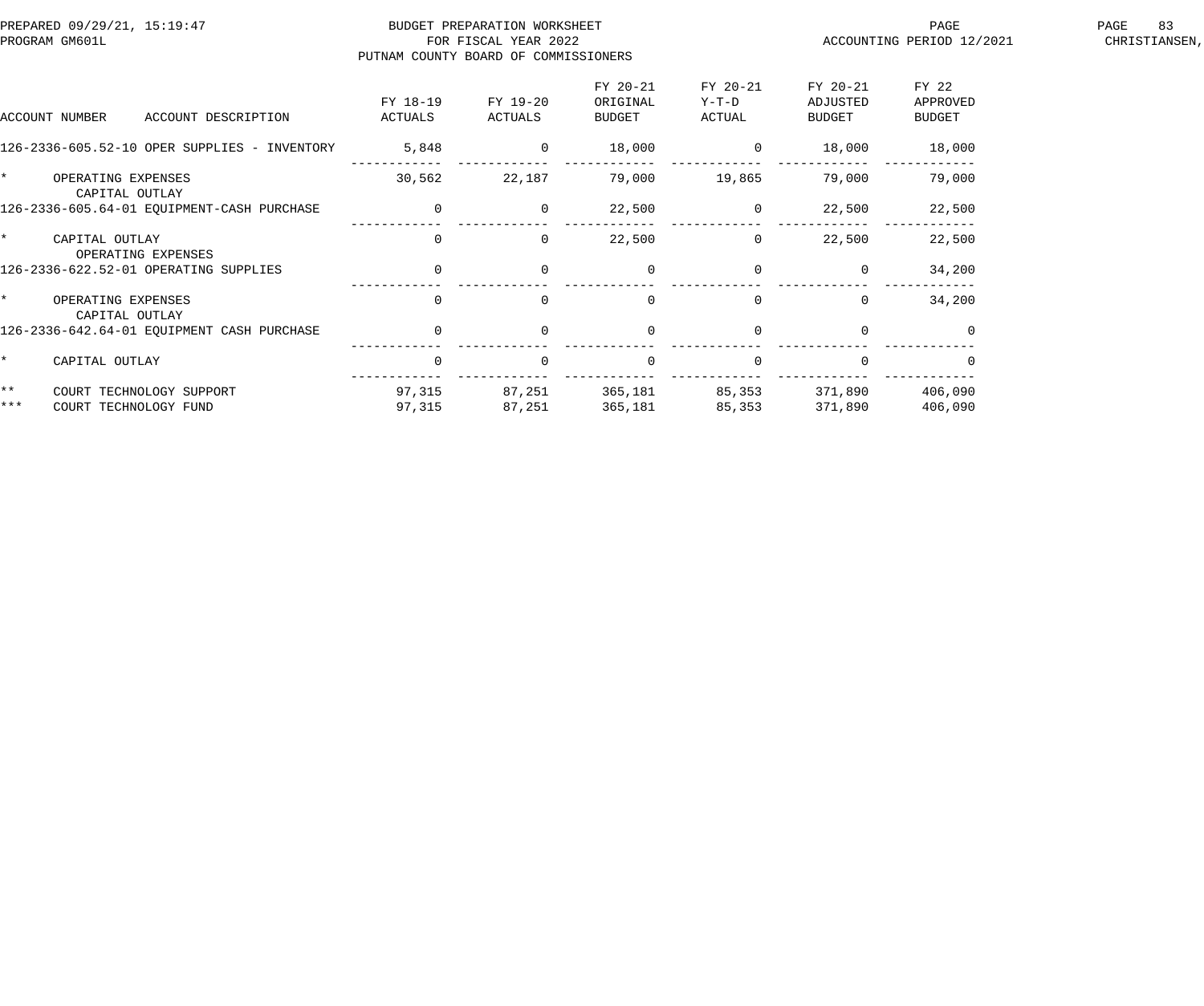PREPARED 09/29/21, 15:19:47 BUDGET PREPARATION WORKSHEET
PROGRAM GM601L FOR FISCAL YEAR 2022 ACCOUNTING PERIOD 12/2021
PUTNAM COUNTY BOARD OF COMMISSIONERS

| ACCOUNT NUMBER ACCOUNT DESCRIPTION | FY 18-19 ACTUALS | FY 19-20 ACTUALS | FY 20-21 ORIGINAL BUDGET | FY 20-21 Y-T-D ACTUAL | FY 20-21 ADJUSTED BUDGET | FY 22 APPROVED BUDGET |
|---|---|---|---|---|---|---|
| 126-2336-605.52-10 OPER SUPPLIES - INVENTORY | 5,848 | 0 | 18,000 | 0 | 18,000 | 18,000 |
| * OPERATING EXPENSES | 30,562 | 22,187 | 79,000 | 19,865 | 79,000 | 79,000 |
| CAPITAL OUTLAY | | | | | | |
| 126-2336-605.64-01 EQUIPMENT-CASH PURCHASE | 0 | 0 | 22,500 | 0 | 22,500 | 22,500 |
| * CAPITAL OUTLAY | 0 | 0 | 22,500 | 0 | 22,500 | 22,500 |
| OPERATING EXPENSES | | | | | | |
| 126-2336-622.52-01 OPERATING SUPPLIES | 0 | 0 | 0 | 0 | 0 | 34,200 |
| * OPERATING EXPENSES | 0 | 0 | 0 | 0 | 0 | 34,200 |
| CAPITAL OUTLAY | | | | | | |
| 126-2336-642.64-01 EQUIPMENT CASH PURCHASE | 0 | 0 | 0 | 0 | 0 | 0 |
| * CAPITAL OUTLAY | 0 | 0 | 0 | 0 | 0 | 0 |
| ** COURT TECHNOLOGY SUPPORT | 97,315 | 87,251 | 365,181 | 85,353 | 371,890 | 406,090 |
| *** COURT TECHNOLOGY FUND | 97,315 | 87,251 | 365,181 | 85,353 | 371,890 | 406,090 |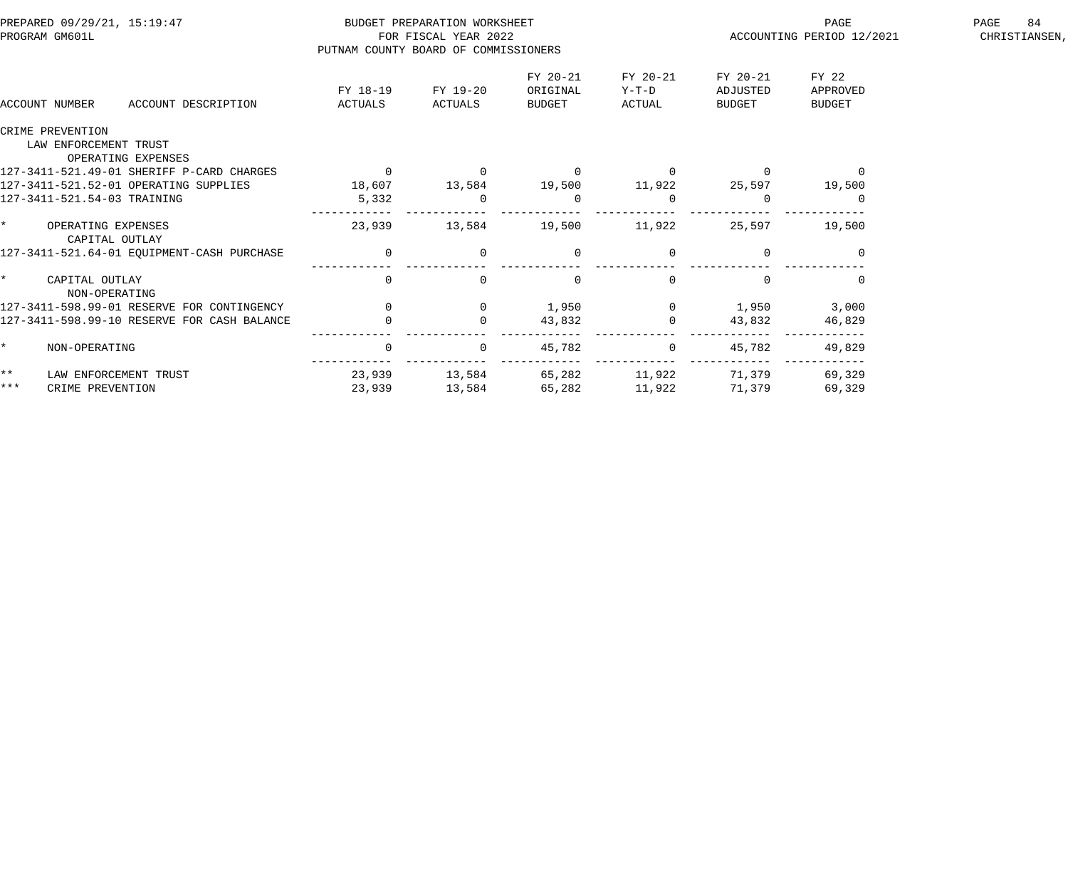BUDGET PREPARATION WORKSHEET
FOR FISCAL YEAR 2022
PUTNAM COUNTY BOARD OF COMMISSIONERS

PREPARED 09/29/21, 15:19:47
PROGRAM GM601L
ACCOUNTING PERIOD 12/2021

| ACCOUNT NUMBER ACCOUNT DESCRIPTION | FY 18-19 ACTUALS | FY 19-20 ACTUALS | FY 20-21 ORIGINAL BUDGET | FY 20-21 Y-T-D ACTUAL | FY 20-21 ADJUSTED BUDGET | FY 22 APPROVED BUDGET |
|---|---|---|---|---|---|---|
| CRIME PREVENTION | | | | | | |
| LAW ENFORCEMENT TRUST | | | | | | |
| OPERATING EXPENSES | | | | | | |
| 127-3411-521.49-01 SHERIFF P-CARD CHARGES | 0 | 0 | 0 | 0 | 0 | 0 |
| 127-3411-521.52-01 OPERATING SUPPLIES | 18,607 | 13,584 | 19,500 | 11,922 | 25,597 | 19,500 |
| 127-3411-521.54-03 TRAINING | 5,332 | 0 | 0 | 0 | 0 | 0 |
| * OPERATING EXPENSES | 23,939 | 13,584 | 19,500 | 11,922 | 25,597 | 19,500 |
| CAPITAL OUTLAY | | | | | | |
| 127-3411-521.64-01 EQUIPMENT-CASH PURCHASE | 0 | 0 | 0 | 0 | 0 | 0 |
| * CAPITAL OUTLAY | 0 | 0 | 0 | 0 | 0 | 0 |
| NON-OPERATING | | | | | | |
| 127-3411-598.99-01 RESERVE FOR CONTINGENCY | 0 | 0 | 1,950 | 0 | 1,950 | 3,000 |
| 127-3411-598.99-10 RESERVE FOR CASH BALANCE | 0 | 0 | 43,832 | 0 | 43,832 | 46,829 |
| * NON-OPERATING | 0 | 0 | 45,782 | 0 | 45,782 | 49,829 |
| ** LAW ENFORCEMENT TRUST | 23,939 | 13,584 | 65,282 | 11,922 | 71,379 | 69,329 |
| *** CRIME PREVENTION | 23,939 | 13,584 | 65,282 | 11,922 | 71,379 | 69,329 |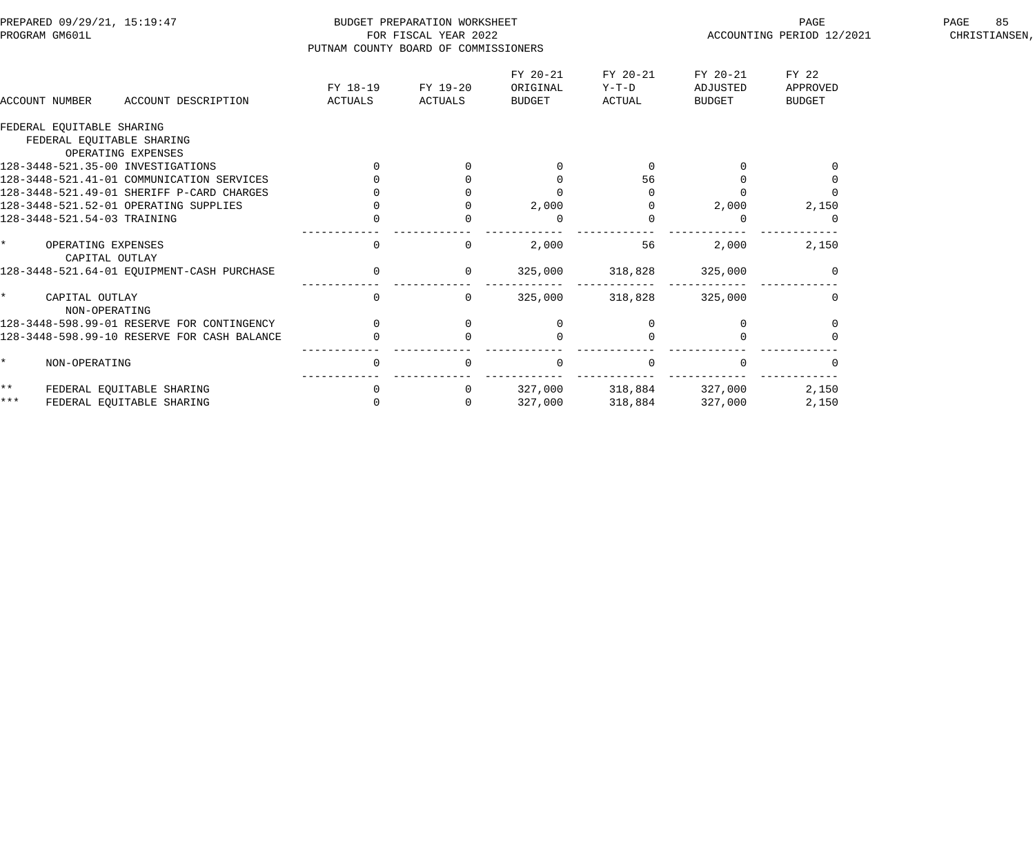BUDGET PREPARATION WORKSHEET
FOR FISCAL YEAR 2022
PUTNAM COUNTY BOARD OF COMMISSIONERS

PREPARED 09/29/21, 15:19:47
PROGRAM GM601L

ACCOUNTING PERIOD 12/2021

| ACCOUNT NUMBER | ACCOUNT DESCRIPTION | FY 18-19 ACTUALS | FY 19-20 ACTUALS | FY 20-21 ORIGINAL BUDGET | FY 20-21 Y-T-D ACTUAL | FY 20-21 ADJUSTED BUDGET | FY 22 APPROVED BUDGET |
|---|---|---|---|---|---|---|---|
| FEDERAL EQUITABLE SHARING | | | | | | | |
| FEDERAL EQUITABLE SHARING | | | | | | | |
| OPERATING EXPENSES | | | | | | | |
| 128-3448-521.35-00 | INVESTIGATIONS | 0 | 0 | 0 | 0 | 0 | 0 |
| 128-3448-521.41-01 | COMMUNICATION SERVICES | 0 | 0 | 0 | 56 | 0 | 0 |
| 128-3448-521.49-01 | SHERIFF P-CARD CHARGES | 0 | 0 | 0 | 0 | 0 | 0 |
| 128-3448-521.52-01 | OPERATING SUPPLIES | 0 | 0 | 2,000 | 0 | 2,000 | 2,150 |
| 128-3448-521.54-03 | TRAINING | 0 | 0 | 0 | 0 | 0 | 0 |
| * | OPERATING EXPENSES | 0 | 0 | 2,000 | 56 | 2,000 | 2,150 |
| CAPITAL OUTLAY | | | | | | | |
| 128-3448-521.64-01 | EQUIPMENT-CASH PURCHASE | 0 | 0 | 325,000 | 318,828 | 325,000 | 0 |
| * | CAPITAL OUTLAY | 0 | 0 | 325,000 | 318,828 | 325,000 | 0 |
| NON-OPERATING | | | | | | | |
| 128-3448-598.99-01 | RESERVE FOR CONTINGENCY | 0 | 0 | 0 | 0 | 0 | 0 |
| 128-3448-598.99-10 | RESERVE FOR CASH BALANCE | 0 | 0 | 0 | 0 | 0 | 0 |
| * | NON-OPERATING | 0 | 0 | 0 | 0 | 0 | 0 |
| ** | FEDERAL EQUITABLE SHARING | 0 | 0 | 327,000 | 318,884 | 327,000 | 2,150 |
| *** | FEDERAL EQUITABLE SHARING | 0 | 0 | 327,000 | 318,884 | 327,000 | 2,150 |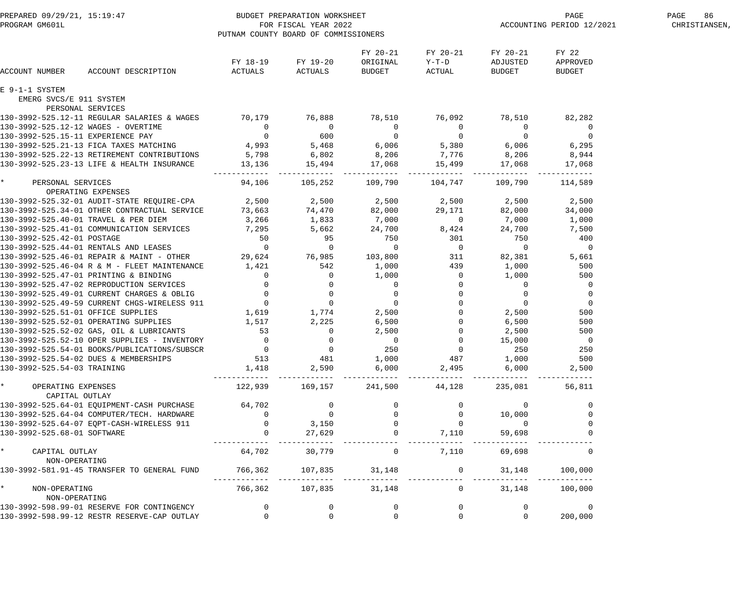BUDGET PREPARATION WORKSHEET
FOR FISCAL YEAR 2022
PUTNAM COUNTY BOARD OF COMMISSIONERS

PREPARED 09/29/21, 15:19:47
PROGRAM GM601L
ACCOUNTING PERIOD 12/2021

| ACCOUNT NUMBER | ACCOUNT DESCRIPTION | FY 18-19 ACTUALS | FY 19-20 ACTUALS | FY 20-21 ORIGINAL BUDGET | FY 20-21 Y-T-D ACTUAL | FY 20-21 ADJUSTED BUDGET | FY 22 APPROVED BUDGET |
|---|---|---|---|---|---|---|---|
| E 9-1-1 SYSTEM | | | | | | | |
| EMERG SVCS/E 911 SYSTEM | | | | | | | |
| PERSONAL SERVICES | | | | | | | |
| 130-3992-525.12-11 | REGULAR SALARIES & WAGES | 70,179 | 76,888 | 78,510 | 76,092 | 78,510 | 82,282 |
| 130-3992-525.12-12 | WAGES - OVERTIME | 0 | 0 | 0 | 0 | 0 | 0 |
| 130-3992-525.15-11 | EXPERIENCE PAY | 0 | 600 | 0 | 0 | 0 | 0 |
| 130-3992-525.21-13 | FICA TAXES MATCHING | 4,993 | 5,468 | 6,006 | 5,380 | 6,006 | 6,295 |
| 130-3992-525.22-13 | RETIREMENT CONTRIBUTIONS | 5,798 | 6,802 | 8,206 | 7,776 | 8,206 | 8,944 |
| 130-3992-525.23-13 | LIFE & HEALTH INSURANCE | 13,136 | 15,494 | 17,068 | 15,499 | 17,068 | 17,068 |
| * PERSONAL SERVICES | | 94,106 | 105,252 | 109,790 | 104,747 | 109,790 | 114,589 |
| OPERATING EXPENSES | | | | | | | |
| 130-3992-525.32-01 | AUDIT-STATE REQUIRE-CPA | 2,500 | 2,500 | 2,500 | 2,500 | 2,500 | 2,500 |
| 130-3992-525.34-01 | OTHER CONTRACTUAL SERVICE | 73,663 | 74,470 | 82,000 | 29,171 | 82,000 | 34,000 |
| 130-3992-525.40-01 | TRAVEL & PER DIEM | 3,266 | 1,833 | 7,000 | 0 | 7,000 | 1,000 |
| 130-3992-525.41-01 | COMMUNICATION SERVICES | 7,295 | 5,662 | 24,700 | 8,424 | 24,700 | 7,500 |
| 130-3992-525.42-01 | POSTAGE | 50 | 95 | 750 | 301 | 750 | 400 |
| 130-3992-525.44-01 | RENTALS AND LEASES | 0 | 0 | 0 | 0 | 0 | 0 |
| 130-3992-525.46-01 | REPAIR & MAINT - OTHER | 29,624 | 76,985 | 103,800 | 311 | 82,381 | 5,661 |
| 130-3992-525.46-04 | R & M - FLEET MAINTENANCE | 1,421 | 542 | 1,000 | 439 | 1,000 | 500 |
| 130-3992-525.47-01 | PRINTING & BINDING | 0 | 0 | 1,000 | 0 | 1,000 | 500 |
| 130-3992-525.47-02 | REPRODUCTION SERVICES | 0 | 0 | 0 | 0 | 0 | 0 |
| 130-3992-525.49-01 | CURRENT CHARGES & OBLIG | 0 | 0 | 0 | 0 | 0 | 0 |
| 130-3992-525.49-59 | CURRENT CHGS-WIRELESS 911 | 0 | 0 | 0 | 0 | 0 | 0 |
| 130-3992-525.51-01 | OFFICE SUPPLIES | 1,619 | 1,774 | 2,500 | 0 | 2,500 | 500 |
| 130-3992-525.52-01 | OPERATING SUPPLIES | 1,517 | 2,225 | 6,500 | 0 | 6,500 | 500 |
| 130-3992-525.52-02 | GAS, OIL & LUBRICANTS | 53 | 0 | 2,500 | 0 | 2,500 | 500 |
| 130-3992-525.52-10 | OPER SUPPLIES - INVENTORY | 0 | 0 | 0 | 0 | 15,000 | 0 |
| 130-3992-525.54-01 | BOOKS/PUBLICATIONS/SUBSCR | 0 | 0 | 250 | 0 | 250 | 250 |
| 130-3992-525.54-02 | DUES & MEMBERSHIPS | 513 | 481 | 1,000 | 487 | 1,000 | 500 |
| 130-3992-525.54-03 | TRAINING | 1,418 | 2,590 | 6,000 | 2,495 | 6,000 | 2,500 |
| * OPERATING EXPENSES | | 122,939 | 169,157 | 241,500 | 44,128 | 235,081 | 56,811 |
| CAPITAL OUTLAY | | | | | | | |
| 130-3992-525.64-01 | EQUIPMENT-CASH PURCHASE | 64,702 | 0 | 0 | 0 | 0 | 0 |
| 130-3992-525.64-04 | COMPUTER/TECH. HARDWARE | 0 | 0 | 0 | 0 | 10,000 | 0 |
| 130-3992-525.64-07 | EQPT-CASH-WIRELESS 911 | 0 | 3,150 | 0 | 0 | 0 | 0 |
| 130-3992-525.68-01 | SOFTWARE | 0 | 27,629 | 0 | 7,110 | 59,698 | 0 |
| * CAPITAL OUTLAY | | 64,702 | 30,779 | 0 | 7,110 | 69,698 | 0 |
| NON-OPERATING | | | | | | | |
| 130-3992-581.91-45 | TRANSFER TO GENERAL FUND | 766,362 | 107,835 | 31,148 | 0 | 31,148 | 100,000 |
| * NON-OPERATING | | 766,362 | 107,835 | 31,148 | 0 | 31,148 | 100,000 |
| NON-OPERATING | | | | | | | |
| 130-3992-598.99-01 | RESERVE FOR CONTINGENCY | 0 | 0 | 0 | 0 | 0 | 0 |
| 130-3992-598.99-12 | RESTR RESERVE-CAP OUTLAY | 0 | 0 | 0 | 0 | 0 | 200,000 |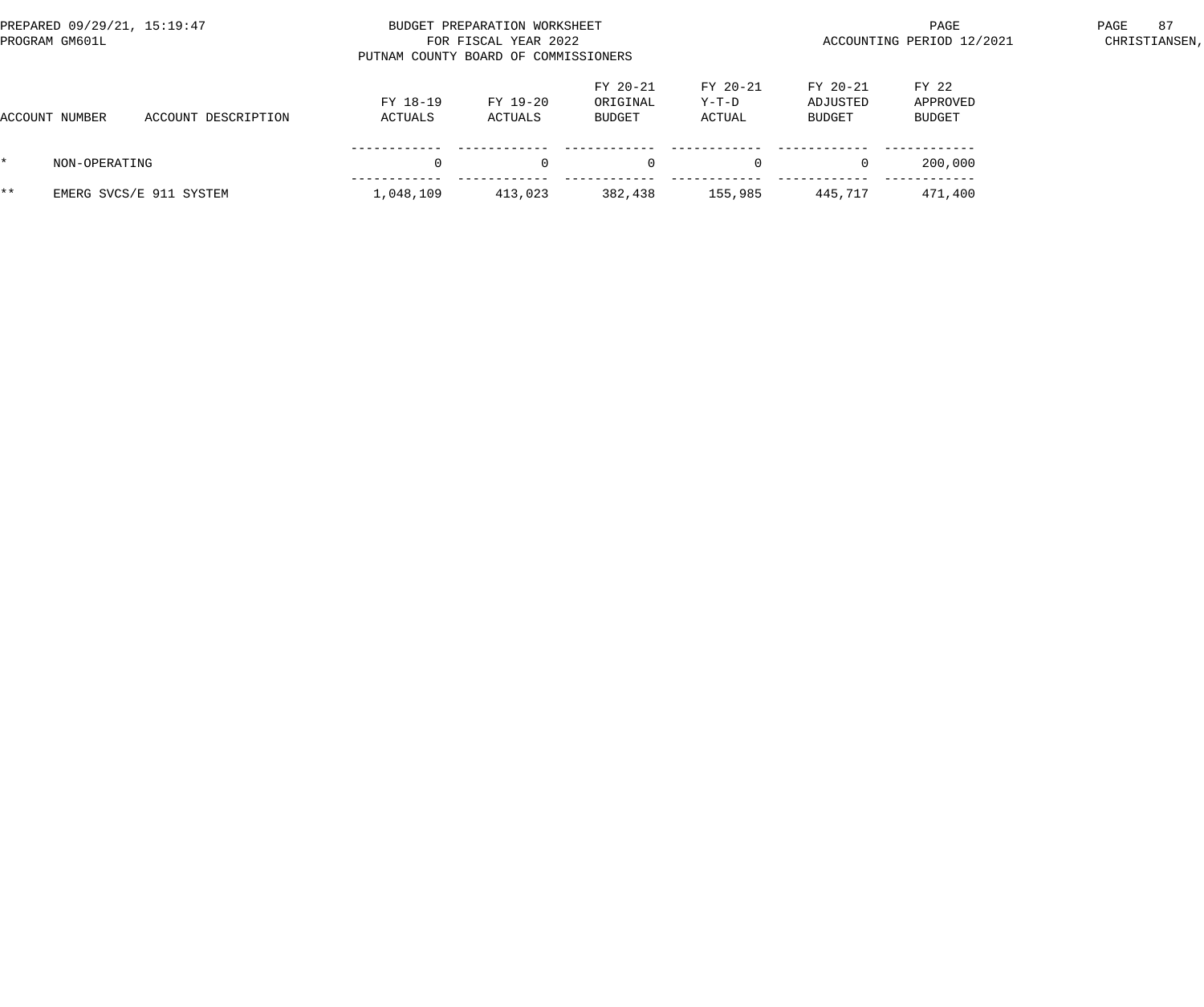BUDGET PREPARATION WORKSHEET
FOR FISCAL YEAR 2022
PUTNAM COUNTY BOARD OF COMMISSIONERS

PREPARED 09/29/21, 15:19:47
PROGRAM GM601L

ACCOUNTING PERIOD 12/2021

CHRISTIANSEN,

| ACCOUNT NUMBER | ACCOUNT DESCRIPTION | FY 18-19 ACTUALS | FY 19-20 ACTUALS | FY 20-21 ORIGINAL BUDGET | FY 20-21 Y-T-D ACTUAL | FY 20-21 ADJUSTED BUDGET | FY 22 APPROVED BUDGET |
|---|---|---|---|---|---|---|---|
| * | NON-OPERATING | 0 | 0 | 0 | 0 | 0 | 200,000 |
| ** | EMERG SVCS/E 911 SYSTEM | 1,048,109 | 413,023 | 382,438 | 155,985 | 445,717 | 471,400 |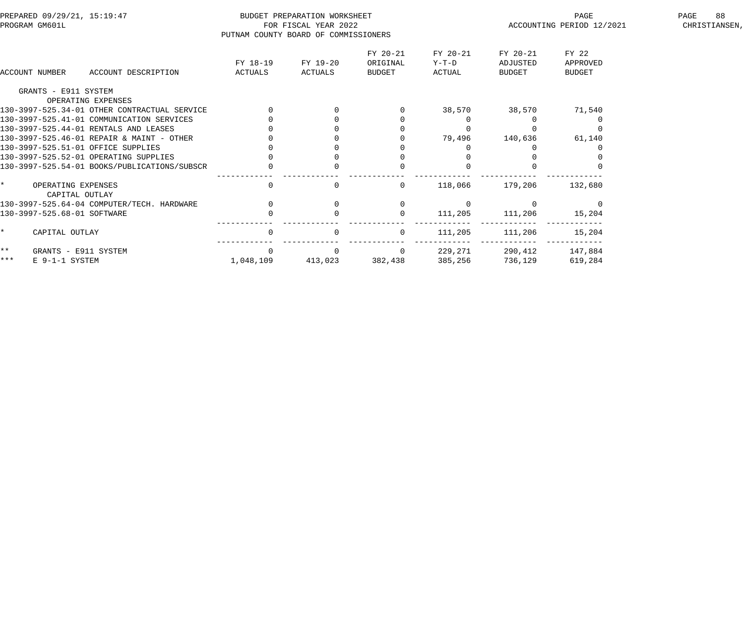BUDGET PREPARATION WORKSHEET
FOR FISCAL YEAR 2022
PUTNAM COUNTY BOARD OF COMMISSIONERS

PREPARED 09/29/21, 15:19:47
PROGRAM GM601L

ACCOUNTING PERIOD 12/2021

| ACCOUNT NUMBER | ACCOUNT DESCRIPTION | FY 18-19 ACTUALS | FY 19-20 ACTUALS | FY 20-21 ORIGINAL BUDGET | FY 20-21 Y-T-D ACTUAL | FY 20-21 ADJUSTED BUDGET | FY 22 APPROVED BUDGET |
|---|---|---|---|---|---|---|---|
| | GRANTS - E911 SYSTEM | | | | | | |
| | OPERATING EXPENSES | | | | | | |
| 130-3997-525.34-01 | OTHER CONTRACTUAL SERVICE | 0 | 0 | 0 | 38,570 | 38,570 | 71,540 |
| 130-3997-525.41-01 | COMMUNICATION SERVICES | 0 | 0 | 0 | 0 | 0 | 0 |
| 130-3997-525.44-01 | RENTALS AND LEASES | 0 | 0 | 0 | 0 | 0 | 0 |
| 130-3997-525.46-01 | REPAIR & MAINT - OTHER | 0 | 0 | 0 | 79,496 | 140,636 | 61,140 |
| 130-3997-525.51-01 | OFFICE SUPPLIES | 0 | 0 | 0 | 0 | 0 | 0 |
| 130-3997-525.52-01 | OPERATING SUPPLIES | 0 | 0 | 0 | 0 | 0 | 0 |
| 130-3997-525.54-01 | BOOKS/PUBLICATIONS/SUBSCR | 0 | 0 | 0 | 0 | 0 | 0 |
| * | OPERATING EXPENSES | 0 | 0 | 0 | 118,066 | 179,206 | 132,680 |
| | CAPITAL OUTLAY | | | | | | |
| 130-3997-525.64-04 | COMPUTER/TECH. HARDWARE | 0 | 0 | 0 | 0 | 0 | 0 |
| 130-3997-525.68-01 | SOFTWARE | 0 | 0 | 0 | 111,205 | 111,206 | 15,204 |
| * | CAPITAL OUTLAY | 0 | 0 | 0 | 111,205 | 111,206 | 15,204 |
| ** | GRANTS - E911 SYSTEM | 0 | 0 | 0 | 229,271 | 290,412 | 147,884 |
| *** | E 9-1-1 SYSTEM | 1,048,109 | 413,023 | 382,438 | 385,256 | 736,129 | 619,284 |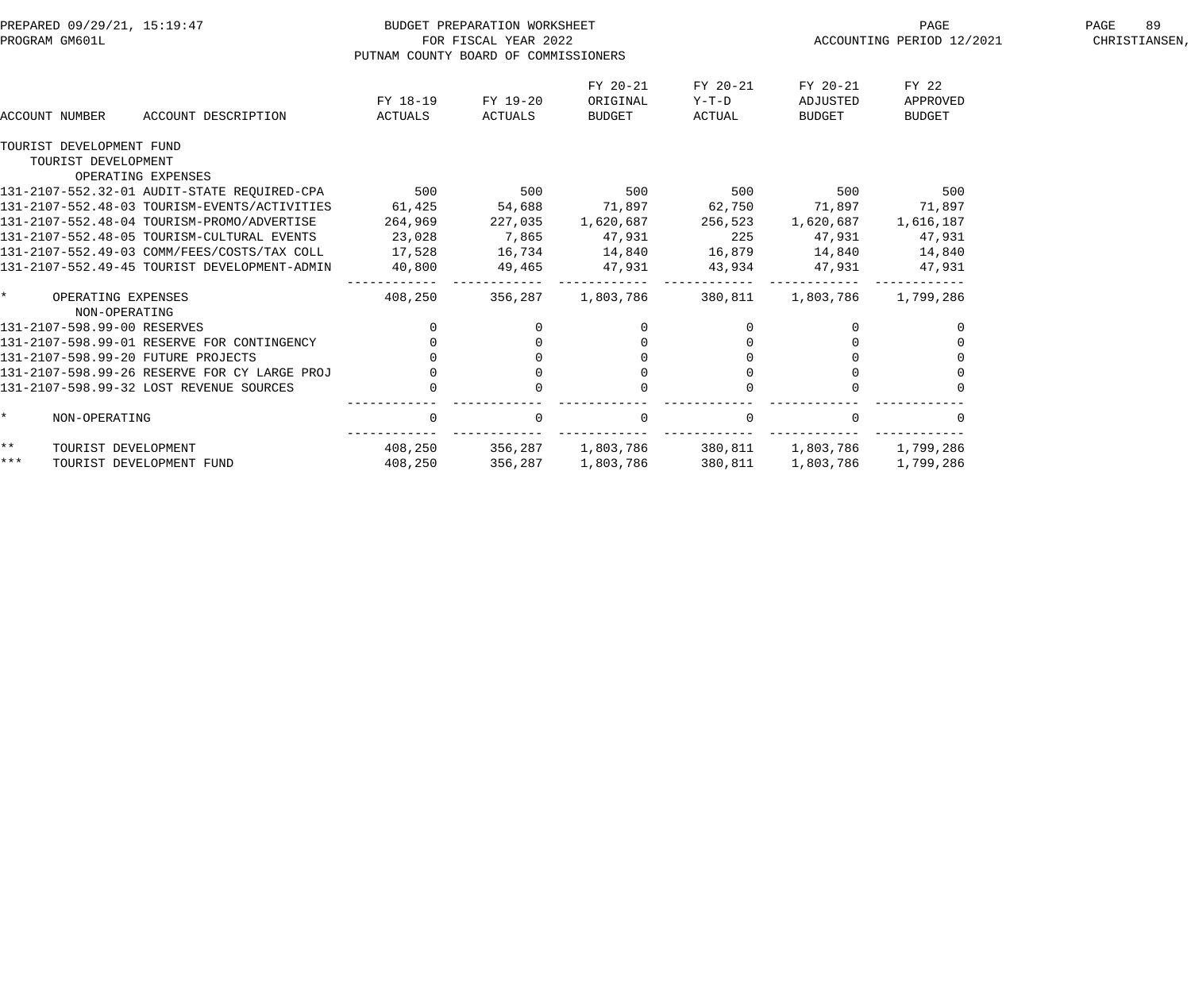BUDGET PREPARATION WORKSHEET
FOR FISCAL YEAR 2022
PUTNAM COUNTY BOARD OF COMMISSIONERS

PREPARED 09/29/21, 15:19:47
PROGRAM GM601L

ACCOUNTING PERIOD 12/2021

| ACCOUNT NUMBER | ACCOUNT DESCRIPTION | FY 18-19 ACTUALS | FY 19-20 ACTUALS | FY 20-21 ORIGINAL BUDGET | FY 20-21 Y-T-D ACTUAL | FY 20-21 ADJUSTED BUDGET | FY 22 APPROVED BUDGET |
|---|---|---|---|---|---|---|---|
| TOURIST DEVELOPMENT FUND | | | | | | | |
| TOURIST DEVELOPMENT | | | | | | | |
| OPERATING EXPENSES | | | | | | | |
| 131-2107-552.32-01 | AUDIT-STATE REQUIRED-CPA | 500 | 500 | 500 | 500 | 500 | 500 |
| 131-2107-552.48-03 | TOURISM-EVENTS/ACTIVITIES | 61,425 | 54,688 | 71,897 | 62,750 | 71,897 | 71,897 |
| 131-2107-552.48-04 | TOURISM-PROMO/ADVERTISE | 264,969 | 227,035 | 1,620,687 | 256,523 | 1,620,687 | 1,616,187 |
| 131-2107-552.48-05 | TOURISM-CULTURAL EVENTS | 23,028 | 7,865 | 47,931 | 225 | 47,931 | 47,931 |
| 131-2107-552.49-03 | COMM/FEES/COSTS/TAX COLL | 17,528 | 16,734 | 14,840 | 16,879 | 14,840 | 14,840 |
| 131-2107-552.49-45 | TOURIST DEVELOPMENT-ADMIN | 40,800 | 49,465 | 47,931 | 43,934 | 47,931 | 47,931 |
| * | OPERATING EXPENSES | 408,250 | 356,287 | 1,803,786 | 380,811 | 1,803,786 | 1,799,286 |
| NON-OPERATING | | | | | | | |
| 131-2107-598.99-00 | RESERVES | 0 | 0 | 0 | 0 | 0 | 0 |
| 131-2107-598.99-01 | RESERVE FOR CONTINGENCY | 0 | 0 | 0 | 0 | 0 | 0 |
| 131-2107-598.99-20 | FUTURE PROJECTS | 0 | 0 | 0 | 0 | 0 | 0 |
| 131-2107-598.99-26 | RESERVE FOR CY LARGE PROJ | 0 | 0 | 0 | 0 | 0 | 0 |
| 131-2107-598.99-32 | LOST REVENUE SOURCES | 0 | 0 | 0 | 0 | 0 | 0 |
| * | NON-OPERATING | 0 | 0 | 0 | 0 | 0 | 0 |
| ** | TOURIST DEVELOPMENT | 408,250 | 356,287 | 1,803,786 | 380,811 | 1,803,786 | 1,799,286 |
| *** | TOURIST DEVELOPMENT FUND | 408,250 | 356,287 | 1,803,786 | 380,811 | 1,803,786 | 1,799,286 |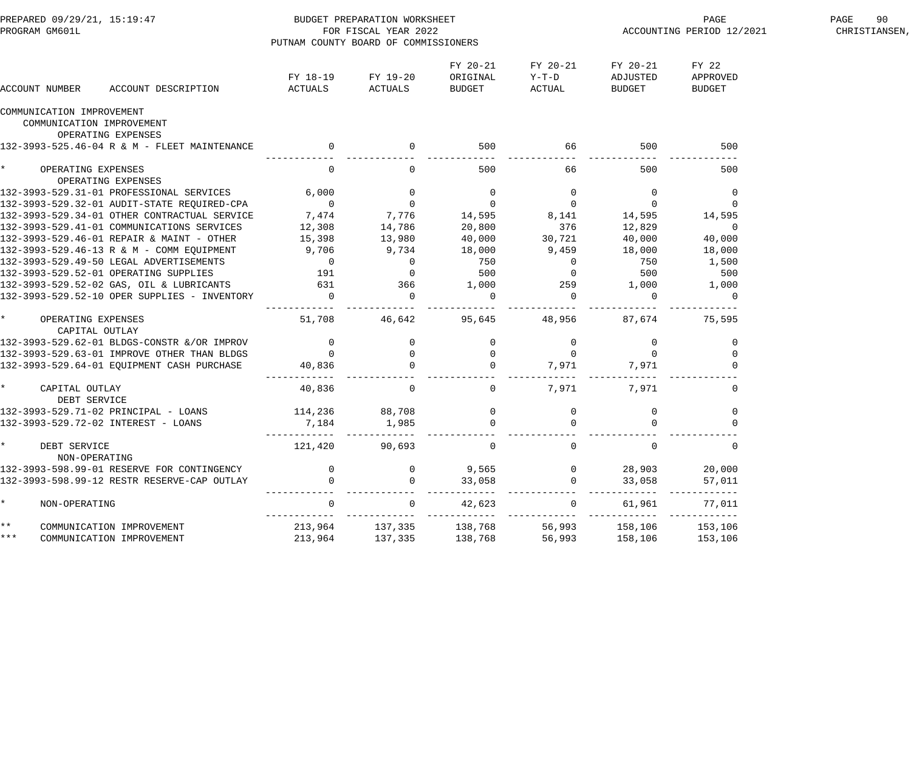BUDGET PREPARATION WORKSHEET
FOR FISCAL YEAR 2022
PUTNAM COUNTY BOARD OF COMMISSIONERS

PREPARED 09/29/21, 15:19:47
PROGRAM GM601L

ACCOUNTING PERIOD 12/2021

| ACCOUNT NUMBER | ACCOUNT DESCRIPTION | FY 18-19 ACTUALS | FY 19-20 ACTUALS | FY 20-21 ORIGINAL BUDGET | FY 20-21 Y-T-D ACTUAL | FY 20-21 ADJUSTED BUDGET | FY 22 APPROVED BUDGET |
|---|---|---|---|---|---|---|---|
| COMMUNICATION IMPROVEMENT | | | | | | | |
| COMMUNICATION IMPROVEMENT | | | | | | | |
| OPERATING EXPENSES | | | | | | | |
| 132-3993-525.46-04 | R & M - FLEET MAINTENANCE | 0 | 0 | 500 | 66 | 500 | 500 |
| * | OPERATING EXPENSES | 0 | 0 | 500 | 66 | 500 | 500 |
| OPERATING EXPENSES | | | | | | | |
| 132-3993-529.31-01 | PROFESSIONAL SERVICES | 6,000 | 0 | 0 | 0 | 0 | 0 |
| 132-3993-529.32-01 | AUDIT-STATE REQUIRED-CPA | 0 | 0 | 0 | 0 | 0 | 0 |
| 132-3993-529.34-01 | OTHER CONTRACTUAL SERVICE | 7,474 | 7,776 | 14,595 | 8,141 | 14,595 | 14,595 |
| 132-3993-529.41-01 | COMMUNICATIONS SERVICES | 12,308 | 14,786 | 20,800 | 376 | 12,829 | 0 |
| 132-3993-529.46-01 | REPAIR & MAINT - OTHER | 15,398 | 13,980 | 40,000 | 30,721 | 40,000 | 40,000 |
| 132-3993-529.46-13 | R & M - COMM EQUIPMENT | 9,706 | 9,734 | 18,000 | 9,459 | 18,000 | 18,000 |
| 132-3993-529.49-50 | LEGAL ADVERTISEMENTS | 0 | 0 | 750 | 0 | 750 | 1,500 |
| 132-3993-529.52-01 | OPERATING SUPPLIES | 191 | 0 | 500 | 0 | 500 | 500 |
| 132-3993-529.52-02 | GAS, OIL & LUBRICANTS | 631 | 366 | 1,000 | 259 | 1,000 | 1,000 |
| 132-3993-529.52-10 | OPER SUPPLIES - INVENTORY | 0 | 0 | 0 | 0 | 0 | 0 |
| * | OPERATING EXPENSES | 51,708 | 46,642 | 95,645 | 48,956 | 87,674 | 75,595 |
| CAPITAL OUTLAY | | | | | | | |
| 132-3993-529.62-01 | BLDGS-CONSTR &/OR IMPROV | 0 | 0 | 0 | 0 | 0 | 0 |
| 132-3993-529.63-01 | IMPROVE OTHER THAN BLDGS | 0 | 0 | 0 | 0 | 0 | 0 |
| 132-3993-529.64-01 | EQUIPMENT CASH PURCHASE | 40,836 | 0 | 0 | 7,971 | 7,971 | 0 |
| * | CAPITAL OUTLAY | 40,836 | 0 | 0 | 7,971 | 7,971 | 0 |
| DEBT SERVICE | | | | | | | |
| 132-3993-529.71-02 | PRINCIPAL - LOANS | 114,236 | 88,708 | 0 | 0 | 0 | 0 |
| 132-3993-529.72-02 | INTEREST - LOANS | 7,184 | 1,985 | 0 | 0 | 0 | 0 |
| * | DEBT SERVICE | 121,420 | 90,693 | 0 | 0 | 0 | 0 |
| NON-OPERATING | | | | | | | |
| 132-3993-598.99-01 | RESERVE FOR CONTINGENCY | 0 | 0 | 9,565 | 0 | 28,903 | 20,000 |
| 132-3993-598.99-12 | RESTR RESERVE-CAP OUTLAY | 0 | 0 | 33,058 | 0 | 33,058 | 57,011 |
| * | NON-OPERATING | 0 | 0 | 42,623 | 0 | 61,961 | 77,011 |
| ** | COMMUNICATION IMPROVEMENT | 213,964 | 137,335 | 138,768 | 56,993 | 158,106 | 153,106 |
| *** | COMMUNICATION IMPROVEMENT | 213,964 | 137,335 | 138,768 | 56,993 | 158,106 | 153,106 |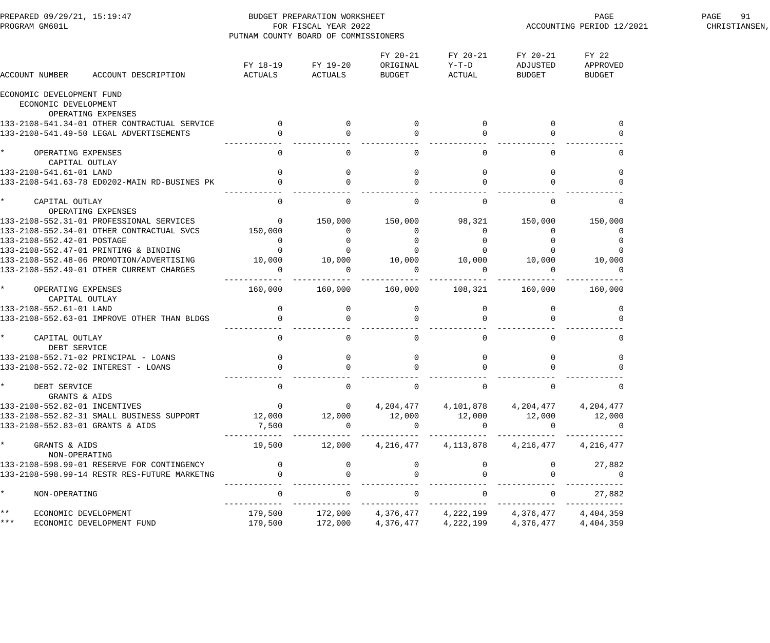BUDGET PREPARATION WORKSHEET
FOR FISCAL YEAR 2022
PUTNAM COUNTY BOARD OF COMMISSIONERS

PREPARED 09/29/21, 15:19:47
PROGRAM GM601L

ACCOUNTING PERIOD 12/2021

| ACCOUNT NUMBER | ACCOUNT DESCRIPTION | FY 18-19 ACTUALS | FY 19-20 ACTUALS | FY 20-21 ORIGINAL BUDGET | FY 20-21 Y-T-D ACTUAL | FY 20-21 ADJUSTED BUDGET | FY 22 APPROVED BUDGET |
|---|---|---|---|---|---|---|---|
| ECONOMIC DEVELOPMENT FUND | | | | | | | |
| ECONOMIC DEVELOPMENT | | | | | | | |
| OPERATING EXPENSES | | | | | | | |
| 133-2108-541.34-01 | OTHER CONTRACTUAL SERVICE | 0 | 0 | 0 | 0 | 0 | 0 |
| 133-2108-541.49-50 | LEGAL ADVERTISEMENTS | 0 | 0 | 0 | 0 | 0 | 0 |
| * | OPERATING EXPENSES | 0 | 0 | 0 | 0 | 0 | 0 |
| CAPITAL OUTLAY | | | | | | | |
| 133-2108-541.61-01 | LAND | 0 | 0 | 0 | 0 | 0 | 0 |
| 133-2108-541.63-78 | ED0202-MAIN RD-BUSINES PK | 0 | 0 | 0 | 0 | 0 | 0 |
| * | CAPITAL OUTLAY | 0 | 0 | 0 | 0 | 0 | 0 |
| OPERATING EXPENSES | | | | | | | |
| 133-2108-552.31-01 | PROFESSIONAL SERVICES | 0 | 150,000 | 150,000 | 98,321 | 150,000 | 150,000 |
| 133-2108-552.34-01 | OTHER CONTRACTUAL SVCS | 150,000 | 0 | 0 | 0 | 0 | 0 |
| 133-2108-552.42-01 | POSTAGE | 0 | 0 | 0 | 0 | 0 | 0 |
| 133-2108-552.47-01 | PRINTING & BINDING | 0 | 0 | 0 | 0 | 0 | 0 |
| 133-2108-552.48-06 | PROMOTION/ADVERTISING | 10,000 | 10,000 | 10,000 | 10,000 | 10,000 | 10,000 |
| 133-2108-552.49-01 | OTHER CURRENT CHARGES | 0 | 0 | 0 | 0 | 0 | 0 |
| * | OPERATING EXPENSES | 160,000 | 160,000 | 160,000 | 108,321 | 160,000 | 160,000 |
| CAPITAL OUTLAY | | | | | | | |
| 133-2108-552.61-01 | LAND | 0 | 0 | 0 | 0 | 0 | 0 |
| 133-2108-552.63-01 | IMPROVE OTHER THAN BLDGS | 0 | 0 | 0 | 0 | 0 | 0 |
| * | CAPITAL OUTLAY | 0 | 0 | 0 | 0 | 0 | 0 |
| DEBT SERVICE | | | | | | | |
| 133-2108-552.71-02 | PRINCIPAL - LOANS | 0 | 0 | 0 | 0 | 0 | 0 |
| 133-2108-552.72-02 | INTEREST - LOANS | 0 | 0 | 0 | 0 | 0 | 0 |
| * | DEBT SERVICE | 0 | 0 | 0 | 0 | 0 | 0 |
| GRANTS & AIDS | | | | | | | |
| 133-2108-552.82-01 | INCENTIVES | 0 | 0 | 4,204,477 | 4,101,878 | 4,204,477 | 4,204,477 |
| 133-2108-552.82-31 | SMALL BUSINESS SUPPORT | 12,000 | 12,000 | 12,000 | 12,000 | 12,000 | 12,000 |
| 133-2108-552.83-01 | GRANTS & AIDS | 7,500 | 0 | 0 | 0 | 0 | 0 |
| * | GRANTS & AIDS | 19,500 | 12,000 | 4,216,477 | 4,113,878 | 4,216,477 | 4,216,477 |
| NON-OPERATING | | | | | | | |
| 133-2108-598.99-01 | RESERVE FOR CONTINGENCY | 0 | 0 | 0 | 0 | 0 | 27,882 |
| 133-2108-598.99-14 | RESTR RES-FUTURE MARKETNG | 0 | 0 | 0 | 0 | 0 | 0 |
| * | NON-OPERATING | 0 | 0 | 0 | 0 | 0 | 27,882 |
| ** | ECONOMIC DEVELOPMENT | 179,500 | 172,000 | 4,376,477 | 4,222,199 | 4,376,477 | 4,404,359 |
| *** | ECONOMIC DEVELOPMENT FUND | 179,500 | 172,000 | 4,376,477 | 4,222,199 | 4,376,477 | 4,404,359 |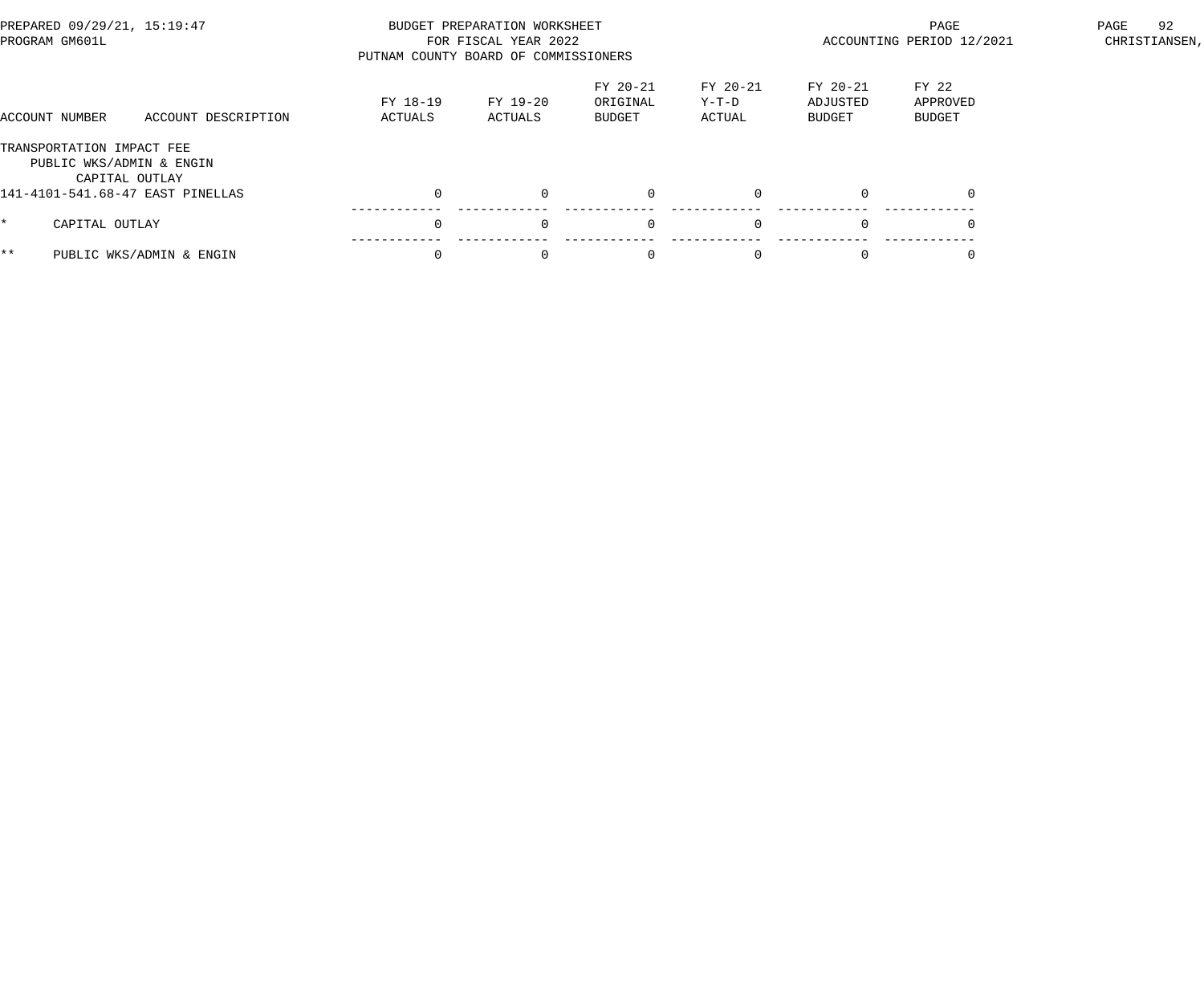BUDGET PREPARATION WORKSHEET
FOR FISCAL YEAR 2022
PUTNAM COUNTY BOARD OF COMMISSIONERS

PREPARED 09/29/21, 15:19:47
PROGRAM GM601L

ACCOUNTING PERIOD 12/2021

| ACCOUNT NUMBER | ACCOUNT DESCRIPTION | FY 18-19 ACTUALS | FY 19-20 ACTUALS | FY 20-21 ORIGINAL BUDGET | FY 20-21 Y-T-D ACTUAL | FY 20-21 ADJUSTED BUDGET | FY 22 APPROVED BUDGET |
|---|---|---|---|---|---|---|---|
| TRANSPORTATION IMPACT FEE | | | | | | | |
| PUBLIC WKS/ADMIN & ENGIN | | | | | | | |
| CAPITAL OUTLAY | | | | | | | |
| 141-4101-541.68-47 | EAST PINELLAS | 0 | 0 | 0 | 0 | 0 | 0 |
| * | CAPITAL OUTLAY | 0 | 0 | 0 | 0 | 0 | 0 |
| ** | PUBLIC WKS/ADMIN & ENGIN | 0 | 0 | 0 | 0 | 0 | 0 |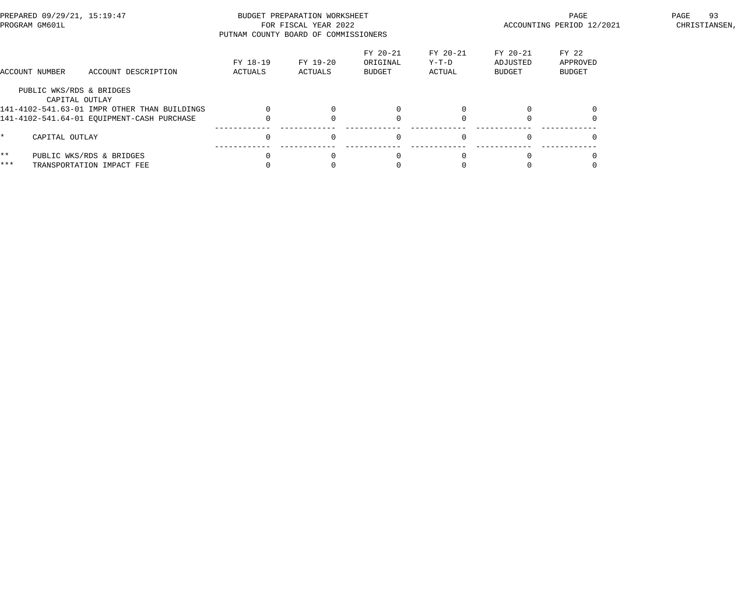BUDGET PREPARATION WORKSHEET
FOR FISCAL YEAR 2022
PUTNAM COUNTY BOARD OF COMMISSIONERS

PREPARED 09/29/21, 15:19:47
PROGRAM GM601L

ACCOUNTING PERIOD 12/2021

| ACCOUNT NUMBER | ACCOUNT DESCRIPTION | FY 18-19 ACTUALS | FY 19-20 ACTUALS | FY 20-21 ORIGINAL BUDGET | FY 20-21 Y-T-D ACTUAL | FY 20-21 ADJUSTED BUDGET | FY 22 APPROVED BUDGET |
|---|---|---|---|---|---|---|---|
| PUBLIC WKS/RDS & BRIDGES | | | | | | | |
| CAPITAL OUTLAY | | | | | | | |
| 141-4102-541.63-01 | IMPR OTHER THAN BUILDINGS | 0 | 0 | 0 | 0 | 0 | 0 |
| 141-4102-541.64-01 | EQUIPMENT-CASH PURCHASE | 0 | 0 | 0 | 0 | 0 | 0 |
| * | CAPITAL OUTLAY | 0 | 0 | 0 | 0 | 0 | 0 |
| ** | PUBLIC WKS/RDS & BRIDGES | 0 | 0 | 0 | 0 | 0 | 0 |
| *** | TRANSPORTATION IMPACT FEE | 0 | 0 | 0 | 0 | 0 | 0 |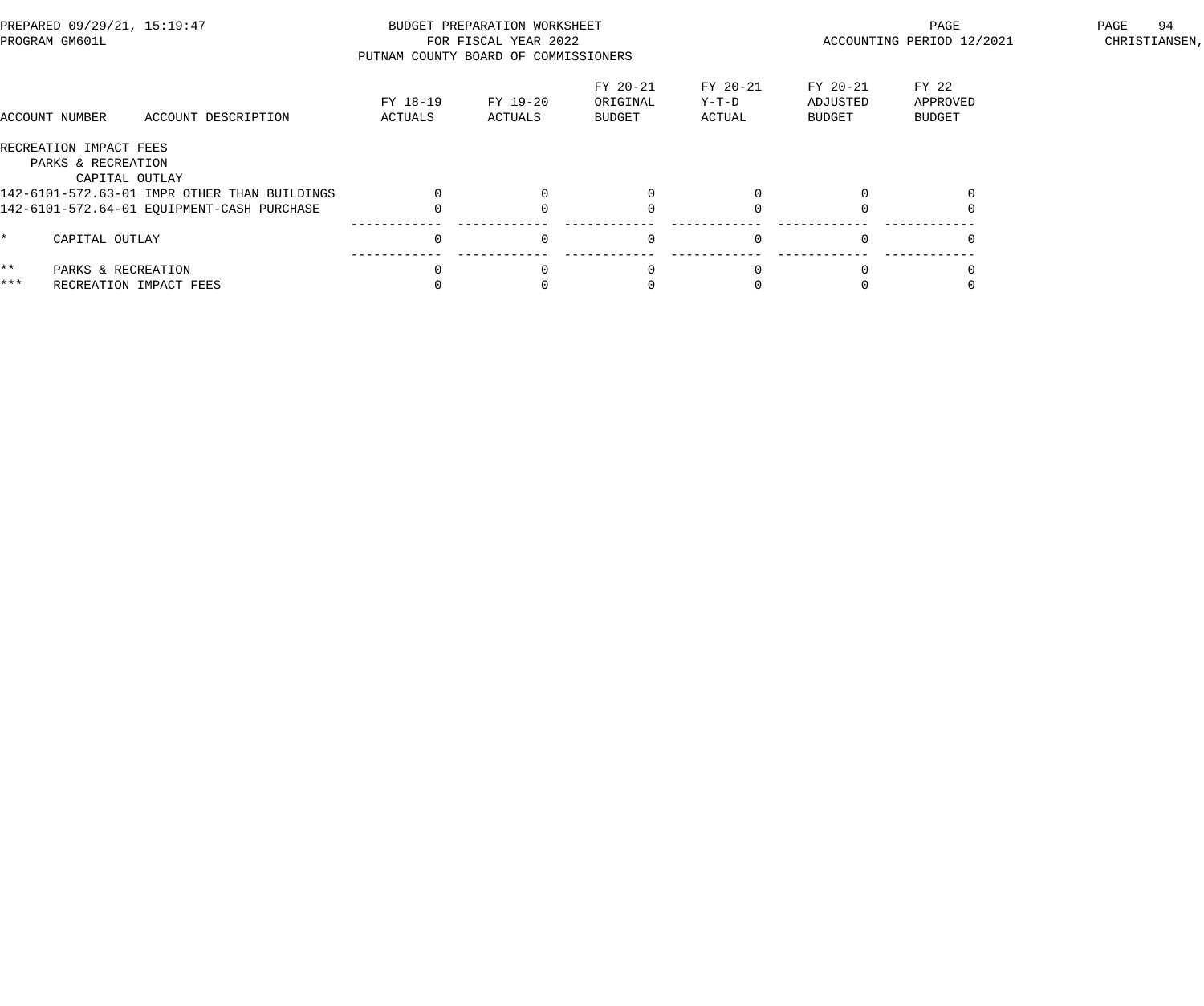BUDGET PREPARATION WORKSHEET
FOR FISCAL YEAR 2022
PUTNAM COUNTY BOARD OF COMMISSIONERS

PREPARED 09/29/21, 15:19:47
PROGRAM GM601L
ACCOUNTING PERIOD 12/2021
CHRISTIANSEN,

| ACCOUNT NUMBER | ACCOUNT DESCRIPTION | FY 18-19 ACTUALS | FY 19-20 ACTUALS | FY 20-21 ORIGINAL BUDGET | FY 20-21 Y-T-D ACTUAL | FY 20-21 ADJUSTED BUDGET | FY 22 APPROVED BUDGET |
|---|---|---|---|---|---|---|---|
| RECREATION IMPACT FEES | | | | | | | |
| PARKS & RECREATION | | | | | | | |
| CAPITAL OUTLAY | | | | | | | |
| 142-6101-572.63-01 | IMPR OTHER THAN BUILDINGS | 0 | 0 | 0 | 0 | 0 | 0 |
| 142-6101-572.64-01 | EQUIPMENT-CASH PURCHASE | 0 | 0 | 0 | 0 | 0 | 0 |
| * | CAPITAL OUTLAY | 0 | 0 | 0 | 0 | 0 | 0 |
| ** | PARKS & RECREATION | 0 | 0 | 0 | 0 | 0 | 0 |
| *** | RECREATION IMPACT FEES | 0 | 0 | 0 | 0 | 0 | 0 |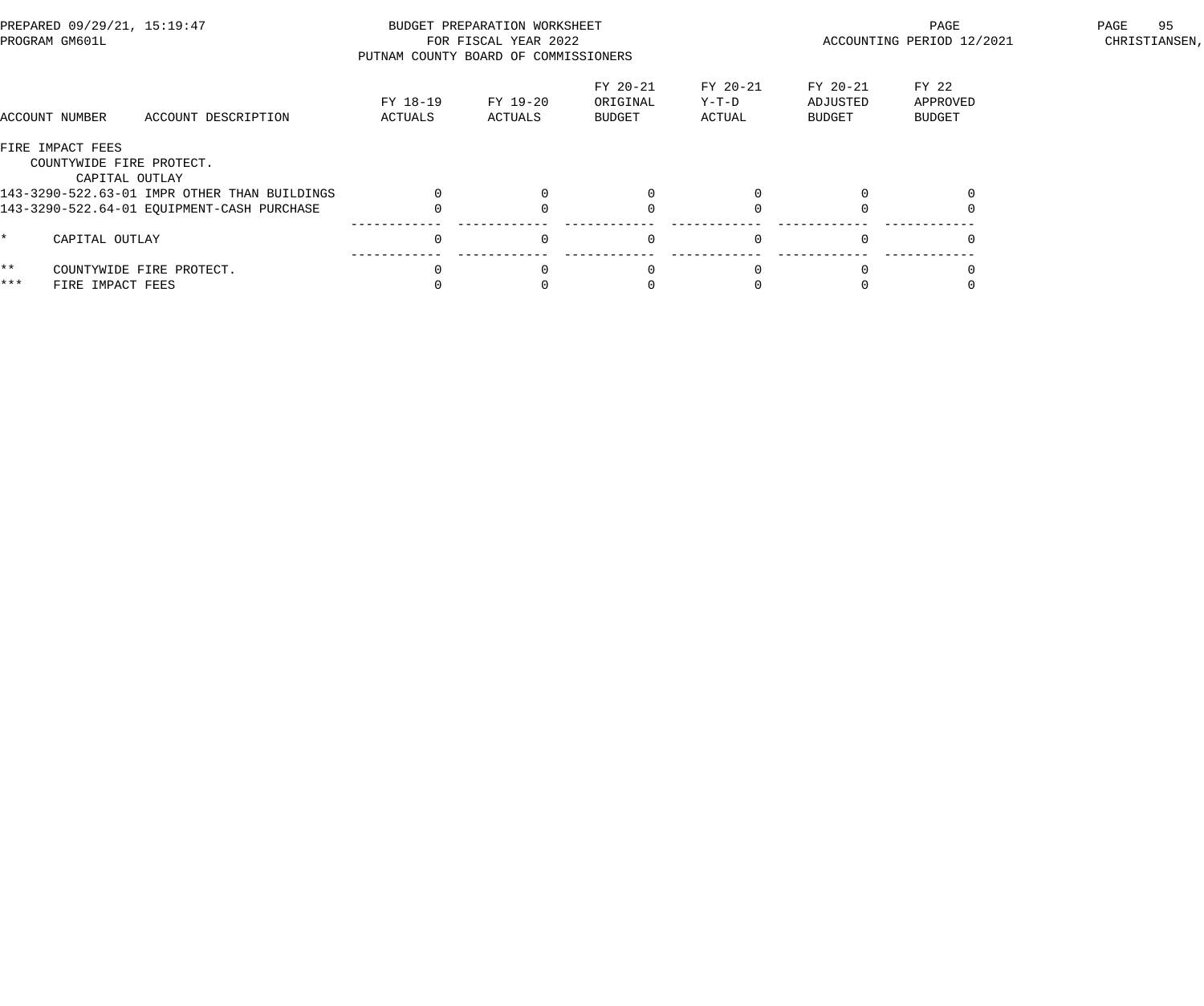BUDGET PREPARATION WORKSHEET
FOR FISCAL YEAR 2022
PUTNAM COUNTY BOARD OF COMMISSIONERS

PREPARED 09/29/21, 15:19:47
PROGRAM GM601L
ACCOUNTING PERIOD 12/2021

| ACCOUNT NUMBER | ACCOUNT DESCRIPTION | FY 18-19 ACTUALS | FY 19-20 ACTUALS | FY 20-21 ORIGINAL BUDGET | FY 20-21 Y-T-D ACTUAL | FY 20-21 ADJUSTED BUDGET | FY 22 APPROVED BUDGET |
|---|---|---|---|---|---|---|---|
| FIRE IMPACT FEES | | | | | | | |
| COUNTYWIDE FIRE PROTECT. | | | | | | | |
| CAPITAL OUTLAY | | | | | | | |
| 143-3290-522.63-01 | IMPR OTHER THAN BUILDINGS | 0 | 0 | 0 | 0 | 0 | 0 |
| 143-3290-522.64-01 | EQUIPMENT-CASH PURCHASE | 0 | 0 | 0 | 0 | 0 | 0 |
| * | CAPITAL OUTLAY | 0 | 0 | 0 | 0 | 0 | 0 |
| ** | COUNTYWIDE FIRE PROTECT. | 0 | 0 | 0 | 0 | 0 | 0 |
| *** | FIRE IMPACT FEES | 0 | 0 | 0 | 0 | 0 | 0 |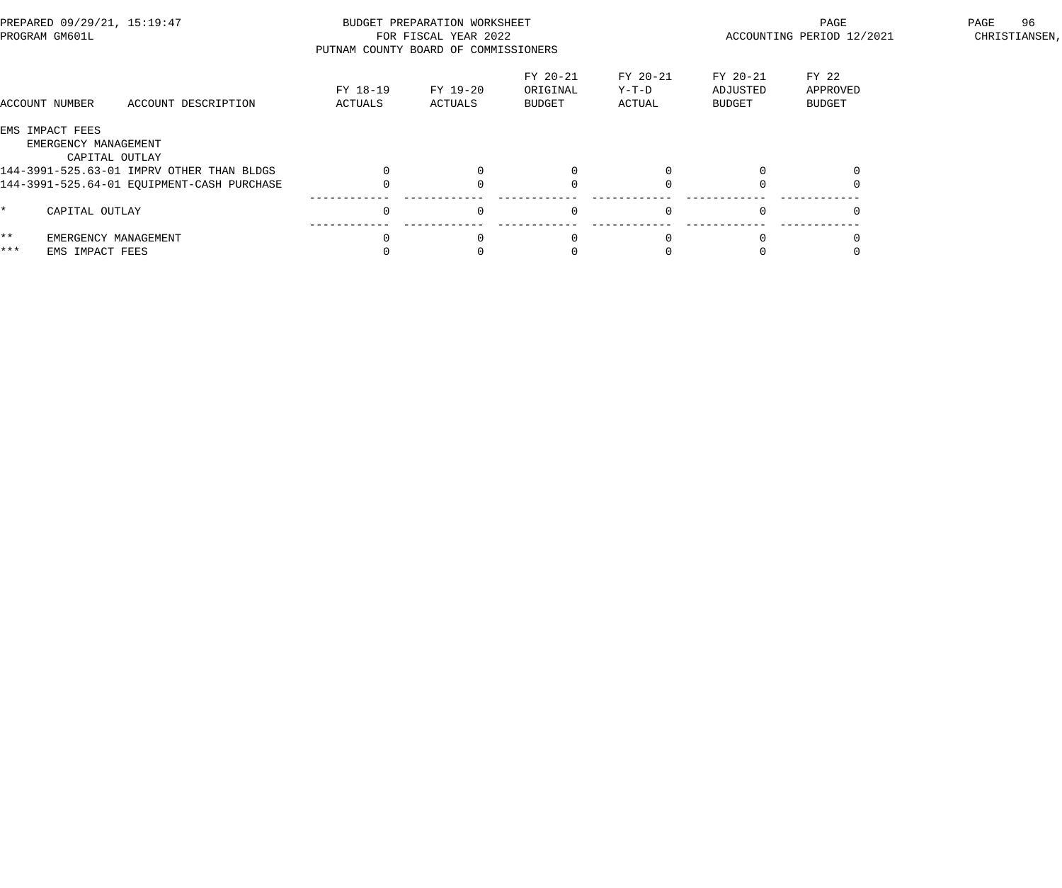BUDGET PREPARATION WORKSHEET
FOR FISCAL YEAR 2022
PUTNAM COUNTY BOARD OF COMMISSIONERS

PREPARED 09/29/21, 15:19:47
PROGRAM GM601L

ACCOUNTING PERIOD 12/2021

| ACCOUNT NUMBER | ACCOUNT DESCRIPTION | FY 18-19 ACTUALS | FY 19-20 ACTUALS | FY 20-21 ORIGINAL BUDGET | FY 20-21 Y-T-D ACTUAL | FY 20-21 ADJUSTED BUDGET | FY 22 APPROVED BUDGET |
|---|---|---|---|---|---|---|---|
| EMS IMPACT FEES | | | | | | | |
| EMERGENCY MANAGEMENT | | | | | | | |
| CAPITAL OUTLAY | | | | | | | |
| 144-3991-525.63-01 | IMPRV OTHER THAN BLDGS | 0 | 0 | 0 | 0 | 0 | 0 |
| 144-3991-525.64-01 | EQUIPMENT-CASH PURCHASE | 0 | 0 | 0 | 0 | 0 | 0 |
| * | CAPITAL OUTLAY | 0 | 0 | 0 | 0 | 0 | 0 |
| ** | EMERGENCY MANAGEMENT | 0 | 0 | 0 | 0 | 0 | 0 |
| *** | EMS IMPACT FEES | 0 | 0 | 0 | 0 | 0 | 0 |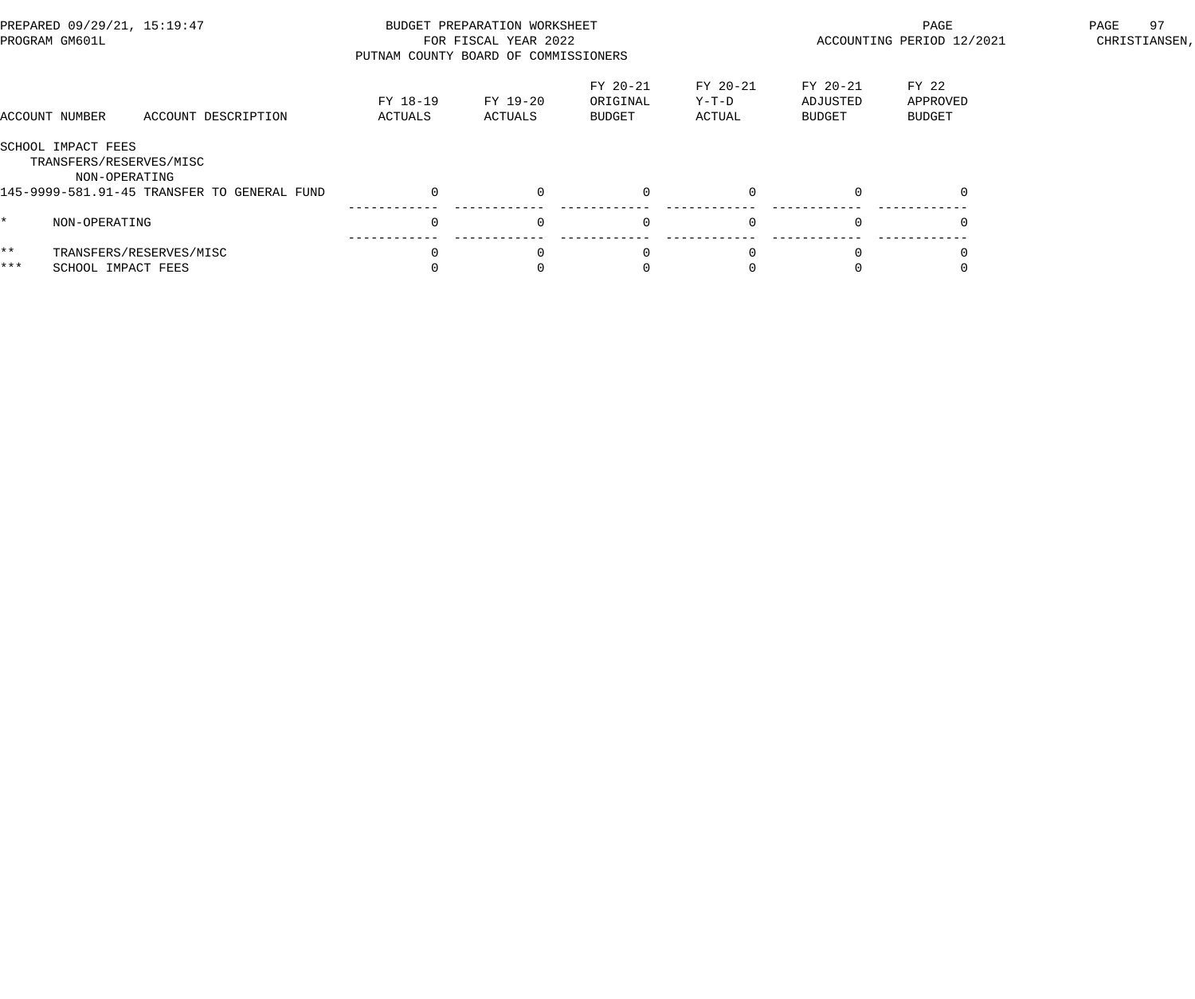PREPARED 09/29/21, 15:19:47
PROGRAM GM601L

BUDGET PREPARATION WORKSHEET
FOR FISCAL YEAR 2022
PUTNAM COUNTY BOARD OF COMMISSIONERS

ACCOUNTING PERIOD 12/2021

CHRISTIANSEN,

| ACCOUNT NUMBER | ACCOUNT DESCRIPTION | FY 18-19 ACTUALS | FY 19-20 ACTUALS | FY 20-21 ORIGINAL BUDGET | FY 20-21 Y-T-D ACTUAL | FY 20-21 ADJUSTED BUDGET | FY 22 APPROVED BUDGET |
|---|---|---|---|---|---|---|---|
| SCHOOL IMPACT FEES | | | | | | | |
| TRANSFERS/RESERVES/MISC | | | | | | | |
| NON-OPERATING | | | | | | | |
| 145-9999-581.91-45 | TRANSFER TO GENERAL FUND | 0 | 0 | 0 | 0 | 0 | 0 |
| * | NON-OPERATING | 0 | 0 | 0 | 0 | 0 | 0 |
| ** | TRANSFERS/RESERVES/MISC | 0 | 0 | 0 | 0 | 0 | 0 |
| *** | SCHOOL IMPACT FEES | 0 | 0 | 0 | 0 | 0 | 0 |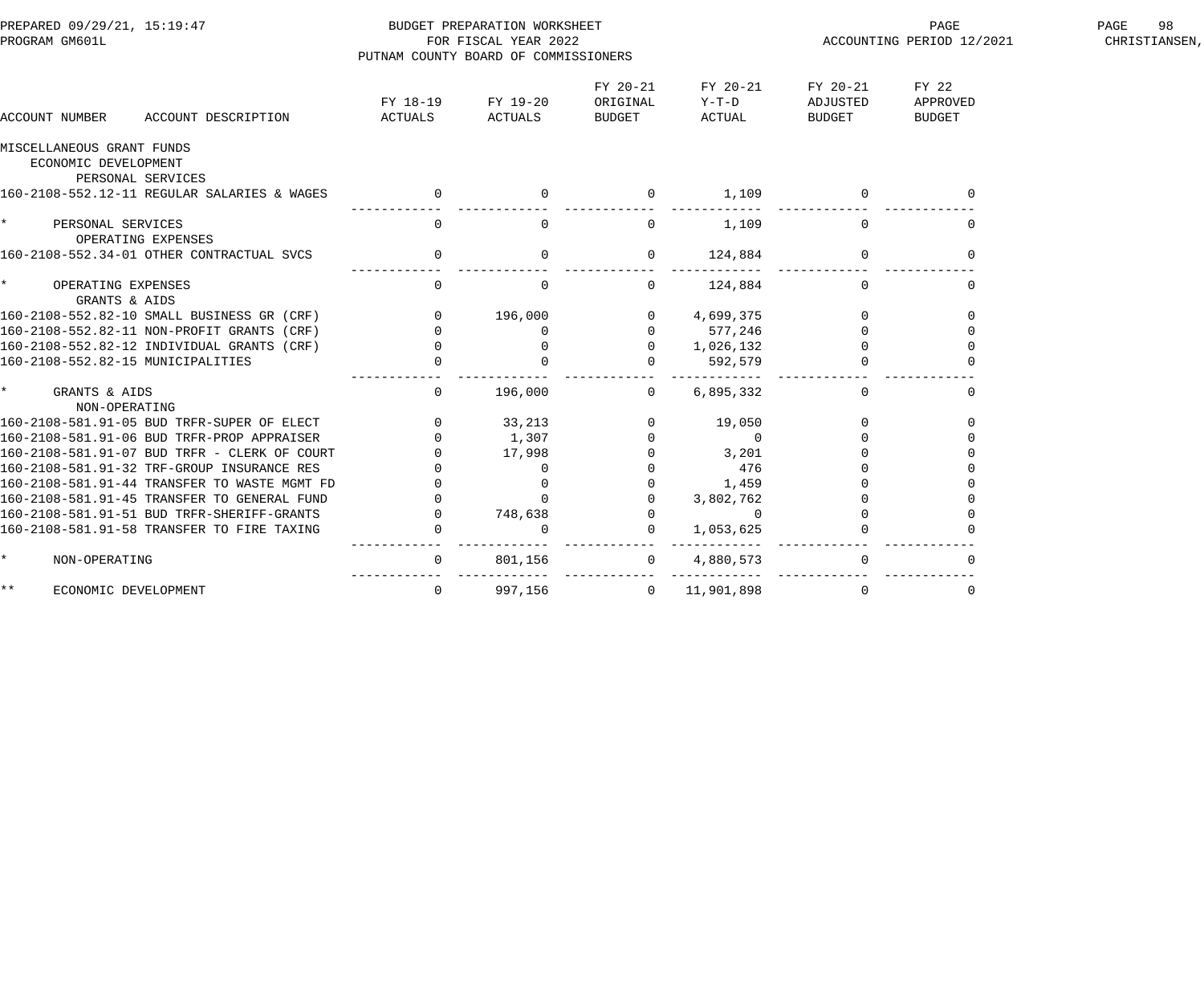BUDGET PREPARATION WORKSHEET
FOR FISCAL YEAR 2022
PUTNAM COUNTY BOARD OF COMMISSIONERS

PREPARED 09/29/21, 15:19:47
PROGRAM GM601L

ACCOUNTING PERIOD 12/2021

| ACCOUNT NUMBER | ACCOUNT DESCRIPTION | FY 18-19 ACTUALS | FY 19-20 ACTUALS | FY 20-21 ORIGINAL BUDGET | FY 20-21 Y-T-D ACTUAL | FY 20-21 ADJUSTED BUDGET | FY 22 APPROVED BUDGET |
|---|---|---|---|---|---|---|---|
| MISCELLANEOUS GRANT FUNDS | | | | | | | |
| ECONOMIC DEVELOPMENT | | | | | | | |
| PERSONAL SERVICES | | | | | | | |
| 160-2108-552.12-11 | REGULAR SALARIES & WAGES | 0 | 0 | 0 | 1,109 | 0 | 0 |
| * | PERSONAL SERVICES | 0 | 0 | 0 | 1,109 | 0 | 0 |
| OPERATING EXPENSES | | | | | | | |
| 160-2108-552.34-01 | OTHER CONTRACTUAL SVCS | 0 | 0 | 0 | 124,884 | 0 | 0 |
| * | OPERATING EXPENSES | 0 | 0 | 0 | 124,884 | 0 | 0 |
| GRANTS & AIDS | | | | | | | |
| 160-2108-552.82-10 | SMALL BUSINESS GR (CRF) | 0 | 196,000 | 0 | 4,699,375 | 0 | 0 |
| 160-2108-552.82-11 | NON-PROFIT GRANTS (CRF) | 0 | 0 | 0 | 577,246 | 0 | 0 |
| 160-2108-552.82-12 | INDIVIDUAL GRANTS (CRF) | 0 | 0 | 0 | 1,026,132 | 0 | 0 |
| 160-2108-552.82-15 | MUNICIPALITIES | 0 | 0 | 0 | 592,579 | 0 | 0 |
| * | GRANTS & AIDS | 0 | 196,000 | 0 | 6,895,332 | 0 | 0 |
| NON-OPERATING | | | | | | | |
| 160-2108-581.91-05 | BUD TRFR-SUPER OF ELECT | 0 | 33,213 | 0 | 19,050 | 0 | 0 |
| 160-2108-581.91-06 | BUD TRFR-PROP APPRAISER | 0 | 1,307 | 0 | 0 | 0 | 0 |
| 160-2108-581.91-07 | BUD TRFR - CLERK OF COURT | 0 | 17,998 | 0 | 3,201 | 0 | 0 |
| 160-2108-581.91-32 | TRF-GROUP INSURANCE RES | 0 | 0 | 0 | 476 | 0 | 0 |
| 160-2108-581.91-44 | TRANSFER TO WASTE MGMT FD | 0 | 0 | 0 | 1,459 | 0 | 0 |
| 160-2108-581.91-45 | TRANSFER TO GENERAL FUND | 0 | 0 | 0 | 3,802,762 | 0 | 0 |
| 160-2108-581.91-51 | BUD TRFR-SHERIFF-GRANTS | 0 | 748,638 | 0 | 0 | 0 | 0 |
| 160-2108-581.91-58 | TRANSFER TO FIRE TAXING | 0 | 0 | 0 | 1,053,625 | 0 | 0 |
| * | NON-OPERATING | 0 | 801,156 | 0 | 4,880,573 | 0 | 0 |
| ** | ECONOMIC DEVELOPMENT | 0 | 997,156 | 0 | 11,901,898 | 0 | 0 |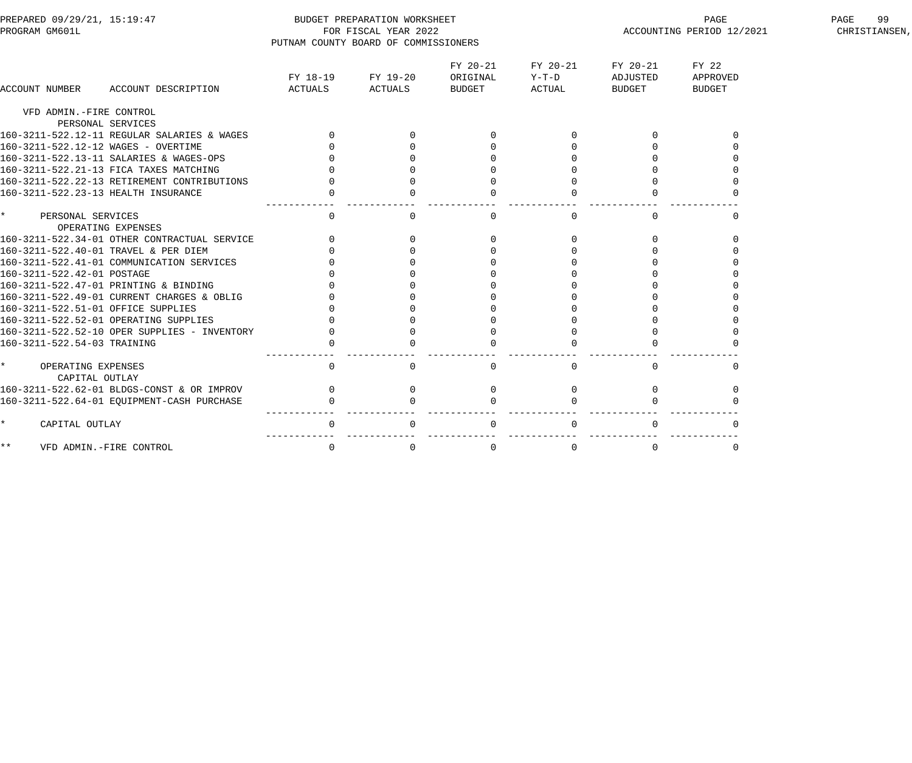BUDGET PREPARATION WORKSHEET
FOR FISCAL YEAR 2022
PUTNAM COUNTY BOARD OF COMMISSIONERS

PREPARED 09/29/21, 15:19:47
PROGRAM GM601L
ACCOUNTING PERIOD 12/2021
CHRISTIANSEN,

| ACCOUNT NUMBER | ACCOUNT DESCRIPTION | FY 18-19 ACTUALS | FY 19-20 ACTUALS | FY 20-21 ORIGINAL BUDGET | FY 20-21 Y-T-D ACTUAL | FY 20-21 ADJUSTED BUDGET | FY 22 APPROVED BUDGET |
|---|---|---|---|---|---|---|---|
| VFD ADMIN.-FIRE CONTROL | | | | | | | |
| | PERSONAL SERVICES | | | | | | |
| 160-3211-522.12-11 | REGULAR SALARIES & WAGES | 0 | 0 | 0 | 0 | 0 | 0 |
| 160-3211-522.12-12 | WAGES - OVERTIME | 0 | 0 | 0 | 0 | 0 | 0 |
| 160-3211-522.13-11 | SALARIES & WAGES-OPS | 0 | 0 | 0 | 0 | 0 | 0 |
| 160-3211-522.21-13 | FICA TAXES MATCHING | 0 | 0 | 0 | 0 | 0 | 0 |
| 160-3211-522.22-13 | RETIREMENT CONTRIBUTIONS | 0 | 0 | 0 | 0 | 0 | 0 |
| 160-3211-522.23-13 | HEALTH INSURANCE | 0 | 0 | 0 | 0 | 0 | 0 |
| * | PERSONAL SERVICES | 0 | 0 | 0 | 0 | 0 | 0 |
| | OPERATING EXPENSES | | | | | | |
| 160-3211-522.34-01 | OTHER CONTRACTUAL SERVICE | 0 | 0 | 0 | 0 | 0 | 0 |
| 160-3211-522.40-01 | TRAVEL & PER DIEM | 0 | 0 | 0 | 0 | 0 | 0 |
| 160-3211-522.41-01 | COMMUNICATION SERVICES | 0 | 0 | 0 | 0 | 0 | 0 |
| 160-3211-522.42-01 | POSTAGE | 0 | 0 | 0 | 0 | 0 | 0 |
| 160-3211-522.47-01 | PRINTING & BINDING | 0 | 0 | 0 | 0 | 0 | 0 |
| 160-3211-522.49-01 | CURRENT CHARGES & OBLIG | 0 | 0 | 0 | 0 | 0 | 0 |
| 160-3211-522.51-01 | OFFICE SUPPLIES | 0 | 0 | 0 | 0 | 0 | 0 |
| 160-3211-522.52-01 | OPERATING SUPPLIES | 0 | 0 | 0 | 0 | 0 | 0 |
| 160-3211-522.52-10 | OPER SUPPLIES - INVENTORY | 0 | 0 | 0 | 0 | 0 | 0 |
| 160-3211-522.54-03 | TRAINING | 0 | 0 | 0 | 0 | 0 | 0 |
| * | OPERATING EXPENSES | 0 | 0 | 0 | 0 | 0 | 0 |
| | CAPITAL OUTLAY | | | | | | |
| 160-3211-522.62-01 | BLDGS-CONST & OR IMPROV | 0 | 0 | 0 | 0 | 0 | 0 |
| 160-3211-522.64-01 | EQUIPMENT-CASH PURCHASE | 0 | 0 | 0 | 0 | 0 | 0 |
| * | CAPITAL OUTLAY | 0 | 0 | 0 | 0 | 0 | 0 |
| ** | VFD ADMIN.-FIRE CONTROL | 0 | 0 | 0 | 0 | 0 | 0 |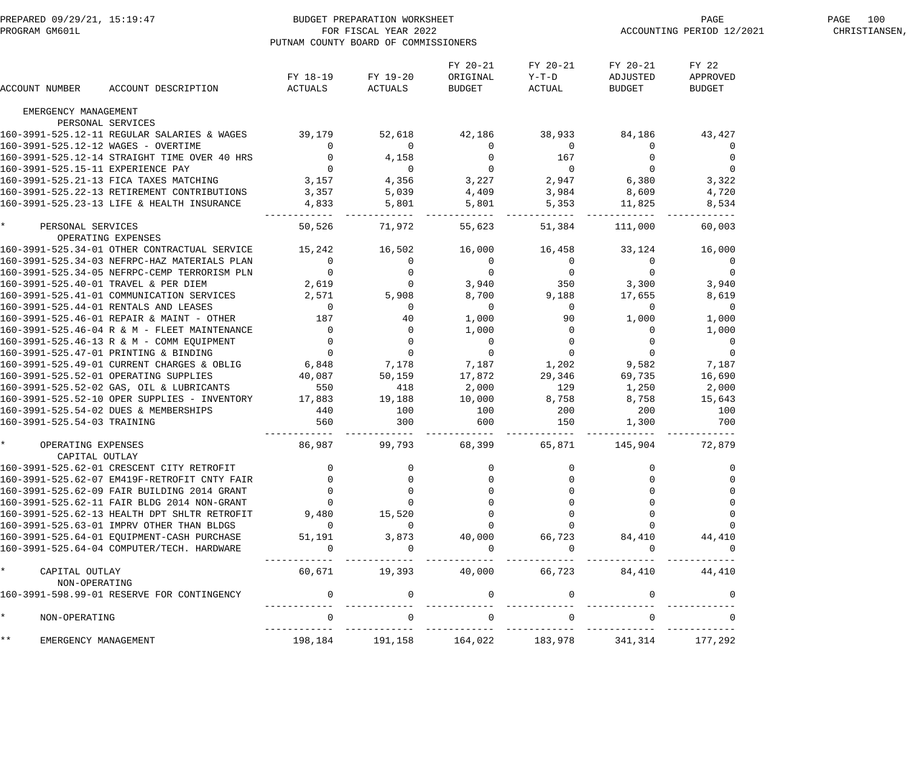PREPARED 09/29/21, 15:19:47
PROGRAM GM601L

BUDGET PREPARATION WORKSHEET
FOR FISCAL YEAR 2022
PUTNAM COUNTY BOARD OF COMMISSIONERS

ACCOUNTING PERIOD 12/2021

CHRISTIANSEN,

| ACCOUNT NUMBER ACCOUNT DESCRIPTION | FY 18-19 ACTUALS | FY 19-20 ACTUALS | FY 20-21 ORIGINAL BUDGET | FY 20-21 Y-T-D ACTUAL | FY 20-21 ADJUSTED BUDGET | FY 22 APPROVED BUDGET |
|---|---|---|---|---|---|---|
| EMERGENCY MANAGEMENT | | | | | | |
| PERSONAL SERVICES | | | | | | |
| 160-3991-525.12-11 REGULAR SALARIES & WAGES | 39,179 | 52,618 | 42,186 | 38,933 | 84,186 | 43,427 |
| 160-3991-525.12-12 WAGES - OVERTIME | 0 | 0 | 0 | 0 | 0 | 0 |
| 160-3991-525.12-14 STRAIGHT TIME OVER 40 HRS | 0 | 4,158 | 0 | 167 | 0 | 0 |
| 160-3991-525.15-11 EXPERIENCE PAY | 0 | 0 | 0 | 0 | 0 | 0 |
| 160-3991-525.21-13 FICA TAXES MATCHING | 3,157 | 4,356 | 3,227 | 2,947 | 6,380 | 3,322 |
| 160-3991-525.22-13 RETIREMENT CONTRIBUTIONS | 3,357 | 5,039 | 4,409 | 3,984 | 8,609 | 4,720 |
| 160-3991-525.23-13 LIFE & HEALTH INSURANCE | 4,833 | 5,801 | 5,801 | 5,353 | 11,825 | 8,534 |
| * PERSONAL SERVICES | 50,526 | 71,972 | 55,623 | 51,384 | 111,000 | 60,003 |
| OPERATING EXPENSES | | | | | | |
| 160-3991-525.34-01 OTHER CONTRACTUAL SERVICE | 15,242 | 16,502 | 16,000 | 16,458 | 33,124 | 16,000 |
| 160-3991-525.34-03 NEFRPC-HAZ MATERIALS PLAN | 0 | 0 | 0 | 0 | 0 | 0 |
| 160-3991-525.34-05 NEFRPC-CEMP TERRORISM PLN | 0 | 0 | 0 | 0 | 0 | 0 |
| 160-3991-525.40-01 TRAVEL & PER DIEM | 2,619 | 0 | 3,940 | 350 | 3,300 | 3,940 |
| 160-3991-525.41-01 COMMUNICATION SERVICES | 2,571 | 5,908 | 8,700 | 9,188 | 17,655 | 8,619 |
| 160-3991-525.44-01 RENTALS AND LEASES | 0 | 0 | 0 | 0 | 0 | 0 |
| 160-3991-525.46-01 REPAIR & MAINT - OTHER | 187 | 40 | 1,000 | 90 | 1,000 | 1,000 |
| 160-3991-525.46-04 R & M - FLEET MAINTENANCE | 0 | 0 | 1,000 | 0 | 0 | 1,000 |
| 160-3991-525.46-13 R & M - COMM EQUIPMENT | 0 | 0 | 0 | 0 | 0 | 0 |
| 160-3991-525.47-01 PRINTING & BINDING | 0 | 0 | 0 | 0 | 0 | 0 |
| 160-3991-525.49-01 CURRENT CHARGES & OBLIG | 6,848 | 7,178 | 7,187 | 1,202 | 9,582 | 7,187 |
| 160-3991-525.52-01 OPERATING SUPPLIES | 40,087 | 50,159 | 17,872 | 29,346 | 69,735 | 16,690 |
| 160-3991-525.52-02 GAS, OIL & LUBRICANTS | 550 | 418 | 2,000 | 129 | 1,250 | 2,000 |
| 160-3991-525.52-10 OPER SUPPLIES - INVENTORY | 17,883 | 19,188 | 10,000 | 8,758 | 8,758 | 15,643 |
| 160-3991-525.54-02 DUES & MEMBERSHIPS | 440 | 100 | 100 | 200 | 200 | 100 |
| 160-3991-525.54-03 TRAINING | 560 | 300 | 600 | 150 | 1,300 | 700 |
| * OPERATING EXPENSES | 86,987 | 99,793 | 68,399 | 65,871 | 145,904 | 72,879 |
| CAPITAL OUTLAY | | | | | | |
| 160-3991-525.62-01 CRESCENT CITY RETROFIT | 0 | 0 | 0 | 0 | 0 | 0 |
| 160-3991-525.62-07 EM419F-RETROFIT CNTY FAIR | 0 | 0 | 0 | 0 | 0 | 0 |
| 160-3991-525.62-09 FAIR BUILDING 2014 GRANT | 0 | 0 | 0 | 0 | 0 | 0 |
| 160-3991-525.62-11 FAIR BLDG 2014 NON-GRANT | 0 | 0 | 0 | 0 | 0 | 0 |
| 160-3991-525.62-13 HEALTH DPT SHLTR RETROFIT | 9,480 | 15,520 | 0 | 0 | 0 | 0 |
| 160-3991-525.63-01 IMPRV OTHER THAN BLDGS | 0 | 0 | 0 | 0 | 0 | 0 |
| 160-3991-525.64-01 EQUIPMENT-CASH PURCHASE | 51,191 | 3,873 | 40,000 | 66,723 | 84,410 | 44,410 |
| 160-3991-525.64-04 COMPUTER/TECH. HARDWARE | 0 | 0 | 0 | 0 | 0 | 0 |
| * CAPITAL OUTLAY | 60,671 | 19,393 | 40,000 | 66,723 | 84,410 | 44,410 |
| NON-OPERATING | | | | | | |
| 160-3991-598.99-01 RESERVE FOR CONTINGENCY | 0 | 0 | 0 | 0 | 0 | 0 |
| * NON-OPERATING | 0 | 0 | 0 | 0 | 0 | 0 |
| ** EMERGENCY MANAGEMENT | 198,184 | 191,158 | 164,022 | 183,978 | 341,314 | 177,292 |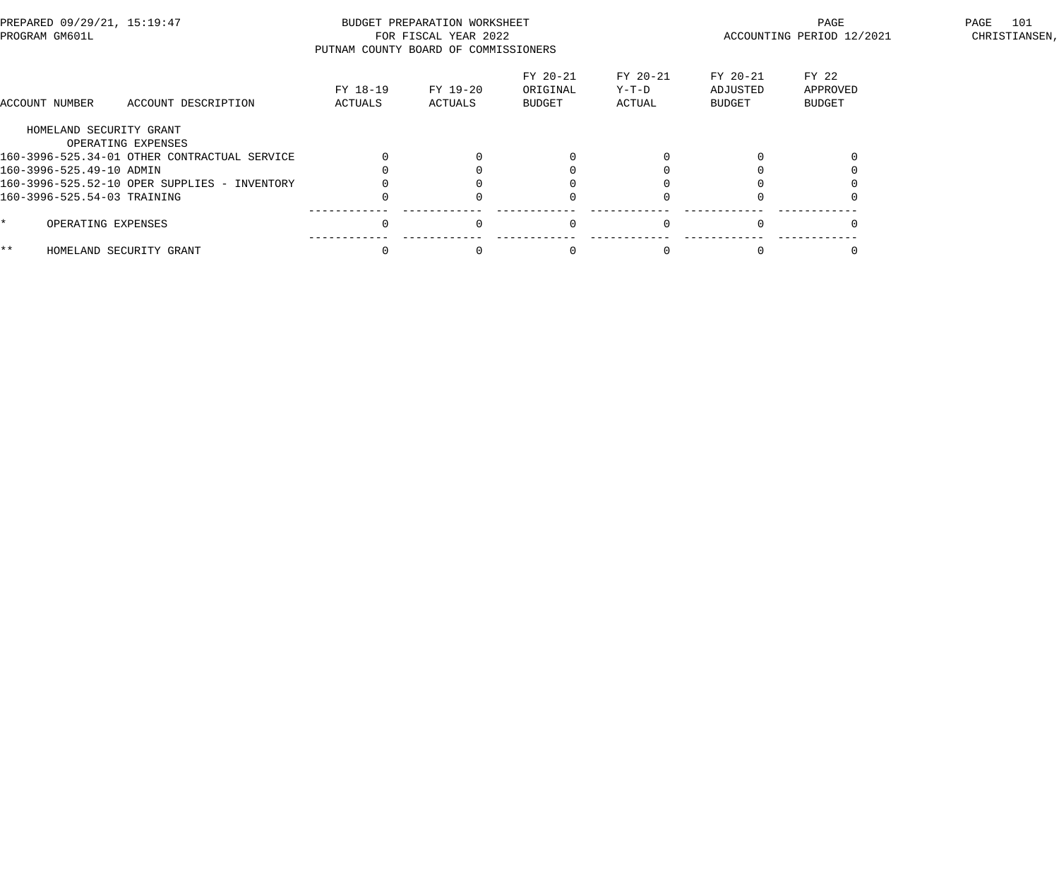BUDGET PREPARATION WORKSHEET
FOR FISCAL YEAR 2022
PUTNAM COUNTY BOARD OF COMMISSIONERS

PREPARED 09/29/21, 15:19:47
PROGRAM GM601L

ACCOUNTING PERIOD 12/2021

| ACCOUNT NUMBER | ACCOUNT DESCRIPTION | FY 18-19 ACTUALS | FY 19-20 ACTUALS | FY 20-21 ORIGINAL BUDGET | FY 20-21 Y-T-D ACTUAL | FY 20-21 ADJUSTED BUDGET | FY 22 APPROVED BUDGET |
|---|---|---|---|---|---|---|---|
| HOMELAND SECURITY GRANT | | | | | | | |
| | OPERATING EXPENSES | | | | | | |
| 160-3996-525.34-01 | OTHER CONTRACTUAL SERVICE | 0 | 0 | 0 | 0 | 0 | 0 |
| 160-3996-525.49-10 | ADMIN | 0 | 0 | 0 | 0 | 0 | 0 |
| 160-3996-525.52-10 | OPER SUPPLIES - INVENTORY | 0 | 0 | 0 | 0 | 0 | 0 |
| 160-3996-525.54-03 | TRAINING | 0 | 0 | 0 | 0 | 0 | 0 |
| * | OPERATING EXPENSES | 0 | 0 | 0 | 0 | 0 | 0 |
| ** | HOMELAND SECURITY GRANT | 0 | 0 | 0 | 0 | 0 | 0 |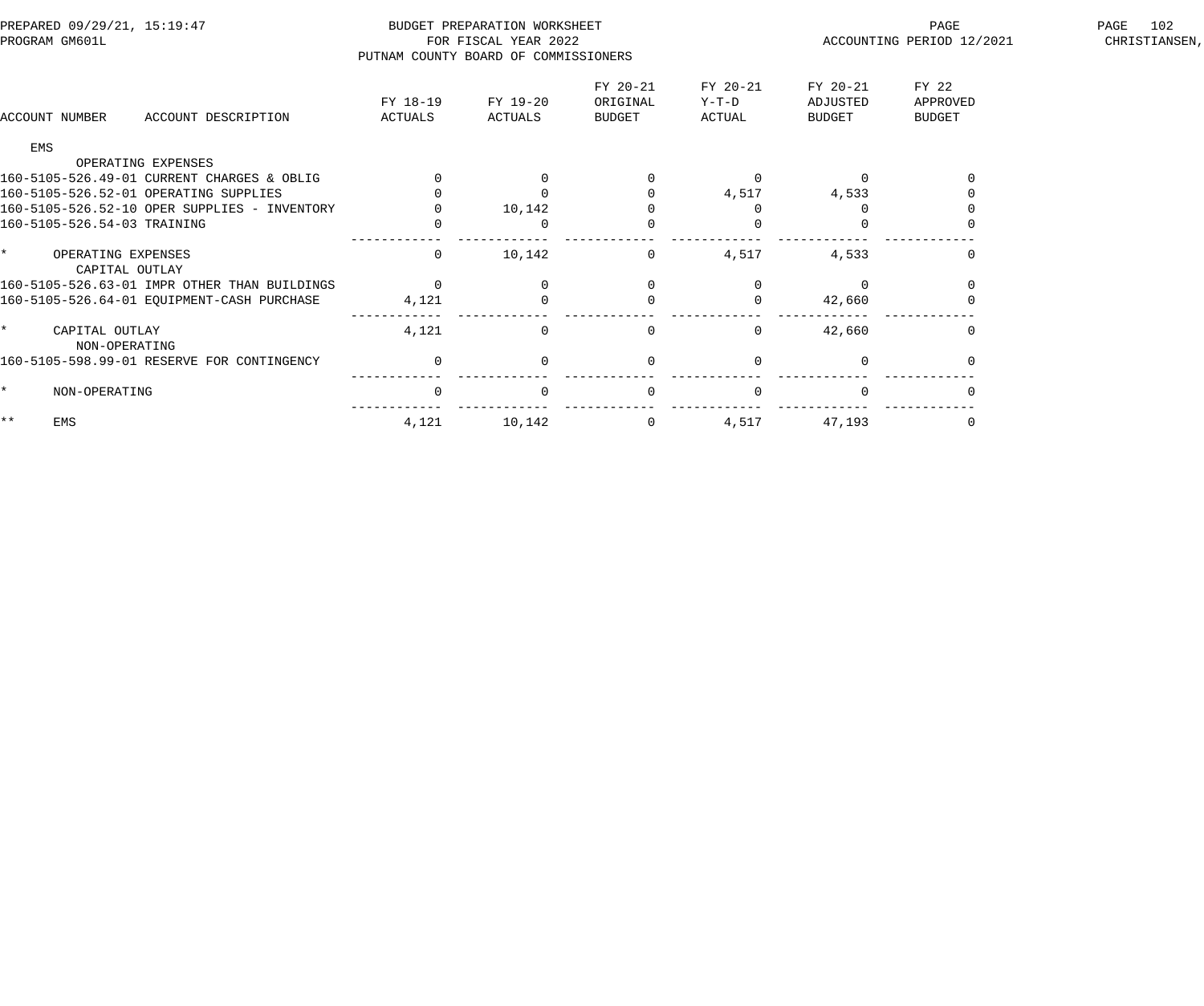BUDGET PREPARATION WORKSHEET
FOR FISCAL YEAR 2022
PUTNAM COUNTY BOARD OF COMMISSIONERS

PREPARED 09/29/21, 15:19:47
PROGRAM GM601L

ACCOUNTING PERIOD 12/2021

| ACCOUNT NUMBER | ACCOUNT DESCRIPTION | FY 18-19 ACTUALS | FY 19-20 ACTUALS | FY 20-21 ORIGINAL BUDGET | FY 20-21 Y-T-D ACTUAL | FY 20-21 ADJUSTED BUDGET | FY 22 APPROVED BUDGET |
|---|---|---|---|---|---|---|---|
| EMS | | | | | | | |
| | OPERATING EXPENSES | | | | | | |
| 160-5105-526.49-01 | CURRENT CHARGES & OBLIG | 0 | 0 | 0 | 0 | 0 | 0 |
| 160-5105-526.52-01 | OPERATING SUPPLIES | 0 | 0 | 0 | 4,517 | 4,533 | 0 |
| 160-5105-526.52-10 | OPER SUPPLIES - INVENTORY | 0 | 10,142 | 0 | 0 | 0 | 0 |
| 160-5105-526.54-03 | TRAINING | 0 | 0 | 0 | 0 | 0 | 0 |
| * | OPERATING EXPENSES | 0 | 10,142 | 0 | 4,517 | 4,533 | 0 |
| | CAPITAL OUTLAY | | | | | | |
| 160-5105-526.63-01 | IMPR OTHER THAN BUILDINGS | 0 | 0 | 0 | 0 | 0 | 0 |
| 160-5105-526.64-01 | EQUIPMENT-CASH PURCHASE | 4,121 | 0 | 0 | 0 | 42,660 | 0 |
| * | CAPITAL OUTLAY | 4,121 | 0 | 0 | 0 | 42,660 | 0 |
| | NON-OPERATING | | | | | | |
| 160-5105-598.99-01 | RESERVE FOR CONTINGENCY | 0 | 0 | 0 | 0 | 0 | 0 |
| * | NON-OPERATING | 0 | 0 | 0 | 0 | 0 | 0 |
| ** | EMS | 4,121 | 10,142 | 0 | 4,517 | 47,193 | 0 |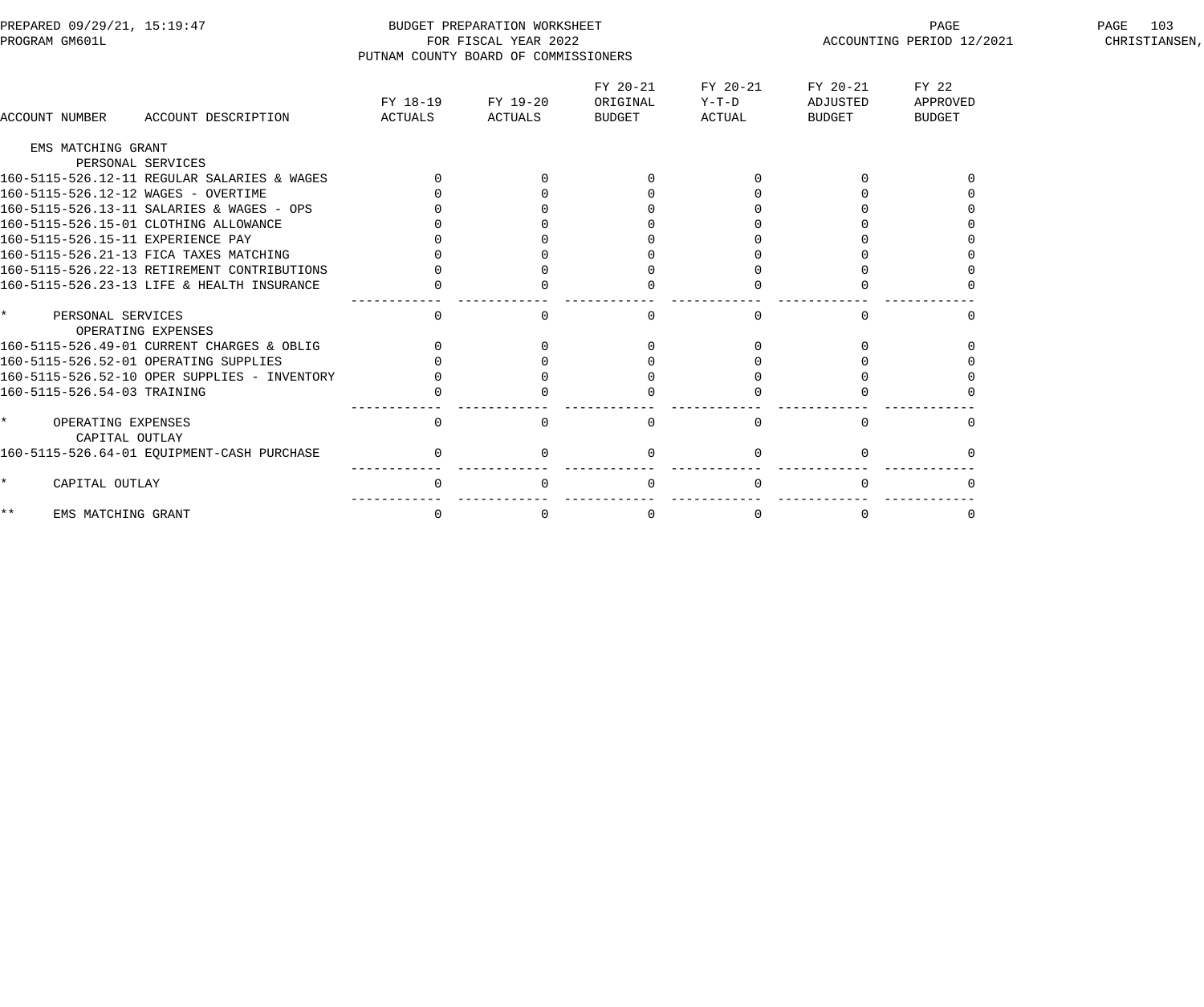BUDGET PREPARATION WORKSHEET
FOR FISCAL YEAR 2022
PUTNAM COUNTY BOARD OF COMMISSIONERS

PREPARED 09/29/21, 15:19:47
PROGRAM GM601L
ACCOUNTING PERIOD 12/2021
CHRISTIANSEN,

| ACCOUNT NUMBER | ACCOUNT DESCRIPTION | FY 18-19 ACTUALS | FY 19-20 ACTUALS | FY 20-21 ORIGINAL BUDGET | FY 20-21 Y-T-D ACTUAL | FY 20-21 ADJUSTED BUDGET | FY 22 APPROVED BUDGET |
|---|---|---|---|---|---|---|---|
| EMS MATCHING GRANT | | | | | | | |
| | PERSONAL SERVICES | | | | | | |
| 160-5115-526.12-11 | REGULAR SALARIES & WAGES | 0 | 0 | 0 | 0 | 0 | 0 |
| 160-5115-526.12-12 | WAGES - OVERTIME | 0 | 0 | 0 | 0 | 0 | 0 |
| 160-5115-526.13-11 | SALARIES & WAGES - OPS | 0 | 0 | 0 | 0 | 0 | 0 |
| 160-5115-526.15-01 | CLOTHING ALLOWANCE | 0 | 0 | 0 | 0 | 0 | 0 |
| 160-5115-526.15-11 | EXPERIENCE PAY | 0 | 0 | 0 | 0 | 0 | 0 |
| 160-5115-526.21-13 | FICA TAXES MATCHING | 0 | 0 | 0 | 0 | 0 | 0 |
| 160-5115-526.22-13 | RETIREMENT CONTRIBUTIONS | 0 | 0 | 0 | 0 | 0 | 0 |
| 160-5115-526.23-13 | LIFE & HEALTH INSURANCE | 0 | 0 | 0 | 0 | 0 | 0 |
| * | PERSONAL SERVICES | 0 | 0 | 0 | 0 | 0 | 0 |
| | OPERATING EXPENSES | | | | | | |
| 160-5115-526.49-01 | CURRENT CHARGES & OBLIG | 0 | 0 | 0 | 0 | 0 | 0 |
| 160-5115-526.52-01 | OPERATING SUPPLIES | 0 | 0 | 0 | 0 | 0 | 0 |
| 160-5115-526.52-10 | OPER SUPPLIES - INVENTORY | 0 | 0 | 0 | 0 | 0 | 0 |
| 160-5115-526.54-03 | TRAINING | 0 | 0 | 0 | 0 | 0 | 0 |
| * | OPERATING EXPENSES | 0 | 0 | 0 | 0 | 0 | 0 |
| | CAPITAL OUTLAY | | | | | | |
| 160-5115-526.64-01 | EQUIPMENT-CASH PURCHASE | 0 | 0 | 0 | 0 | 0 | 0 |
| * | CAPITAL OUTLAY | 0 | 0 | 0 | 0 | 0 | 0 |
| ** | EMS MATCHING GRANT | 0 | 0 | 0 | 0 | 0 | 0 |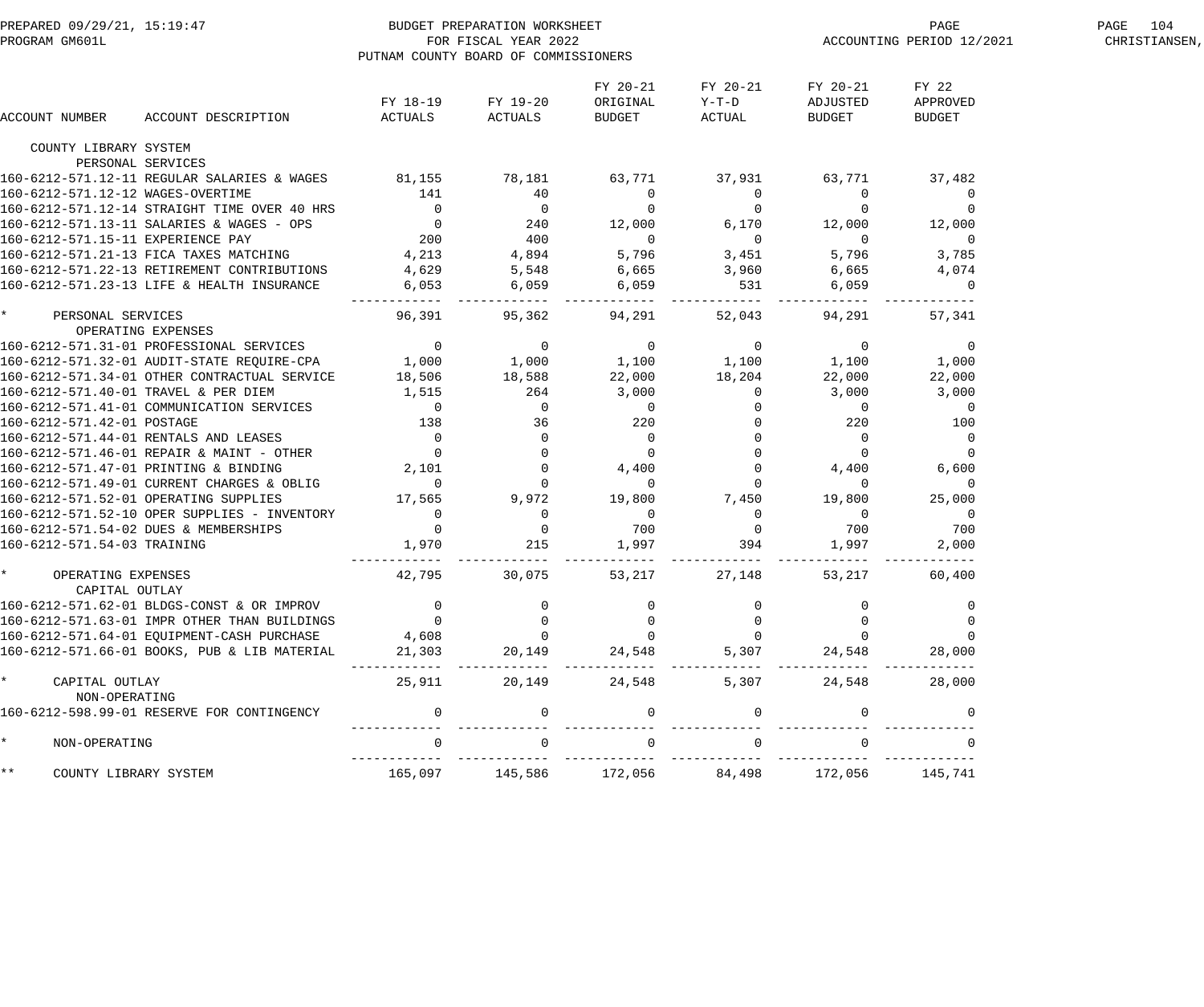BUDGET PREPARATION WORKSHEET
FOR FISCAL YEAR 2022
PUTNAM COUNTY BOARD OF COMMISSIONERS

PREPARED 09/29/21, 15:19:47
PROGRAM GM601L
ACCOUNTING PERIOD 12/2021

| ACCOUNT NUMBER | ACCOUNT DESCRIPTION | FY 18-19 ACTUALS | FY 19-20 ACTUALS | FY 20-21 ORIGINAL BUDGET | FY 20-21 Y-T-D ACTUAL | FY 20-21 ADJUSTED BUDGET | FY 22 APPROVED BUDGET |
|---|---|---|---|---|---|---|---|
| COUNTY LIBRARY SYSTEM | | | | | | | |
| PERSONAL SERVICES | | | | | | | |
| 160-6212-571.12-11 | REGULAR SALARIES & WAGES | 81,155 | 78,181 | 63,771 | 37,931 | 63,771 | 37,482 |
| 160-6212-571.12-12 | WAGES-OVERTIME | 141 | 40 | 0 | 0 | 0 | 0 |
| 160-6212-571.12-14 | STRAIGHT TIME OVER 40 HRS | 0 | 0 | 0 | 0 | 0 | 0 |
| 160-6212-571.13-11 | SALARIES & WAGES - OPS | 0 | 240 | 12,000 | 6,170 | 12,000 | 12,000 |
| 160-6212-571.15-11 | EXPERIENCE PAY | 200 | 400 | 0 | 0 | 0 | 0 |
| 160-6212-571.21-13 | FICA TAXES MATCHING | 4,213 | 4,894 | 5,796 | 3,451 | 5,796 | 3,785 |
| 160-6212-571.22-13 | RETIREMENT CONTRIBUTIONS | 4,629 | 5,548 | 6,665 | 3,960 | 6,665 | 4,074 |
| 160-6212-571.23-13 | LIFE & HEALTH INSURANCE | 6,053 | 6,059 | 6,059 | 531 | 6,059 | 0 |
| * | PERSONAL SERVICES | 96,391 | 95,362 | 94,291 | 52,043 | 94,291 | 57,341 |
| OPERATING EXPENSES | | | | | | | |
| 160-6212-571.31-01 | PROFESSIONAL SERVICES | 0 | 0 | 0 | 0 | 0 | 0 |
| 160-6212-571.32-01 | AUDIT-STATE REQUIRE-CPA | 1,000 | 1,000 | 1,100 | 1,100 | 1,100 | 1,000 |
| 160-6212-571.34-01 | OTHER CONTRACTUAL SERVICE | 18,506 | 18,588 | 22,000 | 18,204 | 22,000 | 22,000 |
| 160-6212-571.40-01 | TRAVEL & PER DIEM | 1,515 | 264 | 3,000 | 0 | 3,000 | 3,000 |
| 160-6212-571.41-01 | COMMUNICATION SERVICES | 0 | 0 | 0 | 0 | 0 | 0 |
| 160-6212-571.42-01 | POSTAGE | 138 | 36 | 220 | 0 | 220 | 100 |
| 160-6212-571.44-01 | RENTALS AND LEASES | 0 | 0 | 0 | 0 | 0 | 0 |
| 160-6212-571.46-01 | REPAIR & MAINT - OTHER | 0 | 0 | 0 | 0 | 0 | 0 |
| 160-6212-571.47-01 | PRINTING & BINDING | 2,101 | 0 | 4,400 | 0 | 4,400 | 6,600 |
| 160-6212-571.49-01 | CURRENT CHARGES & OBLIG | 0 | 0 | 0 | 0 | 0 | 0 |
| 160-6212-571.52-01 | OPERATING SUPPLIES | 17,565 | 9,972 | 19,800 | 7,450 | 19,800 | 25,000 |
| 160-6212-571.52-10 | OPER SUPPLIES - INVENTORY | 0 | 0 | 0 | 0 | 0 | 0 |
| 160-6212-571.54-02 | DUES & MEMBERSHIPS | 0 | 0 | 700 | 0 | 700 | 700 |
| 160-6212-571.54-03 | TRAINING | 1,970 | 215 | 1,997 | 394 | 1,997 | 2,000 |
| * | OPERATING EXPENSES | 42,795 | 30,075 | 53,217 | 27,148 | 53,217 | 60,400 |
| CAPITAL OUTLAY | | | | | | | |
| 160-6212-571.62-01 | BLDGS-CONST & OR IMPROV | 0 | 0 | 0 | 0 | 0 | 0 |
| 160-6212-571.63-01 | IMPR OTHER THAN BUILDINGS | 0 | 0 | 0 | 0 | 0 | 0 |
| 160-6212-571.64-01 | EQUIPMENT-CASH PURCHASE | 4,608 | 0 | 0 | 0 | 0 | 0 |
| 160-6212-571.66-01 | BOOKS, PUB & LIB MATERIAL | 21,303 | 20,149 | 24,548 | 5,307 | 24,548 | 28,000 |
| * | CAPITAL OUTLAY | 25,911 | 20,149 | 24,548 | 5,307 | 24,548 | 28,000 |
| NON-OPERATING | | | | | | | |
| 160-6212-598.99-01 | RESERVE FOR CONTINGENCY | 0 | 0 | 0 | 0 | 0 | 0 |
| * | NON-OPERATING | 0 | 0 | 0 | 0 | 0 | 0 |
| ** | COUNTY LIBRARY SYSTEM | 165,097 | 145,586 | 172,056 | 84,498 | 172,056 | 145,741 |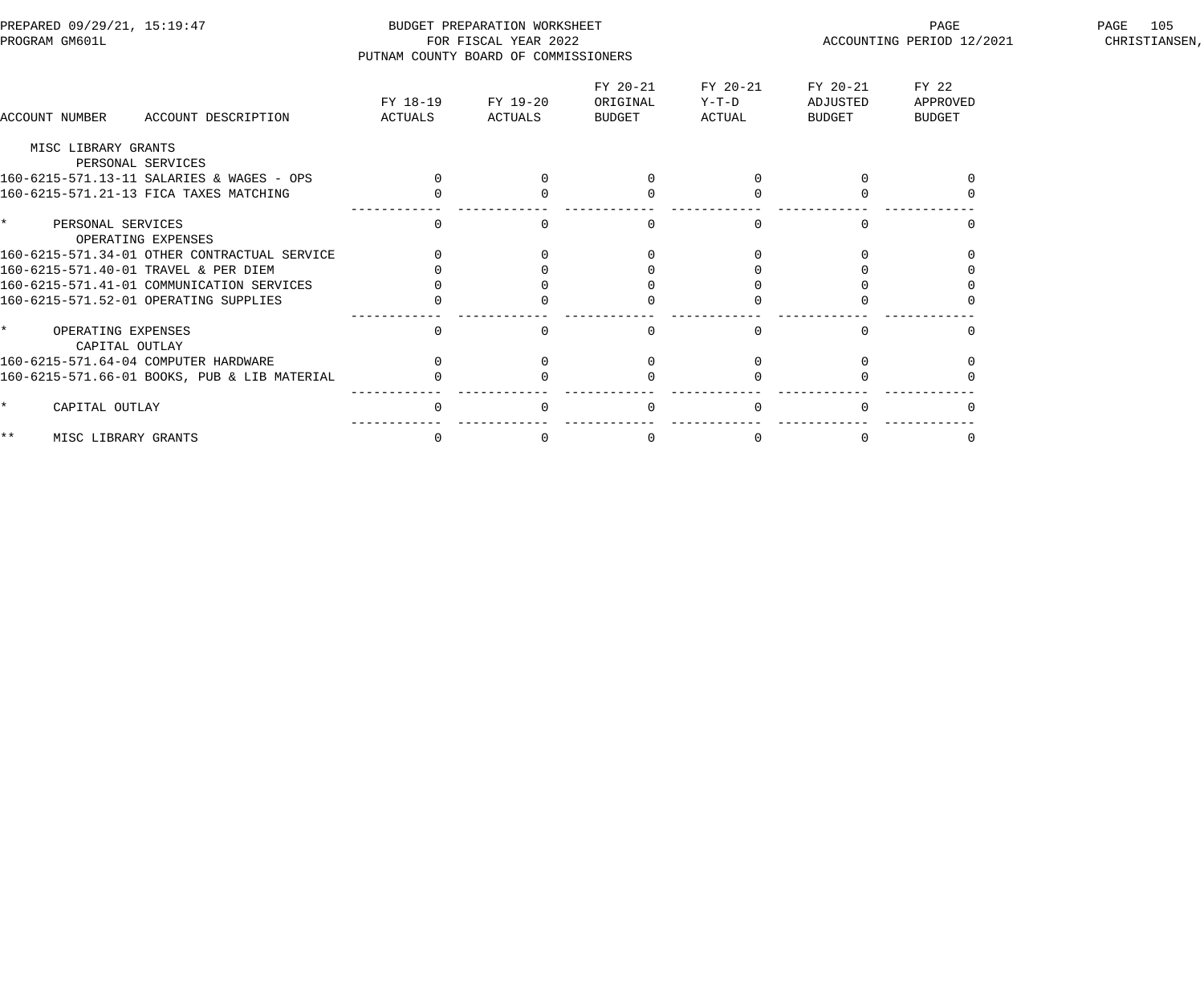PREPARED 09/29/21, 15:19:47 BUDGET PREPARATION WORKSHEET
PROGRAM GM601L FOR FISCAL YEAR 2022 ACCOUNTING PERIOD 12/2021
PUTNAM COUNTY BOARD OF COMMISSIONERS

| ACCOUNT NUMBER | ACCOUNT DESCRIPTION | FY 18-19 ACTUALS | FY 19-20 ACTUALS | FY 20-21 ORIGINAL BUDGET | FY 20-21 Y-T-D ACTUAL | FY 20-21 ADJUSTED BUDGET | FY 22 APPROVED BUDGET |
|---|---|---|---|---|---|---|---|
| MISC LIBRARY GRANTS | | | | | | | |
| | PERSONAL SERVICES | | | | | | |
| 160-6215-571.13-11 | SALARIES & WAGES - OPS | 0 | 0 | 0 | 0 | 0 | 0 |
| 160-6215-571.21-13 | FICA TAXES MATCHING | 0 | 0 | 0 | 0 | 0 | 0 |
| * | PERSONAL SERVICES | 0 | 0 | 0 | 0 | 0 | 0 |
| | OPERATING EXPENSES | | | | | | |
| 160-6215-571.34-01 | OTHER CONTRACTUAL SERVICE | 0 | 0 | 0 | 0 | 0 | 0 |
| 160-6215-571.40-01 | TRAVEL & PER DIEM | 0 | 0 | 0 | 0 | 0 | 0 |
| 160-6215-571.41-01 | COMMUNICATION SERVICES | 0 | 0 | 0 | 0 | 0 | 0 |
| 160-6215-571.52-01 | OPERATING SUPPLIES | 0 | 0 | 0 | 0 | 0 | 0 |
| * | OPERATING EXPENSES | 0 | 0 | 0 | 0 | 0 | 0 |
| | CAPITAL OUTLAY | | | | | | |
| 160-6215-571.64-04 | COMPUTER HARDWARE | 0 | 0 | 0 | 0 | 0 | 0 |
| 160-6215-571.66-01 | BOOKS, PUB & LIB MATERIAL | 0 | 0 | 0 | 0 | 0 | 0 |
| * | CAPITAL OUTLAY | 0 | 0 | 0 | 0 | 0 | 0 |
| ** | MISC LIBRARY GRANTS | 0 | 0 | 0 | 0 | 0 | 0 |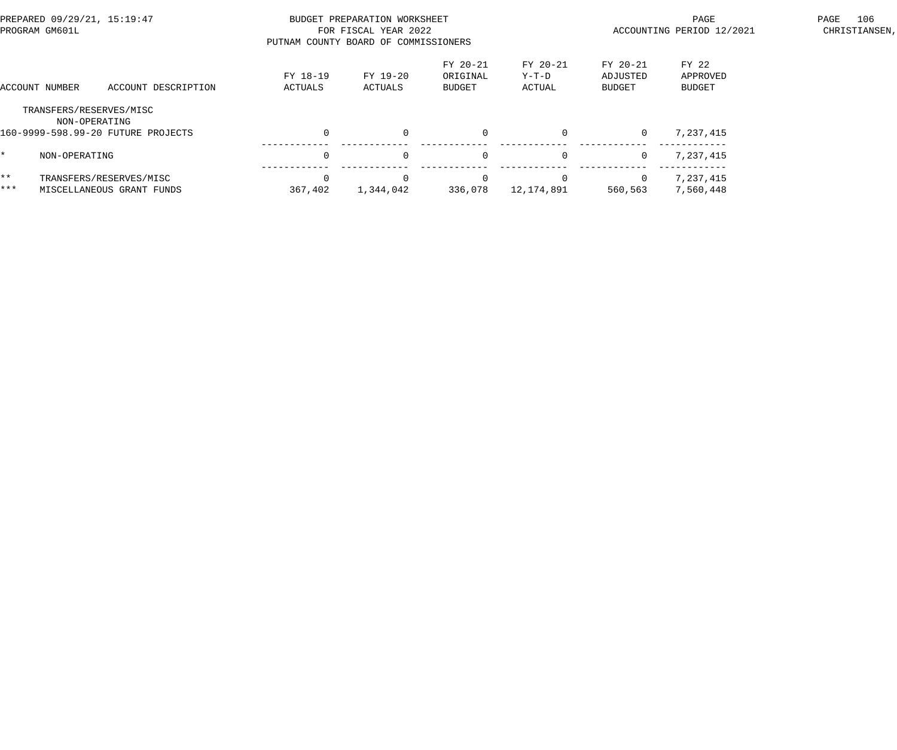BUDGET PREPARATION WORKSHEET
FOR FISCAL YEAR 2022
PUTNAM COUNTY BOARD OF COMMISSIONERS

PREPARED 09/29/21, 15:19:47
PROGRAM GM601L

ACCOUNTING PERIOD 12/2021

| ACCOUNT NUMBER | ACCOUNT DESCRIPTION | FY 18-19 ACTUALS | FY 19-20 ACTUALS | FY 20-21 ORIGINAL BUDGET | FY 20-21 Y-T-D ACTUAL | FY 20-21 ADJUSTED BUDGET | FY 22 APPROVED BUDGET |
|---|---|---|---|---|---|---|---|
| TRANSFERS/RESERVES/MISC | | | | | | | |
| NON-OPERATING | | | | | | | |
| 160-9999-598.99-20 | FUTURE PROJECTS | 0 | 0 | 0 | 0 | 0 | 7,237,415 |
| * | NON-OPERATING | 0 | 0 | 0 | 0 | 0 | 7,237,415 |
| ** | TRANSFERS/RESERVES/MISC | 0 | 0 | 0 | 0 | 0 | 7,237,415 |
| *** | MISCELLANEOUS GRANT FUNDS | 367,402 | 1,344,042 | 336,078 | 12,174,891 | 560,563 | 7,560,448 |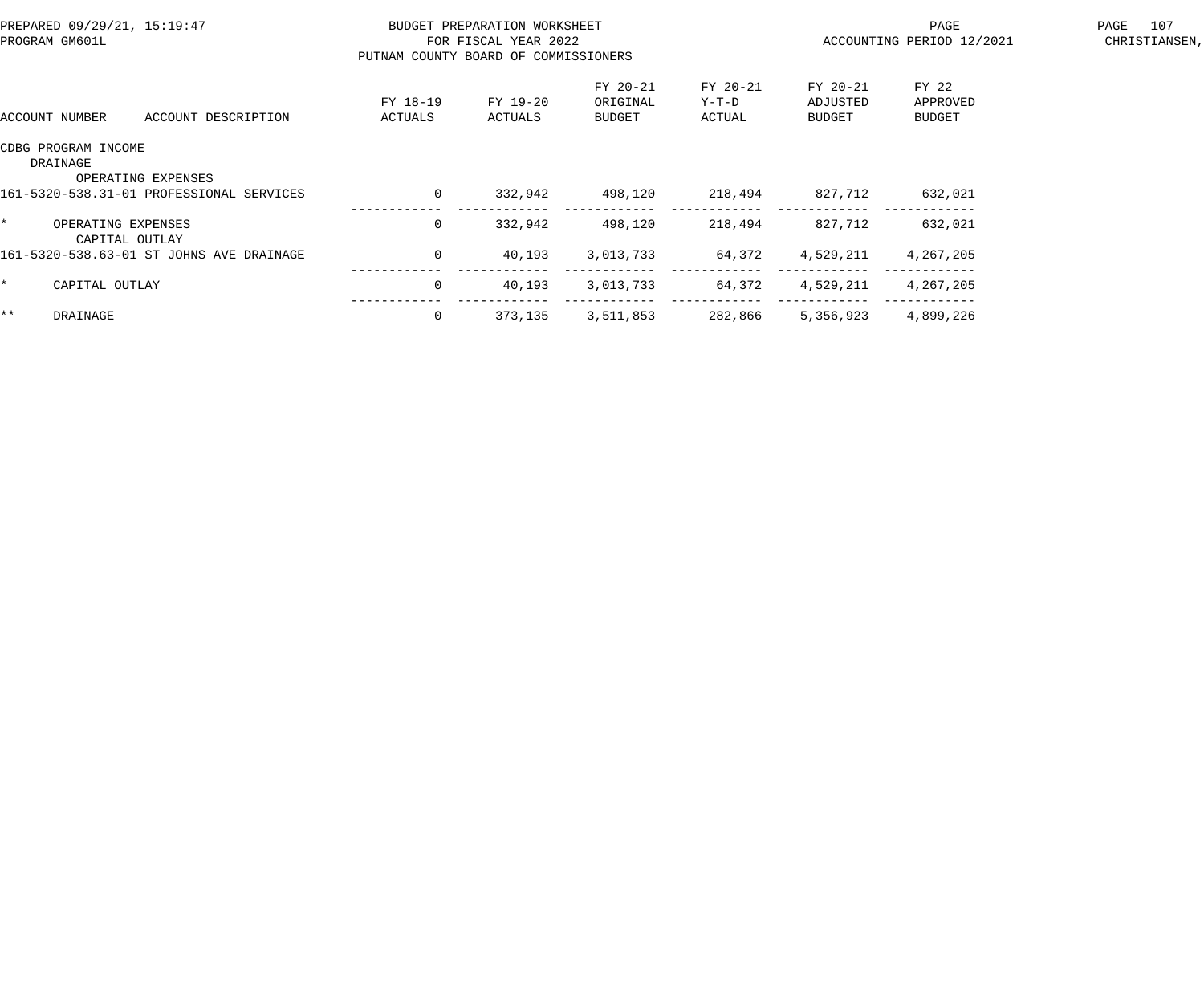BUDGET PREPARATION WORKSHEET
FOR FISCAL YEAR 2022
PUTNAM COUNTY BOARD OF COMMISSIONERS

PREPARED 09/29/21, 15:19:47
PROGRAM GM601L

ACCOUNTING PERIOD 12/2021

| ACCOUNT NUMBER | ACCOUNT DESCRIPTION | FY 18-19 ACTUALS | FY 19-20 ACTUALS | FY 20-21 ORIGINAL BUDGET | FY 20-21 Y-T-D ACTUAL | FY 20-21 ADJUSTED BUDGET | FY 22 APPROVED BUDGET |
|---|---|---|---|---|---|---|---|
| CDBG PROGRAM INCOME | | | | | | | |
| DRAINAGE | | | | | | | |
| | OPERATING EXPENSES | | | | | | |
| 161-5320-538.31-01 | PROFESSIONAL SERVICES | 0 | 332,942 | 498,120 | 218,494 | 827,712 | 632,021 |
| * | OPERATING EXPENSES | 0 | 332,942 | 498,120 | 218,494 | 827,712 | 632,021 |
| | CAPITAL OUTLAY | | | | | | |
| 161-5320-538.63-01 | ST JOHNS AVE DRAINAGE | 0 | 40,193 | 3,013,733 | 64,372 | 4,529,211 | 4,267,205 |
| * | CAPITAL OUTLAY | 0 | 40,193 | 3,013,733 | 64,372 | 4,529,211 | 4,267,205 |
| ** | DRAINAGE | 0 | 373,135 | 3,511,853 | 282,866 | 5,356,923 | 4,899,226 |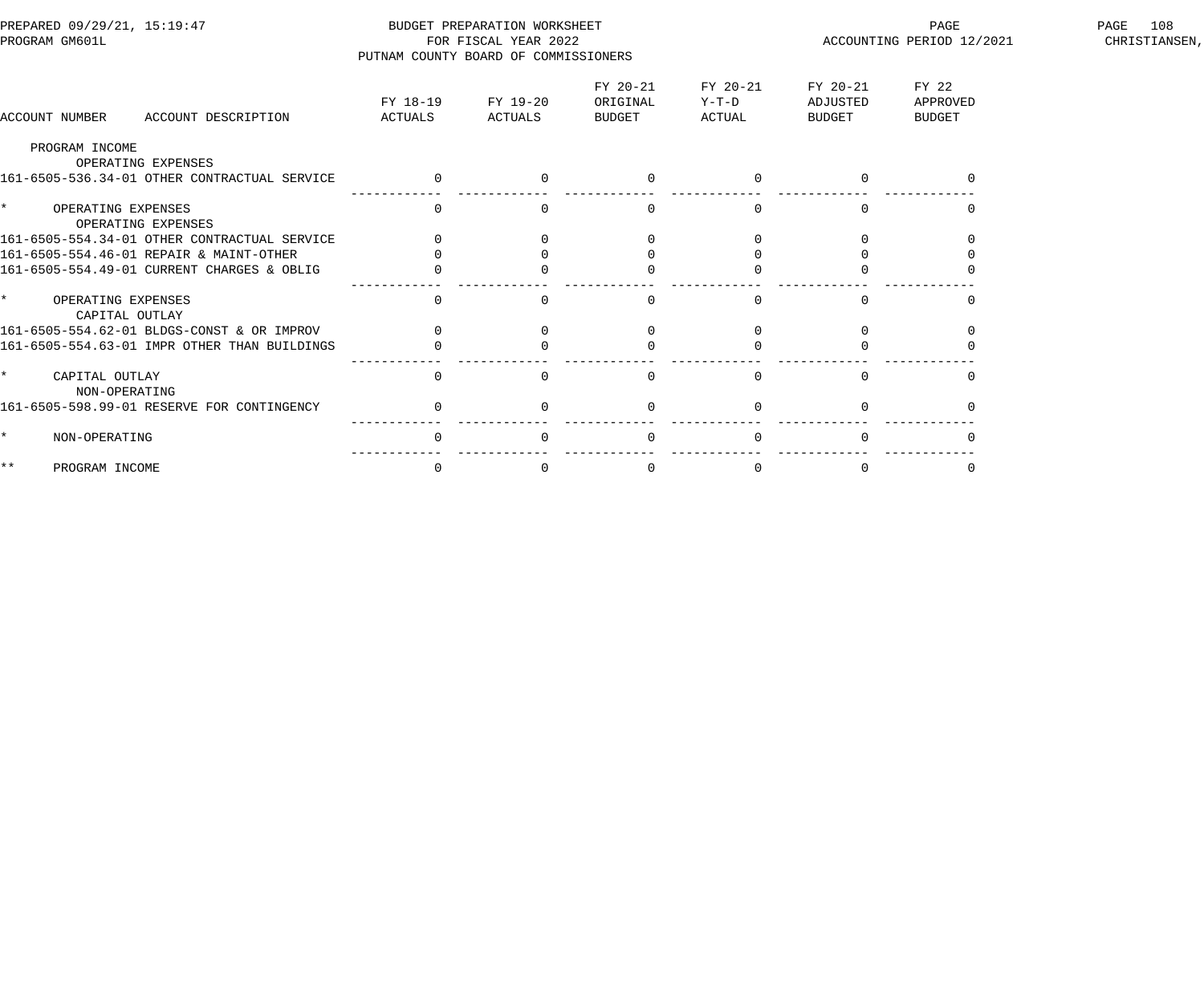BUDGET PREPARATION WORKSHEET
FOR FISCAL YEAR 2022
PUTNAM COUNTY BOARD OF COMMISSIONERS

PREPARED 09/29/21, 15:19:47
PROGRAM GM601L
ACCOUNTING PERIOD 12/2021
CHRISTIANSEN,

| ACCOUNT NUMBER | ACCOUNT DESCRIPTION | FY 18-19 ACTUALS | FY 19-20 ACTUALS | FY 20-21 ORIGINAL BUDGET | FY 20-21 Y-T-D ACTUAL | FY 20-21 ADJUSTED BUDGET | FY 22 APPROVED BUDGET |
|---|---|---|---|---|---|---|---|
| PROGRAM INCOME | | | | | | | |
| | OPERATING EXPENSES | | | | | | |
| 161-6505-536.34-01 | OTHER CONTRACTUAL SERVICE | 0 | 0 | 0 | 0 | 0 | 0 |
| * | OPERATING EXPENSES | 0 | 0 | 0 | 0 | 0 | 0 |
| | OPERATING EXPENSES | | | | | | |
| 161-6505-554.34-01 | OTHER CONTRACTUAL SERVICE | 0 | 0 | 0 | 0 | 0 | 0 |
| 161-6505-554.46-01 | REPAIR & MAINT-OTHER | 0 | 0 | 0 | 0 | 0 | 0 |
| 161-6505-554.49-01 | CURRENT CHARGES & OBLIG | 0 | 0 | 0 | 0 | 0 | 0 |
| * | OPERATING EXPENSES | 0 | 0 | 0 | 0 | 0 | 0 |
| | CAPITAL OUTLAY | | | | | | |
| 161-6505-554.62-01 | BLDGS-CONST & OR IMPROV | 0 | 0 | 0 | 0 | 0 | 0 |
| 161-6505-554.63-01 | IMPR OTHER THAN BUILDINGS | 0 | 0 | 0 | 0 | 0 | 0 |
| * | CAPITAL OUTLAY | 0 | 0 | 0 | 0 | 0 | 0 |
| | NON-OPERATING | | | | | | |
| 161-6505-598.99-01 | RESERVE FOR CONTINGENCY | 0 | 0 | 0 | 0 | 0 | 0 |
| * | NON-OPERATING | 0 | 0 | 0 | 0 | 0 | 0 |
| ** | PROGRAM INCOME | 0 | 0 | 0 | 0 | 0 | 0 |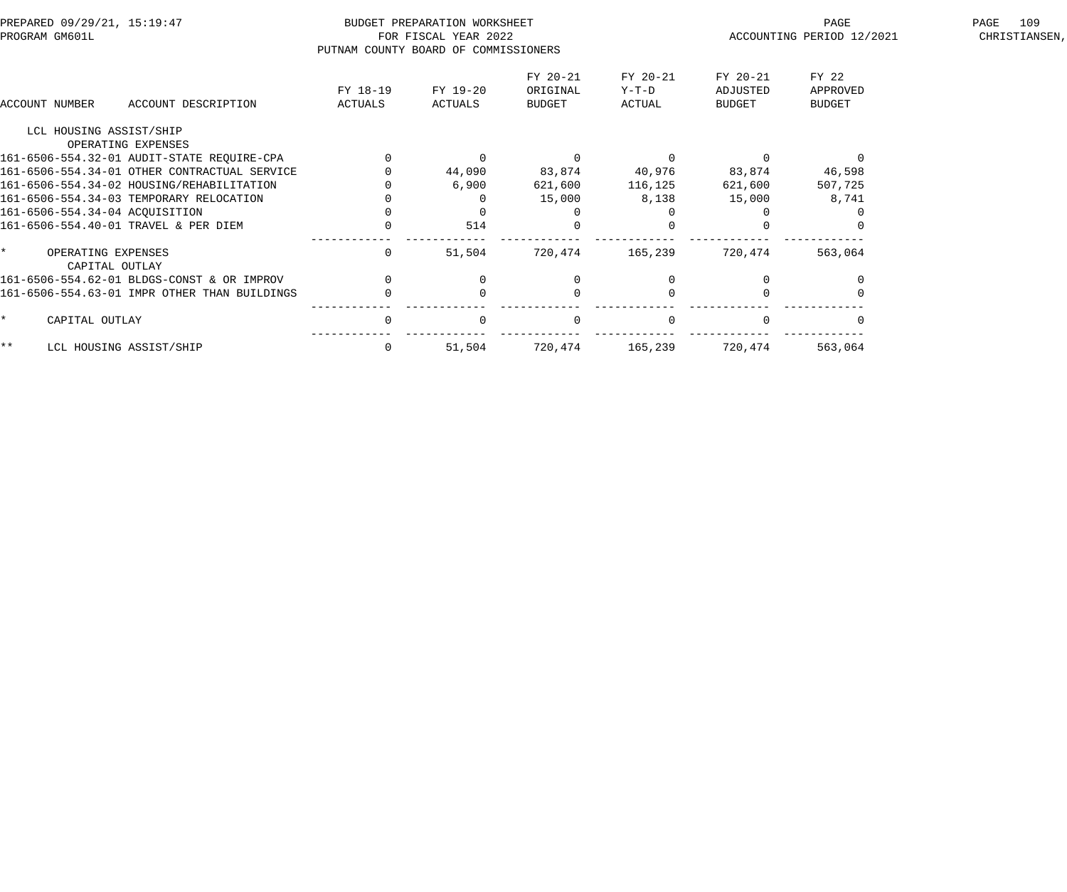BUDGET PREPARATION WORKSHEET
FOR FISCAL YEAR 2022
PUTNAM COUNTY BOARD OF COMMISSIONERS

PREPARED 09/29/21, 15:19:47
PROGRAM GM601L
ACCOUNTING PERIOD 12/2021
CHRISTIANSEN,

| ACCOUNT NUMBER | ACCOUNT DESCRIPTION | FY 18-19 ACTUALS | FY 19-20 ACTUALS | FY 20-21 ORIGINAL BUDGET | FY 20-21 Y-T-D ACTUAL | FY 20-21 ADJUSTED BUDGET | FY 22 APPROVED BUDGET |
|---|---|---|---|---|---|---|---|
| LCL HOUSING ASSIST/SHIP | | | | | | | |
| | OPERATING EXPENSES | | | | | | |
| 161-6506-554.32-01 | AUDIT-STATE REQUIRE-CPA | 0 | 0 | 0 | 0 | 0 | 0 |
| 161-6506-554.34-01 | OTHER CONTRACTUAL SERVICE | 0 | 44,090 | 83,874 | 40,976 | 83,874 | 46,598 |
| 161-6506-554.34-02 | HOUSING/REHABILITATION | 0 | 6,900 | 621,600 | 116,125 | 621,600 | 507,725 |
| 161-6506-554.34-03 | TEMPORARY RELOCATION | 0 | 0 | 15,000 | 8,138 | 15,000 | 8,741 |
| 161-6506-554.34-04 | ACQUISITION | 0 | 0 | 0 | 0 | 0 | 0 |
| 161-6506-554.40-01 | TRAVEL & PER DIEM | 0 | 514 | 0 | 0 | 0 | 0 |
| * | OPERATING EXPENSES | 0 | 51,504 | 720,474 | 165,239 | 720,474 | 563,064 |
| | CAPITAL OUTLAY | | | | | | |
| 161-6506-554.62-01 | BLDGS-CONST & OR IMPROV | 0 | 0 | 0 | 0 | 0 | 0 |
| 161-6506-554.63-01 | IMPR OTHER THAN BUILDINGS | 0 | 0 | 0 | 0 | 0 | 0 |
| * | CAPITAL OUTLAY | 0 | 0 | 0 | 0 | 0 | 0 |
| ** | LCL HOUSING ASSIST/SHIP | 0 | 51,504 | 720,474 | 165,239 | 720,474 | 563,064 |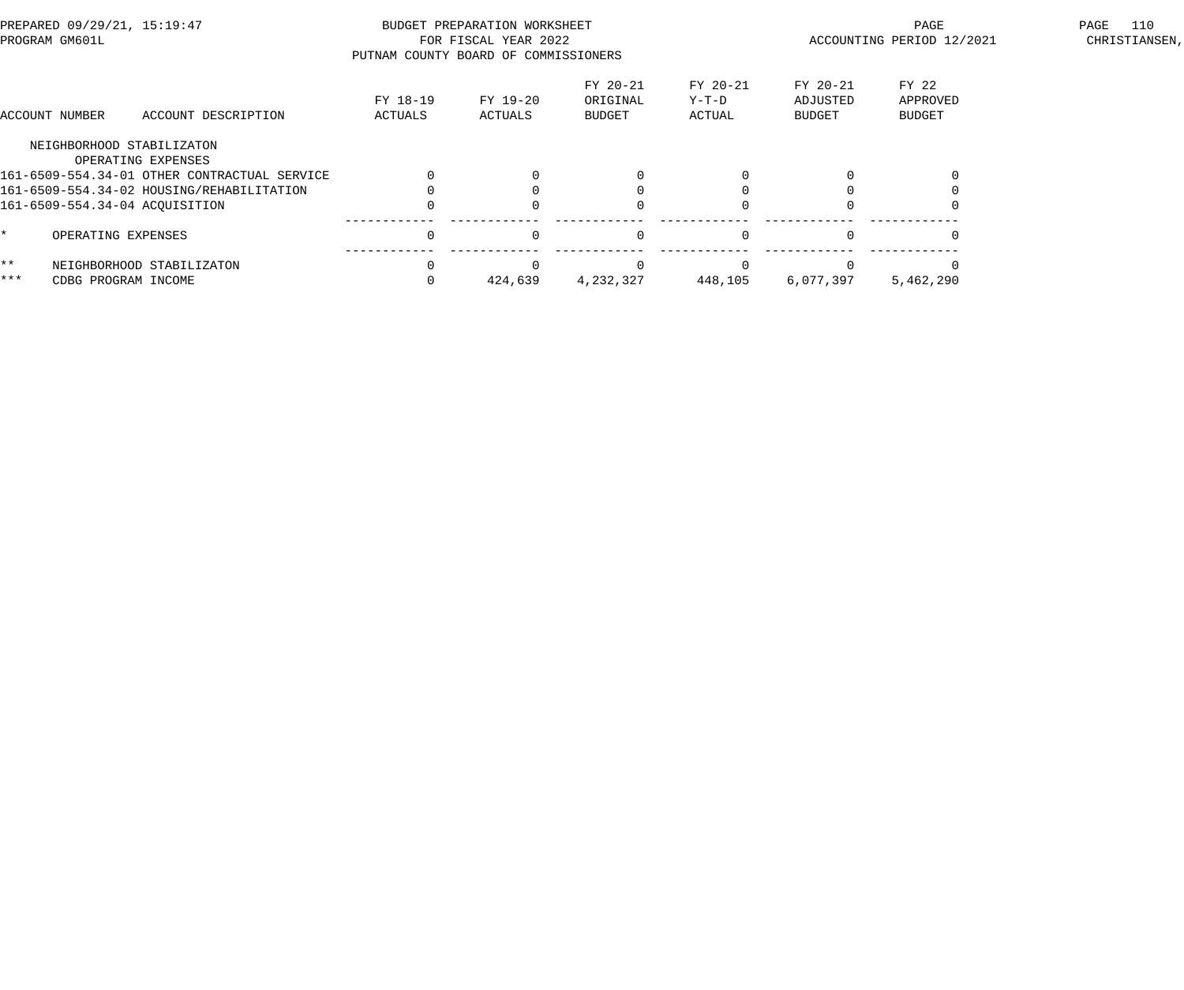BUDGET PREPARATION WORKSHEET
FOR FISCAL YEAR 2022
PUTNAM COUNTY BOARD OF COMMISSIONERS

PREPARED 09/29/21, 15:19:47
PROGRAM GM601L

ACCOUNTING PERIOD 12/2021

| ACCOUNT NUMBER | ACCOUNT DESCRIPTION | FY 18-19 ACTUALS | FY 19-20 ACTUALS | FY 20-21 ORIGINAL BUDGET | FY 20-21 Y-T-D ACTUAL | FY 20-21 ADJUSTED BUDGET | FY 22 APPROVED BUDGET |
|---|---|---|---|---|---|---|---|
| | NEIGHBORHOOD STABILIZATON | | | | | | |
| | OPERATING EXPENSES | | | | | | |
| 161-6509-554.34-01 | OTHER CONTRACTUAL SERVICE | 0 | 0 | 0 | 0 | 0 | 0 |
| 161-6509-554.34-02 | HOUSING/REHABILITATION | 0 | 0 | 0 | 0 | 0 | 0 |
| 161-6509-554.34-04 | ACQUISITION | 0 | 0 | 0 | 0 | 0 | 0 |
| * | OPERATING EXPENSES | 0 | 0 | 0 | 0 | 0 | 0 |
| ** | NEIGHBORHOOD STABILIZATON | 0 | 0 | 0 | 0 | 0 | 0 |
| *** | CDBG PROGRAM INCOME | 0 | 424,639 | 4,232,327 | 448,105 | 6,077,397 | 5,462,290 |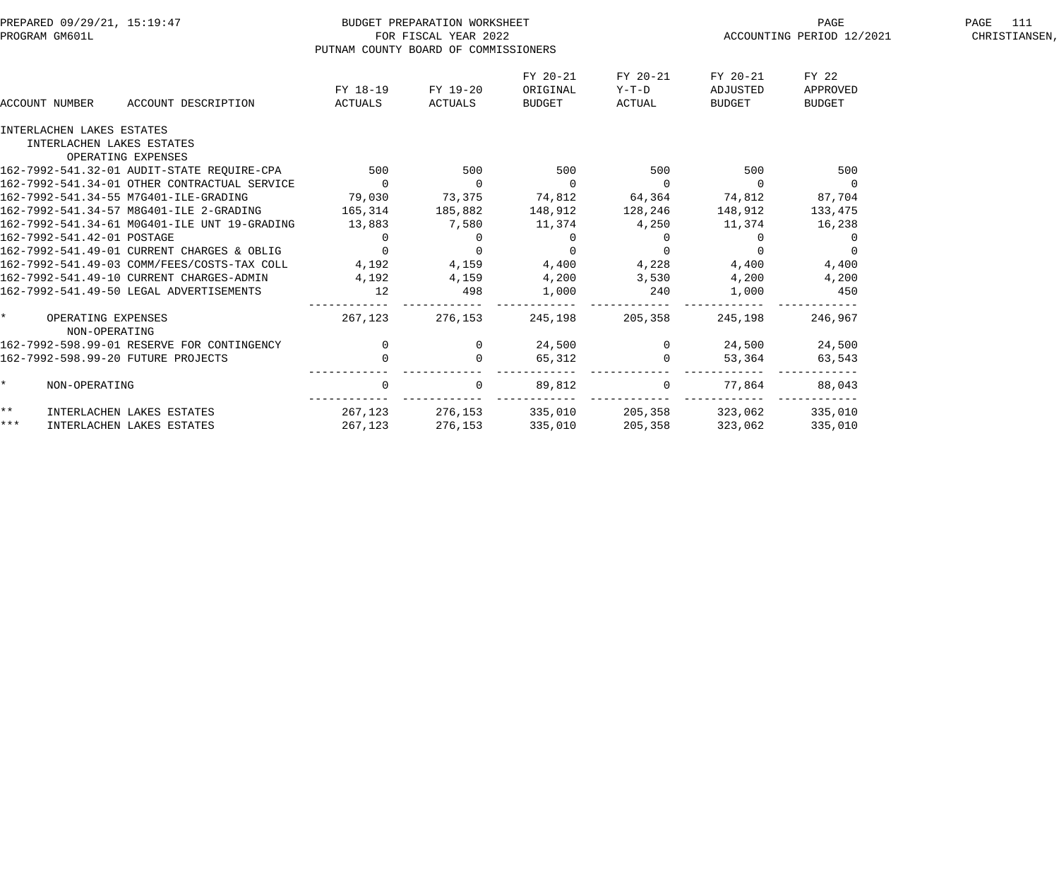BUDGET PREPARATION WORKSHEET
FOR FISCAL YEAR 2022
PUTNAM COUNTY BOARD OF COMMISSIONERS

PREPARED 09/29/21, 15:19:47
PROGRAM GM601L
ACCOUNTING PERIOD 12/2021

| ACCOUNT NUMBER | ACCOUNT DESCRIPTION | FY 18-19 ACTUALS | FY 19-20 ACTUALS | FY 20-21 ORIGINAL BUDGET | FY 20-21 Y-T-D ACTUAL | FY 20-21 ADJUSTED BUDGET | FY 22 APPROVED BUDGET |
|---|---|---|---|---|---|---|---|
| INTERLACHEN LAKES ESTATES | | | | | | | |
| INTERLACHEN LAKES ESTATES | | | | | | | |
| OPERATING EXPENSES | | | | | | | |
| 162-7992-541.32-01 | AUDIT-STATE REQUIRE-CPA | 500 | 500 | 500 | 500 | 500 | 500 |
| 162-7992-541.34-01 | OTHER CONTRACTUAL SERVICE | 0 | 0 | 0 | 0 | 0 | 0 |
| 162-7992-541.34-55 | M7G401-ILE-GRADING | 79,030 | 73,375 | 74,812 | 64,364 | 74,812 | 87,704 |
| 162-7992-541.34-57 | M8G401-ILE 2-GRADING | 165,314 | 185,882 | 148,912 | 128,246 | 148,912 | 133,475 |
| 162-7992-541.34-61 | M0G401-ILE UNT 19-GRADING | 13,883 | 7,580 | 11,374 | 4,250 | 11,374 | 16,238 |
| 162-7992-541.42-01 | POSTAGE | 0 | 0 | 0 | 0 | 0 | 0 |
| 162-7992-541.49-01 | CURRENT CHARGES & OBLIG | 0 | 0 | 0 | 0 | 0 | 0 |
| 162-7992-541.49-03 | COMM/FEES/COSTS-TAX COLL | 4,192 | 4,159 | 4,400 | 4,228 | 4,400 | 4,400 |
| 162-7992-541.49-10 | CURRENT CHARGES-ADMIN | 4,192 | 4,159 | 4,200 | 3,530 | 4,200 | 4,200 |
| 162-7992-541.49-50 | LEGAL ADVERTISEMENTS | 12 | 498 | 1,000 | 240 | 1,000 | 450 |
| * | OPERATING EXPENSES | 267,123 | 276,153 | 245,198 | 205,358 | 245,198 | 246,967 |
| NON-OPERATING | | | | | | | |
| 162-7992-598.99-01 | RESERVE FOR CONTINGENCY | 0 | 0 | 24,500 | 0 | 24,500 | 24,500 |
| 162-7992-598.99-20 | FUTURE PROJECTS | 0 | 0 | 65,312 | 0 | 53,364 | 63,543 |
| * | NON-OPERATING | 0 | 0 | 89,812 | 0 | 77,864 | 88,043 |
| ** | INTERLACHEN LAKES ESTATES | 267,123 | 276,153 | 335,010 | 205,358 | 323,062 | 335,010 |
| *** | INTERLACHEN LAKES ESTATES | 267,123 | 276,153 | 335,010 | 205,358 | 323,062 | 335,010 |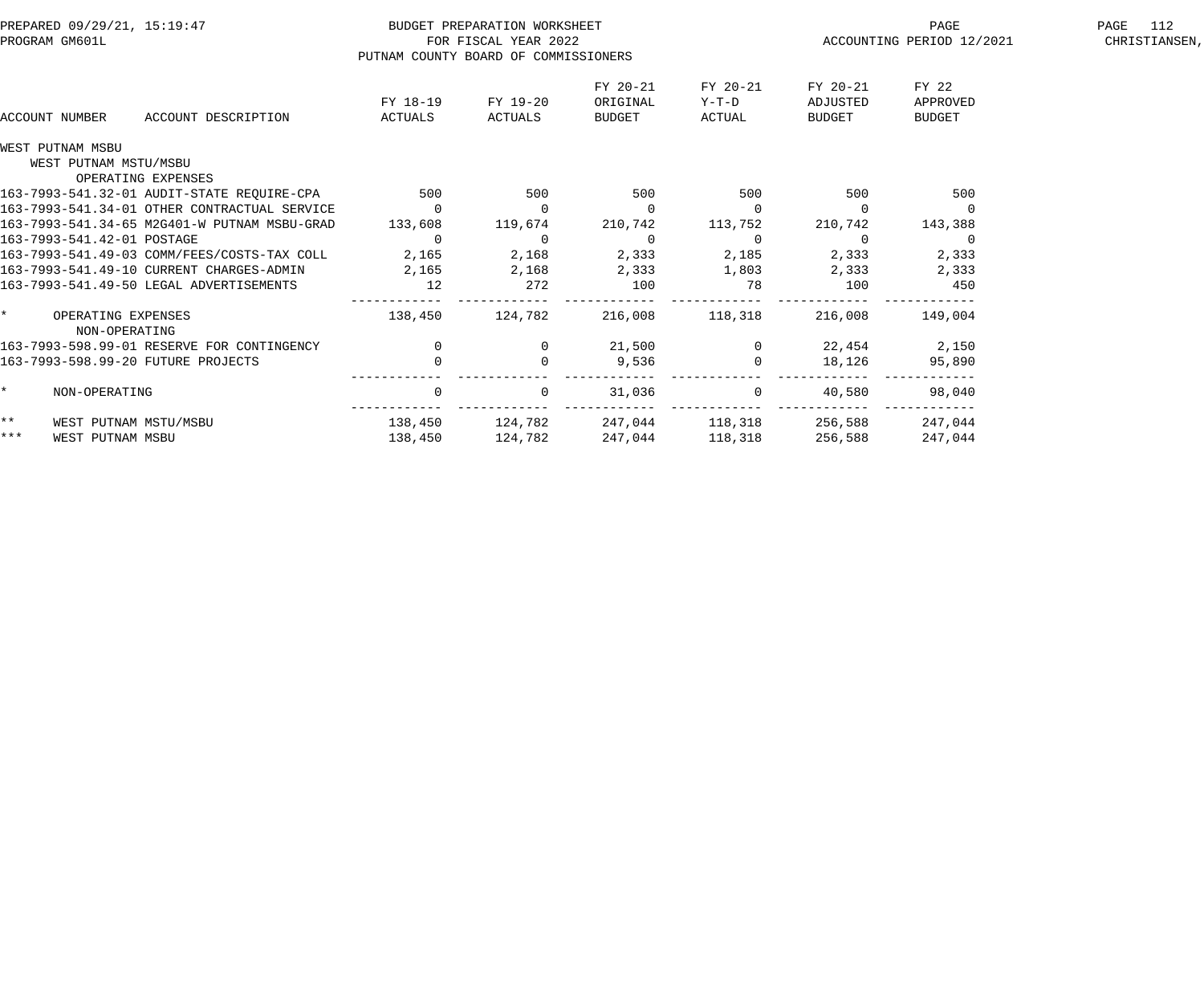BUDGET PREPARATION WORKSHEET
FOR FISCAL YEAR 2022
PUTNAM COUNTY BOARD OF COMMISSIONERS

PREPARED 09/29/21, 15:19:47
PROGRAM GM601L

ACCOUNTING PERIOD 12/2021

| ACCOUNT NUMBER | ACCOUNT DESCRIPTION | FY 18-19 ACTUALS | FY 19-20 ACTUALS | FY 20-21 ORIGINAL BUDGET | FY 20-21 Y-T-D ACTUAL | FY 20-21 ADJUSTED BUDGET | FY 22 APPROVED BUDGET |
|---|---|---|---|---|---|---|---|
| WEST PUTNAM MSBU | | | | | | | |
| WEST PUTNAM MSTU/MSBU | | | | | | | |
| OPERATING EXPENSES | | | | | | | |
| 163-7993-541.32-01 | AUDIT-STATE REQUIRE-CPA | 500 | 500 | 500 | 500 | 500 | 500 |
| 163-7993-541.34-01 | OTHER CONTRACTUAL SERVICE | 0 | 0 | 0 | 0 | 0 | 0 |
| 163-7993-541.34-65 | M2G401-W PUTNAM MSBU-GRAD | 133,608 | 119,674 | 210,742 | 113,752 | 210,742 | 143,388 |
| 163-7993-541.42-01 | POSTAGE | 0 | 0 | 0 | 0 | 0 | 0 |
| 163-7993-541.49-03 | COMM/FEES/COSTS-TAX COLL | 2,165 | 2,168 | 2,333 | 2,185 | 2,333 | 2,333 |
| 163-7993-541.49-10 | CURRENT CHARGES-ADMIN | 2,165 | 2,168 | 2,333 | 1,803 | 2,333 | 2,333 |
| 163-7993-541.49-50 | LEGAL ADVERTISEMENTS | 12 | 272 | 100 | 78 | 100 | 450 |
| * | OPERATING EXPENSES | 138,450 | 124,782 | 216,008 | 118,318 | 216,008 | 149,004 |
| NON-OPERATING | | | | | | | |
| 163-7993-598.99-01 | RESERVE FOR CONTINGENCY | 0 | 0 | 21,500 | 0 | 22,454 | 2,150 |
| 163-7993-598.99-20 | FUTURE PROJECTS | 0 | 0 | 9,536 | 0 | 18,126 | 95,890 |
| * | NON-OPERATING | 0 | 0 | 31,036 | 0 | 40,580 | 98,040 |
| ** | WEST PUTNAM MSTU/MSBU | 138,450 | 124,782 | 247,044 | 118,318 | 256,588 | 247,044 |
| *** | WEST PUTNAM MSBU | 138,450 | 124,782 | 247,044 | 118,318 | 256,588 | 247,044 |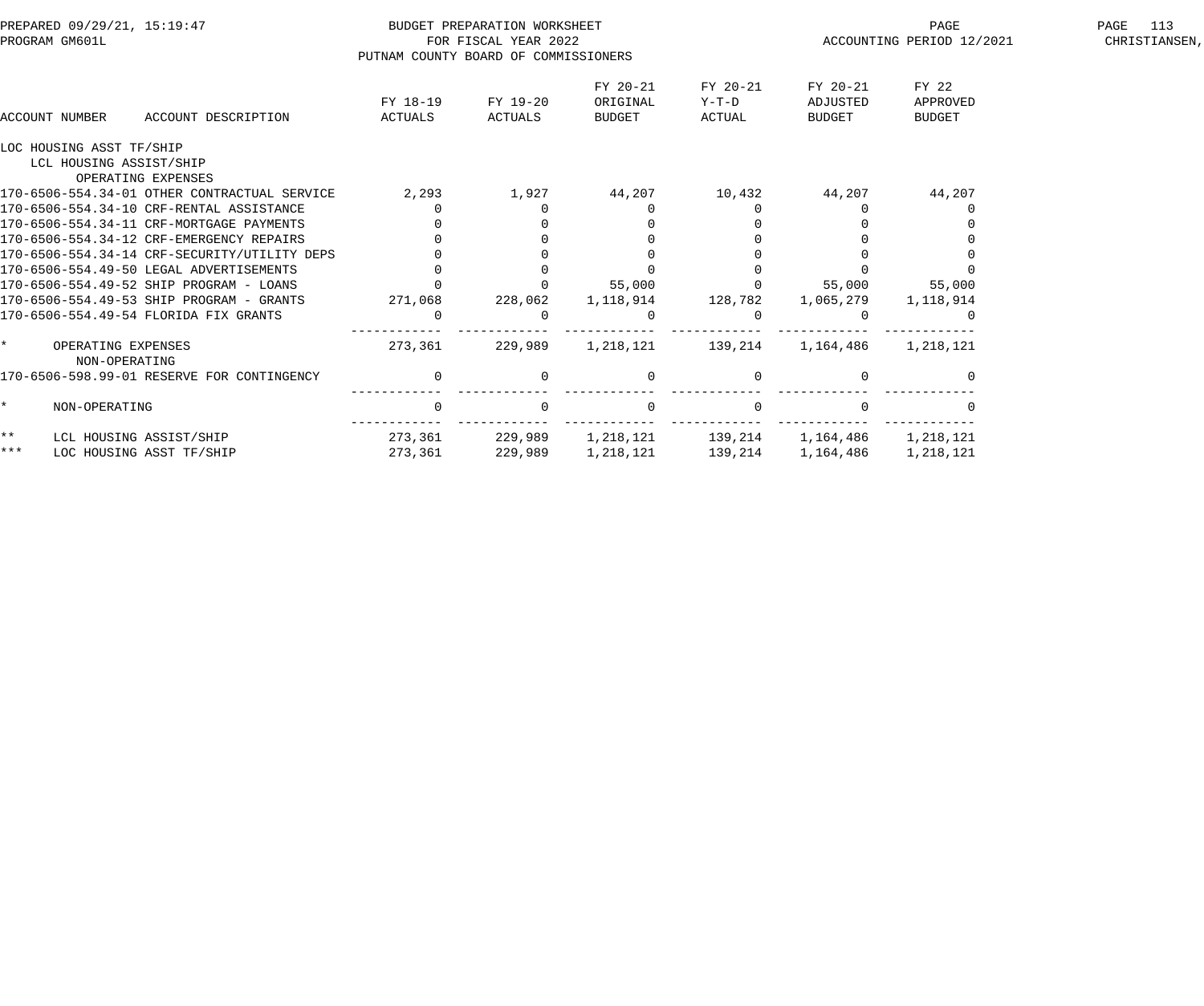BUDGET PREPARATION WORKSHEET
FOR FISCAL YEAR 2022
PUTNAM COUNTY BOARD OF COMMISSIONERS

PREPARED 09/29/21, 15:19:47
PROGRAM GM601L

ACCOUNTING PERIOD 12/2021

| ACCOUNT NUMBER | ACCOUNT DESCRIPTION | FY 18-19 ACTUALS | FY 19-20 ACTUALS | FY 20-21 ORIGINAL BUDGET | FY 20-21 Y-T-D ACTUAL | FY 20-21 ADJUSTED BUDGET | FY 22 APPROVED BUDGET |
|---|---|---|---|---|---|---|---|
| LOC HOUSING ASST TF/SHIP | | | | | | | |
| LCL HOUSING ASSIST/SHIP | | | | | | | |
| OPERATING EXPENSES | | | | | | | |
| 170-6506-554.34-01 | OTHER CONTRACTUAL SERVICE | 2,293 | 1,927 | 44,207 | 10,432 | 44,207 | 44,207 |
| 170-6506-554.34-10 | CRF-RENTAL ASSISTANCE | 0 | 0 | 0 | 0 | 0 | 0 |
| 170-6506-554.34-11 | CRF-MORTGAGE PAYMENTS | 0 | 0 | 0 | 0 | 0 | 0 |
| 170-6506-554.34-12 | CRF-EMERGENCY REPAIRS | 0 | 0 | 0 | 0 | 0 | 0 |
| 170-6506-554.34-14 | CRF-SECURITY/UTILITY DEPS | 0 | 0 | 0 | 0 | 0 | 0 |
| 170-6506-554.49-50 | LEGAL ADVERTISEMENTS | 0 | 0 | 0 | 0 | 0 | 0 |
| 170-6506-554.49-52 | SHIP PROGRAM - LOANS | 0 | 0 | 55,000 | 0 | 55,000 | 55,000 |
| 170-6506-554.49-53 | SHIP PROGRAM - GRANTS | 271,068 | 228,062 | 1,118,914 | 128,782 | 1,065,279 | 1,118,914 |
| 170-6506-554.49-54 | FLORIDA FIX GRANTS | 0 | 0 | 0 | 0 | 0 | 0 |
| * | OPERATING EXPENSES | 273,361 | 229,989 | 1,218,121 | 139,214 | 1,164,486 | 1,218,121 |
| NON-OPERATING | | | | | | | |
| 170-6506-598.99-01 | RESERVE FOR CONTINGENCY | 0 | 0 | 0 | 0 | 0 | 0 |
| * | NON-OPERATING | 0 | 0 | 0 | 0 | 0 | 0 |
| ** | LCL HOUSING ASSIST/SHIP | 273,361 | 229,989 | 1,218,121 | 139,214 | 1,164,486 | 1,218,121 |
| *** | LOC HOUSING ASST TF/SHIP | 273,361 | 229,989 | 1,218,121 | 139,214 | 1,164,486 | 1,218,121 |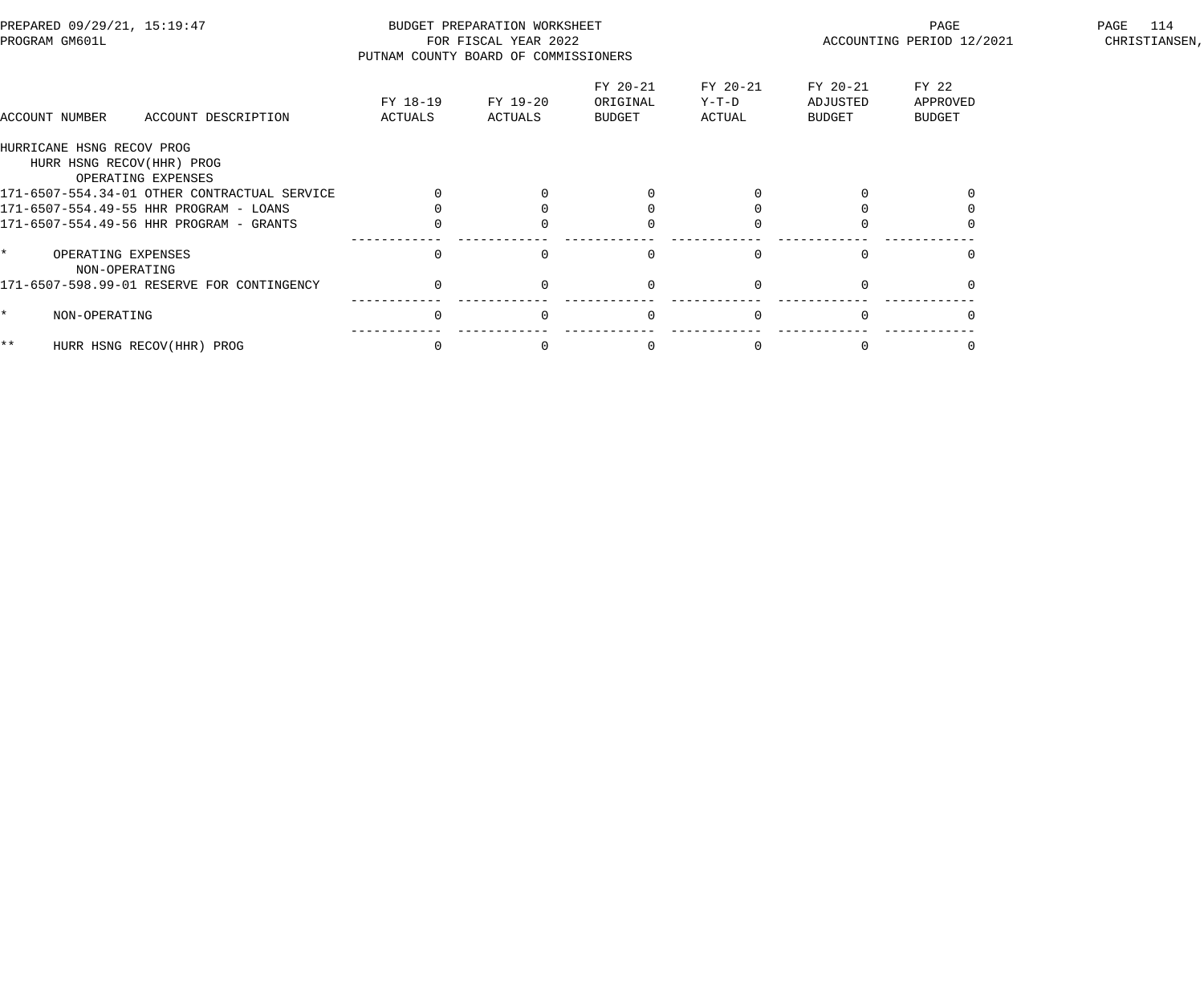BUDGET PREPARATION WORKSHEET
FOR FISCAL YEAR 2022
PUTNAM COUNTY BOARD OF COMMISSIONERS

PREPARED 09/29/21, 15:19:47
PROGRAM GM601L

ACCOUNTING PERIOD 12/2021

| ACCOUNT NUMBER | ACCOUNT DESCRIPTION | FY 18-19 ACTUALS | FY 19-20 ACTUALS | FY 20-21 ORIGINAL BUDGET | FY 20-21 Y-T-D ACTUAL | FY 20-21 ADJUSTED BUDGET | FY 22 APPROVED BUDGET |
|---|---|---|---|---|---|---|---|
| HURRICANE HSNG RECOV PROG | | | | | | | |
| HURR HSNG RECOV(HHR) PROG | | | | | | | |
| OPERATING EXPENSES | | | | | | | |
| 171-6507-554.34-01 | OTHER CONTRACTUAL SERVICE | 0 | 0 | 0 | 0 | 0 | 0 |
| 171-6507-554.49-55 | HHR PROGRAM - LOANS | 0 | 0 | 0 | 0 | 0 | 0 |
| 171-6507-554.49-56 | HHR PROGRAM - GRANTS | 0 | 0 | 0 | 0 | 0 | 0 |
| * | OPERATING EXPENSES | 0 | 0 | 0 | 0 | 0 | 0 |
| NON-OPERATING | | | | | | | |
| 171-6507-598.99-01 | RESERVE FOR CONTINGENCY | 0 | 0 | 0 | 0 | 0 | 0 |
| * | NON-OPERATING | 0 | 0 | 0 | 0 | 0 | 0 |
| ** | HURR HSNG RECOV(HHR) PROG | 0 | 0 | 0 | 0 | 0 | 0 |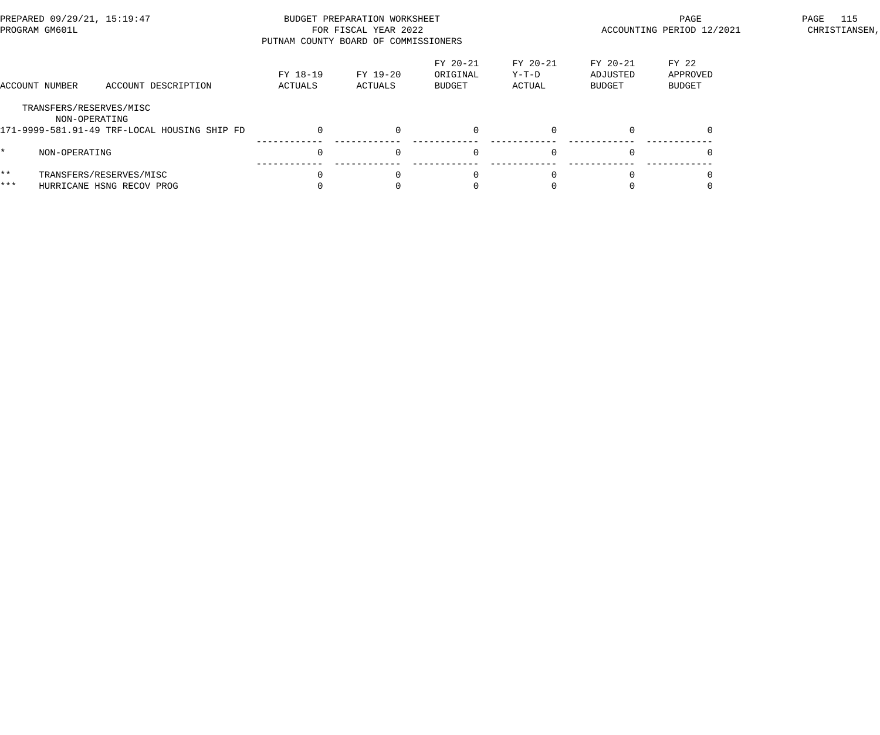PREPARED 09/29/21, 15:19:47
PROGRAM GM601L

BUDGET PREPARATION WORKSHEET
FOR FISCAL YEAR 2022
PUTNAM COUNTY BOARD OF COMMISSIONERS

ACCOUNTING PERIOD 12/2021

CHRISTIANSEN,

| ACCOUNT NUMBER | ACCOUNT DESCRIPTION | FY 18-19 ACTUALS | FY 19-20 ACTUALS | FY 20-21 ORIGINAL BUDGET | FY 20-21 Y-T-D ACTUAL | FY 20-21 ADJUSTED BUDGET | FY 22 APPROVED BUDGET |
|---|---|---|---|---|---|---|---|
| TRANSFERS/RESERVES/MISC | | | | | | | |
| NON-OPERATING | | | | | | | |
| 171-9999-581.91-49 | TRF-LOCAL HOUSING SHIP FD | 0 | 0 | 0 | 0 | 0 | 0 |
| * | NON-OPERATING | 0 | 0 | 0 | 0 | 0 | 0 |
| ** | TRANSFERS/RESERVES/MISC | 0 | 0 | 0 | 0 | 0 | 0 |
| *** | HURRICANE HSNG RECOV PROG | 0 | 0 | 0 | 0 | 0 | 0 |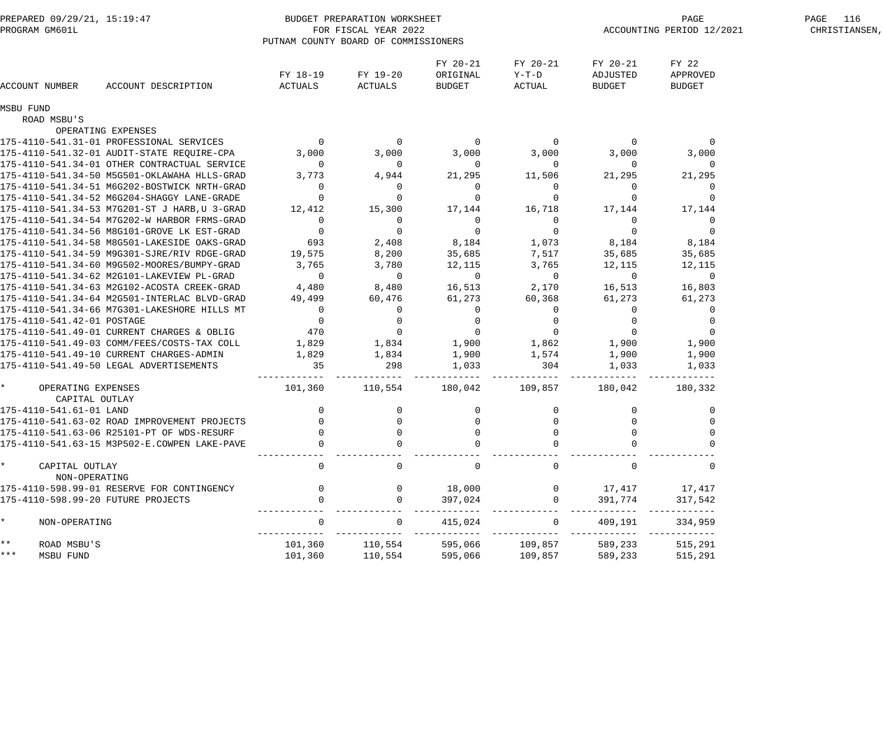PREPARED 09/29/21, 15:19:47 BUDGET PREPARATION WORKSHEET
PROGRAM GM601L FOR FISCAL YEAR 2022 ACCOUNTING PERIOD 12/2021
PUTNAM COUNTY BOARD OF COMMISSIONERS

| ACCOUNT NUMBER | ACCOUNT DESCRIPTION | FY 18-19 ACTUALS | FY 19-20 ACTUALS | FY 20-21 ORIGINAL BUDGET | FY 20-21 Y-T-D ACTUAL | FY 20-21 ADJUSTED BUDGET | FY 22 APPROVED BUDGET |
|---|---|---|---|---|---|---|---|
| MSBU FUND | | | | | | | |
| ROAD MSBU'S | | | | | | | |
| OPERATING EXPENSES | | | | | | | |
| 175-4110-541.31-01 | PROFESSIONAL SERVICES | 0 | 0 | 0 | 0 | 0 | 0 |
| 175-4110-541.32-01 | AUDIT-STATE REQUIRE-CPA | 3,000 | 3,000 | 3,000 | 3,000 | 3,000 | 3,000 |
| 175-4110-541.34-01 | OTHER CONTRACTUAL SERVICE | 0 | 0 | 0 | 0 | 0 | 0 |
| 175-4110-541.34-50 | M5G501-OKLAWAHA HLLS-GRAD | 3,773 | 4,944 | 21,295 | 11,506 | 21,295 | 21,295 |
| 175-4110-541.34-51 | M6G202-BOSTWICK NRTH-GRAD | 0 | 0 | 0 | 0 | 0 | 0 |
| 175-4110-541.34-52 | M6G204-SHAGGY LANE-GRADE | 0 | 0 | 0 | 0 | 0 | 0 |
| 175-4110-541.34-53 | M7G201-ST J HARB,U 3-GRAD | 12,412 | 15,300 | 17,144 | 16,718 | 17,144 | 17,144 |
| 175-4110-541.34-54 | M7G202-W HARBOR FRMS-GRAD | 0 | 0 | 0 | 0 | 0 | 0 |
| 175-4110-541.34-56 | M8G101-GROVE LK EST-GRAD | 0 | 0 | 0 | 0 | 0 | 0 |
| 175-4110-541.34-58 | M8G501-LAKESIDE OAKS-GRAD | 693 | 2,408 | 8,184 | 1,073 | 8,184 | 8,184 |
| 175-4110-541.34-59 | M9G301-SJRE/RIV RDGE-GRAD | 19,575 | 8,200 | 35,685 | 7,517 | 35,685 | 35,685 |
| 175-4110-541.34-60 | M9G502-MOORES/BUMPY-GRAD | 3,765 | 3,780 | 12,115 | 3,765 | 12,115 | 12,115 |
| 175-4110-541.34-62 | M2G101-LAKEVIEW PL-GRAD | 0 | 0 | 0 | 0 | 0 | 0 |
| 175-4110-541.34-63 | M2G102-ACOSTA CREEK-GRAD | 4,480 | 8,480 | 16,513 | 2,170 | 16,513 | 16,803 |
| 175-4110-541.34-64 | M2G501-INTERLAC BLVD-GRAD | 49,499 | 60,476 | 61,273 | 60,368 | 61,273 | 61,273 |
| 175-4110-541.34-66 | M7G301-LAKESHORE HILLS MT | 0 | 0 | 0 | 0 | 0 | 0 |
| 175-4110-541.42-01 | POSTAGE | 0 | 0 | 0 | 0 | 0 | 0 |
| 175-4110-541.49-01 | CURRENT CHARGES & OBLIG | 470 | 0 | 0 | 0 | 0 | 0 |
| 175-4110-541.49-03 | COMM/FEES/COSTS-TAX COLL | 1,829 | 1,834 | 1,900 | 1,862 | 1,900 | 1,900 |
| 175-4110-541.49-10 | CURRENT CHARGES-ADMIN | 1,829 | 1,834 | 1,900 | 1,574 | 1,900 | 1,900 |
| 175-4110-541.49-50 | LEGAL ADVERTISEMENTS | 35 | 298 | 1,033 | 304 | 1,033 | 1,033 |
| * | OPERATING EXPENSES | 101,360 | 110,554 | 180,042 | 109,857 | 180,042 | 180,332 |
| CAPITAL OUTLAY | | | | | | | |
| 175-4110-541.61-01 | LAND | 0 | 0 | 0 | 0 | 0 | 0 |
| 175-4110-541.63-02 | ROAD IMPROVEMENT PROJECTS | 0 | 0 | 0 | 0 | 0 | 0 |
| 175-4110-541.63-06 | R25101-PT OF WDS-RESURF | 0 | 0 | 0 | 0 | 0 | 0 |
| 175-4110-541.63-15 | M3P502-E.COWPEN LAKE-PAVE | 0 | 0 | 0 | 0 | 0 | 0 |
| * | CAPITAL OUTLAY | 0 | 0 | 0 | 0 | 0 | 0 |
| NON-OPERATING | | | | | | | |
| 175-4110-598.99-01 | RESERVE FOR CONTINGENCY | 0 | 0 | 18,000 | 0 | 17,417 | 17,417 |
| 175-4110-598.99-20 | FUTURE PROJECTS | 0 | 0 | 397,024 | 0 | 391,774 | 317,542 |
| * | NON-OPERATING | 0 | 0 | 415,024 | 0 | 409,191 | 334,959 |
| ** | ROAD MSBU'S | 101,360 | 110,554 | 595,066 | 109,857 | 589,233 | 515,291 |
| *** | MSBU FUND | 101,360 | 110,554 | 595,066 | 109,857 | 589,233 | 515,291 |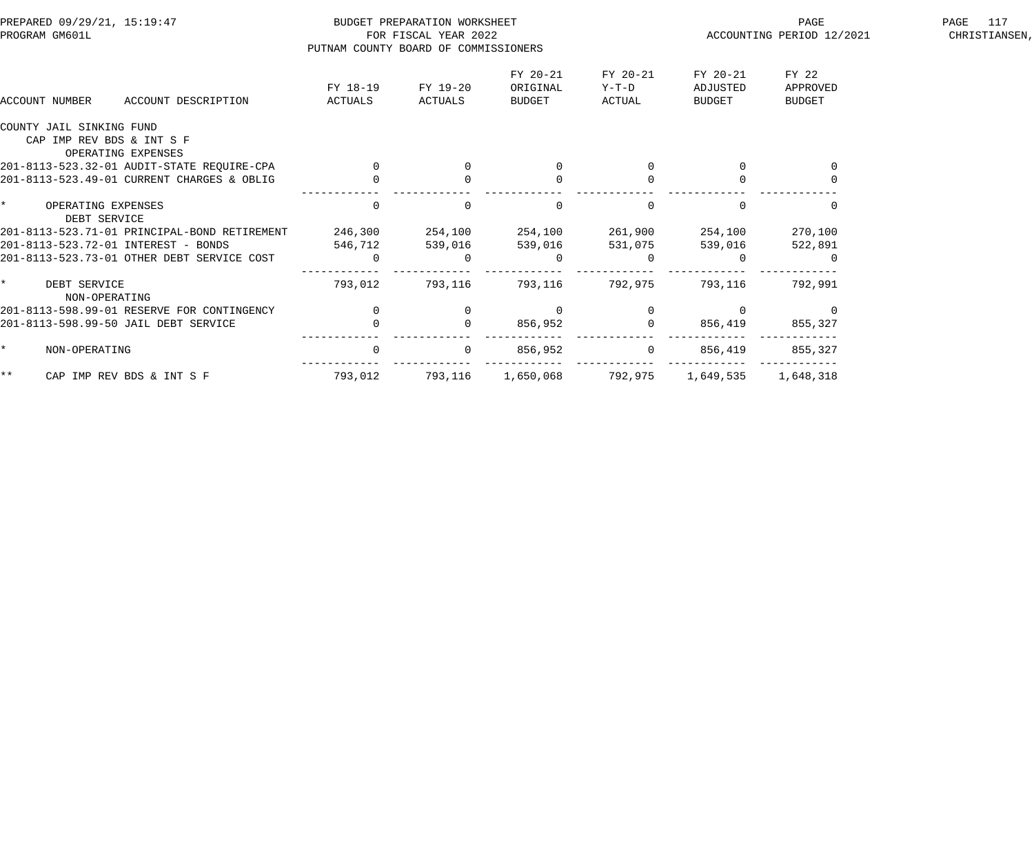BUDGET PREPARATION WORKSHEET
FOR FISCAL YEAR 2022
PUTNAM COUNTY BOARD OF COMMISSIONERS

PREPARED 09/29/21, 15:19:47
PROGRAM GM601L

ACCOUNTING PERIOD 12/2021

| ACCOUNT NUMBER | ACCOUNT DESCRIPTION | FY 18-19 ACTUALS | FY 19-20 ACTUALS | FY 20-21 ORIGINAL BUDGET | FY 20-21 Y-T-D ACTUAL | FY 20-21 ADJUSTED BUDGET | FY 22 APPROVED BUDGET |
|---|---|---|---|---|---|---|---|
| COUNTY JAIL SINKING FUND | | | | | | | |
| CAP IMP REV BDS & INT S F | | | | | | | |
| OPERATING EXPENSES | | | | | | | |
| 201-8113-523.32-01 | AUDIT-STATE REQUIRE-CPA | 0 | 0 | 0 | 0 | 0 | 0 |
| 201-8113-523.49-01 | CURRENT CHARGES & OBLIG | 0 | 0 | 0 | 0 | 0 | 0 |
| * | OPERATING EXPENSES | 0 | 0 | 0 | 0 | 0 | 0 |
| DEBT SERVICE | | | | | | | |
| 201-8113-523.71-01 | PRINCIPAL-BOND RETIREMENT | 246,300 | 254,100 | 254,100 | 261,900 | 254,100 | 270,100 |
| 201-8113-523.72-01 | INTEREST - BONDS | 546,712 | 539,016 | 539,016 | 531,075 | 539,016 | 522,891 |
| 201-8113-523.73-01 | OTHER DEBT SERVICE COST | 0 | 0 | 0 | 0 | 0 | 0 |
| * | DEBT SERVICE | 793,012 | 793,116 | 793,116 | 792,975 | 793,116 | 792,991 |
| NON-OPERATING | | | | | | | |
| 201-8113-598.99-01 | RESERVE FOR CONTINGENCY | 0 | 0 | 0 | 0 | 0 | 0 |
| 201-8113-598.99-50 | JAIL DEBT SERVICE | 0 | 0 | 856,952 | 0 | 856,419 | 855,327 |
| * | NON-OPERATING | 0 | 0 | 856,952 | 0 | 856,419 | 855,327 |
| ** | CAP IMP REV BDS & INT S F | 793,012 | 793,116 | 1,650,068 | 792,975 | 1,649,535 | 1,648,318 |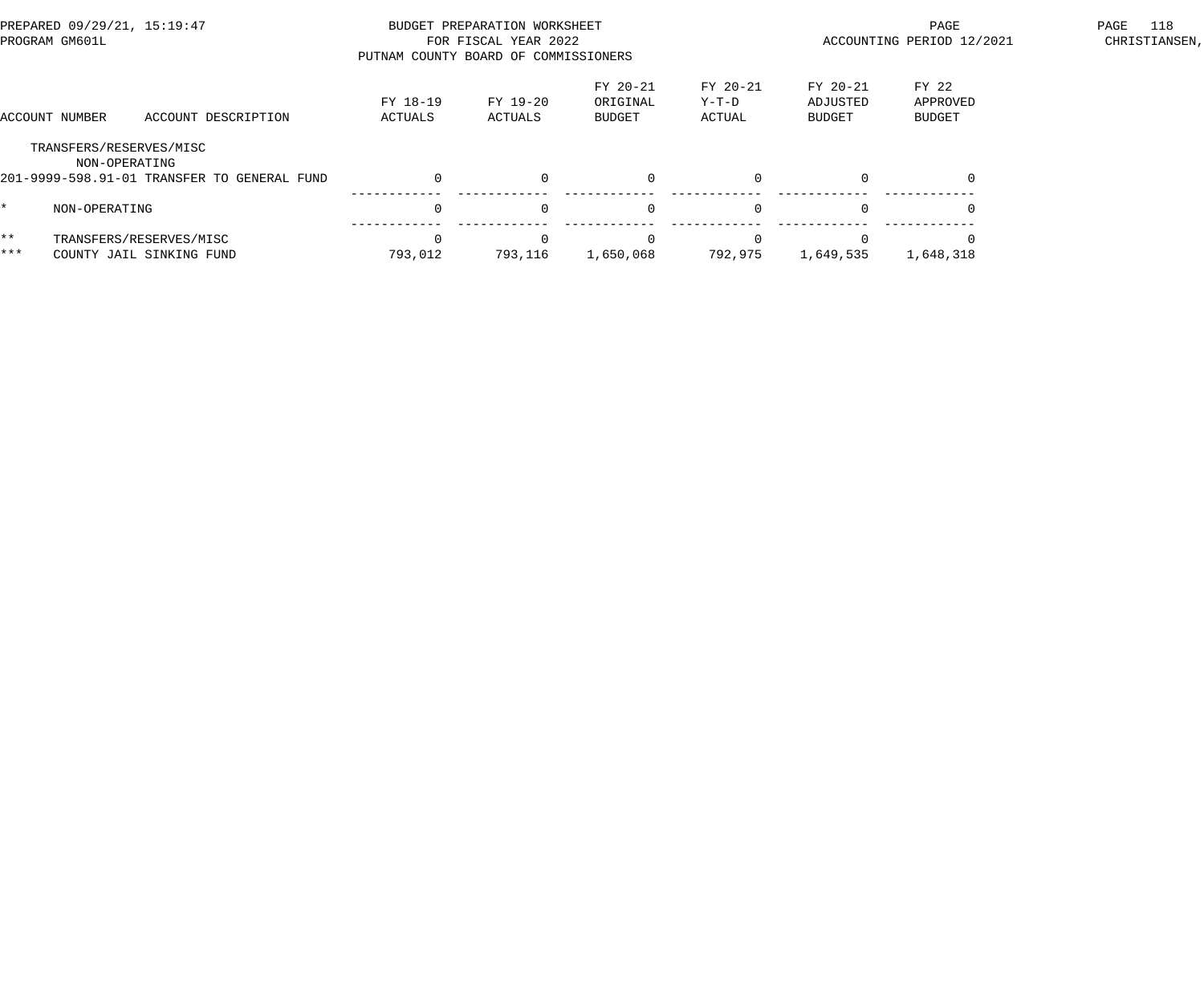PREPARED 09/29/21, 15:19:47
PROGRAM GM601L

BUDGET PREPARATION WORKSHEET
FOR FISCAL YEAR 2022
PUTNAM COUNTY BOARD OF COMMISSIONERS

ACCOUNTING PERIOD 12/2021

CHRISTIANSEN,

| ACCOUNT NUMBER | ACCOUNT DESCRIPTION | FY 18-19 ACTUALS | FY 19-20 ACTUALS | FY 20-21 ORIGINAL BUDGET | FY 20-21 Y-T-D ACTUAL | FY 20-21 ADJUSTED BUDGET | FY 22 APPROVED BUDGET |
|---|---|---|---|---|---|---|---|
| TRANSFERS/RESERVES/MISC | | | | | | | |
| NON-OPERATING | | | | | | | |
| 201-9999-598.91-01 | TRANSFER TO GENERAL FUND | 0 | 0 | 0 | 0 | 0 | 0 |
| * | NON-OPERATING | 0 | 0 | 0 | 0 | 0 | 0 |
| ** | TRANSFERS/RESERVES/MISC | 0 | 0 | 0 | 0 | 0 | 0 |
| *** | COUNTY JAIL SINKING FUND | 793,012 | 793,116 | 1,650,068 | 792,975 | 1,649,535 | 1,648,318 |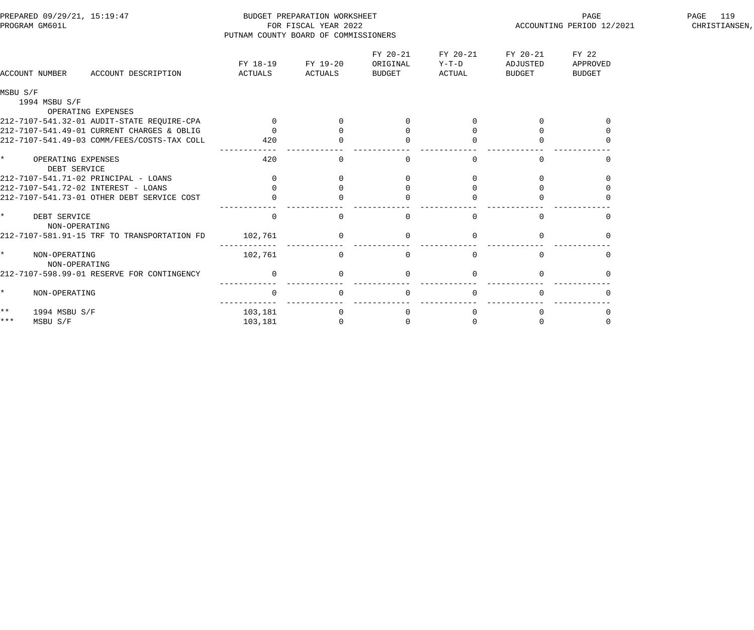BUDGET PREPARATION WORKSHEET
FOR FISCAL YEAR 2022
PUTNAM COUNTY BOARD OF COMMISSIONERS

PREPARED 09/29/21, 15:19:47
PROGRAM GM601L

ACCOUNTING PERIOD 12/2021

| ACCOUNT NUMBER | ACCOUNT DESCRIPTION | FY 18-19 ACTUALS | FY 19-20 ACTUALS | FY 20-21 ORIGINAL BUDGET | FY 20-21 Y-T-D ACTUAL | FY 20-21 ADJUSTED BUDGET | FY 22 APPROVED BUDGET |
|---|---|---|---|---|---|---|---|
| MSBU S/F | | | | | | | |
| 1994 MSBU S/F | | | | | | | |
| | OPERATING EXPENSES | | | | | | |
| 212-7107-541.32-01 | AUDIT-STATE REQUIRE-CPA | 0 | 0 | 0 | 0 | 0 | 0 |
| 212-7107-541.49-01 | CURRENT CHARGES & OBLIG | 0 | 0 | 0 | 0 | 0 | 0 |
| 212-7107-541.49-03 | COMM/FEES/COSTS-TAX COLL | 420 | 0 | 0 | 0 | 0 | 0 |
| * | OPERATING EXPENSES | 420 | 0 | 0 | 0 | 0 | 0 |
| | DEBT SERVICE | | | | | | |
| 212-7107-541.71-02 | PRINCIPAL - LOANS | 0 | 0 | 0 | 0 | 0 | 0 |
| 212-7107-541.72-02 | INTEREST - LOANS | 0 | 0 | 0 | 0 | 0 | 0 |
| 212-7107-541.73-01 | OTHER DEBT SERVICE COST | 0 | 0 | 0 | 0 | 0 | 0 |
| * | DEBT SERVICE | 0 | 0 | 0 | 0 | 0 | 0 |
| | NON-OPERATING | | | | | | |
| 212-7107-581.91-15 | TRF TO TRANSPORTATION FD | 102,761 | 0 | 0 | 0 | 0 | 0 |
| * | NON-OPERATING | 102,761 | 0 | 0 | 0 | 0 | 0 |
| | NON-OPERATING | | | | | | |
| 212-7107-598.99-01 | RESERVE FOR CONTINGENCY | 0 | 0 | 0 | 0 | 0 | 0 |
| * | NON-OPERATING | 0 | 0 | 0 | 0 | 0 | 0 |
| ** | 1994 MSBU S/F | 103,181 | 0 | 0 | 0 | 0 | 0 |
| *** | MSBU S/F | 103,181 | 0 | 0 | 0 | 0 | 0 |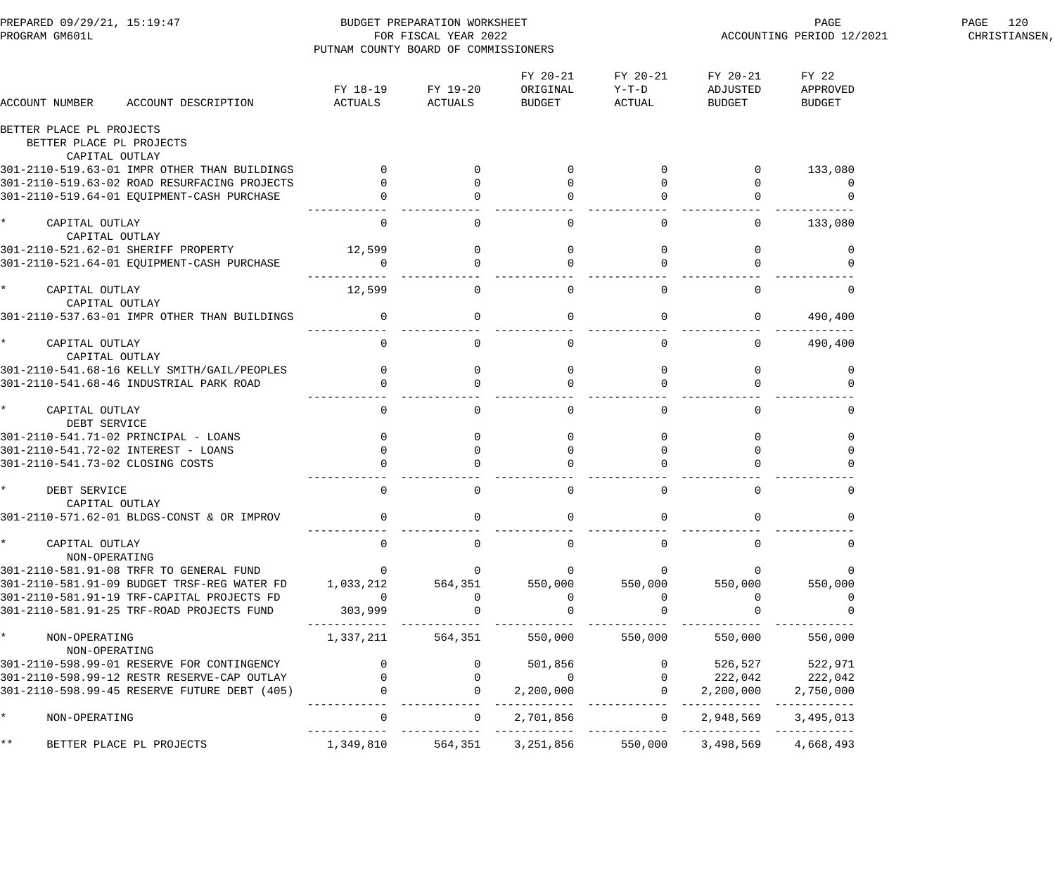BUDGET PREPARATION WORKSHEET
FOR FISCAL YEAR 2022
PUTNAM COUNTY BOARD OF COMMISSIONERS

PREPARED 09/29/21, 15:19:47
PROGRAM GM601L
ACCOUNTING PERIOD 12/2021

| ACCOUNT NUMBER ACCOUNT DESCRIPTION | FY 18-19 ACTUALS | FY 19-20 ACTUALS | FY 20-21 ORIGINAL BUDGET | FY 20-21 Y-T-D ACTUAL | FY 20-21 ADJUSTED BUDGET | FY 22 APPROVED BUDGET |
|---|---|---|---|---|---|---|
| BETTER PLACE PL PROJECTS | | | | | | |
| BETTER PLACE PL PROJECTS | | | | | | |
| CAPITAL OUTLAY | | | | | | |
| 301-2110-519.63-01 IMPR OTHER THAN BUILDINGS | 0 | 0 | 0 | 0 | 0 | 133,080 |
| 301-2110-519.63-02 ROAD RESURFACING PROJECTS | 0 | 0 | 0 | 0 | 0 | 0 |
| 301-2110-519.64-01 EQUIPMENT-CASH PURCHASE | 0 | 0 | 0 | 0 | 0 | 0 |
| * CAPITAL OUTLAY | 0 | 0 | 0 | 0 | 0 | 133,080 |
| CAPITAL OUTLAY | | | | | | |
| 301-2110-521.62-01 SHERIFF PROPERTY | 12,599 | 0 | 0 | 0 | 0 | 0 |
| 301-2110-521.64-01 EQUIPMENT-CASH PURCHASE | 0 | 0 | 0 | 0 | 0 | 0 |
| * CAPITAL OUTLAY | 12,599 | 0 | 0 | 0 | 0 | 0 |
| CAPITAL OUTLAY | | | | | | |
| 301-2110-537.63-01 IMPR OTHER THAN BUILDINGS | 0 | 0 | 0 | 0 | 0 | 490,400 |
| * CAPITAL OUTLAY | 0 | 0 | 0 | 0 | 0 | 490,400 |
| CAPITAL OUTLAY | | | | | | |
| 301-2110-541.68-16 KELLY SMITH/GAIL/PEOPLES | 0 | 0 | 0 | 0 | 0 | 0 |
| 301-2110-541.68-46 INDUSTRIAL PARK ROAD | 0 | 0 | 0 | 0 | 0 | 0 |
| * CAPITAL OUTLAY | 0 | 0 | 0 | 0 | 0 | 0 |
| DEBT SERVICE | | | | | | |
| 301-2110-541.71-02 PRINCIPAL - LOANS | 0 | 0 | 0 | 0 | 0 | 0 |
| 301-2110-541.72-02 INTEREST - LOANS | 0 | 0 | 0 | 0 | 0 | 0 |
| 301-2110-541.73-02 CLOSING COSTS | 0 | 0 | 0 | 0 | 0 | 0 |
| * DEBT SERVICE | 0 | 0 | 0 | 0 | 0 | 0 |
| CAPITAL OUTLAY | | | | | | |
| 301-2110-571.62-01 BLDGS-CONST & OR IMPROV | 0 | 0 | 0 | 0 | 0 | 0 |
| * CAPITAL OUTLAY | 0 | 0 | 0 | 0 | 0 | 0 |
| NON-OPERATING | | | | | | |
| 301-2110-581.91-08 TRFR TO GENERAL FUND | 0 | 0 | 0 | 0 | 0 | 0 |
| 301-2110-581.91-09 BUDGET TRSF-REG WATER FD | 1,033,212 | 564,351 | 550,000 | 550,000 | 550,000 | 550,000 |
| 301-2110-581.91-19 TRF-CAPITAL PROJECTS FD | 0 | 0 | 0 | 0 | 0 | 0 |
| 301-2110-581.91-25 TRF-ROAD PROJECTS FUND | 303,999 | 0 | 0 | 0 | 0 | 0 |
| * NON-OPERATING | 1,337,211 | 564,351 | 550,000 | 550,000 | 550,000 | 550,000 |
| NON-OPERATING | | | | | | |
| 301-2110-598.99-01 RESERVE FOR CONTINGENCY | 0 | 0 | 501,856 | 0 | 526,527 | 522,971 |
| 301-2110-598.99-12 RESTR RESERVE-CAP OUTLAY | 0 | 0 | 0 | 0 | 222,042 | 222,042 |
| 301-2110-598.99-45 RESERVE FUTURE DEBT (405) | 0 | 0 | 2,200,000 | 0 | 2,200,000 | 2,750,000 |
| * NON-OPERATING | 0 | 0 | 2,701,856 | 0 | 2,948,569 | 3,495,013 |
| ** BETTER PLACE PL PROJECTS | 1,349,810 | 564,351 | 3,251,856 | 550,000 | 3,498,569 | 4,668,493 |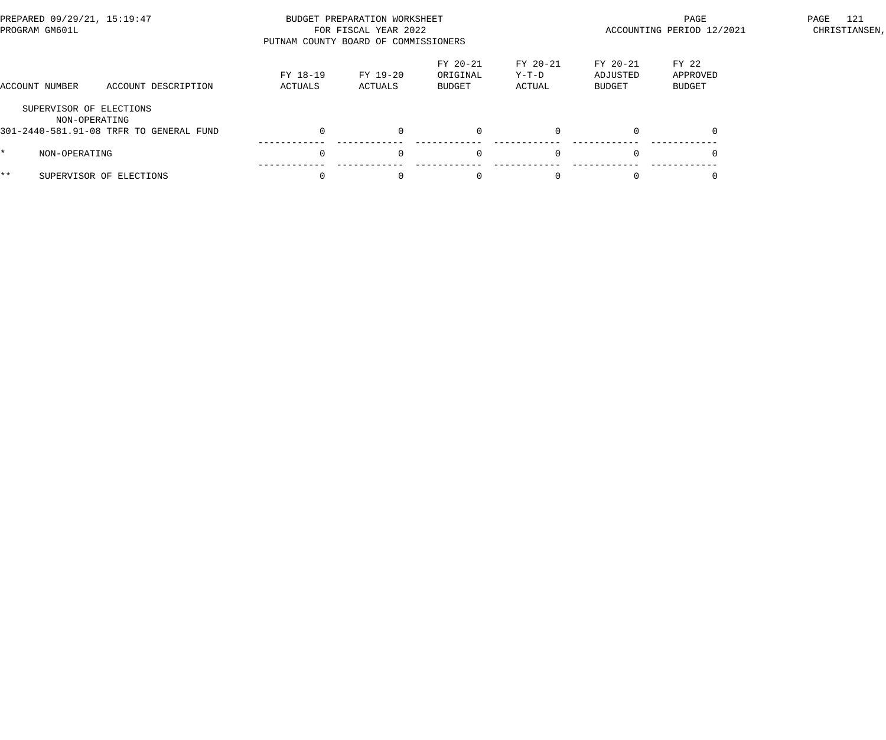| ACCOUNT NUMBER | ACCOUNT DESCRIPTION | FY 18-19 ACTUALS | FY 19-20 ACTUALS | FY 20-21 ORIGINAL BUDGET | FY 20-21 Y-T-D ACTUAL | FY 20-21 ADJUSTED BUDGET | FY 22 APPROVED BUDGET |
|---|---|---|---|---|---|---|---|
| SUPERVISOR OF ELECTIONS | | | | | | | |
| NON-OPERATING | | | | | | | |
| 301-2440-581.91-08 | TRFR TO GENERAL FUND | 0 | 0 | 0 | 0 | 0 | 0 |
| * | NON-OPERATING | 0 | 0 | 0 | 0 | 0 | 0 |
| ** | SUPERVISOR OF ELECTIONS | 0 | 0 | 0 | 0 | 0 | 0 |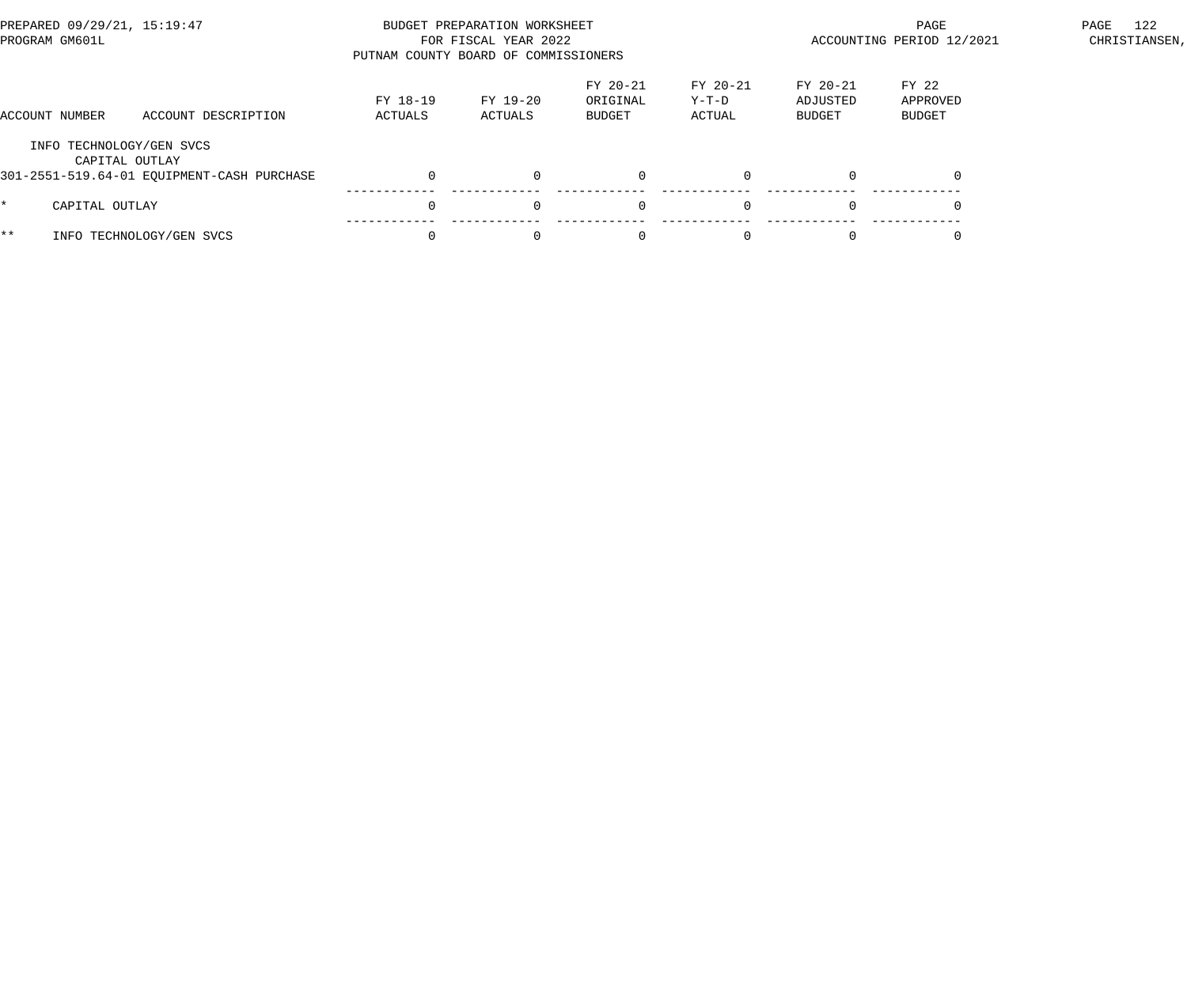BUDGET PREPARATION WORKSHEET
FOR FISCAL YEAR 2022
PUTNAM COUNTY BOARD OF COMMISSIONERS

PREPARED 09/29/21, 15:19:47
PROGRAM GM601L

ACCOUNTING PERIOD 12/2021

CHRISTIANSEN,

| ACCOUNT NUMBER | ACCOUNT DESCRIPTION | FY 18-19 ACTUALS | FY 19-20 ACTUALS | FY 20-21 ORIGINAL BUDGET | FY 20-21 Y-T-D ACTUAL | FY 20-21 ADJUSTED BUDGET | FY 22 APPROVED BUDGET |
|---|---|---|---|---|---|---|---|
| INFO TECHNOLOGY/GEN SVCS | | | | | | | |
| CAPITAL OUTLAY | | | | | | | |
| 301-2551-519.64-01 | EQUIPMENT-CASH PURCHASE | 0 | 0 | 0 | 0 | 0 | 0 |
| * | CAPITAL OUTLAY | 0 | 0 | 0 | 0 | 0 | 0 |
| ** | INFO TECHNOLOGY/GEN SVCS | 0 | 0 | 0 | 0 | 0 | 0 |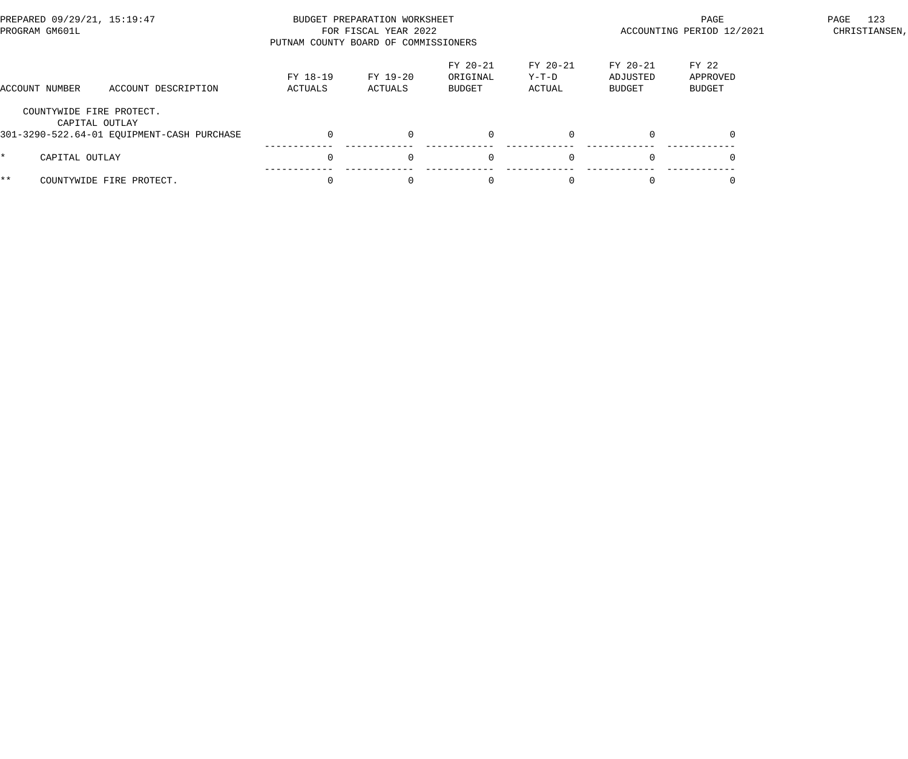BUDGET PREPARATION WORKSHEET
FOR FISCAL YEAR 2022
PUTNAM COUNTY BOARD OF COMMISSIONERS

PREPARED 09/29/21, 15:19:47
PROGRAM GM601L

ACCOUNTING PERIOD 12/2021

CHRISTIANSEN,

| ACCOUNT NUMBER | ACCOUNT DESCRIPTION | FY 18-19 ACTUALS | FY 19-20 ACTUALS | FY 20-21 ORIGINAL BUDGET | FY 20-21 Y-T-D ACTUAL | FY 20-21 ADJUSTED BUDGET | FY 22 APPROVED BUDGET |
|---|---|---|---|---|---|---|---|
| COUNTYWIDE FIRE PROTECT. | | | | | | | |
| CAPITAL OUTLAY | | | | | | | |
| 301-3290-522.64-01 | EQUIPMENT-CASH PURCHASE | 0 | 0 | 0 | 0 | 0 | 0 |
| * | CAPITAL OUTLAY | 0 | 0 | 0 | 0 | 0 | 0 |
| ** | COUNTYWIDE FIRE PROTECT. | 0 | 0 | 0 | 0 | 0 | 0 |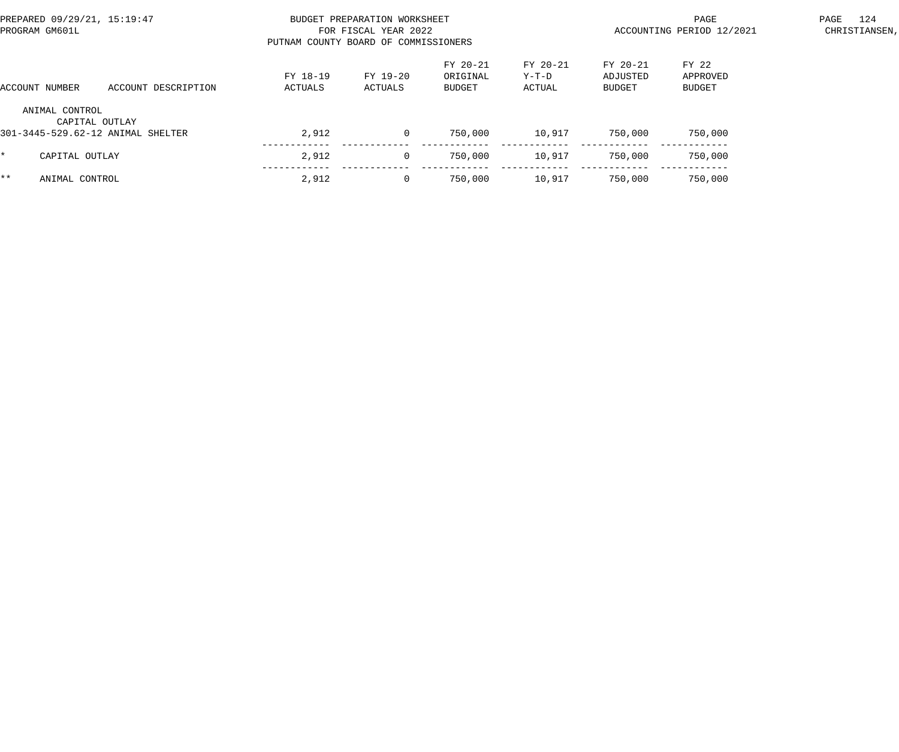BUDGET PREPARATION WORKSHEET
FOR FISCAL YEAR 2022
PUTNAM COUNTY BOARD OF COMMISSIONERS

PREPARED 09/29/21, 15:19:47
PROGRAM GM601L

ACCOUNTING PERIOD 12/2021

| ACCOUNT NUMBER | ACCOUNT DESCRIPTION | FY 18-19 ACTUALS | FY 19-20 ACTUALS | FY 20-21 ORIGINAL BUDGET | FY 20-21 Y-T-D ACTUAL | FY 20-21 ADJUSTED BUDGET | FY 22 APPROVED BUDGET |
|---|---|---|---|---|---|---|---|
| ANIMAL CONTROL | | | | | | | |
| CAPITAL OUTLAY | | | | | | | |
| 301-3445-529.62-12 | ANIMAL SHELTER | 2,912 | 0 | 750,000 | 10,917 | 750,000 | 750,000 |
| * | CAPITAL OUTLAY | 2,912 | 0 | 750,000 | 10,917 | 750,000 | 750,000 |
| ** | ANIMAL CONTROL | 2,912 | 0 | 750,000 | 10,917 | 750,000 | 750,000 |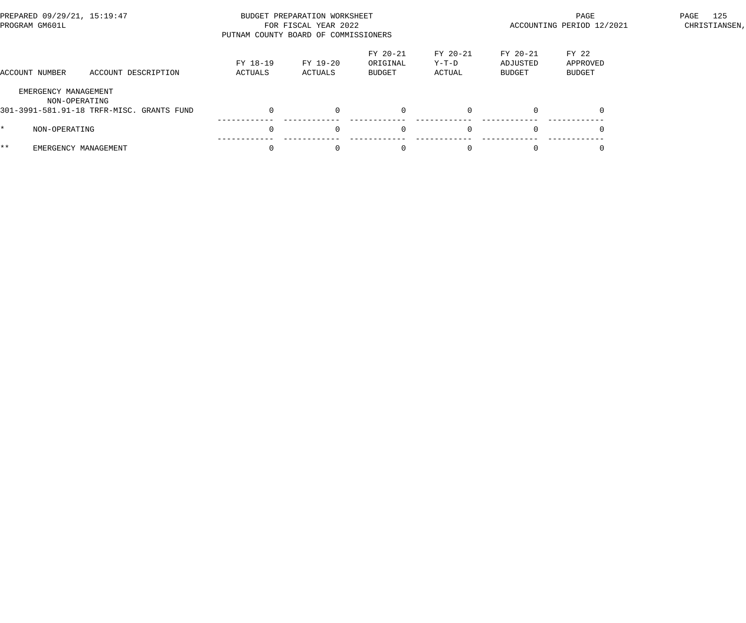BUDGET PREPARATION WORKSHEET
FOR FISCAL YEAR 2022
PUTNAM COUNTY BOARD OF COMMISSIONERS

PREPARED 09/29/21, 15:19:47
PROGRAM GM601L

ACCOUNTING PERIOD 12/2021

| ACCOUNT NUMBER | ACCOUNT DESCRIPTION | FY 18-19 ACTUALS | FY 19-20 ACTUALS | FY 20-21 ORIGINAL BUDGET | FY 20-21 Y-T-D ACTUAL | FY 20-21 ADJUSTED BUDGET | FY 22 APPROVED BUDGET |
|---|---|---|---|---|---|---|---|
| EMERGENCY MANAGEMENT | | | | | | | |
| NON-OPERATING | | | | | | | |
| 301-3991-581.91-18 | TRFR-MISC. GRANTS FUND | 0 | 0 | 0 | 0 | 0 | 0 |
| * | NON-OPERATING | 0 | 0 | 0 | 0 | 0 | 0 |
| ** | EMERGENCY MANAGEMENT | 0 | 0 | 0 | 0 | 0 | 0 |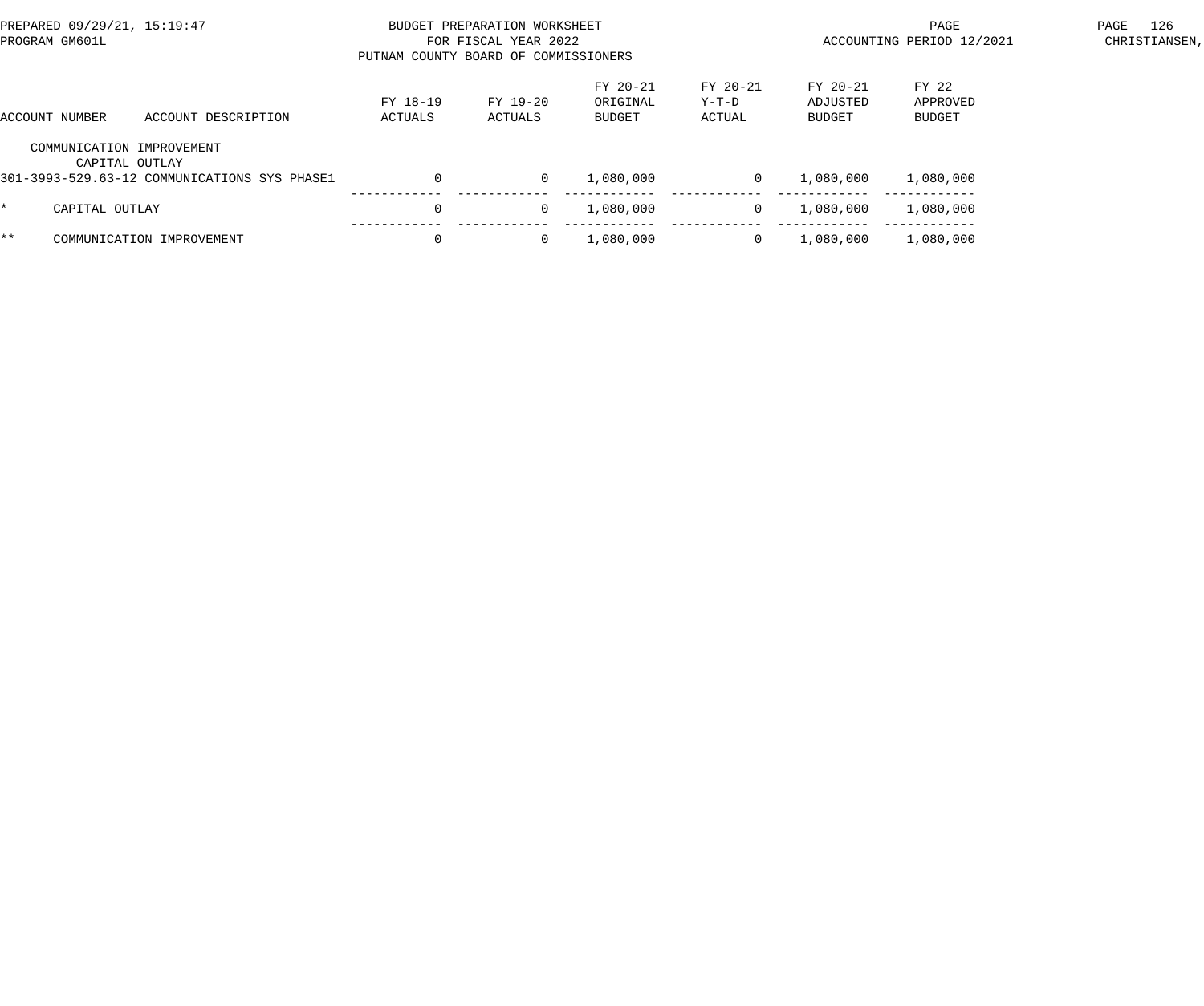BUDGET PREPARATION WORKSHEET
FOR FISCAL YEAR 2022
PUTNAM COUNTY BOARD OF COMMISSIONERS

PREPARED 09/29/21, 15:19:47
PROGRAM GM601L

ACCOUNTING PERIOD 12/2021

CHRISTIANSEN,

| ACCOUNT NUMBER | ACCOUNT DESCRIPTION | FY 18-19 ACTUALS | FY 19-20 ACTUALS | FY 20-21 ORIGINAL BUDGET | FY 20-21 Y-T-D ACTUAL | FY 20-21 ADJUSTED BUDGET | FY 22 APPROVED BUDGET |
|---|---|---|---|---|---|---|---|
| COMMUNICATION IMPROVEMENT | | | | | | | |
| CAPITAL OUTLAY | | | | | | | |
| 301-3993-529.63-12 | COMMUNICATIONS SYS PHASE1 | 0 | 0 | 1,080,000 | 0 | 1,080,000 | 1,080,000 |
| * | CAPITAL OUTLAY | 0 | 0 | 1,080,000 | 0 | 1,080,000 | 1,080,000 |
| ** | COMMUNICATION IMPROVEMENT | 0 | 0 | 1,080,000 | 0 | 1,080,000 | 1,080,000 |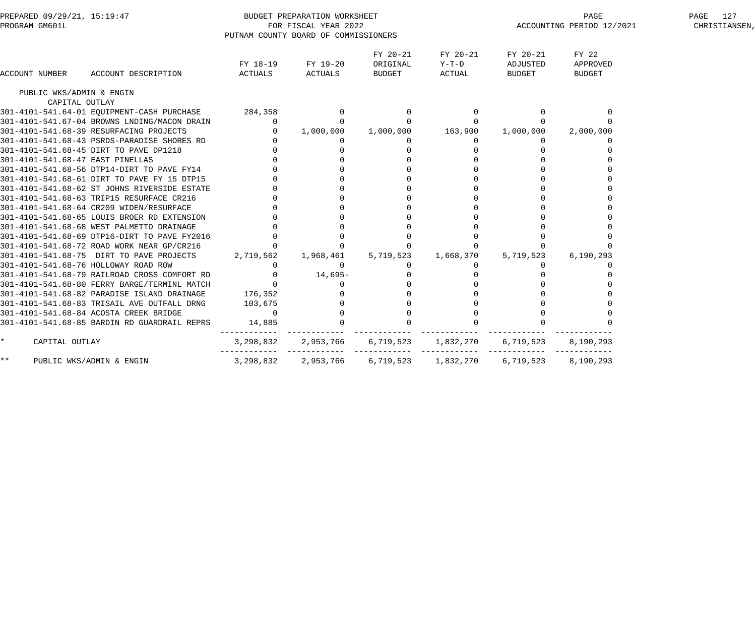BUDGET PREPARATION WORKSHEET
FOR FISCAL YEAR 2022
PUTNAM COUNTY BOARD OF COMMISSIONERS

PREPARED 09/29/21, 15:19:47
PROGRAM GM601L

ACCOUNTING PERIOD 12/2021

| ACCOUNT NUMBER | ACCOUNT DESCRIPTION | FY 18-19 ACTUALS | FY 19-20 ACTUALS | FY 20-21 ORIGINAL BUDGET | FY 20-21 Y-T-D ACTUAL | FY 20-21 ADJUSTED BUDGET | FY 22 APPROVED BUDGET |
|---|---|---|---|---|---|---|---|
| PUBLIC WKS/ADMIN & ENGIN | | | | | | | |
| CAPITAL OUTLAY | | | | | | | |
| 301-4101-541.64-01 | EQUIPMENT-CASH PURCHASE | 284,358 | 0 | 0 | 0 | 0 | 0 |
| 301-4101-541.67-04 | BROWNS LNDING/MACON DRAIN | 0 | 0 | 0 | 0 | 0 | 0 |
| 301-4101-541.68-39 | RESURFACING PROJECTS | 0 | 1,000,000 | 1,000,000 | 163,900 | 1,000,000 | 2,000,000 |
| 301-4101-541.68-43 | PSRDS-PARADISE SHORES RD | 0 | 0 | 0 | 0 | 0 | 0 |
| 301-4101-541.68-45 | DIRT TO PAVE DP1218 | 0 | 0 | 0 | 0 | 0 | 0 |
| 301-4101-541.68-47 | EAST PINELLAS | 0 | 0 | 0 | 0 | 0 | 0 |
| 301-4101-541.68-56 | DTP14-DIRT TO PAVE FY14 | 0 | 0 | 0 | 0 | 0 | 0 |
| 301-4101-541.68-61 | DIRT TO PAVE FY 15 DTP15 | 0 | 0 | 0 | 0 | 0 | 0 |
| 301-4101-541.68-62 | ST JOHNS RIVERSIDE ESTATE | 0 | 0 | 0 | 0 | 0 | 0 |
| 301-4101-541.68-63 | TRIP15 RESURFACE CR216 | 0 | 0 | 0 | 0 | 0 | 0 |
| 301-4101-541.68-64 | CR209 WIDEN/RESURFACE | 0 | 0 | 0 | 0 | 0 | 0 |
| 301-4101-541.68-65 | LOUIS BROER RD EXTENSION | 0 | 0 | 0 | 0 | 0 | 0 |
| 301-4101-541.68-68 | WEST PALMETTO DRAINAGE | 0 | 0 | 0 | 0 | 0 | 0 |
| 301-4101-541.68-69 | DTP16-DIRT TO PAVE FY2016 | 0 | 0 | 0 | 0 | 0 | 0 |
| 301-4101-541.68-72 | ROAD WORK NEAR GP/CR216 | 0 | 0 | 0 | 0 | 0 | 0 |
| 301-4101-541.68-75 | DIRT TO PAVE PROJECTS | 2,719,562 | 1,968,461 | 5,719,523 | 1,668,370 | 5,719,523 | 6,190,293 |
| 301-4101-541.68-76 | HOLLOWAY ROAD ROW | 0 | 0 | 0 | 0 | 0 | 0 |
| 301-4101-541.68-79 | RAILROAD CROSS COMFORT RD | 0 | 14,695- | 0 | 0 | 0 | 0 |
| 301-4101-541.68-80 | FERRY BARGE/TERMINL MATCH | 0 | 0 | 0 | 0 | 0 | 0 |
| 301-4101-541.68-82 | PARADISE ISLAND DRAINAGE | 176,352 | 0 | 0 | 0 | 0 | 0 |
| 301-4101-541.68-83 | TRISAIL AVE OUTFALL DRNG | 103,675 | 0 | 0 | 0 | 0 | 0 |
| 301-4101-541.68-84 | ACOSTA CREEK BRIDGE | 0 | 0 | 0 | 0 | 0 | 0 |
| 301-4101-541.68-85 | BARDIN RD GUARDRAIL REPRS | 14,885 | 0 | 0 | 0 | 0 | 0 |
| * | CAPITAL OUTLAY | 3,298,832 | 2,953,766 | 6,719,523 | 1,832,270 | 6,719,523 | 8,190,293 |
| ** | PUBLIC WKS/ADMIN & ENGIN | 3,298,832 | 2,953,766 | 6,719,523 | 1,832,270 | 6,719,523 | 8,190,293 |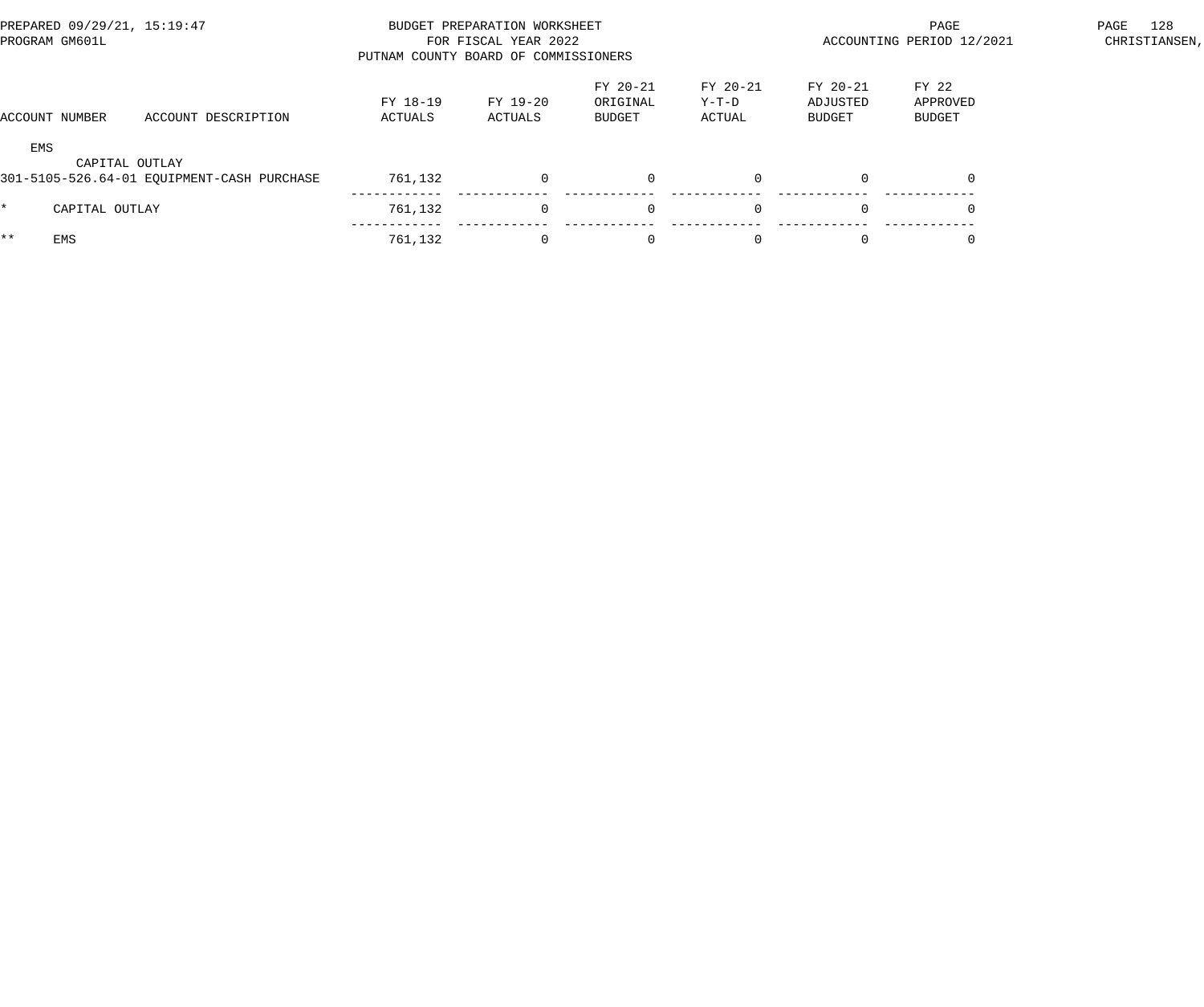BUDGET PREPARATION WORKSHEET
FOR FISCAL YEAR 2022
PUTNAM COUNTY BOARD OF COMMISSIONERS

PREPARED 09/29/21, 15:19:47
PROGRAM GM601L

ACCOUNTING PERIOD 12/2021

| ACCOUNT NUMBER | ACCOUNT DESCRIPTION | FY 18-19 ACTUALS | FY 19-20 ACTUALS | FY 20-21 ORIGINAL BUDGET | FY 20-21 Y-T-D ACTUAL | FY 20-21 ADJUSTED BUDGET | FY 22 APPROVED BUDGET |
|---|---|---|---|---|---|---|---|
| EMS | | | | | | | |
| CAPITAL OUTLAY | | | | | | | |
| 301-5105-526.64-01 | EQUIPMENT-CASH PURCHASE | 761,132 | 0 | 0 | 0 | 0 | 0 |
| * | CAPITAL OUTLAY | 761,132 | 0 | 0 | 0 | 0 | 0 |
| ** | EMS | 761,132 | 0 | 0 | 0 | 0 | 0 |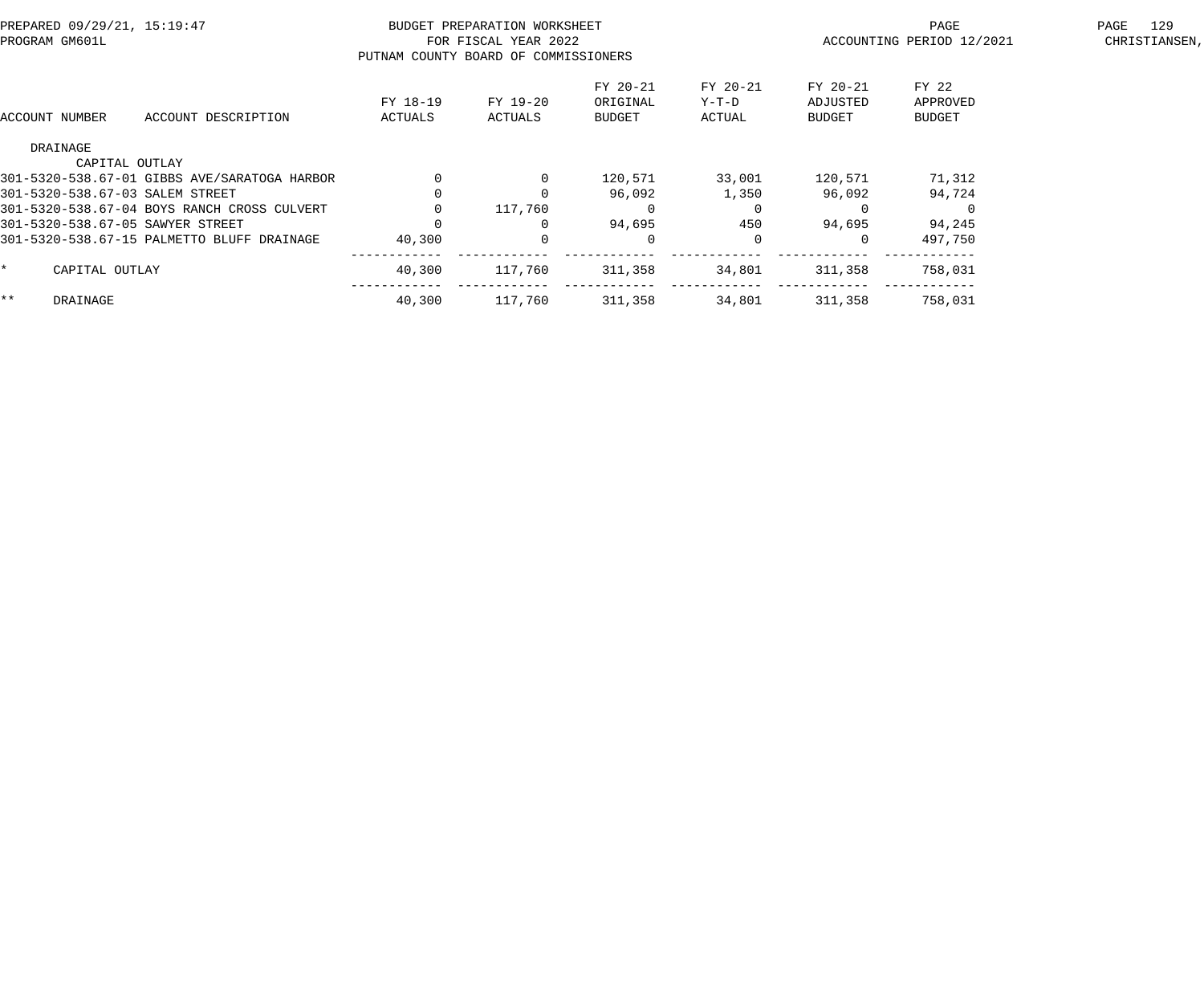BUDGET PREPARATION WORKSHEET
FOR FISCAL YEAR 2022
PUTNAM COUNTY BOARD OF COMMISSIONERS

PREPARED 09/29/21, 15:19:47
PROGRAM GM601L

ACCOUNTING PERIOD 12/2021

| ACCOUNT NUMBER | ACCOUNT DESCRIPTION | FY 18-19 ACTUALS | FY 19-20 ACTUALS | FY 20-21 ORIGINAL BUDGET | FY 20-21 Y-T-D ACTUAL | FY 20-21 ADJUSTED BUDGET | FY 22 APPROVED BUDGET |
|---|---|---|---|---|---|---|---|
| DRAINAGE | | | | | | | |
| CAPITAL OUTLAY | | | | | | | |
| 301-5320-538.67-01 | GIBBS AVE/SARATOGA HARBOR | 0 | 0 | 120,571 | 33,001 | 120,571 | 71,312 |
| 301-5320-538.67-03 | SALEM STREET | 0 | 0 | 96,092 | 1,350 | 96,092 | 94,724 |
| 301-5320-538.67-04 | BOYS RANCH CROSS CULVERT | 0 | 117,760 | 0 | 0 | 0 | 0 |
| 301-5320-538.67-05 | SAWYER STREET | 0 | 0 | 94,695 | 450 | 94,695 | 94,245 |
| 301-5320-538.67-15 | PALMETTO BLUFF DRAINAGE | 40,300 | 0 | 0 | 0 | 0 | 497,750 |
| * | CAPITAL OUTLAY | 40,300 | 117,760 | 311,358 | 34,801 | 311,358 | 758,031 |
| ** | DRAINAGE | 40,300 | 117,760 | 311,358 | 34,801 | 311,358 | 758,031 |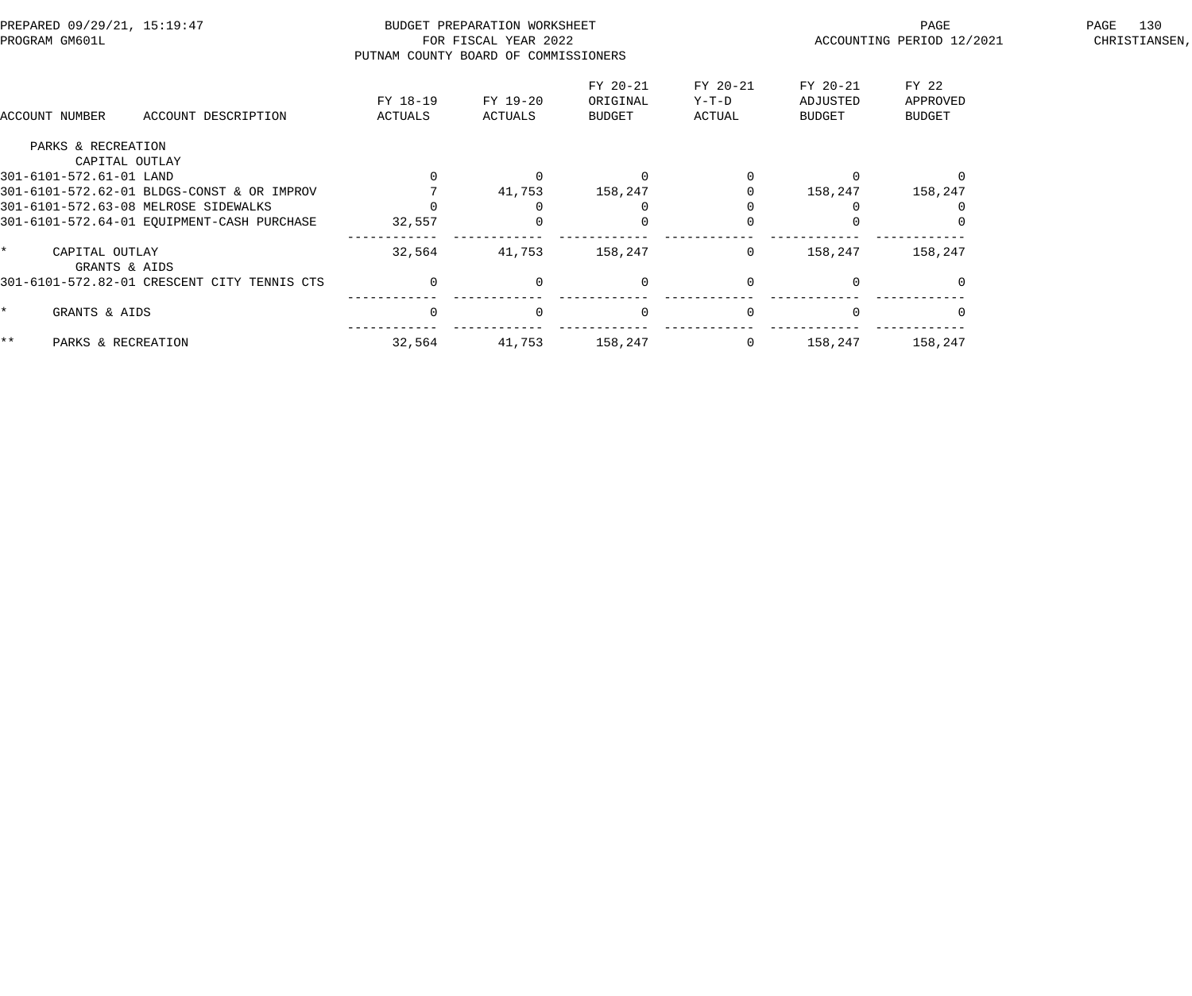BUDGET PREPARATION WORKSHEET
FOR FISCAL YEAR 2022
PUTNAM COUNTY BOARD OF COMMISSIONERS

PREPARED 09/29/21, 15:19:47
PROGRAM GM601L

ACCOUNTING PERIOD 12/2021

| ACCOUNT NUMBER | ACCOUNT DESCRIPTION | FY 18-19 ACTUALS | FY 19-20 ACTUALS | FY 20-21 ORIGINAL BUDGET | FY 20-21 Y-T-D ACTUAL | FY 20-21 ADJUSTED BUDGET | FY 22 APPROVED BUDGET |
|---|---|---|---|---|---|---|---|
| PARKS & RECREATION | | | | | | | |
| CAPITAL OUTLAY | | | | | | | |
| 301-6101-572.61-01 | LAND | 0 | 0 | 0 | 0 | 0 | 0 |
| 301-6101-572.62-01 | BLDGS-CONST & OR IMPROV | 7 | 41,753 | 158,247 | 0 | 158,247 | 158,247 |
| 301-6101-572.63-08 | MELROSE SIDEWALKS | 0 | 0 | 0 | 0 | 0 | 0 |
| 301-6101-572.64-01 | EQUIPMENT-CASH PURCHASE | 32,557 | 0 | 0 | 0 | 0 | 0 |
| * | CAPITAL OUTLAY | 32,564 | 41,753 | 158,247 | 0 | 158,247 | 158,247 |
| GRANTS & AIDS | | | | | | | |
| 301-6101-572.82-01 | CRESCENT CITY TENNIS CTS | 0 | 0 | 0 | 0 | 0 | 0 |
| * | GRANTS & AIDS | 0 | 0 | 0 | 0 | 0 | 0 |
| ** | PARKS & RECREATION | 32,564 | 41,753 | 158,247 | 0 | 158,247 | 158,247 |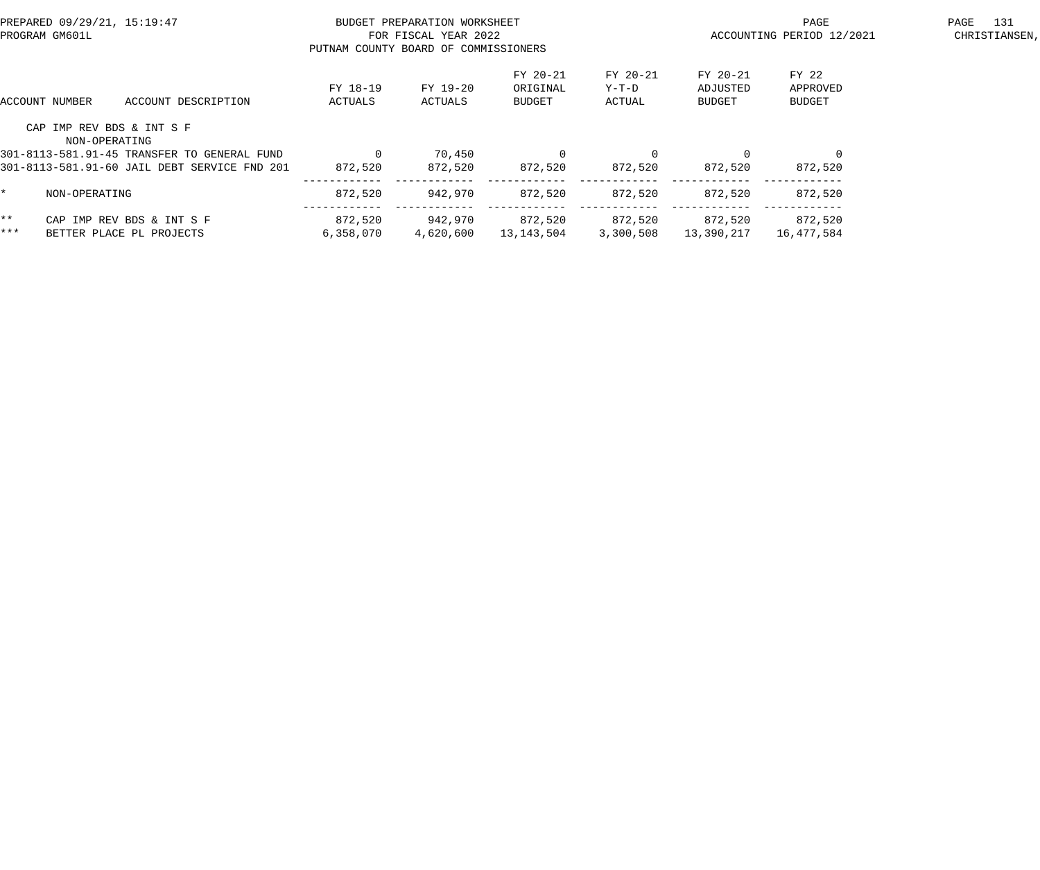PREPARED 09/29/21, 15:19:47
PROGRAM GM601L

BUDGET PREPARATION WORKSHEET
FOR FISCAL YEAR 2022
PUTNAM COUNTY BOARD OF COMMISSIONERS

ACCOUNTING PERIOD 12/2021

CHRISTIANSEN,

| ACCOUNT NUMBER | ACCOUNT DESCRIPTION | FY 18-19 ACTUALS | FY 19-20 ACTUALS | FY 20-21 ORIGINAL BUDGET | FY 20-21 Y-T-D ACTUAL | FY 20-21 ADJUSTED BUDGET | FY 22 APPROVED BUDGET |
|---|---|---|---|---|---|---|---|
| CAP IMP REV BDS & INT S F | | | | | | | |
| NON-OPERATING | | | | | | | |
| 301-8113-581.91-45 | TRANSFER TO GENERAL FUND | 0 | 70,450 | 0 | 0 | 0 | 0 |
| 301-8113-581.91-60 | JAIL DEBT SERVICE FND 201 | 872,520 | 872,520 | 872,520 | 872,520 | 872,520 | 872,520 |
| * | NON-OPERATING | 872,520 | 942,970 | 872,520 | 872,520 | 872,520 | 872,520 |
| ** | CAP IMP REV BDS & INT S F | 872,520 | 942,970 | 872,520 | 872,520 | 872,520 | 872,520 |
| *** | BETTER PLACE PL PROJECTS | 6,358,070 | 4,620,600 | 13,143,504 | 3,300,508 | 13,390,217 | 16,477,584 |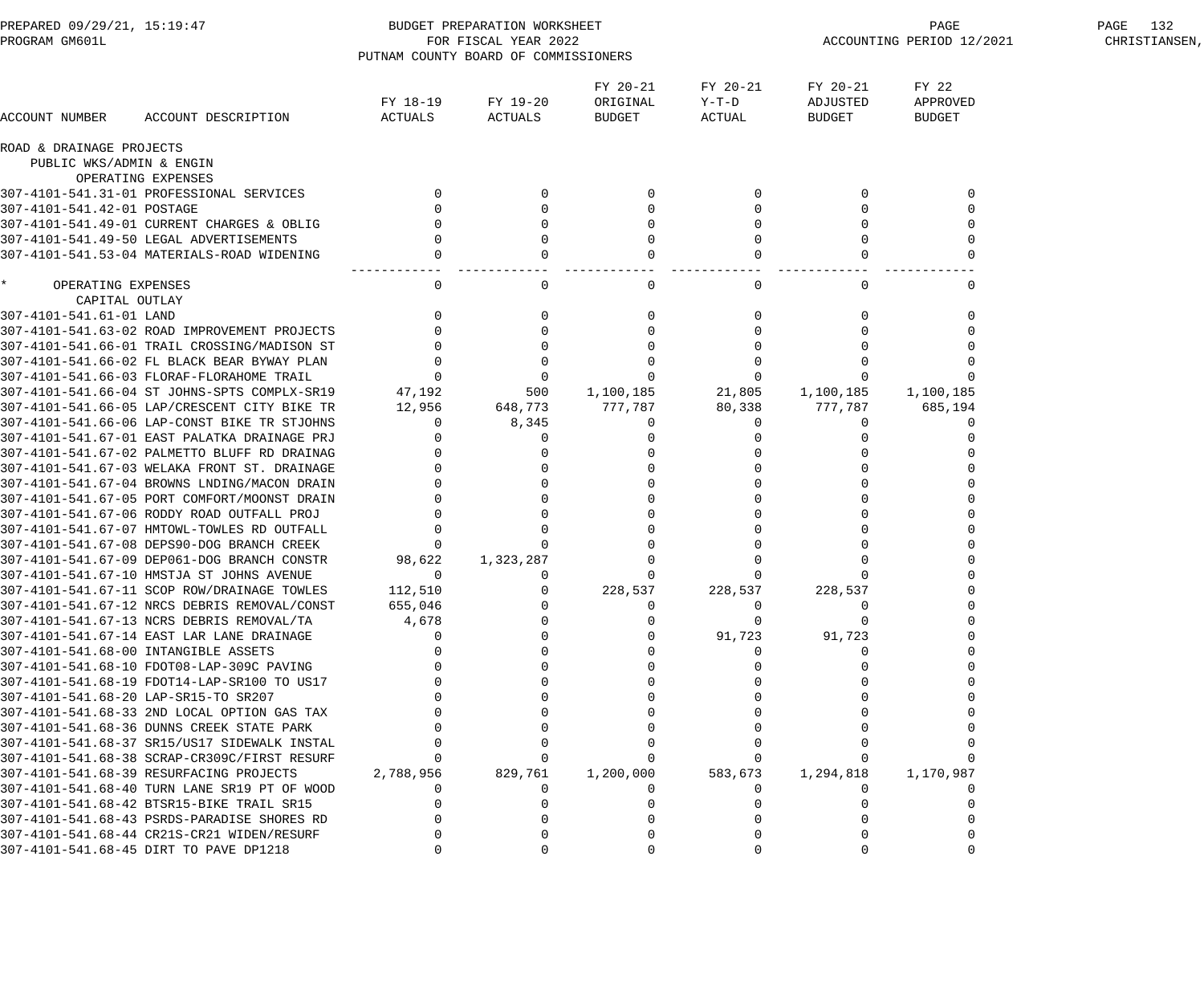BUDGET PREPARATION WORKSHEET
FOR FISCAL YEAR 2022
PUTNAM COUNTY BOARD OF COMMISSIONERS

| ACCOUNT NUMBER | ACCOUNT DESCRIPTION | FY 18-19 ACTUALS | FY 19-20 ACTUALS | FY 20-21 ORIGINAL BUDGET | FY 20-21 Y-T-D ACTUAL | FY 20-21 ADJUSTED BUDGET | FY 22 APPROVED BUDGET |
|---|---|---|---|---|---|---|---|
| ROAD & DRAINAGE PROJECTS | | | | | | | |
| PUBLIC WKS/ADMIN & ENGIN | | | | | | | |
| OPERATING EXPENSES | | | | | | | |
| 307-4101-541.31-01 | PROFESSIONAL SERVICES | 0 | 0 | 0 | 0 | 0 | 0 |
| 307-4101-541.42-01 | POSTAGE | 0 | 0 | 0 | 0 | 0 | 0 |
| 307-4101-541.49-01 | CURRENT CHARGES & OBLIG | 0 | 0 | 0 | 0 | 0 | 0 |
| 307-4101-541.49-50 | LEGAL ADVERTISEMENTS | 0 | 0 | 0 | 0 | 0 | 0 |
| 307-4101-541.53-04 | MATERIALS-ROAD WIDENING | 0 | 0 | 0 | 0 | 0 | 0 |
| * OPERATING EXPENSES | | 0 | 0 | 0 | 0 | 0 | 0 |
| CAPITAL OUTLAY | | | | | | | |
| 307-4101-541.61-01 | LAND | 0 | 0 | 0 | 0 | 0 | 0 |
| 307-4101-541.63-02 | ROAD IMPROVEMENT PROJECTS | 0 | 0 | 0 | 0 | 0 | 0 |
| 307-4101-541.66-01 | TRAIL CROSSING/MADISON ST | 0 | 0 | 0 | 0 | 0 | 0 |
| 307-4101-541.66-02 | FL BLACK BEAR BYWAY PLAN | 0 | 0 | 0 | 0 | 0 | 0 |
| 307-4101-541.66-03 | FLORAF-FLORAHOME TRAIL | 0 | 0 | 0 | 0 | 0 | 0 |
| 307-4101-541.66-04 | ST JOHNS-SPTS COMPLX-SR19 | 47,192 | 500 | 1,100,185 | 21,805 | 1,100,185 | 1,100,185 |
| 307-4101-541.66-05 | LAP/CRESCENT CITY BIKE TR | 12,956 | 648,773 | 777,787 | 80,338 | 777,787 | 685,194 |
| 307-4101-541.66-06 | LAP-CONST BIKE TR STJOHNS | 0 | 8,345 | 0 | 0 | 0 | 0 |
| 307-4101-541.67-01 | EAST PALATKA DRAINAGE PRJ | 0 | 0 | 0 | 0 | 0 | 0 |
| 307-4101-541.67-02 | PALMETTO BLUFF RD DRAINAG | 0 | 0 | 0 | 0 | 0 | 0 |
| 307-4101-541.67-03 | WELAKA FRONT ST. DRAINAGE | 0 | 0 | 0 | 0 | 0 | 0 |
| 307-4101-541.67-04 | BROWNS LNDING/MACON DRAIN | 0 | 0 | 0 | 0 | 0 | 0 |
| 307-4101-541.67-05 | PORT COMFORT/MOONST DRAIN | 0 | 0 | 0 | 0 | 0 | 0 |
| 307-4101-541.67-06 | RODDY ROAD OUTFALL PROJ | 0 | 0 | 0 | 0 | 0 | 0 |
| 307-4101-541.67-07 | HMTOWL-TOWLES RD OUTFALL | 0 | 0 | 0 | 0 | 0 | 0 |
| 307-4101-541.67-08 | DEPS90-DOG BRANCH CREEK | 0 | 0 | 0 | 0 | 0 | 0 |
| 307-4101-541.67-09 | DEP061-DOG BRANCH CONSTR | 98,622 | 1,323,287 | 0 | 0 | 0 | 0 |
| 307-4101-541.67-10 | HMSTJA ST JOHNS AVENUE | 0 | 0 | 0 | 0 | 0 | 0 |
| 307-4101-541.67-11 | SCOP ROW/DRAINAGE TOWLES | 112,510 | 0 | 228,537 | 228,537 | 228,537 | 0 |
| 307-4101-541.67-12 | NRCS DEBRIS REMOVAL/CONST | 655,046 | 0 | 0 | 0 | 0 | 0 |
| 307-4101-541.67-13 | NCRS DEBRIS REMOVAL/TA | 4,678 | 0 | 0 | 0 | 0 | 0 |
| 307-4101-541.67-14 | EAST LAR LANE DRAINAGE | 0 | 0 | 0 | 91,723 | 91,723 | 0 |
| 307-4101-541.68-00 | INTANGIBLE ASSETS | 0 | 0 | 0 | 0 | 0 | 0 |
| 307-4101-541.68-10 | FDOT08-LAP-309C PAVING | 0 | 0 | 0 | 0 | 0 | 0 |
| 307-4101-541.68-19 | FDOT14-LAP-SR100 TO US17 | 0 | 0 | 0 | 0 | 0 | 0 |
| 307-4101-541.68-20 | LAP-SR15-TO SR207 | 0 | 0 | 0 | 0 | 0 | 0 |
| 307-4101-541.68-33 | 2ND LOCAL OPTION GAS TAX | 0 | 0 | 0 | 0 | 0 | 0 |
| 307-4101-541.68-36 | DUNNS CREEK STATE PARK | 0 | 0 | 0 | 0 | 0 | 0 |
| 307-4101-541.68-37 | SR15/US17 SIDEWALK INSTAL | 0 | 0 | 0 | 0 | 0 | 0 |
| 307-4101-541.68-38 | SCRAP-CR309C/FIRST RESURF | 0 | 0 | 0 | 0 | 0 | 0 |
| 307-4101-541.68-39 | RESURFACING PROJECTS | 2,788,956 | 829,761 | 1,200,000 | 583,673 | 1,294,818 | 1,170,987 |
| 307-4101-541.68-40 | TURN LANE SR19 PT OF WOOD | 0 | 0 | 0 | 0 | 0 | 0 |
| 307-4101-541.68-42 | BTSR15-BIKE TRAIL SR15 | 0 | 0 | 0 | 0 | 0 | 0 |
| 307-4101-541.68-43 | PSRDS-PARADISE SHORES RD | 0 | 0 | 0 | 0 | 0 | 0 |
| 307-4101-541.68-44 | CR21S-CR21 WIDEN/RESURF | 0 | 0 | 0 | 0 | 0 | 0 |
| 307-4101-541.68-45 | DIRT TO PAVE DP1218 | 0 | 0 | 0 | 0 | 0 | 0 |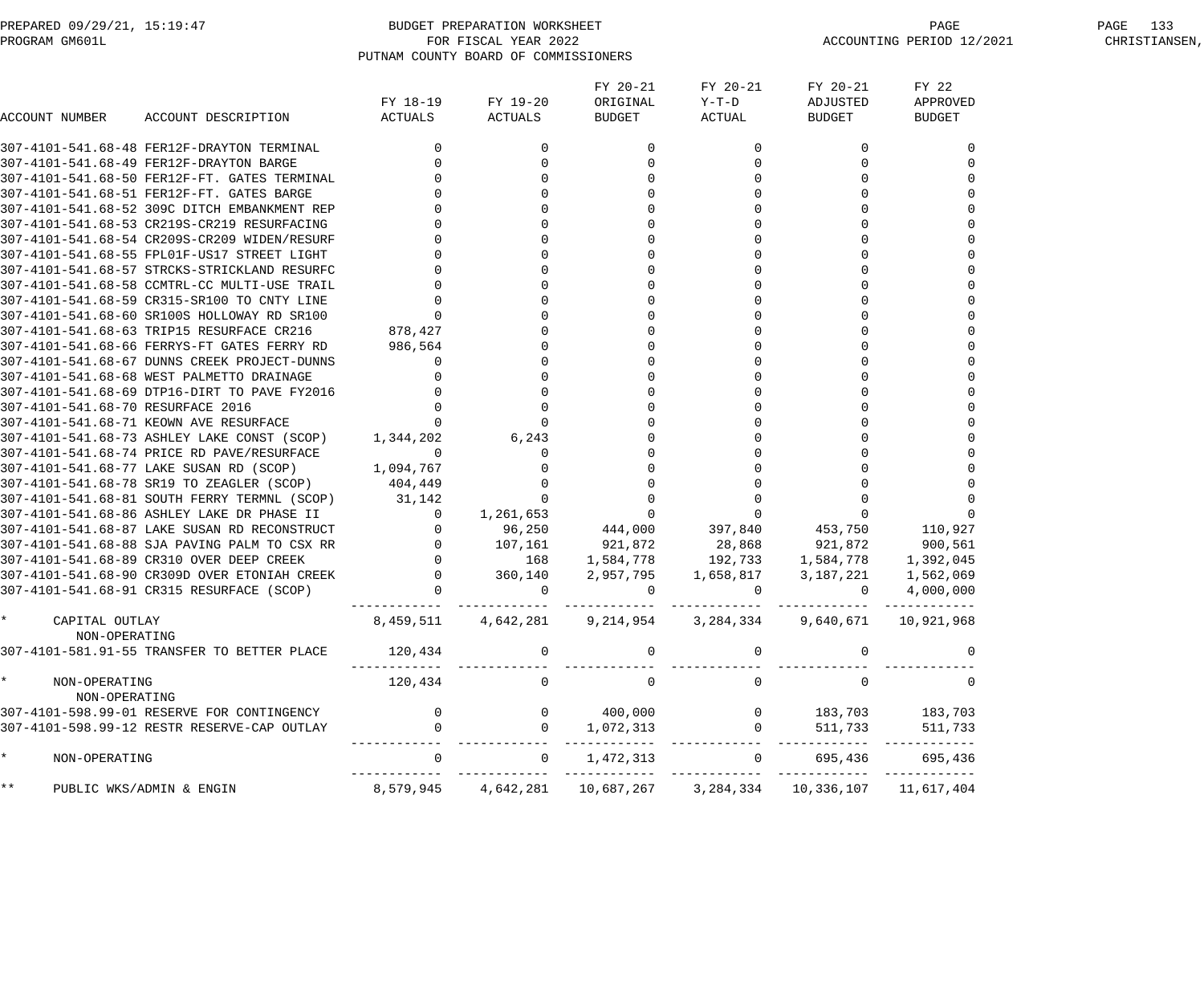PREPARED 09/29/21, 15:19:47 — BUDGET PREPARATION WORKSHEET — PROGRAM GM601L

FOR FISCAL YEAR 2022 — ACCOUNTING PERIOD 12/2021

PUTNAM COUNTY BOARD OF COMMISSIONERS

| ACCOUNT NUMBER | ACCOUNT DESCRIPTION | FY 18-19 ACTUALS | FY 19-20 ACTUALS | FY 20-21 ORIGINAL BUDGET | FY 20-21 Y-T-D ACTUAL | FY 20-21 ADJUSTED BUDGET | FY 22 APPROVED BUDGET |
|---|---|---|---|---|---|---|---|
| 307-4101-541.68-48 | FER12F-DRAYTON TERMINAL | 0 | 0 | 0 | 0 | 0 | 0 |
| 307-4101-541.68-49 | FER12F-DRAYTON BARGE | 0 | 0 | 0 | 0 | 0 | 0 |
| 307-4101-541.68-50 | FER12F-FT. GATES TERMINAL | 0 | 0 | 0 | 0 | 0 | 0 |
| 307-4101-541.68-51 | FER12F-FT. GATES BARGE | 0 | 0 | 0 | 0 | 0 | 0 |
| 307-4101-541.68-52 | 309C DITCH EMBANKMENT REP | 0 | 0 | 0 | 0 | 0 | 0 |
| 307-4101-541.68-53 | CR219S-CR219 RESURFACING | 0 | 0 | 0 | 0 | 0 | 0 |
| 307-4101-541.68-54 | CR209S-CR209 WIDEN/RESURF | 0 | 0 | 0 | 0 | 0 | 0 |
| 307-4101-541.68-55 | FPL01F-US17 STREET LIGHT | 0 | 0 | 0 | 0 | 0 | 0 |
| 307-4101-541.68-57 | STRCKS-STRICKLAND RESURFC | 0 | 0 | 0 | 0 | 0 | 0 |
| 307-4101-541.68-58 | CCMTRL-CC MULTI-USE TRAIL | 0 | 0 | 0 | 0 | 0 | 0 |
| 307-4101-541.68-59 | CR315-SR100 TO CNTY LINE | 0 | 0 | 0 | 0 | 0 | 0 |
| 307-4101-541.68-60 | SR100S HOLLOWAY RD SR100 | 0 | 0 | 0 | 0 | 0 | 0 |
| 307-4101-541.68-63 | TRIP15 RESURFACE CR216 | 878,427 | 0 | 0 | 0 | 0 | 0 |
| 307-4101-541.68-66 | FERRYS-FT GATES FERRY RD | 986,564 | 0 | 0 | 0 | 0 | 0 |
| 307-4101-541.68-67 | DUNNS CREEK PROJECT-DUNNS | 0 | 0 | 0 | 0 | 0 | 0 |
| 307-4101-541.68-68 | WEST PALMETTO DRAINAGE | 0 | 0 | 0 | 0 | 0 | 0 |
| 307-4101-541.68-69 | DTP16-DIRT TO PAVE FY2016 | 0 | 0 | 0 | 0 | 0 | 0 |
| 307-4101-541.68-70 | RESURFACE 2016 | 0 | 0 | 0 | 0 | 0 | 0 |
| 307-4101-541.68-71 | KEOWN AVE RESURFACE | 0 | 0 | 0 | 0 | 0 | 0 |
| 307-4101-541.68-73 | ASHLEY LAKE CONST (SCOP) | 1,344,202 | 6,243 | 0 | 0 | 0 | 0 |
| 307-4101-541.68-74 | PRICE RD PAVE/RESURFACE | 0 | 0 | 0 | 0 | 0 | 0 |
| 307-4101-541.68-77 | LAKE SUSAN RD (SCOP) | 1,094,767 | 0 | 0 | 0 | 0 | 0 |
| 307-4101-541.68-78 | SR19 TO ZEAGLER (SCOP) | 404,449 | 0 | 0 | 0 | 0 | 0 |
| 307-4101-541.68-81 | SOUTH FERRY TERMNL (SCOP) | 31,142 | 0 | 0 | 0 | 0 | 0 |
| 307-4101-541.68-86 | ASHLEY LAKE DR PHASE II | 0 | 1,261,653 | 0 | 0 | 0 | 0 |
| 307-4101-541.68-87 | LAKE SUSAN RD RECONSTRUCT | 0 | 96,250 | 444,000 | 397,840 | 453,750 | 110,927 |
| 307-4101-541.68-88 | SJA PAVING PALM TO CSX RR | 0 | 107,161 | 921,872 | 28,868 | 921,872 | 900,561 |
| 307-4101-541.68-89 | CR310 OVER DEEP CREEK | 0 | 168 | 1,584,778 | 192,733 | 1,584,778 | 1,392,045 |
| 307-4101-541.68-90 | CR309D OVER ETONIAH CREEK | 0 | 360,140 | 2,957,795 | 1,658,817 | 3,187,221 | 1,562,069 |
| 307-4101-541.68-91 | CR315 RESURFACE (SCOP) | 0 | 0 | 0 | 0 | 0 | 4,000,000 |
| * | CAPITAL OUTLAY | 8,459,511 | 4,642,281 | 9,214,954 | 3,284,334 | 9,640,671 | 10,921,968 |
| | NON-OPERATING | | | | | | |
| 307-4101-581.91-55 | TRANSFER TO BETTER PLACE | 120,434 | 0 | 0 | 0 | 0 | 0 |
| * | NON-OPERATING | 120,434 | 0 | 0 | 0 | 0 | 0 |
| | NON-OPERATING | | | | | | |
| 307-4101-598.99-01 | RESERVE FOR CONTINGENCY | 0 | 0 | 400,000 | 0 | 183,703 | 183,703 |
| 307-4101-598.99-12 | RESTR RESERVE-CAP OUTLAY | 0 | 0 | 1,072,313 | 0 | 511,733 | 511,733 |
| * | NON-OPERATING | 0 | 0 | 1,472,313 | 0 | 695,436 | 695,436 |
| ** | PUBLIC WKS/ADMIN & ENGIN | 8,579,945 | 4,642,281 | 10,687,267 | 3,284,334 | 10,336,107 | 11,617,404 |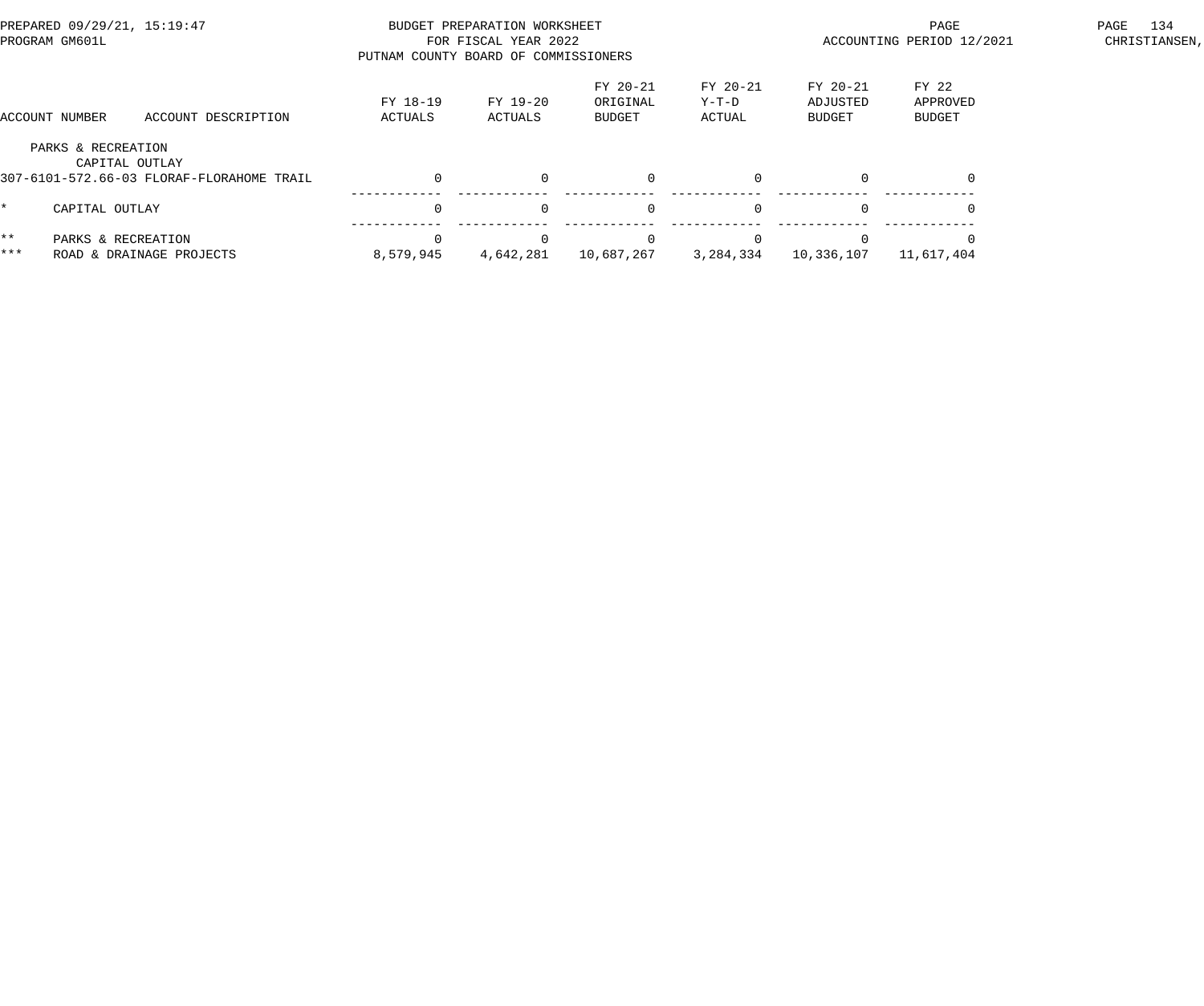BUDGET PREPARATION WORKSHEET
FOR FISCAL YEAR 2022
PUTNAM COUNTY BOARD OF COMMISSIONERS

PREPARED 09/29/21, 15:19:47
PROGRAM GM601L

ACCOUNTING PERIOD 12/2021

| ACCOUNT NUMBER | ACCOUNT DESCRIPTION | FY 18-19 ACTUALS | FY 19-20 ACTUALS | FY 20-21 ORIGINAL BUDGET | FY 20-21 Y-T-D ACTUAL | FY 20-21 ADJUSTED BUDGET | FY 22 APPROVED BUDGET |
|---|---|---|---|---|---|---|---|
| PARKS & RECREATION | | | | | | | |
| CAPITAL OUTLAY | | | | | | | |
| 307-6101-572.66-03 | FLORAF-FLORAHOME TRAIL | 0 | 0 | 0 | 0 | 0 | 0 |
| * | CAPITAL OUTLAY | 0 | 0 | 0 | 0 | 0 | 0 |
| ** | PARKS & RECREATION | 0 | 0 | 0 | 0 | 0 | 0 |
| *** | ROAD & DRAINAGE PROJECTS | 8,579,945 | 4,642,281 | 10,687,267 | 3,284,334 | 10,336,107 | 11,617,404 |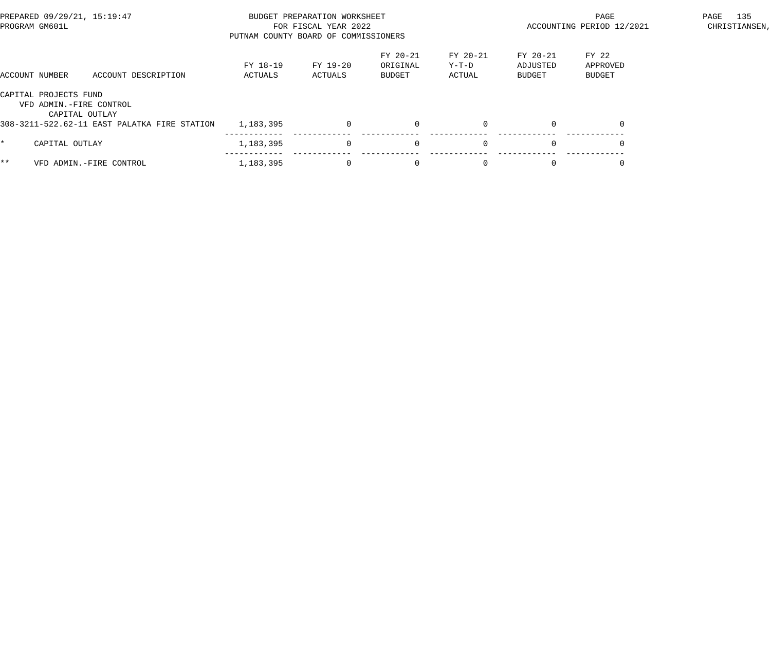PREPARED 09/29/21, 15:19:47
PROGRAM GM601L

BUDGET PREPARATION WORKSHEET
FOR FISCAL YEAR 2022
PUTNAM COUNTY BOARD OF COMMISSIONERS

ACCOUNTING PERIOD 12/2021

CHRISTIANSEN,

| ACCOUNT NUMBER ACCOUNT DESCRIPTION | FY 18-19 ACTUALS | FY 19-20 ACTUALS | FY 20-21 ORIGINAL BUDGET | FY 20-21 Y-T-D ACTUAL | FY 20-21 ADJUSTED BUDGET | FY 22 APPROVED BUDGET |
|---|---|---|---|---|---|---|
| CAPITAL PROJECTS FUND | | | | | | |
| VFD ADMIN.-FIRE CONTROL | | | | | | |
| CAPITAL OUTLAY | | | | | | |
| 308-3211-522.62-11 EAST PALATKA FIRE STATION | 1,183,395 | 0 | 0 | 0 | 0 | 0 |
| * CAPITAL OUTLAY | 1,183,395 | 0 | 0 | 0 | 0 | 0 |
| ** VFD ADMIN.-FIRE CONTROL | 1,183,395 | 0 | 0 | 0 | 0 | 0 |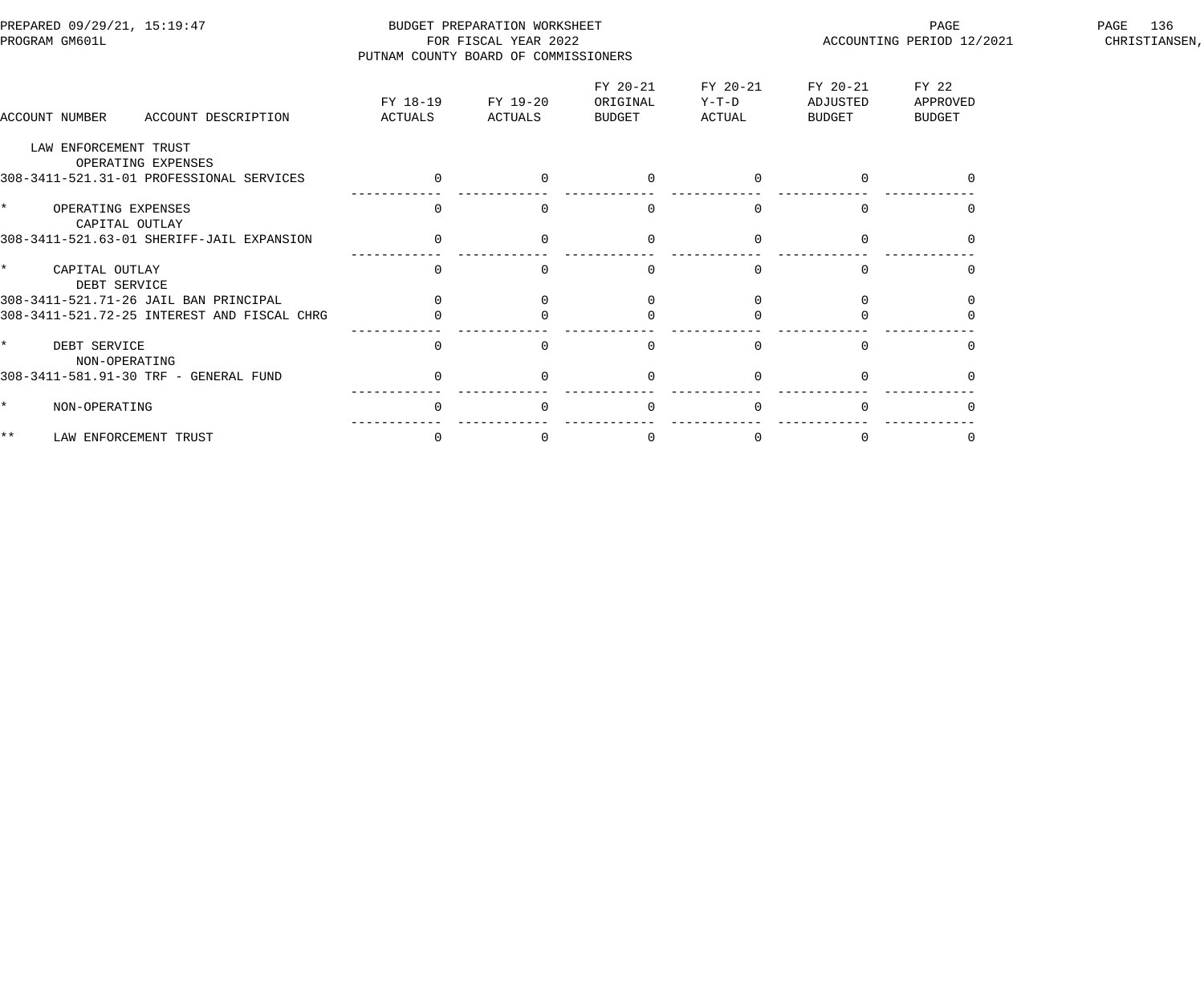PREPARED 09/29/21, 15:19:47
PROGRAM GM601L

BUDGET PREPARATION WORKSHEET
FOR FISCAL YEAR 2022
PUTNAM COUNTY BOARD OF COMMISSIONERS

ACCOUNTING PERIOD 12/2021

CHRISTIANSEN,

| ACCOUNT NUMBER ACCOUNT DESCRIPTION | FY 18-19 ACTUALS | FY 19-20 ACTUALS | FY 20-21 ORIGINAL BUDGET | FY 20-21 Y-T-D ACTUAL | FY 20-21 ADJUSTED BUDGET | FY 22 APPROVED BUDGET |
|---|---|---|---|---|---|---|
| LAW ENFORCEMENT TRUST | | | | | | |
| OPERATING EXPENSES | | | | | | |
| 308-3411-521.31-01 PROFESSIONAL SERVICES | 0 | 0 | 0 | 0 | 0 | 0 |
| * OPERATING EXPENSES | 0 | 0 | 0 | 0 | 0 | 0 |
| CAPITAL OUTLAY | | | | | | |
| 308-3411-521.63-01 SHERIFF-JAIL EXPANSION | 0 | 0 | 0 | 0 | 0 | 0 |
| * CAPITAL OUTLAY | 0 | 0 | 0 | 0 | 0 | 0 |
| DEBT SERVICE | | | | | | |
| 308-3411-521.71-26 JAIL BAN PRINCIPAL | 0 | 0 | 0 | 0 | 0 | 0 |
| 308-3411-521.72-25 INTEREST AND FISCAL CHRG | 0 | 0 | 0 | 0 | 0 | 0 |
| * DEBT SERVICE | 0 | 0 | 0 | 0 | 0 | 0 |
| NON-OPERATING | | | | | | |
| 308-3411-581.91-30 TRF - GENERAL FUND | 0 | 0 | 0 | 0 | 0 | 0 |
| * NON-OPERATING | 0 | 0 | 0 | 0 | 0 | 0 |
| ** LAW ENFORCEMENT TRUST | 0 | 0 | 0 | 0 | 0 | 0 |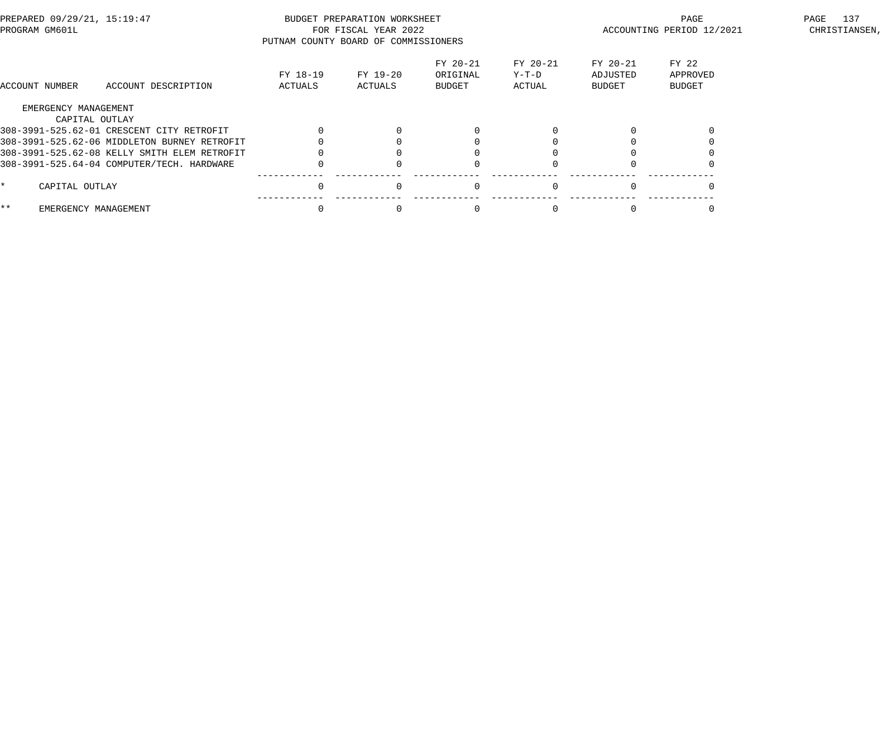BUDGET PREPARATION WORKSHEET
FOR FISCAL YEAR 2022
PUTNAM COUNTY BOARD OF COMMISSIONERS

PREPARED 09/29/21, 15:19:47
PROGRAM GM601L

ACCOUNTING PERIOD 12/2021

CHRISTIANSEN,

| ACCOUNT NUMBER | ACCOUNT DESCRIPTION | FY 18-19 ACTUALS | FY 19-20 ACTUALS | FY 20-21 ORIGINAL BUDGET | FY 20-21 Y-T-D ACTUAL | FY 20-21 ADJUSTED BUDGET | FY 22 APPROVED BUDGET |
|---|---|---|---|---|---|---|---|
| EMERGENCY MANAGEMENT | | | | | | | |
| CAPITAL OUTLAY | | | | | | | |
| 308-3991-525.62-01 | CRESCENT CITY RETROFIT | 0 | 0 | 0 | 0 | 0 | 0 |
| 308-3991-525.62-06 | MIDDLETON BURNEY RETROFIT | 0 | 0 | 0 | 0 | 0 | 0 |
| 308-3991-525.62-08 | KELLY SMITH ELEM RETROFIT | 0 | 0 | 0 | 0 | 0 | 0 |
| 308-3991-525.64-04 | COMPUTER/TECH. HARDWARE | 0 | 0 | 0 | 0 | 0 | 0 |
| * | CAPITAL OUTLAY | 0 | 0 | 0 | 0 | 0 | 0 |
| ** | EMERGENCY MANAGEMENT | 0 | 0 | 0 | 0 | 0 | 0 |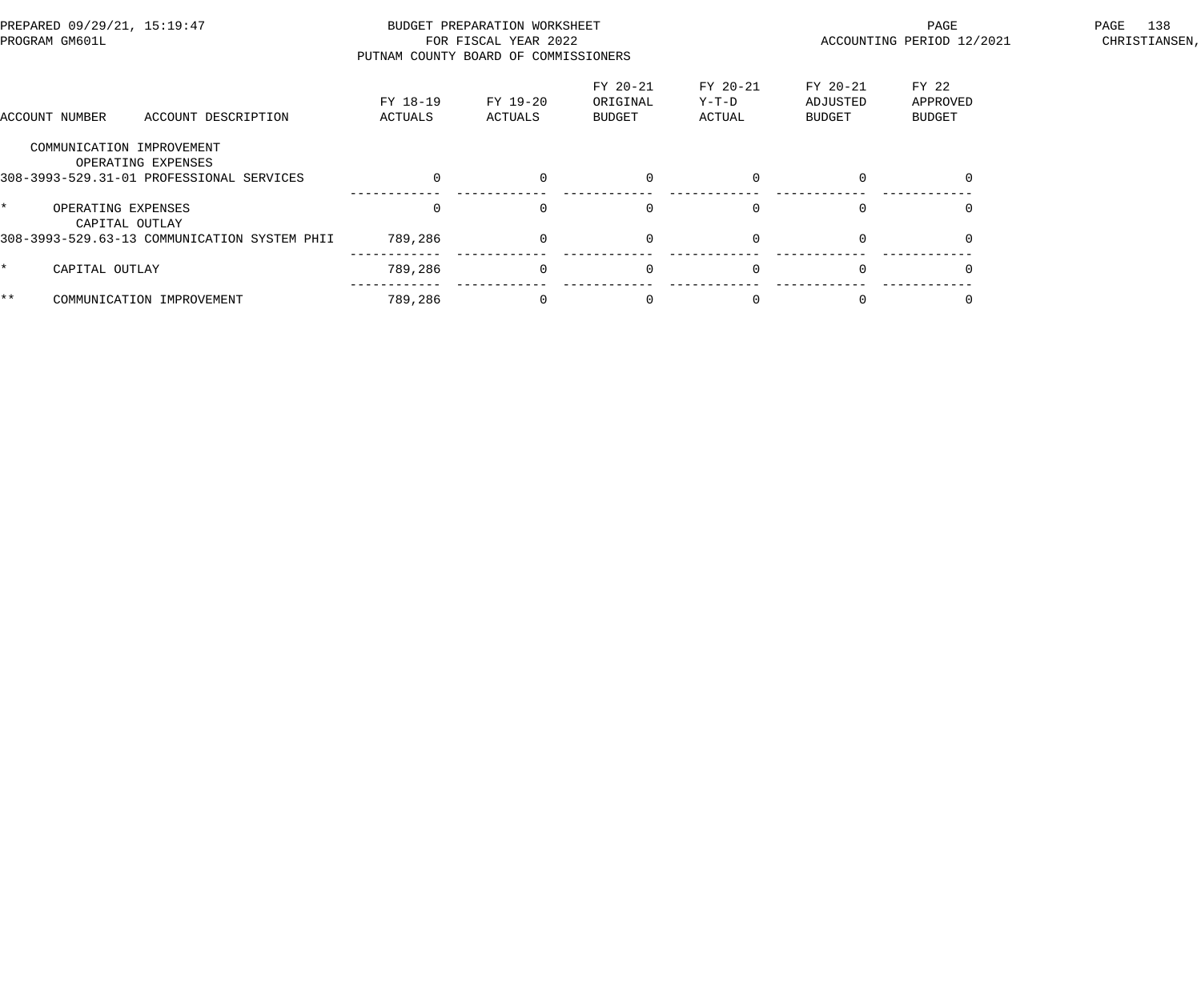BUDGET PREPARATION WORKSHEET
FOR FISCAL YEAR 2022
PUTNAM COUNTY BOARD OF COMMISSIONERS

PREPARED 09/29/21, 15:19:47
PROGRAM GM601L

ACCOUNTING PERIOD 12/2021

| ACCOUNT NUMBER | ACCOUNT DESCRIPTION | FY 18-19 ACTUALS | FY 19-20 ACTUALS | FY 20-21 ORIGINAL BUDGET | FY 20-21 Y-T-D ACTUAL | FY 20-21 ADJUSTED BUDGET | FY 22 APPROVED BUDGET |
|---|---|---|---|---|---|---|---|
| | COMMUNICATION IMPROVEMENT | | | | | | |
| | OPERATING EXPENSES | | | | | | |
| 308-3993-529.31-01 | PROFESSIONAL SERVICES | 0 | 0 | 0 | 0 | 0 | 0 |
| * | OPERATING EXPENSES | 0 | 0 | 0 | 0 | 0 | 0 |
| | CAPITAL OUTLAY | | | | | | |
| 308-3993-529.63-13 | COMMUNICATION SYSTEM PHII | 789,286 | 0 | 0 | 0 | 0 | 0 |
| * | CAPITAL OUTLAY | 789,286 | 0 | 0 | 0 | 0 | 0 |
| ** | COMMUNICATION IMPROVEMENT | 789,286 | 0 | 0 | 0 | 0 | 0 |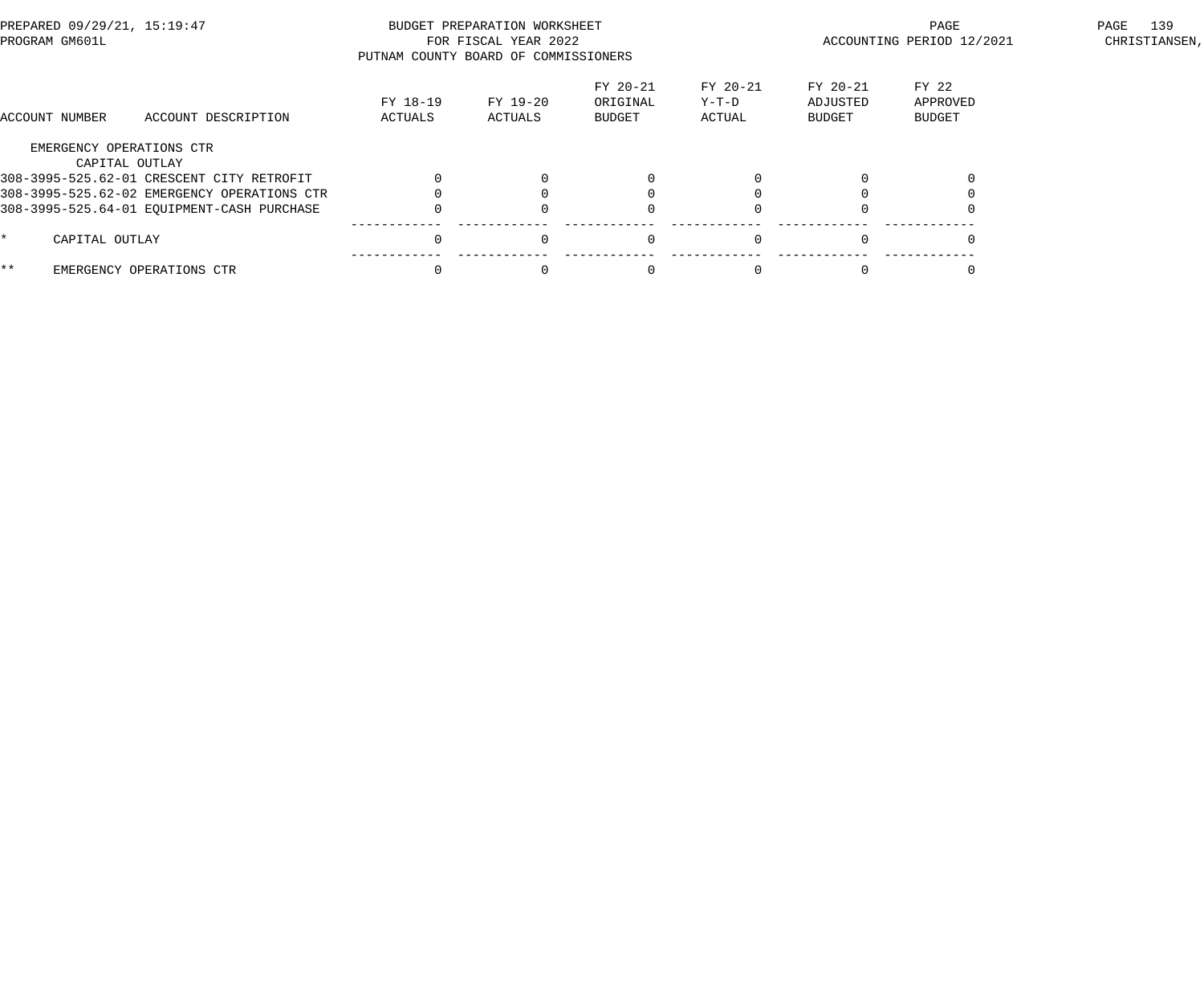PREPARED 09/29/21, 15:19:47
PROGRAM GM601L

BUDGET PREPARATION WORKSHEET
FOR FISCAL YEAR 2022
PUTNAM COUNTY BOARD OF COMMISSIONERS

ACCOUNTING PERIOD 12/2021

CHRISTIANSEN,

| ACCOUNT NUMBER | ACCOUNT DESCRIPTION | FY 18-19 ACTUALS | FY 19-20 ACTUALS | FY 20-21 ORIGINAL BUDGET | FY 20-21 Y-T-D ACTUAL | FY 20-21 ADJUSTED BUDGET | FY 22 APPROVED BUDGET |
|---|---|---|---|---|---|---|---|
| EMERGENCY OPERATIONS CTR | | | | | | | |
| CAPITAL OUTLAY | | | | | | | |
| 308-3995-525.62-01 | CRESCENT CITY RETROFIT | 0 | 0 | 0 | 0 | 0 | 0 |
| 308-3995-525.62-02 | EMERGENCY OPERATIONS CTR | 0 | 0 | 0 | 0 | 0 | 0 |
| 308-3995-525.64-01 | EQUIPMENT-CASH PURCHASE | 0 | 0 | 0 | 0 | 0 | 0 |
| * | CAPITAL OUTLAY | 0 | 0 | 0 | 0 | 0 | 0 |
| ** | EMERGENCY OPERATIONS CTR | 0 | 0 | 0 | 0 | 0 | 0 |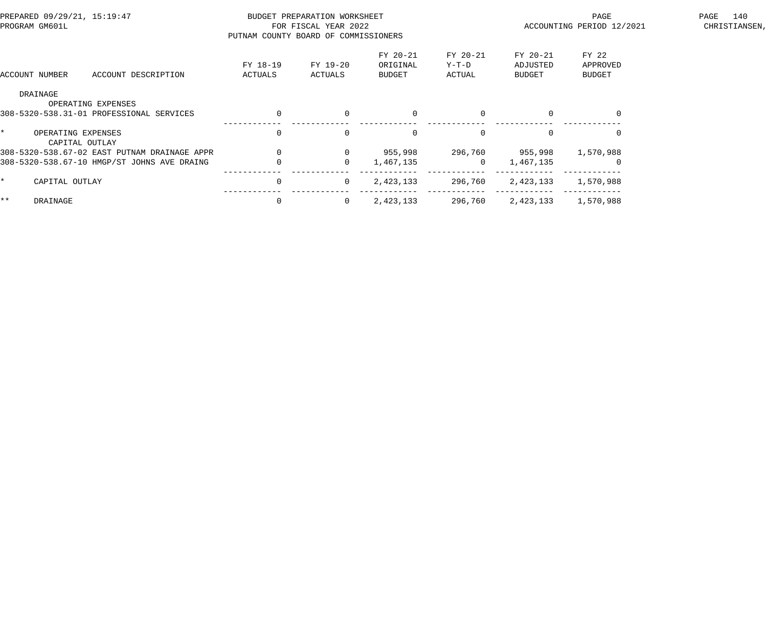PREPARED 09/29/21, 15:19:47
PROGRAM GM601L

BUDGET PREPARATION WORKSHEET
FOR FISCAL YEAR 2022
PUTNAM COUNTY BOARD OF COMMISSIONERS

ACCOUNTING PERIOD 12/2021

CHRISTIANSEN,

| ACCOUNT NUMBER | ACCOUNT DESCRIPTION | FY 18-19 ACTUALS | FY 19-20 ACTUALS | FY 20-21 ORIGINAL BUDGET | FY 20-21 Y-T-D ACTUAL | FY 20-21 ADJUSTED BUDGET | FY 22 APPROVED BUDGET |
|---|---|---|---|---|---|---|---|
| | DRAINAGE | | | | | | |
| | OPERATING EXPENSES | | | | | | |
| 308-5320-538.31-01 | PROFESSIONAL SERVICES | 0 | 0 | 0 | 0 | 0 | 0 |
| * | OPERATING EXPENSES | 0 | 0 | 0 | 0 | 0 | 0 |
| | CAPITAL OUTLAY | | | | | | |
| 308-5320-538.67-02 | EAST PUTNAM DRAINAGE APPR | 0 | 0 | 955,998 | 296,760 | 955,998 | 1,570,988 |
| 308-5320-538.67-10 | HMGP/ST JOHNS AVE DRAING | 0 | 0 | 1,467,135 | 0 | 1,467,135 | 0 |
| * | CAPITAL OUTLAY | 0 | 0 | 2,423,133 | 296,760 | 2,423,133 | 1,570,988 |
| ** | DRAINAGE | 0 | 0 | 2,423,133 | 296,760 | 2,423,133 | 1,570,988 |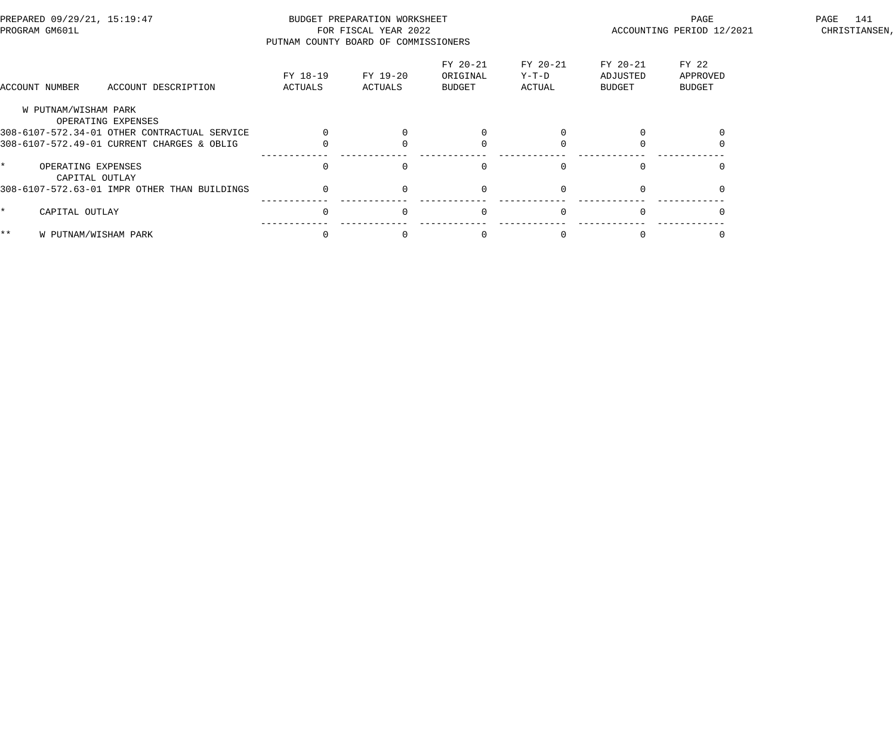BUDGET PREPARATION WORKSHEET
FOR FISCAL YEAR 2022
PUTNAM COUNTY BOARD OF COMMISSIONERS

PREPARED 09/29/21, 15:19:47
PROGRAM GM601L

ACCOUNTING PERIOD 12/2021

| ACCOUNT NUMBER | ACCOUNT DESCRIPTION | FY 18-19 ACTUALS | FY 19-20 ACTUALS | FY 20-21 ORIGINAL BUDGET | FY 20-21 Y-T-D ACTUAL | FY 20-21 ADJUSTED BUDGET | FY 22 APPROVED BUDGET |
|---|---|---|---|---|---|---|---|
| W PUTNAM/WISHAM PARK | | | | | | | |
| | OPERATING EXPENSES | | | | | | |
| 308-6107-572.34-01 | OTHER CONTRACTUAL SERVICE | 0 | 0 | 0 | 0 | 0 | 0 |
| 308-6107-572.49-01 | CURRENT CHARGES & OBLIG | 0 | 0 | 0 | 0 | 0 | 0 |
| * | OPERATING EXPENSES | 0 | 0 | 0 | 0 | 0 | 0 |
| | CAPITAL OUTLAY | | | | | | |
| 308-6107-572.63-01 | IMPR OTHER THAN BUILDINGS | 0 | 0 | 0 | 0 | 0 | 0 |
| * | CAPITAL OUTLAY | 0 | 0 | 0 | 0 | 0 | 0 |
| ** | W PUTNAM/WISHAM PARK | 0 | 0 | 0 | 0 | 0 | 0 |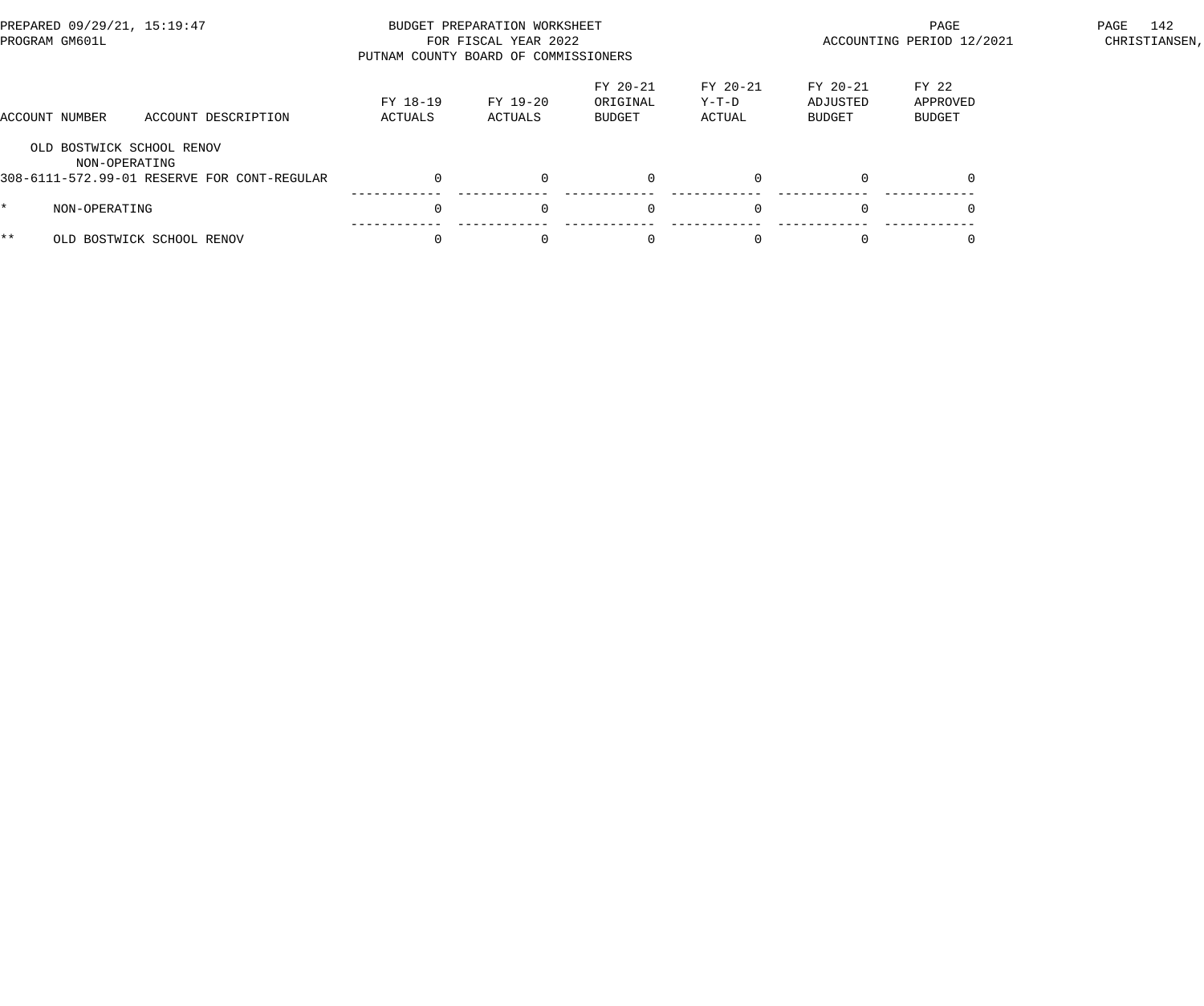PREPARED 09/29/21, 15:19:47
PROGRAM GM601L

BUDGET PREPARATION WORKSHEET
FOR FISCAL YEAR 2022
PUTNAM COUNTY BOARD OF COMMISSIONERS

ACCOUNTING PERIOD 12/2021

CHRISTIANSEN,

| ACCOUNT NUMBER | ACCOUNT DESCRIPTION | FY 18-19 ACTUALS | FY 19-20 ACTUALS | FY 20-21 ORIGINAL BUDGET | FY 20-21 Y-T-D ACTUAL | FY 20-21 ADJUSTED BUDGET | FY 22 APPROVED BUDGET |
|---|---|---|---|---|---|---|---|
| OLD BOSTWICK SCHOOL RENOV | | | | | | | |
| NON-OPERATING | | | | | | | |
| 308-6111-572.99-01 | RESERVE FOR CONT-REGULAR | 0 | 0 | 0 | 0 | 0 | 0 |
| * | NON-OPERATING | 0 | 0 | 0 | 0 | 0 | 0 |
| ** | OLD BOSTWICK SCHOOL RENOV | 0 | 0 | 0 | 0 | 0 | 0 |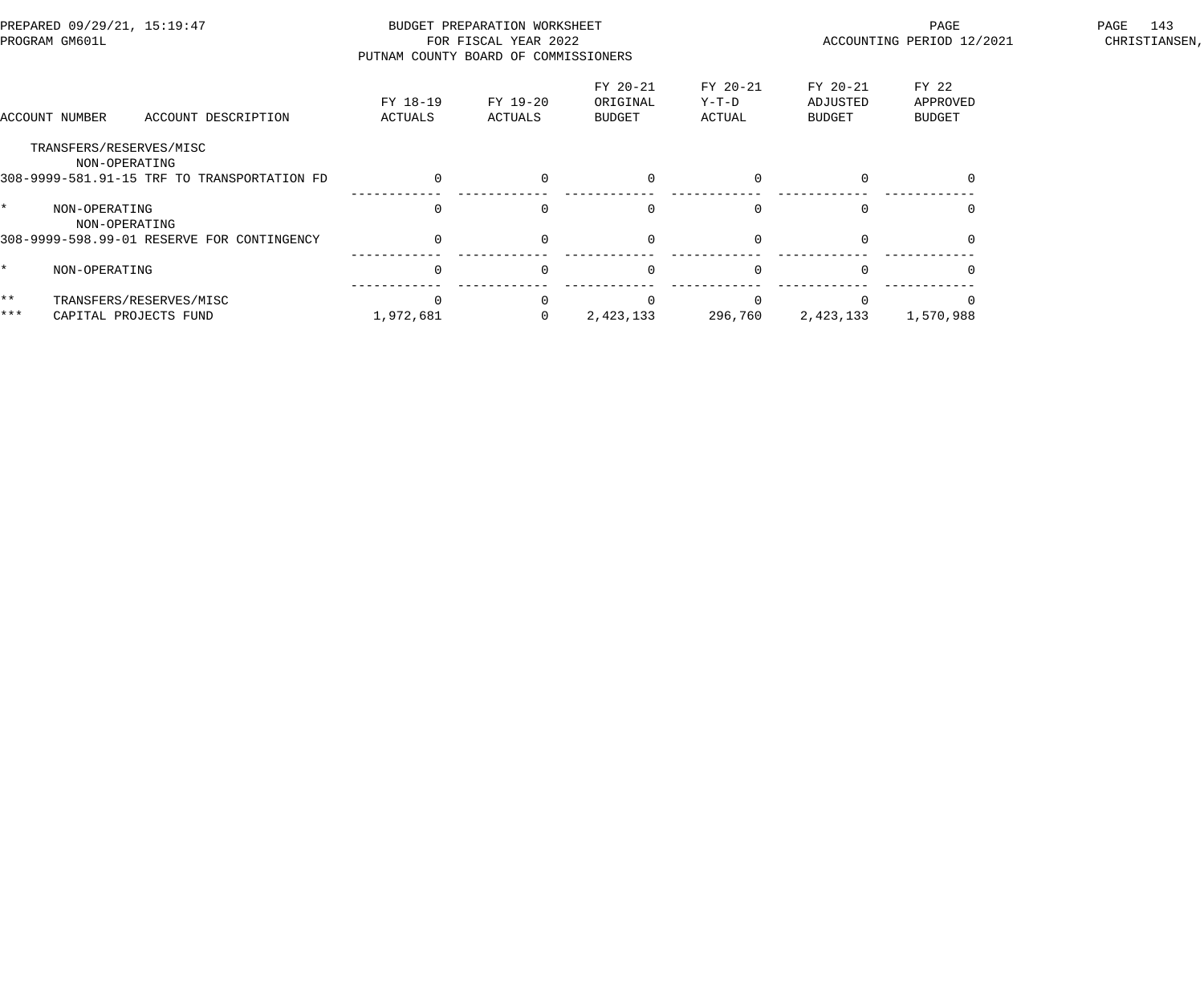PREPARED 09/29/21, 15:19:47
PROGRAM GM601L

BUDGET PREPARATION WORKSHEET
FOR FISCAL YEAR 2022
PUTNAM COUNTY BOARD OF COMMISSIONERS

ACCOUNTING PERIOD 12/2021

CHRISTIANSEN,

| ACCOUNT NUMBER | ACCOUNT DESCRIPTION | FY 18-19 ACTUALS | FY 19-20 ACTUALS | FY 20-21 ORIGINAL BUDGET | FY 20-21 Y-T-D ACTUAL | FY 20-21 ADJUSTED BUDGET | FY 22 APPROVED BUDGET |
|---|---|---|---|---|---|---|---|
| | TRANSFERS/RESERVES/MISC | | | | | | |
| | NON-OPERATING | | | | | | |
| 308-9999-581.91-15 | TRF TO TRANSPORTATION FD | 0 | 0 | 0 | 0 | 0 | 0 |
| * | NON-OPERATING | 0 | 0 | 0 | 0 | 0 | 0 |
| | NON-OPERATING | | | | | | |
| 308-9999-598.99-01 | RESERVE FOR CONTINGENCY | 0 | 0 | 0 | 0 | 0 | 0 |
| * | NON-OPERATING | 0 | 0 | 0 | 0 | 0 | 0 |
| ** | TRANSFERS/RESERVES/MISC | 0 | 0 | 0 | 0 | 0 | 0 |
| *** | CAPITAL PROJECTS FUND | 1,972,681 | 0 | 2,423,133 | 296,760 | 2,423,133 | 1,570,988 |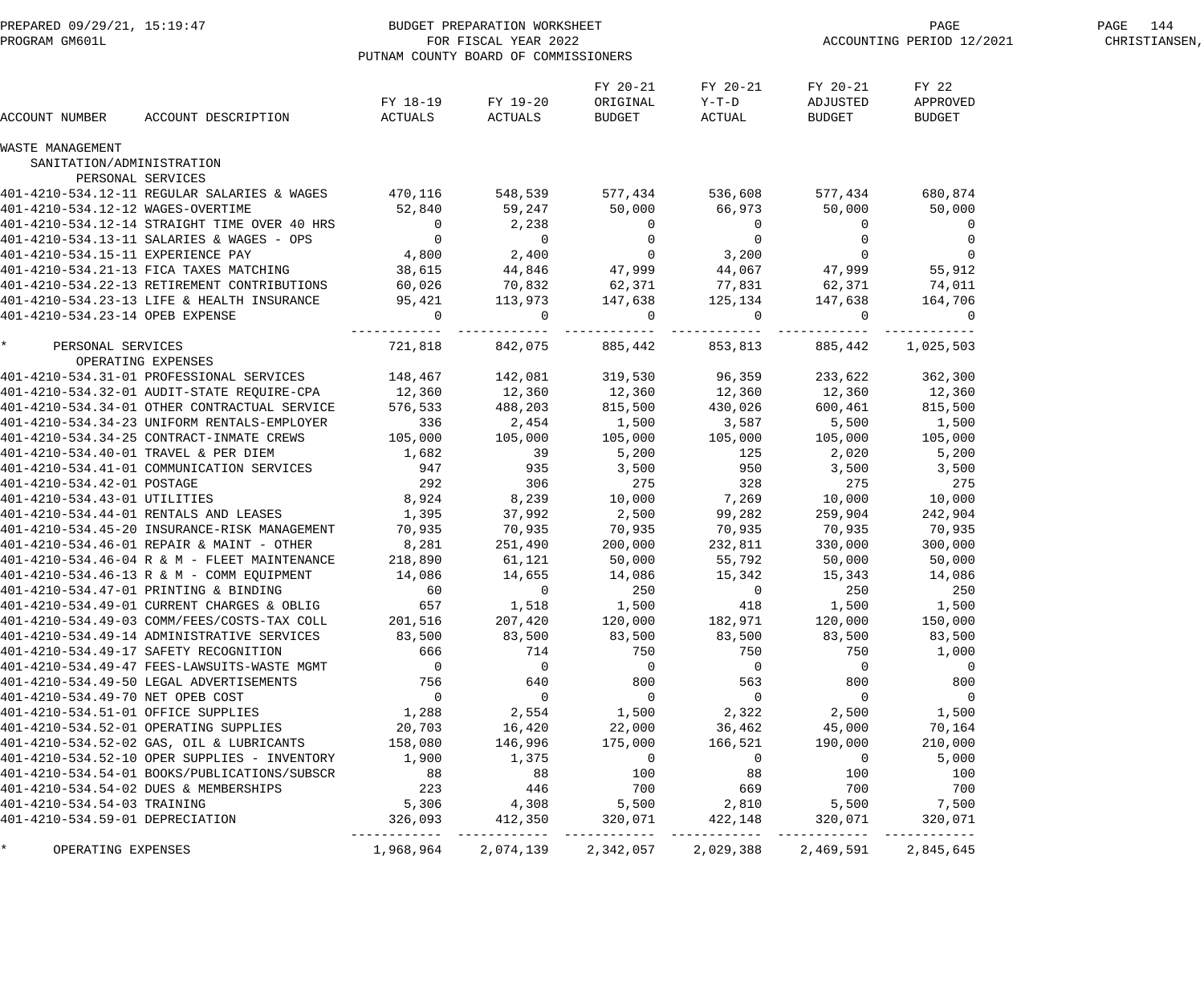BUDGET PREPARATION WORKSHEET
FOR FISCAL YEAR 2022
PUTNAM COUNTY BOARD OF COMMISSIONERS

ACCOUNTING PERIOD 12/2021

| ACCOUNT NUMBER | ACCOUNT DESCRIPTION | FY 18-19 ACTUALS | FY 19-20 ACTUALS | FY 20-21 ORIGINAL BUDGET | FY 20-21 Y-T-D ACTUAL | FY 20-21 ADJUSTED BUDGET | FY 22 APPROVED BUDGET |
|---|---|---|---|---|---|---|---|
| WASTE MANAGEMENT | | | | | | | |
| SANITATION/ADMINISTRATION | | | | | | | |
| PERSONAL SERVICES | | | | | | | |
| 401-4210-534.12-11 | REGULAR SALARIES & WAGES | 470,116 | 548,539 | 577,434 | 536,608 | 577,434 | 680,874 |
| 401-4210-534.12-12 | WAGES-OVERTIME | 52,840 | 59,247 | 50,000 | 66,973 | 50,000 | 50,000 |
| 401-4210-534.12-14 | STRAIGHT TIME OVER 40 HRS | 0 | 2,238 | 0 | 0 | 0 | 0 |
| 401-4210-534.13-11 | SALARIES & WAGES - OPS | 0 | 0 | 0 | 0 | 0 | 0 |
| 401-4210-534.15-11 | EXPERIENCE PAY | 4,800 | 2,400 | 0 | 3,200 | 0 | 0 |
| 401-4210-534.21-13 | FICA TAXES MATCHING | 38,615 | 44,846 | 47,999 | 44,067 | 47,999 | 55,912 |
| 401-4210-534.22-13 | RETIREMENT CONTRIBUTIONS | 60,026 | 70,832 | 62,371 | 77,831 | 62,371 | 74,011 |
| 401-4210-534.23-13 | LIFE & HEALTH INSURANCE | 95,421 | 113,973 | 147,638 | 125,134 | 147,638 | 164,706 |
| 401-4210-534.23-14 | OPEB EXPENSE | 0 | 0 | 0 | 0 | 0 | 0 |
| * | PERSONAL SERVICES | 721,818 | 842,075 | 885,442 | 853,813 | 885,442 | 1,025,503 |
| OPERATING EXPENSES | | | | | | | |
| 401-4210-534.31-01 | PROFESSIONAL SERVICES | 148,467 | 142,081 | 319,530 | 96,359 | 233,622 | 362,300 |
| 401-4210-534.32-01 | AUDIT-STATE REQUIRE-CPA | 12,360 | 12,360 | 12,360 | 12,360 | 12,360 | 12,360 |
| 401-4210-534.34-01 | OTHER CONTRACTUAL SERVICE | 576,533 | 488,203 | 815,500 | 430,026 | 600,461 | 815,500 |
| 401-4210-534.34-23 | UNIFORM RENTALS-EMPLOYER | 336 | 2,454 | 1,500 | 3,587 | 5,500 | 1,500 |
| 401-4210-534.34-25 | CONTRACT-INMATE CREWS | 105,000 | 105,000 | 105,000 | 105,000 | 105,000 | 105,000 |
| 401-4210-534.40-01 | TRAVEL & PER DIEM | 1,682 | 39 | 5,200 | 125 | 2,020 | 5,200 |
| 401-4210-534.41-01 | COMMUNICATION SERVICES | 947 | 935 | 3,500 | 950 | 3,500 | 3,500 |
| 401-4210-534.42-01 | POSTAGE | 292 | 306 | 275 | 328 | 275 | 275 |
| 401-4210-534.43-01 | UTILITIES | 8,924 | 8,239 | 10,000 | 7,269 | 10,000 | 10,000 |
| 401-4210-534.44-01 | RENTALS AND LEASES | 1,395 | 37,992 | 2,500 | 99,282 | 259,904 | 242,904 |
| 401-4210-534.45-20 | INSURANCE-RISK MANAGEMENT | 70,935 | 70,935 | 70,935 | 70,935 | 70,935 | 70,935 |
| 401-4210-534.46-01 | REPAIR & MAINT - OTHER | 8,281 | 251,490 | 200,000 | 232,811 | 330,000 | 300,000 |
| 401-4210-534.46-04 | R & M - FLEET MAINTENANCE | 218,890 | 61,121 | 50,000 | 55,792 | 50,000 | 50,000 |
| 401-4210-534.46-13 | R & M - COMM EQUIPMENT | 14,086 | 14,655 | 14,086 | 15,342 | 15,343 | 14,086 |
| 401-4210-534.47-01 | PRINTING & BINDING | 60 | 0 | 250 | 0 | 250 | 250 |
| 401-4210-534.49-01 | CURRENT CHARGES & OBLIG | 657 | 1,518 | 1,500 | 418 | 1,500 | 1,500 |
| 401-4210-534.49-03 | COMM/FEES/COSTS-TAX COLL | 201,516 | 207,420 | 120,000 | 182,971 | 120,000 | 150,000 |
| 401-4210-534.49-14 | ADMINISTRATIVE SERVICES | 83,500 | 83,500 | 83,500 | 83,500 | 83,500 | 83,500 |
| 401-4210-534.49-17 | SAFETY RECOGNITION | 666 | 714 | 750 | 750 | 750 | 1,000 |
| 401-4210-534.49-47 | FEES-LAWSUITS-WASTE MGMT | 0 | 0 | 0 | 0 | 0 | 0 |
| 401-4210-534.49-50 | LEGAL ADVERTISEMENTS | 756 | 640 | 800 | 563 | 800 | 800 |
| 401-4210-534.49-70 | NET OPEB COST | 0 | 0 | 0 | 0 | 0 | 0 |
| 401-4210-534.51-01 | OFFICE SUPPLIES | 1,288 | 2,554 | 1,500 | 2,322 | 2,500 | 1,500 |
| 401-4210-534.52-01 | OPERATING SUPPLIES | 20,703 | 16,420 | 22,000 | 36,462 | 45,000 | 70,164 |
| 401-4210-534.52-02 | GAS, OIL & LUBRICANTS | 158,080 | 146,996 | 175,000 | 166,521 | 190,000 | 210,000 |
| 401-4210-534.52-10 | OPER SUPPLIES - INVENTORY | 1,900 | 1,375 | 0 | 0 | 0 | 5,000 |
| 401-4210-534.54-01 | BOOKS/PUBLICATIONS/SUBSCR | 88 | 88 | 100 | 88 | 100 | 100 |
| 401-4210-534.54-02 | DUES & MEMBERSHIPS | 223 | 446 | 700 | 669 | 700 | 700 |
| 401-4210-534.54-03 | TRAINING | 5,306 | 4,308 | 5,500 | 2,810 | 5,500 | 7,500 |
| 401-4210-534.59-01 | DEPRECIATION | 326,093 | 412,350 | 320,071 | 422,148 | 320,071 | 320,071 |
| * | OPERATING EXPENSES | 1,968,964 | 2,074,139 | 2,342,057 | 2,029,388 | 2,469,591 | 2,845,645 |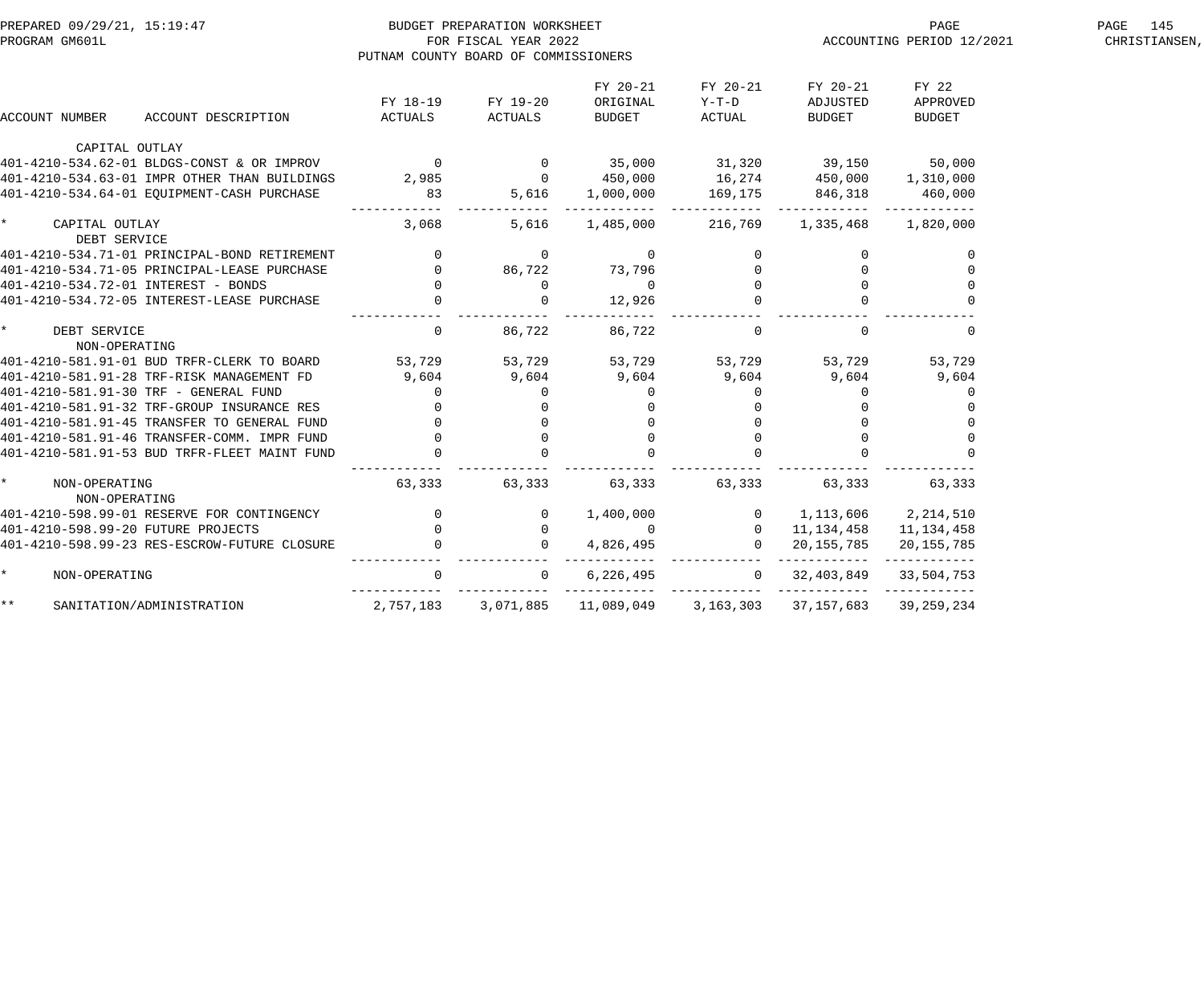BUDGET PREPARATION WORKSHEET
FOR FISCAL YEAR 2022
PUTNAM COUNTY BOARD OF COMMISSIONERS

| ACCOUNT NUMBER ACCOUNT DESCRIPTION | FY 18-19 ACTUALS | FY 19-20 ACTUALS | FY 20-21 ORIGINAL BUDGET | FY 20-21 Y-T-D ACTUAL | FY 20-21 ADJUSTED BUDGET | FY 22 APPROVED BUDGET |
|---|---|---|---|---|---|---|
| CAPITAL OUTLAY | | | | | | |
| 401-4210-534.62-01 BLDGS-CONST & OR IMPROV | 0 | 0 | 35,000 | 31,320 | 39,150 | 50,000 |
| 401-4210-534.63-01 IMPR OTHER THAN BUILDINGS | 2,985 | 0 | 450,000 | 16,274 | 450,000 | 1,310,000 |
| 401-4210-534.64-01 EQUIPMENT-CASH PURCHASE | 83 | 5,616 | 1,000,000 | 169,175 | 846,318 | 460,000 |
| * CAPITAL OUTLAY | 3,068 | 5,616 | 1,485,000 | 216,769 | 1,335,468 | 1,820,000 |
| DEBT SERVICE | | | | | | |
| 401-4210-534.71-01 PRINCIPAL-BOND RETIREMENT | 0 | 0 | 0 | 0 | 0 | 0 |
| 401-4210-534.71-05 PRINCIPAL-LEASE PURCHASE | 0 | 86,722 | 73,796 | 0 | 0 | 0 |
| 401-4210-534.72-01 INTEREST - BONDS | 0 | 0 | 0 | 0 | 0 | 0 |
| 401-4210-534.72-05 INTEREST-LEASE PURCHASE | 0 | 0 | 12,926 | 0 | 0 | 0 |
| * DEBT SERVICE | 0 | 86,722 | 86,722 | 0 | 0 | 0 |
| NON-OPERATING | | | | | | |
| 401-4210-581.91-01 BUD TRFR-CLERK TO BOARD | 53,729 | 53,729 | 53,729 | 53,729 | 53,729 | 53,729 |
| 401-4210-581.91-28 TRF-RISK MANAGEMENT FD | 9,604 | 9,604 | 9,604 | 9,604 | 9,604 | 9,604 |
| 401-4210-581.91-30 TRF - GENERAL FUND | 0 | 0 | 0 | 0 | 0 | 0 |
| 401-4210-581.91-32 TRF-GROUP INSURANCE RES | 0 | 0 | 0 | 0 | 0 | 0 |
| 401-4210-581.91-45 TRANSFER TO GENERAL FUND | 0 | 0 | 0 | 0 | 0 | 0 |
| 401-4210-581.91-46 TRANSFER-COMM. IMPR FUND | 0 | 0 | 0 | 0 | 0 | 0 |
| 401-4210-581.91-53 BUD TRFR-FLEET MAINT FUND | 0 | 0 | 0 | 0 | 0 | 0 |
| * NON-OPERATING | 63,333 | 63,333 | 63,333 | 63,333 | 63,333 | 63,333 |
| NON-OPERATING | | | | | | |
| 401-4210-598.99-01 RESERVE FOR CONTINGENCY | 0 | 0 | 1,400,000 | 0 | 1,113,606 | 2,214,510 |
| 401-4210-598.99-20 FUTURE PROJECTS | 0 | 0 | 0 | 0 | 11,134,458 | 11,134,458 |
| 401-4210-598.99-23 RES-ESCROW-FUTURE CLOSURE | 0 | 0 | 4,826,495 | 0 | 20,155,785 | 20,155,785 |
| * NON-OPERATING | 0 | 0 | 6,226,495 | 0 | 32,403,849 | 33,504,753 |
| ** SANITATION/ADMINISTRATION | 2,757,183 | 3,071,885 | 11,089,049 | 3,163,303 | 37,157,683 | 39,259,234 |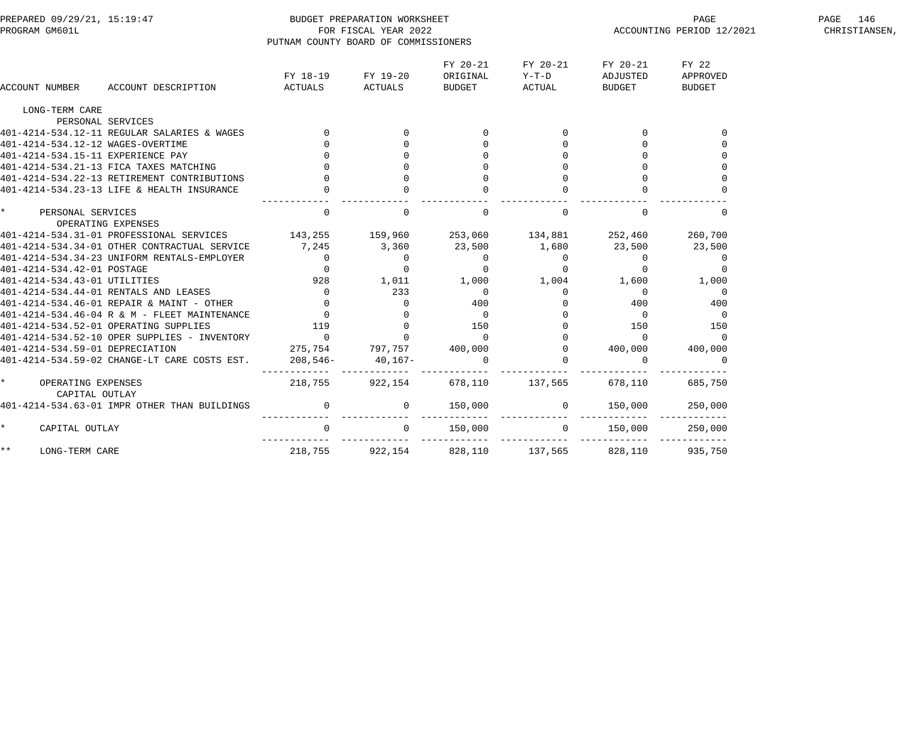BUDGET PREPARATION WORKSHEET
FOR FISCAL YEAR 2022
PUTNAM COUNTY BOARD OF COMMISSIONERS

PREPARED 09/29/21, 15:19:47
PROGRAM GM601L

ACCOUNTING PERIOD 12/2021

| ACCOUNT NUMBER | ACCOUNT DESCRIPTION | FY 18-19 ACTUALS | FY 19-20 ACTUALS | FY 20-21 ORIGINAL BUDGET | FY 20-21 Y-T-D ACTUAL | FY 20-21 ADJUSTED BUDGET | FY 22 APPROVED BUDGET |
|---|---|---|---|---|---|---|---|
| LONG-TERM CARE | | | | | | | |
| | PERSONAL SERVICES | | | | | | |
| 401-4214-534.12-11 | REGULAR SALARIES & WAGES | 0 | 0 | 0 | 0 | 0 | 0 |
| 401-4214-534.12-12 | WAGES-OVERTIME | 0 | 0 | 0 | 0 | 0 | 0 |
| 401-4214-534.15-11 | EXPERIENCE PAY | 0 | 0 | 0 | 0 | 0 | 0 |
| 401-4214-534.21-13 | FICA TAXES MATCHING | 0 | 0 | 0 | 0 | 0 | 0 |
| 401-4214-534.22-13 | RETIREMENT CONTRIBUTIONS | 0 | 0 | 0 | 0 | 0 | 0 |
| 401-4214-534.23-13 | LIFE & HEALTH INSURANCE | 0 | 0 | 0 | 0 | 0 | 0 |
| * | PERSONAL SERVICES | 0 | 0 | 0 | 0 | 0 | 0 |
| | OPERATING EXPENSES | | | | | | |
| 401-4214-534.31-01 | PROFESSIONAL SERVICES | 143,255 | 159,960 | 253,060 | 134,881 | 252,460 | 260,700 |
| 401-4214-534.34-01 | OTHER CONTRACTUAL SERVICE | 7,245 | 3,360 | 23,500 | 1,680 | 23,500 | 23,500 |
| 401-4214-534.34-23 | UNIFORM RENTALS-EMPLOYER | 0 | 0 | 0 | 0 | 0 | 0 |
| 401-4214-534.42-01 | POSTAGE | 0 | 0 | 0 | 0 | 0 | 0 |
| 401-4214-534.43-01 | UTILITIES | 928 | 1,011 | 1,000 | 1,004 | 1,600 | 1,000 |
| 401-4214-534.44-01 | RENTALS AND LEASES | 0 | 233 | 0 | 0 | 0 | 0 |
| 401-4214-534.46-01 | REPAIR & MAINT - OTHER | 0 | 0 | 400 | 0 | 400 | 400 |
| 401-4214-534.46-04 | R & M - FLEET MAINTENANCE | 0 | 0 | 0 | 0 | 0 | 0 |
| 401-4214-534.52-01 | OPERATING SUPPLIES | 119 | 0 | 150 | 0 | 150 | 150 |
| 401-4214-534.52-10 | OPER SUPPLIES - INVENTORY | 0 | 0 | 0 | 0 | 0 | 0 |
| 401-4214-534.59-01 | DEPRECIATION | 275,754 | 797,757 | 400,000 | 0 | 400,000 | 400,000 |
| 401-4214-534.59-02 | CHANGE-LT CARE COSTS EST. | 208,546- | 40,167- | 0 | 0 | 0 | 0 |
| * | OPERATING EXPENSES | 218,755 | 922,154 | 678,110 | 137,565 | 678,110 | 685,750 |
| | CAPITAL OUTLAY | | | | | | |
| 401-4214-534.63-01 | IMPR OTHER THAN BUILDINGS | 0 | 0 | 150,000 | 0 | 150,000 | 250,000 |
| * | CAPITAL OUTLAY | 0 | 0 | 150,000 | 0 | 150,000 | 250,000 |
| ** | LONG-TERM CARE | 218,755 | 922,154 | 828,110 | 137,565 | 828,110 | 935,750 |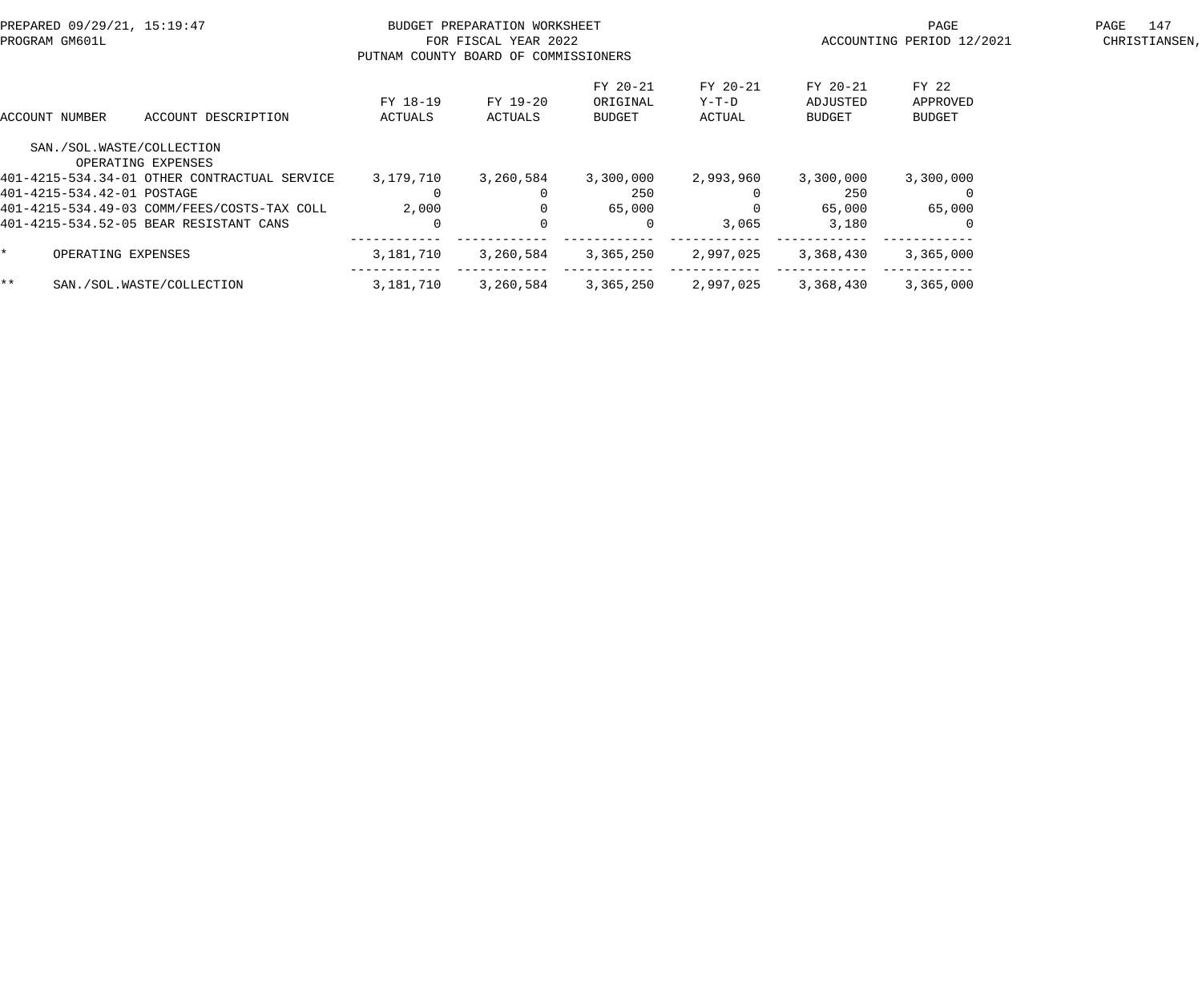BUDGET PREPARATION WORKSHEET
FOR FISCAL YEAR 2022
PUTNAM COUNTY BOARD OF COMMISSIONERS

PREPARED 09/29/21, 15:19:47
PROGRAM GM601L

ACCOUNTING PERIOD 12/2021

CHRISTIANSEN,

| ACCOUNT NUMBER | ACCOUNT DESCRIPTION | FY 18-19 ACTUALS | FY 19-20 ACTUALS | FY 20-21 ORIGINAL BUDGET | FY 20-21 Y-T-D ACTUAL | FY 20-21 ADJUSTED BUDGET | FY 22 APPROVED BUDGET |
|---|---|---|---|---|---|---|---|
| SAN./SOL.WASTE/COLLECTION | | | | | | | |
| | OPERATING EXPENSES | | | | | | |
| 401-4215-534.34-01 | OTHER CONTRACTUAL SERVICE | 3,179,710 | 3,260,584 | 3,300,000 | 2,993,960 | 3,300,000 | 3,300,000 |
| 401-4215-534.42-01 | POSTAGE | 0 | 0 | 250 | 0 | 250 | 0 |
| 401-4215-534.49-03 | COMM/FEES/COSTS-TAX COLL | 2,000 | 0 | 65,000 | 0 | 65,000 | 65,000 |
| 401-4215-534.52-05 | BEAR RESISTANT CANS | 0 | 0 | 0 | 3,065 | 3,180 | 0 |
| * | OPERATING EXPENSES | 3,181,710 | 3,260,584 | 3,365,250 | 2,997,025 | 3,368,430 | 3,365,000 |
| ** | SAN./SOL.WASTE/COLLECTION | 3,181,710 | 3,260,584 | 3,365,250 | 2,997,025 | 3,368,430 | 3,365,000 |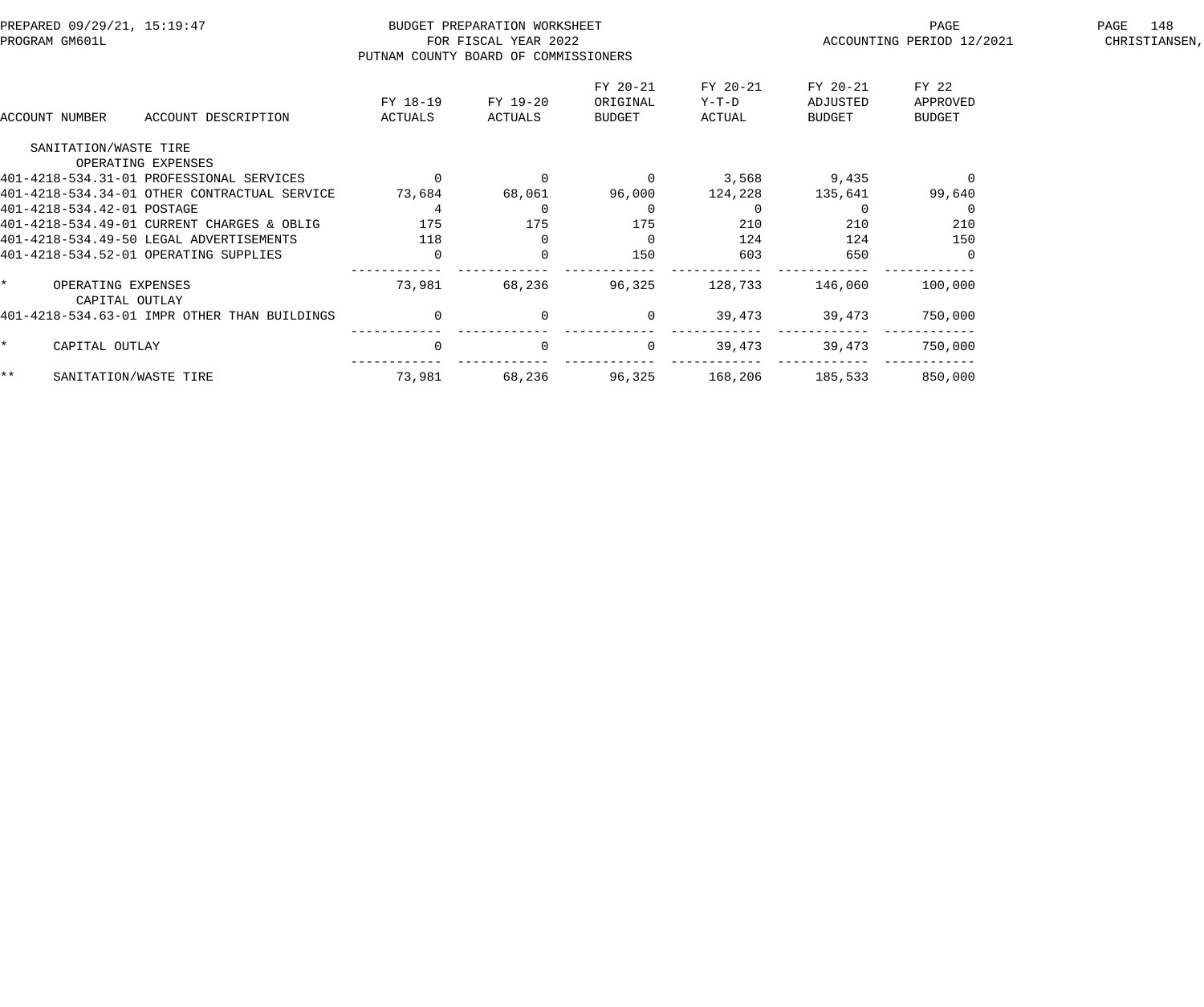BUDGET PREPARATION WORKSHEET
FOR FISCAL YEAR 2022
PUTNAM COUNTY BOARD OF COMMISSIONERS

PREPARED 09/29/21, 15:19:47
PROGRAM GM601L

ACCOUNTING PERIOD 12/2021

| ACCOUNT NUMBER | ACCOUNT DESCRIPTION | FY 18-19 ACTUALS | FY 19-20 ACTUALS | FY 20-21 ORIGINAL BUDGET | FY 20-21 Y-T-D ACTUAL | FY 20-21 ADJUSTED BUDGET | FY 22 APPROVED BUDGET |
|---|---|---|---|---|---|---|---|
| SANITATION/WASTE TIRE | | | | | | | |
| | OPERATING EXPENSES | | | | | | |
| 401-4218-534.31-01 | PROFESSIONAL SERVICES | 0 | 0 | 0 | 3,568 | 9,435 | 0 |
| 401-4218-534.34-01 | OTHER CONTRACTUAL SERVICE | 73,684 | 68,061 | 96,000 | 124,228 | 135,641 | 99,640 |
| 401-4218-534.42-01 | POSTAGE | 4 | 0 | 0 | 0 | 0 | 0 |
| 401-4218-534.49-01 | CURRENT CHARGES & OBLIG | 175 | 175 | 175 | 210 | 210 | 210 |
| 401-4218-534.49-50 | LEGAL ADVERTISEMENTS | 118 | 0 | 0 | 124 | 124 | 150 |
| 401-4218-534.52-01 | OPERATING SUPPLIES | 0 | 0 | 150 | 603 | 650 | 0 |
| * | OPERATING EXPENSES | 73,981 | 68,236 | 96,325 | 128,733 | 146,060 | 100,000 |
| | CAPITAL OUTLAY | | | | | | |
| 401-4218-534.63-01 | IMPR OTHER THAN BUILDINGS | 0 | 0 | 0 | 39,473 | 39,473 | 750,000 |
| * | CAPITAL OUTLAY | 0 | 0 | 0 | 39,473 | 39,473 | 750,000 |
| ** | SANITATION/WASTE TIRE | 73,981 | 68,236 | 96,325 | 168,206 | 185,533 | 850,000 |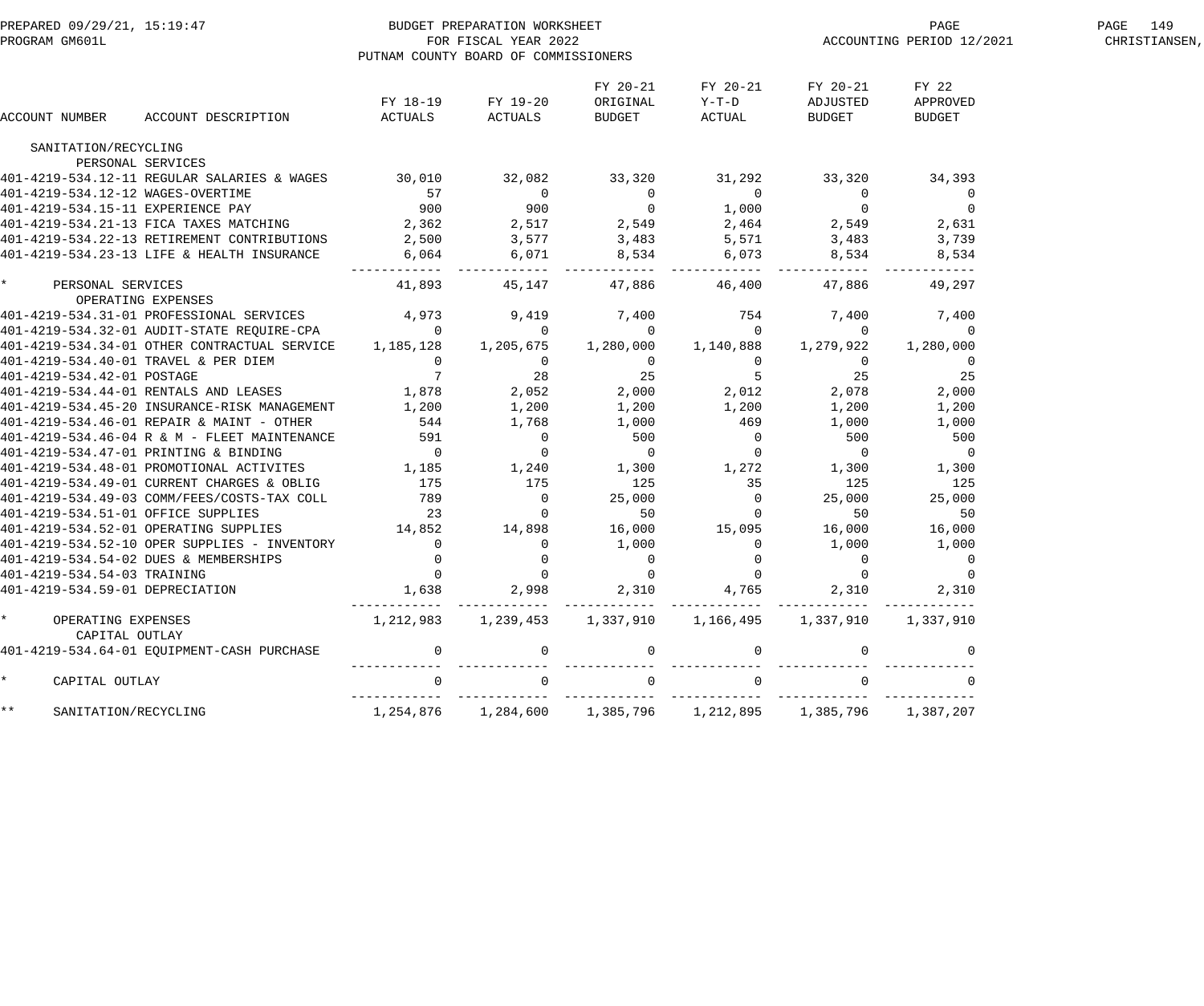PREPARED 09/29/21, 15:19:47
PROGRAM GM601L

BUDGET PREPARATION WORKSHEET
FOR FISCAL YEAR 2022
PUTNAM COUNTY BOARD OF COMMISSIONERS

ACCOUNTING PERIOD 12/2021
CHRISTIANSEN,

| ACCOUNT NUMBER | ACCOUNT DESCRIPTION | FY 18-19 ACTUALS | FY 19-20 ACTUALS | FY 20-21 ORIGINAL BUDGET | FY 20-21 Y-T-D ACTUAL | FY 20-21 ADJUSTED BUDGET | FY 22 APPROVED BUDGET |
|---|---|---|---|---|---|---|---|
| SANITATION/RECYCLING | | | | | | | |
| PERSONAL SERVICES | | | | | | | |
| 401-4219-534.12-11 | REGULAR SALARIES & WAGES | 30,010 | 32,082 | 33,320 | 31,292 | 33,320 | 34,393 |
| 401-4219-534.12-12 | WAGES-OVERTIME | 57 | 0 | 0 | 0 | 0 | 0 |
| 401-4219-534.15-11 | EXPERIENCE PAY | 900 | 900 | 0 | 1,000 | 0 | 0 |
| 401-4219-534.21-13 | FICA TAXES MATCHING | 2,362 | 2,517 | 2,549 | 2,464 | 2,549 | 2,631 |
| 401-4219-534.22-13 | RETIREMENT CONTRIBUTIONS | 2,500 | 3,577 | 3,483 | 5,571 | 3,483 | 3,739 |
| 401-4219-534.23-13 | LIFE & HEALTH INSURANCE | 6,064 | 6,071 | 8,534 | 6,073 | 8,534 | 8,534 |
| * | PERSONAL SERVICES | 41,893 | 45,147 | 47,886 | 46,400 | 47,886 | 49,297 |
| OPERATING EXPENSES | | | | | | | |
| 401-4219-534.31-01 | PROFESSIONAL SERVICES | 4,973 | 9,419 | 7,400 | 754 | 7,400 | 7,400 |
| 401-4219-534.32-01 | AUDIT-STATE REQUIRE-CPA | 0 | 0 | 0 | 0 | 0 | 0 |
| 401-4219-534.34-01 | OTHER CONTRACTUAL SERVICE | 1,185,128 | 1,205,675 | 1,280,000 | 1,140,888 | 1,279,922 | 1,280,000 |
| 401-4219-534.40-01 | TRAVEL & PER DIEM | 0 | 0 | 0 | 0 | 0 | 0 |
| 401-4219-534.42-01 | POSTAGE | 7 | 28 | 25 | 5 | 25 | 25 |
| 401-4219-534.44-01 | RENTALS AND LEASES | 1,878 | 2,052 | 2,000 | 2,012 | 2,078 | 2,000 |
| 401-4219-534.45-20 | INSURANCE-RISK MANAGEMENT | 1,200 | 1,200 | 1,200 | 1,200 | 1,200 | 1,200 |
| 401-4219-534.46-01 | REPAIR & MAINT - OTHER | 544 | 1,768 | 1,000 | 469 | 1,000 | 1,000 |
| 401-4219-534.46-04 | R & M - FLEET MAINTENANCE | 591 | 0 | 500 | 0 | 500 | 500 |
| 401-4219-534.47-01 | PRINTING & BINDING | 0 | 0 | 0 | 0 | 0 | 0 |
| 401-4219-534.48-01 | PROMOTIONAL ACTIVITES | 1,185 | 1,240 | 1,300 | 1,272 | 1,300 | 1,300 |
| 401-4219-534.49-01 | CURRENT CHARGES & OBLIG | 175 | 175 | 125 | 35 | 125 | 125 |
| 401-4219-534.49-03 | COMM/FEES/COSTS-TAX COLL | 789 | 0 | 25,000 | 0 | 25,000 | 25,000 |
| 401-4219-534.51-01 | OFFICE SUPPLIES | 23 | 0 | 50 | 0 | 50 | 50 |
| 401-4219-534.52-01 | OPERATING SUPPLIES | 14,852 | 14,898 | 16,000 | 15,095 | 16,000 | 16,000 |
| 401-4219-534.52-10 | OPER SUPPLIES - INVENTORY | 0 | 0 | 1,000 | 0 | 1,000 | 1,000 |
| 401-4219-534.54-02 | DUES & MEMBERSHIPS | 0 | 0 | 0 | 0 | 0 | 0 |
| 401-4219-534.54-03 | TRAINING | 0 | 0 | 0 | 0 | 0 | 0 |
| 401-4219-534.59-01 | DEPRECIATION | 1,638 | 2,998 | 2,310 | 4,765 | 2,310 | 2,310 |
| * | OPERATING EXPENSES | 1,212,983 | 1,239,453 | 1,337,910 | 1,166,495 | 1,337,910 | 1,337,910 |
| CAPITAL OUTLAY | | | | | | | |
| 401-4219-534.64-01 | EQUIPMENT-CASH PURCHASE | 0 | 0 | 0 | 0 | 0 | 0 |
| * | CAPITAL OUTLAY | 0 | 0 | 0 | 0 | 0 | 0 |
| ** | SANITATION/RECYCLING | 1,254,876 | 1,284,600 | 1,385,796 | 1,212,895 | 1,385,796 | 1,387,207 |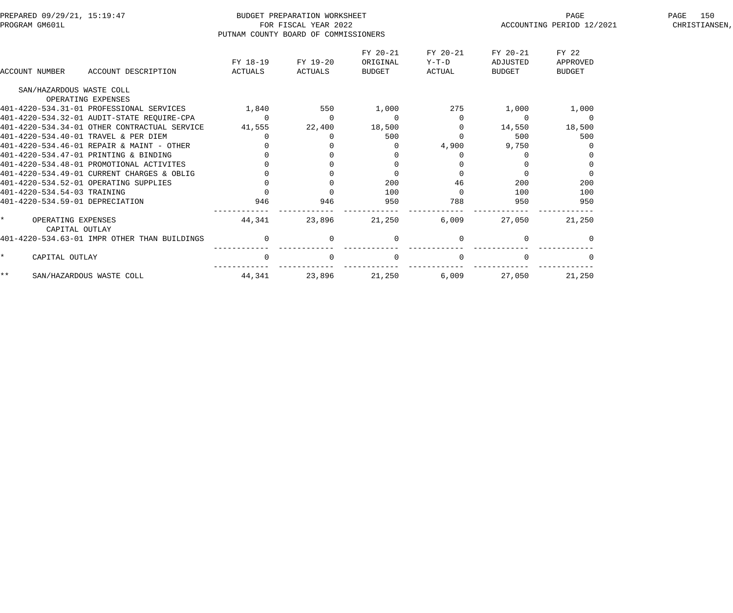BUDGET PREPARATION WORKSHEET
FOR FISCAL YEAR 2022
PUTNAM COUNTY BOARD OF COMMISSIONERS

PREPARED 09/29/21, 15:19:47
PROGRAM GM601L

ACCOUNTING PERIOD 12/2021

| ACCOUNT NUMBER | ACCOUNT DESCRIPTION | FY 18-19 ACTUALS | FY 19-20 ACTUALS | FY 20-21 ORIGINAL BUDGET | FY 20-21 Y-T-D ACTUAL | FY 20-21 ADJUSTED BUDGET | FY 22 APPROVED BUDGET |
|---|---|---|---|---|---|---|---|
| SAN/HAZARDOUS WASTE COLL | | | | | | | |
| | OPERATING EXPENSES | | | | | | |
| 401-4220-534.31-01 | PROFESSIONAL SERVICES | 1,840 | 550 | 1,000 | 275 | 1,000 | 1,000 |
| 401-4220-534.32-01 | AUDIT-STATE REQUIRE-CPA | 0 | 0 | 0 | 0 | 0 | 0 |
| 401-4220-534.34-01 | OTHER CONTRACTUAL SERVICE | 41,555 | 22,400 | 18,500 | 0 | 14,550 | 18,500 |
| 401-4220-534.40-01 | TRAVEL & PER DIEM | 0 | 0 | 500 | 0 | 500 | 500 |
| 401-4220-534.46-01 | REPAIR & MAINT - OTHER | 0 | 0 | 0 | 4,900 | 9,750 | 0 |
| 401-4220-534.47-01 | PRINTING & BINDING | 0 | 0 | 0 | 0 | 0 | 0 |
| 401-4220-534.48-01 | PROMOTIONAL ACTIVITES | 0 | 0 | 0 | 0 | 0 | 0 |
| 401-4220-534.49-01 | CURRENT CHARGES & OBLIG | 0 | 0 | 0 | 0 | 0 | 0 |
| 401-4220-534.52-01 | OPERATING SUPPLIES | 0 | 0 | 200 | 46 | 200 | 200 |
| 401-4220-534.54-03 | TRAINING | 0 | 0 | 100 | 0 | 100 | 100 |
| 401-4220-534.59-01 | DEPRECIATION | 946 | 946 | 950 | 788 | 950 | 950 |
| * | OPERATING EXPENSES | 44,341 | 23,896 | 21,250 | 6,009 | 27,050 | 21,250 |
| | CAPITAL OUTLAY | | | | | | |
| 401-4220-534.63-01 | IMPR OTHER THAN BUILDINGS | 0 | 0 | 0 | 0 | 0 | 0 |
| * | CAPITAL OUTLAY | 0 | 0 | 0 | 0 | 0 | 0 |
| ** | SAN/HAZARDOUS WASTE COLL | 44,341 | 23,896 | 21,250 | 6,009 | 27,050 | 21,250 |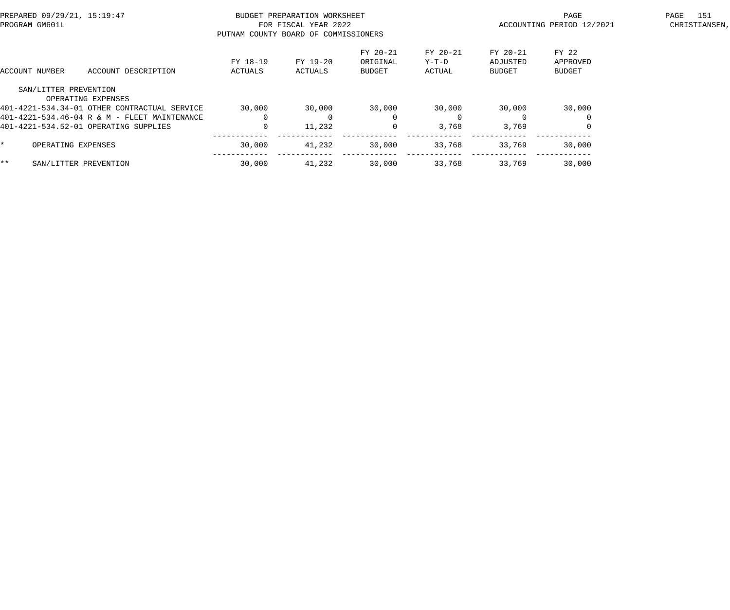BUDGET PREPARATION WORKSHEET
FOR FISCAL YEAR 2022
PUTNAM COUNTY BOARD OF COMMISSIONERS

PREPARED 09/29/21, 15:19:47
PROGRAM GM601L

ACCOUNTING PERIOD 12/2021

| ACCOUNT NUMBER | ACCOUNT DESCRIPTION | FY 18-19 ACTUALS | FY 19-20 ACTUALS | FY 20-21 ORIGINAL BUDGET | FY 20-21 Y-T-D ACTUAL | FY 20-21 ADJUSTED BUDGET | FY 22 APPROVED BUDGET |
|---|---|---|---|---|---|---|---|
| SAN/LITTER PREVENTION | | | | | | | |
| | OPERATING EXPENSES | | | | | | |
| 401-4221-534.34-01 | OTHER CONTRACTUAL SERVICE | 30,000 | 30,000 | 30,000 | 30,000 | 30,000 | 30,000 |
| 401-4221-534.46-04 | R & M - FLEET MAINTENANCE | 0 | 0 | 0 | 0 | 0 | 0 |
| 401-4221-534.52-01 | OPERATING SUPPLIES | 0 | 11,232 | 0 | 3,768 | 3,769 | 0 |
| * | OPERATING EXPENSES | 30,000 | 41,232 | 30,000 | 33,768 | 33,769 | 30,000 |
| ** | SAN/LITTER PREVENTION | 30,000 | 41,232 | 30,000 | 33,768 | 33,769 | 30,000 |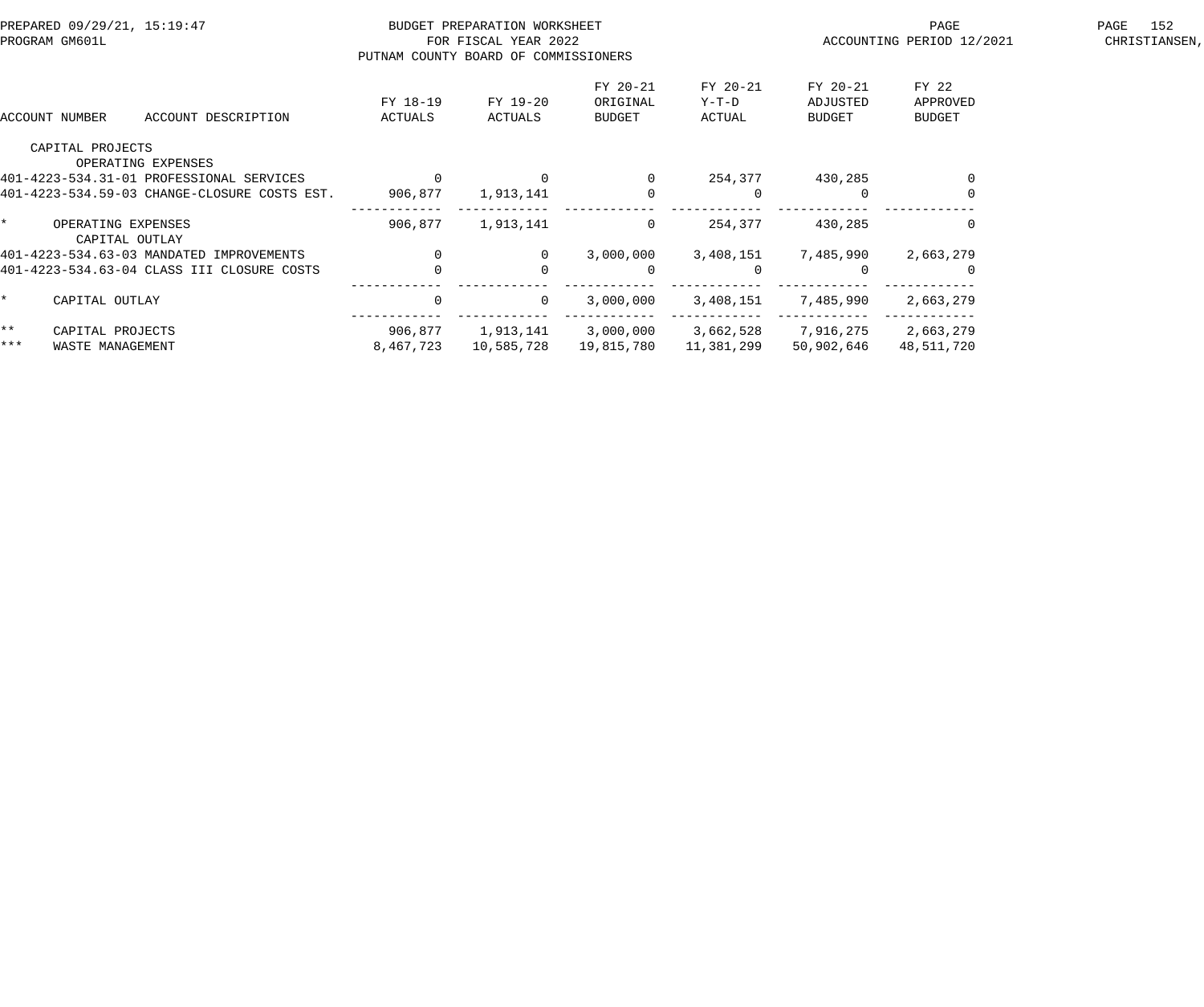BUDGET PREPARATION WORKSHEET
FOR FISCAL YEAR 2022
PUTNAM COUNTY BOARD OF COMMISSIONERS

| ACCOUNT NUMBER | ACCOUNT DESCRIPTION | FY 18-19 ACTUALS | FY 19-20 ACTUALS | FY 20-21 ORIGINAL BUDGET | FY 20-21 Y-T-D ACTUAL | FY 20-21 ADJUSTED BUDGET | FY 22 APPROVED BUDGET |
|---|---|---|---|---|---|---|---|
| | CAPITAL PROJECTS | | | | | | |
| | OPERATING EXPENSES | | | | | | |
| 401-4223-534.31-01 | PROFESSIONAL SERVICES | 0 | 0 | 0 | 254,377 | 430,285 | 0 |
| 401-4223-534.59-03 | CHANGE-CLOSURE COSTS EST. | 906,877 | 1,913,141 | 0 | 0 | 0 | 0 |
| * | OPERATING EXPENSES | 906,877 | 1,913,141 | 0 | 254,377 | 430,285 | 0 |
| | CAPITAL OUTLAY | | | | | | |
| 401-4223-534.63-03 | MANDATED IMPROVEMENTS | 0 | 0 | 3,000,000 | 3,408,151 | 7,485,990 | 2,663,279 |
| 401-4223-534.63-04 | CLASS III CLOSURE COSTS | 0 | 0 | 0 | 0 | 0 | 0 |
| * | CAPITAL OUTLAY | 0 | 0 | 3,000,000 | 3,408,151 | 7,485,990 | 2,663,279 |
| ** | CAPITAL PROJECTS | 906,877 | 1,913,141 | 3,000,000 | 3,662,528 | 7,916,275 | 2,663,279 |
| *** | WASTE MANAGEMENT | 8,467,723 | 10,585,728 | 19,815,780 | 11,381,299 | 50,902,646 | 48,511,720 |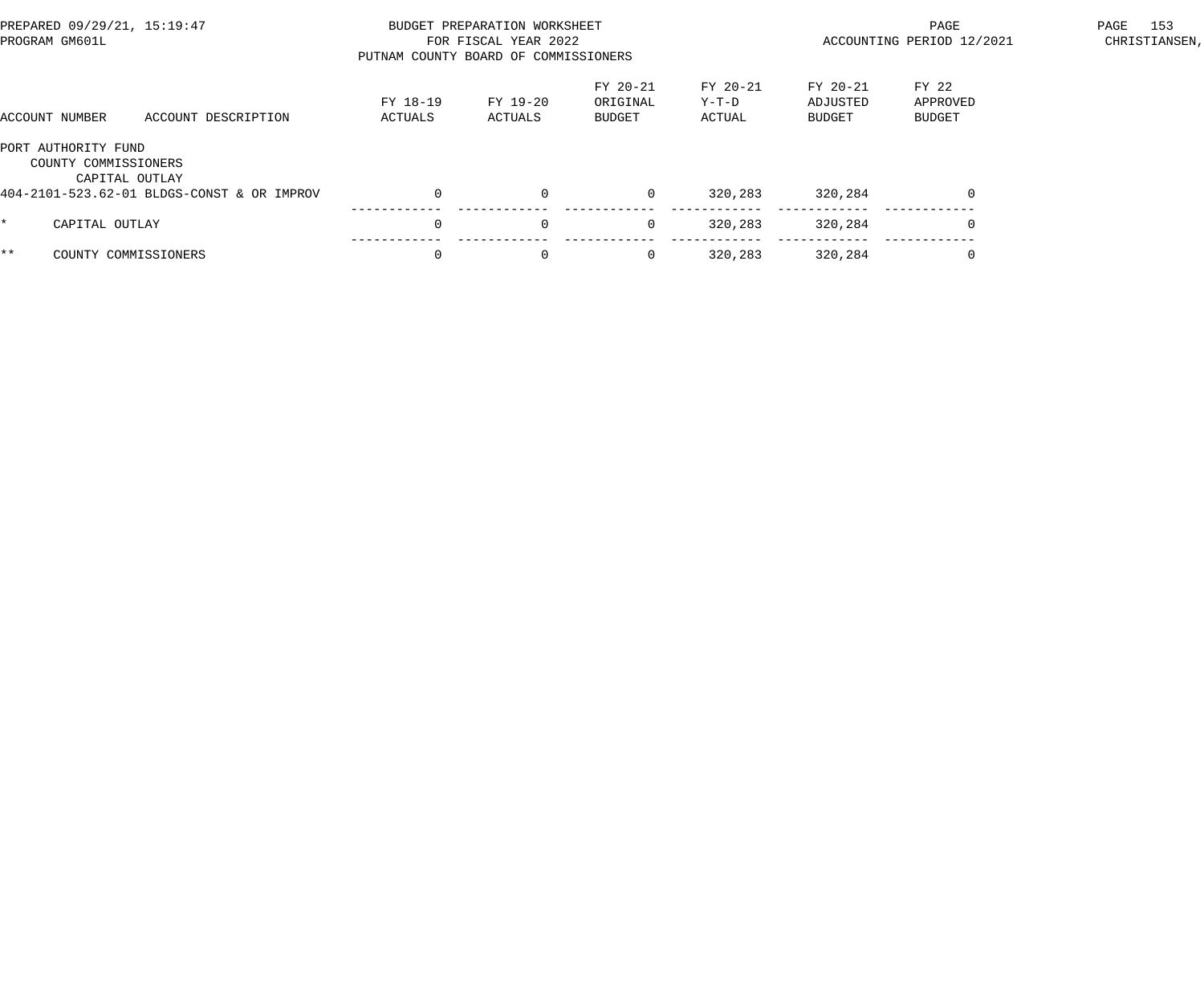PREPARED 09/29/21, 15:19:47
PROGRAM GM601L

BUDGET PREPARATION WORKSHEET
FOR FISCAL YEAR 2022
PUTNAM COUNTY BOARD OF COMMISSIONERS

ACCOUNTING PERIOD 12/2021

CHRISTIANSEN,

| ACCOUNT NUMBER | ACCOUNT DESCRIPTION | FY 18-19 ACTUALS | FY 19-20 ACTUALS | FY 20-21 ORIGINAL BUDGET | FY 20-21 Y-T-D ACTUAL | FY 20-21 ADJUSTED BUDGET | FY 22 APPROVED BUDGET |
|---|---|---|---|---|---|---|---|
| PORT AUTHORITY FUND | | | | | | | |
| COUNTY COMMISSIONERS | | | | | | | |
| CAPITAL OUTLAY | | | | | | | |
| 404-2101-523.62-01 | BLDGS-CONST & OR IMPROV | 0 | 0 | 0 | 320,283 | 320,284 | 0 |
| * | CAPITAL OUTLAY | 0 | 0 | 0 | 320,283 | 320,284 | 0 |
| ** | COUNTY COMMISSIONERS | 0 | 0 | 0 | 320,283 | 320,284 | 0 |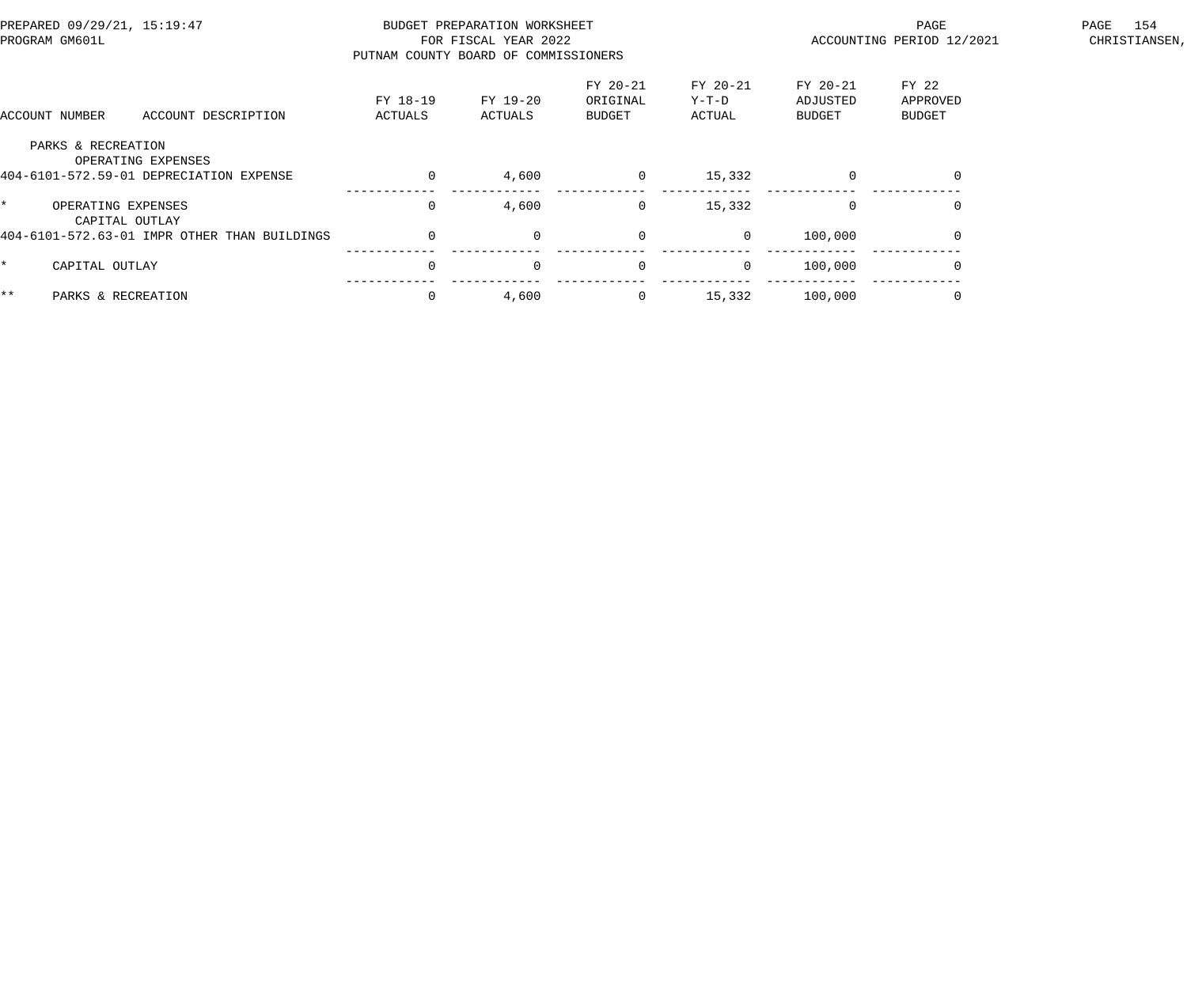PREPARED 09/29/21, 15:19:47
PROGRAM GM601L

BUDGET PREPARATION WORKSHEET
FOR FISCAL YEAR 2022
PUTNAM COUNTY BOARD OF COMMISSIONERS

ACCOUNTING PERIOD 12/2021

CHRISTIANSEN,

| ACCOUNT NUMBER | ACCOUNT DESCRIPTION | FY 18-19 ACTUALS | FY 19-20 ACTUALS | FY 20-21 ORIGINAL BUDGET | FY 20-21 Y-T-D ACTUAL | FY 20-21 ADJUSTED BUDGET | FY 22 APPROVED BUDGET |
|---|---|---|---|---|---|---|---|
| PARKS & RECREATION | | | | | | | |
| | OPERATING EXPENSES | | | | | | |
| 404-6101-572.59-01 | DEPRECIATION EXPENSE | 0 | 4,600 | 0 | 15,332 | 0 | 0 |
| * | OPERATING EXPENSES | 0 | 4,600 | 0 | 15,332 | 0 | 0 |
| | CAPITAL OUTLAY | | | | | | |
| 404-6101-572.63-01 | IMPR OTHER THAN BUILDINGS | 0 | 0 | 0 | 0 | 100,000 | 0 |
| * | CAPITAL OUTLAY | 0 | 0 | 0 | 0 | 100,000 | 0 |
| ** | PARKS & RECREATION | 0 | 4,600 | 0 | 15,332 | 100,000 | 0 |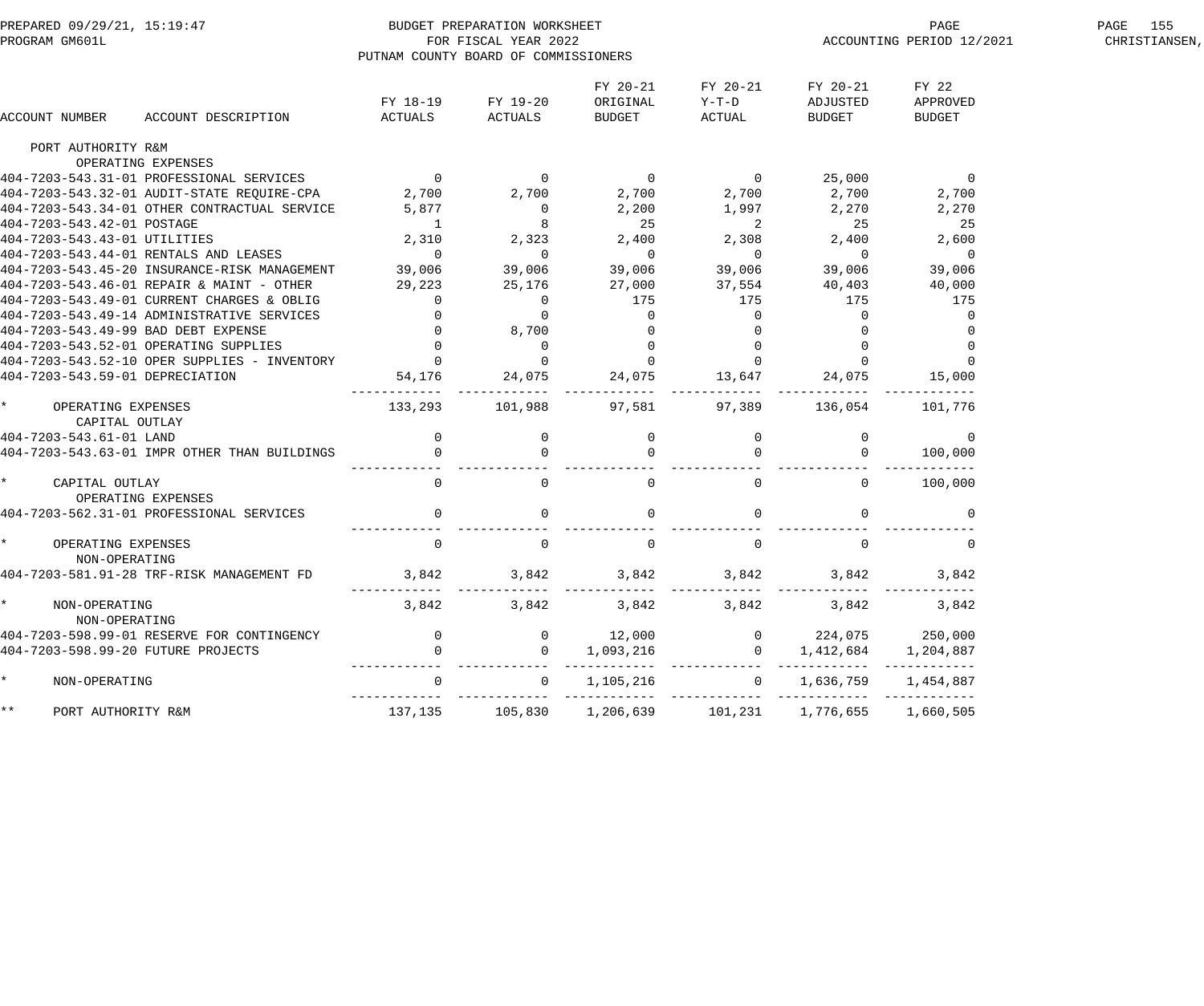PREPARED 09/29/21, 15:19:47 — BUDGET PREPARATION WORKSHEET — FOR FISCAL YEAR 2022 — PUTNAM COUNTY BOARD OF COMMISSIONERS — ACCOUNTING PERIOD 12/2021

PROGRAM GM601L — CHRISTIANSEN,

| ACCOUNT NUMBER | ACCOUNT DESCRIPTION | FY 18-19 ACTUALS | FY 19-20 ACTUALS | FY 20-21 ORIGINAL BUDGET | FY 20-21 Y-T-D ACTUAL | FY 20-21 ADJUSTED BUDGET | FY 22 APPROVED BUDGET |
|---|---|---|---|---|---|---|---|
| PORT AUTHORITY R&M | | | | | | | |
| | OPERATING EXPENSES | | | | | | |
| 404-7203-543.31-01 | PROFESSIONAL SERVICES | 0 | 0 | 0 | 0 | 25,000 | 0 |
| 404-7203-543.32-01 | AUDIT-STATE REQUIRE-CPA | 2,700 | 2,700 | 2,700 | 2,700 | 2,700 | 2,700 |
| 404-7203-543.34-01 | OTHER CONTRACTUAL SERVICE | 5,877 | 0 | 2,200 | 1,997 | 2,270 | 2,270 |
| 404-7203-543.42-01 | POSTAGE | 1 | 8 | 25 | 2 | 25 | 25 |
| 404-7203-543.43-01 | UTILITIES | 2,310 | 2,323 | 2,400 | 2,308 | 2,400 | 2,600 |
| 404-7203-543.44-01 | RENTALS AND LEASES | 0 | 0 | 0 | 0 | 0 | 0 |
| 404-7203-543.45-20 | INSURANCE-RISK MANAGEMENT | 39,006 | 39,006 | 39,006 | 39,006 | 39,006 | 39,006 |
| 404-7203-543.46-01 | REPAIR & MAINT - OTHER | 29,223 | 25,176 | 27,000 | 37,554 | 40,403 | 40,000 |
| 404-7203-543.49-01 | CURRENT CHARGES & OBLIG | 0 | 0 | 175 | 175 | 175 | 175 |
| 404-7203-543.49-14 | ADMINISTRATIVE SERVICES | 0 | 0 | 0 | 0 | 0 | 0 |
| 404-7203-543.49-99 | BAD DEBT EXPENSE | 0 | 8,700 | 0 | 0 | 0 | 0 |
| 404-7203-543.52-01 | OPERATING SUPPLIES | 0 | 0 | 0 | 0 | 0 | 0 |
| 404-7203-543.52-10 | OPER SUPPLIES - INVENTORY | 0 | 0 | 0 | 0 | 0 | 0 |
| 404-7203-543.59-01 | DEPRECIATION | 54,176 | 24,075 | 24,075 | 13,647 | 24,075 | 15,000 |
| * | OPERATING EXPENSES | 133,293 | 101,988 | 97,581 | 97,389 | 136,054 | 101,776 |
| | CAPITAL OUTLAY | | | | | | |
| 404-7203-543.61-01 | LAND | 0 | 0 | 0 | 0 | 0 | 0 |
| 404-7203-543.63-01 | IMPR OTHER THAN BUILDINGS | 0 | 0 | 0 | 0 | 0 | 100,000 |
| * | CAPITAL OUTLAY | 0 | 0 | 0 | 0 | 0 | 100,000 |
| | OPERATING EXPENSES | | | | | | |
| 404-7203-562.31-01 | PROFESSIONAL SERVICES | 0 | 0 | 0 | 0 | 0 | 0 |
| * | OPERATING EXPENSES | 0 | 0 | 0 | 0 | 0 | 0 |
| | NON-OPERATING | | | | | | |
| 404-7203-581.91-28 | TRF-RISK MANAGEMENT FD | 3,842 | 3,842 | 3,842 | 3,842 | 3,842 | 3,842 |
| * | NON-OPERATING | 3,842 | 3,842 | 3,842 | 3,842 | 3,842 | 3,842 |
| | NON-OPERATING | | | | | | |
| 404-7203-598.99-01 | RESERVE FOR CONTINGENCY | 0 | 0 | 12,000 | 0 | 224,075 | 250,000 |
| 404-7203-598.99-20 | FUTURE PROJECTS | 0 | 0 | 1,093,216 | 0 | 1,412,684 | 1,204,887 |
| * | NON-OPERATING | 0 | 0 | 1,105,216 | 0 | 1,636,759 | 1,454,887 |
| ** | PORT AUTHORITY R&M | 137,135 | 105,830 | 1,206,639 | 101,231 | 1,776,655 | 1,660,505 |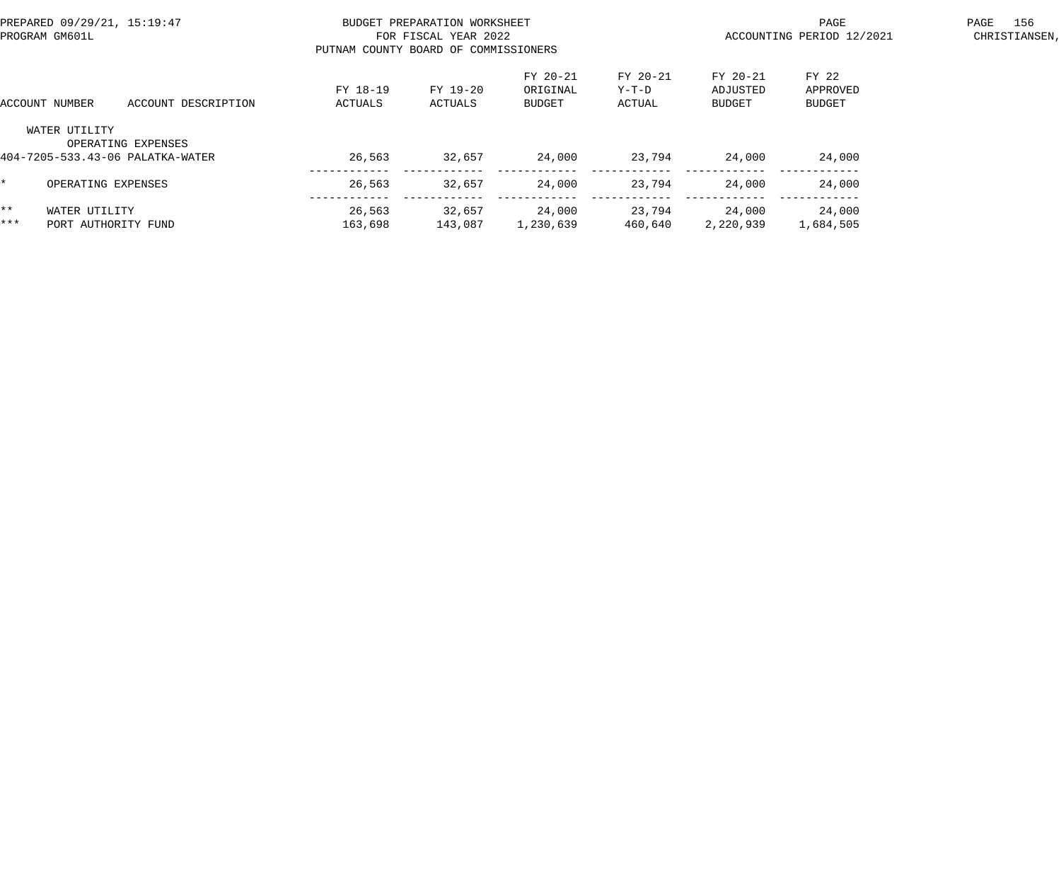BUDGET PREPARATION WORKSHEET
FOR FISCAL YEAR 2022
PUTNAM COUNTY BOARD OF COMMISSIONERS

| ACCOUNT NUMBER | ACCOUNT DESCRIPTION | FY 18-19 ACTUALS | FY 19-20 ACTUALS | FY 20-21 ORIGINAL BUDGET | FY 20-21 Y-T-D ACTUAL | FY 20-21 ADJUSTED BUDGET | FY 22 APPROVED BUDGET |
|---|---|---|---|---|---|---|---|
| WATER UTILITY | | | | | | | |
| OPERATING EXPENSES | | | | | | | |
| 404-7205-533.43-06 | PALATKA-WATER | 26,563 | 32,657 | 24,000 | 23,794 | 24,000 | 24,000 |
| * | OPERATING EXPENSES | 26,563 | 32,657 | 24,000 | 23,794 | 24,000 | 24,000 |
| ** | WATER UTILITY | 26,563 | 32,657 | 24,000 | 23,794 | 24,000 | 24,000 |
| *** | PORT AUTHORITY FUND | 163,698 | 143,087 | 1,230,639 | 460,640 | 2,220,939 | 1,684,505 |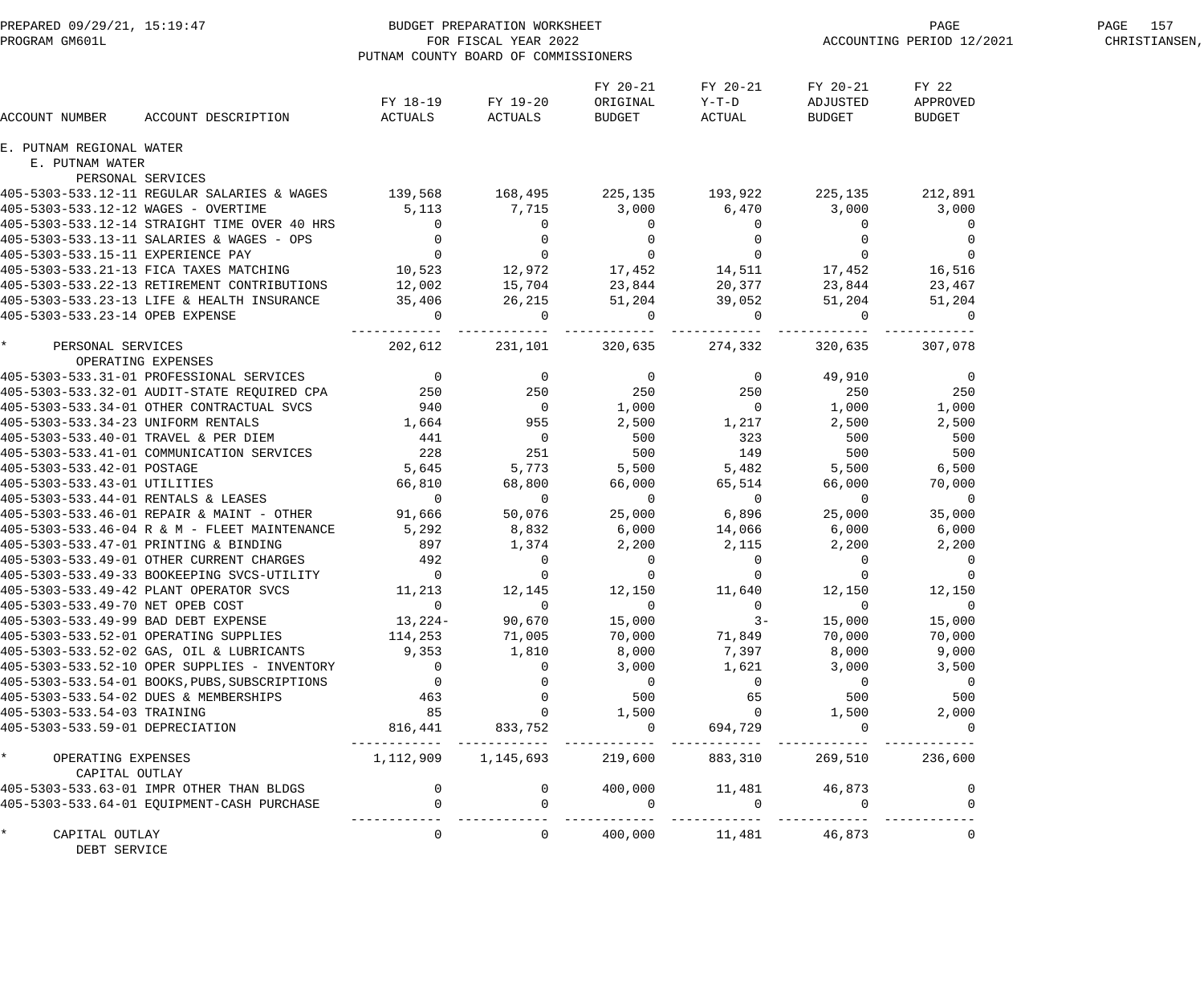BUDGET PREPARATION WORKSHEET
FOR FISCAL YEAR 2022
PUTNAM COUNTY BOARD OF COMMISSIONERS

PREPARED 09/29/21, 15:19:47
PROGRAM GM601L
ACCOUNTING PERIOD 12/2021

| ACCOUNT NUMBER | ACCOUNT DESCRIPTION | FY 18-19 ACTUALS | FY 19-20 ACTUALS | FY 20-21 ORIGINAL BUDGET | FY 20-21 Y-T-D ACTUAL | FY 20-21 ADJUSTED BUDGET | FY 22 APPROVED BUDGET |
|---|---|---|---|---|---|---|---|
| E. PUTNAM REGIONAL WATER | | | | | | | |
| E. PUTNAM WATER | | | | | | | |
| PERSONAL SERVICES | | | | | | | |
| 405-5303-533.12-11 | REGULAR SALARIES & WAGES | 139,568 | 168,495 | 225,135 | 193,922 | 225,135 | 212,891 |
| 405-5303-533.12-12 | WAGES - OVERTIME | 5,113 | 7,715 | 3,000 | 6,470 | 3,000 | 3,000 |
| 405-5303-533.12-14 | STRAIGHT TIME OVER 40 HRS | 0 | 0 | 0 | 0 | 0 | 0 |
| 405-5303-533.13-11 | SALARIES & WAGES - OPS | 0 | 0 | 0 | 0 | 0 | 0 |
| 405-5303-533.15-11 | EXPERIENCE PAY | 0 | 0 | 0 | 0 | 0 | 0 |
| 405-5303-533.21-13 | FICA TAXES MATCHING | 10,523 | 12,972 | 17,452 | 14,511 | 17,452 | 16,516 |
| 405-5303-533.22-13 | RETIREMENT CONTRIBUTIONS | 12,002 | 15,704 | 23,844 | 20,377 | 23,844 | 23,467 |
| 405-5303-533.23-13 | LIFE & HEALTH INSURANCE | 35,406 | 26,215 | 51,204 | 39,052 | 51,204 | 51,204 |
| 405-5303-533.23-14 | OPEB EXPENSE | 0 | 0 | 0 | 0 | 0 | 0 |
| * | PERSONAL SERVICES | 202,612 | 231,101 | 320,635 | 274,332 | 320,635 | 307,078 |
| OPERATING EXPENSES | | | | | | | |
| 405-5303-533.31-01 | PROFESSIONAL SERVICES | 0 | 0 | 0 | 0 | 49,910 | 0 |
| 405-5303-533.32-01 | AUDIT-STATE REQUIRED CPA | 250 | 250 | 250 | 250 | 250 | 250 |
| 405-5303-533.34-01 | OTHER CONTRACTUAL SVCS | 940 | 0 | 1,000 | 0 | 1,000 | 1,000 |
| 405-5303-533.34-23 | UNIFORM RENTALS | 1,664 | 955 | 2,500 | 1,217 | 2,500 | 2,500 |
| 405-5303-533.40-01 | TRAVEL & PER DIEM | 441 | 0 | 500 | 323 | 500 | 500 |
| 405-5303-533.41-01 | COMMUNICATION SERVICES | 228 | 251 | 500 | 149 | 500 | 500 |
| 405-5303-533.42-01 | POSTAGE | 5,645 | 5,773 | 5,500 | 5,482 | 5,500 | 6,500 |
| 405-5303-533.43-01 | UTILITIES | 66,810 | 68,800 | 66,000 | 65,514 | 66,000 | 70,000 |
| 405-5303-533.44-01 | RENTALS & LEASES | 0 | 0 | 0 | 0 | 0 | 0 |
| 405-5303-533.46-01 | REPAIR & MAINT - OTHER | 91,666 | 50,076 | 25,000 | 6,896 | 25,000 | 35,000 |
| 405-5303-533.46-04 | R & M - FLEET MAINTENANCE | 5,292 | 8,832 | 6,000 | 14,066 | 6,000 | 6,000 |
| 405-5303-533.47-01 | PRINTING & BINDING | 897 | 1,374 | 2,200 | 2,115 | 2,200 | 2,200 |
| 405-5303-533.49-01 | OTHER CURRENT CHARGES | 492 | 0 | 0 | 0 | 0 | 0 |
| 405-5303-533.49-33 | BOOKEEPING SVCS-UTILITY | 0 | 0 | 0 | 0 | 0 | 0 |
| 405-5303-533.49-42 | PLANT OPERATOR SVCS | 11,213 | 12,145 | 12,150 | 11,640 | 12,150 | 12,150 |
| 405-5303-533.49-70 | NET OPEB COST | 0 | 0 | 0 | 0 | 0 | 0 |
| 405-5303-533.49-99 | BAD DEBT EXPENSE | 13,224- | 90,670 | 15,000 | 3- | 15,000 | 15,000 |
| 405-5303-533.52-01 | OPERATING SUPPLIES | 114,253 | 71,005 | 70,000 | 71,849 | 70,000 | 70,000 |
| 405-5303-533.52-02 | GAS, OIL & LUBRICANTS | 9,353 | 1,810 | 8,000 | 7,397 | 8,000 | 9,000 |
| 405-5303-533.52-10 | OPER SUPPLIES - INVENTORY | 0 | 0 | 3,000 | 1,621 | 3,000 | 3,500 |
| 405-5303-533.54-01 | BOOKS,PUBS,SUBSCRIPTIONS | 0 | 0 | 0 | 0 | 0 | 0 |
| 405-5303-533.54-02 | DUES & MEMBERSHIPS | 463 | 0 | 500 | 65 | 500 | 500 |
| 405-5303-533.54-03 | TRAINING | 85 | 0 | 1,500 | 0 | 1,500 | 2,000 |
| 405-5303-533.59-01 | DEPRECIATION | 816,441 | 833,752 | 0 | 694,729 | 0 | 0 |
| * | OPERATING EXPENSES | 1,112,909 | 1,145,693 | 219,600 | 883,310 | 269,510 | 236,600 |
| CAPITAL OUTLAY | | | | | | | |
| 405-5303-533.63-01 | IMPR OTHER THAN BLDGS | 0 | 0 | 400,000 | 11,481 | 46,873 | 0 |
| 405-5303-533.64-01 | EQUIPMENT-CASH PURCHASE | 0 | 0 | 0 | 0 | 0 | 0 |
| * | CAPITAL OUTLAY | 0 | 0 | 400,000 | 11,481 | 46,873 | 0 |
| DEBT SERVICE | | | | | | | |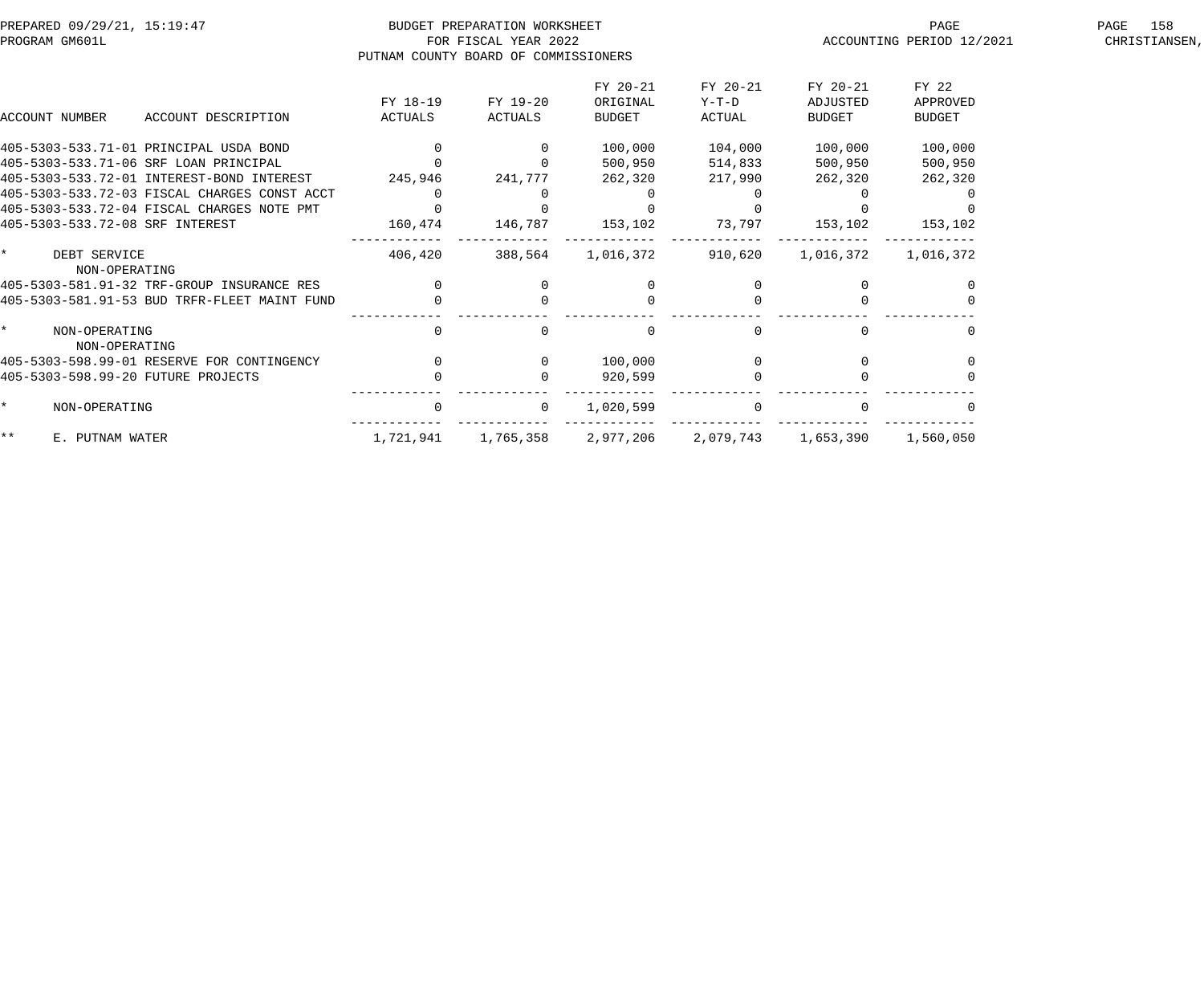PREPARED 09/29/21, 15:19:47 — BUDGET PREPARATION WORKSHEET — FOR FISCAL YEAR 2022 — PUTNAM COUNTY BOARD OF COMMISSIONERS

PROGRAM GM601L — ACCOUNTING PERIOD 12/2021 — CHRISTIANSEN,

| ACCOUNT NUMBER | ACCOUNT DESCRIPTION | FY 18-19 ACTUALS | FY 19-20 ACTUALS | FY 20-21 ORIGINAL BUDGET | FY 20-21 Y-T-D ACTUAL | FY 20-21 ADJUSTED BUDGET | FY 22 APPROVED BUDGET |
|---|---|---|---|---|---|---|---|
| 405-5303-533.71-01 | PRINCIPAL USDA BOND | 0 | 0 | 100,000 | 104,000 | 100,000 | 100,000 |
| 405-5303-533.71-06 | SRF LOAN PRINCIPAL | 0 | 0 | 500,950 | 514,833 | 500,950 | 500,950 |
| 405-5303-533.72-01 | INTEREST-BOND INTEREST | 245,946 | 241,777 | 262,320 | 217,990 | 262,320 | 262,320 |
| 405-5303-533.72-03 | FISCAL CHARGES CONST ACCT | 0 | 0 | 0 | 0 | 0 | 0 |
| 405-5303-533.72-04 | FISCAL CHARGES NOTE PMT | 0 | 0 | 0 | 0 | 0 | 0 |
| 405-5303-533.72-08 | SRF INTEREST | 160,474 | 146,787 | 153,102 | 73,797 | 153,102 | 153,102 |
| * | DEBT SERVICE | 406,420 | 388,564 | 1,016,372 | 910,620 | 1,016,372 | 1,016,372 |
| | NON-OPERATING | | | | | | |
| 405-5303-581.91-32 | TRF-GROUP INSURANCE RES | 0 | 0 | 0 | 0 | 0 | 0 |
| 405-5303-581.91-53 | BUD TRFR-FLEET MAINT FUND | 0 | 0 | 0 | 0 | 0 | 0 |
| * | NON-OPERATING | 0 | 0 | 0 | 0 | 0 | 0 |
| | NON-OPERATING | | | | | | |
| 405-5303-598.99-01 | RESERVE FOR CONTINGENCY | 0 | 0 | 100,000 | 0 | 0 | 0 |
| 405-5303-598.99-20 | FUTURE PROJECTS | 0 | 0 | 920,599 | 0 | 0 | 0 |
| * | NON-OPERATING | 0 | 0 | 1,020,599 | 0 | 0 | 0 |
| ** | E. PUTNAM WATER | 1,721,941 | 1,765,358 | 2,977,206 | 2,079,743 | 1,653,390 | 1,560,050 |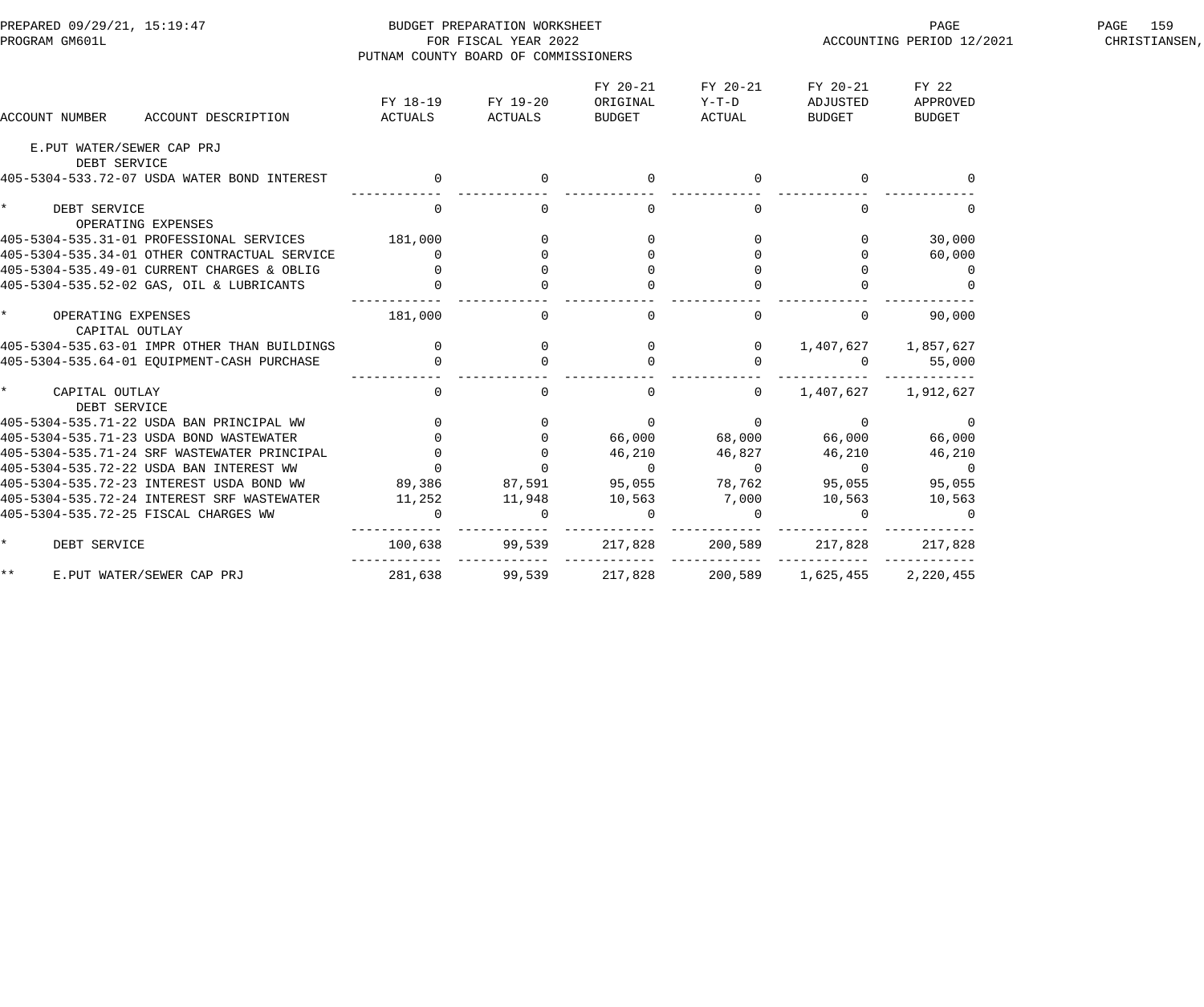BUDGET PREPARATION WORKSHEET
FOR FISCAL YEAR 2022
PUTNAM COUNTY BOARD OF COMMISSIONERS

PREPARED 09/29/21, 15:19:47
PROGRAM GM601L

ACCOUNTING PERIOD 12/2021

| ACCOUNT NUMBER ACCOUNT DESCRIPTION | FY 18-19 ACTUALS | FY 19-20 ACTUALS | FY 20-21 ORIGINAL BUDGET | FY 20-21 Y-T-D ACTUAL | FY 20-21 ADJUSTED BUDGET | FY 22 APPROVED BUDGET |
|---|---|---|---|---|---|---|
| E.PUT WATER/SEWER CAP PRJ | | | | | | |
| DEBT SERVICE | | | | | | |
| 405-5304-533.72-07 USDA WATER BOND INTEREST | 0 | 0 | 0 | 0 | 0 | 0 |
| * DEBT SERVICE | 0 | 0 | 0 | 0 | 0 | 0 |
| OPERATING EXPENSES | | | | | | |
| 405-5304-535.31-01 PROFESSIONAL SERVICES | 181,000 | 0 | 0 | 0 | 0 | 30,000 |
| 405-5304-535.34-01 OTHER CONTRACTUAL SERVICE | 0 | 0 | 0 | 0 | 0 | 60,000 |
| 405-5304-535.49-01 CURRENT CHARGES & OBLIG | 0 | 0 | 0 | 0 | 0 | 0 |
| 405-5304-535.52-02 GAS, OIL & LUBRICANTS | 0 | 0 | 0 | 0 | 0 | 0 |
| * OPERATING EXPENSES | 181,000 | 0 | 0 | 0 | 0 | 90,000 |
| CAPITAL OUTLAY | | | | | | |
| 405-5304-535.63-01 IMPR OTHER THAN BUILDINGS | 0 | 0 | 0 | 0 | 1,407,627 | 1,857,627 |
| 405-5304-535.64-01 EQUIPMENT-CASH PURCHASE | 0 | 0 | 0 | 0 | 0 | 55,000 |
| * CAPITAL OUTLAY | 0 | 0 | 0 | 0 | 1,407,627 | 1,912,627 |
| DEBT SERVICE | | | | | | |
| 405-5304-535.71-22 USDA BAN PRINCIPAL WW | 0 | 0 | 0 | 0 | 0 | 0 |
| 405-5304-535.71-23 USDA BOND WASTEWATER | 0 | 0 | 66,000 | 68,000 | 66,000 | 66,000 |
| 405-5304-535.71-24 SRF WASTEWATER PRINCIPAL | 0 | 0 | 46,210 | 46,827 | 46,210 | 46,210 |
| 405-5304-535.72-22 USDA BAN INTEREST WW | 0 | 0 | 0 | 0 | 0 | 0 |
| 405-5304-535.72-23 INTEREST USDA BOND WW | 89,386 | 87,591 | 95,055 | 78,762 | 95,055 | 95,055 |
| 405-5304-535.72-24 INTEREST SRF WASTEWATER | 11,252 | 11,948 | 10,563 | 7,000 | 10,563 | 10,563 |
| 405-5304-535.72-25 FISCAL CHARGES WW | 0 | 0 | 0 | 0 | 0 | 0 |
| * DEBT SERVICE | 100,638 | 99,539 | 217,828 | 200,589 | 217,828 | 217,828 |
| ** E.PUT WATER/SEWER CAP PRJ | 281,638 | 99,539 | 217,828 | 200,589 | 1,625,455 | 2,220,455 |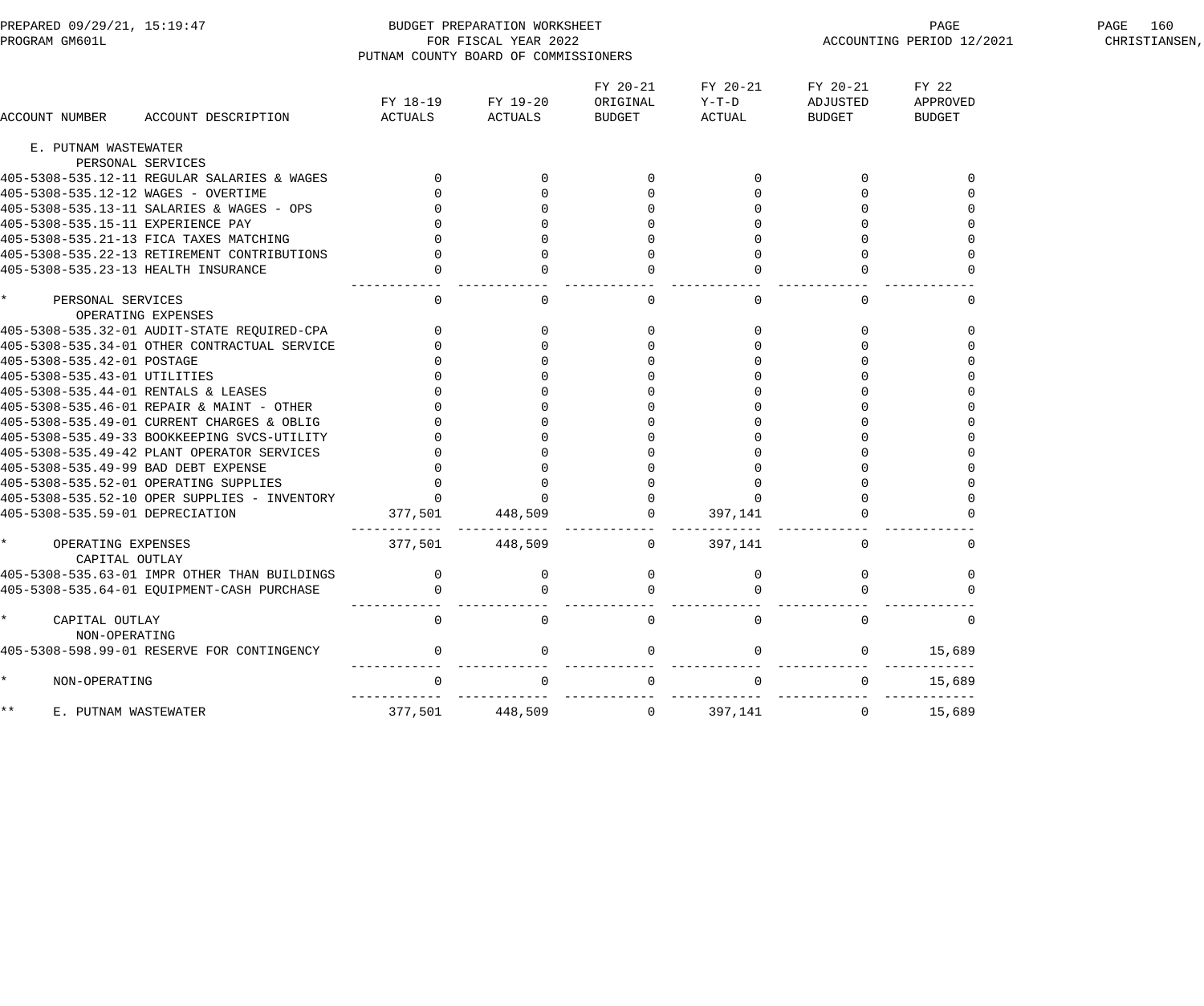BUDGET PREPARATION WORKSHEET
FOR FISCAL YEAR 2022
PUTNAM COUNTY BOARD OF COMMISSIONERS

PREPARED 09/29/21, 15:19:47
PROGRAM GM601L
ACCOUNTING PERIOD 12/2021

| ACCOUNT NUMBER | ACCOUNT DESCRIPTION | FY 18-19 ACTUALS | FY 19-20 ACTUALS | FY 20-21 ORIGINAL BUDGET | FY 20-21 Y-T-D ACTUAL | FY 20-21 ADJUSTED BUDGET | FY 22 APPROVED BUDGET |
|---|---|---|---|---|---|---|---|
| E. PUTNAM WASTEWATER | | | | | | | |
| PERSONAL SERVICES | | | | | | | |
| 405-5308-535.12-11 | REGULAR SALARIES & WAGES | 0 | 0 | 0 | 0 | 0 | 0 |
| 405-5308-535.12-12 | WAGES - OVERTIME | 0 | 0 | 0 | 0 | 0 | 0 |
| 405-5308-535.13-11 | SALARIES & WAGES - OPS | 0 | 0 | 0 | 0 | 0 | 0 |
| 405-5308-535.15-11 | EXPERIENCE PAY | 0 | 0 | 0 | 0 | 0 | 0 |
| 405-5308-535.21-13 | FICA TAXES MATCHING | 0 | 0 | 0 | 0 | 0 | 0 |
| 405-5308-535.22-13 | RETIREMENT CONTRIBUTIONS | 0 | 0 | 0 | 0 | 0 | 0 |
| 405-5308-535.23-13 | HEALTH INSURANCE | 0 | 0 | 0 | 0 | 0 | 0 |
| * PERSONAL SERVICES | | 0 | 0 | 0 | 0 | 0 | 0 |
| OPERATING EXPENSES | | | | | | | |
| 405-5308-535.32-01 | AUDIT-STATE REQUIRED-CPA | 0 | 0 | 0 | 0 | 0 | 0 |
| 405-5308-535.34-01 | OTHER CONTRACTUAL SERVICE | 0 | 0 | 0 | 0 | 0 | 0 |
| 405-5308-535.42-01 | POSTAGE | 0 | 0 | 0 | 0 | 0 | 0 |
| 405-5308-535.43-01 | UTILITIES | 0 | 0 | 0 | 0 | 0 | 0 |
| 405-5308-535.44-01 | RENTALS & LEASES | 0 | 0 | 0 | 0 | 0 | 0 |
| 405-5308-535.46-01 | REPAIR & MAINT - OTHER | 0 | 0 | 0 | 0 | 0 | 0 |
| 405-5308-535.49-01 | CURRENT CHARGES & OBLIG | 0 | 0 | 0 | 0 | 0 | 0 |
| 405-5308-535.49-33 | BOOKKEEPING SVCS-UTILITY | 0 | 0 | 0 | 0 | 0 | 0 |
| 405-5308-535.49-42 | PLANT OPERATOR SERVICES | 0 | 0 | 0 | 0 | 0 | 0 |
| 405-5308-535.49-99 | BAD DEBT EXPENSE | 0 | 0 | 0 | 0 | 0 | 0 |
| 405-5308-535.52-01 | OPERATING SUPPLIES | 0 | 0 | 0 | 0 | 0 | 0 |
| 405-5308-535.52-10 | OPER SUPPLIES - INVENTORY | 0 | 0 | 0 | 0 | 0 | 0 |
| 405-5308-535.59-01 | DEPRECIATION | 377,501 | 448,509 | 0 | 397,141 | 0 | 0 |
| * OPERATING EXPENSES | | 377,501 | 448,509 | 0 | 397,141 | 0 | 0 |
| CAPITAL OUTLAY | | | | | | | |
| 405-5308-535.63-01 | IMPR OTHER THAN BUILDINGS | 0 | 0 | 0 | 0 | 0 | 0 |
| 405-5308-535.64-01 | EQUIPMENT-CASH PURCHASE | 0 | 0 | 0 | 0 | 0 | 0 |
| * CAPITAL OUTLAY | | 0 | 0 | 0 | 0 | 0 | 0 |
| NON-OPERATING | | | | | | | |
| 405-5308-598.99-01 | RESERVE FOR CONTINGENCY | 0 | 0 | 0 | 0 | 0 | 15,689 |
| * NON-OPERATING | | 0 | 0 | 0 | 0 | 0 | 15,689 |
| ** E. PUTNAM WASTEWATER | | 377,501 | 448,509 | 0 | 397,141 | 0 | 15,689 |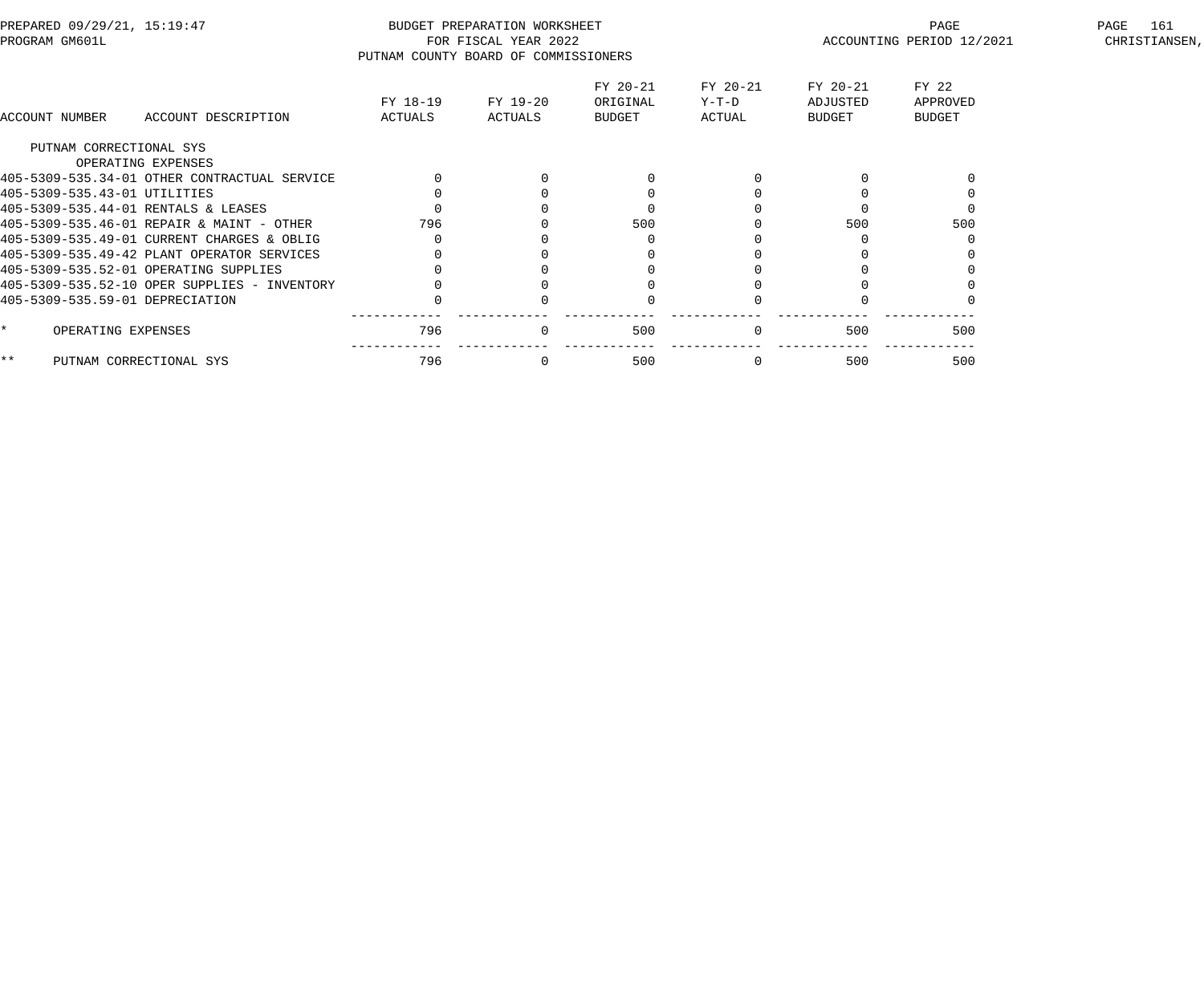BUDGET PREPARATION WORKSHEET
FOR FISCAL YEAR 2022
PUTNAM COUNTY BOARD OF COMMISSIONERS

PREPARED 09/29/21, 15:19:47
PROGRAM GM601L

ACCOUNTING PERIOD 12/2021

| ACCOUNT NUMBER | ACCOUNT DESCRIPTION | FY 18-19 ACTUALS | FY 19-20 ACTUALS | FY 20-21 ORIGINAL BUDGET | FY 20-21 Y-T-D ACTUAL | FY 20-21 ADJUSTED BUDGET | FY 22 APPROVED BUDGET |
|---|---|---|---|---|---|---|---|
| PUTNAM CORRECTIONAL SYS | | | | | | | |
| | OPERATING EXPENSES | | | | | | |
| 405-5309-535.34-01 | OTHER CONTRACTUAL SERVICE | 0 | 0 | 0 | 0 | 0 | 0 |
| 405-5309-535.43-01 | UTILITIES | 0 | 0 | 0 | 0 | 0 | 0 |
| 405-5309-535.44-01 | RENTALS & LEASES | 0 | 0 | 0 | 0 | 0 | 0 |
| 405-5309-535.46-01 | REPAIR & MAINT - OTHER | 796 | 0 | 500 | 0 | 500 | 500 |
| 405-5309-535.49-01 | CURRENT CHARGES & OBLIG | 0 | 0 | 0 | 0 | 0 | 0 |
| 405-5309-535.49-42 | PLANT OPERATOR SERVICES | 0 | 0 | 0 | 0 | 0 | 0 |
| 405-5309-535.52-01 | OPERATING SUPPLIES | 0 | 0 | 0 | 0 | 0 | 0 |
| 405-5309-535.52-10 | OPER SUPPLIES - INVENTORY | 0 | 0 | 0 | 0 | 0 | 0 |
| 405-5309-535.59-01 | DEPRECIATION | 0 | 0 | 0 | 0 | 0 | 0 |
| * | OPERATING EXPENSES | 796 | 0 | 500 | 0 | 500 | 500 |
| ** | PUTNAM CORRECTIONAL SYS | 796 | 0 | 500 | 0 | 500 | 500 |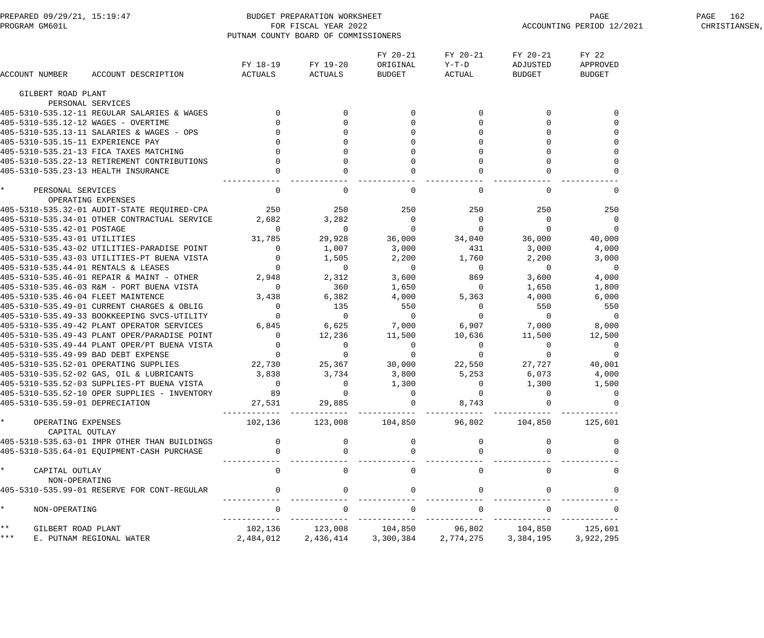BUDGET PREPARATION WORKSHEET
FOR FISCAL YEAR 2022
PUTNAM COUNTY BOARD OF COMMISSIONERS

PREPARED 09/29/21, 15:19:47
PROGRAM GM601L
ACCOUNTING PERIOD 12/2021

| ACCOUNT NUMBER | ACCOUNT DESCRIPTION | FY 18-19 ACTUALS | FY 19-20 ACTUALS | FY 20-21 ORIGINAL BUDGET | FY 20-21 Y-T-D ACTUAL | FY 20-21 ADJUSTED BUDGET | FY 22 APPROVED BUDGET |
|---|---|---|---|---|---|---|---|
| GILBERT ROAD PLANT | | | | | | | |
| PERSONAL SERVICES | | | | | | | |
| 405-5310-535.12-11 | REGULAR SALARIES & WAGES | 0 | 0 | 0 | 0 | 0 | 0 |
| 405-5310-535.12-12 | WAGES - OVERTIME | 0 | 0 | 0 | 0 | 0 | 0 |
| 405-5310-535.13-11 | SALARIES & WAGES - OPS | 0 | 0 | 0 | 0 | 0 | 0 |
| 405-5310-535.15-11 | EXPERIENCE PAY | 0 | 0 | 0 | 0 | 0 | 0 |
| 405-5310-535.21-13 | FICA TAXES MATCHING | 0 | 0 | 0 | 0 | 0 | 0 |
| 405-5310-535.22-13 | RETIREMENT CONTRIBUTIONS | 0 | 0 | 0 | 0 | 0 | 0 |
| 405-5310-535.23-13 | HEALTH INSURANCE | 0 | 0 | 0 | 0 | 0 | 0 |
| * | PERSONAL SERVICES | 0 | 0 | 0 | 0 | 0 | 0 |
| OPERATING EXPENSES | | | | | | | |
| 405-5310-535.32-01 | AUDIT-STATE REQUIRED-CPA | 250 | 250 | 250 | 250 | 250 | 250 |
| 405-5310-535.34-01 | OTHER CONTRACTUAL SERVICE | 2,682 | 3,282 | 0 | 0 | 0 | 0 |
| 405-5310-535.42-01 | POSTAGE | 0 | 0 | 0 | 0 | 0 | 0 |
| 405-5310-535.43-01 | UTILITIES | 31,785 | 29,928 | 36,000 | 34,040 | 36,000 | 40,000 |
| 405-5310-535.43-02 | UTILITIES-PARADISE POINT | 0 | 1,007 | 3,000 | 431 | 3,000 | 4,000 |
| 405-5310-535.43-03 | UTILITIES-PT BUENA VISTA | 0 | 1,505 | 2,200 | 1,760 | 2,200 | 3,000 |
| 405-5310-535.44-01 | RENTALS & LEASES | 0 | 0 | 0 | 0 | 0 | 0 |
| 405-5310-535.46-01 | REPAIR & MAINT - OTHER | 2,948 | 2,312 | 3,600 | 869 | 3,600 | 4,000 |
| 405-5310-535.46-03 | R&M - PORT BUENA VISTA | 0 | 360 | 1,650 | 0 | 1,650 | 1,800 |
| 405-5310-535.46-04 | FLEET MAINTENCE | 3,438 | 6,382 | 4,000 | 5,363 | 4,000 | 6,000 |
| 405-5310-535.49-01 | CURRENT CHARGES & OBLIG | 0 | 135 | 550 | 0 | 550 | 550 |
| 405-5310-535.49-33 | BOOKKEEPING SVCS-UTILITY | 0 | 0 | 0 | 0 | 0 | 0 |
| 405-5310-535.49-42 | PLANT OPERATOR SERVICES | 6,845 | 6,625 | 7,000 | 6,907 | 7,000 | 8,000 |
| 405-5310-535.49-43 | PLANT OPER/PARADISE POINT | 0 | 12,236 | 11,500 | 10,636 | 11,500 | 12,500 |
| 405-5310-535.49-44 | PLANT OPER/PT BUENA VISTA | 0 | 0 | 0 | 0 | 0 | 0 |
| 405-5310-535.49-99 | BAD DEBT EXPENSE | 0 | 0 | 0 | 0 | 0 | 0 |
| 405-5310-535.52-01 | OPERATING SUPPLIES | 22,730 | 25,367 | 30,000 | 22,550 | 27,727 | 40,001 |
| 405-5310-535.52-02 | GAS, OIL & LUBRICANTS | 3,838 | 3,734 | 3,800 | 5,253 | 6,073 | 4,000 |
| 405-5310-535.52-03 | SUPPLIES-PT BUENA VISTA | 0 | 0 | 1,300 | 0 | 1,300 | 1,500 |
| 405-5310-535.52-10 | OPER SUPPLIES - INVENTORY | 89 | 0 | 0 | 0 | 0 | 0 |
| 405-5310-535.59-01 | DEPRECIATION | 27,531 | 29,885 | 0 | 8,743 | 0 | 0 |
| * | OPERATING EXPENSES | 102,136 | 123,008 | 104,850 | 96,802 | 104,850 | 125,601 |
| CAPITAL OUTLAY | | | | | | | |
| 405-5310-535.63-01 | IMPR OTHER THAN BUILDINGS | 0 | 0 | 0 | 0 | 0 | 0 |
| 405-5310-535.64-01 | EQUIPMENT-CASH PURCHASE | 0 | 0 | 0 | 0 | 0 | 0 |
| * | CAPITAL OUTLAY | 0 | 0 | 0 | 0 | 0 | 0 |
| NON-OPERATING | | | | | | | |
| 405-5310-535.99-01 | RESERVE FOR CONT-REGULAR | 0 | 0 | 0 | 0 | 0 | 0 |
| * | NON-OPERATING | 0 | 0 | 0 | 0 | 0 | 0 |
| ** | GILBERT ROAD PLANT | 102,136 | 123,008 | 104,850 | 96,802 | 104,850 | 125,601 |
| *** | E. PUTNAM REGIONAL WATER | 2,484,012 | 2,436,414 | 3,300,384 | 2,774,275 | 3,384,195 | 3,922,295 |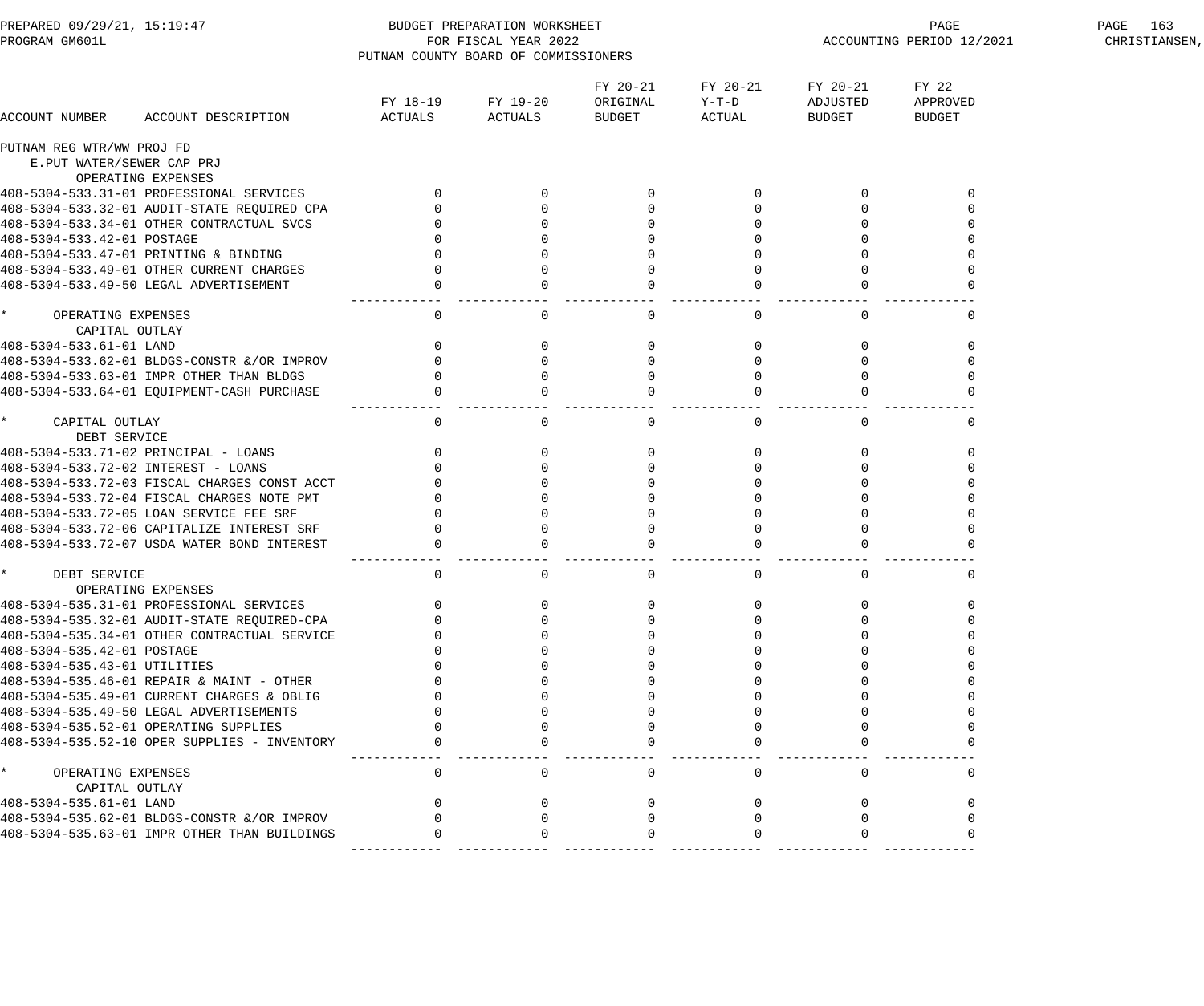BUDGET PREPARATION WORKSHEET
FOR FISCAL YEAR 2022
PUTNAM COUNTY BOARD OF COMMISSIONERS

PREPARED 09/29/21, 15:19:47
PROGRAM GM601L

ACCOUNTING PERIOD 12/2021

| ACCOUNT NUMBER | ACCOUNT DESCRIPTION | FY 18-19 ACTUALS | FY 19-20 ACTUALS | FY 20-21 ORIGINAL BUDGET | FY 20-21 Y-T-D ACTUAL | FY 20-21 ADJUSTED BUDGET | FY 22 APPROVED BUDGET |
|---|---|---|---|---|---|---|---|
| PUTNAM REG WTR/WW PROJ FD | | | | | | | |
| E.PUT WATER/SEWER CAP PRJ | | | | | | | |
| OPERATING EXPENSES | | | | | | | |
| 408-5304-533.31-01 | PROFESSIONAL SERVICES | 0 | 0 | 0 | 0 | 0 | 0 |
| 408-5304-533.32-01 | AUDIT-STATE REQUIRED CPA | 0 | 0 | 0 | 0 | 0 | 0 |
| 408-5304-533.34-01 | OTHER CONTRACTUAL SVCS | 0 | 0 | 0 | 0 | 0 | 0 |
| 408-5304-533.42-01 | POSTAGE | 0 | 0 | 0 | 0 | 0 | 0 |
| 408-5304-533.47-01 | PRINTING & BINDING | 0 | 0 | 0 | 0 | 0 | 0 |
| 408-5304-533.49-01 | OTHER CURRENT CHARGES | 0 | 0 | 0 | 0 | 0 | 0 |
| 408-5304-533.49-50 | LEGAL ADVERTISEMENT | 0 | 0 | 0 | 0 | 0 | 0 |
| * OPERATING EXPENSES | | 0 | 0 | 0 | 0 | 0 | 0 |
| CAPITAL OUTLAY | | | | | | | |
| 408-5304-533.61-01 | LAND | 0 | 0 | 0 | 0 | 0 | 0 |
| 408-5304-533.62-01 | BLDGS-CONSTR &/OR IMPROV | 0 | 0 | 0 | 0 | 0 | 0 |
| 408-5304-533.63-01 | IMPR OTHER THAN BLDGS | 0 | 0 | 0 | 0 | 0 | 0 |
| 408-5304-533.64-01 | EQUIPMENT-CASH PURCHASE | 0 | 0 | 0 | 0 | 0 | 0 |
| * CAPITAL OUTLAY | | 0 | 0 | 0 | 0 | 0 | 0 |
| DEBT SERVICE | | | | | | | |
| 408-5304-533.71-02 | PRINCIPAL - LOANS | 0 | 0 | 0 | 0 | 0 | 0 |
| 408-5304-533.72-02 | INTEREST - LOANS | 0 | 0 | 0 | 0 | 0 | 0 |
| 408-5304-533.72-03 | FISCAL CHARGES CONST ACCT | 0 | 0 | 0 | 0 | 0 | 0 |
| 408-5304-533.72-04 | FISCAL CHARGES NOTE PMT | 0 | 0 | 0 | 0 | 0 | 0 |
| 408-5304-533.72-05 | LOAN SERVICE FEE SRF | 0 | 0 | 0 | 0 | 0 | 0 |
| 408-5304-533.72-06 | CAPITALIZE INTEREST SRF | 0 | 0 | 0 | 0 | 0 | 0 |
| 408-5304-533.72-07 | USDA WATER BOND INTEREST | 0 | 0 | 0 | 0 | 0 | 0 |
| * DEBT SERVICE | | 0 | 0 | 0 | 0 | 0 | 0 |
| OPERATING EXPENSES | | | | | | | |
| 408-5304-535.31-01 | PROFESSIONAL SERVICES | 0 | 0 | 0 | 0 | 0 | 0 |
| 408-5304-535.32-01 | AUDIT-STATE REQUIRED-CPA | 0 | 0 | 0 | 0 | 0 | 0 |
| 408-5304-535.34-01 | OTHER CONTRACTUAL SERVICE | 0 | 0 | 0 | 0 | 0 | 0 |
| 408-5304-535.42-01 | POSTAGE | 0 | 0 | 0 | 0 | 0 | 0 |
| 408-5304-535.43-01 | UTILITIES | 0 | 0 | 0 | 0 | 0 | 0 |
| 408-5304-535.46-01 | REPAIR & MAINT - OTHER | 0 | 0 | 0 | 0 | 0 | 0 |
| 408-5304-535.49-01 | CURRENT CHARGES & OBLIG | 0 | 0 | 0 | 0 | 0 | 0 |
| 408-5304-535.49-50 | LEGAL ADVERTISEMENTS | 0 | 0 | 0 | 0 | 0 | 0 |
| 408-5304-535.52-01 | OPERATING SUPPLIES | 0 | 0 | 0 | 0 | 0 | 0 |
| 408-5304-535.52-10 | OPER SUPPLIES - INVENTORY | 0 | 0 | 0 | 0 | 0 | 0 |
| * OPERATING EXPENSES | | 0 | 0 | 0 | 0 | 0 | 0 |
| CAPITAL OUTLAY | | | | | | | |
| 408-5304-535.61-01 | LAND | 0 | 0 | 0 | 0 | 0 | 0 |
| 408-5304-535.62-01 | BLDGS-CONSTR &/OR IMPROV | 0 | 0 | 0 | 0 | 0 | 0 |
| 408-5304-535.63-01 | IMPR OTHER THAN BUILDINGS | 0 | 0 | 0 | 0 | 0 | 0 |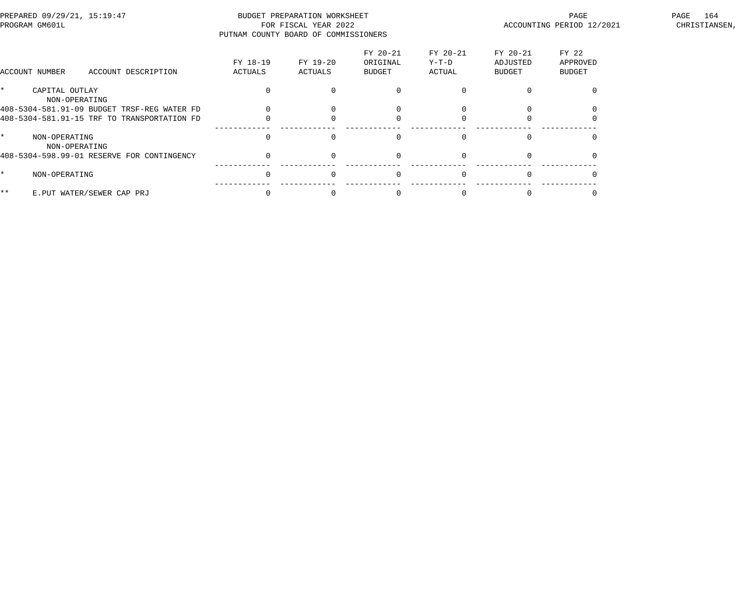| ACCOUNT NUMBER ACCOUNT DESCRIPTION | FY 18-19 ACTUALS | FY 19-20 ACTUALS | FY 20-21 ORIGINAL BUDGET | FY 20-21 Y-T-D ACTUAL | FY 20-21 ADJUSTED BUDGET | FY 22 APPROVED BUDGET |
|---|---|---|---|---|---|---|
| * CAPITAL OUTLAY | 0 | 0 | 0 | 0 | 0 | 0 |
| NON-OPERATING | | | | | | |
| 408-5304-581.91-09 BUDGET TRSF-REG WATER FD | 0 | 0 | 0 | 0 | 0 | 0 |
| 408-5304-581.91-15 TRF TO TRANSPORTATION FD | 0 | 0 | 0 | 0 | 0 | 0 |
| * NON-OPERATING | 0 | 0 | 0 | 0 | 0 | 0 |
| NON-OPERATING | | | | | | |
| 408-5304-598.99-01 RESERVE FOR CONTINGENCY | 0 | 0 | 0 | 0 | 0 | 0 |
| * NON-OPERATING | 0 | 0 | 0 | 0 | 0 | 0 |
| ** E.PUT WATER/SEWER CAP PRJ | 0 | 0 | 0 | 0 | 0 | 0 |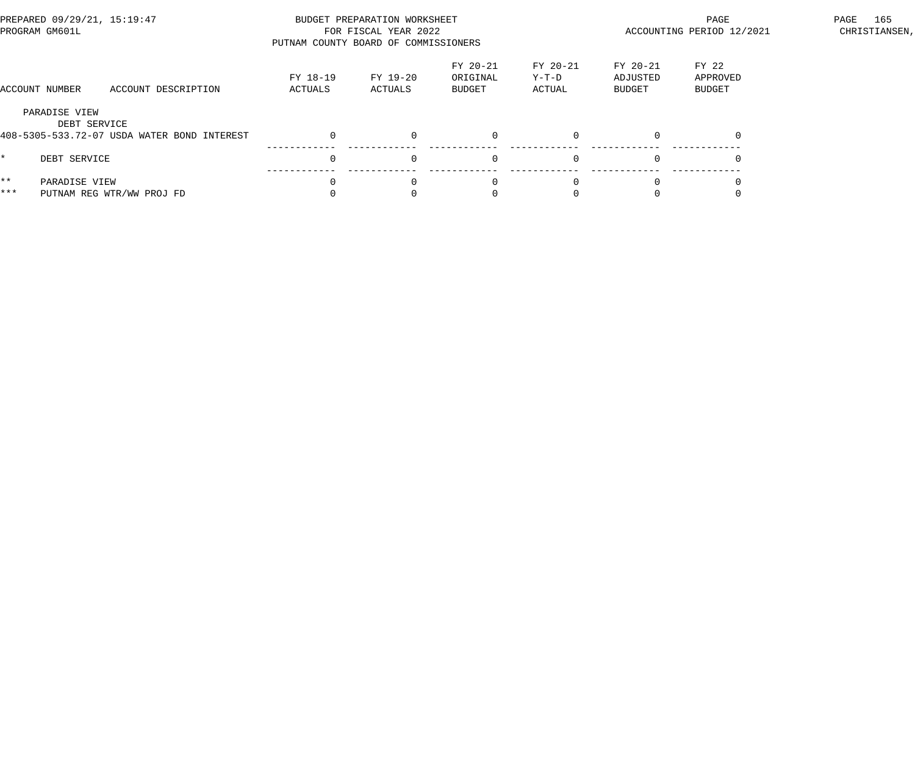BUDGET PREPARATION WORKSHEET
FOR FISCAL YEAR 2022
PUTNAM COUNTY BOARD OF COMMISSIONERS

| ACCOUNT NUMBER | ACCOUNT DESCRIPTION | FY 18-19 ACTUALS | FY 19-20 ACTUALS | FY 20-21 ORIGINAL BUDGET | FY 20-21 Y-T-D ACTUAL | FY 20-21 ADJUSTED BUDGET | FY 22 APPROVED BUDGET |
|---|---|---|---|---|---|---|---|
| PARADISE VIEW | | | | | | | |
| DEBT SERVICE | | | | | | | |
| 408-5305-533.72-07 | USDA WATER BOND INTEREST | 0 | 0 | 0 | 0 | 0 | 0 |
| * | DEBT SERVICE | 0 | 0 | 0 | 0 | 0 | 0 |
| ** | PARADISE VIEW | 0 | 0 | 0 | 0 | 0 | 0 |
| *** | PUTNAM REG WTR/WW PROJ FD | 0 | 0 | 0 | 0 | 0 | 0 |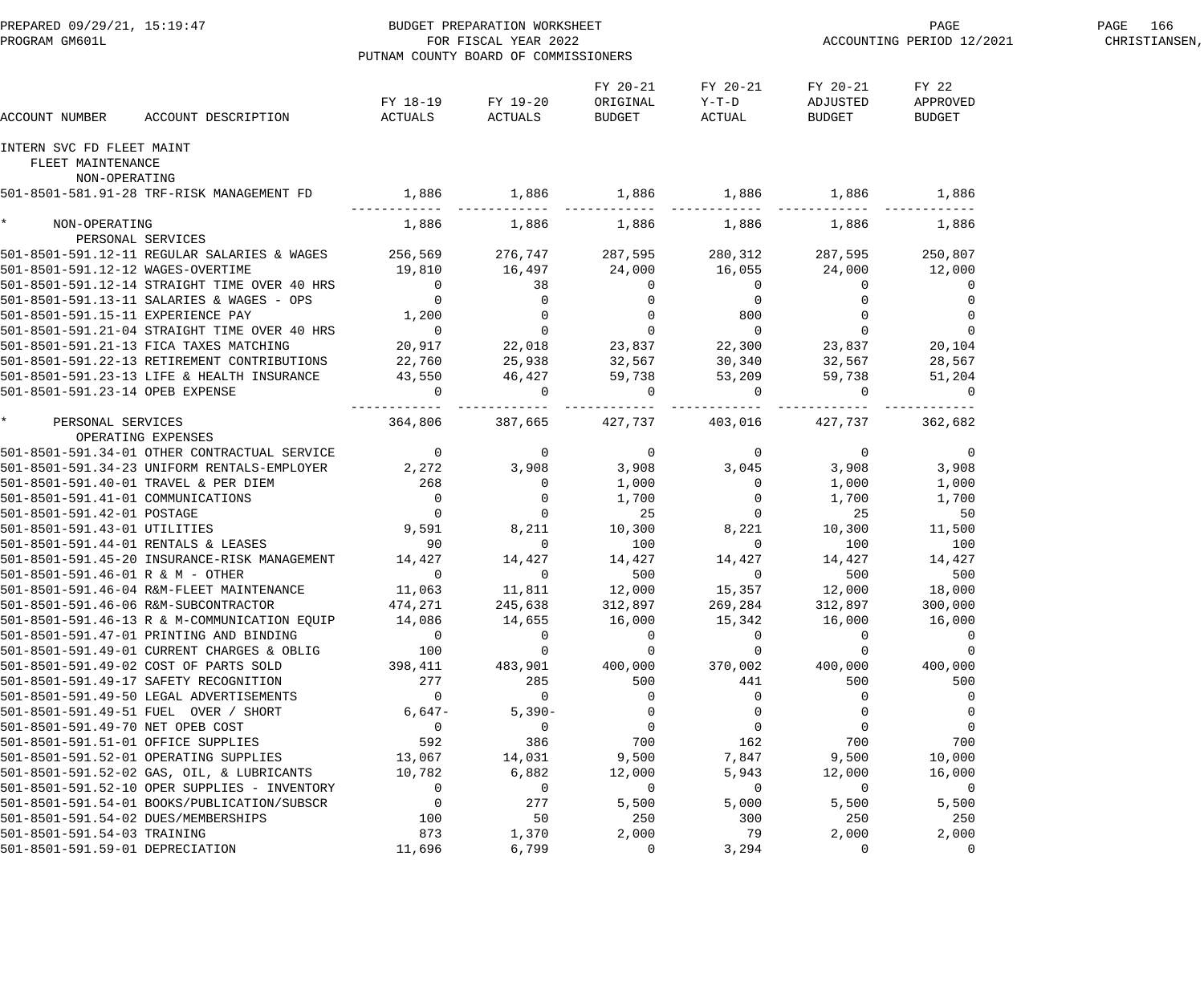PREPARED 09/29/21, 15:19:47
PROGRAM GM601L

BUDGET PREPARATION WORKSHEET
FOR FISCAL YEAR 2022
PUTNAM COUNTY BOARD OF COMMISSIONERS

ACCOUNTING PERIOD 12/2021

| ACCOUNT NUMBER | ACCOUNT DESCRIPTION | FY 18-19 ACTUALS | FY 19-20 ACTUALS | FY 20-21 ORIGINAL BUDGET | FY 20-21 Y-T-D ACTUAL | FY 20-21 ADJUSTED BUDGET | FY 22 APPROVED BUDGET |
|---|---|---|---|---|---|---|---|
| INTERN SVC FD FLEET MAINT | | | | | | | |
| FLEET MAINTENANCE | | | | | | | |
| NON-OPERATING | | | | | | | |
| 501-8501-581.91-28 | TRF-RISK MANAGEMENT FD | 1,886 | 1,886 | 1,886 | 1,886 | 1,886 | 1,886 |
| * NON-OPERATING | | 1,886 | 1,886 | 1,886 | 1,886 | 1,886 | 1,886 |
| PERSONAL SERVICES | | | | | | | |
| 501-8501-591.12-11 | REGULAR SALARIES & WAGES | 256,569 | 276,747 | 287,595 | 280,312 | 287,595 | 250,807 |
| 501-8501-591.12-12 | WAGES-OVERTIME | 19,810 | 16,497 | 24,000 | 16,055 | 24,000 | 12,000 |
| 501-8501-591.12-14 | STRAIGHT TIME OVER 40 HRS | 0 | 38 | 0 | 0 | 0 | 0 |
| 501-8501-591.13-11 | SALARIES & WAGES - OPS | 0 | 0 | 0 | 0 | 0 | 0 |
| 501-8501-591.15-11 | EXPERIENCE PAY | 1,200 | 0 | 0 | 800 | 0 | 0 |
| 501-8501-591.21-04 | STRAIGHT TIME OVER 40 HRS | 0 | 0 | 0 | 0 | 0 | 0 |
| 501-8501-591.21-13 | FICA TAXES MATCHING | 20,917 | 22,018 | 23,837 | 22,300 | 23,837 | 20,104 |
| 501-8501-591.22-13 | RETIREMENT CONTRIBUTIONS | 22,760 | 25,938 | 32,567 | 30,340 | 32,567 | 28,567 |
| 501-8501-591.23-13 | LIFE & HEALTH INSURANCE | 43,550 | 46,427 | 59,738 | 53,209 | 59,738 | 51,204 |
| 501-8501-591.23-14 | OPEB EXPENSE | 0 | 0 | 0 | 0 | 0 | 0 |
| * PERSONAL SERVICES | | 364,806 | 387,665 | 427,737 | 403,016 | 427,737 | 362,682 |
| OPERATING EXPENSES | | | | | | | |
| 501-8501-591.34-01 | OTHER CONTRACTUAL SERVICE | 0 | 0 | 0 | 0 | 0 | 0 |
| 501-8501-591.34-23 | UNIFORM RENTALS-EMPLOYER | 2,272 | 3,908 | 3,908 | 3,045 | 3,908 | 3,908 |
| 501-8501-591.40-01 | TRAVEL & PER DIEM | 268 | 0 | 1,000 | 0 | 1,000 | 1,000 |
| 501-8501-591.41-01 | COMMUNICATIONS | 0 | 0 | 1,700 | 0 | 1,700 | 1,700 |
| 501-8501-591.42-01 | POSTAGE | 0 | 0 | 25 | 0 | 25 | 50 |
| 501-8501-591.43-01 | UTILITIES | 9,591 | 8,211 | 10,300 | 8,221 | 10,300 | 11,500 |
| 501-8501-591.44-01 | RENTALS & LEASES | 90 | 0 | 100 | 0 | 100 | 100 |
| 501-8501-591.45-20 | INSURANCE-RISK MANAGEMENT | 14,427 | 14,427 | 14,427 | 14,427 | 14,427 | 14,427 |
| 501-8501-591.46-01 | R & M - OTHER | 0 | 0 | 500 | 0 | 500 | 500 |
| 501-8501-591.46-04 | R&M-FLEET MAINTENANCE | 11,063 | 11,811 | 12,000 | 15,357 | 12,000 | 18,000 |
| 501-8501-591.46-06 | R&M-SUBCONTRACTOR | 474,271 | 245,638 | 312,897 | 269,284 | 312,897 | 300,000 |
| 501-8501-591.46-13 | R & M-COMMUNICATION EQUIP | 14,086 | 14,655 | 16,000 | 15,342 | 16,000 | 16,000 |
| 501-8501-591.47-01 | PRINTING AND BINDING | 0 | 0 | 0 | 0 | 0 | 0 |
| 501-8501-591.49-01 | CURRENT CHARGES & OBLIG | 100 | 0 | 0 | 0 | 0 | 0 |
| 501-8501-591.49-02 | COST OF PARTS SOLD | 398,411 | 483,901 | 400,000 | 370,002 | 400,000 | 400,000 |
| 501-8501-591.49-17 | SAFETY RECOGNITION | 277 | 285 | 500 | 441 | 500 | 500 |
| 501-8501-591.49-50 | LEGAL ADVERTISEMENTS | 0 | 0 | 0 | 0 | 0 | 0 |
| 501-8501-591.49-51 | FUEL OVER / SHORT | 6,647- | 5,390- | 0 | 0 | 0 | 0 |
| 501-8501-591.49-70 | NET OPEB COST | 0 | 0 | 0 | 0 | 0 | 0 |
| 501-8501-591.51-01 | OFFICE SUPPLIES | 592 | 386 | 700 | 162 | 700 | 700 |
| 501-8501-591.52-01 | OPERATING SUPPLIES | 13,067 | 14,031 | 9,500 | 7,847 | 9,500 | 10,000 |
| 501-8501-591.52-02 | GAS, OIL, & LUBRICANTS | 10,782 | 6,882 | 12,000 | 5,943 | 12,000 | 16,000 |
| 501-8501-591.52-10 | OPER SUPPLIES - INVENTORY | 0 | 0 | 0 | 0 | 0 | 0 |
| 501-8501-591.54-01 | BOOKS/PUBLICATION/SUBSCR | 0 | 277 | 5,500 | 5,000 | 5,500 | 5,500 |
| 501-8501-591.54-02 | DUES/MEMBERSHIPS | 100 | 50 | 250 | 300 | 250 | 250 |
| 501-8501-591.54-03 | TRAINING | 873 | 1,370 | 2,000 | 79 | 2,000 | 2,000 |
| 501-8501-591.59-01 | DEPRECIATION | 11,696 | 6,799 | 0 | 3,294 | 0 | 0 |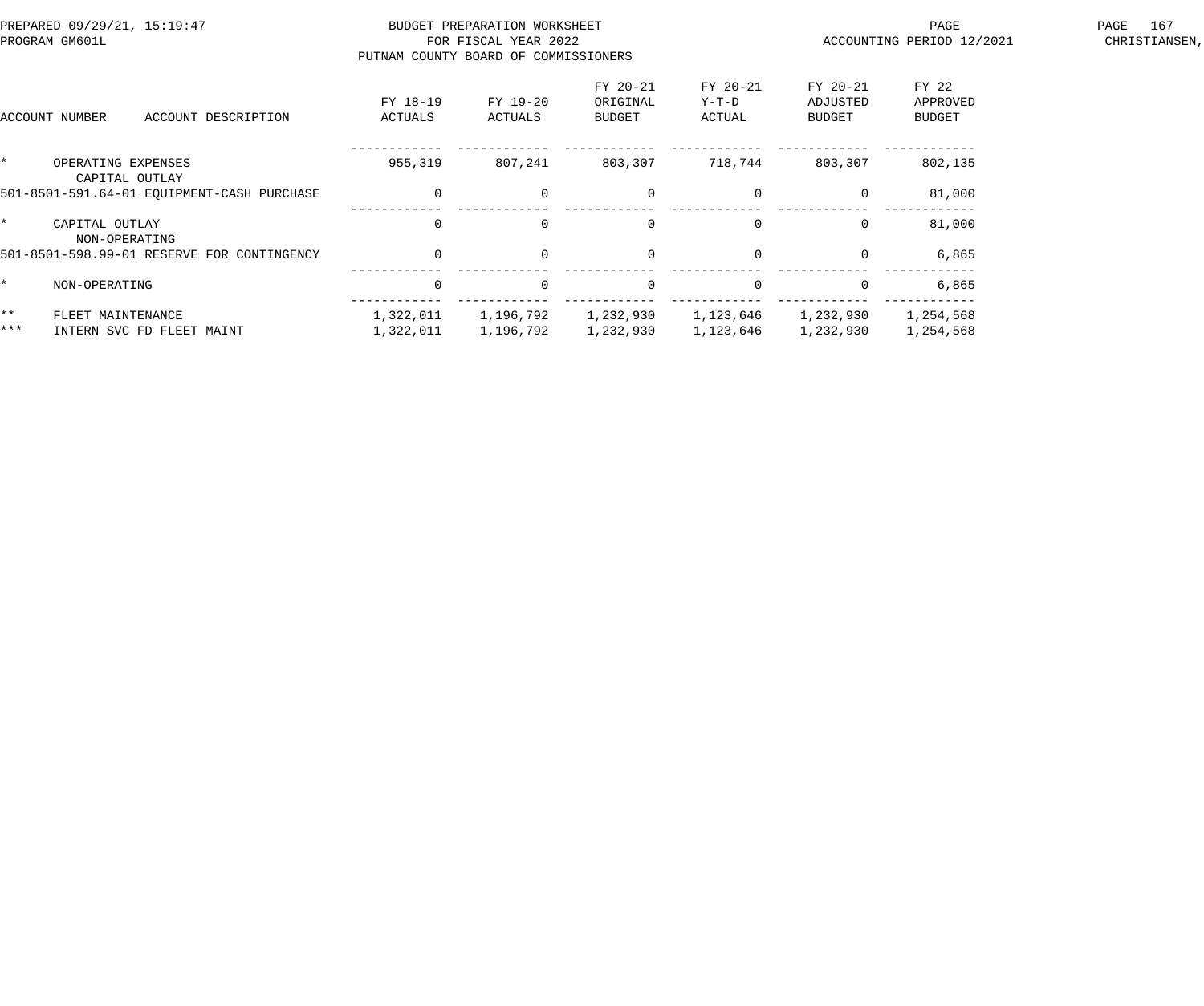PREPARED 09/29/21, 15:19:47
PROGRAM GM601L

BUDGET PREPARATION WORKSHEET
FOR FISCAL YEAR 2022
PUTNAM COUNTY BOARD OF COMMISSIONERS

ACCOUNTING PERIOD 12/2021

CHRISTIANSEN,

| ACCOUNT NUMBER | ACCOUNT DESCRIPTION | FY 18-19 ACTUALS | FY 19-20 ACTUALS | FY 20-21 ORIGINAL BUDGET | FY 20-21 Y-T-D ACTUAL | FY 20-21 ADJUSTED BUDGET | FY 22 APPROVED BUDGET |
|---|---|---|---|---|---|---|---|
| * | OPERATING EXPENSES | 955,319 | 807,241 | 803,307 | 718,744 | 803,307 | 802,135 |
| | CAPITAL OUTLAY | | | | | | |
| 501-8501-591.64-01 | EQUIPMENT-CASH PURCHASE | 0 | 0 | 0 | 0 | 0 | 81,000 |
| * | CAPITAL OUTLAY | 0 | 0 | 0 | 0 | 0 | 81,000 |
| | NON-OPERATING | | | | | | |
| 501-8501-598.99-01 | RESERVE FOR CONTINGENCY | 0 | 0 | 0 | 0 | 0 | 6,865 |
| * | NON-OPERATING | 0 | 0 | 0 | 0 | 0 | 6,865 |
| ** | FLEET MAINTENANCE | 1,322,011 | 1,196,792 | 1,232,930 | 1,123,646 | 1,232,930 | 1,254,568 |
| *** | INTERN SVC FD FLEET MAINT | 1,322,011 | 1,196,792 | 1,232,930 | 1,123,646 | 1,232,930 | 1,254,568 |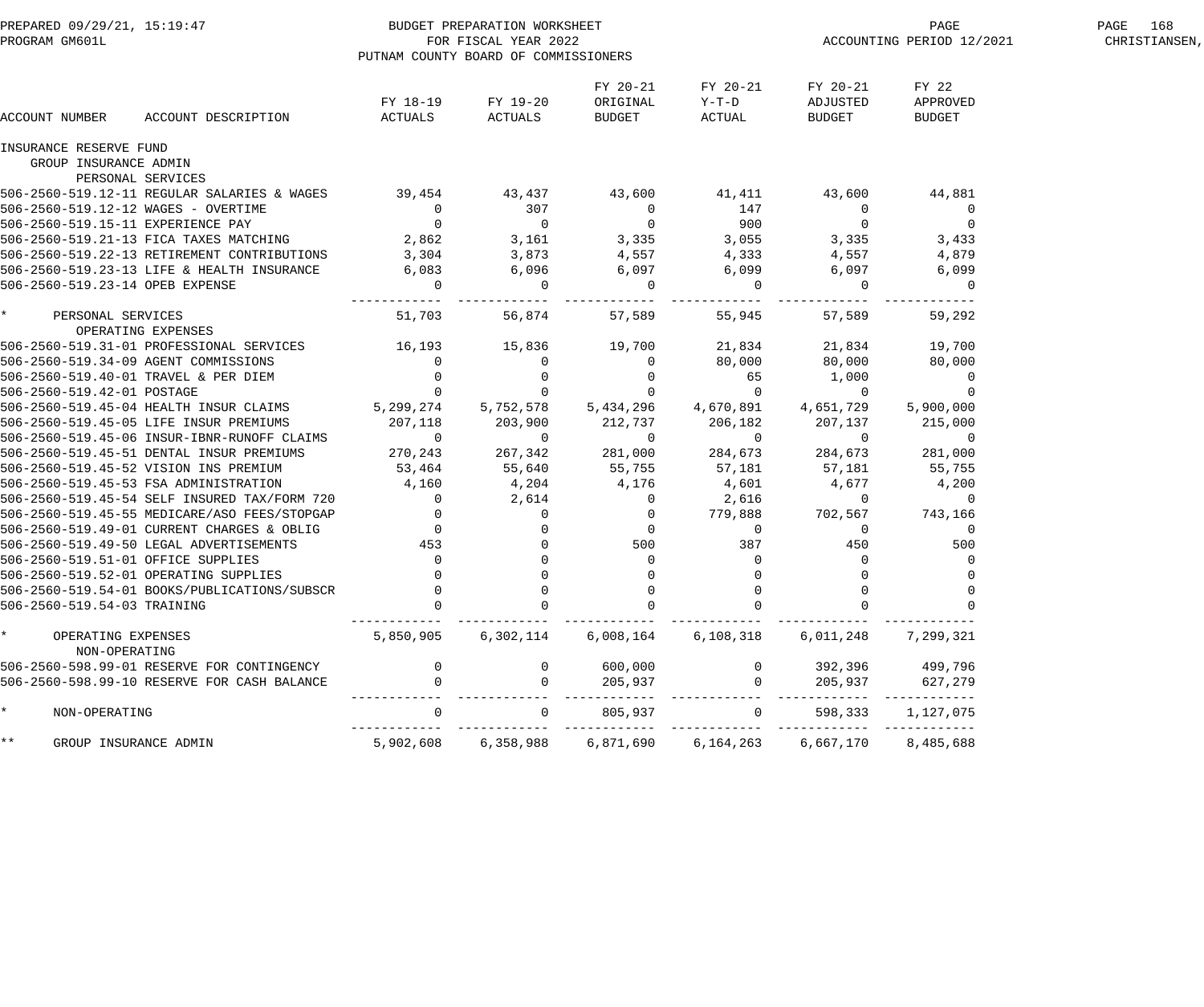BUDGET PREPARATION WORKSHEET
FOR FISCAL YEAR 2022
PUTNAM COUNTY BOARD OF COMMISSIONERS

PREPARED 09/29/21, 15:19:47
PROGRAM GM601L
ACCOUNTING PERIOD 12/2021
CHRISTIANSEN,

| ACCOUNT NUMBER | ACCOUNT DESCRIPTION | FY 18-19 ACTUALS | FY 19-20 ACTUALS | FY 20-21 ORIGINAL BUDGET | FY 20-21 Y-T-D ACTUAL | FY 20-21 ADJUSTED BUDGET | FY 22 APPROVED BUDGET |
|---|---|---|---|---|---|---|---|
| INSURANCE RESERVE FUND | | | | | | | |
| GROUP INSURANCE ADMIN | | | | | | | |
| PERSONAL SERVICES | | | | | | | |
| 506-2560-519.12-11 | REGULAR SALARIES & WAGES | 39,454 | 43,437 | 43,600 | 41,411 | 43,600 | 44,881 |
| 506-2560-519.12-12 | WAGES - OVERTIME | 0 | 307 | 0 | 147 | 0 | 0 |
| 506-2560-519.15-11 | EXPERIENCE PAY | 0 | 0 | 0 | 900 | 0 | 0 |
| 506-2560-519.21-13 | FICA TAXES MATCHING | 2,862 | 3,161 | 3,335 | 3,055 | 3,335 | 3,433 |
| 506-2560-519.22-13 | RETIREMENT CONTRIBUTIONS | 3,304 | 3,873 | 4,557 | 4,333 | 4,557 | 4,879 |
| 506-2560-519.23-13 | LIFE & HEALTH INSURANCE | 6,083 | 6,096 | 6,097 | 6,099 | 6,097 | 6,099 |
| 506-2560-519.23-14 | OPEB EXPENSE | 0 | 0 | 0 | 0 | 0 | 0 |
| * | PERSONAL SERVICES | 51,703 | 56,874 | 57,589 | 55,945 | 57,589 | 59,292 |
| OPERATING EXPENSES | | | | | | | |
| 506-2560-519.31-01 | PROFESSIONAL SERVICES | 16,193 | 15,836 | 19,700 | 21,834 | 21,834 | 19,700 |
| 506-2560-519.34-09 | AGENT COMMISSIONS | 0 | 0 | 0 | 80,000 | 80,000 | 80,000 |
| 506-2560-519.40-01 | TRAVEL & PER DIEM | 0 | 0 | 0 | 65 | 1,000 | 0 |
| 506-2560-519.42-01 | POSTAGE | 0 | 0 | 0 | 0 | 0 | 0 |
| 506-2560-519.45-04 | HEALTH INSUR CLAIMS | 5,299,274 | 5,752,578 | 5,434,296 | 4,670,891 | 4,651,729 | 5,900,000 |
| 506-2560-519.45-05 | LIFE INSUR PREMIUMS | 207,118 | 203,900 | 212,737 | 206,182 | 207,137 | 215,000 |
| 506-2560-519.45-06 | INSUR-IBNR-RUNOFF CLAIMS | 0 | 0 | 0 | 0 | 0 | 0 |
| 506-2560-519.45-51 | DENTAL INSUR PREMIUMS | 270,243 | 267,342 | 281,000 | 284,673 | 284,673 | 281,000 |
| 506-2560-519.45-52 | VISION INS PREMIUM | 53,464 | 55,640 | 55,755 | 57,181 | 57,181 | 55,755 |
| 506-2560-519.45-53 | FSA ADMINISTRATION | 4,160 | 4,204 | 4,176 | 4,601 | 4,677 | 4,200 |
| 506-2560-519.45-54 | SELF INSURED TAX/FORM 720 | 0 | 2,614 | 0 | 2,616 | 0 | 0 |
| 506-2560-519.45-55 | MEDICARE/ASO FEES/STOPGAP | 0 | 0 | 0 | 779,888 | 702,567 | 743,166 |
| 506-2560-519.49-01 | CURRENT CHARGES & OBLIG | 0 | 0 | 0 | 0 | 0 | 0 |
| 506-2560-519.49-50 | LEGAL ADVERTISEMENTS | 453 | 0 | 500 | 387 | 450 | 500 |
| 506-2560-519.51-01 | OFFICE SUPPLIES | 0 | 0 | 0 | 0 | 0 | 0 |
| 506-2560-519.52-01 | OPERATING SUPPLIES | 0 | 0 | 0 | 0 | 0 | 0 |
| 506-2560-519.54-01 | BOOKS/PUBLICATIONS/SUBSCR | 0 | 0 | 0 | 0 | 0 | 0 |
| 506-2560-519.54-03 | TRAINING | 0 | 0 | 0 | 0 | 0 | 0 |
| * | OPERATING EXPENSES | 5,850,905 | 6,302,114 | 6,008,164 | 6,108,318 | 6,011,248 | 7,299,321 |
| NON-OPERATING | | | | | | | |
| 506-2560-598.99-01 | RESERVE FOR CONTINGENCY | 0 | 0 | 600,000 | 0 | 392,396 | 499,796 |
| 506-2560-598.99-10 | RESERVE FOR CASH BALANCE | 0 | 0 | 205,937 | 0 | 205,937 | 627,279 |
| * | NON-OPERATING | 0 | 0 | 805,937 | 0 | 598,333 | 1,127,075 |
| ** | GROUP INSURANCE ADMIN | 5,902,608 | 6,358,988 | 6,871,690 | 6,164,263 | 6,667,170 | 8,485,688 |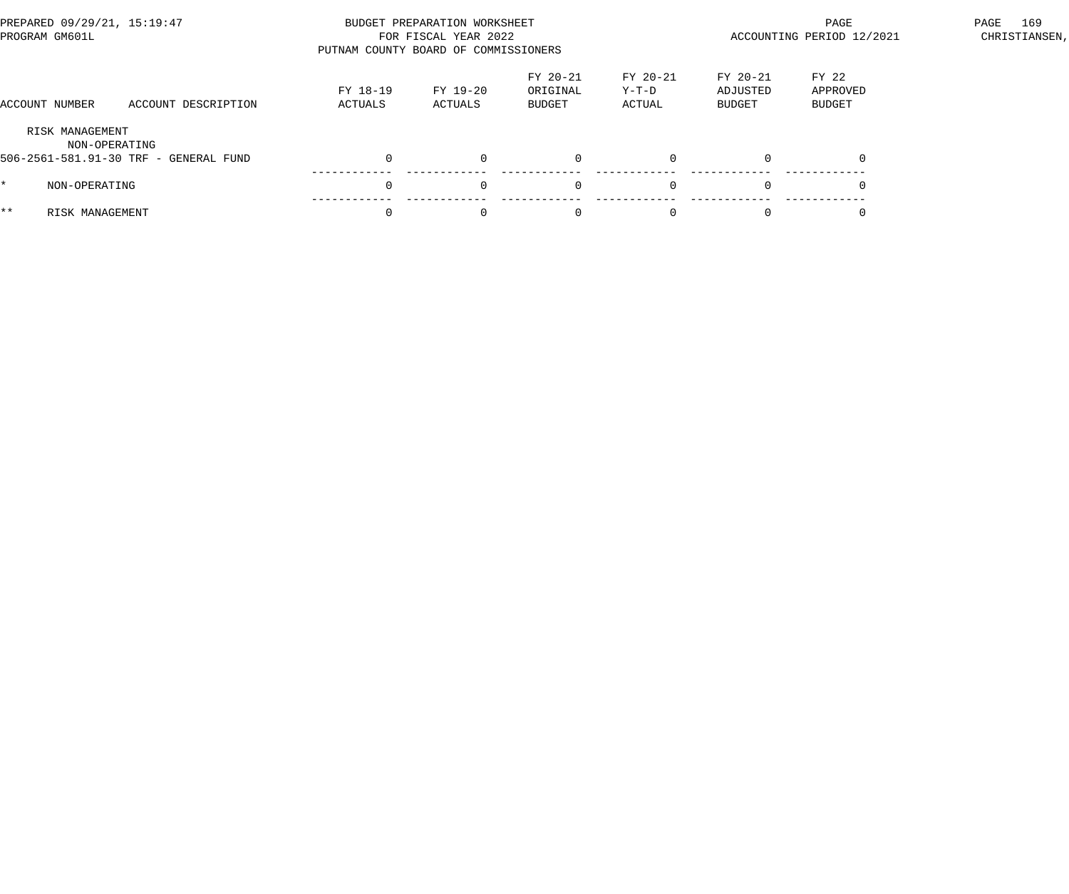PREPARED 09/29/21, 15:19:47
PROGRAM GM601L

BUDGET PREPARATION WORKSHEET
FOR FISCAL YEAR 2022
PUTNAM COUNTY BOARD OF COMMISSIONERS

ACCOUNTING PERIOD 12/2021

CHRISTIANSEN,

| ACCOUNT NUMBER | ACCOUNT DESCRIPTION | FY 18-19 ACTUALS | FY 19-20 ACTUALS | FY 20-21 ORIGINAL BUDGET | FY 20-21 Y-T-D ACTUAL | FY 20-21 ADJUSTED BUDGET | FY 22 APPROVED BUDGET |
|---|---|---|---|---|---|---|---|
| RISK MANAGEMENT | | | | | | | |
| NON-OPERATING | | | | | | | |
| 506-2561-581.91-30 | TRF - GENERAL FUND | 0 | 0 | 0 | 0 | 0 | 0 |
| * | NON-OPERATING | 0 | 0 | 0 | 0 | 0 | 0 |
| ** | RISK MANAGEMENT | 0 | 0 | 0 | 0 | 0 | 0 |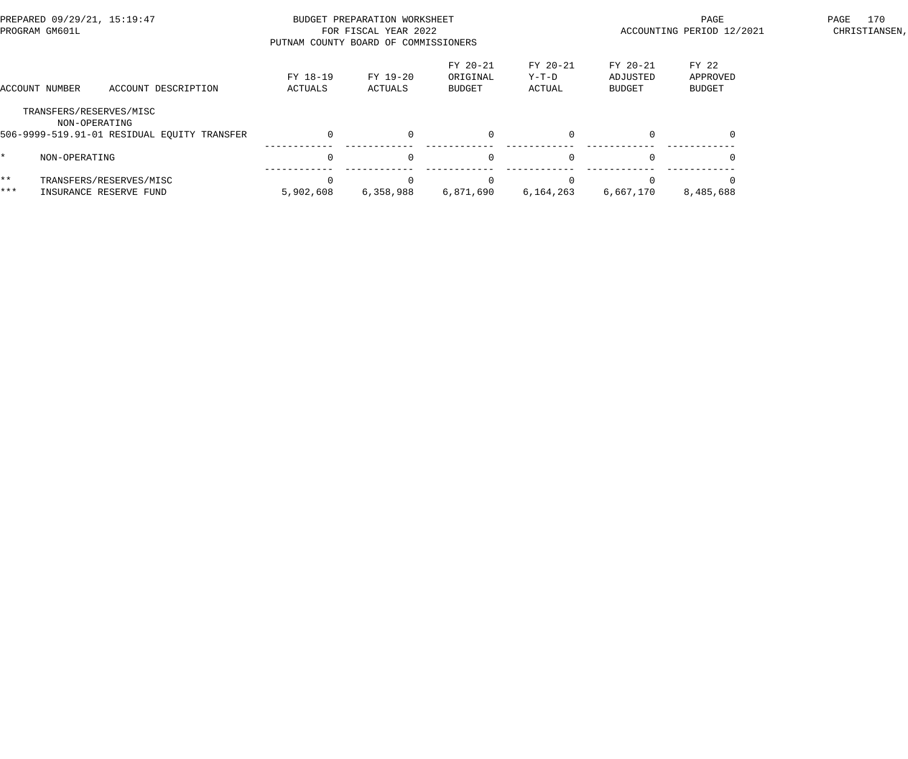PREPARED 09/29/21, 15:19:47
PROGRAM GM601L

BUDGET PREPARATION WORKSHEET
FOR FISCAL YEAR 2022
PUTNAM COUNTY BOARD OF COMMISSIONERS

ACCOUNTING PERIOD 12/2021

| ACCOUNT NUMBER | ACCOUNT DESCRIPTION | FY 18-19 ACTUALS | FY 19-20 ACTUALS | FY 20-21 ORIGINAL BUDGET | FY 20-21 Y-T-D ACTUAL | FY 20-21 ADJUSTED BUDGET | FY 22 APPROVED BUDGET |
|---|---|---|---|---|---|---|---|
| TRANSFERS/RESERVES/MISC | | | | | | | |
| NON-OPERATING | | | | | | | |
| 506-9999-519.91-01 | RESIDUAL EQUITY TRANSFER | 0 | 0 | 0 | 0 | 0 | 0 |
| * | NON-OPERATING | 0 | 0 | 0 | 0 | 0 | 0 |
| ** | TRANSFERS/RESERVES/MISC | 0 | 0 | 0 | 0 | 0 | 0 |
| *** | INSURANCE RESERVE FUND | 5,902,608 | 6,358,988 | 6,871,690 | 6,164,263 | 6,667,170 | 8,485,688 |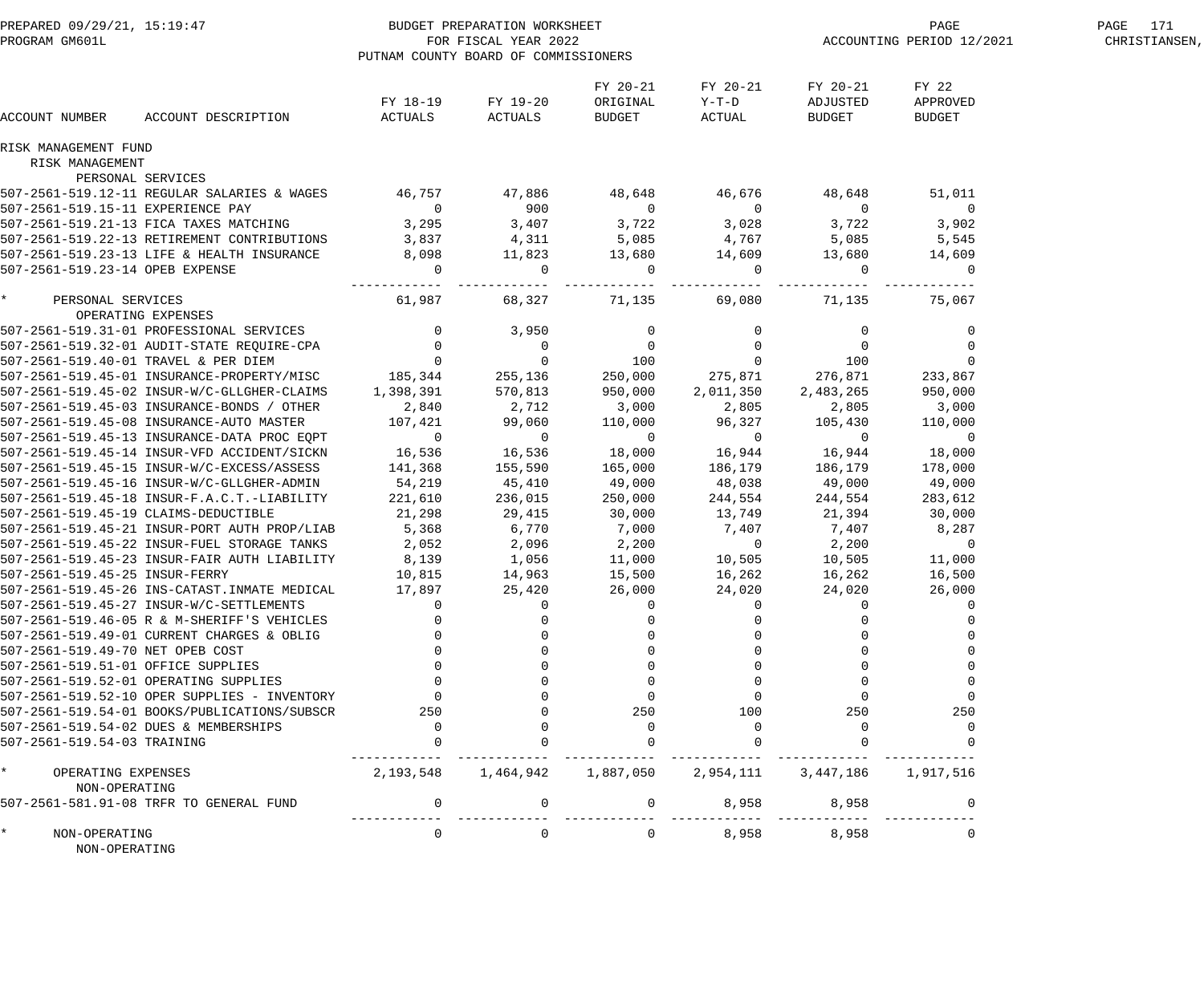PREPARED 09/29/21, 15:19:47 — BUDGET PREPARATION WORKSHEET — PROGRAM GM601L

FOR FISCAL YEAR 2022

PUTNAM COUNTY BOARD OF COMMISSIONERS

ACCOUNTING PERIOD 12/2021 — CHRISTIANSEN,

| ACCOUNT NUMBER | ACCOUNT DESCRIPTION | FY 18-19 ACTUALS | FY 19-20 ACTUALS | FY 20-21 ORIGINAL BUDGET | FY 20-21 Y-T-D ACTUAL | FY 20-21 ADJUSTED BUDGET | FY 22 APPROVED BUDGET |
|---|---|---|---|---|---|---|---|
| RISK MANAGEMENT FUND | | | | | | | |
| RISK MANAGEMENT | | | | | | | |
| PERSONAL SERVICES | | | | | | | |
| 507-2561-519.12-11 | REGULAR SALARIES & WAGES | 46,757 | 47,886 | 48,648 | 46,676 | 48,648 | 51,011 |
| 507-2561-519.15-11 | EXPERIENCE PAY | 0 | 900 | 0 | 0 | 0 | 0 |
| 507-2561-519.21-13 | FICA TAXES MATCHING | 3,295 | 3,407 | 3,722 | 3,028 | 3,722 | 3,902 |
| 507-2561-519.22-13 | RETIREMENT CONTRIBUTIONS | 3,837 | 4,311 | 5,085 | 4,767 | 5,085 | 5,545 |
| 507-2561-519.23-13 | LIFE & HEALTH INSURANCE | 8,098 | 11,823 | 13,680 | 14,609 | 13,680 | 14,609 |
| 507-2561-519.23-14 | OPEB EXPENSE | 0 | 0 | 0 | 0 | 0 | 0 |
| * PERSONAL SERVICES | | 61,987 | 68,327 | 71,135 | 69,080 | 71,135 | 75,067 |
| OPERATING EXPENSES | | | | | | | |
| 507-2561-519.31-01 | PROFESSIONAL SERVICES | 0 | 3,950 | 0 | 0 | 0 | 0 |
| 507-2561-519.32-01 | AUDIT-STATE REQUIRE-CPA | 0 | 0 | 0 | 0 | 0 | 0 |
| 507-2561-519.40-01 | TRAVEL & PER DIEM | 0 | 0 | 100 | 0 | 100 | 0 |
| 507-2561-519.45-01 | INSURANCE-PROPERTY/MISC | 185,344 | 255,136 | 250,000 | 275,871 | 276,871 | 233,867 |
| 507-2561-519.45-02 | INSUR-W/C-GLLGHER-CLAIMS | 1,398,391 | 570,813 | 950,000 | 2,011,350 | 2,483,265 | 950,000 |
| 507-2561-519.45-03 | INSURANCE-BONDS / OTHER | 2,840 | 2,712 | 3,000 | 2,805 | 2,805 | 3,000 |
| 507-2561-519.45-08 | INSURANCE-AUTO MASTER | 107,421 | 99,060 | 110,000 | 96,327 | 105,430 | 110,000 |
| 507-2561-519.45-13 | INSURANCE-DATA PROC EQPT | 0 | 0 | 0 | 0 | 0 | 0 |
| 507-2561-519.45-14 | INSUR-VFD ACCIDENT/SICKN | 16,536 | 16,536 | 18,000 | 16,944 | 16,944 | 18,000 |
| 507-2561-519.45-15 | INSUR-W/C-EXCESS/ASSESS | 141,368 | 155,590 | 165,000 | 186,179 | 186,179 | 178,000 |
| 507-2561-519.45-16 | INSUR-W/C-GLLGHER-ADMIN | 54,219 | 45,410 | 49,000 | 48,038 | 49,000 | 49,000 |
| 507-2561-519.45-18 | INSUR-F.A.C.T.-LIABILITY | 221,610 | 236,015 | 250,000 | 244,554 | 244,554 | 283,612 |
| 507-2561-519.45-19 | CLAIMS-DEDUCTIBLE | 21,298 | 29,415 | 30,000 | 13,749 | 21,394 | 30,000 |
| 507-2561-519.45-21 | INSUR-PORT AUTH PROP/LIAB | 5,368 | 6,770 | 7,000 | 7,407 | 7,407 | 8,287 |
| 507-2561-519.45-22 | INSUR-FUEL STORAGE TANKS | 2,052 | 2,096 | 2,200 | 0 | 2,200 | 0 |
| 507-2561-519.45-23 | INSUR-FAIR AUTH LIABILITY | 8,139 | 1,056 | 11,000 | 10,505 | 10,505 | 11,000 |
| 507-2561-519.45-25 | INSUR-FERRY | 10,815 | 14,963 | 15,500 | 16,262 | 16,262 | 16,500 |
| 507-2561-519.45-26 | INS-CATAST.INMATE MEDICAL | 17,897 | 25,420 | 26,000 | 24,020 | 24,020 | 26,000 |
| 507-2561-519.45-27 | INSUR-W/C-SETTLEMENTS | 0 | 0 | 0 | 0 | 0 | 0 |
| 507-2561-519.46-05 | R & M-SHERIFF'S VEHICLES | 0 | 0 | 0 | 0 | 0 | 0 |
| 507-2561-519.49-01 | CURRENT CHARGES & OBLIG | 0 | 0 | 0 | 0 | 0 | 0 |
| 507-2561-519.49-70 | NET OPEB COST | 0 | 0 | 0 | 0 | 0 | 0 |
| 507-2561-519.51-01 | OFFICE SUPPLIES | 0 | 0 | 0 | 0 | 0 | 0 |
| 507-2561-519.52-01 | OPERATING SUPPLIES | 0 | 0 | 0 | 0 | 0 | 0 |
| 507-2561-519.52-10 | OPER SUPPLIES - INVENTORY | 0 | 0 | 0 | 0 | 0 | 0 |
| 507-2561-519.54-01 | BOOKS/PUBLICATIONS/SUBSCR | 250 | 0 | 250 | 100 | 250 | 250 |
| 507-2561-519.54-02 | DUES & MEMBERSHIPS | 0 | 0 | 0 | 0 | 0 | 0 |
| 507-2561-519.54-03 | TRAINING | 0 | 0 | 0 | 0 | 0 | 0 |
| * OPERATING EXPENSES | | 2,193,548 | 1,464,942 | 1,887,050 | 2,954,111 | 3,447,186 | 1,917,516 |
| NON-OPERATING | | | | | | | |
| 507-2561-581.91-08 | TRFR TO GENERAL FUND | 0 | 0 | 0 | 8,958 | 8,958 | 0 |
| * NON-OPERATING | | 0 | 0 | 0 | 8,958 | 8,958 | 0 |
| NON-OPERATING | | | | | | | |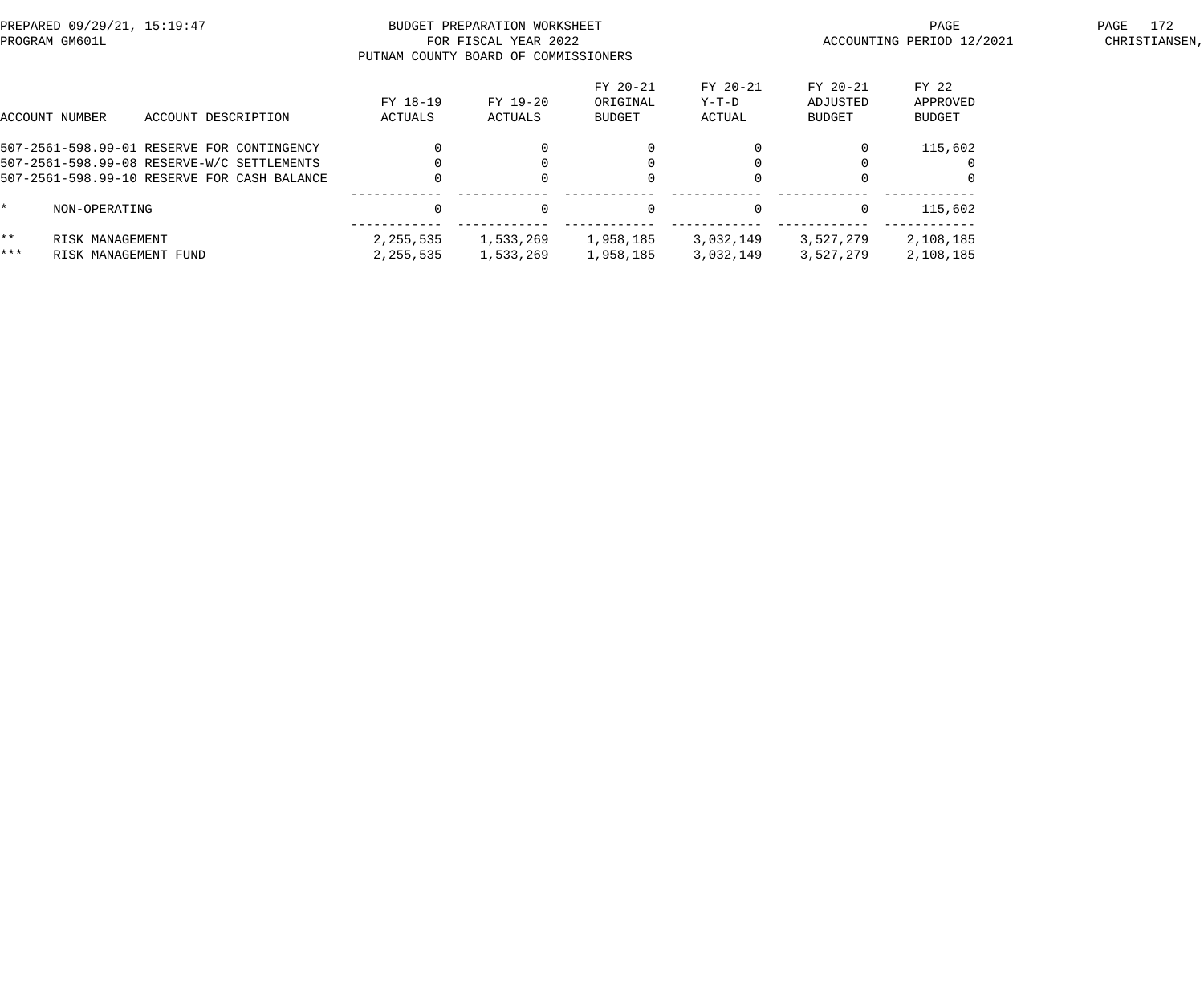BUDGET PREPARATION WORKSHEET
FOR FISCAL YEAR 2022
PUTNAM COUNTY BOARD OF COMMISSIONERS

PREPARED 09/29/21, 15:19:47
PROGRAM GM601L

ACCOUNTING PERIOD 12/2021

CHRISTIANSEN,

| ACCOUNT NUMBER | ACCOUNT DESCRIPTION | FY 18-19 ACTUALS | FY 19-20 ACTUALS | FY 20-21 ORIGINAL BUDGET | FY 20-21 Y-T-D ACTUAL | FY 20-21 ADJUSTED BUDGET | FY 22 APPROVED BUDGET |
|---|---|---|---|---|---|---|---|
| 507-2561-598.99-01 | RESERVE FOR CONTINGENCY | 0 | 0 | 0 | 0 | 0 | 115,602 |
| 507-2561-598.99-08 | RESERVE-W/C SETTLEMENTS | 0 | 0 | 0 | 0 | 0 | 0 |
| 507-2561-598.99-10 | RESERVE FOR CASH BALANCE | 0 | 0 | 0 | 0 | 0 | 0 |
| * | NON-OPERATING | 0 | 0 | 0 | 0 | 0 | 115,602 |
| ** | RISK MANAGEMENT | 2,255,535 | 1,533,269 | 1,958,185 | 3,032,149 | 3,527,279 | 2,108,185 |
| *** | RISK MANAGEMENT FUND | 2,255,535 | 1,533,269 | 1,958,185 | 3,032,149 | 3,527,279 | 2,108,185 |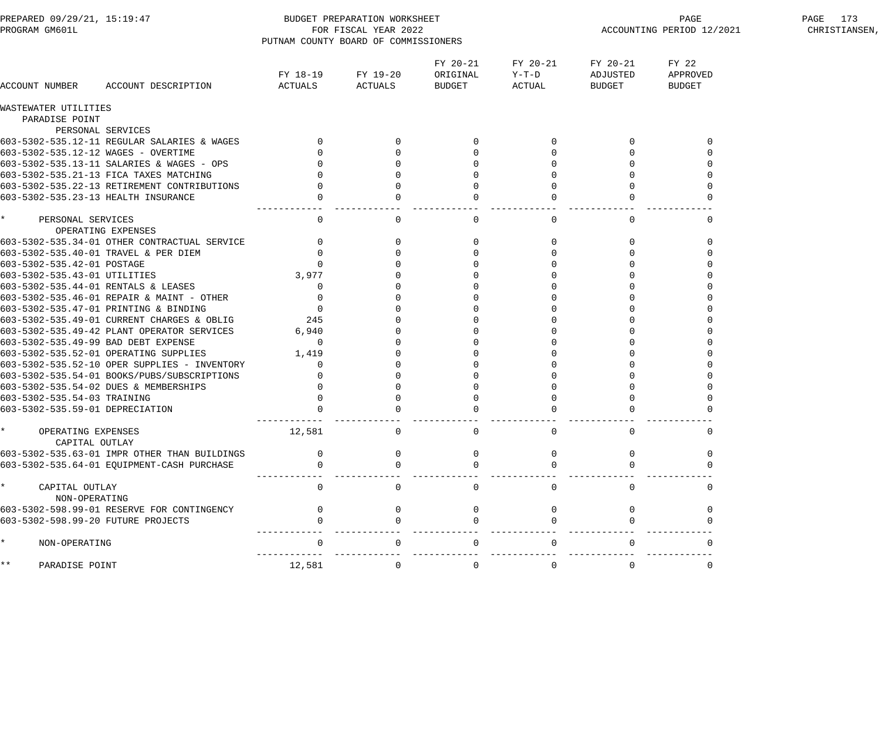PREPARED 09/29/21, 15:19:47
PROGRAM GM601L

BUDGET PREPARATION WORKSHEET
FOR FISCAL YEAR 2022
PUTNAM COUNTY BOARD OF COMMISSIONERS

ACCOUNTING PERIOD 12/2021

| ACCOUNT NUMBER | ACCOUNT DESCRIPTION | FY 18-19 ACTUALS | FY 19-20 ACTUALS | FY 20-21 ORIGINAL BUDGET | FY 20-21 Y-T-D ACTUAL | FY 20-21 ADJUSTED BUDGET | FY 22 APPROVED BUDGET |
|---|---|---|---|---|---|---|---|
| WASTEWATER UTILITIES | | | | | | | |
| PARADISE POINT | | | | | | | |
| PERSONAL SERVICES | | | | | | | |
| 603-5302-535.12-11 | REGULAR SALARIES & WAGES | 0 | 0 | 0 | 0 | 0 | 0 |
| 603-5302-535.12-12 | WAGES - OVERTIME | 0 | 0 | 0 | 0 | 0 | 0 |
| 603-5302-535.13-11 | SALARIES & WAGES - OPS | 0 | 0 | 0 | 0 | 0 | 0 |
| 603-5302-535.21-13 | FICA TAXES MATCHING | 0 | 0 | 0 | 0 | 0 | 0 |
| 603-5302-535.22-13 | RETIREMENT CONTRIBUTIONS | 0 | 0 | 0 | 0 | 0 | 0 |
| 603-5302-535.23-13 | HEALTH INSURANCE | 0 | 0 | 0 | 0 | 0 | 0 |
| * | PERSONAL SERVICES | 0 | 0 | 0 | 0 | 0 | 0 |
| OPERATING EXPENSES | | | | | | | |
| 603-5302-535.34-01 | OTHER CONTRACTUAL SERVICE | 0 | 0 | 0 | 0 | 0 | 0 |
| 603-5302-535.40-01 | TRAVEL & PER DIEM | 0 | 0 | 0 | 0 | 0 | 0 |
| 603-5302-535.42-01 | POSTAGE | 0 | 0 | 0 | 0 | 0 | 0 |
| 603-5302-535.43-01 | UTILITIES | 3,977 | 0 | 0 | 0 | 0 | 0 |
| 603-5302-535.44-01 | RENTALS & LEASES | 0 | 0 | 0 | 0 | 0 | 0 |
| 603-5302-535.46-01 | REPAIR & MAINT - OTHER | 0 | 0 | 0 | 0 | 0 | 0 |
| 603-5302-535.47-01 | PRINTING & BINDING | 0 | 0 | 0 | 0 | 0 | 0 |
| 603-5302-535.49-01 | CURRENT CHARGES & OBLIG | 245 | 0 | 0 | 0 | 0 | 0 |
| 603-5302-535.49-42 | PLANT OPERATOR SERVICES | 6,940 | 0 | 0 | 0 | 0 | 0 |
| 603-5302-535.49-99 | BAD DEBT EXPENSE | 0 | 0 | 0 | 0 | 0 | 0 |
| 603-5302-535.52-01 | OPERATING SUPPLIES | 1,419 | 0 | 0 | 0 | 0 | 0 |
| 603-5302-535.52-10 | OPER SUPPLIES - INVENTORY | 0 | 0 | 0 | 0 | 0 | 0 |
| 603-5302-535.54-01 | BOOKS/PUBS/SUBSCRIPTIONS | 0 | 0 | 0 | 0 | 0 | 0 |
| 603-5302-535.54-02 | DUES & MEMBERSHIPS | 0 | 0 | 0 | 0 | 0 | 0 |
| 603-5302-535.54-03 | TRAINING | 0 | 0 | 0 | 0 | 0 | 0 |
| 603-5302-535.59-01 | DEPRECIATION | 0 | 0 | 0 | 0 | 0 | 0 |
| * | OPERATING EXPENSES | 12,581 | 0 | 0 | 0 | 0 | 0 |
| CAPITAL OUTLAY | | | | | | | |
| 603-5302-535.63-01 | IMPR OTHER THAN BUILDINGS | 0 | 0 | 0 | 0 | 0 | 0 |
| 603-5302-535.64-01 | EQUIPMENT-CASH PURCHASE | 0 | 0 | 0 | 0 | 0 | 0 |
| * | CAPITAL OUTLAY | 0 | 0 | 0 | 0 | 0 | 0 |
| NON-OPERATING | | | | | | | |
| 603-5302-598.99-01 | RESERVE FOR CONTINGENCY | 0 | 0 | 0 | 0 | 0 | 0 |
| 603-5302-598.99-20 | FUTURE PROJECTS | 0 | 0 | 0 | 0 | 0 | 0 |
| * | NON-OPERATING | 0 | 0 | 0 | 0 | 0 | 0 |
| ** | PARADISE POINT | 12,581 | 0 | 0 | 0 | 0 | 0 |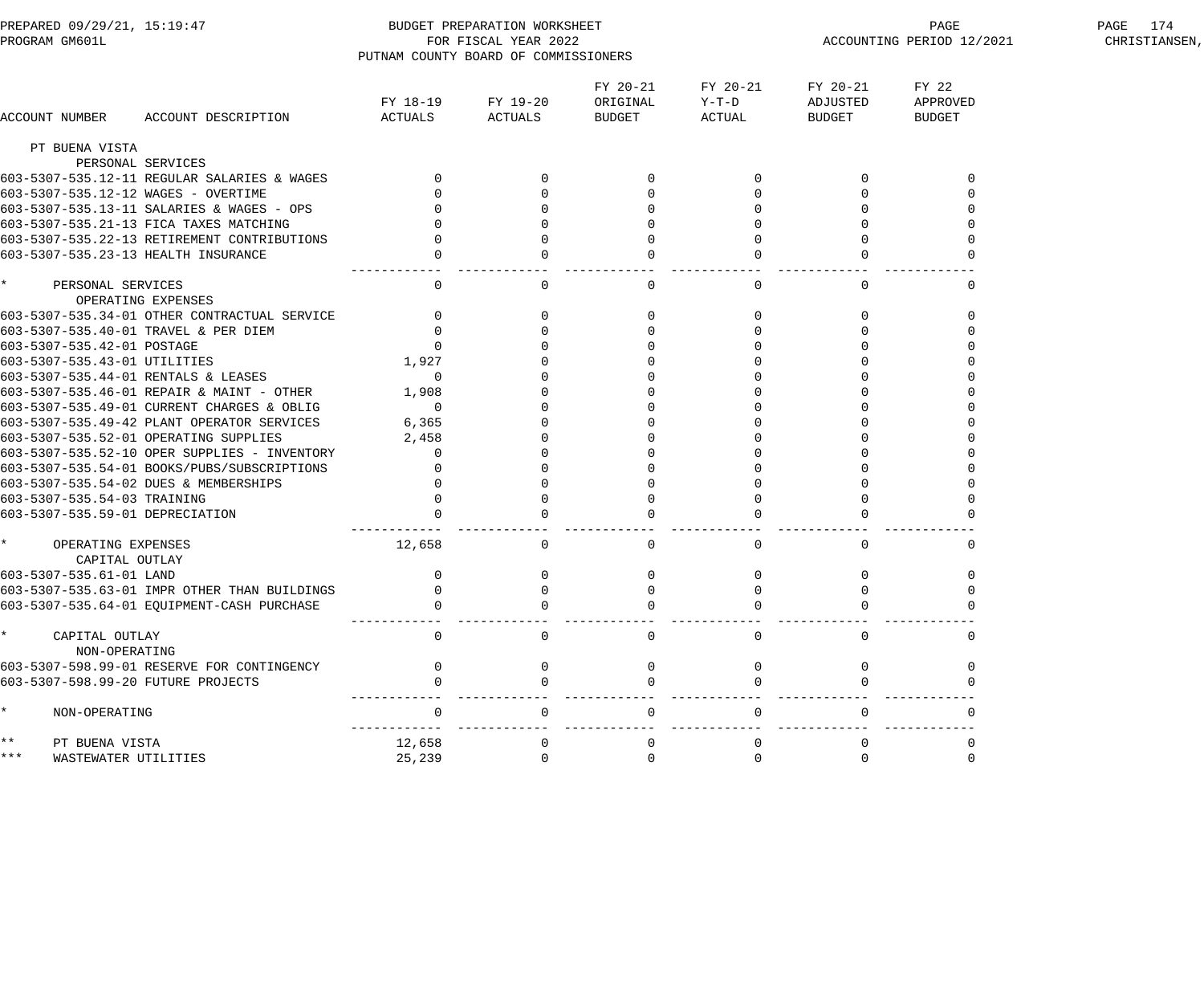BUDGET PREPARATION WORKSHEET
FOR FISCAL YEAR 2022
PUTNAM COUNTY BOARD OF COMMISSIONERS

PREPARED 09/29/21, 15:19:47
PROGRAM GM601L

ACCOUNTING PERIOD 12/2021

| ACCOUNT NUMBER | ACCOUNT DESCRIPTION | FY 18-19 ACTUALS | FY 19-20 ACTUALS | FY 20-21 ORIGINAL BUDGET | FY 20-21 Y-T-D ACTUAL | FY 20-21 ADJUSTED BUDGET | FY 22 APPROVED BUDGET |
|---|---|---|---|---|---|---|---|
| PT BUENA VISTA | | | | | | | |
| PERSONAL SERVICES | | | | | | | |
| 603-5307-535.12-11 | REGULAR SALARIES & WAGES | 0 | 0 | 0 | 0 | 0 | 0 |
| 603-5307-535.12-12 | WAGES - OVERTIME | 0 | 0 | 0 | 0 | 0 | 0 |
| 603-5307-535.13-11 | SALARIES & WAGES - OPS | 0 | 0 | 0 | 0 | 0 | 0 |
| 603-5307-535.21-13 | FICA TAXES MATCHING | 0 | 0 | 0 | 0 | 0 | 0 |
| 603-5307-535.22-13 | RETIREMENT CONTRIBUTIONS | 0 | 0 | 0 | 0 | 0 | 0 |
| 603-5307-535.23-13 | HEALTH INSURANCE | 0 | 0 | 0 | 0 | 0 | 0 |
| * PERSONAL SERVICES | | 0 | 0 | 0 | 0 | 0 | 0 |
| OPERATING EXPENSES | | | | | | | |
| 603-5307-535.34-01 | OTHER CONTRACTUAL SERVICE | 0 | 0 | 0 | 0 | 0 | 0 |
| 603-5307-535.40-01 | TRAVEL & PER DIEM | 0 | 0 | 0 | 0 | 0 | 0 |
| 603-5307-535.42-01 | POSTAGE | 0 | 0 | 0 | 0 | 0 | 0 |
| 603-5307-535.43-01 | UTILITIES | 1,927 | 0 | 0 | 0 | 0 | 0 |
| 603-5307-535.44-01 | RENTALS & LEASES | 0 | 0 | 0 | 0 | 0 | 0 |
| 603-5307-535.46-01 | REPAIR & MAINT - OTHER | 1,908 | 0 | 0 | 0 | 0 | 0 |
| 603-5307-535.49-01 | CURRENT CHARGES & OBLIG | 0 | 0 | 0 | 0 | 0 | 0 |
| 603-5307-535.49-42 | PLANT OPERATOR SERVICES | 6,365 | 0 | 0 | 0 | 0 | 0 |
| 603-5307-535.52-01 | OPERATING SUPPLIES | 2,458 | 0 | 0 | 0 | 0 | 0 |
| 603-5307-535.52-10 | OPER SUPPLIES - INVENTORY | 0 | 0 | 0 | 0 | 0 | 0 |
| 603-5307-535.54-01 | BOOKS/PUBS/SUBSCRIPTIONS | 0 | 0 | 0 | 0 | 0 | 0 |
| 603-5307-535.54-02 | DUES & MEMBERSHIPS | 0 | 0 | 0 | 0 | 0 | 0 |
| 603-5307-535.54-03 | TRAINING | 0 | 0 | 0 | 0 | 0 | 0 |
| 603-5307-535.59-01 | DEPRECIATION | 0 | 0 | 0 | 0 | 0 | 0 |
| * OPERATING EXPENSES | | 12,658 | 0 | 0 | 0 | 0 | 0 |
| CAPITAL OUTLAY | | | | | | | |
| 603-5307-535.61-01 | LAND | 0 | 0 | 0 | 0 | 0 | 0 |
| 603-5307-535.63-01 | IMPR OTHER THAN BUILDINGS | 0 | 0 | 0 | 0 | 0 | 0 |
| 603-5307-535.64-01 | EQUIPMENT-CASH PURCHASE | 0 | 0 | 0 | 0 | 0 | 0 |
| * CAPITAL OUTLAY | | 0 | 0 | 0 | 0 | 0 | 0 |
| NON-OPERATING | | | | | | | |
| 603-5307-598.99-01 | RESERVE FOR CONTINGENCY | 0 | 0 | 0 | 0 | 0 | 0 |
| 603-5307-598.99-20 | FUTURE PROJECTS | 0 | 0 | 0 | 0 | 0 | 0 |
| * NON-OPERATING | | 0 | 0 | 0 | 0 | 0 | 0 |
| ** PT BUENA VISTA | | 12,658 | 0 | 0 | 0 | 0 | 0 |
| *** WASTEWATER UTILITIES | | 25,239 | 0 | 0 | 0 | 0 | 0 |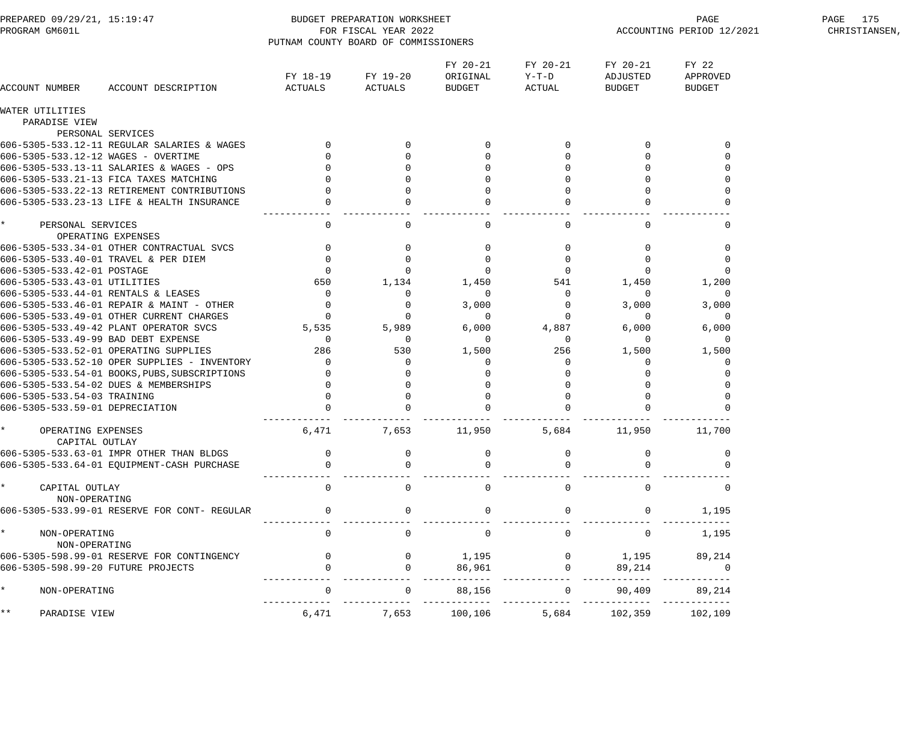BUDGET PREPARATION WORKSHEET
FOR FISCAL YEAR 2022
PUTNAM COUNTY BOARD OF COMMISSIONERS

PREPARED 09/29/21, 15:19:47
PROGRAM GM601L
ACCOUNTING PERIOD 12/2021

| ACCOUNT NUMBER ACCOUNT DESCRIPTION | FY 18-19 ACTUALS | FY 19-20 ACTUALS | FY 20-21 ORIGINAL BUDGET | FY 20-21 Y-T-D ACTUAL | FY 20-21 ADJUSTED BUDGET | FY 22 APPROVED BUDGET |
|---|---|---|---|---|---|---|
| WATER UTILITIES | | | | | | |
| PARADISE VIEW | | | | | | |
| PERSONAL SERVICES | | | | | | |
| 606-5305-533.12-11 REGULAR SALARIES & WAGES | 0 | 0 | 0 | 0 | 0 | 0 |
| 606-5305-533.12-12 WAGES - OVERTIME | 0 | 0 | 0 | 0 | 0 | 0 |
| 606-5305-533.13-11 SALARIES & WAGES - OPS | 0 | 0 | 0 | 0 | 0 | 0 |
| 606-5305-533.21-13 FICA TAXES MATCHING | 0 | 0 | 0 | 0 | 0 | 0 |
| 606-5305-533.22-13 RETIREMENT CONTRIBUTIONS | 0 | 0 | 0 | 0 | 0 | 0 |
| 606-5305-533.23-13 LIFE & HEALTH INSURANCE | 0 | 0 | 0 | 0 | 0 | 0 |
| * PERSONAL SERVICES | 0 | 0 | 0 | 0 | 0 | 0 |
| OPERATING EXPENSES | | | | | | |
| 606-5305-533.34-01 OTHER CONTRACTUAL SVCS | 0 | 0 | 0 | 0 | 0 | 0 |
| 606-5305-533.40-01 TRAVEL & PER DIEM | 0 | 0 | 0 | 0 | 0 | 0 |
| 606-5305-533.42-01 POSTAGE | 0 | 0 | 0 | 0 | 0 | 0 |
| 606-5305-533.43-01 UTILITIES | 650 | 1,134 | 1,450 | 541 | 1,450 | 1,200 |
| 606-5305-533.44-01 RENTALS & LEASES | 0 | 0 | 0 | 0 | 0 | 0 |
| 606-5305-533.46-01 REPAIR & MAINT - OTHER | 0 | 0 | 3,000 | 0 | 3,000 | 3,000 |
| 606-5305-533.49-01 OTHER CURRENT CHARGES | 0 | 0 | 0 | 0 | 0 | 0 |
| 606-5305-533.49-42 PLANT OPERATOR SVCS | 5,535 | 5,989 | 6,000 | 4,887 | 6,000 | 6,000 |
| 606-5305-533.49-99 BAD DEBT EXPENSE | 0 | 0 | 0 | 0 | 0 | 0 |
| 606-5305-533.52-01 OPERATING SUPPLIES | 286 | 530 | 1,500 | 256 | 1,500 | 1,500 |
| 606-5305-533.52-10 OPER SUPPLIES - INVENTORY | 0 | 0 | 0 | 0 | 0 | 0 |
| 606-5305-533.54-01 BOOKS,PUBS,SUBSCRIPTIONS | 0 | 0 | 0 | 0 | 0 | 0 |
| 606-5305-533.54-02 DUES & MEMBERSHIPS | 0 | 0 | 0 | 0 | 0 | 0 |
| 606-5305-533.54-03 TRAINING | 0 | 0 | 0 | 0 | 0 | 0 |
| 606-5305-533.59-01 DEPRECIATION | 0 | 0 | 0 | 0 | 0 | 0 |
| * OPERATING EXPENSES | 6,471 | 7,653 | 11,950 | 5,684 | 11,950 | 11,700 |
| CAPITAL OUTLAY | | | | | | |
| 606-5305-533.63-01 IMPR OTHER THAN BLDGS | 0 | 0 | 0 | 0 | 0 | 0 |
| 606-5305-533.64-01 EQUIPMENT-CASH PURCHASE | 0 | 0 | 0 | 0 | 0 | 0 |
| * CAPITAL OUTLAY | 0 | 0 | 0 | 0 | 0 | 0 |
| NON-OPERATING | | | | | | |
| 606-5305-533.99-01 RESERVE FOR CONT- REGULAR | 0 | 0 | 0 | 0 | 0 | 1,195 |
| * NON-OPERATING | 0 | 0 | 0 | 0 | 0 | 1,195 |
| NON-OPERATING | | | | | | |
| 606-5305-598.99-01 RESERVE FOR CONTINGENCY | 0 | 0 | 1,195 | 0 | 1,195 | 89,214 |
| 606-5305-598.99-20 FUTURE PROJECTS | 0 | 0 | 86,961 | 0 | 89,214 | 0 |
| * NON-OPERATING | 0 | 0 | 88,156 | 0 | 90,409 | 89,214 |
| ** PARADISE VIEW | 6,471 | 7,653 | 100,106 | 5,684 | 102,359 | 102,109 |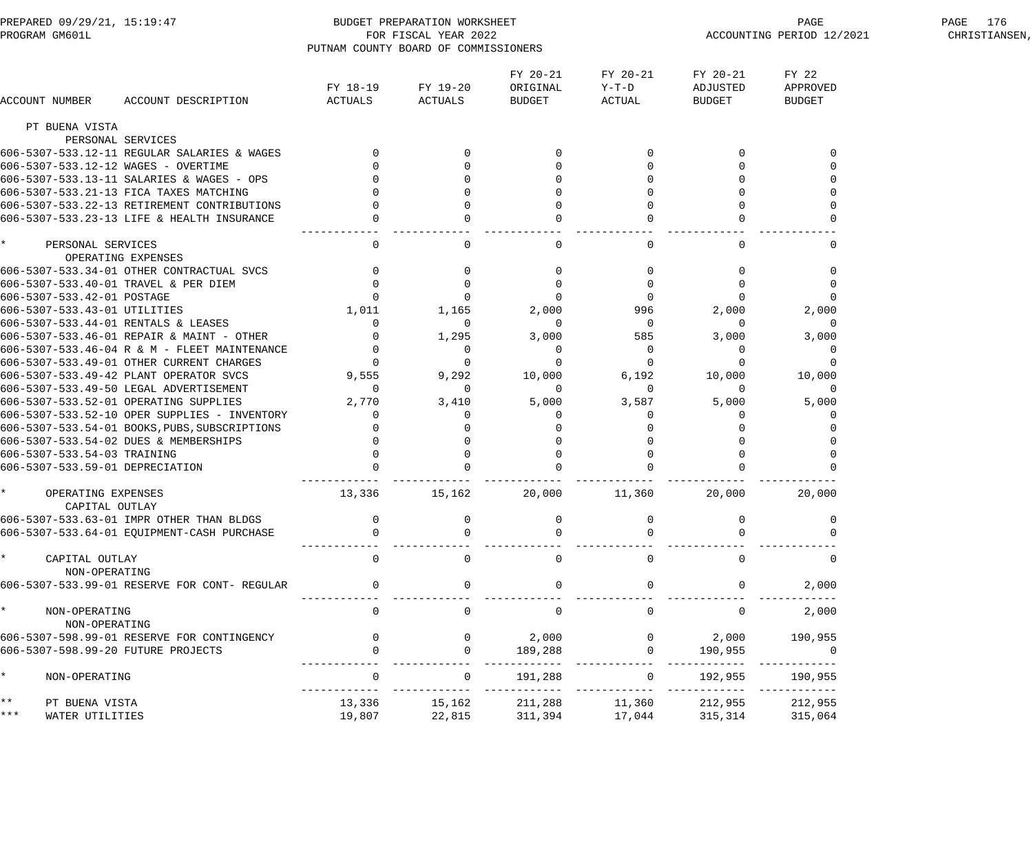BUDGET PREPARATION WORKSHEET
FOR FISCAL YEAR 2022
PUTNAM COUNTY BOARD OF COMMISSIONERS

PREPARED 09/29/21, 15:19:47
PROGRAM GM601L
ACCOUNTING PERIOD 12/2021

| ACCOUNT NUMBER | ACCOUNT DESCRIPTION | FY 18-19 ACTUALS | FY 19-20 ACTUALS | FY 20-21 ORIGINAL BUDGET | FY 20-21 Y-T-D ACTUAL | FY 20-21 ADJUSTED BUDGET | FY 22 APPROVED BUDGET |
|---|---|---|---|---|---|---|---|
| PT BUENA VISTA | | | | | | | |
| PERSONAL SERVICES | | | | | | | |
| 606-5307-533.12-11 | REGULAR SALARIES & WAGES | 0 | 0 | 0 | 0 | 0 | 0 |
| 606-5307-533.12-12 | WAGES - OVERTIME | 0 | 0 | 0 | 0 | 0 | 0 |
| 606-5307-533.13-11 | SALARIES & WAGES - OPS | 0 | 0 | 0 | 0 | 0 | 0 |
| 606-5307-533.21-13 | FICA TAXES MATCHING | 0 | 0 | 0 | 0 | 0 | 0 |
| 606-5307-533.22-13 | RETIREMENT CONTRIBUTIONS | 0 | 0 | 0 | 0 | 0 | 0 |
| 606-5307-533.23-13 | LIFE & HEALTH INSURANCE | 0 | 0 | 0 | 0 | 0 | 0 |
| * | PERSONAL SERVICES | 0 | 0 | 0 | 0 | 0 | 0 |
| OPERATING EXPENSES | | | | | | | |
| 606-5307-533.34-01 | OTHER CONTRACTUAL SVCS | 0 | 0 | 0 | 0 | 0 | 0 |
| 606-5307-533.40-01 | TRAVEL & PER DIEM | 0 | 0 | 0 | 0 | 0 | 0 |
| 606-5307-533.42-01 | POSTAGE | 0 | 0 | 0 | 0 | 0 | 0 |
| 606-5307-533.43-01 | UTILITIES | 1,011 | 1,165 | 2,000 | 996 | 2,000 | 2,000 |
| 606-5307-533.44-01 | RENTALS & LEASES | 0 | 0 | 0 | 0 | 0 | 0 |
| 606-5307-533.46-01 | REPAIR & MAINT - OTHER | 0 | 1,295 | 3,000 | 585 | 3,000 | 3,000 |
| 606-5307-533.46-04 | R & M - FLEET MAINTENANCE | 0 | 0 | 0 | 0 | 0 | 0 |
| 606-5307-533.49-01 | OTHER CURRENT CHARGES | 0 | 0 | 0 | 0 | 0 | 0 |
| 606-5307-533.49-42 | PLANT OPERATOR SVCS | 9,555 | 9,292 | 10,000 | 6,192 | 10,000 | 10,000 |
| 606-5307-533.49-50 | LEGAL ADVERTISEMENT | 0 | 0 | 0 | 0 | 0 | 0 |
| 606-5307-533.52-01 | OPERATING SUPPLIES | 2,770 | 3,410 | 5,000 | 3,587 | 5,000 | 5,000 |
| 606-5307-533.52-10 | OPER SUPPLIES - INVENTORY | 0 | 0 | 0 | 0 | 0 | 0 |
| 606-5307-533.54-01 | BOOKS,PUBS,SUBSCRIPTIONS | 0 | 0 | 0 | 0 | 0 | 0 |
| 606-5307-533.54-02 | DUES & MEMBERSHIPS | 0 | 0 | 0 | 0 | 0 | 0 |
| 606-5307-533.54-03 | TRAINING | 0 | 0 | 0 | 0 | 0 | 0 |
| 606-5307-533.59-01 | DEPRECIATION | 0 | 0 | 0 | 0 | 0 | 0 |
| * | OPERATING EXPENSES | 13,336 | 15,162 | 20,000 | 11,360 | 20,000 | 20,000 |
| CAPITAL OUTLAY | | | | | | | |
| 606-5307-533.63-01 | IMPR OTHER THAN BLDGS | 0 | 0 | 0 | 0 | 0 | 0 |
| 606-5307-533.64-01 | EQUIPMENT-CASH PURCHASE | 0 | 0 | 0 | 0 | 0 | 0 |
| * | CAPITAL OUTLAY | 0 | 0 | 0 | 0 | 0 | 0 |
| NON-OPERATING | | | | | | | |
| 606-5307-533.99-01 | RESERVE FOR CONT- REGULAR | 0 | 0 | 0 | 0 | 0 | 2,000 |
| * | NON-OPERATING | 0 | 0 | 0 | 0 | 0 | 2,000 |
| NON-OPERATING | | | | | | | |
| 606-5307-598.99-01 | RESERVE FOR CONTINGENCY | 0 | 0 | 2,000 | 0 | 2,000 | 190,955 |
| 606-5307-598.99-20 | FUTURE PROJECTS | 0 | 0 | 189,288 | 0 | 190,955 | 0 |
| * | NON-OPERATING | 0 | 0 | 191,288 | 0 | 192,955 | 190,955 |
| ** | PT BUENA VISTA | 13,336 | 15,162 | 211,288 | 11,360 | 212,955 | 212,955 |
| *** | WATER UTILITIES | 19,807 | 22,815 | 311,394 | 17,044 | 315,314 | 315,064 |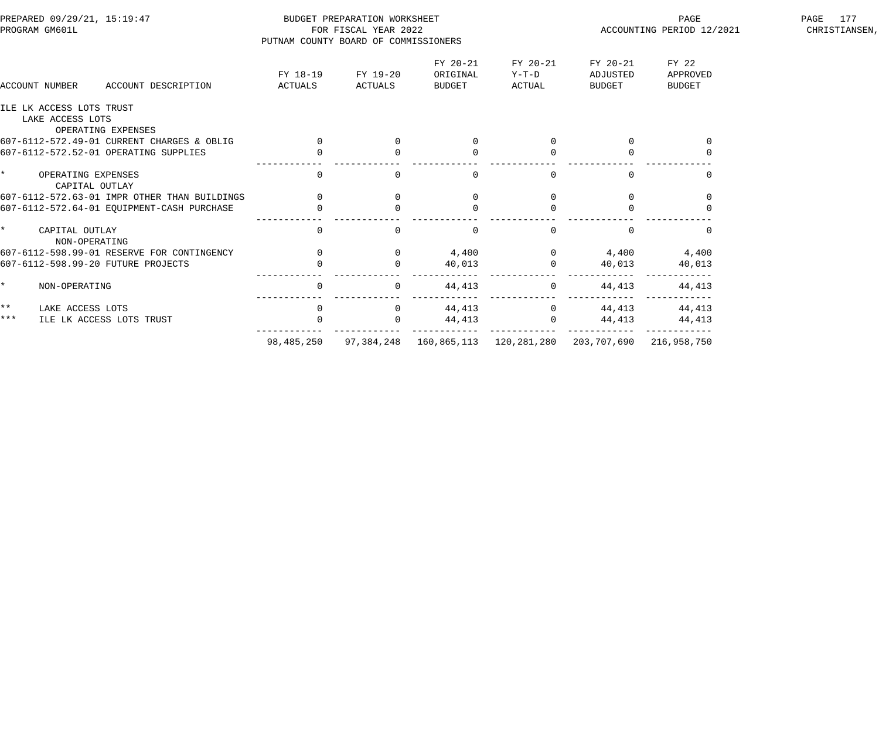BUDGET PREPARATION WORKSHEET
FOR FISCAL YEAR 2022
PUTNAM COUNTY BOARD OF COMMISSIONERS

PREPARED 09/29/21, 15:19:47
PROGRAM GM601L
ACCOUNTING PERIOD 12/2021

| ACCOUNT NUMBER ACCOUNT DESCRIPTION | FY 18-19 ACTUALS | FY 19-20 ACTUALS | FY 20-21 ORIGINAL BUDGET | FY 20-21 Y-T-D ACTUAL | FY 20-21 ADJUSTED BUDGET | FY 22 APPROVED BUDGET |
|---|---|---|---|---|---|---|
| ILE LK ACCESS LOTS TRUST | | | | | | |
| LAKE ACCESS LOTS | | | | | | |
| OPERATING EXPENSES | | | | | | |
| 607-6112-572.49-01 CURRENT CHARGES & OBLIG | 0 | 0 | 0 | 0 | 0 | 0 |
| 607-6112-572.52-01 OPERATING SUPPLIES | 0 | 0 | 0 | 0 | 0 | 0 |
| * OPERATING EXPENSES | 0 | 0 | 0 | 0 | 0 | 0 |
| CAPITAL OUTLAY | | | | | | |
| 607-6112-572.63-01 IMPR OTHER THAN BUILDINGS | 0 | 0 | 0 | 0 | 0 | 0 |
| 607-6112-572.64-01 EQUIPMENT-CASH PURCHASE | 0 | 0 | 0 | 0 | 0 | 0 |
| * CAPITAL OUTLAY | 0 | 0 | 0 | 0 | 0 | 0 |
| NON-OPERATING | | | | | | |
| 607-6112-598.99-01 RESERVE FOR CONTINGENCY | 0 | 0 | 4,400 | 0 | 4,400 | 4,400 |
| 607-6112-598.99-20 FUTURE PROJECTS | 0 | 0 | 40,013 | 0 | 40,013 | 40,013 |
| * NON-OPERATING | 0 | 0 | 44,413 | 0 | 44,413 | 44,413 |
| ** LAKE ACCESS LOTS | 0 | 0 | 44,413 | 0 | 44,413 | 44,413 |
| *** ILE LK ACCESS LOTS TRUST | 0 | 0 | 44,413 | 0 | 44,413 | 44,413 |
| | 98,485,250 | 97,384,248 | 160,865,113 | 120,281,280 | 203,707,690 | 216,958,750 |